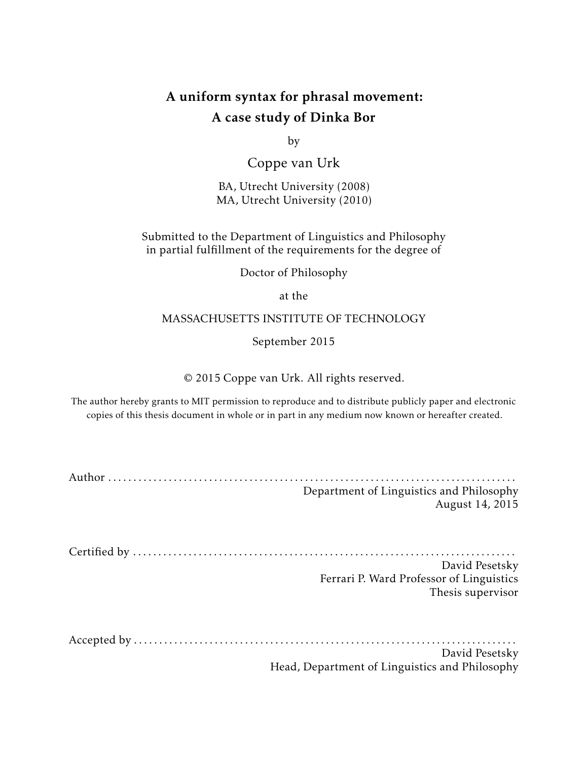# A uniform syntax for phrasal movement: A case study of Dinka Bor

by

Coppe van Urk

BA, Utrecht University (2008)
MA, Utrecht University (2010)

Submitted to the Department of Linguistics and Philosophy
in partial fulfillment of the requirements for the degree of

Doctor of Philosophy

at the

MASSACHUSETTS INSTITUTE OF TECHNOLOGY

September 2015

© 2015 Coppe van Urk. All rights reserved.

The author hereby grants to MIT permission to reproduce and to distribute publicly paper and electronic copies of this thesis document in whole or in part in any medium now known or hereafter created.

Author . . . . . . . . . . . . . . . . . . . . . . . . . . . . . . . . . . . . . . . . . . . . . . . . . . . . . . . . . . . . . . . . . . . . . . . . . . . . . .
Department of Linguistics and Philosophy
August 14, 2015

Certified by . . . . . . . . . . . . . . . . . . . . . . . . . . . . . . . . . . . . . . . . . . . . . . . . . . . . . . . . . . . . . . . . . . . . . . . . . .
David Pesetsky
Ferrari P. Ward Professor of Linguistics
Thesis supervisor

Accepted by . . . . . . . . . . . . . . . . . . . . . . . . . . . . . . . . . . . . . . . . . . . . . . . . . . . . . . . . . . . . . . . . . . . . . . . . .
David Pesetsky
Head, Department of Linguistics and Philosophy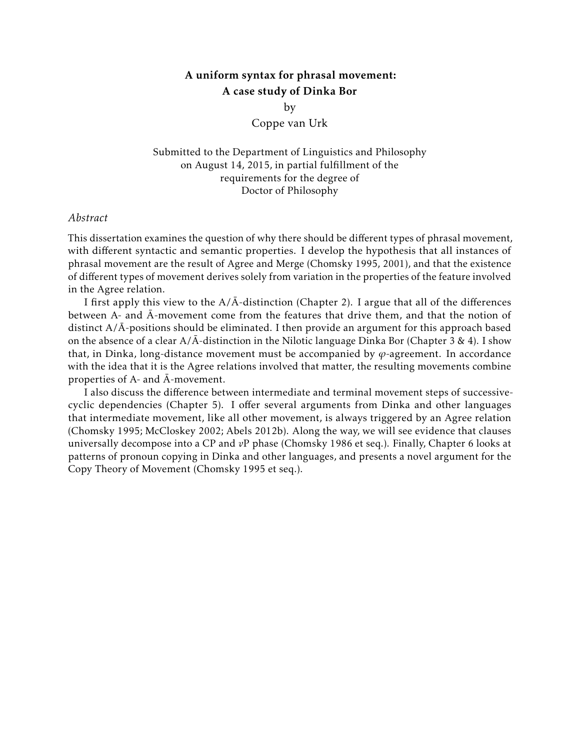**A uniform syntax for phrasal movement:**
**A case study of Dinka Bor**

by

Coppe van Urk

Submitted to the Department of Linguistics and Philosophy
on August 14, 2015, in partial fulfillment of the
requirements for the degree of
Doctor of Philosophy

*Abstract*

This dissertation examines the question of why there should be different types of phrasal movement, with different syntactic and semantic properties. I develop the hypothesis that all instances of phrasal movement are the result of Agree and Merge (Chomsky 1995, 2001), and that the existence of different types of movement derives solely from variation in the properties of the feature involved in the Agree relation.

I first apply this view to the A/Ā-distinction (Chapter 2). I argue that all of the differences between A- and Ā-movement come from the features that drive them, and that the notion of distinct A/Ā-positions should be eliminated. I then provide an argument for this approach based on the absence of a clear A/Ā-distinction in the Nilotic language Dinka Bor (Chapter 3 & 4). I show that, in Dinka, long-distance movement must be accompanied by $\varphi$-agreement. In accordance with the idea that it is the Agree relations involved that matter, the resulting movements combine properties of A- and Ā-movement.

I also discuss the difference between intermediate and terminal movement steps of successive-cyclic dependencies (Chapter 5). I offer several arguments from Dinka and other languages that intermediate movement, like all other movement, is always triggered by an Agree relation (Chomsky 1995; McCloskey 2002; Abels 2012b). Along the way, we will see evidence that clauses universally decompose into a CP and *v*P phase (Chomsky 1986 et seq.). Finally, Chapter 6 looks at patterns of pronoun copying in Dinka and other languages, and presents a novel argument for the Copy Theory of Movement (Chomsky 1995 et seq.).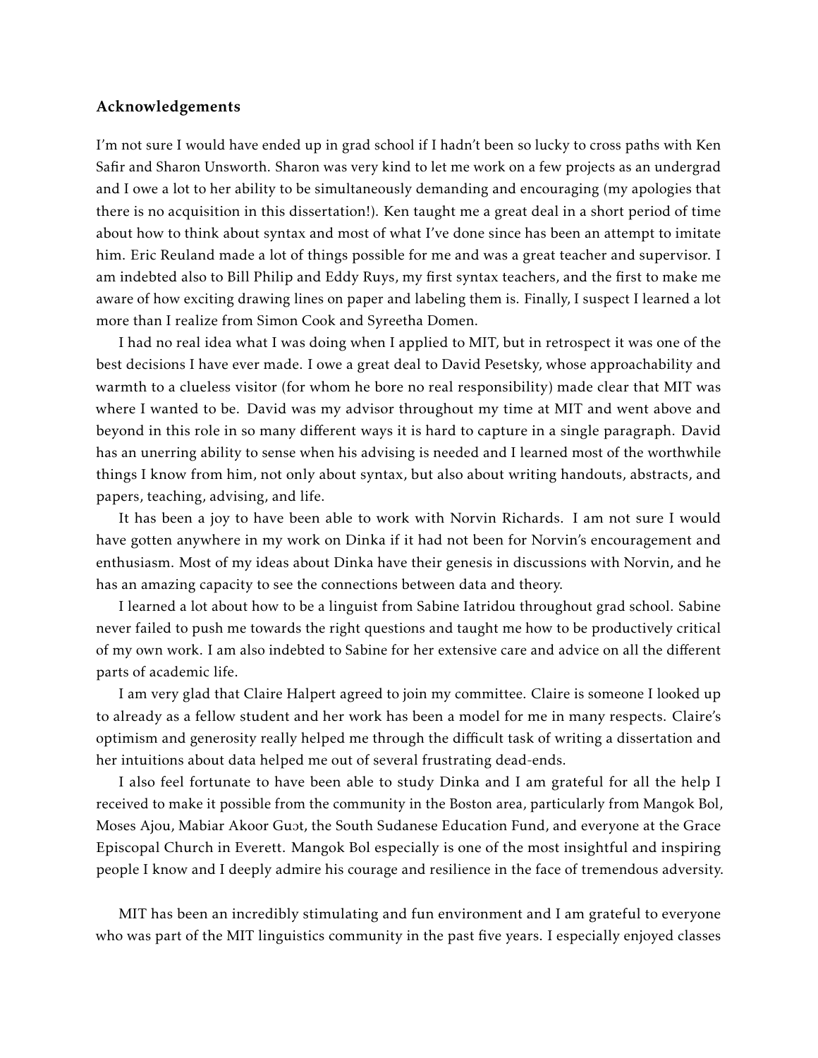### Acknowledgements

I'm not sure I would have ended up in grad school if I hadn't been so lucky to cross paths with Ken Safir and Sharon Unsworth. Sharon was very kind to let me work on a few projects as an undergrad and I owe a lot to her ability to be simultaneously demanding and encouraging (my apologies that there is no acquisition in this dissertation!). Ken taught me a great deal in a short period of time about how to think about syntax and most of what I've done since has been an attempt to imitate him. Eric Reuland made a lot of things possible for me and was a great teacher and supervisor. I am indebted also to Bill Philip and Eddy Ruys, my first syntax teachers, and the first to make me aware of how exciting drawing lines on paper and labeling them is. Finally, I suspect I learned a lot more than I realize from Simon Cook and Syreetha Domen.

I had no real idea what I was doing when I applied to MIT, but in retrospect it was one of the best decisions I have ever made. I owe a great deal to David Pesetsky, whose approachability and warmth to a clueless visitor (for whom he bore no real responsibility) made clear that MIT was where I wanted to be. David was my advisor throughout my time at MIT and went above and beyond in this role in so many different ways it is hard to capture in a single paragraph. David has an unerring ability to sense when his advising is needed and I learned most of the worthwhile things I know from him, not only about syntax, but also about writing handouts, abstracts, and papers, teaching, advising, and life.

It has been a joy to have been able to work with Norvin Richards. I am not sure I would have gotten anywhere in my work on Dinka if it had not been for Norvin's encouragement and enthusiasm. Most of my ideas about Dinka have their genesis in discussions with Norvin, and he has an amazing capacity to see the connections between data and theory.

I learned a lot about how to be a linguist from Sabine Iatridou throughout grad school. Sabine never failed to push me towards the right questions and taught me how to be productively critical of my own work. I am also indebted to Sabine for her extensive care and advice on all the different parts of academic life.

I am very glad that Claire Halpert agreed to join my committee. Claire is someone I looked up to already as a fellow student and her work has been a model for me in many respects. Claire's optimism and generosity really helped me through the difficult task of writing a dissertation and her intuitions about data helped me out of several frustrating dead-ends.

I also feel fortunate to have been able to study Dinka and I am grateful for all the help I received to make it possible from the community in the Boston area, particularly from Mangok Bol, Moses Ajou, Mabiar Akoor Guɔt, the South Sudanese Education Fund, and everyone at the Grace Episcopal Church in Everett. Mangok Bol especially is one of the most insightful and inspiring people I know and I deeply admire his courage and resilience in the face of tremendous adversity.

MIT has been an incredibly stimulating and fun environment and I am grateful to everyone who was part of the MIT linguistics community in the past five years. I especially enjoyed classes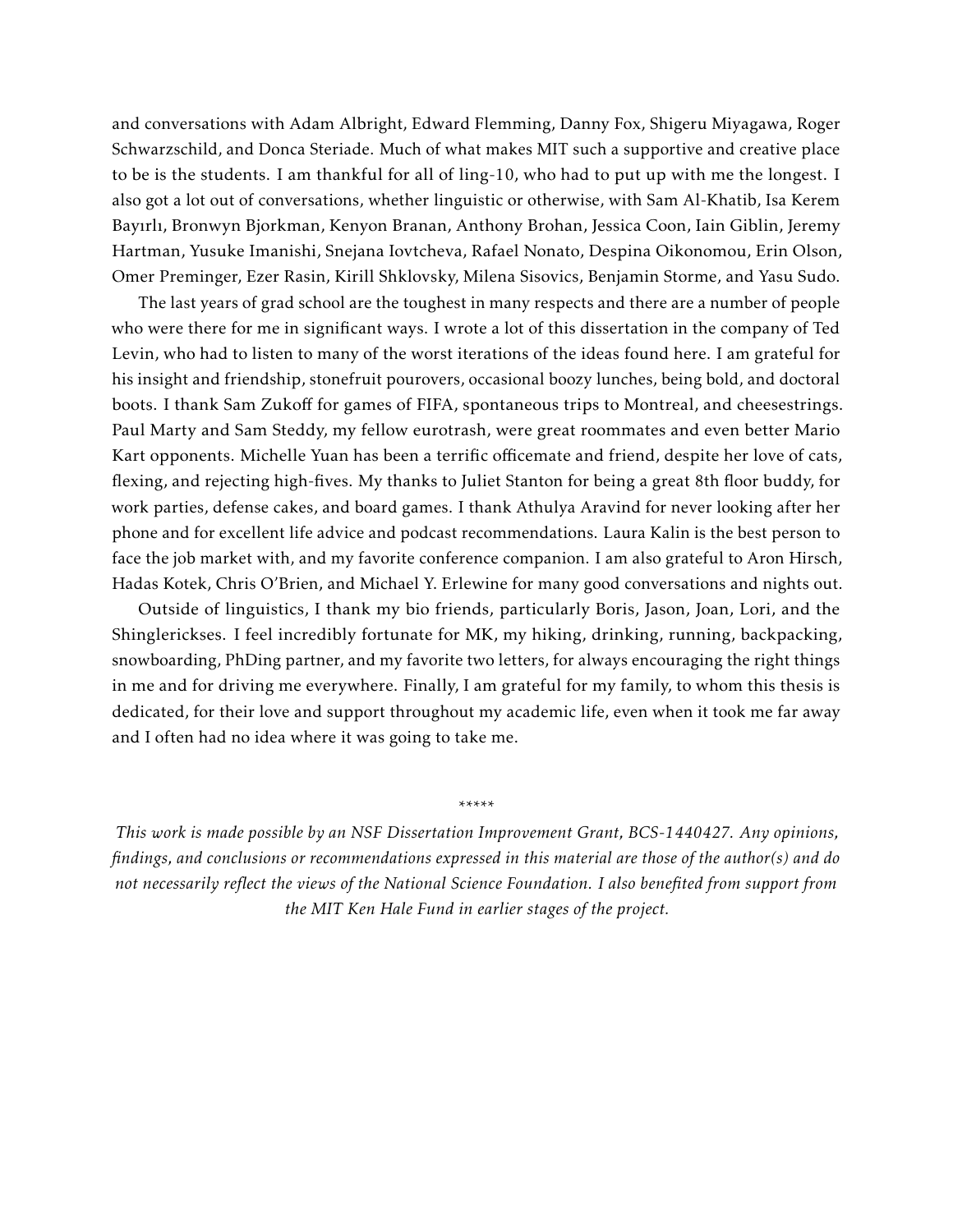and conversations with Adam Albright, Edward Flemming, Danny Fox, Shigeru Miyagawa, Roger Schwarzschild, and Donca Steriade. Much of what makes MIT such a supportive and creative place to be is the students. I am thankful for all of ling-10, who had to put up with me the longest. I also got a lot out of conversations, whether linguistic or otherwise, with Sam Al-Khatib, Isa Kerem Bayırlı, Bronwyn Bjorkman, Kenyon Branan, Anthony Brohan, Jessica Coon, Iain Giblin, Jeremy Hartman, Yusuke Imanishi, Snejana Iovtcheva, Rafael Nonato, Despina Oikonomou, Erin Olson, Omer Preminger, Ezer Rasin, Kirill Shklovsky, Milena Sisovics, Benjamin Storme, and Yasu Sudo.

The last years of grad school are the toughest in many respects and there are a number of people who were there for me in significant ways. I wrote a lot of this dissertation in the company of Ted Levin, who had to listen to many of the worst iterations of the ideas found here. I am grateful for his insight and friendship, stonefruit pourovers, occasional boozy lunches, being bold, and doctoral boots. I thank Sam Zukoff for games of FIFA, spontaneous trips to Montreal, and cheesestrings. Paul Marty and Sam Steddy, my fellow eurotrash, were great roommates and even better Mario Kart opponents. Michelle Yuan has been a terrific officemate and friend, despite her love of cats, flexing, and rejecting high-fives. My thanks to Juliet Stanton for being a great 8th floor buddy, for work parties, defense cakes, and board games. I thank Athulya Aravind for never looking after her phone and for excellent life advice and podcast recommendations. Laura Kalin is the best person to face the job market with, and my favorite conference companion. I am also grateful to Aron Hirsch, Hadas Kotek, Chris O'Brien, and Michael Y. Erlewine for many good conversations and nights out.

Outside of linguistics, I thank my bio friends, particularly Boris, Jason, Joan, Lori, and the Shinglerickses. I feel incredibly fortunate for MK, my hiking, drinking, running, backpacking, snowboarding, PhDing partner, and my favorite two letters, for always encouraging the right things in me and for driving me everywhere. Finally, I am grateful for my family, to whom this thesis is dedicated, for their love and support throughout my academic life, even when it took me far away and I often had no idea where it was going to take me.

*****

*This work is made possible by an NSF Dissertation Improvement Grant, BCS-1440427. Any opinions, findings, and conclusions or recommendations expressed in this material are those of the author(s) and do not necessarily reflect the views of the National Science Foundation. I also benefited from support from the MIT Ken Hale Fund in earlier stages of the project.*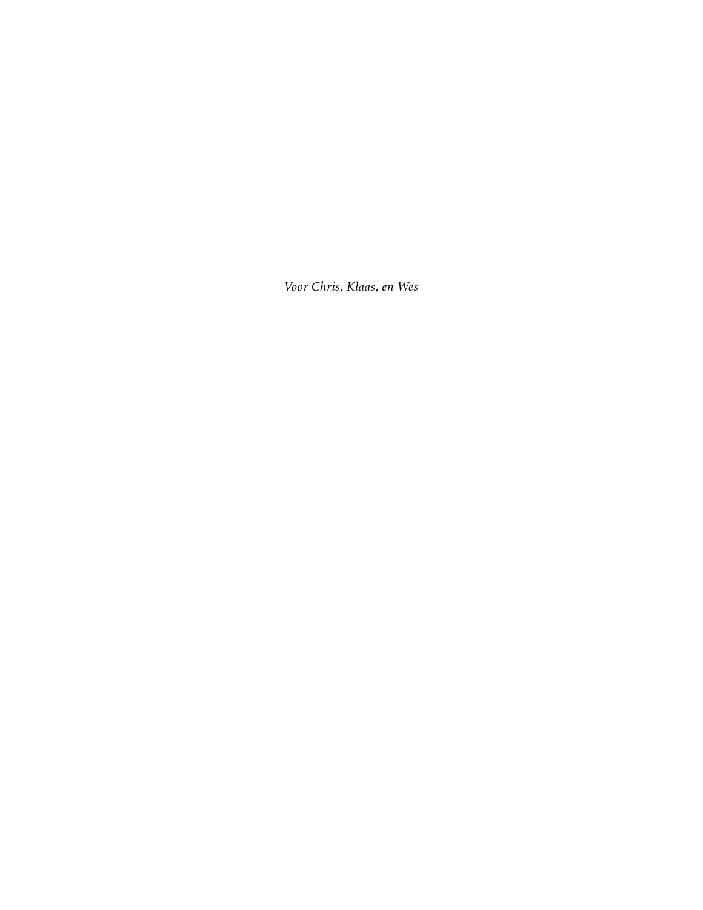*Voor Chris, Klaas, en Wes*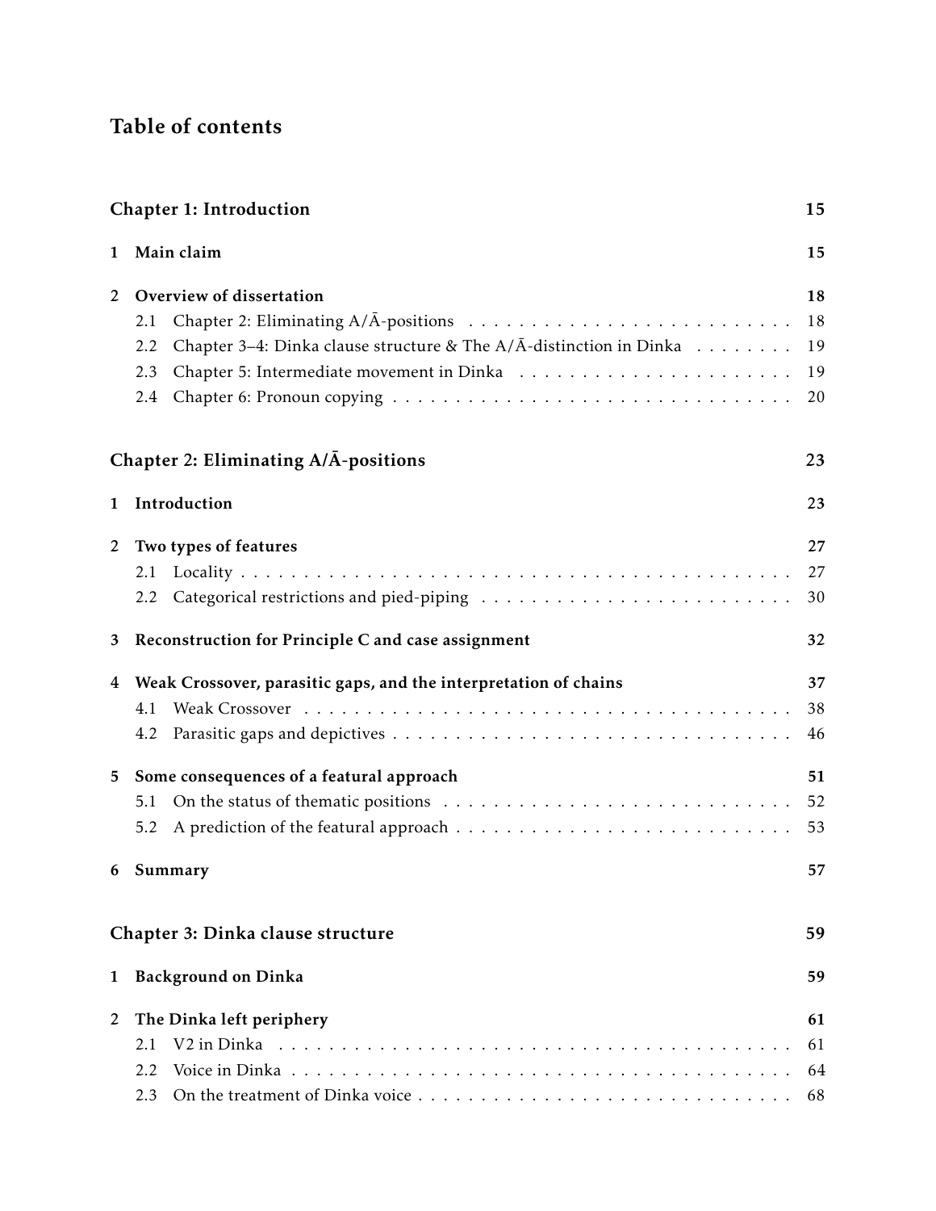# Table of contents

**Chapter 1: Introduction** 15

**1 Main claim** 15

**2 Overview of dissertation** 18

- 2.1 Chapter 2: Eliminating A/Ā-positions . . . 18
- 2.2 Chapter 3–4: Dinka clause structure & The A/Ā-distinction in Dinka . . . 19
- 2.3 Chapter 5: Intermediate movement in Dinka . . . 19
- 2.4 Chapter 6: Pronoun copying . . . 20

**Chapter 2: Eliminating A/Ā-positions** 23

**1 Introduction** 23

**2 Two types of features** 27

- 2.1 Locality . . . 27
- 2.2 Categorical restrictions and pied-piping . . . 30

**3 Reconstruction for Principle C and case assignment** 32

**4 Weak Crossover, parasitic gaps, and the interpretation of chains** 37

- 4.1 Weak Crossover . . . 38
- 4.2 Parasitic gaps and depictives . . . 46

**5 Some consequences of a featural approach** 51

- 5.1 On the status of thematic positions . . . 52
- 5.2 A prediction of the featural approach . . . 53

**6 Summary** 57

**Chapter 3: Dinka clause structure** 59

**1 Background on Dinka** 59

**2 The Dinka left periphery** 61

- 2.1 V2 in Dinka . . . 61
- 2.2 Voice in Dinka . . . 64
- 2.3 On the treatment of Dinka voice . . . 68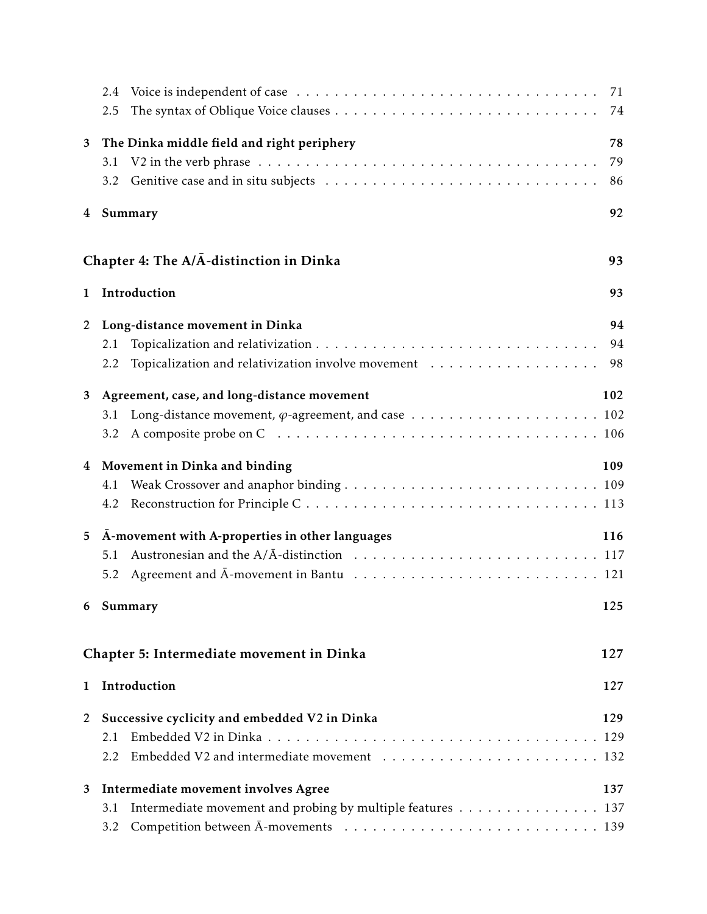2.4 Voice is independent of case . . . . . . . . . . . . . . . . . . . . . . . . . . . . . . . 71
2.5 The syntax of Oblique Voice clauses . . . . . . . . . . . . . . . . . . . . . . . . . . . 74

**3 The Dinka middle field and right periphery** **78**
3.1 V2 in the verb phrase . . . . . . . . . . . . . . . . . . . . . . . . . . . . . . . . . . 79
3.2 Genitive case and in situ subjects . . . . . . . . . . . . . . . . . . . . . . . . . . . 86

**4 Summary** **92**

**Chapter 4: The A/Ā-distinction in Dinka** **93**

**1 Introduction** **93**

**2 Long-distance movement in Dinka** **94**
2.1 Topicalization and relativization . . . . . . . . . . . . . . . . . . . . . . . . . . . . 94
2.2 Topicalization and relativization involve movement . . . . . . . . . . . . . . . . . . 98

**3 Agreement, case, and long-distance movement** **102**
3.1 Long-distance movement, $\varphi$-agreement, and case . . . . . . . . . . . . . . . . . . . 102
3.2 A composite probe on C . . . . . . . . . . . . . . . . . . . . . . . . . . . . . . . . 106

**4 Movement in Dinka and binding** **109**
4.1 Weak Crossover and anaphor binding . . . . . . . . . . . . . . . . . . . . . . . . . 109
4.2 Reconstruction for Principle C . . . . . . . . . . . . . . . . . . . . . . . . . . . . . 113

**5 Ā-movement with A-properties in other languages** **116**
5.1 Austronesian and the A/Ā-distinction . . . . . . . . . . . . . . . . . . . . . . . . . 117
5.2 Agreement and Ā-movement in Bantu . . . . . . . . . . . . . . . . . . . . . . . . . 121

**6 Summary** **125**

**Chapter 5: Intermediate movement in Dinka** **127**

**1 Introduction** **127**

**2 Successive cyclicity and embedded V2 in Dinka** **129**
2.1 Embedded V2 in Dinka . . . . . . . . . . . . . . . . . . . . . . . . . . . . . . . . . 129
2.2 Embedded V2 and intermediate movement . . . . . . . . . . . . . . . . . . . . . . . 132

**3 Intermediate movement involves Agree** **137**
3.1 Intermediate movement and probing by multiple features . . . . . . . . . . . . . . . 137
3.2 Competition between Ā-movements . . . . . . . . . . . . . . . . . . . . . . . . . . 139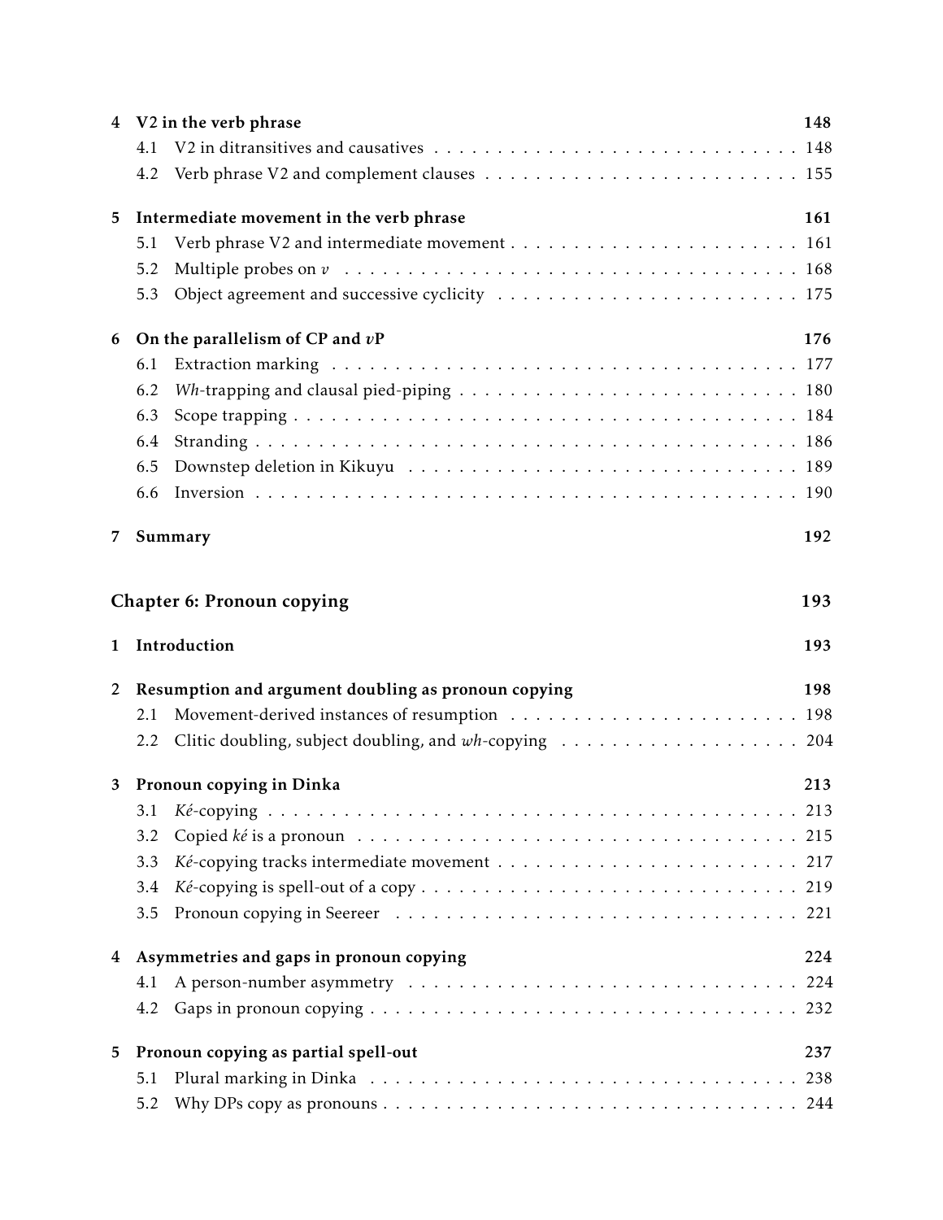**4 V2 in the verb phrase** 148

- 4.1 V2 in ditransitives and causatives . . . . . . . . . . 148
- 4.2 Verb phrase V2 and complement clauses . . . . . . . . . . 155

**5 Intermediate movement in the verb phrase** 161

- 5.1 Verb phrase V2 and intermediate movement . . . . . . . . . . 161
- 5.2 Multiple probes on *v* . . . . . . . . . . 168
- 5.3 Object agreement and successive cyclicity . . . . . . . . . . 175

**6 On the parallelism of CP and *v*P** 176

- 6.1 Extraction marking . . . . . . . . . . 177
- 6.2 *Wh*-trapping and clausal pied-piping . . . . . . . . . . 180
- 6.3 Scope trapping . . . . . . . . . . 184
- 6.4 Stranding . . . . . . . . . . 186
- 6.5 Downstep deletion in Kikuyu . . . . . . . . . . 189
- 6.6 Inversion . . . . . . . . . . 190

**7 Summary** 192

## Chapter 6: Pronoun copying 193

**1 Introduction** 193

**2 Resumption and argument doubling as pronoun copying** 198

- 2.1 Movement-derived instances of resumption . . . . . . . . . . 198
- 2.2 Clitic doubling, subject doubling, and *wh*-copying . . . . . . . . . . 204

**3 Pronoun copying in Dinka** 213

- 3.1 *Ké*-copying . . . . . . . . . . 213
- 3.2 Copied *ké* is a pronoun . . . . . . . . . . 215
- 3.3 *Ké*-copying tracks intermediate movement . . . . . . . . . . 217
- 3.4 *Ké*-copying is spell-out of a copy . . . . . . . . . . 219
- 3.5 Pronoun copying in Seereer . . . . . . . . . . 221

**4 Asymmetries and gaps in pronoun copying** 224

- 4.1 A person-number asymmetry . . . . . . . . . . 224
- 4.2 Gaps in pronoun copying . . . . . . . . . . 232

**5 Pronoun copying as partial spell-out** 237

- 5.1 Plural marking in Dinka . . . . . . . . . . 238
- 5.2 Why DPs copy as pronouns . . . . . . . . . . 244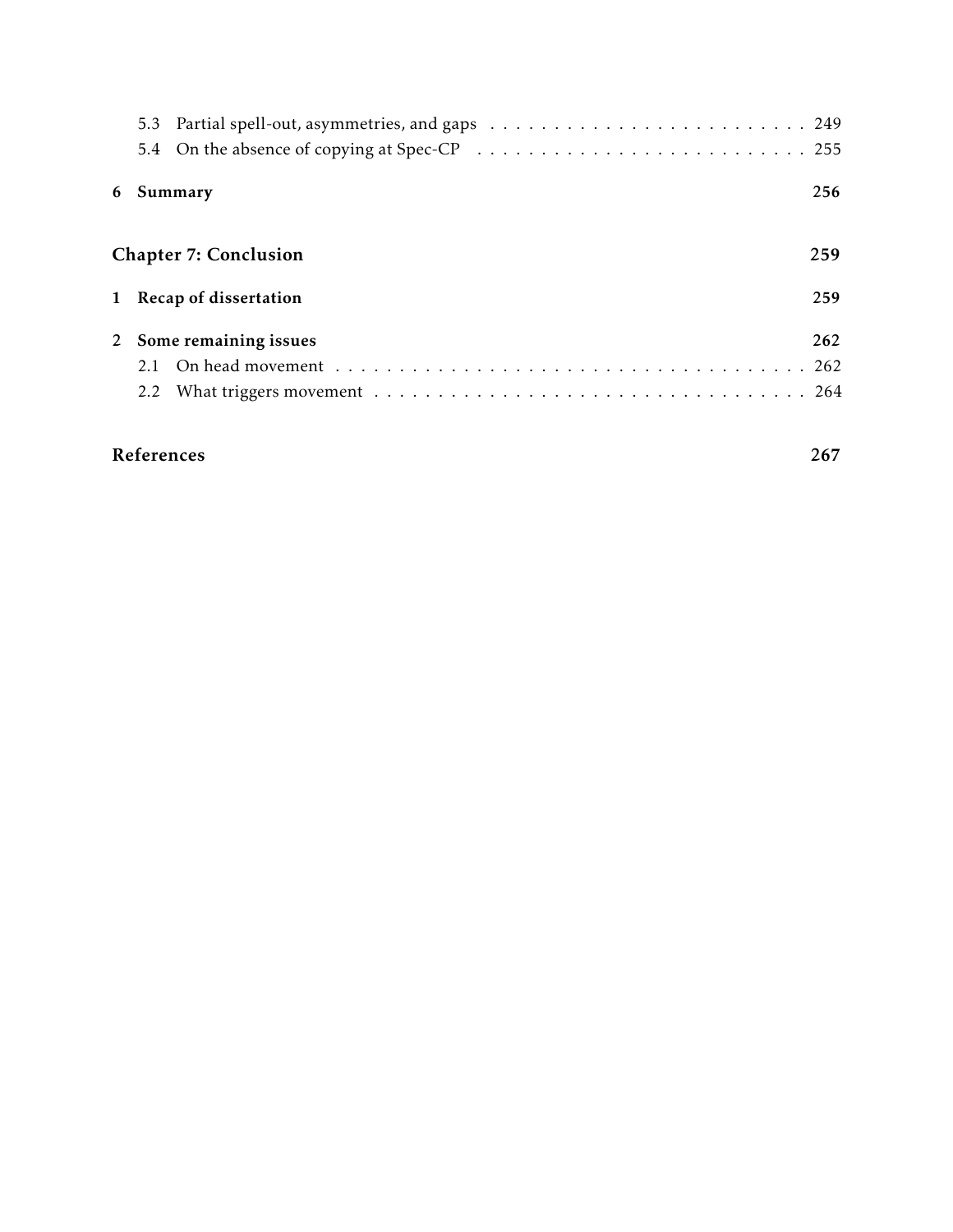5.3 Partial spell-out, asymmetries, and gaps . . . . . . . . . . . . . . . . . . . . . . . . . 249
5.4 On the absence of copying at Spec-CP . . . . . . . . . . . . . . . . . . . . . . . . . . 255

**6 Summary** **256**

**Chapter 7: Conclusion** **259**

**1 Recap of dissertation** **259**

**2 Some remaining issues** **262**
2.1 On head movement . . . . . . . . . . . . . . . . . . . . . . . . . . . . . . . . . . . . . 262
2.2 What triggers movement . . . . . . . . . . . . . . . . . . . . . . . . . . . . . . . . . . 264

**References** **267**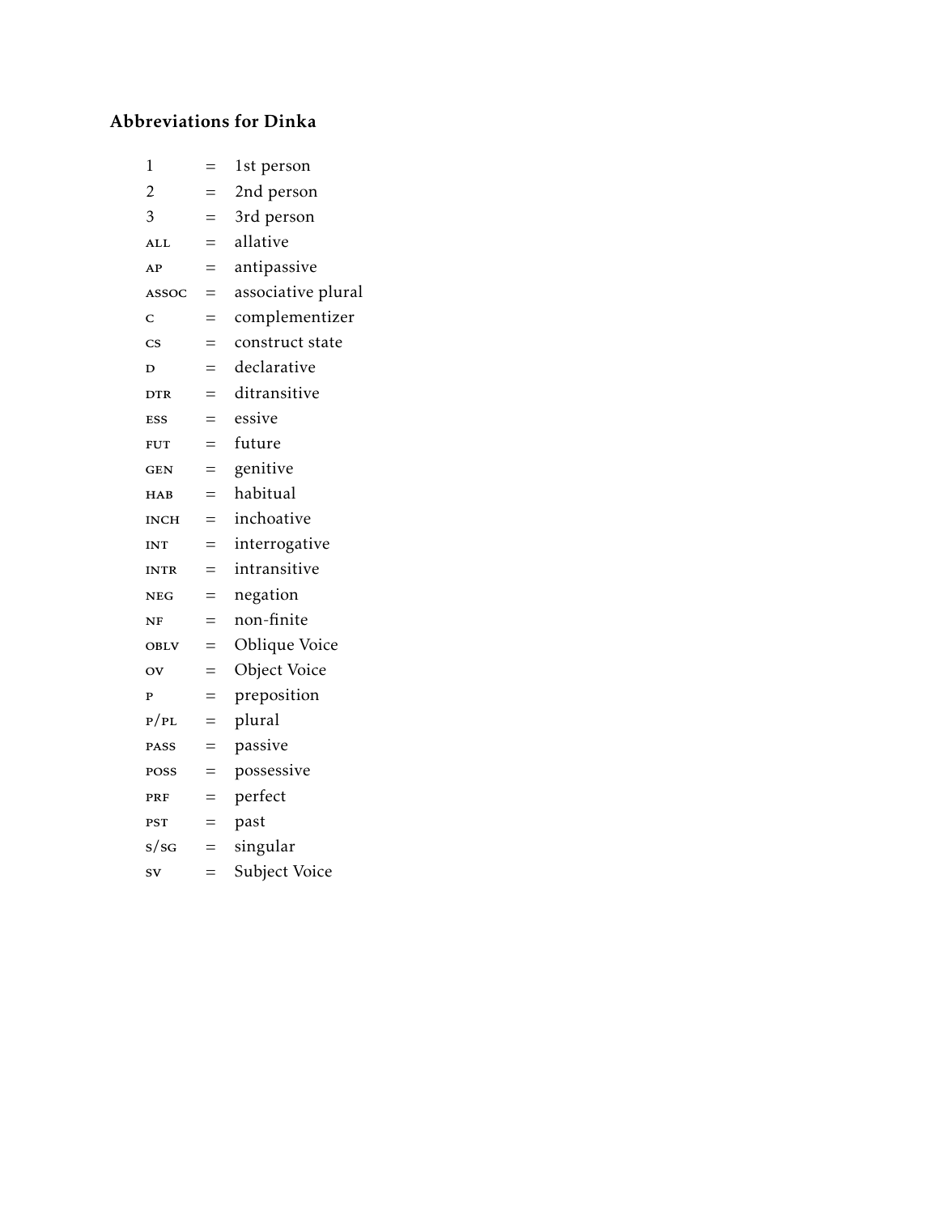### Abbreviations for Dinka

| | | |
|---|---|---|
| 1 | = | 1st person |
| 2 | = | 2nd person |
| 3 | = | 3rd person |
| ALL | = | allative |
| AP | = | antipassive |
| ASSOC | = | associative plural |
| C | = | complementizer |
| CS | = | construct state |
| D | = | declarative |
| DTR | = | ditransitive |
| ESS | = | essive |
| FUT | = | future |
| GEN | = | genitive |
| HAB | = | habitual |
| INCH | = | inchoative |
| INT | = | interrogative |
| INTR | = | intransitive |
| NEG | = | negation |
| NF | = | non-finite |
| OBLV | = | Oblique Voice |
| OV | = | Object Voice |
| P | = | preposition |
| P/PL | = | plural |
| PASS | = | passive |
| POSS | = | possessive |
| PRF | = | perfect |
| PST | = | past |
| S/SG | = | singular |
| SV | = | Subject Voice |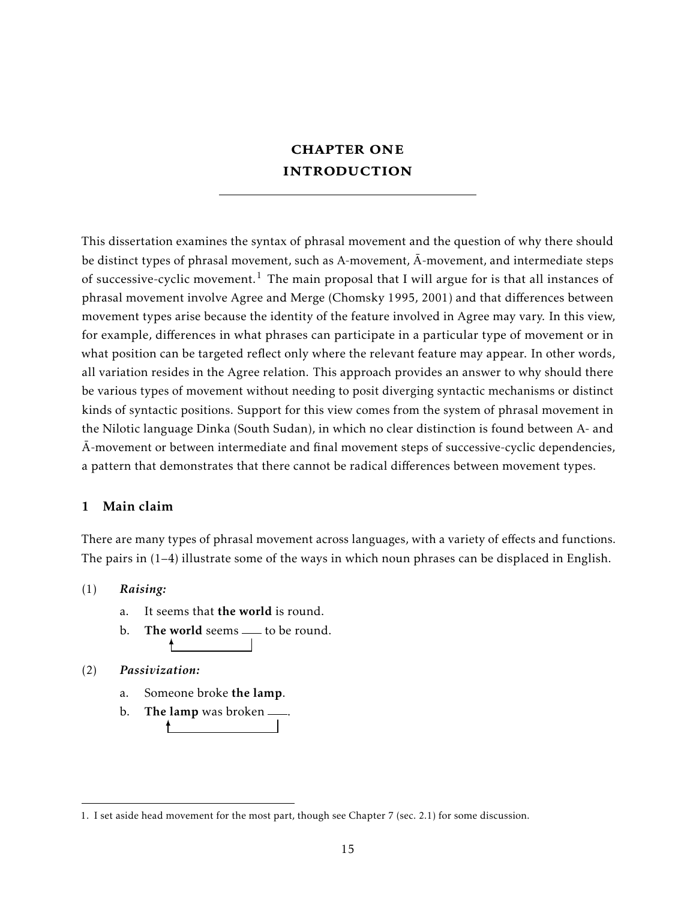# CHAPTER ONE
# INTRODUCTION

This dissertation examines the syntax of phrasal movement and the question of why there should be distinct types of phrasal movement, such as A-movement, Ā-movement, and intermediate steps of successive-cyclic movement.[1] The main proposal that I will argue for is that all instances of phrasal movement involve Agree and Merge (Chomsky 1995, 2001) and that differences between movement types arise because the identity of the feature involved in Agree may vary. In this view, for example, differences in what phrases can participate in a particular type of movement or in what position can be targeted reflect only where the relevant feature may appear. In other words, all variation resides in the Agree relation. This approach provides an answer to why should there be various types of movement without needing to posit diverging syntactic mechanisms or distinct kinds of syntactic positions. Support for this view comes from the system of phrasal movement in the Nilotic language Dinka (South Sudan), in which no clear distinction is found between A- and Ā-movement or between intermediate and final movement steps of successive-cyclic dependencies, a pattern that demonstrates that there cannot be radical differences between movement types.

## 1 Main claim

There are many types of phrasal movement across languages, with a variety of effects and functions. The pairs in (1–4) illustrate some of the ways in which noun phrases can be displaced in English.

(1) *Raising:*

a. It seems that **the world** is round.

b. **The world** seems \_\_ to be round.

(2) *Passivization:*

a. Someone broke **the lamp**.

b. **The lamp** was broken \_\_.

1. I set aside head movement for the most part, though see Chapter 7 (sec. 2.1) for some discussion.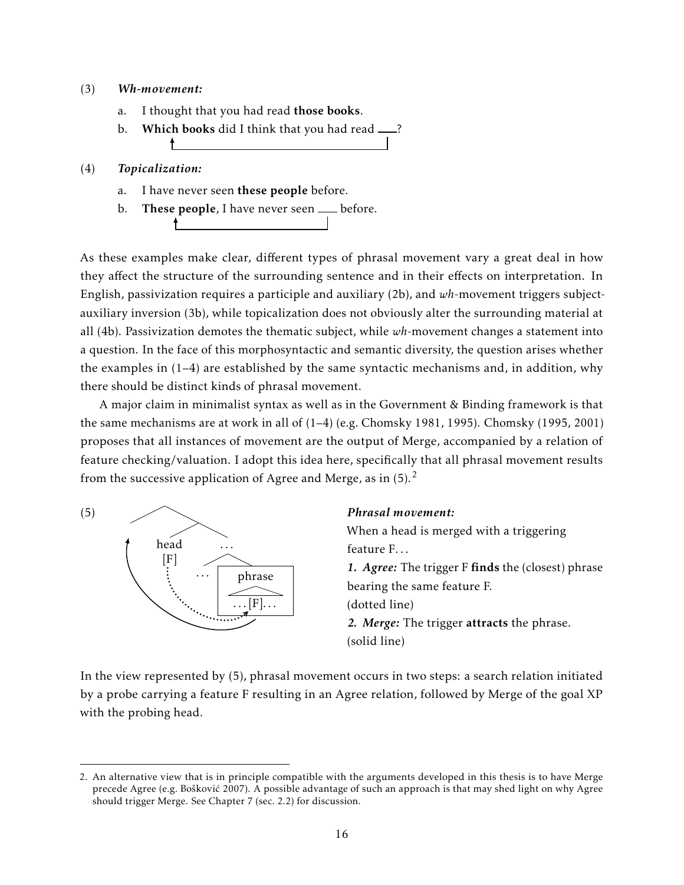(3) ***Wh-movement:***

a. I thought that you had read **those books**.

b. **Which books** did I think that you had read ___?

(4) ***Topicalization:***

a. I have never seen **these people** before.

b. **These people**, I have never seen ___ before.

As these examples make clear, different types of phrasal movement vary a great deal in how they affect the structure of the surrounding sentence and in their effects on interpretation. In English, passivization requires a participle and auxiliary (2b), and *wh*-movement triggers subject-auxiliary inversion (3b), while topicalization does not obviously alter the surrounding material at all (4b). Passivization demotes the thematic subject, while *wh*-movement changes a statement into a question. In the face of this morphosyntactic and semantic diversity, the question arises whether the examples in (1–4) are established by the same syntactic mechanisms and, in addition, why there should be distinct kinds of phrasal movement.

A major claim in minimalist syntax as well as in the Government & Binding framework is that the same mechanisms are at work in all of (1–4) (e.g. Chomsky 1981, 1995). Chomsky (1995, 2001) proposes that all instances of movement are the output of Merge, accompanied by a relation of feature checking/valuation. I adopt this idea here, specifically that all phrasal movement results from the successive application of Agree and Merge, as in (5).[2]

(5) [tree: head [F] … … phrase …[F]…]

***Phrasal movement:***
When a head is merged with a triggering feature F…
***1. Agree:*** The trigger F **finds** the (closest) phrase bearing the same feature F.
(dotted line)
***2. Merge:*** The trigger **attracts** the phrase.
(solid line)

In the view represented by (5), phrasal movement occurs in two steps: a search relation initiated by a probe carrying a feature F resulting in an Agree relation, followed by Merge of the goal XP with the probing head.

---

2. An alternative view that is in principle compatible with the arguments developed in this thesis is to have Merge precede Agree (e.g. Bošković 2007). A possible advantage of such an approach is that may shed light on why Agree should trigger Merge. See Chapter 7 (sec. 2.2) for discussion.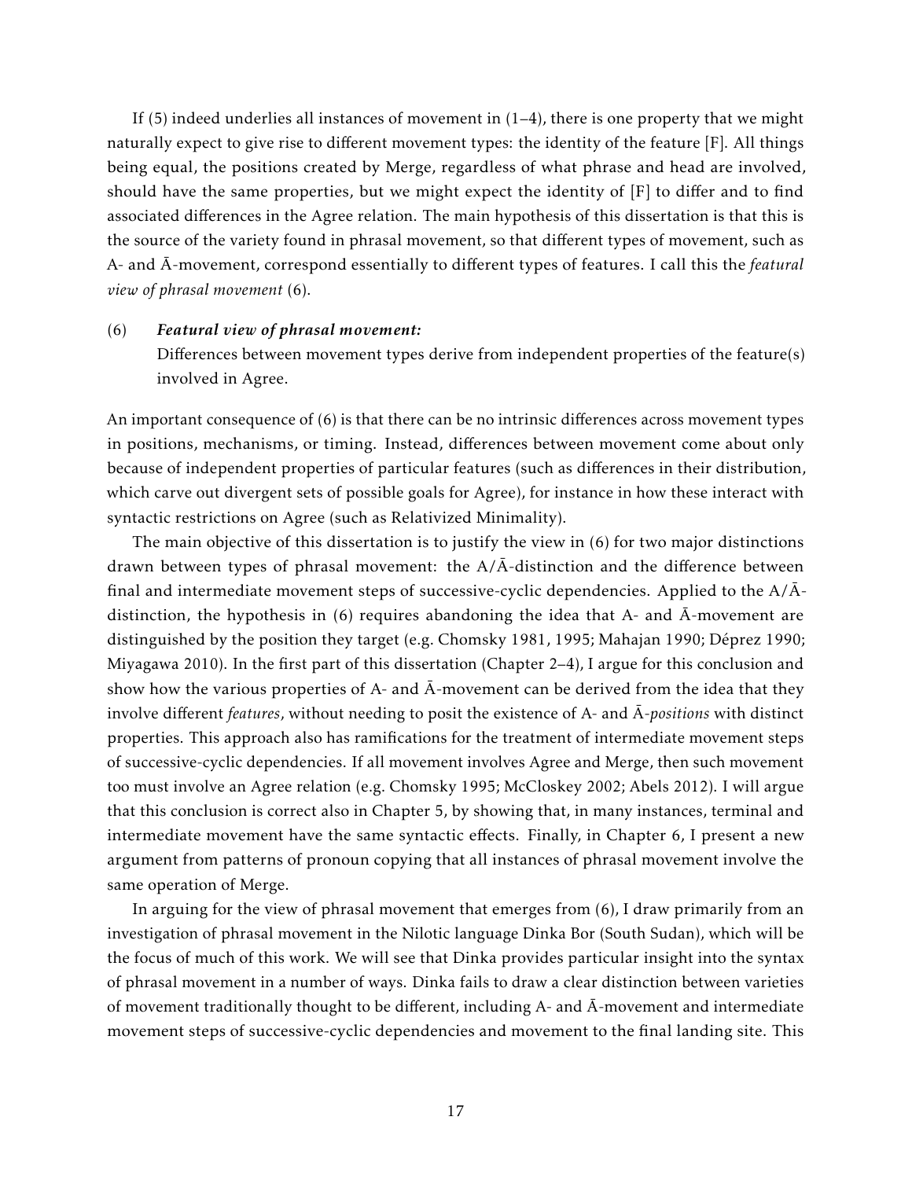If (5) indeed underlies all instances of movement in (1–4), there is one property that we might naturally expect to give rise to different movement types: the identity of the feature [F]. All things being equal, the positions created by Merge, regardless of what phrase and head are involved, should have the same properties, but we might expect the identity of [F] to differ and to find associated differences in the Agree relation. The main hypothesis of this dissertation is that this is the source of the variety found in phrasal movement, so that different types of movement, such as A- and Ā-movement, correspond essentially to different types of features. I call this the *featural view of phrasal movement* (6).

(6) ***Featural view of phrasal movement:***
Differences between movement types derive from independent properties of the feature(s) involved in Agree.

An important consequence of (6) is that there can be no intrinsic differences across movement types in positions, mechanisms, or timing. Instead, differences between movement come about only because of independent properties of particular features (such as differences in their distribution, which carve out divergent sets of possible goals for Agree), for instance in how these interact with syntactic restrictions on Agree (such as Relativized Minimality).

The main objective of this dissertation is to justify the view in (6) for two major distinctions drawn between types of phrasal movement: the A/Ā-distinction and the difference between final and intermediate movement steps of successive-cyclic dependencies. Applied to the A/Ā-distinction, the hypothesis in (6) requires abandoning the idea that A- and Ā-movement are distinguished by the position they target (e.g. Chomsky 1981, 1995; Mahajan 1990; Déprez 1990; Miyagawa 2010). In the first part of this dissertation (Chapter 2–4), I argue for this conclusion and show how the various properties of A- and Ā-movement can be derived from the idea that they involve different *features*, without needing to posit the existence of A- and Ā-*positions* with distinct properties. This approach also has ramifications for the treatment of intermediate movement steps of successive-cyclic dependencies. If all movement involves Agree and Merge, then such movement too must involve an Agree relation (e.g. Chomsky 1995; McCloskey 2002; Abels 2012). I will argue that this conclusion is correct also in Chapter 5, by showing that, in many instances, terminal and intermediate movement have the same syntactic effects. Finally, in Chapter 6, I present a new argument from patterns of pronoun copying that all instances of phrasal movement involve the same operation of Merge.

In arguing for the view of phrasal movement that emerges from (6), I draw primarily from an investigation of phrasal movement in the Nilotic language Dinka Bor (South Sudan), which will be the focus of much of this work. We will see that Dinka provides particular insight into the syntax of phrasal movement in a number of ways. Dinka fails to draw a clear distinction between varieties of movement traditionally thought to be different, including A- and Ā-movement and intermediate movement steps of successive-cyclic dependencies and movement to the final landing site. This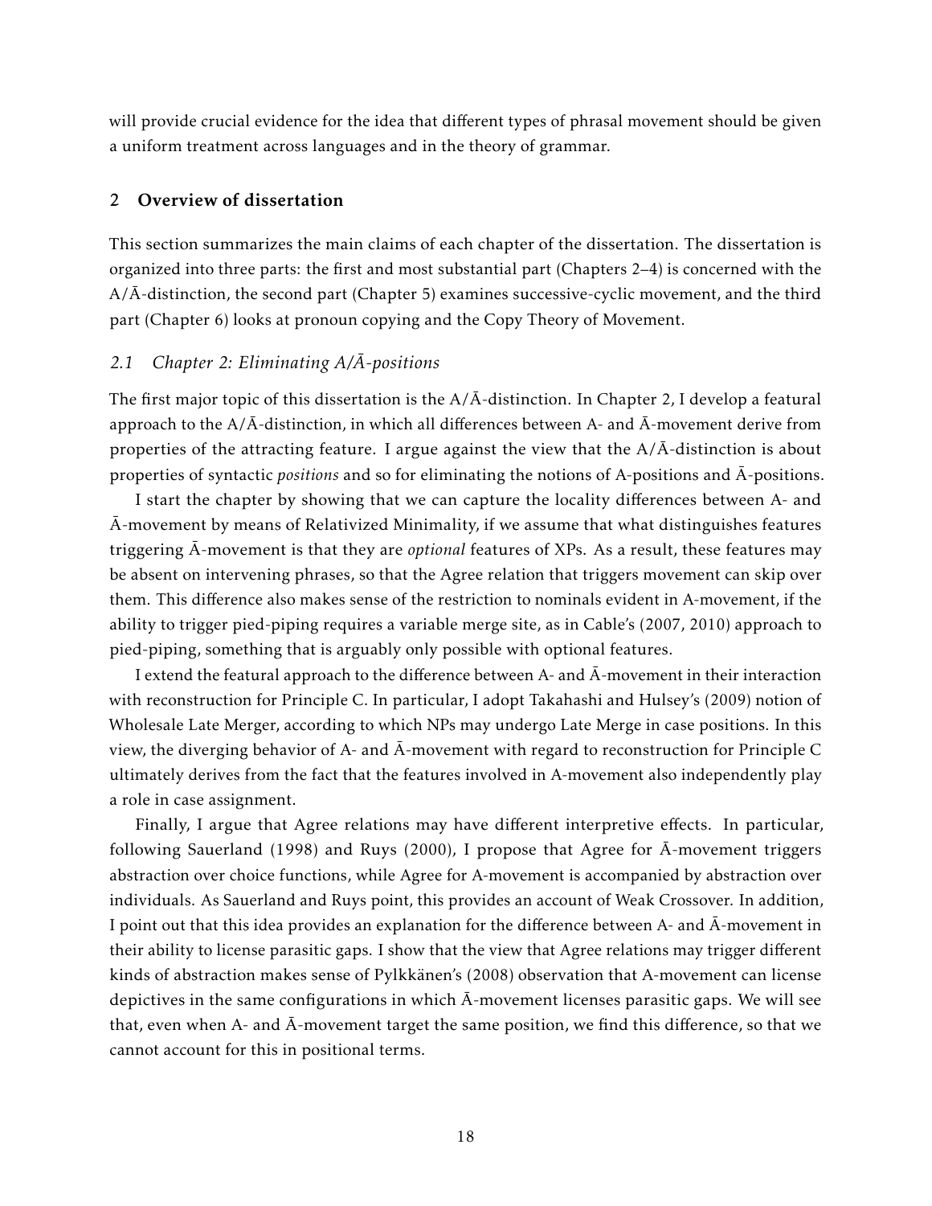will provide crucial evidence for the idea that different types of phrasal movement should be given a uniform treatment across languages and in the theory of grammar.

## 2 Overview of dissertation

This section summarizes the main claims of each chapter of the dissertation. The dissertation is organized into three parts: the first and most substantial part (Chapters 2–4) is concerned with the A/Ā-distinction, the second part (Chapter 5) examines successive-cyclic movement, and the third part (Chapter 6) looks at pronoun copying and the Copy Theory of Movement.

### *2.1 Chapter 2: Eliminating A/Ā-positions*

The first major topic of this dissertation is the A/Ā-distinction. In Chapter 2, I develop a featural approach to the A/Ā-distinction, in which all differences between A- and Ā-movement derive from properties of the attracting feature. I argue against the view that the A/Ā-distinction is about properties of syntactic *positions* and so for eliminating the notions of A-positions and Ā-positions.

I start the chapter by showing that we can capture the locality differences between A- and Ā-movement by means of Relativized Minimality, if we assume that what distinguishes features triggering Ā-movement is that they are *optional* features of XPs. As a result, these features may be absent on intervening phrases, so that the Agree relation that triggers movement can skip over them. This difference also makes sense of the restriction to nominals evident in A-movement, if the ability to trigger pied-piping requires a variable merge site, as in Cable's (2007, 2010) approach to pied-piping, something that is arguably only possible with optional features.

I extend the featural approach to the difference between A- and Ā-movement in their interaction with reconstruction for Principle C. In particular, I adopt Takahashi and Hulsey's (2009) notion of Wholesale Late Merger, according to which NPs may undergo Late Merge in case positions. In this view, the diverging behavior of A- and Ā-movement with regard to reconstruction for Principle C ultimately derives from the fact that the features involved in A-movement also independently play a role in case assignment.

Finally, I argue that Agree relations may have different interpretive effects. In particular, following Sauerland (1998) and Ruys (2000), I propose that Agree for Ā-movement triggers abstraction over choice functions, while Agree for A-movement is accompanied by abstraction over individuals. As Sauerland and Ruys point, this provides an account of Weak Crossover. In addition, I point out that this idea provides an explanation for the difference between A- and Ā-movement in their ability to license parasitic gaps. I show that the view that Agree relations may trigger different kinds of abstraction makes sense of Pylkkänen's (2008) observation that A-movement can license depictives in the same configurations in which Ā-movement licenses parasitic gaps. We will see that, even when A- and Ā-movement target the same position, we find this difference, so that we cannot account for this in positional terms.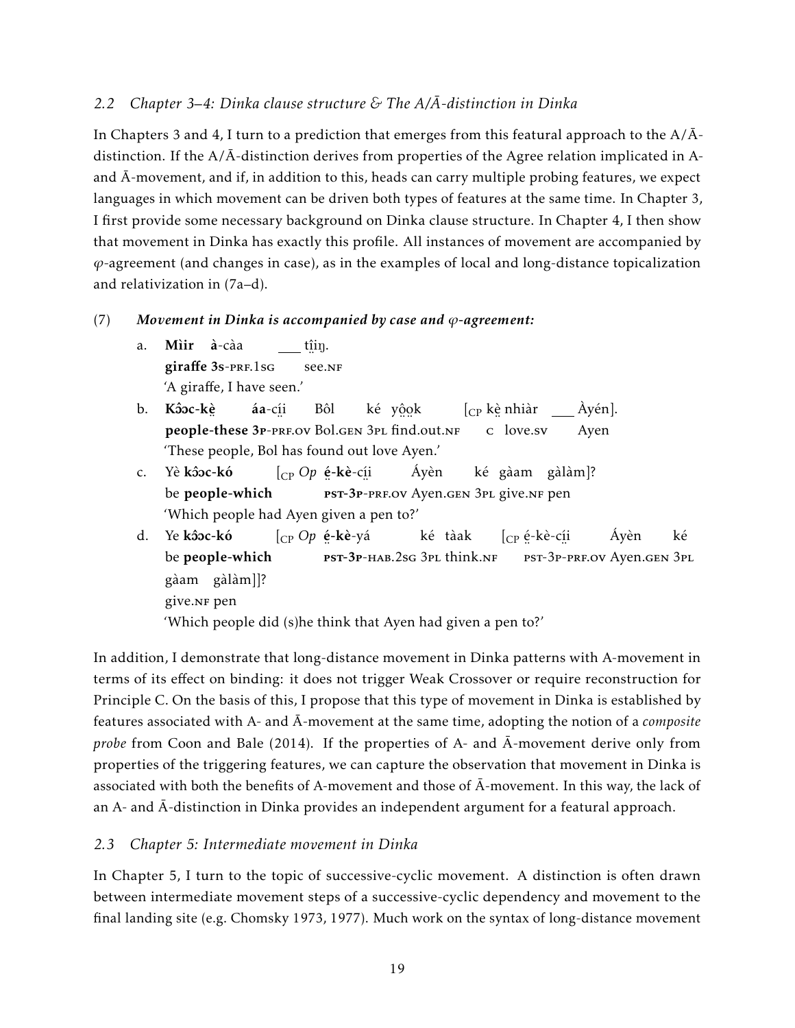### 2.2 *Chapter 3–4: Dinka clause structure & The A/Ā-distinction in Dinka*

In Chapters 3 and 4, I turn to a prediction that emerges from this featural approach to the A/Ā-distinction. If the A/Ā-distinction derives from properties of the Agree relation implicated in A- and Ā-movement, and if, in addition to this, heads can carry multiple probing features, we expect languages in which movement can be driven both types of features at the same time. In Chapter 3, I first provide some necessary background on Dinka clause structure. In Chapter 4, I then show that movement in Dinka has exactly this profile. All instances of movement are accompanied by $\varphi$-agreement (and changes in case), as in the examples of local and long-distance topicalization and relativization in (7a–d).

(7) ***Movement in Dinka is accompanied by case and $\varphi$-agreement:***

a. **Mìir** **à**-càa ___ ti̤i̤ŋ.
   **giraffe** **3s**-PRF.1SG see.NF
   'A giraffe, I have seen.'

b. **Kɔ̂ɔc-kè̤** **áa**-cí̤i̤ Bôl ké yô̤o̤k [$_{\text{CP}}$ kè̤ nhiàr ___ Àyén].
   **people-these** **3P**-PRF.OV Bol.GEN 3PL find.out.NF C love.SV Ayen
   'These people, Bol has found out love Ayen.'

c. Yè **kɔ̂ɔc-kó** [$_{\text{CP}}$ *Op* **é̤**-**kè**-cí̤i̤ Áyèn ké gàam gàlàm]?
   be **people-which** PST-**3P**-PRF.OV Ayen.GEN 3PL give.NF pen
   'Which people had Ayen given a pen to?'

d. Ye **kɔ̂ɔc-kó** [$_{\text{CP}}$ *Op* **é̤**-**kè**-yá ké tàak [$_{\text{CP}}$ é̤-kè-cí̤i̤ Áyèn ké gàam gàlàm]]?
   be **people-which** PST-**3P**-HAB.2SG 3PL think.NF PST-3P-PRF.OV Ayen.GEN 3PL give.NF pen
   'Which people did (s)he think that Ayen had given a pen to?'

In addition, I demonstrate that long-distance movement in Dinka patterns with A-movement in terms of its effect on binding: it does not trigger Weak Crossover or require reconstruction for Principle C. On the basis of this, I propose that this type of movement in Dinka is established by features associated with A- and Ā-movement at the same time, adopting the notion of a *composite probe* from Coon and Bale (2014). If the properties of A- and Ā-movement derive only from properties of the triggering features, we can capture the observation that movement in Dinka is associated with both the benefits of A-movement and those of Ā-movement. In this way, the lack of an A- and Ā-distinction in Dinka provides an independent argument for a featural approach.

### 2.3 *Chapter 5: Intermediate movement in Dinka*

In Chapter 5, I turn to the topic of successive-cyclic movement. A distinction is often drawn between intermediate movement steps of a successive-cyclic dependency and movement to the final landing site (e.g. Chomsky 1973, 1977). Much work on the syntax of long-distance movement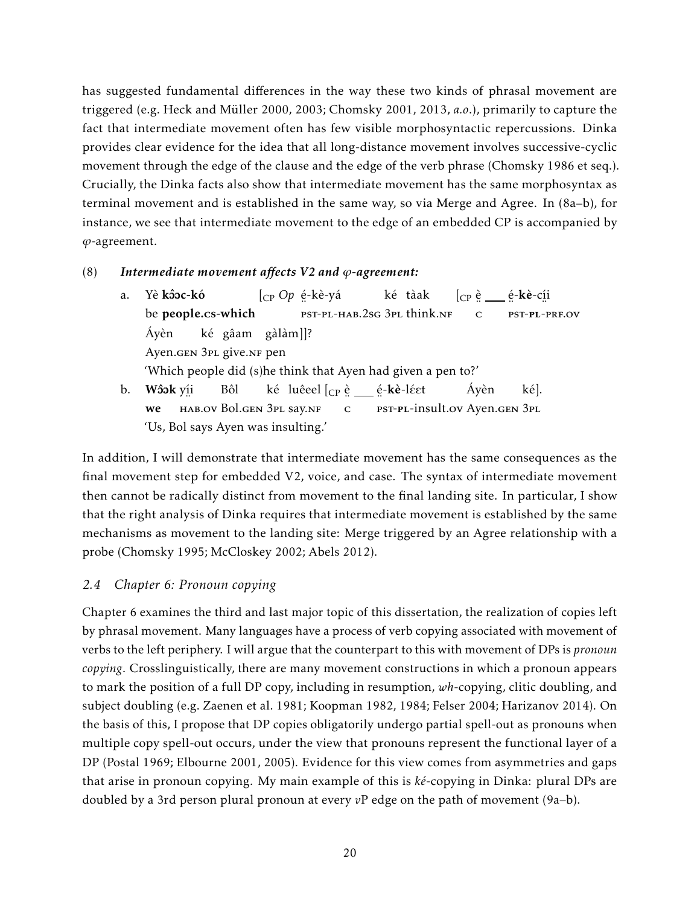has suggested fundamental differences in the way these two kinds of phrasal movement are triggered (e.g. Heck and Müller 2000, 2003; Chomsky 2001, 2013, *a.o.*), primarily to capture the fact that intermediate movement often has few visible morphosyntactic repercussions. Dinka provides clear evidence for the idea that all long-distance movement involves successive-cyclic movement through the edge of the clause and the edge of the verb phrase (Chomsky 1986 et seq.). Crucially, the Dinka facts also show that intermediate movement has the same morphosyntax as terminal movement and is established in the same way, so via Merge and Agree. In (8a–b), for instance, we see that intermediate movement to the edge of an embedded CP is accompanied by $\varphi$-agreement.

(8) ***Intermediate movement affects V2 and $\varphi$-agreement:***

a. Yè **kɔ̂ɔc-kó** [$_{CP}$ *Op* ḛ́-kè-yá ké tàak [$_{CP}$ ḛ̀ ___ ḛ́-**kè**-cḭ́ḭ
   be **people.CS-which** PST-PL-HAB.2SG 3PL think.NF C PST-**PL**-PRF.OV
   Áyèn ké gâam gàlàm]]?
   Ayen.GEN 3PL give.NF pen
   'Which people did (s)he think that Ayen had given a pen to?'

b. **Wɔ̂ɔk** yḭ́ḭ Bôl ké luêeel [$_{CP}$ ḛ̀ ___ ḛ́-**kè**-lɛ́ɛt Áyèn ké].
   **we** HAB.OV Bol.GEN 3PL say.NF C PST-**PL**-insult.OV Ayen.GEN 3PL
   'Us, Bol says Ayen was insulting.'

In addition, I will demonstrate that intermediate movement has the same consequences as the final movement step for embedded V2, voice, and case. The syntax of intermediate movement then cannot be radically distinct from movement to the final landing site. In particular, I show that the right analysis of Dinka requires that intermediate movement is established by the same mechanisms as movement to the landing site: Merge triggered by an Agree relationship with a probe (Chomsky 1995; McCloskey 2002; Abels 2012).

### *2.4 Chapter 6: Pronoun copying*

Chapter 6 examines the third and last major topic of this dissertation, the realization of copies left by phrasal movement. Many languages have a process of verb copying associated with movement of verbs to the left periphery. I will argue that the counterpart to this with movement of DPs is *pronoun copying*. Crosslinguistically, there are many movement constructions in which a pronoun appears to mark the position of a full DP copy, including in resumption, *wh*-copying, clitic doubling, and subject doubling (e.g. Zaenen et al. 1981; Koopman 1982, 1984; Felser 2004; Harizanov 2014). On the basis of this, I propose that DP copies obligatorily undergo partial spell-out as pronouns when multiple copy spell-out occurs, under the view that pronouns represent the functional layer of a DP (Postal 1969; Elbourne 2001, 2005). Evidence for this view comes from asymmetries and gaps that arise in pronoun copying. My main example of this is *ké*-copying in Dinka: plural DPs are doubled by a 3rd person plural pronoun at every *v*P edge on the path of movement (9a–b).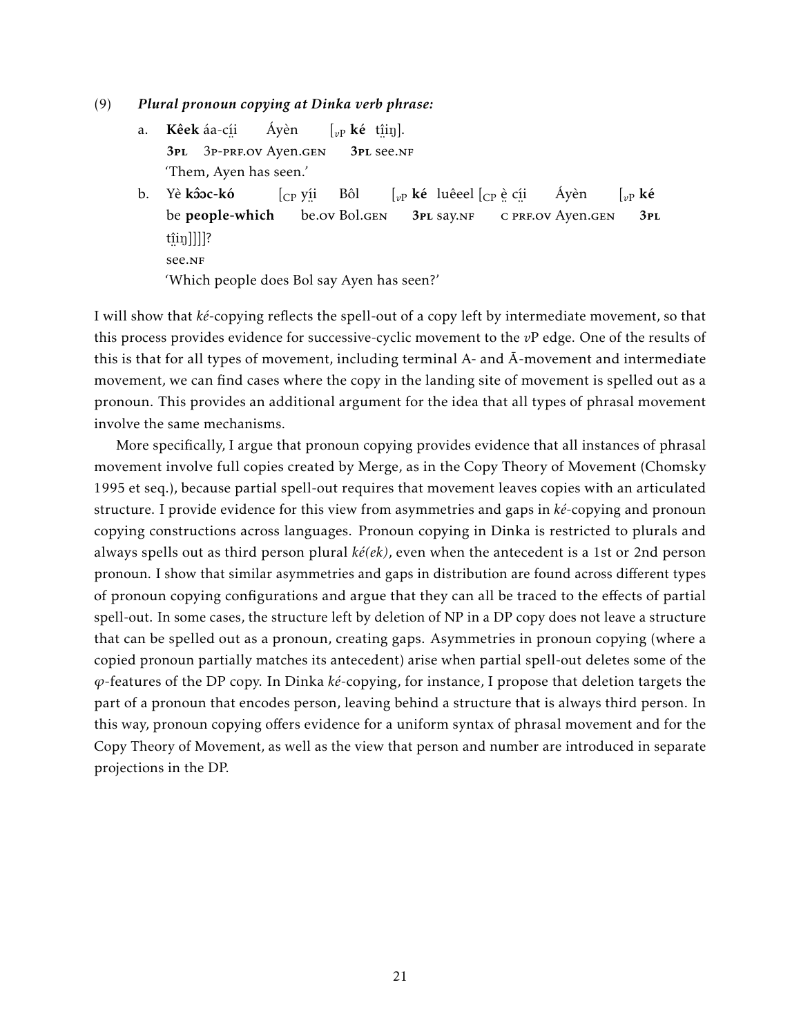(9) ***Plural pronoun copying at Dinka verb phrase:***

a. **Kêek** áa-cí̤i̤ Áyèn [$_{vP}$ **ké** ṯî̤i̤ŋ].
   **3PL** 3P-PRF.OV Ayen.GEN **3PL** see.NF
   'Them, Ayen has seen.'

b. Yè **kɔ̂ɔc-kó** [$_{CP}$ yí̤i̤ Bôl [$_{vP}$ **ké** luêeel [$_{CP}$ è̤ cí̤i̤ Áyèn [$_{vP}$ **ké** ṯî̤i̤ŋ]]]]?
   be **people-which** be.OV Bol.GEN **3PL** say.NF C PRF.OV Ayen.GEN **3PL** see.NF
   'Which people does Bol say Ayen has seen?'

I will show that *ké*-copying reflects the spell-out of a copy left by intermediate movement, so that this process provides evidence for successive-cyclic movement to the *v*P edge. One of the results of this is that for all types of movement, including terminal A- and Ā-movement and intermediate movement, we can find cases where the copy in the landing site of movement is spelled out as a pronoun. This provides an additional argument for the idea that all types of phrasal movement involve the same mechanisms.

More specifically, I argue that pronoun copying provides evidence that all instances of phrasal movement involve full copies created by Merge, as in the Copy Theory of Movement (Chomsky 1995 et seq.), because partial spell-out requires that movement leaves copies with an articulated structure. I provide evidence for this view from asymmetries and gaps in *ké*-copying and pronoun copying constructions across languages. Pronoun copying in Dinka is restricted to plurals and always spells out as third person plural *ké(ek)*, even when the antecedent is a 1st or 2nd person pronoun. I show that similar asymmetries and gaps in distribution are found across different types of pronoun copying configurations and argue that they can all be traced to the effects of partial spell-out. In some cases, the structure left by deletion of NP in a DP copy does not leave a structure that can be spelled out as a pronoun, creating gaps. Asymmetries in pronoun copying (where a copied pronoun partially matches its antecedent) arise when partial spell-out deletes some of the $\varphi$-features of the DP copy. In Dinka *ké*-copying, for instance, I propose that deletion targets the part of a pronoun that encodes person, leaving behind a structure that is always third person. In this way, pronoun copying offers evidence for a uniform syntax of phrasal movement and for the Copy Theory of Movement, as well as the view that person and number are introduced in separate projections in the DP.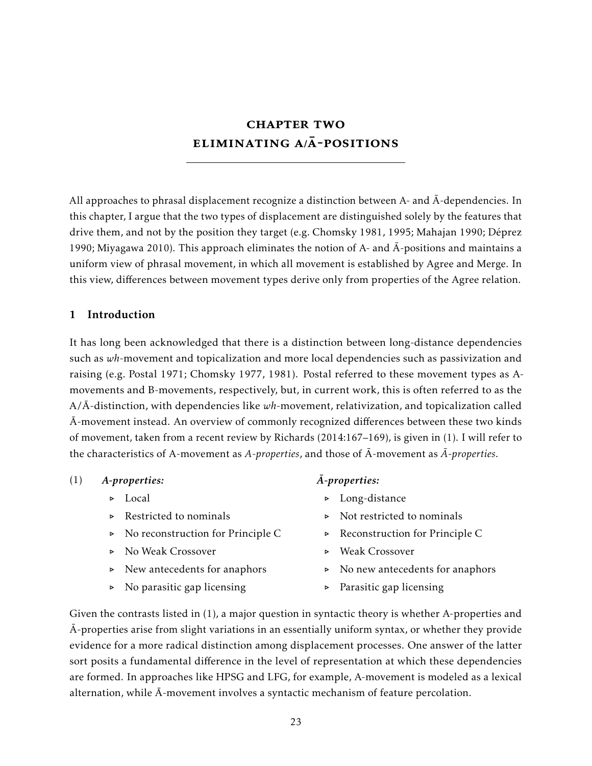# CHAPTER TWO
# ELIMINATING A/Ā-POSITIONS

All approaches to phrasal displacement recognize a distinction between A- and Ā-dependencies. In this chapter, I argue that the two types of displacement are distinguished solely by the features that drive them, and not by the position they target (e.g. Chomsky 1981, 1995; Mahajan 1990; Déprez 1990; Miyagawa 2010). This approach eliminates the notion of A- and Ā-positions and maintains a uniform view of phrasal movement, in which all movement is established by Agree and Merge. In this view, differences between movement types derive only from properties of the Agree relation.

## 1 Introduction

It has long been acknowledged that there is a distinction between long-distance dependencies such as *wh*-movement and topicalization and more local dependencies such as passivization and raising (e.g. Postal 1971; Chomsky 1977, 1981). Postal referred to these movement types as A-movements and B-movements, respectively, but, in current work, this is often referred to as the A/Ā-distinction, with dependencies like *wh*-movement, relativization, and topicalization called Ā-movement instead. An overview of commonly recognized differences between these two kinds of movement, taken from a recent review by Richards (2014:167–169), is given in (1). I will refer to the characteristics of A-movement as *A-properties*, and those of Ā-movement as *Ā-properties*.

(1)

| ***A-properties:*** | ***Ā-properties:*** |
|---|---|
| ▹ Local | ▹ Long-distance |
| ▹ Restricted to nominals | ▹ Not restricted to nominals |
| ▹ No reconstruction for Principle C | ▹ Reconstruction for Principle C |
| ▹ No Weak Crossover | ▹ Weak Crossover |
| ▹ New antecedents for anaphors | ▹ No new antecedents for anaphors |
| ▹ No parasitic gap licensing | ▹ Parasitic gap licensing |

Given the contrasts listed in (1), a major question in syntactic theory is whether A-properties and Ā-properties arise from slight variations in an essentially uniform syntax, or whether they provide evidence for a more radical distinction among displacement processes. One answer of the latter sort posits a fundamental difference in the level of representation at which these dependencies are formed. In approaches like HPSG and LFG, for example, A-movement is modeled as a lexical alternation, while Ā-movement involves a syntactic mechanism of feature percolation.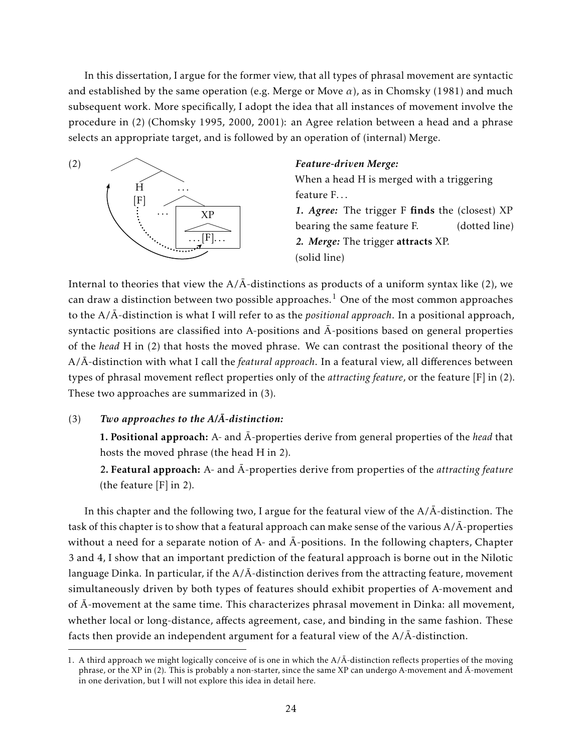In this dissertation, I argue for the former view, that all types of phrasal movement are syntactic and established by the same operation (e.g. Merge or Move $\alpha$), as in Chomsky (1981) and much subsequent work. More specifically, I adopt the idea that all instances of movement involve the procedure in (2) (Chomsky 1995, 2000, 2001): an Agree relation between a head and a phrase selects an appropriate target, and is followed by an operation of (internal) Merge.

(2) ***Feature-driven Merge:***
When a head H is merged with a triggering feature F...
***1. Agree:*** The trigger F **finds** the (closest) XP bearing the same feature F. (dotted line)
***2. Merge:*** The trigger **attracts** XP. (solid line)

Internal to theories that view the A/Ā-distinctions as products of a uniform syntax like (2), we can draw a distinction between two possible approaches.[1] One of the most common approaches to the A/Ā-distinction is what I will refer to as the *positional approach*. In a positional approach, syntactic positions are classified into A-positions and Ā-positions based on general properties of the *head* H in (2) that hosts the moved phrase. We can contrast the positional theory of the A/Ā-distinction with what I call the *featural approach*. In a featural view, all differences between types of phrasal movement reflect properties only of the *attracting feature*, or the feature [F] in (2). These two approaches are summarized in (3).

(3) ***Two approaches to the A/Ā-distinction:***

**1. Positional approach:** A- and Ā-properties derive from general properties of the *head* that hosts the moved phrase (the head H in 2).

**2. Featural approach:** A- and Ā-properties derive from properties of the *attracting feature* (the feature [F] in 2).

In this chapter and the following two, I argue for the featural view of the A/Ā-distinction. The task of this chapter is to show that a featural approach can make sense of the various A/Ā-properties without a need for a separate notion of A- and Ā-positions. In the following chapters, Chapter 3 and 4, I show that an important prediction of the featural approach is borne out in the Nilotic language Dinka. In particular, if the A/Ā-distinction derives from the attracting feature, movement simultaneously driven by both types of features should exhibit properties of A-movement and of Ā-movement at the same time. This characterizes phrasal movement in Dinka: all movement, whether local or long-distance, affects agreement, case, and binding in the same fashion. These facts then provide an independent argument for a featural view of the A/Ā-distinction.

1. A third approach we might logically conceive of is one in which the A/Ā-distinction reflects properties of the moving phrase, or the XP in (2). This is probably a non-starter, since the same XP can undergo A-movement and Ā-movement in one derivation, but I will not explore this idea in detail here.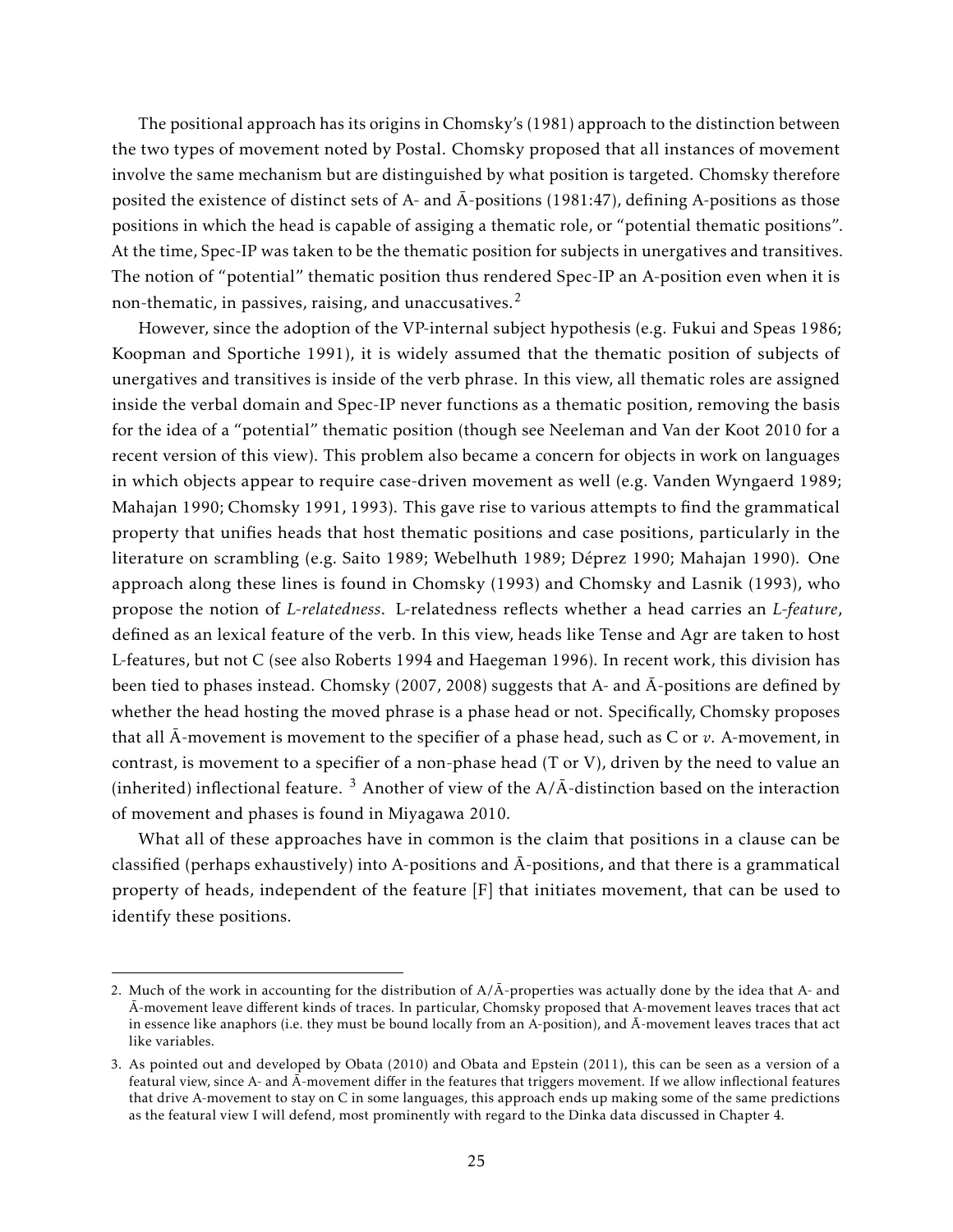The positional approach has its origins in Chomsky's (1981) approach to the distinction between the two types of movement noted by Postal. Chomsky proposed that all instances of movement involve the same mechanism but are distinguished by what position is targeted. Chomsky therefore posited the existence of distinct sets of A- and Ā-positions (1981:47), defining A-positions as those positions in which the head is capable of assiging a thematic role, or "potential thematic positions". At the time, Spec-IP was taken to be the thematic position for subjects in unergatives and transitives. The notion of "potential" thematic position thus rendered Spec-IP an A-position even when it is non-thematic, in passives, raising, and unaccusatives.[2]

However, since the adoption of the VP-internal subject hypothesis (e.g. Fukui and Speas 1986; Koopman and Sportiche 1991), it is widely assumed that the thematic position of subjects of unergatives and transitives is inside of the verb phrase. In this view, all thematic roles are assigned inside the verbal domain and Spec-IP never functions as a thematic position, removing the basis for the idea of a "potential" thematic position (though see Neeleman and Van der Koot 2010 for a recent version of this view). This problem also became a concern for objects in work on languages in which objects appear to require case-driven movement as well (e.g. Vanden Wyngaerd 1989; Mahajan 1990; Chomsky 1991, 1993). This gave rise to various attempts to find the grammatical property that unifies heads that host thematic positions and case positions, particularly in the literature on scrambling (e.g. Saito 1989; Webelhuth 1989; Déprez 1990; Mahajan 1990). One approach along these lines is found in Chomsky (1993) and Chomsky and Lasnik (1993), who propose the notion of *L-relatedness*. L-relatedness reflects whether a head carries an *L-feature*, defined as an lexical feature of the verb. In this view, heads like Tense and Agr are taken to host L-features, but not C (see also Roberts 1994 and Haegeman 1996). In recent work, this division has been tied to phases instead. Chomsky (2007, 2008) suggests that A- and Ā-positions are defined by whether the head hosting the moved phrase is a phase head or not. Specifically, Chomsky proposes that all Ā-movement is movement to the specifier of a phase head, such as C or *v*. A-movement, in contrast, is movement to a specifier of a non-phase head (T or V), driven by the need to value an (inherited) inflectional feature. [3] Another of view of the A/Ā-distinction based on the interaction of movement and phases is found in Miyagawa 2010.

What all of these approaches have in common is the claim that positions in a clause can be classified (perhaps exhaustively) into A-positions and Ā-positions, and that there is a grammatical property of heads, independent of the feature [F] that initiates movement, that can be used to identify these positions.

---

2. Much of the work in accounting for the distribution of A/Ā-properties was actually done by the idea that A- and Ā-movement leave different kinds of traces. In particular, Chomsky proposed that A-movement leaves traces that act in essence like anaphors (i.e. they must be bound locally from an A-position), and Ā-movement leaves traces that act like variables.

3. As pointed out and developed by Obata (2010) and Obata and Epstein (2011), this can be seen as a version of a featural view, since A- and Ā-movement differ in the features that triggers movement. If we allow inflectional features that drive A-movement to stay on C in some languages, this approach ends up making some of the same predictions as the featural view I will defend, most prominently with regard to the Dinka data discussed in Chapter 4.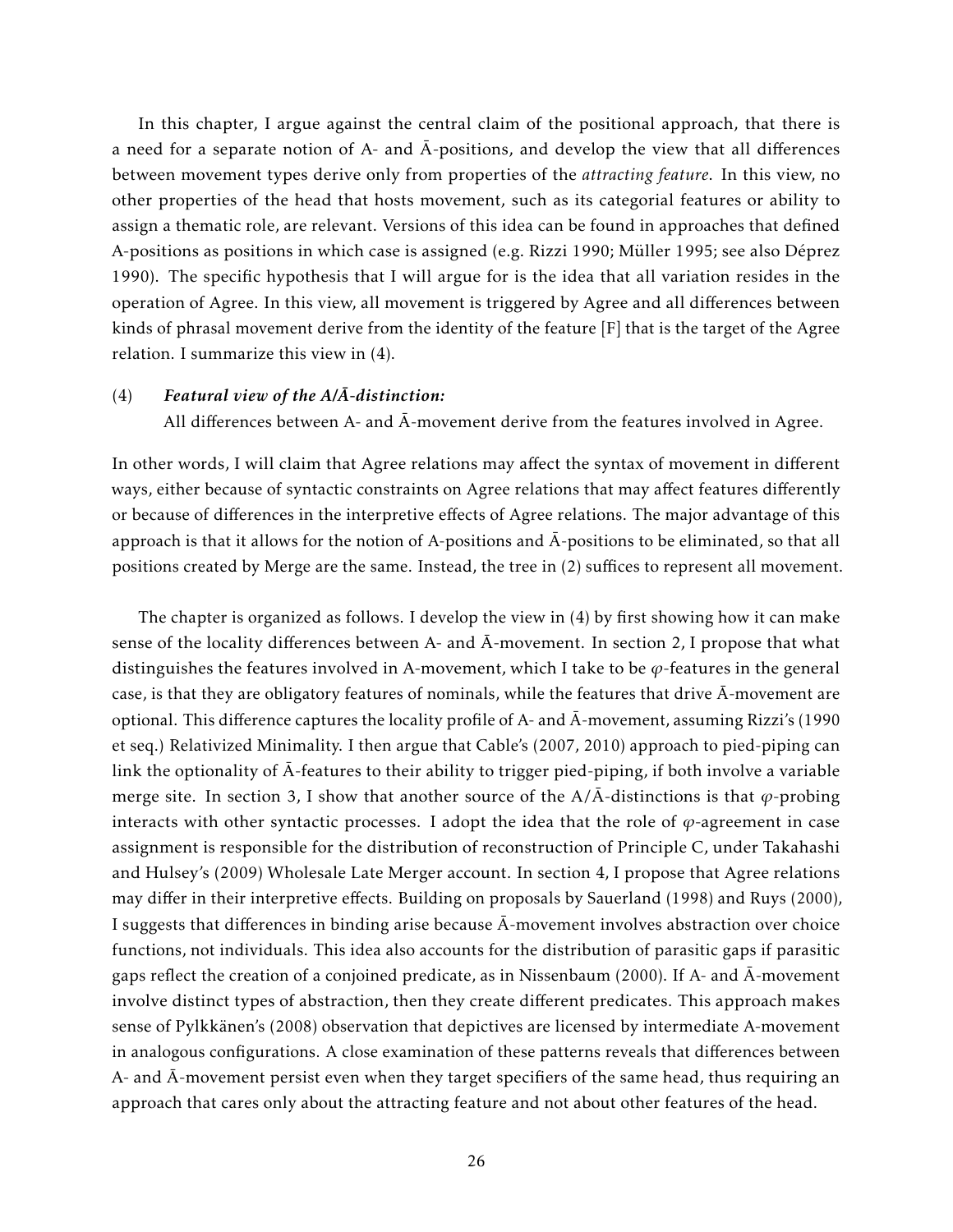In this chapter, I argue against the central claim of the positional approach, that there is a need for a separate notion of A- and Ā-positions, and develop the view that all differences between movement types derive only from properties of the *attracting feature*. In this view, no other properties of the head that hosts movement, such as its categorial features or ability to assign a thematic role, are relevant. Versions of this idea can be found in approaches that defined A-positions as positions in which case is assigned (e.g. Rizzi 1990; Müller 1995; see also Déprez 1990). The specific hypothesis that I will argue for is the idea that all variation resides in the operation of Agree. In this view, all movement is triggered by Agree and all differences between kinds of phrasal movement derive from the identity of the feature [F] that is the target of the Agree relation. I summarize this view in (4).

(4) ***Featural view of the A/Ā-distinction:***
All differences between A- and Ā-movement derive from the features involved in Agree.

In other words, I will claim that Agree relations may affect the syntax of movement in different ways, either because of syntactic constraints on Agree relations that may affect features differently or because of differences in the interpretive effects of Agree relations. The major advantage of this approach is that it allows for the notion of A-positions and Ā-positions to be eliminated, so that all positions created by Merge are the same. Instead, the tree in (2) suffices to represent all movement.

The chapter is organized as follows. I develop the view in (4) by first showing how it can make sense of the locality differences between A- and Ā-movement. In section 2, I propose that what distinguishes the features involved in A-movement, which I take to be $\varphi$-features in the general case, is that they are obligatory features of nominals, while the features that drive Ā-movement are optional. This difference captures the locality profile of A- and Ā-movement, assuming Rizzi's (1990 et seq.) Relativized Minimality. I then argue that Cable's (2007, 2010) approach to pied-piping can link the optionality of Ā-features to their ability to trigger pied-piping, if both involve a variable merge site. In section 3, I show that another source of the A/Ā-distinctions is that $\varphi$-probing interacts with other syntactic processes. I adopt the idea that the role of $\varphi$-agreement in case assignment is responsible for the distribution of reconstruction of Principle C, under Takahashi and Hulsey's (2009) Wholesale Late Merger account. In section 4, I propose that Agree relations may differ in their interpretive effects. Building on proposals by Sauerland (1998) and Ruys (2000), I suggests that differences in binding arise because Ā-movement involves abstraction over choice functions, not individuals. This idea also accounts for the distribution of parasitic gaps if parasitic gaps reflect the creation of a conjoined predicate, as in Nissenbaum (2000). If A- and Ā-movement involve distinct types of abstraction, then they create different predicates. This approach makes sense of Pylkkänen's (2008) observation that depictives are licensed by intermediate A-movement in analogous configurations. A close examination of these patterns reveals that differences between A- and Ā-movement persist even when they target specifiers of the same head, thus requiring an approach that cares only about the attracting feature and not about other features of the head.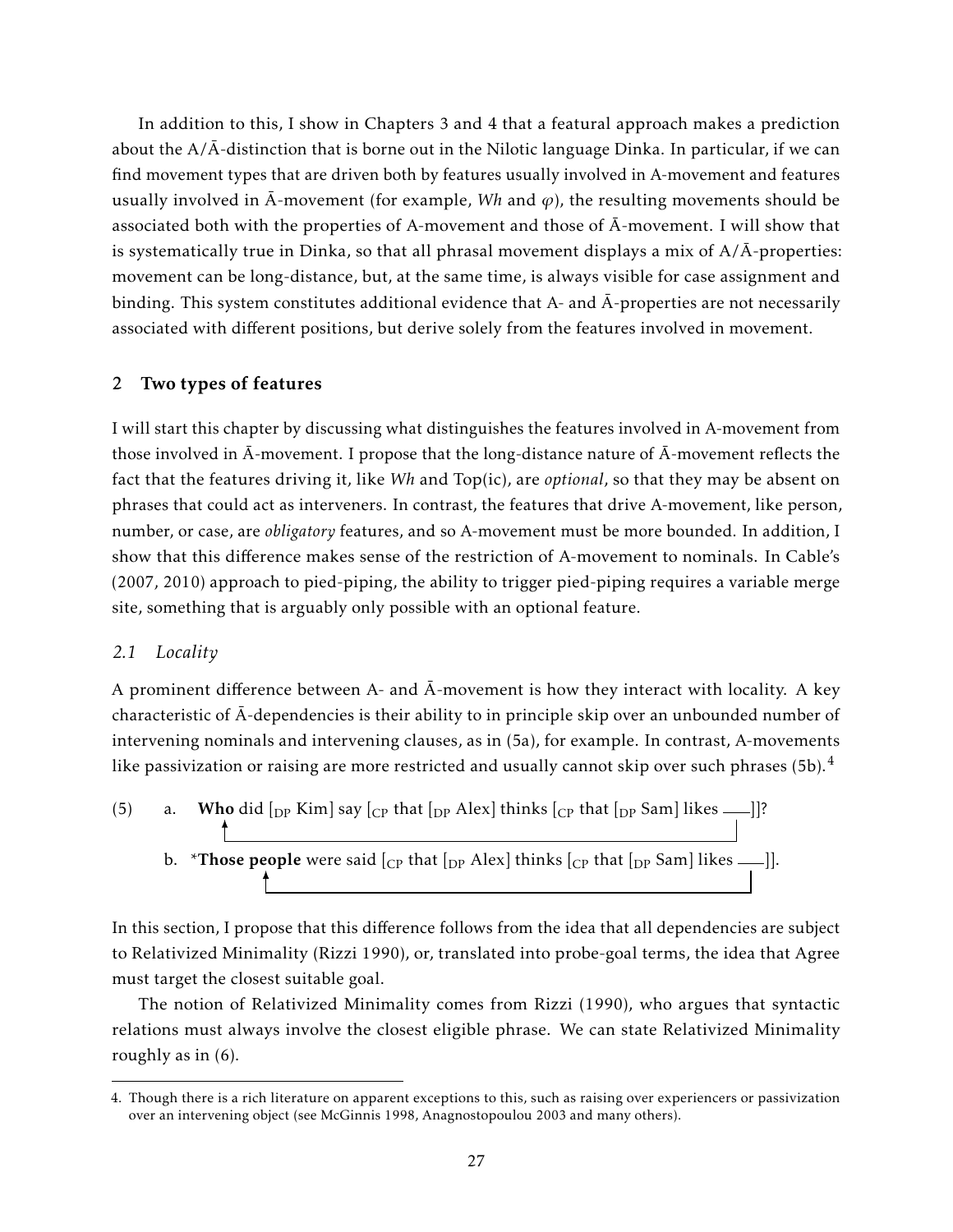In addition to this, I show in Chapters 3 and 4 that a featural approach makes a prediction about the A/Ā-distinction that is borne out in the Nilotic language Dinka. In particular, if we can find movement types that are driven both by features usually involved in A-movement and features usually involved in Ā-movement (for example, *Wh* and $\varphi$), the resulting movements should be associated both with the properties of A-movement and those of Ā-movement. I will show that is systematically true in Dinka, so that all phrasal movement displays a mix of A/Ā-properties: movement can be long-distance, but, at the same time, is always visible for case assignment and binding. This system constitutes additional evidence that A- and Ā-properties are not necessarily associated with different positions, but derive solely from the features involved in movement.

## 2 Two types of features

I will start this chapter by discussing what distinguishes the features involved in A-movement from those involved in Ā-movement. I propose that the long-distance nature of Ā-movement reflects the fact that the features driving it, like *Wh* and Top(ic), are *optional*, so that they may be absent on phrases that could act as interveners. In contrast, the features that drive A-movement, like person, number, or case, are *obligatory* features, and so A-movement must be more bounded. In addition, I show that this difference makes sense of the restriction of A-movement to nominals. In Cable's (2007, 2010) approach to pied-piping, the ability to trigger pied-piping requires a variable merge site, something that is arguably only possible with an optional feature.

### *2.1 Locality*

A prominent difference between A- and Ā-movement is how they interact with locality. A key characteristic of Ā-dependencies is their ability to in principle skip over an unbounded number of intervening nominals and intervening clauses, as in (5a), for example. In contrast, A-movements like passivization or raising are more restricted and usually cannot skip over such phrases (5b).[4]

(5) a. **Who** did [$_{\text{DP}}$ Kim] say [$_{\text{CP}}$ that [$_{\text{DP}}$ Alex] thinks [$_{\text{CP}}$ that [$_{\text{DP}}$ Sam] likes ___]]?

b. \***Those people** were said [$_{\text{CP}}$ that [$_{\text{DP}}$ Alex] thinks [$_{\text{CP}}$ that [$_{\text{DP}}$ Sam] likes ___]].

In this section, I propose that this difference follows from the idea that all dependencies are subject to Relativized Minimality (Rizzi 1990), or, translated into probe-goal terms, the idea that Agree must target the closest suitable goal.

The notion of Relativized Minimality comes from Rizzi (1990), who argues that syntactic relations must always involve the closest eligible phrase. We can state Relativized Minimality roughly as in (6).

4. Though there is a rich literature on apparent exceptions to this, such as raising over experiencers or passivization over an intervening object (see McGinnis 1998, Anagnostopoulou 2003 and many others).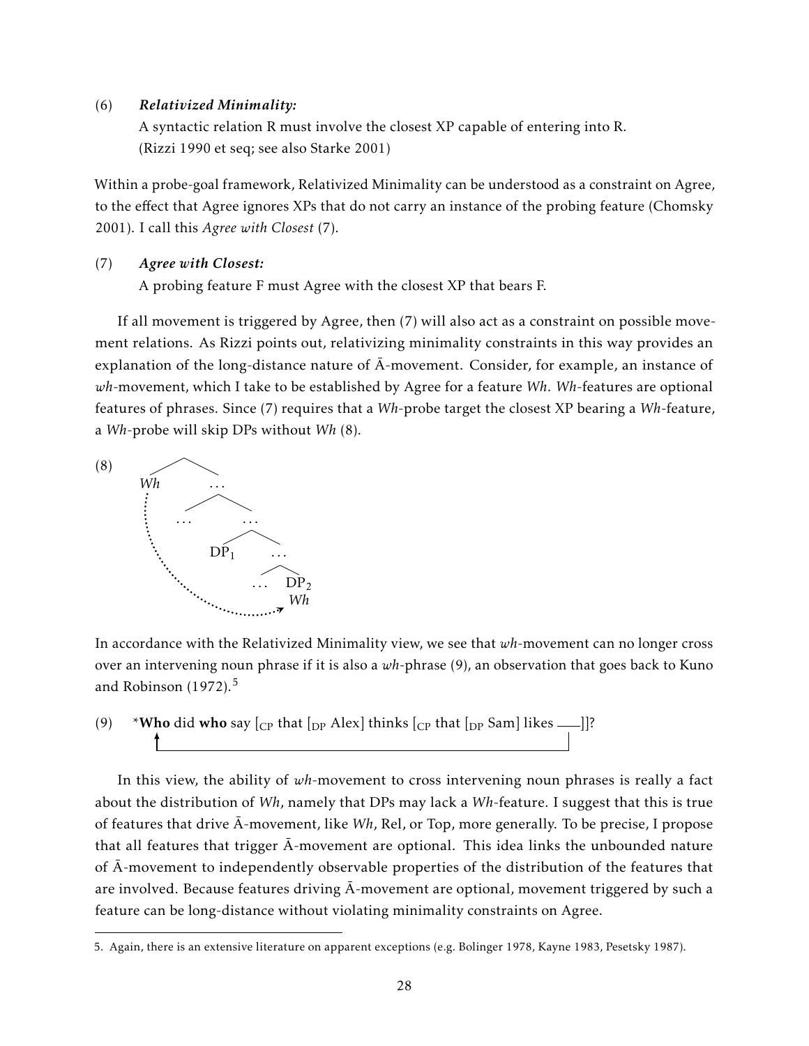(6) ***Relativized Minimality:***
A syntactic relation R must involve the closest XP capable of entering into R.
(Rizzi 1990 et seq; see also Starke 2001)

Within a probe-goal framework, Relativized Minimality can be understood as a constraint on Agree, to the effect that Agree ignores XPs that do not carry an instance of the probing feature (Chomsky 2001). I call this *Agree with Closest* (7).

(7) ***Agree with Closest:***
A probing feature F must Agree with the closest XP that bears F.

If all movement is triggered by Agree, then (7) will also act as a constraint on possible movement relations. As Rizzi points out, relativizing minimality constraints in this way provides an explanation of the long-distance nature of Ā-movement. Consider, for example, an instance of *wh*-movement, which I take to be established by Agree for a feature *Wh*. *Wh*-features are optional features of phrases. Since (7) requires that a *Wh*-probe target the closest XP bearing a *Wh*-feature, a *Wh*-probe will skip DPs without *Wh* (8).

(8) [*Wh* [ … [ … [ $DP_1$ [ … [ … $DP_2$ *Wh* ]]]]]] (Agree: *Wh* → $DP_2$)

In accordance with the Relativized Minimality view, we see that *wh*-movement can no longer cross over an intervening noun phrase if it is also a *wh*-phrase (9), an observation that goes back to Kuno and Robinson (1972).[5]

(9) \***Who** did **who** say [$_{CP}$ that [$_{DP}$ Alex] thinks [$_{CP}$ that [$_{DP}$ Sam] likes \_\_\_ ]]?

In this view, the ability of *wh*-movement to cross intervening noun phrases is really a fact about the distribution of *Wh*, namely that DPs may lack a *Wh*-feature. I suggest that this is true of features that drive Ā-movement, like *Wh*, Rel, or Top, more generally. To be precise, I propose that all features that trigger Ā-movement are optional. This idea links the unbounded nature of Ā-movement to independently observable properties of the distribution of the features that are involved. Because features driving Ā-movement are optional, movement triggered by such a feature can be long-distance without violating minimality constraints on Agree.

5. Again, there is an extensive literature on apparent exceptions (e.g. Bolinger 1978, Kayne 1983, Pesetsky 1987).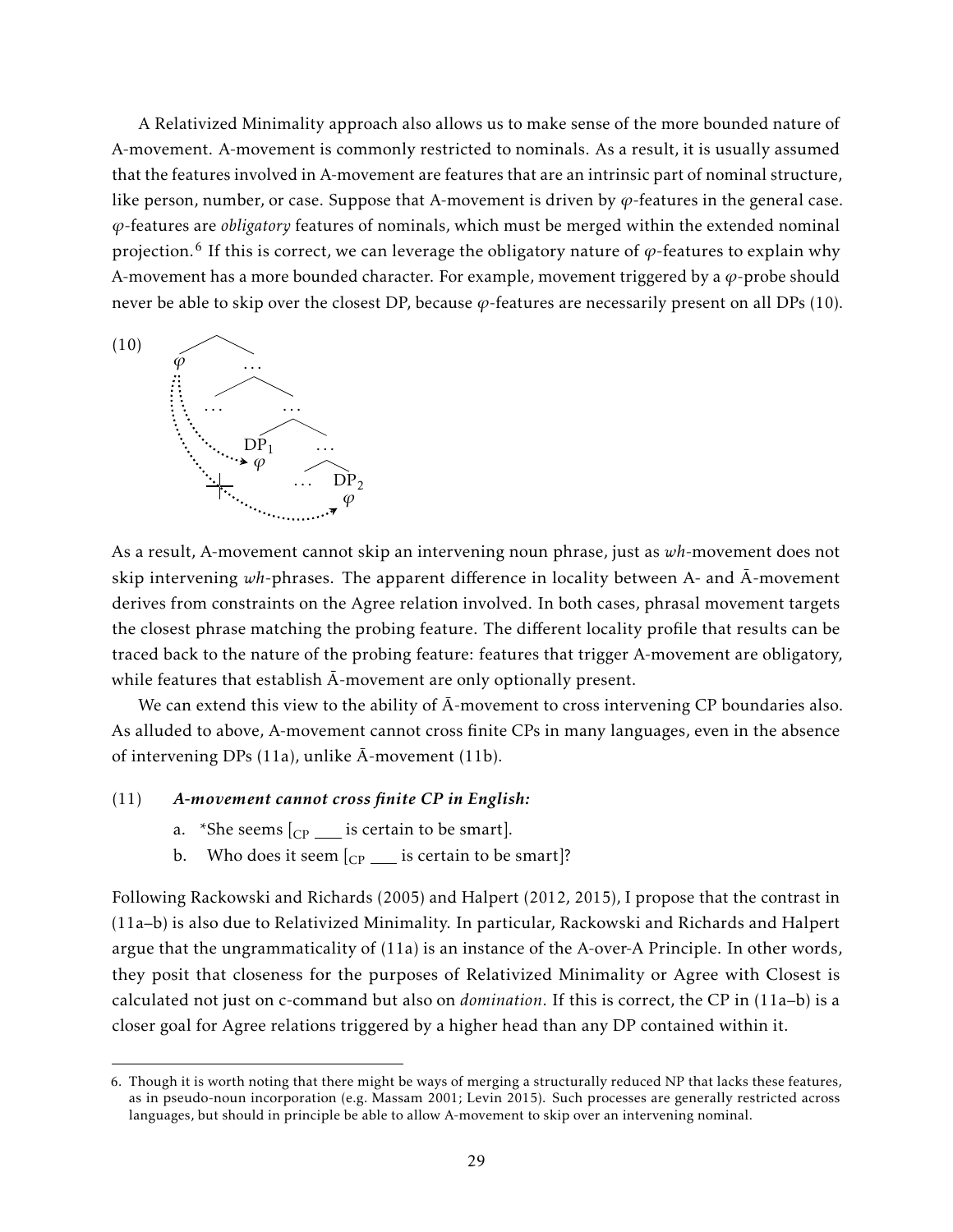A Relativized Minimality approach also allows us to make sense of the more bounded nature of A-movement. A-movement is commonly restricted to nominals. As a result, it is usually assumed that the features involved in A-movement are features that are an intrinsic part of nominal structure, like person, number, or case. Suppose that A-movement is driven by $\varphi$-features in the general case. $\varphi$-features are *obligatory* features of nominals, which must be merged within the extended nominal projection.[6] If this is correct, we can leverage the obligatory nature of $\varphi$-features to explain why A-movement has a more bounded character. For example, movement triggered by a $\varphi$-probe should never be able to skip over the closest DP, because $\varphi$-features are necessarily present on all DPs (10).

(10) [tree: $\varphi$ probe at top; Agree arrow to DP$_1$ ($\varphi$) succeeds; arrow to lower DP$_2$ ($\varphi$) is blocked]

As a result, A-movement cannot skip an intervening noun phrase, just as *wh*-movement does not skip intervening *wh*-phrases. The apparent difference in locality between A- and Ā-movement derives from constraints on the Agree relation involved. In both cases, phrasal movement targets the closest phrase matching the probing feature. The different locality profile that results can be traced back to the nature of the probing feature: features that trigger A-movement are obligatory, while features that establish Ā-movement are only optionally present.

We can extend this view to the ability of Ā-movement to cross intervening CP boundaries also. As alluded to above, A-movement cannot cross finite CPs in many languages, even in the absence of intervening DPs (11a), unlike Ā-movement (11b).

(11) ***A-movement cannot cross finite CP in English:***

a. *She seems [$_{\text{CP}}$ ___ is certain to be smart].

b. Who does it seem [$_{\text{CP}}$ ___ is certain to be smart]?

Following Rackowski and Richards (2005) and Halpert (2012, 2015), I propose that the contrast in (11a–b) is also due to Relativized Minimality. In particular, Rackowski and Richards and Halpert argue that the ungrammaticality of (11a) is an instance of the A-over-A Principle. In other words, they posit that closeness for the purposes of Relativized Minimality or Agree with Closest is calculated not just on c-command but also on *domination*. If this is correct, the CP in (11a–b) is a closer goal for Agree relations triggered by a higher head than any DP contained within it.

6. Though it is worth noting that there might be ways of merging a structurally reduced NP that lacks these features, as in pseudo-noun incorporation (e.g. Massam 2001; Levin 2015). Such processes are generally restricted across languages, but should in principle be able to allow A-movement to skip over an intervening nominal.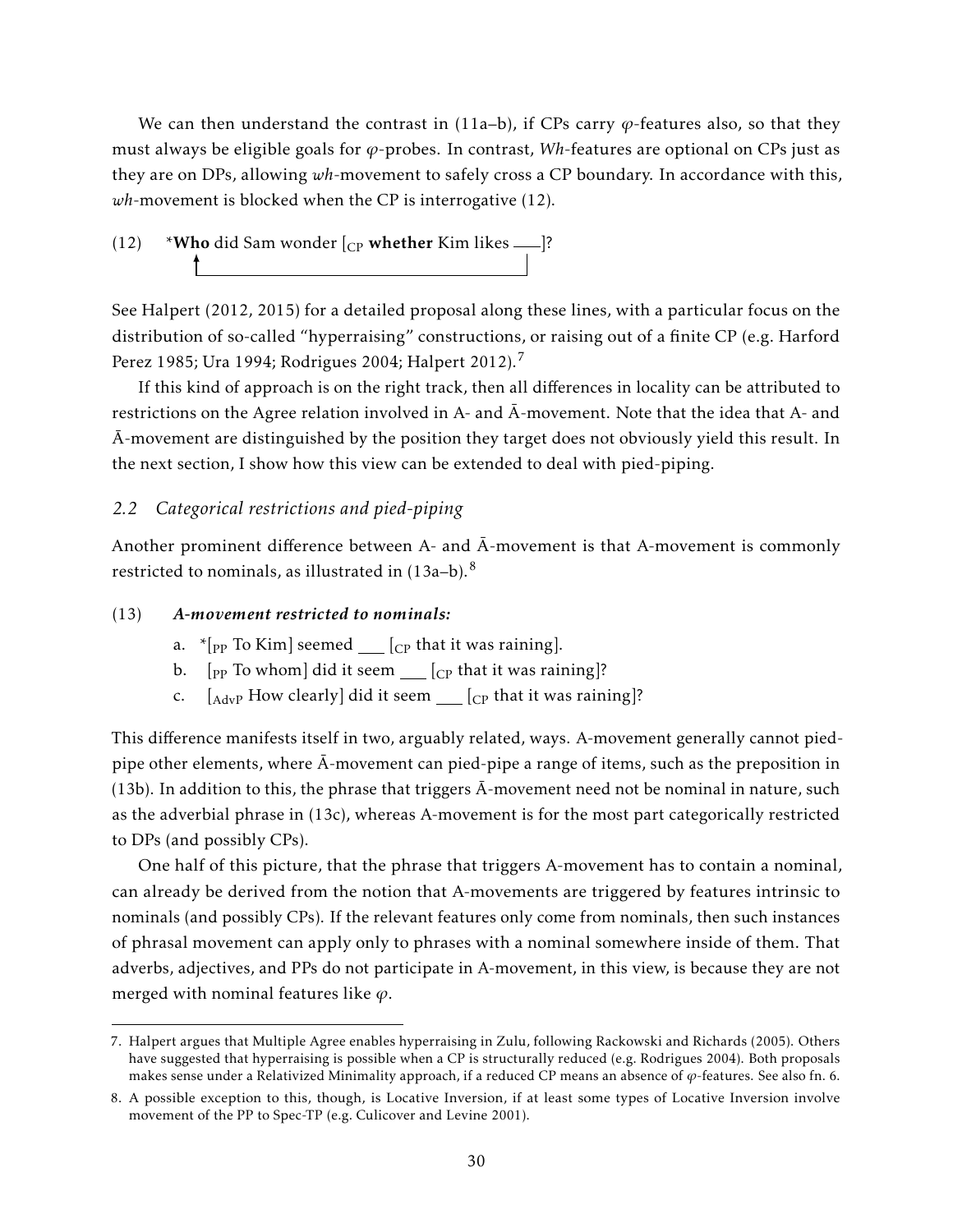We can then understand the contrast in (11a–b), if CPs carry $\varphi$-features also, so that they must always be eligible goals for $\varphi$-probes. In contrast, *Wh*-features are optional on CPs just as they are on DPs, allowing *wh*-movement to safely cross a CP boundary. In accordance with this, *wh*-movement is blocked when the CP is interrogative (12).

(12) \***Who** did Sam wonder [$_{\text{CP}}$ **whether** Kim likes \_\_\_]?

See Halpert (2012, 2015) for a detailed proposal along these lines, with a particular focus on the distribution of so-called "hyperraising" constructions, or raising out of a finite CP (e.g. Harford Perez 1985; Ura 1994; Rodrigues 2004; Halpert 2012).[7]

If this kind of approach is on the right track, then all differences in locality can be attributed to restrictions on the Agree relation involved in A- and Ā-movement. Note that the idea that A- and Ā-movement are distinguished by the position they target does not obviously yield this result. In the next section, I show how this view can be extended to deal with pied-piping.

### *2.2 Categorical restrictions and pied-piping*

Another prominent difference between A- and Ā-movement is that A-movement is commonly restricted to nominals, as illustrated in (13a–b).[8]

(13) ***A-movement restricted to nominals:***

a. \*[$_{\text{PP}}$ To Kim] seemed \_\_\_ [$_{\text{CP}}$ that it was raining].

b. [$_{\text{PP}}$ To whom] did it seem \_\_\_ [$_{\text{CP}}$ that it was raining]?

c. [$_{\text{AdvP}}$ How clearly] did it seem \_\_\_ [$_{\text{CP}}$ that it was raining]?

This difference manifests itself in two, arguably related, ways. A-movement generally cannot pied-pipe other elements, where Ā-movement can pied-pipe a range of items, such as the preposition in (13b). In addition to this, the phrase that triggers Ā-movement need not be nominal in nature, such as the adverbial phrase in (13c), whereas A-movement is for the most part categorically restricted to DPs (and possibly CPs).

One half of this picture, that the phrase that triggers A-movement has to contain a nominal, can already be derived from the notion that A-movements are triggered by features intrinsic to nominals (and possibly CPs). If the relevant features only come from nominals, then such instances of phrasal movement can apply only to phrases with a nominal somewhere inside of them. That adverbs, adjectives, and PPs do not participate in A-movement, in this view, is because they are not merged with nominal features like $\varphi$.

---

7. Halpert argues that Multiple Agree enables hyperraising in Zulu, following Rackowski and Richards (2005). Others have suggested that hyperraising is possible when a CP is structurally reduced (e.g. Rodrigues 2004). Both proposals makes sense under a Relativized Minimality approach, if a reduced CP means an absence of $\varphi$-features. See also fn. 6.

8. A possible exception to this, though, is Locative Inversion, if at least some types of Locative Inversion involve movement of the PP to Spec-TP (e.g. Culicover and Levine 2001).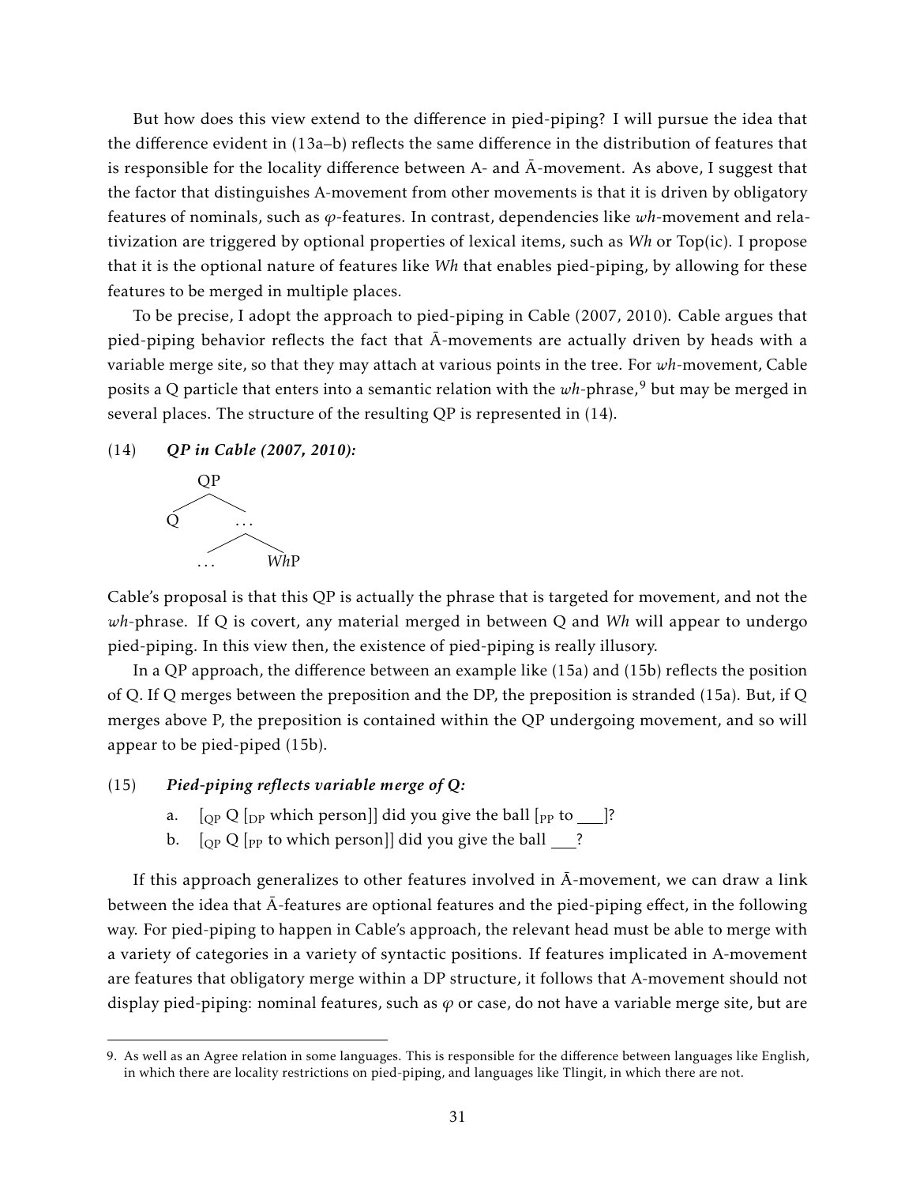But how does this view extend to the difference in pied-piping? I will pursue the idea that the difference evident in (13a–b) reflects the same difference in the distribution of features that is responsible for the locality difference between A- and Ā-movement. As above, I suggest that the factor that distinguishes A-movement from other movements is that it is driven by obligatory features of nominals, such as $\varphi$-features. In contrast, dependencies like *wh*-movement and relativization are triggered by optional properties of lexical items, such as *Wh* or Top(ic). I propose that it is the optional nature of features like *Wh* that enables pied-piping, by allowing for these features to be merged in multiple places.

To be precise, I adopt the approach to pied-piping in Cable (2007, 2010). Cable argues that pied-piping behavior reflects the fact that Ā-movements are actually driven by heads with a variable merge site, so that they may attach at various points in the tree. For *wh*-movement, Cable posits a Q particle that enters into a semantic relation with the *wh*-phrase,[9] but may be merged in several places. The structure of the resulting QP is represented in (14).

(14) ***QP in Cable (2007, 2010):***

```
      QP
     /  \
    Q    ...
        /   \
      ...   WhP
```

Cable's proposal is that this QP is actually the phrase that is targeted for movement, and not the *wh*-phrase. If Q is covert, any material merged in between Q and *Wh* will appear to undergo pied-piping. In this view then, the existence of pied-piping is really illusory.

In a QP approach, the difference between an example like (15a) and (15b) reflects the position of Q. If Q merges between the preposition and the DP, the preposition is stranded (15a). But, if Q merges above P, the preposition is contained within the QP undergoing movement, and so will appear to be pied-piped (15b).

(15) ***Pied-piping reflects variable merge of Q:***

a. [$_{\text{QP}}$ Q [$_{\text{DP}}$ which person]] did you give the ball [$_{\text{PP}}$ to ___]?

b. [$_{\text{QP}}$ Q [$_{\text{PP}}$ to which person]] did you give the ball ___?

If this approach generalizes to other features involved in Ā-movement, we can draw a link between the idea that Ā-features are optional features and the pied-piping effect, in the following way. For pied-piping to happen in Cable's approach, the relevant head must be able to merge with a variety of categories in a variety of syntactic positions. If features implicated in A-movement are features that obligatory merge within a DP structure, it follows that A-movement should not display pied-piping: nominal features, such as $\varphi$ or case, do not have a variable merge site, but are

9. As well as an Agree relation in some languages. This is responsible for the difference between languages like English, in which there are locality restrictions on pied-piping, and languages like Tlingit, in which there are not.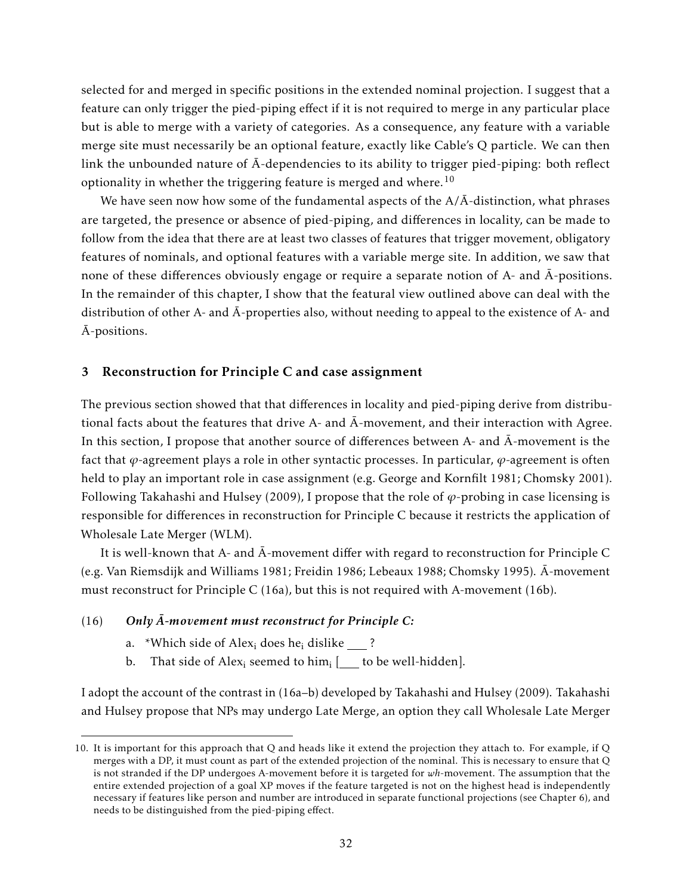selected for and merged in specific positions in the extended nominal projection. I suggest that a feature can only trigger the pied-piping effect if it is not required to merge in any particular place but is able to merge with a variety of categories. As a consequence, any feature with a variable merge site must necessarily be an optional feature, exactly like Cable's Q particle. We can then link the unbounded nature of Ā-dependencies to its ability to trigger pied-piping: both reflect optionality in whether the triggering feature is merged and where.[10]

We have seen now how some of the fundamental aspects of the A/Ā-distinction, what phrases are targeted, the presence or absence of pied-piping, and differences in locality, can be made to follow from the idea that there are at least two classes of features that trigger movement, obligatory features of nominals, and optional features with a variable merge site. In addition, we saw that none of these differences obviously engage or require a separate notion of A- and Ā-positions. In the remainder of this chapter, I show that the featural view outlined above can deal with the distribution of other A- and Ā-properties also, without needing to appeal to the existence of A- and Ā-positions.

## 3 Reconstruction for Principle C and case assignment

The previous section showed that that differences in locality and pied-piping derive from distributional facts about the features that drive A- and Ā-movement, and their interaction with Agree. In this section, I propose that another source of differences between A- and Ā-movement is the fact that $\varphi$-agreement plays a role in other syntactic processes. In particular, $\varphi$-agreement is often held to play an important role in case assignment (e.g. George and Kornfilt 1981; Chomsky 2001). Following Takahashi and Hulsey (2009), I propose that the role of $\varphi$-probing in case licensing is responsible for differences in reconstruction for Principle C because it restricts the application of Wholesale Late Merger (WLM).

It is well-known that A- and Ā-movement differ with regard to reconstruction for Principle C (e.g. Van Riemsdijk and Williams 1981; Freidin 1986; Lebeaux 1988; Chomsky 1995). Ā-movement must reconstruct for Principle C (16a), but this is not required with A-movement (16b).

(16) ***Only Ā-movement must reconstruct for Principle C:***

a. *Which side of Alex$_i$ does he$_i$ dislike ___ ?

b. That side of Alex$_i$ seemed to him$_i$ [___ to be well-hidden].

I adopt the account of the contrast in (16a–b) developed by Takahashi and Hulsey (2009). Takahashi and Hulsey propose that NPs may undergo Late Merge, an option they call Wholesale Late Merger

10. It is important for this approach that Q and heads like it extend the projection they attach to. For example, if Q merges with a DP, it must count as part of the extended projection of the nominal. This is necessary to ensure that Q is not stranded if the DP undergoes A-movement before it is targeted for *wh*-movement. The assumption that the entire extended projection of a goal XP moves if the feature targeted is not on the highest head is independently necessary if features like person and number are introduced in separate functional projections (see Chapter 6), and needs to be distinguished from the pied-piping effect.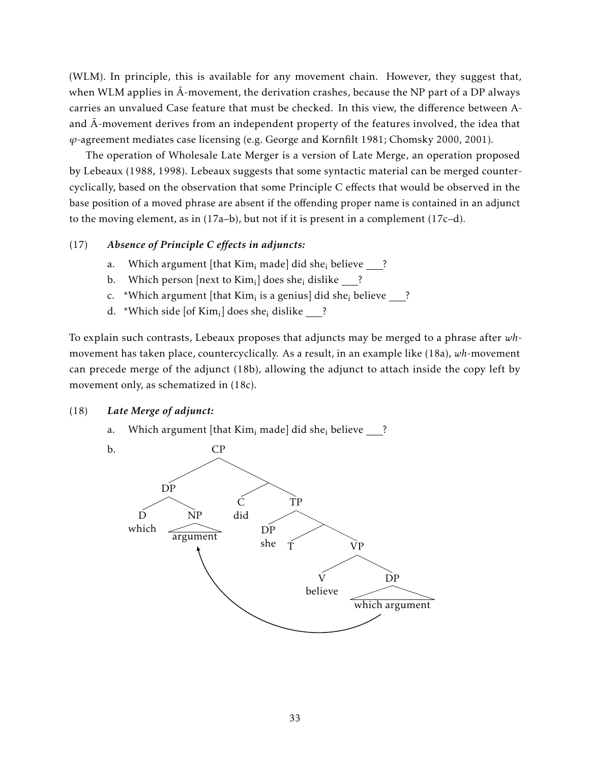(WLM). In principle, this is available for any movement chain. However, they suggest that, when WLM applies in Ā-movement, the derivation crashes, because the NP part of a DP always carries an unvalued Case feature that must be checked. In this view, the difference between A- and Ā-movement derives from an independent property of the features involved, the idea that $\varphi$-agreement mediates case licensing (e.g. George and Kornfilt 1981; Chomsky 2000, 2001).

The operation of Wholesale Late Merger is a version of Late Merge, an operation proposed by Lebeaux (1988, 1998). Lebeaux suggests that some syntactic material can be merged countercyclically, based on the observation that some Principle C effects that would be observed in the base position of a moved phrase are absent if the offending proper name is contained in an adjunct to the moving element, as in (17a–b), but not if it is present in a complement (17c–d).

(17) ***Absence of Principle C effects in adjuncts:***

a. Which argument [that Kim$_i$ made] did she$_i$ believe ___?

b. Which person [next to Kim$_i$] does she$_i$ dislike ___?

c. *Which argument [that Kim$_i$ is a genius] did she$_i$ believe ___?

d. *Which side [of Kim$_i$] does she$_i$ dislike ___?

To explain such contrasts, Lebeaux proposes that adjuncts may be merged to a phrase after *wh*-movement has taken place, countercyclically. As a result, in an example like (18a), *wh*-movement can precede merge of the adjunct (18b), allowing the adjunct to attach inside the copy left by movement only, as schematized in (18c).

(18) ***Late Merge of adjunct:***

a. Which argument [that Kim$_i$ made] did she$_i$ believe ___?

b. [CP [DP [D which] [NP argument]] [C did] [TP [DP she] [T] [VP [V believe] [DP which argument]]]]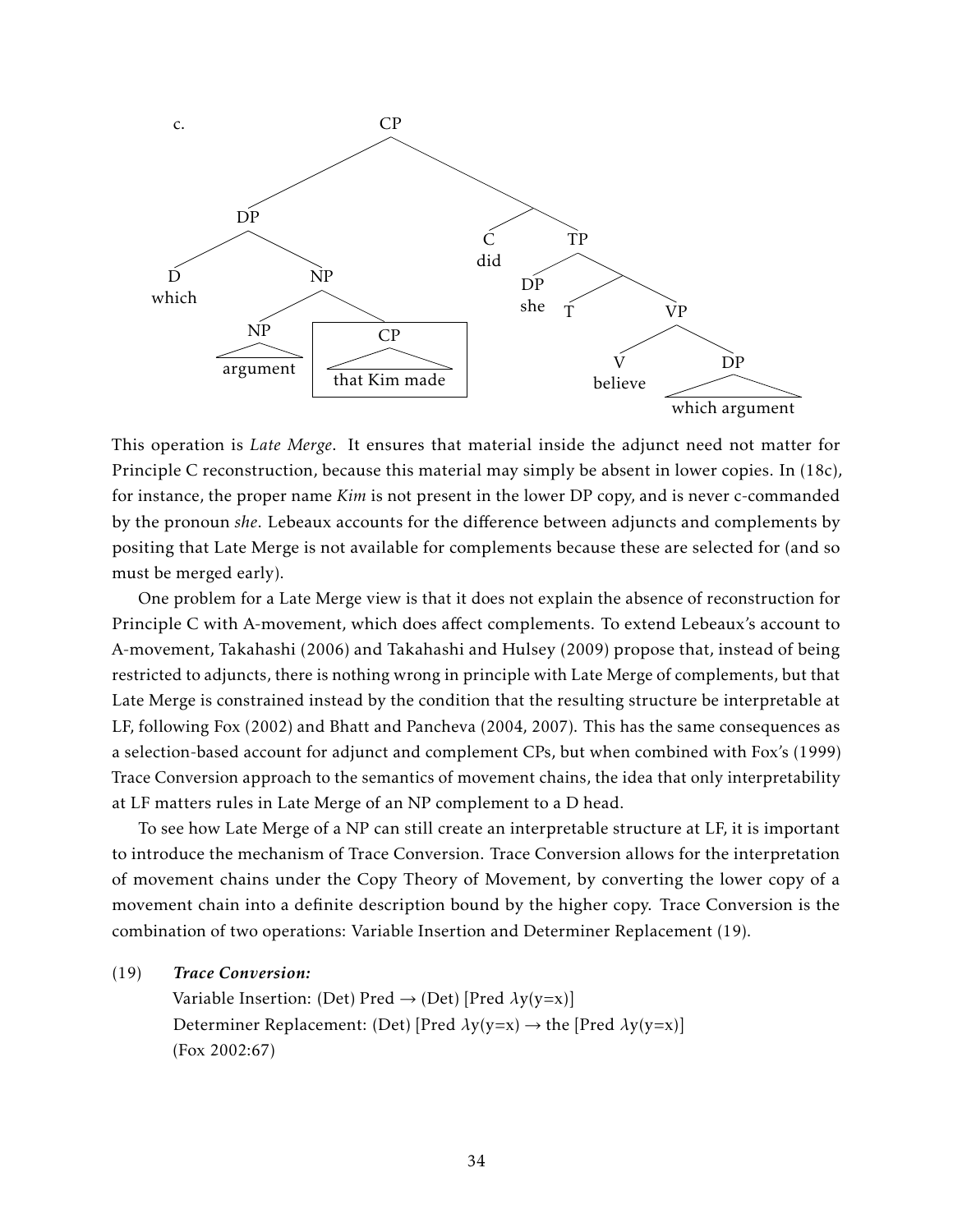c.

```
[CP [DP [D which] [NP [NP argument] [CP that Kim made]]] [C' [C did] [TP [DP she] [T' [T] [VP [V believe] [DP which argument]]]]]]
```

This operation is *Late Merge*. It ensures that material inside the adjunct need not matter for Principle C reconstruction, because this material may simply be absent in lower copies. In (18c), for instance, the proper name *Kim* is not present in the lower DP copy, and is never c-commanded by the pronoun *she*. Lebeaux accounts for the difference between adjuncts and complements by positing that Late Merge is not available for complements because these are selected for (and so must be merged early).

One problem for a Late Merge view is that it does not explain the absence of reconstruction for Principle C with A-movement, which does affect complements. To extend Lebeaux's account to A-movement, Takahashi (2006) and Takahashi and Hulsey (2009) propose that, instead of being restricted to adjuncts, there is nothing wrong in principle with Late Merge of complements, but that Late Merge is constrained instead by the condition that the resulting structure be interpretable at LF, following Fox (2002) and Bhatt and Pancheva (2004, 2007). This has the same consequences as a selection-based account for adjunct and complement CPs, but when combined with Fox's (1999) Trace Conversion approach to the semantics of movement chains, the idea that only interpretability at LF matters rules in Late Merge of an NP complement to a D head.

To see how Late Merge of a NP can still create an interpretable structure at LF, it is important to introduce the mechanism of Trace Conversion. Trace Conversion allows for the interpretation of movement chains under the Copy Theory of Movement, by converting the lower copy of a movement chain into a definite description bound by the higher copy. Trace Conversion is the combination of two operations: Variable Insertion and Determiner Replacement (19).

(19) ***Trace Conversion:***
Variable Insertion: (Det) Pred → (Det) [Pred $\lambda$y(y=x)]
Determiner Replacement: (Det) [Pred $\lambda$y(y=x) → the [Pred $\lambda$y(y=x)]
(Fox 2002:67)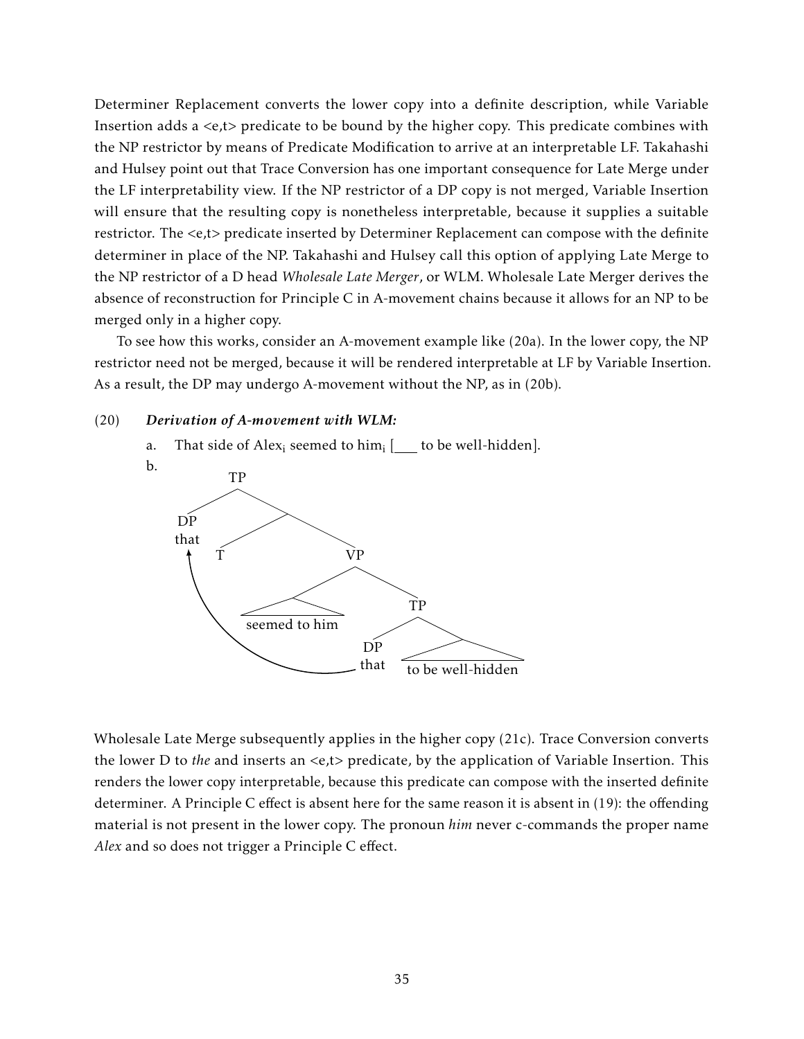Determiner Replacement converts the lower copy into a definite description, while Variable Insertion adds a <e,t> predicate to be bound by the higher copy. This predicate combines with the NP restrictor by means of Predicate Modification to arrive at an interpretable LF. Takahashi and Hulsey point out that Trace Conversion has one important consequence for Late Merge under the LF interpretability view. If the NP restrictor of a DP copy is not merged, Variable Insertion will ensure that the resulting copy is nonetheless interpretable, because it supplies a suitable restrictor. The <e,t> predicate inserted by Determiner Replacement can compose with the definite determiner in place of the NP. Takahashi and Hulsey call this option of applying Late Merge to the NP restrictor of a D head *Wholesale Late Merger*, or WLM. Wholesale Late Merger derives the absence of reconstruction for Principle C in A-movement chains because it allows for an NP to be merged only in a higher copy.

To see how this works, consider an A-movement example like (20a). In the lower copy, the NP restrictor need not be merged, because it will be rendered interpretable at LF by Variable Insertion. As a result, the DP may undergo A-movement without the NP, as in (20b).

(20) ***Derivation of A-movement with WLM:***

a. That side of Alex$_i$ seemed to him$_i$ [___ to be well-hidden].

b.

```
TP
├── DP
│   └── that   <──────────────────────┐
└── 
    ├── T                             │
    └── VP                            │
        ├── seemed to him             │
        └── TP                        │
            ├── DP                    │
            │   └── that  ────────────┘
            └── to be well-hidden
```

Wholesale Late Merge subsequently applies in the higher copy (21c). Trace Conversion converts the lower D to *the* and inserts an <e,t> predicate, by the application of Variable Insertion. This renders the lower copy interpretable, because this predicate can compose with the inserted definite determiner. A Principle C effect is absent here for the same reason it is absent in (19): the offending material is not present in the lower copy. The pronoun *him* never c-commands the proper name *Alex* and so does not trigger a Principle C effect.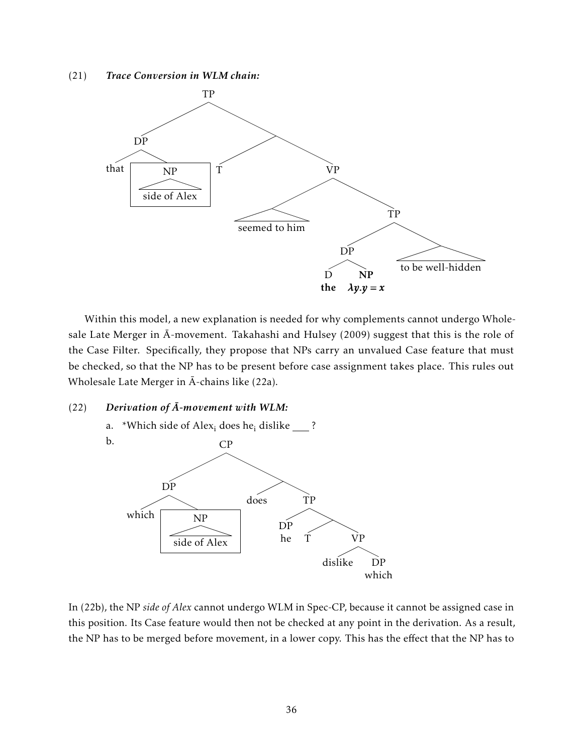(21) ***Trace Conversion in WLM chain:***

```
[TP [DP that [NP side of Alex]] [T [VP seemed to him [TP [DP [D the] [NP λy.y = x]] to be well-hidden]]]]
```

Within this model, a new explanation is needed for why complements cannot undergo Wholesale Late Merger in Ā-movement. Takahashi and Hulsey (2009) suggest that this is the role of the Case Filter. Specifically, they propose that NPs carry an unvalued Case feature that must be checked, so that the NP has to be present before case assignment takes place. This rules out Wholesale Late Merger in Ā-chains like (22a).

(22) ***Derivation of Ā-movement with WLM:***

a. \*Which side of Alex$_i$ does he$_i$ dislike ___ ?

b.

```
[CP [DP which [NP side of Alex]] [does [TP [DP he] [T [VP dislike [DP which]]]]]]
```

In (22b), the NP *side of Alex* cannot undergo WLM in Spec-CP, because it cannot be assigned case in this position. Its Case feature would then not be checked at any point in the derivation. As a result, the NP has to be merged before movement, in a lower copy. This has the effect that the NP has to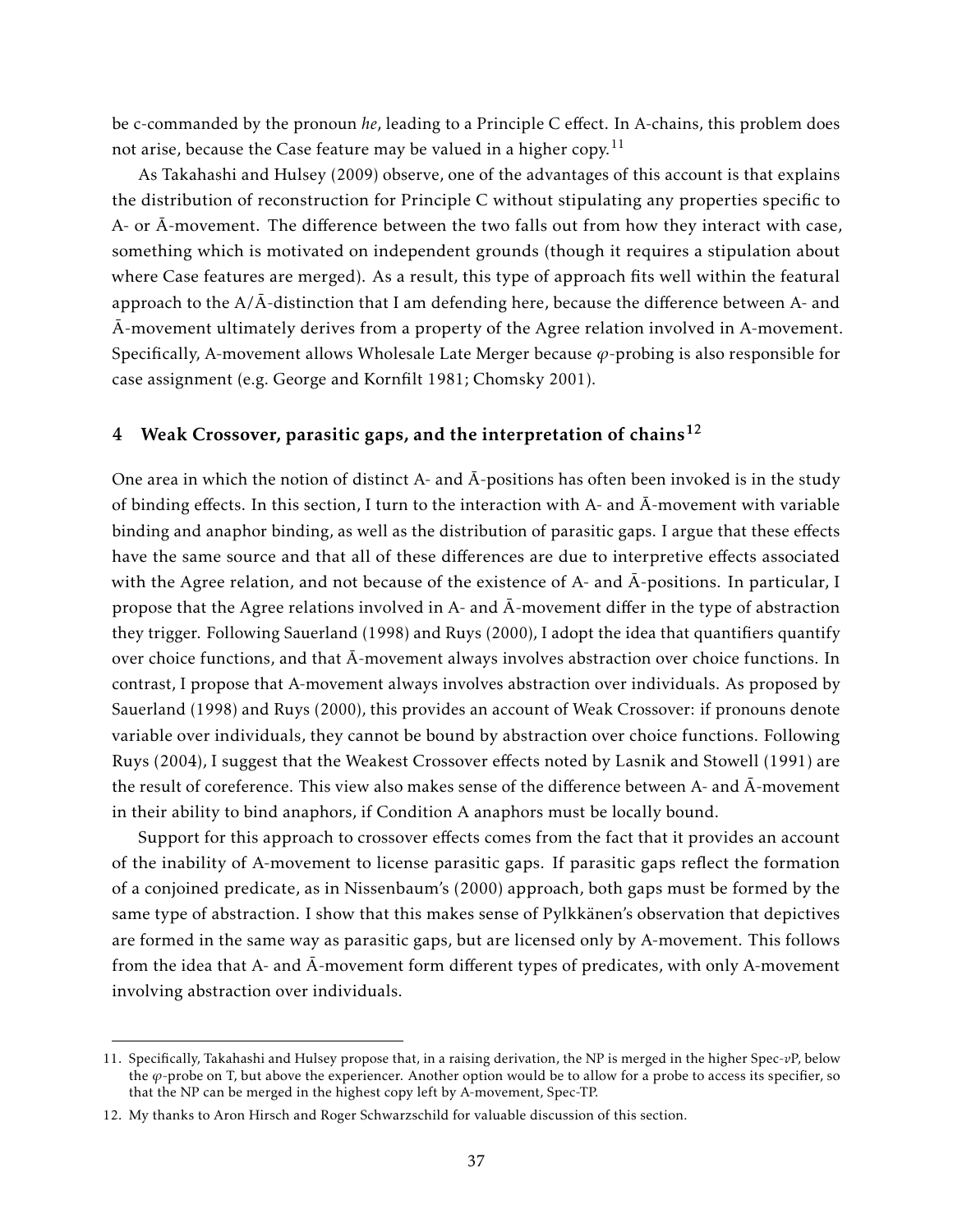be c-commanded by the pronoun *he*, leading to a Principle C effect. In A-chains, this problem does not arise, because the Case feature may be valued in a higher copy.[11]

As Takahashi and Hulsey (2009) observe, one of the advantages of this account is that explains the distribution of reconstruction for Principle C without stipulating any properties specific to A- or Ā-movement. The difference between the two falls out from how they interact with case, something which is motivated on independent grounds (though it requires a stipulation about where Case features are merged). As a result, this type of approach fits well within the featural approach to the A/Ā-distinction that I am defending here, because the difference between A- and Ā-movement ultimately derives from a property of the Agree relation involved in A-movement. Specifically, A-movement allows Wholesale Late Merger because $\varphi$-probing is also responsible for case assignment (e.g. George and Kornfilt 1981; Chomsky 2001).

## 4 Weak Crossover, parasitic gaps, and the interpretation of chains[12]

One area in which the notion of distinct A- and Ā-positions has often been invoked is in the study of binding effects. In this section, I turn to the interaction with A- and Ā-movement with variable binding and anaphor binding, as well as the distribution of parasitic gaps. I argue that these effects have the same source and that all of these differences are due to interpretive effects associated with the Agree relation, and not because of the existence of A- and Ā-positions. In particular, I propose that the Agree relations involved in A- and Ā-movement differ in the type of abstraction they trigger. Following Sauerland (1998) and Ruys (2000), I adopt the idea that quantifiers quantify over choice functions, and that Ā-movement always involves abstraction over choice functions. In contrast, I propose that A-movement always involves abstraction over individuals. As proposed by Sauerland (1998) and Ruys (2000), this provides an account of Weak Crossover: if pronouns denote variable over individuals, they cannot be bound by abstraction over choice functions. Following Ruys (2004), I suggest that the Weakest Crossover effects noted by Lasnik and Stowell (1991) are the result of coreference. This view also makes sense of the difference between A- and Ā-movement in their ability to bind anaphors, if Condition A anaphors must be locally bound.

Support for this approach to crossover effects comes from the fact that it provides an account of the inability of A-movement to license parasitic gaps. If parasitic gaps reflect the formation of a conjoined predicate, as in Nissenbaum's (2000) approach, both gaps must be formed by the same type of abstraction. I show that this makes sense of Pylkkänen's observation that depictives are formed in the same way as parasitic gaps, but are licensed only by A-movement. This follows from the idea that A- and Ā-movement form different types of predicates, with only A-movement involving abstraction over individuals.

11. Specifically, Takahashi and Hulsey propose that, in a raising derivation, the NP is merged in the higher Spec-*v*P, below the $\varphi$-probe on T, but above the experiencer. Another option would be to allow for a probe to access its specifier, so that the NP can be merged in the highest copy left by A-movement, Spec-TP.

12. My thanks to Aron Hirsch and Roger Schwarzschild for valuable discussion of this section.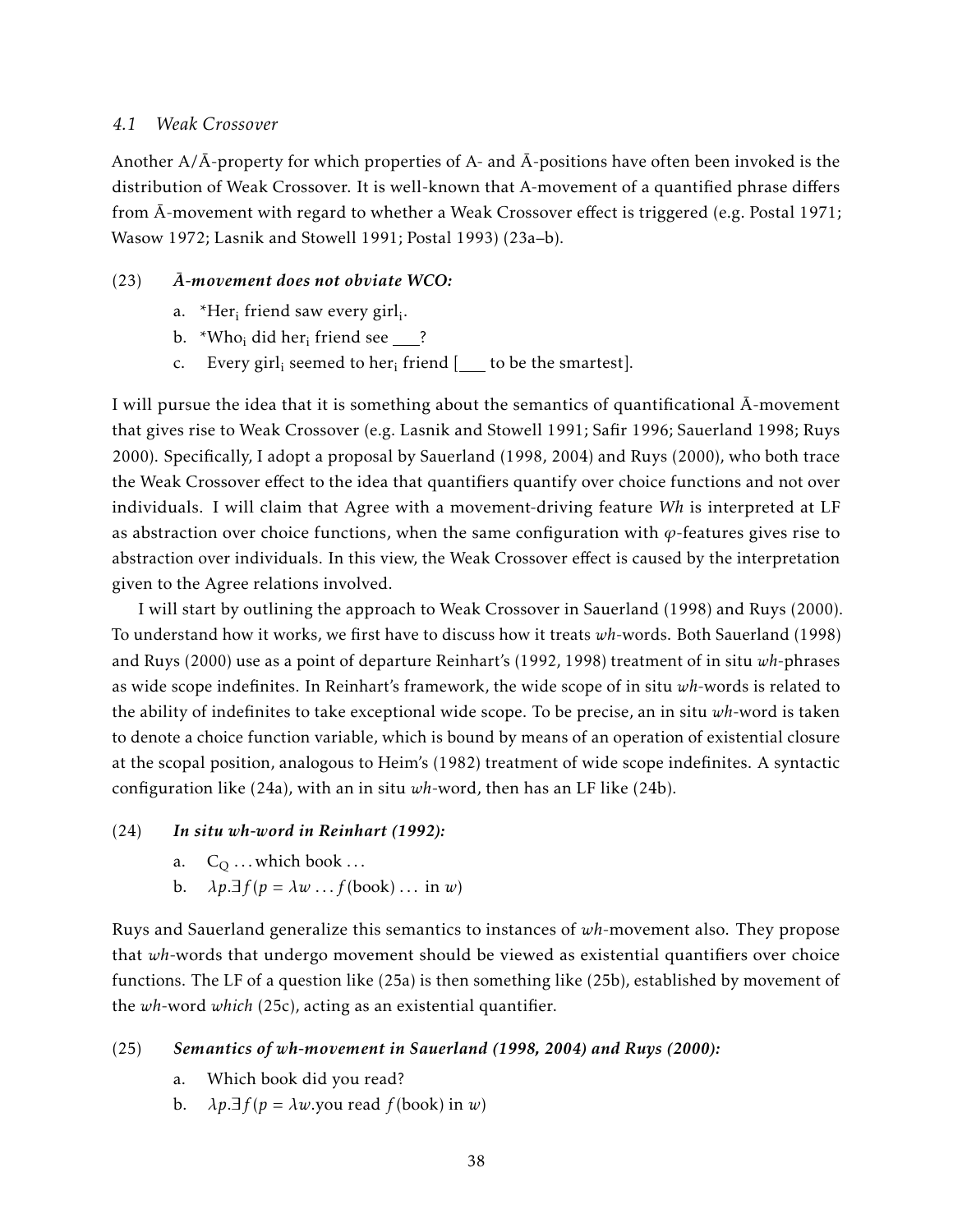### *4.1 Weak Crossover*

Another A/Ā-property for which properties of A- and Ā-positions have often been invoked is the distribution of Weak Crossover. It is well-known that A-movement of a quantified phrase differs from Ā-movement with regard to whether a Weak Crossover effect is triggered (e.g. Postal 1971; Wasow 1972; Lasnik and Stowell 1991; Postal 1993) (23a–b).

(23) ***Ā-movement does not obviate WCO:***

a. *Her$_i$ friend saw every girl$_i$.

b. *Who$_i$ did her$_i$ friend see ___?

c. Every girl$_i$ seemed to her$_i$ friend [___ to be the smartest].

I will pursue the idea that it is something about the semantics of quantificational Ā-movement that gives rise to Weak Crossover (e.g. Lasnik and Stowell 1991; Safir 1996; Sauerland 1998; Ruys 2000). Specifically, I adopt a proposal by Sauerland (1998, 2004) and Ruys (2000), who both trace the Weak Crossover effect to the idea that quantifiers quantify over choice functions and not over individuals. I will claim that Agree with a movement-driving feature *Wh* is interpreted at LF as abstraction over choice functions, when the same configuration with $\varphi$-features gives rise to abstraction over individuals. In this view, the Weak Crossover effect is caused by the interpretation given to the Agree relations involved.

I will start by outlining the approach to Weak Crossover in Sauerland (1998) and Ruys (2000). To understand how it works, we first have to discuss how it treats *wh*-words. Both Sauerland (1998) and Ruys (2000) use as a point of departure Reinhart's (1992, 1998) treatment of in situ *wh*-phrases as wide scope indefinites. In Reinhart's framework, the wide scope of in situ *wh*-words is related to the ability of indefinites to take exceptional wide scope. To be precise, an in situ *wh*-word is taken to denote a choice function variable, which is bound by means of an operation of existential closure at the scopal position, analogous to Heim's (1982) treatment of wide scope indefinites. A syntactic configuration like (24a), with an in situ *wh*-word, then has an LF like (24b).

(24) ***In situ wh-word in Reinhart (1992):***

a. $C_Q$ ... which book ...

b. $\lambda p.\exists f(p = \lambda w \ldots f(\text{book}) \ldots \text{ in } w)$

Ruys and Sauerland generalize this semantics to instances of *wh*-movement also. They propose that *wh*-words that undergo movement should be viewed as existential quantifiers over choice functions. The LF of a question like (25a) is then something like (25b), established by movement of the *wh*-word *which* (25c), acting as an existential quantifier.

(25) ***Semantics of wh-movement in Sauerland (1998, 2004) and Ruys (2000):***

a. Which book did you read?

b. $\lambda p.\exists f(p = \lambda w.\text{you read } f(\text{book}) \text{ in } w)$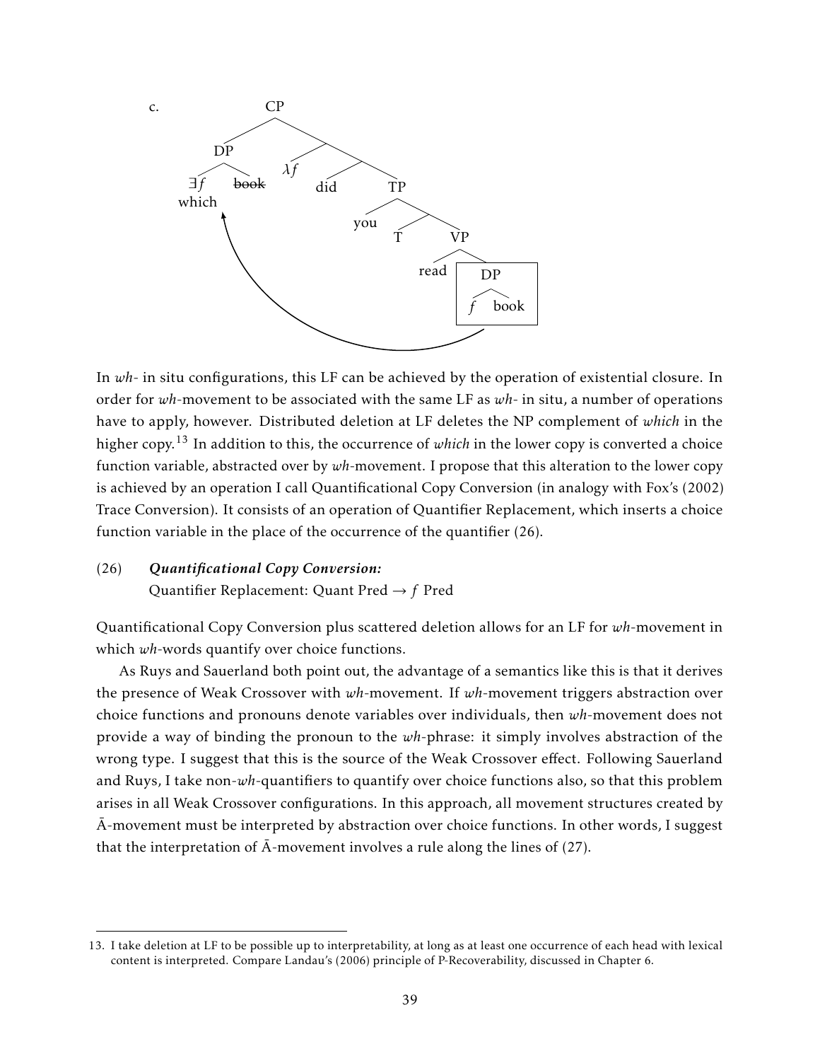c. [CP [DP [$\exists f$ which] ~~book~~] [$\lambda f$ [did [TP you [T [VP read [DP $f$ book]]]]]]]

In *wh-* in situ configurations, this LF can be achieved by the operation of existential closure. In order for *wh*-movement to be associated with the same LF as *wh-* in situ, a number of operations have to apply, however. Distributed deletion at LF deletes the NP complement of *which* in the higher copy.[13] In addition to this, the occurrence of *which* in the lower copy is converted a choice function variable, abstracted over by *wh*-movement. I propose that this alteration to the lower copy is achieved by an operation I call Quantificational Copy Conversion (in analogy with Fox's (2002) Trace Conversion). It consists of an operation of Quantifier Replacement, which inserts a choice function variable in the place of the occurrence of the quantifier (26).

(26) ***Quantificational Copy Conversion:***
Quantifier Replacement: Quant Pred $\rightarrow f$ Pred

Quantificational Copy Conversion plus scattered deletion allows for an LF for *wh*-movement in which *wh*-words quantify over choice functions.

As Ruys and Sauerland both point out, the advantage of a semantics like this is that it derives the presence of Weak Crossover with *wh*-movement. If *wh*-movement triggers abstraction over choice functions and pronouns denote variables over individuals, then *wh*-movement does not provide a way of binding the pronoun to the *wh*-phrase: it simply involves abstraction of the wrong type. I suggest that this is the source of the Weak Crossover effect. Following Sauerland and Ruys, I take non-*wh*-quantifiers to quantify over choice functions also, so that this problem arises in all Weak Crossover configurations. In this approach, all movement structures created by Ā-movement must be interpreted by abstraction over choice functions. In other words, I suggest that the interpretation of Ā-movement involves a rule along the lines of (27).

13. I take deletion at LF to be possible up to interpretability, at long as at least one occurrence of each head with lexical content is interpreted. Compare Landau's (2006) principle of P-Recoverability, discussed in Chapter 6.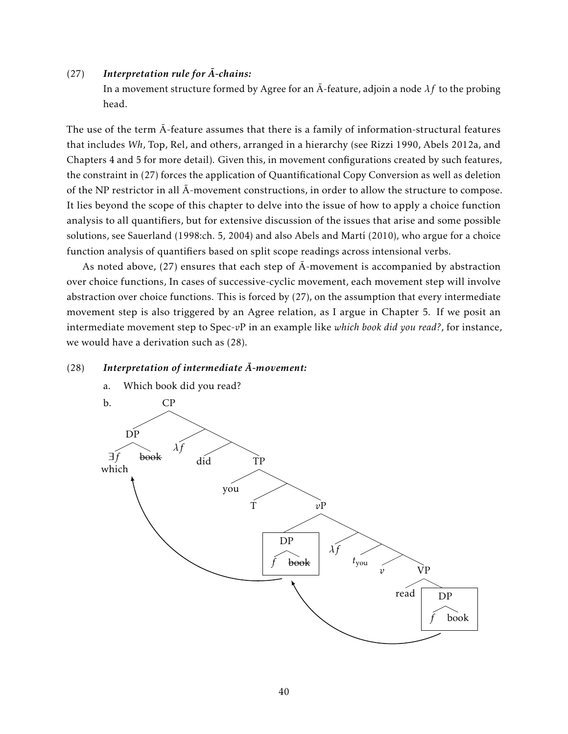(27) ***Interpretation rule for Ā-chains:***
In a movement structure formed by Agree for an Ā-feature, adjoin a node $\lambda f$ to the probing head.

The use of the term Ā-feature assumes that there is a family of information-structural features that includes *Wh*, Top, Rel, and others, arranged in a hierarchy (see Rizzi 1990, Abels 2012a, and Chapters 4 and 5 for more detail). Given this, in movement configurations created by such features, the constraint in (27) forces the application of Quantificational Copy Conversion as well as deletion of the NP restrictor in all Ā-movement constructions, in order to allow the structure to compose. It lies beyond the scope of this chapter to delve into the issue of how to apply a choice function analysis to all quantifiers, but for extensive discussion of the issues that arise and some possible solutions, see Sauerland (1998:ch. 5, 2004) and also Abels and Martí (2010), who argue for a choice function analysis of quantifiers based on split scope readings across intensional verbs.

As noted above, (27) ensures that each step of Ā-movement is accompanied by abstraction over choice functions, In cases of successive-cyclic movement, each movement step will involve abstraction over choice functions. This is forced by (27), on the assumption that every intermediate movement step is also triggered by an Agree relation, as I argue in Chapter 5. If we posit an intermediate movement step to Spec-*v*P in an example like *which book did you read?*, for instance, we would have a derivation such as (28).

(28) ***Interpretation of intermediate Ā-movement:***

a. Which book did you read?

b. [CP [DP [$\exists f$ which] ~~book~~] [$\lambda f$ [did [TP you [T [$v$P [DP $f$ ~~book~~] [$\lambda f$ [$t_{\text{you}}$ [$v$ [VP read [DP $f$ book]]]]]]]]]]]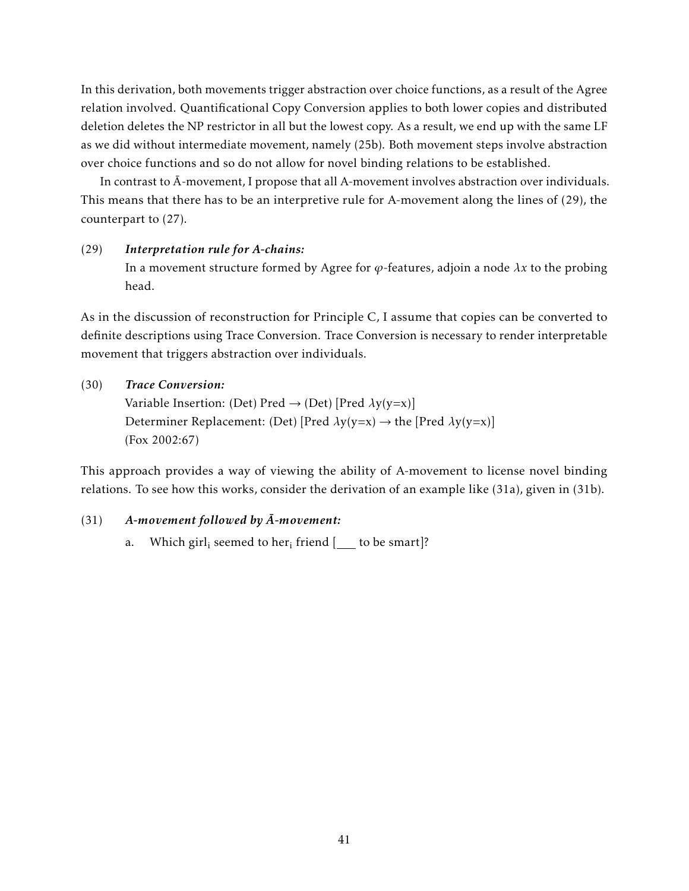In this derivation, both movements trigger abstraction over choice functions, as a result of the Agree relation involved. Quantificational Copy Conversion applies to both lower copies and distributed deletion deletes the NP restrictor in all but the lowest copy. As a result, we end up with the same LF as we did without intermediate movement, namely (25b). Both movement steps involve abstraction over choice functions and so do not allow for novel binding relations to be established.

In contrast to Ā-movement, I propose that all A-movement involves abstraction over individuals. This means that there has to be an interpretive rule for A-movement along the lines of (29), the counterpart to (27).

(29) ***Interpretation rule for A-chains:***
In a movement structure formed by Agree for $\varphi$-features, adjoin a node $\lambda x$ to the probing head.

As in the discussion of reconstruction for Principle C, I assume that copies can be converted to definite descriptions using Trace Conversion. Trace Conversion is necessary to render interpretable movement that triggers abstraction over individuals.

(30) ***Trace Conversion:***
Variable Insertion: (Det) Pred → (Det) [Pred $\lambda$y(y=x)]
Determiner Replacement: (Det) [Pred $\lambda$y(y=x) → the [Pred $\lambda$y(y=x)]
(Fox 2002:67)

This approach provides a way of viewing the ability of A-movement to license novel binding relations. To see how this works, consider the derivation of an example like (31a), given in (31b).

(31) ***A-movement followed by Ā-movement:***

a. Which girl$_i$ seemed to her$_i$ friend [___ to be smart]?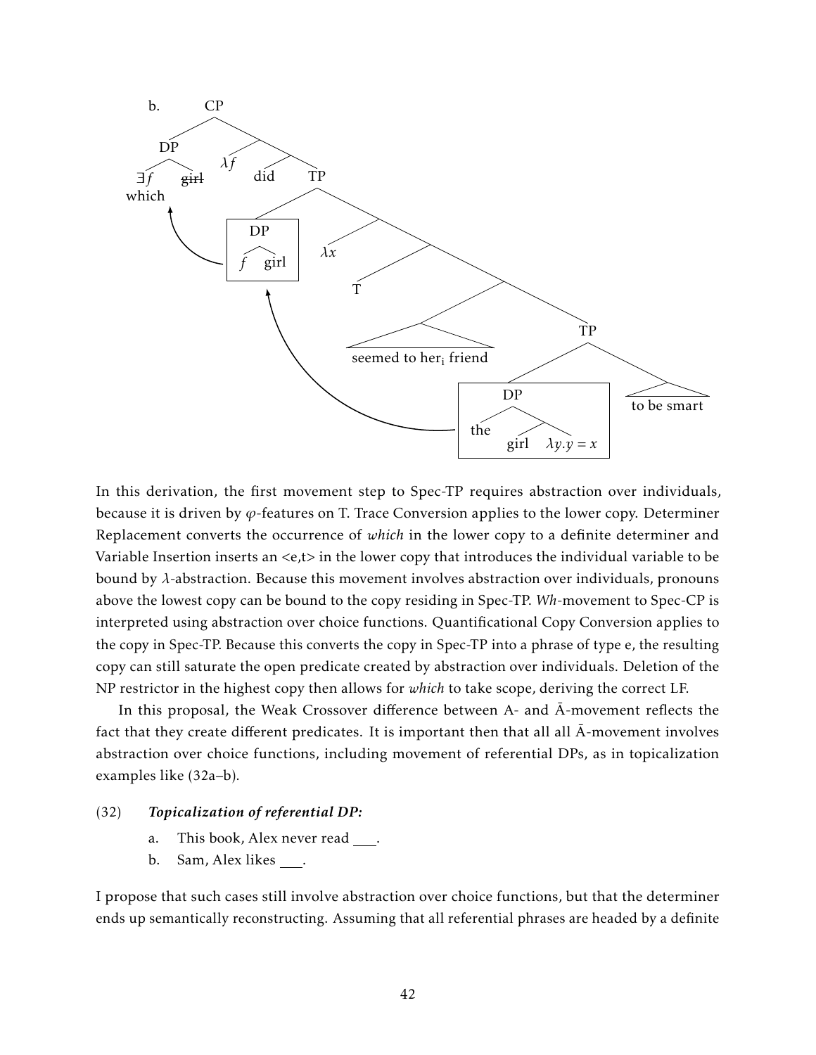b.

```
[CP [DP ∃f/which girl(deleted)] [λf [did [TP [DP f girl] [λx [T [[seemed to her_i friend] [TP [DP the [girl λy.y = x]] [to be smart]]]]]]]]]
```

In this derivation, the first movement step to Spec-TP requires abstraction over individuals, because it is driven by $\varphi$-features on T. Trace Conversion applies to the lower copy. Determiner Replacement converts the occurrence of *which* in the lower copy to a definite determiner and Variable Insertion inserts an <e,t> in the lower copy that introduces the individual variable to be bound by $\lambda$-abstraction. Because this movement involves abstraction over individuals, pronouns above the lowest copy can be bound to the copy residing in Spec-TP. *Wh*-movement to Spec-CP is interpreted using abstraction over choice functions. Quantificational Copy Conversion applies to the copy in Spec-TP. Because this converts the copy in Spec-TP into a phrase of type e, the resulting copy can still saturate the open predicate created by abstraction over individuals. Deletion of the NP restrictor in the highest copy then allows for *which* to take scope, deriving the correct LF.

In this proposal, the Weak Crossover difference between A- and Ā-movement reflects the fact that they create different predicates. It is important then that all all Ā-movement involves abstraction over choice functions, including movement of referential DPs, as in topicalization examples like (32a–b).

(32) ***Topicalization of referential DP:***

a. This book, Alex never read ___.

b. Sam, Alex likes ___.

I propose that such cases still involve abstraction over choice functions, but that the determiner ends up semantically reconstructing. Assuming that all referential phrases are headed by a definite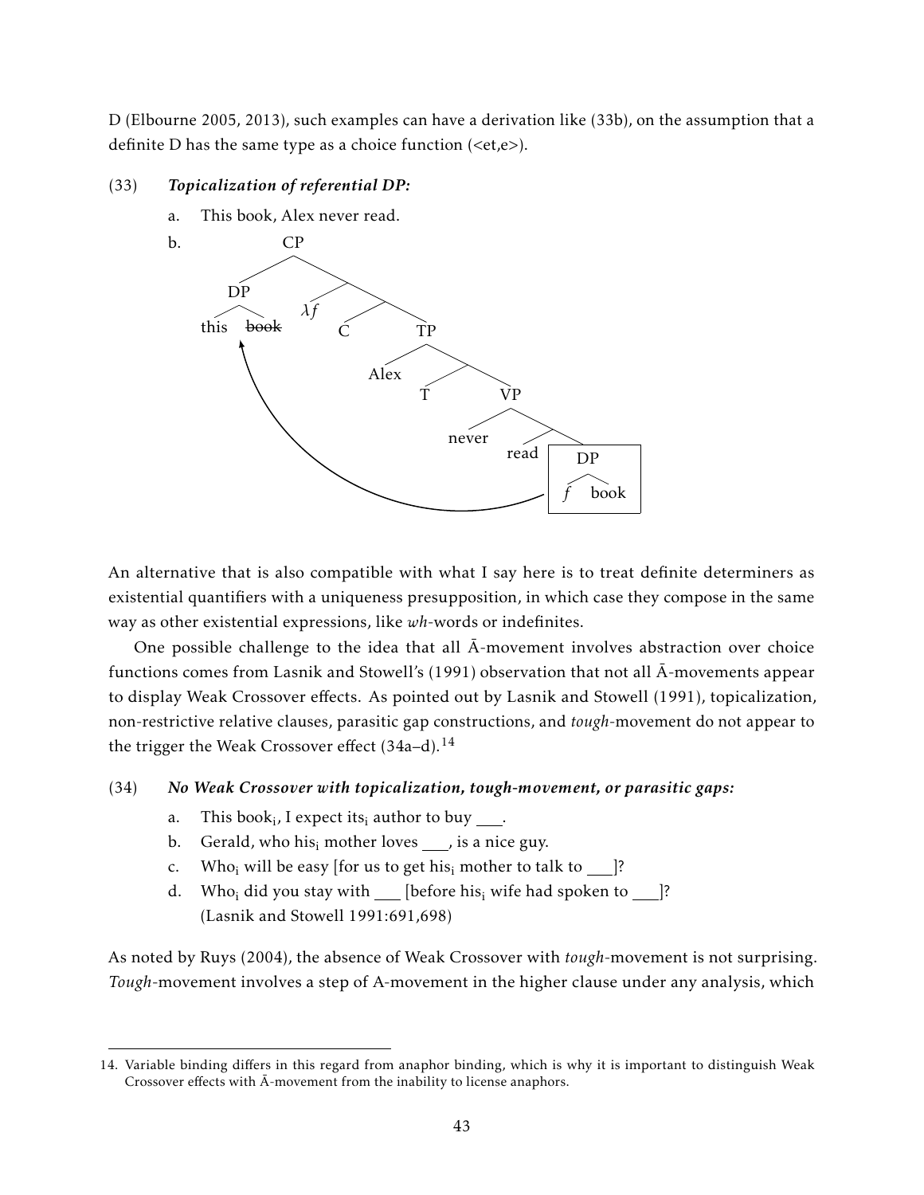D (Elbourne 2005, 2013), such examples can have a derivation like (33b), on the assumption that a definite D has the same type as a choice function (<et,e>).

(33) ***Topicalization of referential DP:***

a. This book, Alex never read.

b. [CP [DP this ~~book~~] [$\lambda f$ [C [TP Alex [T [VP never [read [DP $f$ book]]]]]]]]

An alternative that is also compatible with what I say here is to treat definite determiners as existential quantifiers with a uniqueness presupposition, in which case they compose in the same way as other existential expressions, like *wh*-words or indefinites.

One possible challenge to the idea that all Ā-movement involves abstraction over choice functions comes from Lasnik and Stowell's (1991) observation that not all Ā-movements appear to display Weak Crossover effects. As pointed out by Lasnik and Stowell (1991), topicalization, non-restrictive relative clauses, parasitic gap constructions, and *tough*-movement do not appear to the trigger the Weak Crossover effect (34a–d).[14]

(34) ***No Weak Crossover with topicalization, tough-movement, or parasitic gaps:***

a. This book$_i$, I expect its$_i$ author to buy ___.

b. Gerald, who his$_i$ mother loves ___, is a nice guy.

c. Who$_i$ will be easy [for us to get his$_i$ mother to talk to ___]?

d. Who$_i$ did you stay with ___ [before his$_i$ wife had spoken to ___]?
(Lasnik and Stowell 1991:691,698)

As noted by Ruys (2004), the absence of Weak Crossover with *tough*-movement is not surprising. *Tough*-movement involves a step of A-movement in the higher clause under any analysis, which

14. Variable binding differs in this regard from anaphor binding, which is why it is important to distinguish Weak Crossover effects with Ā-movement from the inability to license anaphors.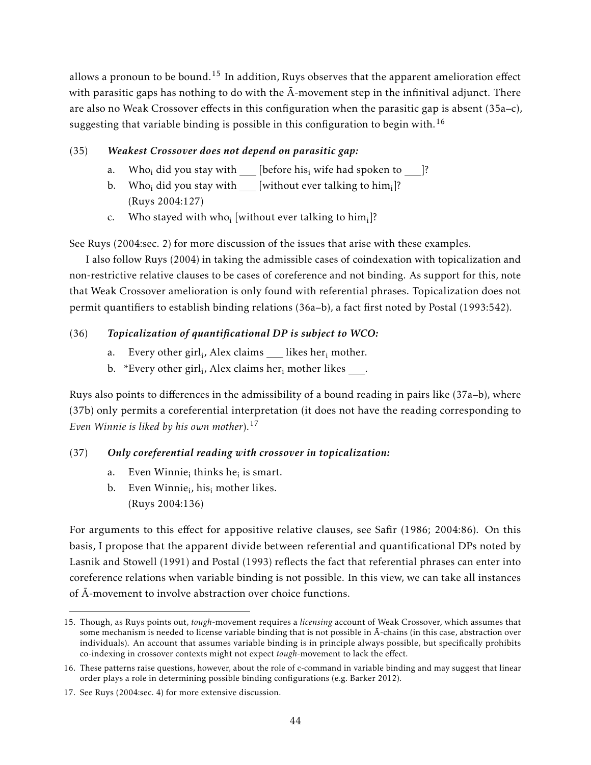allows a pronoun to be bound.[15] In addition, Ruys observes that the apparent amelioration effect with parasitic gaps has nothing to do with the Ā-movement step in the infinitival adjunct. There are also no Weak Crossover effects in this configuration when the parasitic gap is absent (35a–c), suggesting that variable binding is possible in this configuration to begin with.[16]

(35) ***Weakest Crossover does not depend on parasitic gap:***

a. Who$_i$ did you stay with ___ [before his$_i$ wife had spoken to ___]?

b. Who$_i$ did you stay with ___ [without ever talking to him$_i$]?
(Ruys 2004:127)

c. Who stayed with who$_i$ [without ever talking to him$_i$]?

See Ruys (2004:sec. 2) for more discussion of the issues that arise with these examples.

I also follow Ruys (2004) in taking the admissible cases of coindexation with topicalization and non-restrictive relative clauses to be cases of coreference and not binding. As support for this, note that Weak Crossover amelioration is only found with referential phrases. Topicalization does not permit quantifiers to establish binding relations (36a–b), a fact first noted by Postal (1993:542).

(36) ***Topicalization of quantificational DP is subject to WCO:***

a. Every other girl$_i$, Alex claims ___ likes her$_i$ mother.

b. *Every other girl$_i$, Alex claims her$_i$ mother likes ___.

Ruys also points to differences in the admissibility of a bound reading in pairs like (37a–b), where (37b) only permits a coreferential interpretation (it does not have the reading corresponding to *Even Winnie is liked by his own mother*).[17]

(37) ***Only coreferential reading with crossover in topicalization:***

a. Even Winnie$_i$ thinks he$_i$ is smart.

b. Even Winnie$_i$, his$_i$ mother likes.
(Ruys 2004:136)

For arguments to this effect for appositive relative clauses, see Safir (1986; 2004:86). On this basis, I propose that the apparent divide between referential and quantificational DPs noted by Lasnik and Stowell (1991) and Postal (1993) reflects the fact that referential phrases can enter into coreference relations when variable binding is not possible. In this view, we can take all instances of Ā-movement to involve abstraction over choice functions.

---

15. Though, as Ruys points out, *tough*-movement requires a *licensing* account of Weak Crossover, which assumes that some mechanism is needed to license variable binding that is not possible in Ā-chains (in this case, abstraction over individuals). An account that assumes variable binding is in principle always possible, but specifically prohibits co-indexing in crossover contexts might not expect *tough*-movement to lack the effect.

16. These patterns raise questions, however, about the role of c-command in variable binding and may suggest that linear order plays a role in determining possible binding configurations (e.g. Barker 2012).

17. See Ruys (2004:sec. 4) for more extensive discussion.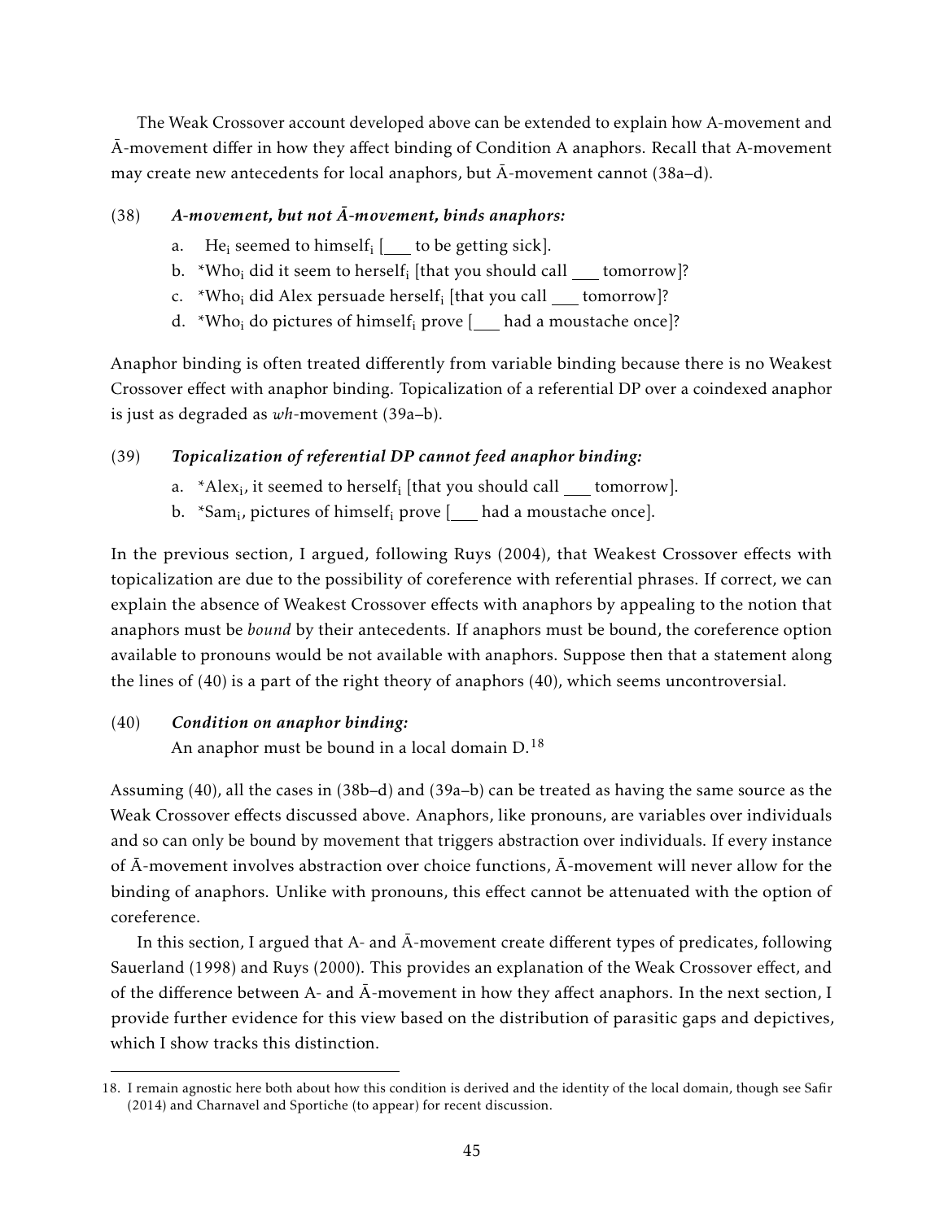The Weak Crossover account developed above can be extended to explain how A-movement and Ā-movement differ in how they affect binding of Condition A anaphors. Recall that A-movement may create new antecedents for local anaphors, but Ā-movement cannot (38a–d).

(38) ***A-movement, but not Ā-movement, binds anaphors:***

a. He$_i$ seemed to himself$_i$ [___ to be getting sick].

b. *Who$_i$ did it seem to herself$_i$ [that you should call ___ tomorrow]?

c. *Who$_i$ did Alex persuade herself$_i$ [that you call ___ tomorrow]?

d. *Who$_i$ do pictures of himself$_i$ prove [___ had a moustache once]?

Anaphor binding is often treated differently from variable binding because there is no Weakest Crossover effect with anaphor binding. Topicalization of a referential DP over a coindexed anaphor is just as degraded as *wh*-movement (39a–b).

(39) ***Topicalization of referential DP cannot feed anaphor binding:***

a. *Alex$_i$, it seemed to herself$_i$ [that you should call ___ tomorrow].

b. *Sam$_i$, pictures of himself$_i$ prove [___ had a moustache once].

In the previous section, I argued, following Ruys (2004), that Weakest Crossover effects with topicalization are due to the possibility of coreference with referential phrases. If correct, we can explain the absence of Weakest Crossover effects with anaphors by appealing to the notion that anaphors must be *bound* by their antecedents. If anaphors must be bound, the coreference option available to pronouns would be not available with anaphors. Suppose then that a statement along the lines of (40) is a part of the right theory of anaphors (40), which seems uncontroversial.

(40) ***Condition on anaphor binding:***
An anaphor must be bound in a local domain D.[18]

Assuming (40), all the cases in (38b–d) and (39a–b) can be treated as having the same source as the Weak Crossover effects discussed above. Anaphors, like pronouns, are variables over individuals and so can only be bound by movement that triggers abstraction over individuals. If every instance of Ā-movement involves abstraction over choice functions, Ā-movement will never allow for the binding of anaphors. Unlike with pronouns, this effect cannot be attenuated with the option of coreference.

In this section, I argued that A- and Ā-movement create different types of predicates, following Sauerland (1998) and Ruys (2000). This provides an explanation of the Weak Crossover effect, and of the difference between A- and Ā-movement in how they affect anaphors. In the next section, I provide further evidence for this view based on the distribution of parasitic gaps and depictives, which I show tracks this distinction.

---

18. I remain agnostic here both about how this condition is derived and the identity of the local domain, though see Safir (2014) and Charnavel and Sportiche (to appear) for recent discussion.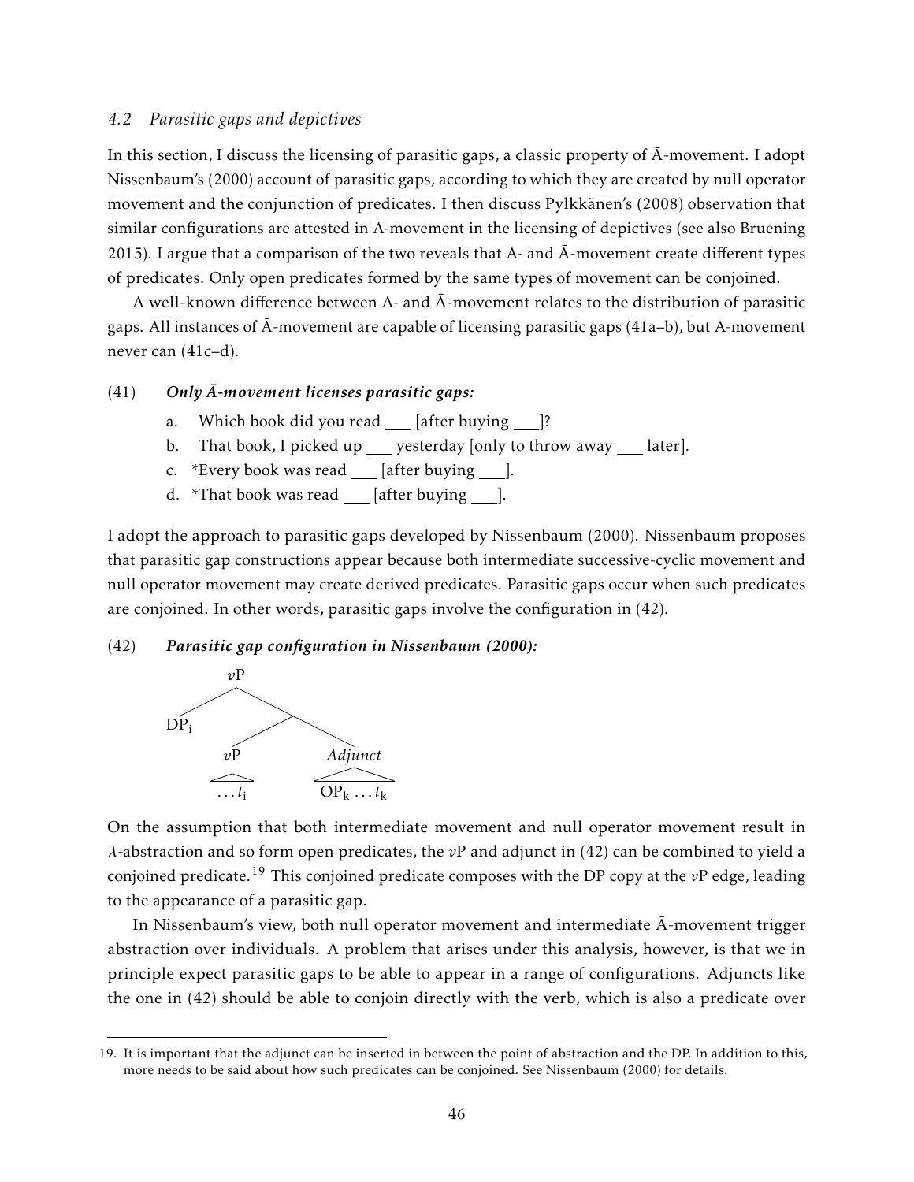### 4.2 Parasitic gaps and depictives

In this section, I discuss the licensing of parasitic gaps, a classic property of Ā-movement. I adopt Nissenbaum's (2000) account of parasitic gaps, according to which they are created by null operator movement and the conjunction of predicates. I then discuss Pylkkänen's (2008) observation that similar configurations are attested in A-movement in the licensing of depictives (see also Bruening 2015). I argue that a comparison of the two reveals that A- and Ā-movement create different types of predicates. Only open predicates formed by the same types of movement can be conjoined.

A well-known difference between A- and Ā-movement relates to the distribution of parasitic gaps. All instances of Ā-movement are capable of licensing parasitic gaps (41a–b), but A-movement never can (41c–d).

(41) ***Only Ā-movement licenses parasitic gaps:***

a. Which book did you read ___ [after buying ___]?
b. That book, I picked up ___ yesterday [only to throw away ___ later].
c. *Every book was read ___ [after buying ___].
d. *That book was read ___ [after buying ___].

I adopt the approach to parasitic gaps developed by Nissenbaum (2000). Nissenbaum proposes that parasitic gap constructions appear because both intermediate successive-cyclic movement and null operator movement may create derived predicates. Parasitic gaps occur when such predicates are conjoined. In other words, parasitic gaps involve the configuration in (42).

(42) ***Parasitic gap configuration in Nissenbaum (2000):***

```
         vP
        /  \
     DP_i   .
           / \
         vP   Adjunct
        ...t_i  OP_k ... t_k
```

On the assumption that both intermediate movement and null operator movement result in $\lambda$-abstraction and so form open predicates, the $v$P and adjunct in (42) can be combined to yield a conjoined predicate.[19] This conjoined predicate composes with the DP copy at the $v$P edge, leading to the appearance of a parasitic gap.

In Nissenbaum's view, both null operator movement and intermediate Ā-movement trigger abstraction over individuals. A problem that arises under this analysis, however, is that we in principle expect parasitic gaps to be able to appear in a range of configurations. Adjuncts like the one in (42) should be able to conjoin directly with the verb, which is also a predicate over

19. It is important that the adjunct can be inserted in between the point of abstraction and the DP. In addition to this, more needs to be said about how such predicates can be conjoined. See Nissenbaum (2000) for details.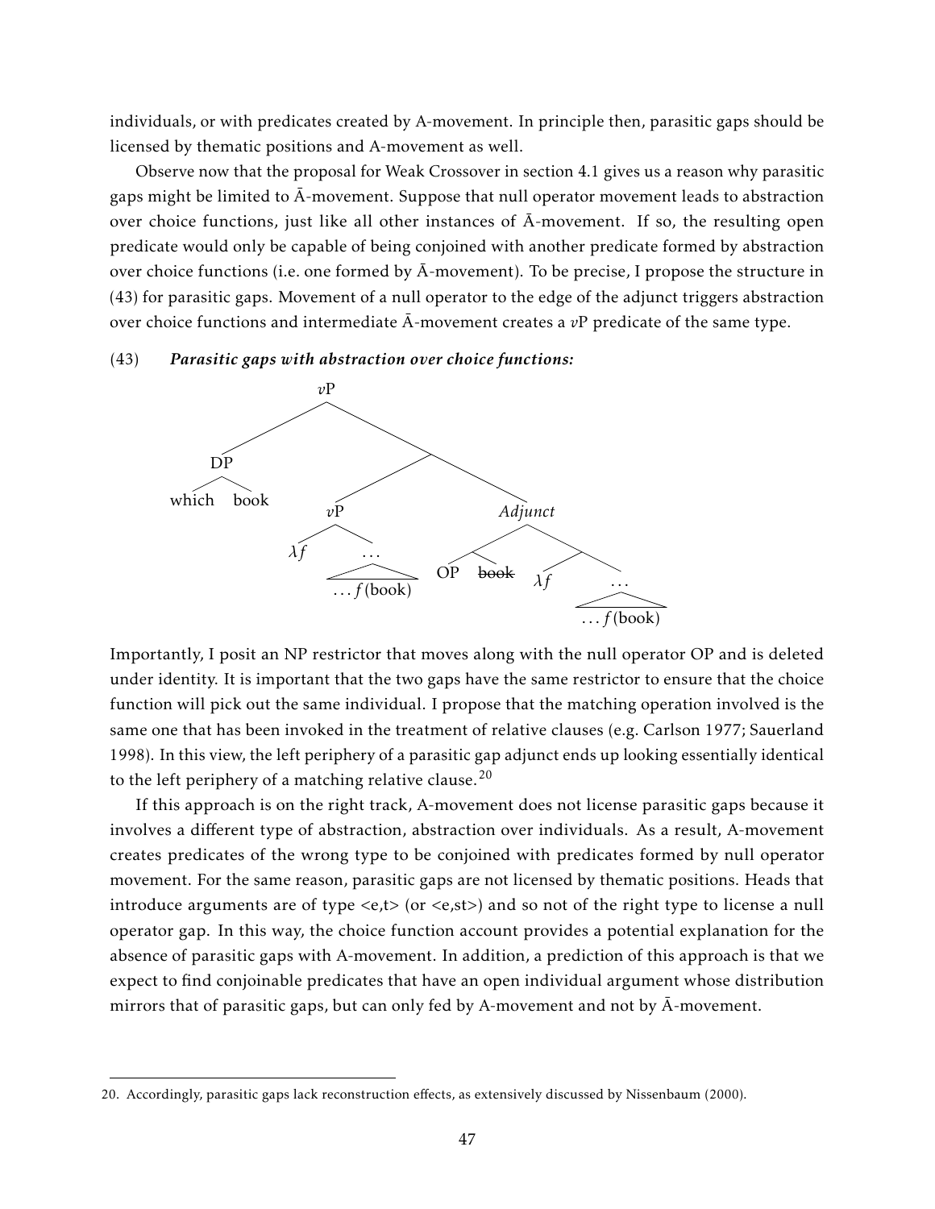individuals, or with predicates created by A-movement. In principle then, parasitic gaps should be licensed by thematic positions and A-movement as well.

Observe now that the proposal for Weak Crossover in section 4.1 gives us a reason why parasitic gaps might be limited to Ā-movement. Suppose that null operator movement leads to abstraction over choice functions, just like all other instances of Ā-movement. If so, the resulting open predicate would only be capable of being conjoined with another predicate formed by abstraction over choice functions (i.e. one formed by Ā-movement). To be precise, I propose the structure in (43) for parasitic gaps. Movement of a null operator to the edge of the adjunct triggers abstraction over choice functions and intermediate Ā-movement creates a *v*P predicate of the same type.

(43) ***Parasitic gaps with abstraction over choice functions:***

```
vP
├── DP
│   ├── which
│   └── book
└── [ ]
    ├── vP
    │   ├── λf
    │   └── ...
    │       └── ... f(book)
    └── Adjunct
        ├── [ ]
        │   ├── OP
        │   └── ~~book~~
        └── [ ]
            ├── λf
            └── ...
                └── ... f(book)
```

Importantly, I posit an NP restrictor that moves along with the null operator OP and is deleted under identity. It is important that the two gaps have the same restrictor to ensure that the choice function will pick out the same individual. I propose that the matching operation involved is the same one that has been invoked in the treatment of relative clauses (e.g. Carlson 1977; Sauerland 1998). In this view, the left periphery of a parasitic gap adjunct ends up looking essentially identical to the left periphery of a matching relative clause.[20]

If this approach is on the right track, A-movement does not license parasitic gaps because it involves a different type of abstraction, abstraction over individuals. As a result, A-movement creates predicates of the wrong type to be conjoined with predicates formed by null operator movement. For the same reason, parasitic gaps are not licensed by thematic positions. Heads that introduce arguments are of type <e,t> (or <e,st>) and so not of the right type to license a null operator gap. In this way, the choice function account provides a potential explanation for the absence of parasitic gaps with A-movement. In addition, a prediction of this approach is that we expect to find conjoinable predicates that have an open individual argument whose distribution mirrors that of parasitic gaps, but can only fed by A-movement and not by Ā-movement.

20. Accordingly, parasitic gaps lack reconstruction effects, as extensively discussed by Nissenbaum (2000).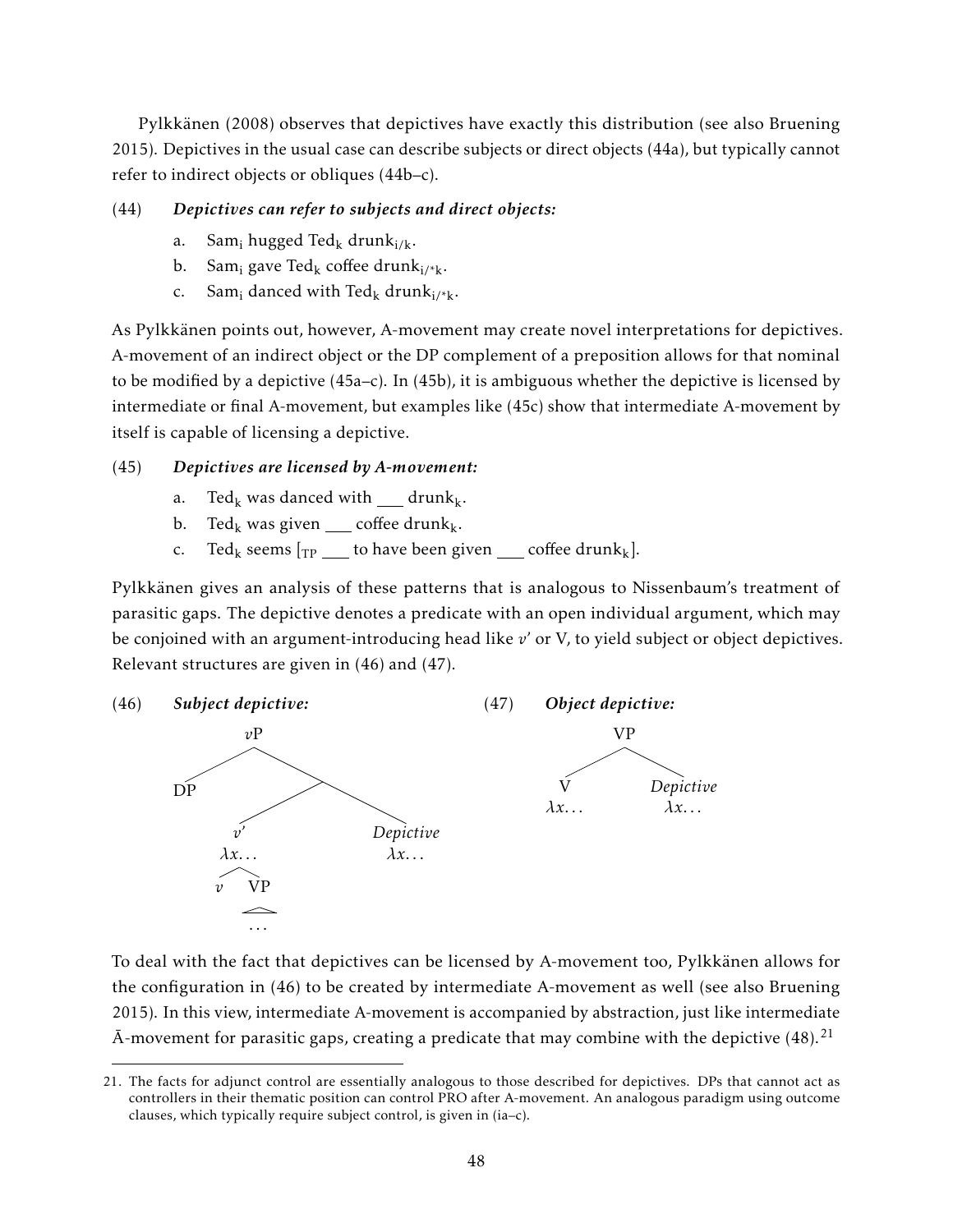Pylkkänen (2008) observes that depictives have exactly this distribution (see also Bruening 2015). Depictives in the usual case can describe subjects or direct objects (44a), but typically cannot refer to indirect objects or obliques (44b–c).

(44) ***Depictives can refer to subjects and direct objects:***

a. $\text{Sam}_\text{i}$ hugged $\text{Ted}_\text{k}$ $\text{drunk}_{\text{i/k}}$.

b. $\text{Sam}_\text{i}$ gave $\text{Ted}_\text{k}$ coffee $\text{drunk}_{\text{i/*k}}$.

c. $\text{Sam}_\text{i}$ danced with $\text{Ted}_\text{k}$ $\text{drunk}_{\text{i/*k}}$.

As Pylkkänen points out, however, A-movement may create novel interpretations for depictives. A-movement of an indirect object or the DP complement of a preposition allows for that nominal to be modified by a depictive (45a–c). In (45b), it is ambiguous whether the depictive is licensed by intermediate or final A-movement, but examples like (45c) show that intermediate A-movement by itself is capable of licensing a depictive.

(45) ***Depictives are licensed by A-movement:***

a. $\text{Ted}_\text{k}$ was danced with ___ $\text{drunk}_\text{k}$.

b. $\text{Ted}_\text{k}$ was given ___ coffee $\text{drunk}_\text{k}$.

c. $\text{Ted}_\text{k}$ seems [$_{\text{TP}}$ ___ to have been given ___ coffee $\text{drunk}_\text{k}$].

Pylkkänen gives an analysis of these patterns that is analogous to Nissenbaum's treatment of parasitic gaps. The depictive denotes a predicate with an open individual argument, which may be conjoined with an argument-introducing head like *v*' or V, to yield subject or object depictives. Relevant structures are given in (46) and (47).

(46) ***Subject depictive:***

```
            vP
          /    \
        DP      .
               / \
             v'   Depictive
            λx...  λx...
            / \
           v   VP
               ...
```

(47) ***Object depictive:***

```
         VP
        /  \
       V    Depictive
     λx...   λx...
```

To deal with the fact that depictives can be licensed by A-movement too, Pylkkänen allows for the configuration in (46) to be created by intermediate A-movement as well (see also Bruening 2015). In this view, intermediate A-movement is accompanied by abstraction, just like intermediate Ā-movement for parasitic gaps, creating a predicate that may combine with the depictive (48).[21]

21. The facts for adjunct control are essentially analogous to those described for depictives. DPs that cannot act as controllers in their thematic position can control PRO after A-movement. An analogous paradigm using outcome clauses, which typically require subject control, is given in (ia–c).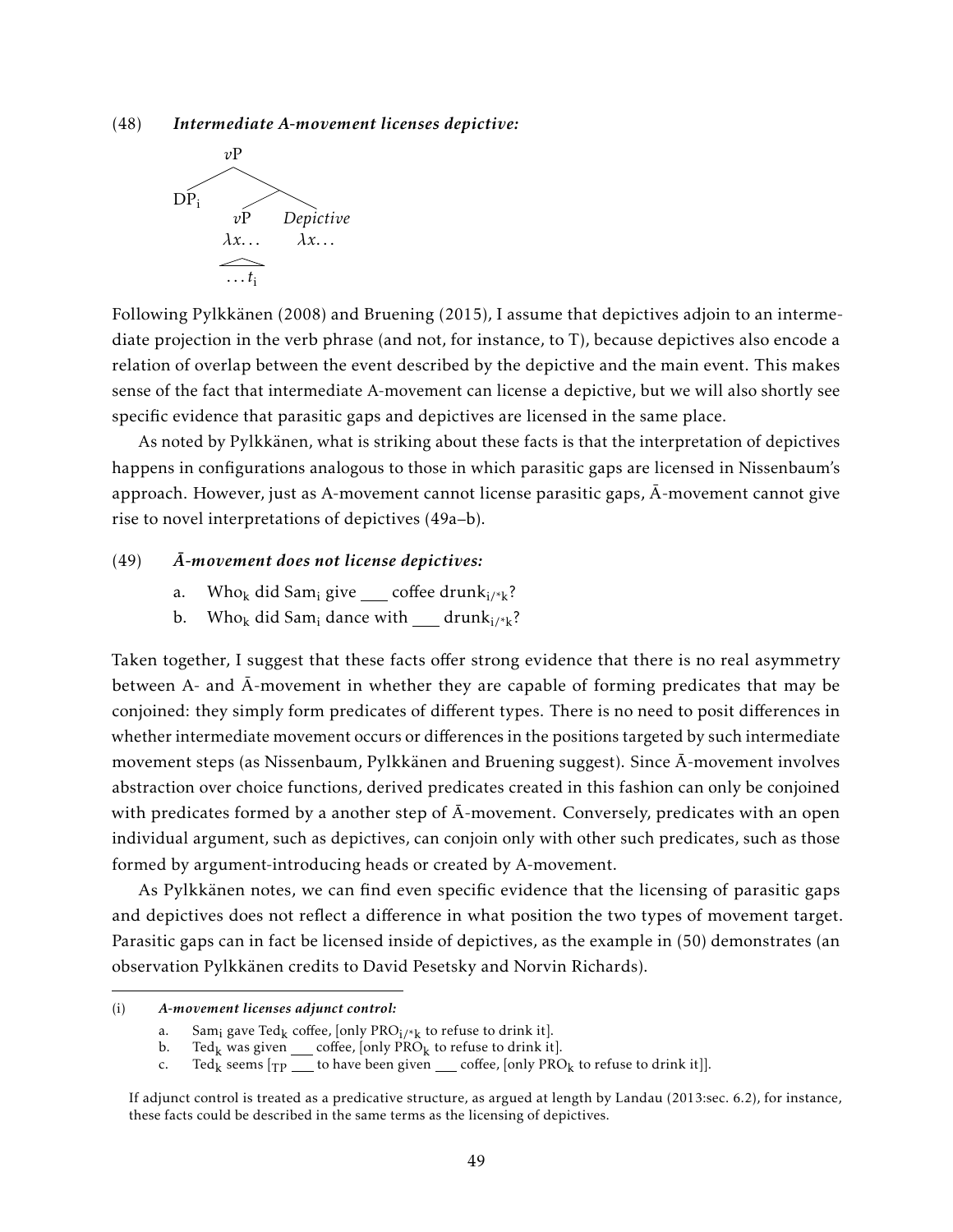(48) ***Intermediate A-movement licenses depictive:***

```
        vP
       /  \
   DP_i    \
          /  \
        vP    Depictive
       λx...   λx...
       /\
      ...t_i
```

Following Pylkkänen (2008) and Bruening (2015), I assume that depictives adjoin to an intermediate projection in the verb phrase (and not, for instance, to T), because depictives also encode a relation of overlap between the event described by the depictive and the main event. This makes sense of the fact that intermediate A-movement can license a depictive, but we will also shortly see specific evidence that parasitic gaps and depictives are licensed in the same place.

As noted by Pylkkänen, what is striking about these facts is that the interpretation of depictives happens in configurations analogous to those in which parasitic gaps are licensed in Nissenbaum's approach. However, just as A-movement cannot license parasitic gaps, Ā-movement cannot give rise to novel interpretations of depictives (49a–b).

(49) ***Ā-movement does not license depictives:***

a. Who$_k$ did Sam$_i$ give ___ coffee drunk$_{i/*k}$?

b. Who$_k$ did Sam$_i$ dance with ___ drunk$_{i/*k}$?

Taken together, I suggest that these facts offer strong evidence that there is no real asymmetry between A- and Ā-movement in whether they are capable of forming predicates that may be conjoined: they simply form predicates of different types. There is no need to posit differences in whether intermediate movement occurs or differences in the positions targeted by such intermediate movement steps (as Nissenbaum, Pylkkänen and Bruening suggest). Since Ā-movement involves abstraction over choice functions, derived predicates created in this fashion can only be conjoined with predicates formed by a another step of Ā-movement. Conversely, predicates with an open individual argument, such as depictives, can conjoin only with other such predicates, such as those formed by argument-introducing heads or created by A-movement.

As Pylkkänen notes, we can find even specific evidence that the licensing of parasitic gaps and depictives does not reflect a difference in what position the two types of movement target. Parasitic gaps can in fact be licensed inside of depictives, as the example in (50) demonstrates (an observation Pylkkänen credits to David Pesetsky and Norvin Richards).

---

(i) ***A-movement licenses adjunct control:***

a. Sam$_i$ gave Ted$_k$ coffee, [only PRO$_{i/*k}$ to refuse to drink it].

b. Ted$_k$ was given ___ coffee, [only PRO$_k$ to refuse to drink it].

c. Ted$_k$ seems [$_{TP}$ ___ to have been given ___ coffee, [only PRO$_k$ to refuse to drink it]].

If adjunct control is treated as a predicative structure, as argued at length by Landau (2013:sec. 6.2), for instance, these facts could be described in the same terms as the licensing of depictives.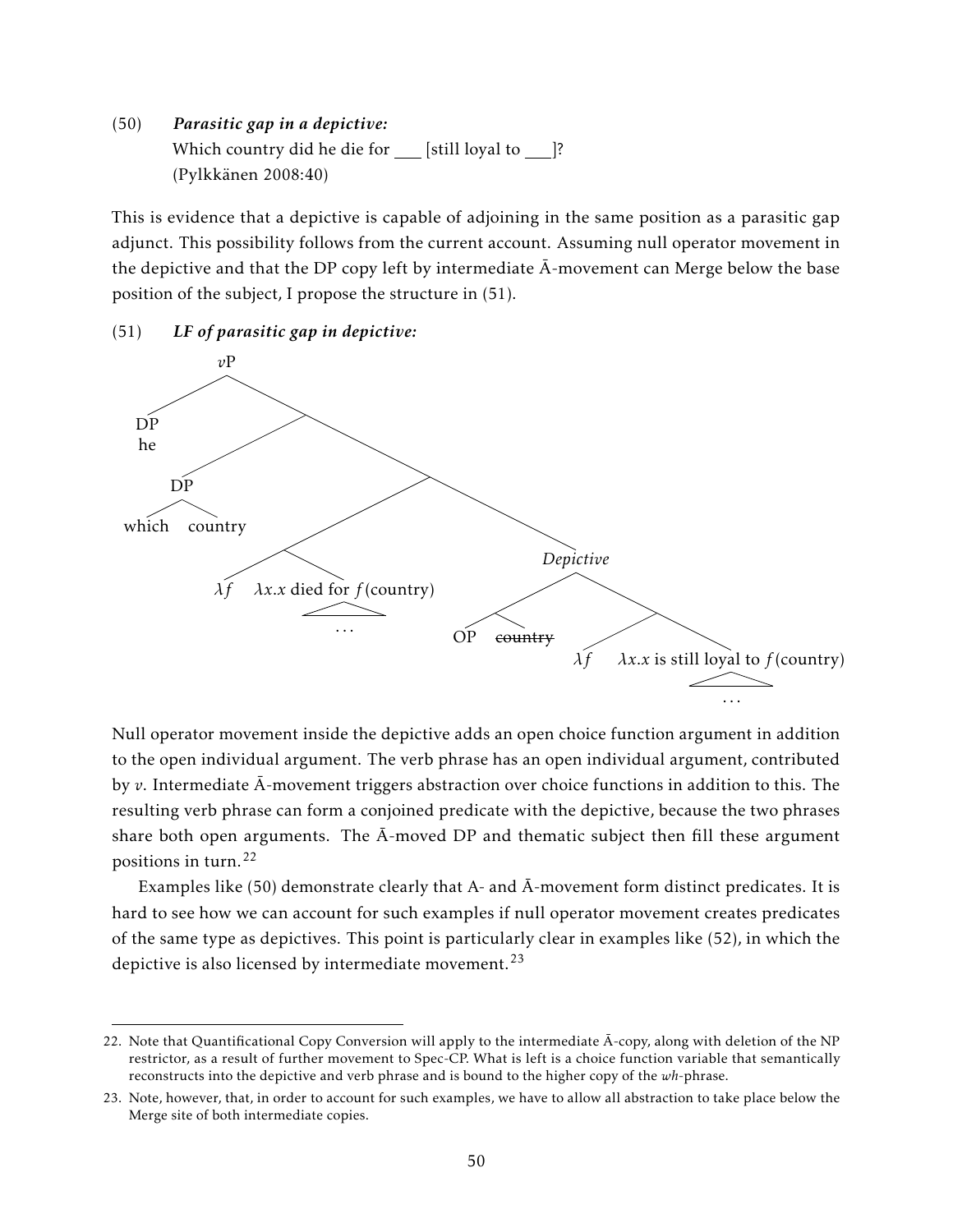(50) ***Parasitic gap in a depictive:***
Which country did he die for ___ [still loyal to ___]?
(Pylkkänen 2008:40)

This is evidence that a depictive is capable of adjoining in the same position as a parasitic gap adjunct. This possibility follows from the current account. Assuming null operator movement in the depictive and that the DP copy left by intermediate Ā-movement can Merge below the base position of the subject, I propose the structure in (51).

(51) ***LF of parasitic gap in depictive:***

```
vP
├── DP: he
└── [ ]
    ├── [ ]
    │   ├── DP
    │   │   ├── which
    │   │   └── country
    │   └── [ ]
    │       ├── λf
    │       └── λx.x died for f(country)
    │                 (...)
    └── Depictive
        ├── [ ]
        │   ├── OP
        │   └── ~~country~~
        └── [ ]
            ├── λf
            └── λx.x is still loyal to f(country)
                      (...)
```

Null operator movement inside the depictive adds an open choice function argument in addition to the open individual argument. The verb phrase has an open individual argument, contributed by $v$. Intermediate Ā-movement triggers abstraction over choice functions in addition to this. The resulting verb phrase can form a conjoined predicate with the depictive, because the two phrases share both open arguments. The Ā-moved DP and thematic subject then fill these argument positions in turn.[22]

Examples like (50) demonstrate clearly that A- and Ā-movement form distinct predicates. It is hard to see how we can account for such examples if null operator movement creates predicates of the same type as depictives. This point is particularly clear in examples like (52), in which the depictive is also licensed by intermediate movement.[23]

---

22. Note that Quantificational Copy Conversion will apply to the intermediate Ā-copy, along with deletion of the NP restrictor, as a result of further movement to Spec-CP. What is left is a choice function variable that semantically reconstructs into the depictive and verb phrase and is bound to the higher copy of the *wh*-phrase.

23. Note, however, that, in order to account for such examples, we have to allow all abstraction to take place below the Merge site of both intermediate copies.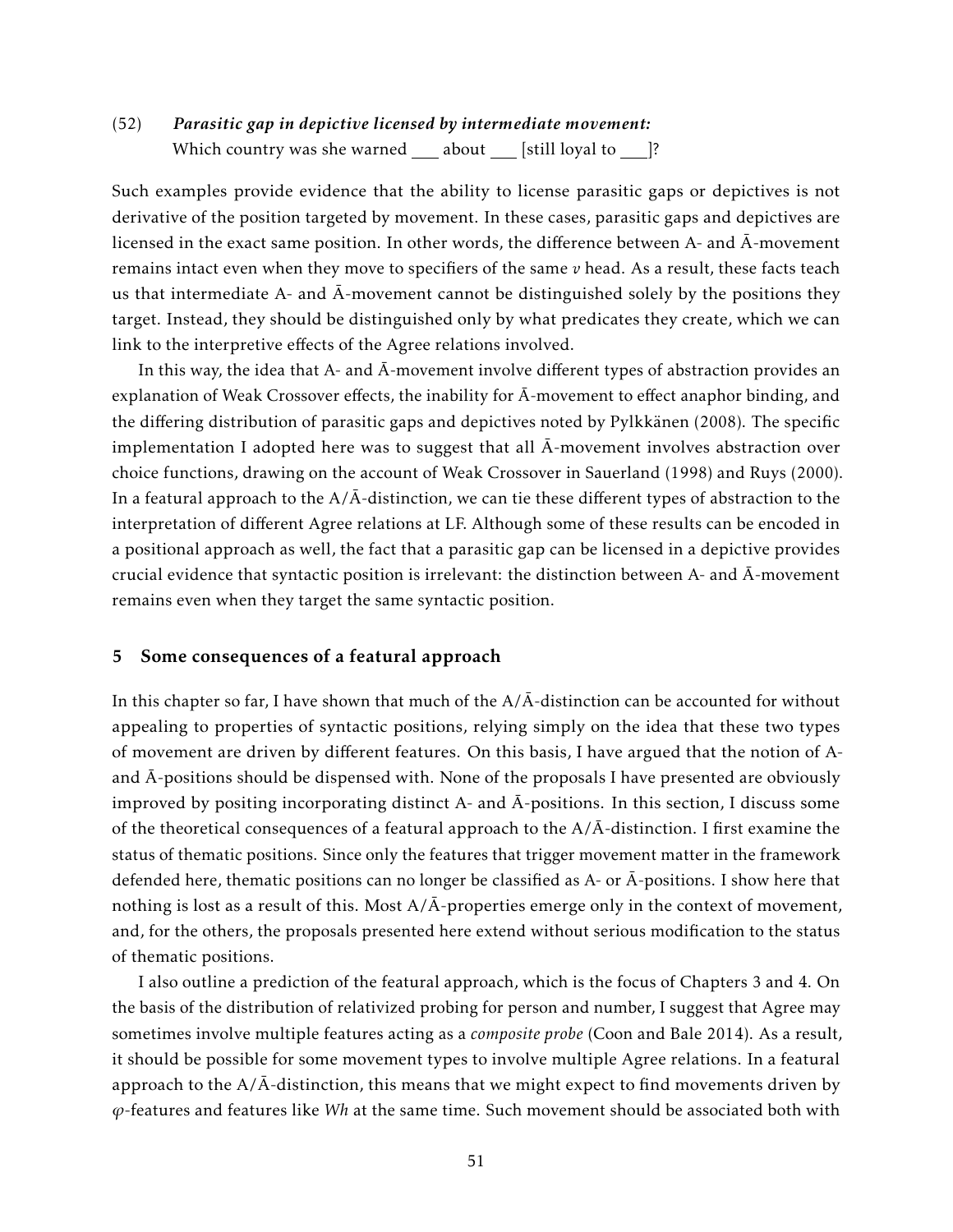(52) ***Parasitic gap in depictive licensed by intermediate movement:***
Which country was she warned ___ about ___ [still loyal to ___]?

Such examples provide evidence that the ability to license parasitic gaps or depictives is not derivative of the position targeted by movement. In these cases, parasitic gaps and depictives are licensed in the exact same position. In other words, the difference between A- and Ā-movement remains intact even when they move to specifiers of the same *v* head. As a result, these facts teach us that intermediate A- and Ā-movement cannot be distinguished solely by the positions they target. Instead, they should be distinguished only by what predicates they create, which we can link to the interpretive effects of the Agree relations involved.

In this way, the idea that A- and Ā-movement involve different types of abstraction provides an explanation of Weak Crossover effects, the inability for Ā-movement to effect anaphor binding, and the differing distribution of parasitic gaps and depictives noted by Pylkkänen (2008). The specific implementation I adopted here was to suggest that all Ā-movement involves abstraction over choice functions, drawing on the account of Weak Crossover in Sauerland (1998) and Ruys (2000). In a featural approach to the A/Ā-distinction, we can tie these different types of abstraction to the interpretation of different Agree relations at LF. Although some of these results can be encoded in a positional approach as well, the fact that a parasitic gap can be licensed in a depictive provides crucial evidence that syntactic position is irrelevant: the distinction between A- and Ā-movement remains even when they target the same syntactic position.

## 5 Some consequences of a featural approach

In this chapter so far, I have shown that much of the A/Ā-distinction can be accounted for without appealing to properties of syntactic positions, relying simply on the idea that these two types of movement are driven by different features. On this basis, I have argued that the notion of A- and Ā-positions should be dispensed with. None of the proposals I have presented are obviously improved by positing incorporating distinct A- and Ā-positions. In this section, I discuss some of the theoretical consequences of a featural approach to the A/Ā-distinction. I first examine the status of thematic positions. Since only the features that trigger movement matter in the framework defended here, thematic positions can no longer be classified as A- or Ā-positions. I show here that nothing is lost as a result of this. Most A/Ā-properties emerge only in the context of movement, and, for the others, the proposals presented here extend without serious modification to the status of thematic positions.

I also outline a prediction of the featural approach, which is the focus of Chapters 3 and 4. On the basis of the distribution of relativized probing for person and number, I suggest that Agree may sometimes involve multiple features acting as a *composite probe* (Coon and Bale 2014). As a result, it should be possible for some movement types to involve multiple Agree relations. In a featural approach to the A/Ā-distinction, this means that we might expect to find movements driven by $\varphi$-features and features like *Wh* at the same time. Such movement should be associated both with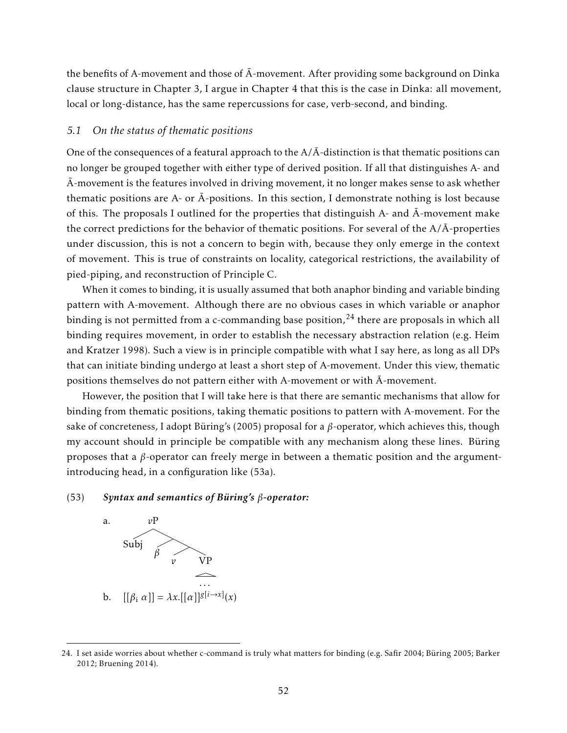the benefits of A-movement and those of Ā-movement. After providing some background on Dinka clause structure in Chapter 3, I argue in Chapter 4 that this is the case in Dinka: all movement, local or long-distance, has the same repercussions for case, verb-second, and binding.

### *5.1 On the status of thematic positions*

One of the consequences of a featural approach to the A/Ā-distinction is that thematic positions can no longer be grouped together with either type of derived position. If all that distinguishes A- and Ā-movement is the features involved in driving movement, it no longer makes sense to ask whether thematic positions are A- or Ā-positions. In this section, I demonstrate nothing is lost because of this. The proposals I outlined for the properties that distinguish A- and Ā-movement make the correct predictions for the behavior of thematic positions. For several of the A/Ā-properties under discussion, this is not a concern to begin with, because they only emerge in the context of movement. This is true of constraints on locality, categorical restrictions, the availability of pied-piping, and reconstruction of Principle C.

When it comes to binding, it is usually assumed that both anaphor binding and variable binding pattern with A-movement. Although there are no obvious cases in which variable or anaphor binding is not permitted from a c-commanding base position,[24] there are proposals in which all binding requires movement, in order to establish the necessary abstraction relation (e.g. Heim and Kratzer 1998). Such a view is in principle compatible with what I say here, as long as all DPs that can initiate binding undergo at least a short step of A-movement. Under this view, thematic positions themselves do not pattern either with A-movement or with Ā-movement.

However, the position that I will take here is that there are semantic mechanisms that allow for binding from thematic positions, taking thematic positions to pattern with A-movement. For the sake of concreteness, I adopt Büring's (2005) proposal for a $\beta$-operator, which achieves this, though my account should in principle be compatible with any mechanism along these lines. Büring proposes that a $\beta$-operator can freely merge in between a thematic position and the argument-introducing head, in a configuration like (53a).

(53) ***Syntax and semantics of Büring's $\beta$-operator:***

a. [$_{v\text{P}}$ Subj [ $\beta$ [ $v$ [$_{\text{VP}}$ ... ] ] ] ]

b. $[[\beta_i\ \alpha]] = \lambda x.[[\alpha]]^{g[i\rightarrow x]}(x)$

24. I set aside worries about whether c-command is truly what matters for binding (e.g. Safir 2004; Büring 2005; Barker 2012; Bruening 2014).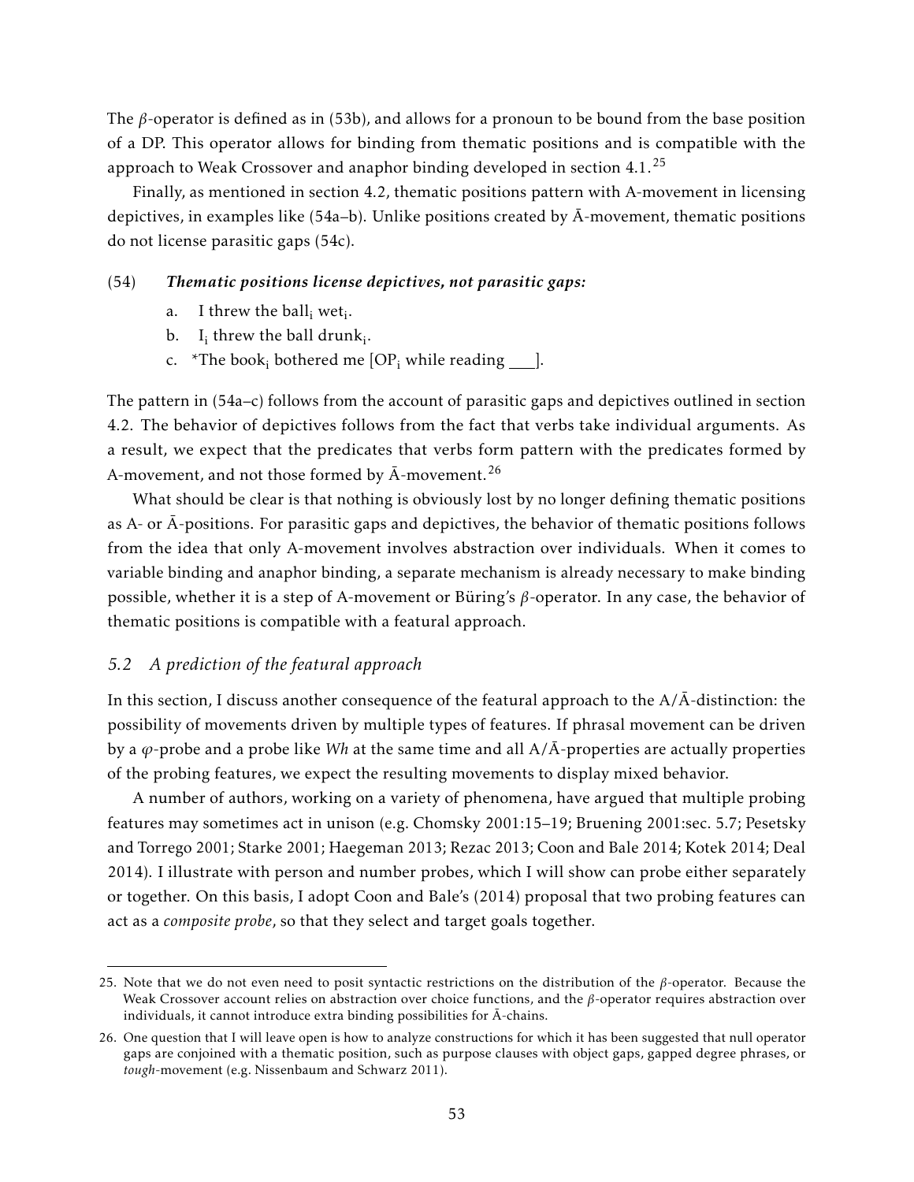The $\beta$-operator is defined as in (53b), and allows for a pronoun to be bound from the base position of a DP. This operator allows for binding from thematic positions and is compatible with the approach to Weak Crossover and anaphor binding developed in section 4.1.[25]

Finally, as mentioned in section 4.2, thematic positions pattern with A-movement in licensing depictives, in examples like (54a–b). Unlike positions created by Ā-movement, thematic positions do not license parasitic gaps (54c).

(54) ***Thematic positions license depictives, not parasitic gaps:***

a. I threw the ball$_i$ wet$_i$.

b. I$_i$ threw the ball drunk$_i$.

c. *The book$_i$ bothered me [OP$_i$ while reading ___].

The pattern in (54a–c) follows from the account of parasitic gaps and depictives outlined in section 4.2. The behavior of depictives follows from the fact that verbs take individual arguments. As a result, we expect that the predicates that verbs form pattern with the predicates formed by A-movement, and not those formed by Ā-movement.[26]

What should be clear is that nothing is obviously lost by no longer defining thematic positions as A- or Ā-positions. For parasitic gaps and depictives, the behavior of thematic positions follows from the idea that only A-movement involves abstraction over individuals. When it comes to variable binding and anaphor binding, a separate mechanism is already necessary to make binding possible, whether it is a step of A-movement or Büring's $\beta$-operator. In any case, the behavior of thematic positions is compatible with a featural approach.

### *5.2 A prediction of the featural approach*

In this section, I discuss another consequence of the featural approach to the A/Ā-distinction: the possibility of movements driven by multiple types of features. If phrasal movement can be driven by a $\varphi$-probe and a probe like *Wh* at the same time and all A/Ā-properties are actually properties of the probing features, we expect the resulting movements to display mixed behavior.

A number of authors, working on a variety of phenomena, have argued that multiple probing features may sometimes act in unison (e.g. Chomsky 2001:15–19; Bruening 2001:sec. 5.7; Pesetsky and Torrego 2001; Starke 2001; Haegeman 2013; Rezac 2013; Coon and Bale 2014; Kotek 2014; Deal 2014). I illustrate with person and number probes, which I will show can probe either separately or together. On this basis, I adopt Coon and Bale's (2014) proposal that two probing features can act as a *composite probe*, so that they select and target goals together.

---

25. Note that we do not even need to posit syntactic restrictions on the distribution of the $\beta$-operator. Because the Weak Crossover account relies on abstraction over choice functions, and the $\beta$-operator requires abstraction over individuals, it cannot introduce extra binding possibilities for Ā-chains.

26. One question that I will leave open is how to analyze constructions for which it has been suggested that null operator gaps are conjoined with a thematic position, such as purpose clauses with object gaps, gapped degree phrases, or *tough*-movement (e.g. Nissenbaum and Schwarz 2011).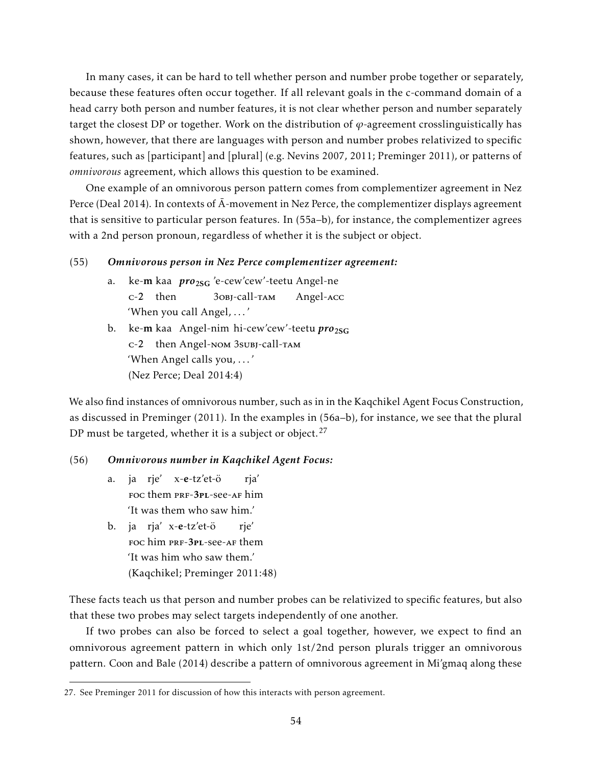In many cases, it can be hard to tell whether person and number probe together or separately, because these features often occur together. If all relevant goals in the c-command domain of a head carry both person and number features, it is not clear whether person and number separately target the closest DP or together. Work on the distribution of $\varphi$-agreement crosslinguistically has shown, however, that there are languages with person and number probes relativized to specific features, such as [participant] and [plural] (e.g. Nevins 2007, 2011; Preminger 2011), or patterns of *omnivorous* agreement, which allows this question to be examined.

One example of an omnivorous person pattern comes from complementizer agreement in Nez Perce (Deal 2014). In contexts of Ā-movement in Nez Perce, the complementizer displays agreement that is sensitive to particular person features. In (55a–b), for instance, the complementizer agrees with a 2nd person pronoun, regardless of whether it is the subject or object.

(55) ***Omnivorous person in Nez Perce complementizer agreement:***

a. ke-**m** kaa ***pro***$_{\mathbf{2SG}}$ 'e-cew'cew'-teetu Angel-ne
   C-**2** then 3OBJ-call-TAM Angel-ACC
   'When you call Angel, ... '

b. ke-**m** kaa Angel-nim hi-cew'cew'-teetu ***pro***$_{\mathbf{2SG}}$
   C-**2** then Angel-NOM 3SUBJ-call-TAM
   'When Angel calls you, ... '
   (Nez Perce; Deal 2014:4)

We also find instances of omnivorous number, such as in in the Kaqchikel Agent Focus Construction, as discussed in Preminger (2011). In the examples in (56a–b), for instance, we see that the plural DP must be targeted, whether it is a subject or object.[27]

(56) ***Omnivorous number in Kaqchikel Agent Focus:***

a. ja rje' x-**e**-tz'et-ö rja'
   FOC them PRF-**3PL**-see-AF him
   'It was them who saw him.'

b. ja rja' x-**e**-tz'et-ö rje'
   FOC him PRF-**3PL**-see-AF them
   'It was him who saw them.'
   (Kaqchikel; Preminger 2011:48)

These facts teach us that person and number probes can be relativized to specific features, but also that these two probes may select targets independently of one another.

If two probes can also be forced to select a goal together, however, we expect to find an omnivorous agreement pattern in which only 1st/2nd person plurals trigger an omnivorous pattern. Coon and Bale (2014) describe a pattern of omnivorous agreement in Mi'gmaq along these

27. See Preminger 2011 for discussion of how this interacts with person agreement.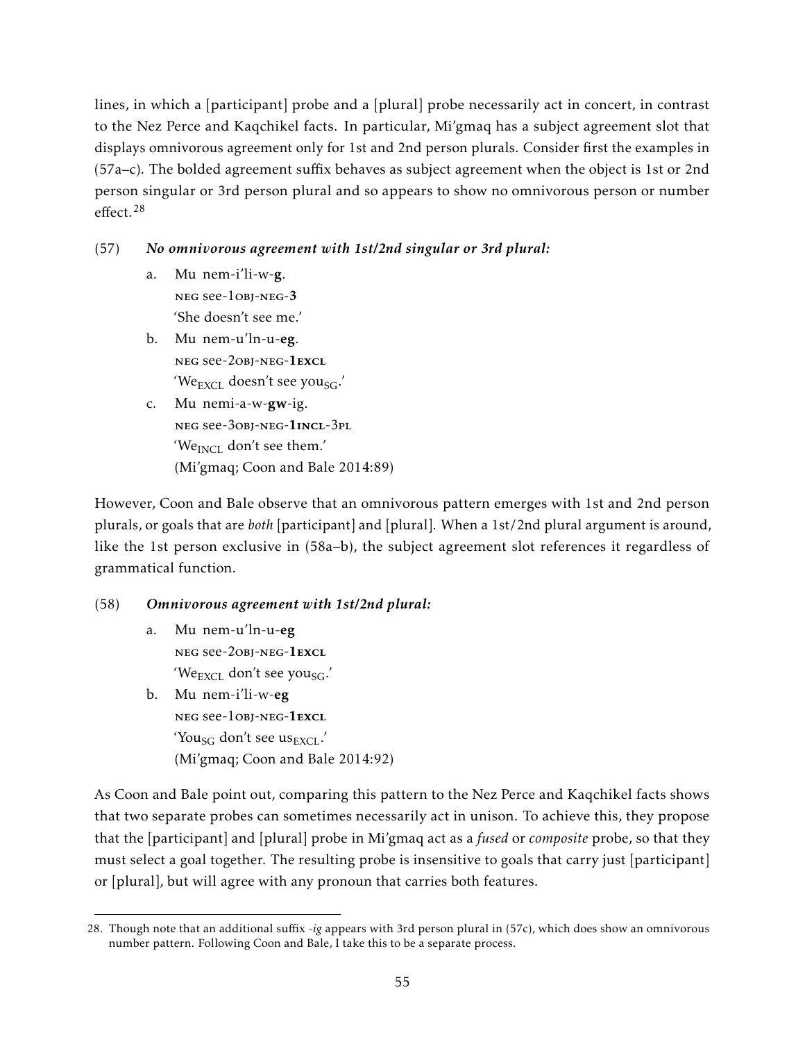lines, in which a [participant] probe and a [plural] probe necessarily act in concert, in contrast to the Nez Perce and Kaqchikel facts. In particular, Mi'gmaq has a subject agreement slot that displays omnivorous agreement only for 1st and 2nd person plurals. Consider first the examples in (57a–c). The bolded agreement suffix behaves as subject agreement when the object is 1st or 2nd person singular or 3rd person plural and so appears to show no omnivorous person or number effect.[28]

(57) ***No omnivorous agreement with 1st/2nd singular or 3rd plural:***

a. Mu nem-i'li-w-**g**.
   NEG see-1OBJ-NEG-**3**
   'She doesn't see me.'

b. Mu nem-u'ln-u-**eg**.
   NEG see-2OBJ-NEG-**1EXCL**
   'We$_{\text{EXCL}}$ doesn't see you$_{\text{SG}}$.'

c. Mu nemi-a-w-**gw**-ig.
   NEG see-3OBJ-NEG-**1INCL**-3PL
   'We$_{\text{INCL}}$ don't see them.'
   (Mi'gmaq; Coon and Bale 2014:89)

However, Coon and Bale observe that an omnivorous pattern emerges with 1st and 2nd person plurals, or goals that are *both* [participant] and [plural]. When a 1st/2nd plural argument is around, like the 1st person exclusive in (58a–b), the subject agreement slot references it regardless of grammatical function.

(58) ***Omnivorous agreement with 1st/2nd plural:***

a. Mu nem-u'ln-u-**eg**
   NEG see-2OBJ-NEG-**1EXCL**
   'We$_{\text{EXCL}}$ don't see you$_{\text{SG}}$.'

b. Mu nem-i'li-w-**eg**
   NEG see-1OBJ-NEG-**1EXCL**
   'You$_{\text{SG}}$ don't see us$_{\text{EXCL}}$.'
   (Mi'gmaq; Coon and Bale 2014:92)

As Coon and Bale point out, comparing this pattern to the Nez Perce and Kaqchikel facts shows that two separate probes can sometimes necessarily act in unison. To achieve this, they propose that the [participant] and [plural] probe in Mi'gmaq act as a *fused* or *composite* probe, so that they must select a goal together. The resulting probe is insensitive to goals that carry just [participant] or [plural], but will agree with any pronoun that carries both features.

---

28. Though note that an additional suffix *-ig* appears with 3rd person plural in (57c), which does show an omnivorous number pattern. Following Coon and Bale, I take this to be a separate process.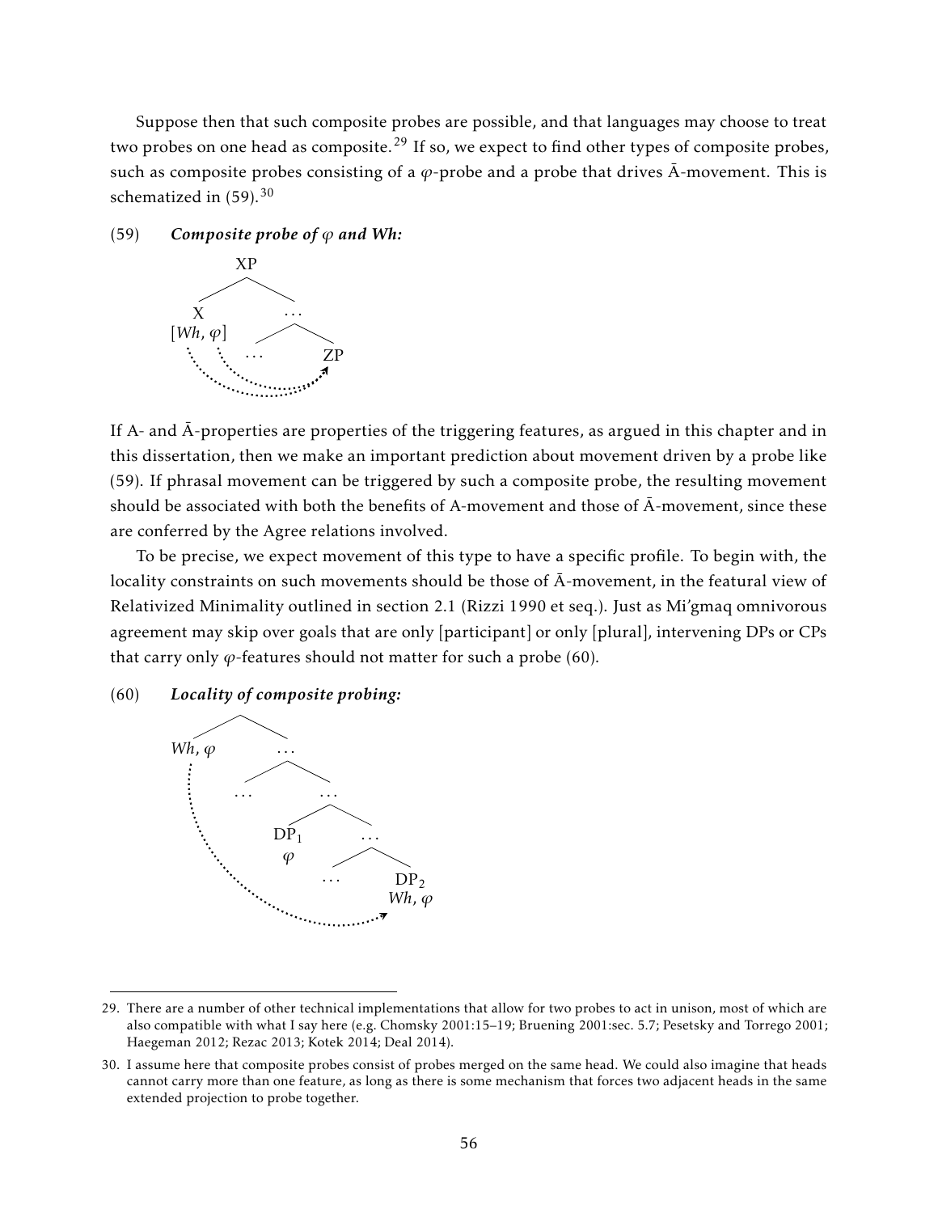Suppose then that such composite probes are possible, and that languages may choose to treat two probes on one head as composite.[29] If so, we expect to find other types of composite probes, such as composite probes consisting of a $\varphi$-probe and a probe that drives Ā-movement. This is schematized in (59).[30]

(59) ***Composite probe of $\varphi$ and Wh:***

```
        XP
       /  \
      X    ...
 [Wh, φ]  /   \
        ...    ZP
```

If A- and Ā-properties are properties of the triggering features, as argued in this chapter and in this dissertation, then we make an important prediction about movement driven by a probe like (59). If phrasal movement can be triggered by such a composite probe, the resulting movement should be associated with both the benefits of A-movement and those of Ā-movement, since these are conferred by the Agree relations involved.

To be precise, we expect movement of this type to have a specific profile. To begin with, the locality constraints on such movements should be those of Ā-movement, in the featural view of Relativized Minimality outlined in section 2.1 (Rizzi 1990 et seq.). Just as Mi'gmaq omnivorous agreement may skip over goals that are only [participant] or only [plural], intervening DPs or CPs that carry only $\varphi$-features should not matter for such a probe (60).

(60) ***Locality of composite probing:***

```
       /\
  Wh, φ  ...
        /   \
      ...    ...
            /   \
         DP_1    ...
          φ     /   \
              ...   DP_2
                    Wh, φ
```

---

29. There are a number of other technical implementations that allow for two probes to act in unison, most of which are also compatible with what I say here (e.g. Chomsky 2001:15–19; Bruening 2001:sec. 5.7; Pesetsky and Torrego 2001; Haegeman 2012; Rezac 2013; Kotek 2014; Deal 2014).

30. I assume here that composite probes consist of probes merged on the same head. We could also imagine that heads cannot carry more than one feature, as long as there is some mechanism that forces two adjacent heads in the same extended projection to probe together.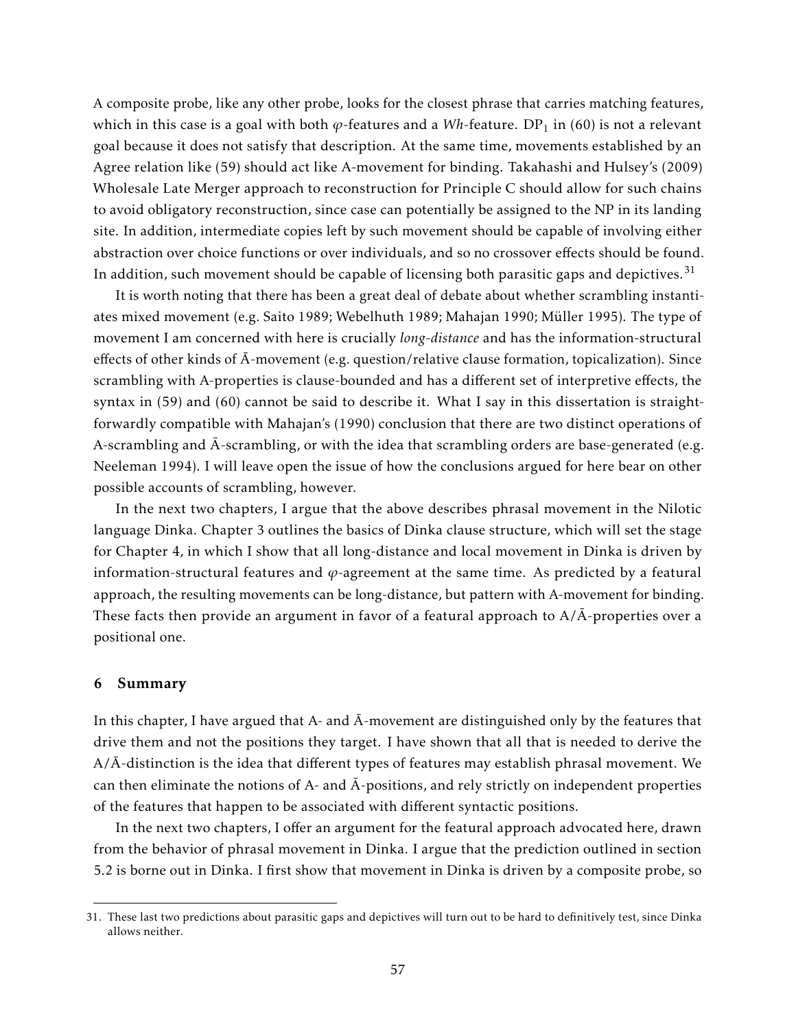A composite probe, like any other probe, looks for the closest phrase that carries matching features, which in this case is a goal with both $\varphi$-features and a *Wh*-feature. $DP_1$ in (60) is not a relevant goal because it does not satisfy that description. At the same time, movements established by an Agree relation like (59) should act like A-movement for binding. Takahashi and Hulsey's (2009) Wholesale Late Merger approach to reconstruction for Principle C should allow for such chains to avoid obligatory reconstruction, since case can potentially be assigned to the NP in its landing site. In addition, intermediate copies left by such movement should be capable of involving either abstraction over choice functions or over individuals, and so no crossover effects should be found. In addition, such movement should be capable of licensing both parasitic gaps and depictives.[31]

It is worth noting that there has been a great deal of debate about whether scrambling instantiates mixed movement (e.g. Saito 1989; Webelhuth 1989; Mahajan 1990; Müller 1995). The type of movement I am concerned with here is crucially *long-distance* and has the information-structural effects of other kinds of Ā-movement (e.g. question/relative clause formation, topicalization). Since scrambling with A-properties is clause-bounded and has a different set of interpretive effects, the syntax in (59) and (60) cannot be said to describe it. What I say in this dissertation is straightforwardly compatible with Mahajan's (1990) conclusion that there are two distinct operations of A-scrambling and Ā-scrambling, or with the idea that scrambling orders are base-generated (e.g. Neeleman 1994). I will leave open the issue of how the conclusions argued for here bear on other possible accounts of scrambling, however.

In the next two chapters, I argue that the above describes phrasal movement in the Nilotic language Dinka. Chapter 3 outlines the basics of Dinka clause structure, which will set the stage for Chapter 4, in which I show that all long-distance and local movement in Dinka is driven by information-structural features and $\varphi$-agreement at the same time. As predicted by a featural approach, the resulting movements can be long-distance, but pattern with A-movement for binding. These facts then provide an argument in favor of a featural approach to A/Ā-properties over a positional one.

## 6 Summary

In this chapter, I have argued that A- and Ā-movement are distinguished only by the features that drive them and not the positions they target. I have shown that all that is needed to derive the A/Ā-distinction is the idea that different types of features may establish phrasal movement. We can then eliminate the notions of A- and Ā-positions, and rely strictly on independent properties of the features that happen to be associated with different syntactic positions.

In the next two chapters, I offer an argument for the featural approach advocated here, drawn from the behavior of phrasal movement in Dinka. I argue that the prediction outlined in section 5.2 is borne out in Dinka. I first show that movement in Dinka is driven by a composite probe, so

31. These last two predictions about parasitic gaps and depictives will turn out to be hard to definitively test, since Dinka allows neither.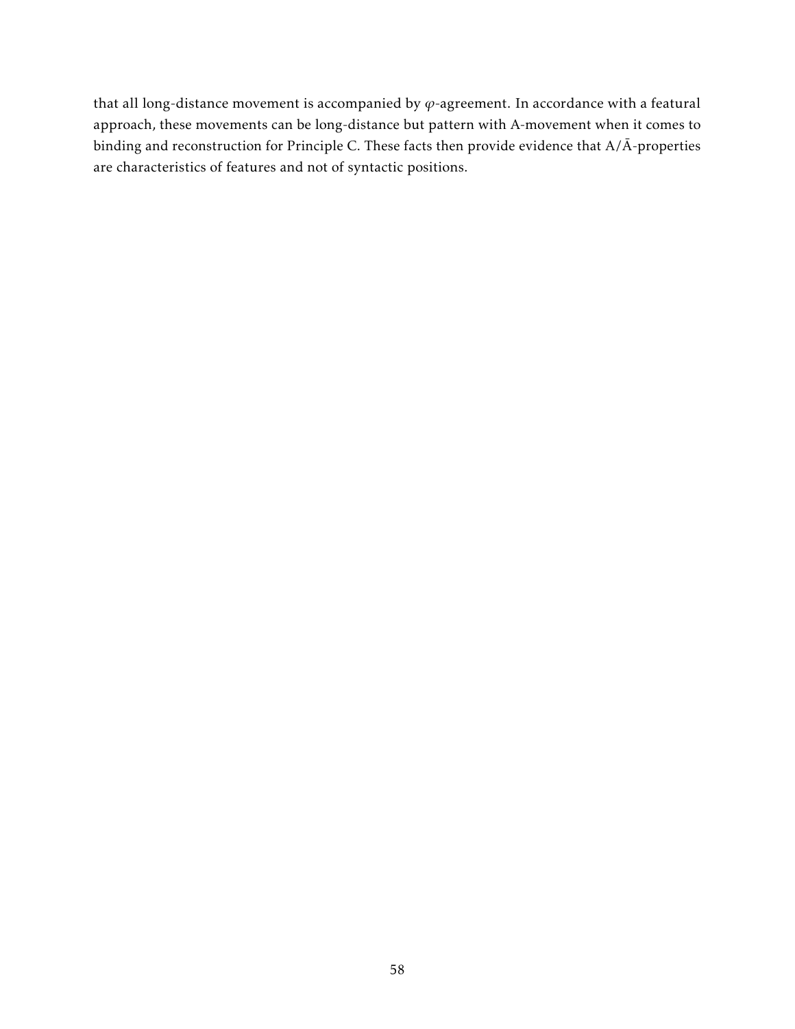that all long-distance movement is accompanied by $\varphi$-agreement. In accordance with a featural approach, these movements can be long-distance but pattern with A-movement when it comes to binding and reconstruction for Principle C. These facts then provide evidence that A/Ā-properties are characteristics of features and not of syntactic positions.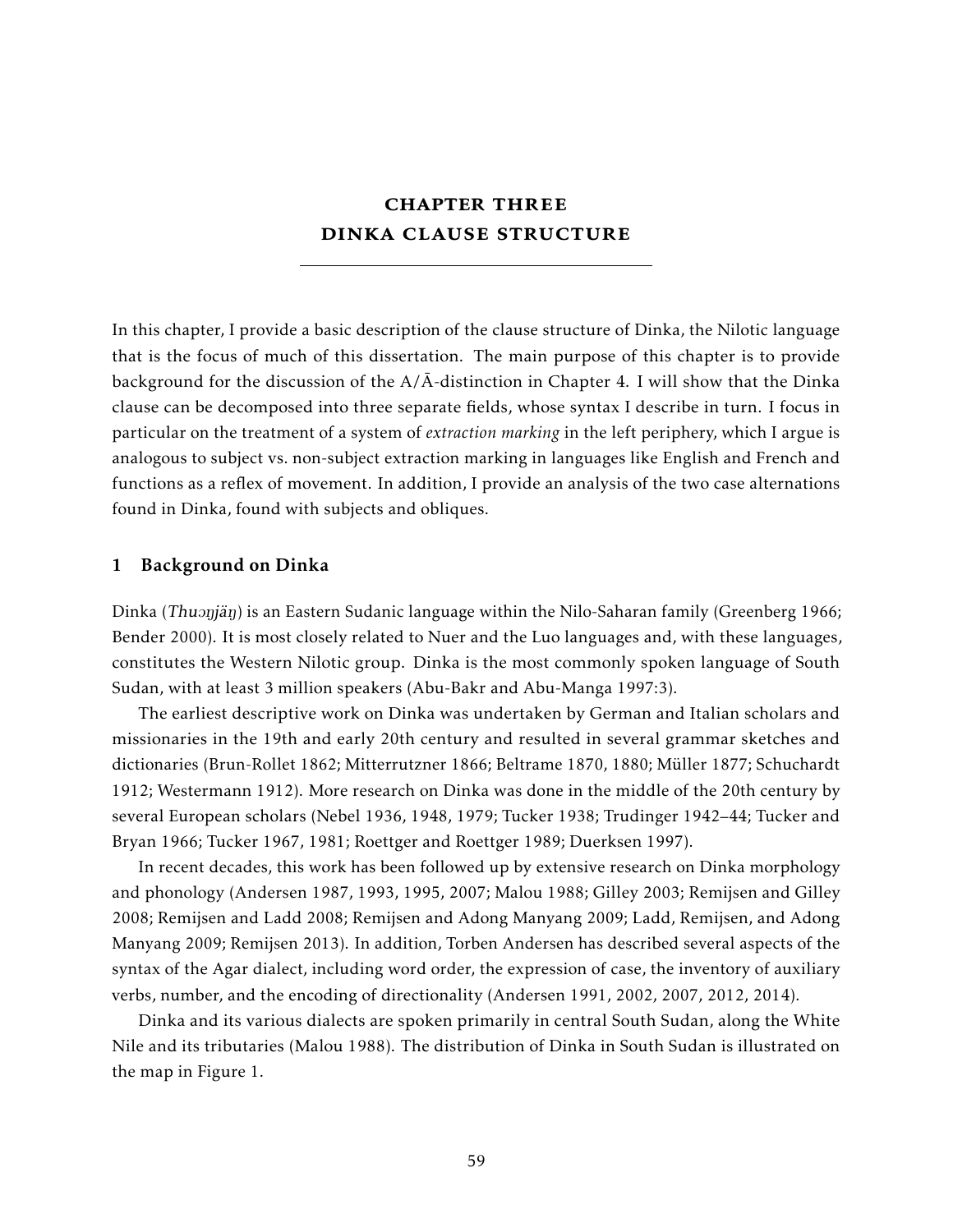# CHAPTER THREE
# DINKA CLAUSE STRUCTURE

In this chapter, I provide a basic description of the clause structure of Dinka, the Nilotic language that is the focus of much of this dissertation. The main purpose of this chapter is to provide background for the discussion of the A/Ā-distinction in Chapter 4. I will show that the Dinka clause can be decomposed into three separate fields, whose syntax I describe in turn. I focus in particular on the treatment of a system of *extraction marking* in the left periphery, which I argue is analogous to subject vs. non-subject extraction marking in languages like English and French and functions as a reflex of movement. In addition, I provide an analysis of the two case alternations found in Dinka, found with subjects and obliques.

## 1 Background on Dinka

Dinka (*Thuɔŋjäŋ*) is an Eastern Sudanic language within the Nilo-Saharan family (Greenberg 1966; Bender 2000). It is most closely related to Nuer and the Luo languages and, with these languages, constitutes the Western Nilotic group. Dinka is the most commonly spoken language of South Sudan, with at least 3 million speakers (Abu-Bakr and Abu-Manga 1997:3).

The earliest descriptive work on Dinka was undertaken by German and Italian scholars and missionaries in the 19th and early 20th century and resulted in several grammar sketches and dictionaries (Brun-Rollet 1862; Mitterrutzner 1866; Beltrame 1870, 1880; Müller 1877; Schuchardt 1912; Westermann 1912). More research on Dinka was done in the middle of the 20th century by several European scholars (Nebel 1936, 1948, 1979; Tucker 1938; Trudinger 1942–44; Tucker and Bryan 1966; Tucker 1967, 1981; Roettger and Roettger 1989; Duerksen 1997).

In recent decades, this work has been followed up by extensive research on Dinka morphology and phonology (Andersen 1987, 1993, 1995, 2007; Malou 1988; Gilley 2003; Remijsen and Gilley 2008; Remijsen and Ladd 2008; Remijsen and Adong Manyang 2009; Ladd, Remijsen, and Adong Manyang 2009; Remijsen 2013). In addition, Torben Andersen has described several aspects of the syntax of the Agar dialect, including word order, the expression of case, the inventory of auxiliary verbs, number, and the encoding of directionality (Andersen 1991, 2002, 2007, 2012, 2014).

Dinka and its various dialects are spoken primarily in central South Sudan, along the White Nile and its tributaries (Malou 1988). The distribution of Dinka in South Sudan is illustrated on the map in Figure 1.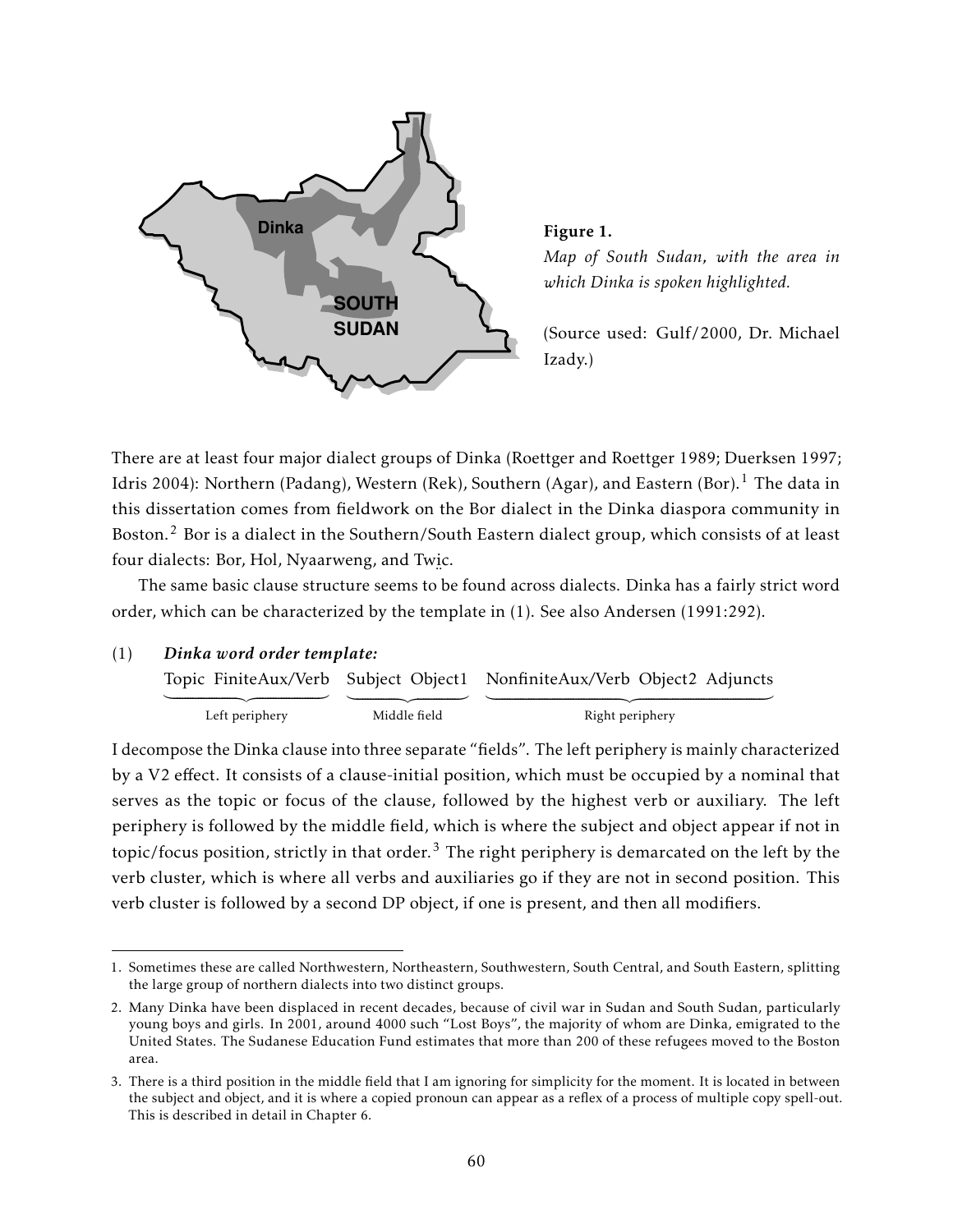**Figure 1.**
*Map of South Sudan, with the area in which Dinka is spoken highlighted.*

(Source used: Gulf/2000, Dr. Michael Izady.)

There are at least four major dialect groups of Dinka (Roettger and Roettger 1989; Duerksen 1997; Idris 2004): Northern (Padang), Western (Rek), Southern (Agar), and Eastern (Bor).[1] The data in this dissertation comes from fieldwork on the Bor dialect in the Dinka diaspora community in Boston.[2] Bor is a dialect in the Southern/South Eastern dialect group, which consists of at least four dialects: Bor, Hol, Nyaarweng, and Twi̤c.

The same basic clause structure seems to be found across dialects. Dinka has a fairly strict word order, which can be characterized by the template in (1). See also Andersen (1991:292).

(1) ***Dinka word order template:***

| Topic FiniteAux/Verb | Subject Object1 | NonfiniteAux/Verb Object2 Adjuncts |
|---|---|---|
| Left periphery | Middle field | Right periphery |

I decompose the Dinka clause into three separate "fields". The left periphery is mainly characterized by a V2 effect. It consists of a clause-initial position, which must be occupied by a nominal that serves as the topic or focus of the clause, followed by the highest verb or auxiliary. The left periphery is followed by the middle field, which is where the subject and object appear if not in topic/focus position, strictly in that order.[3] The right periphery is demarcated on the left by the verb cluster, which is where all verbs and auxiliaries go if they are not in second position. This verb cluster is followed by a second DP object, if one is present, and then all modifiers.

1. Sometimes these are called Northwestern, Northeastern, Southwestern, South Central, and South Eastern, splitting the large group of northern dialects into two distinct groups.

2. Many Dinka have been displaced in recent decades, because of civil war in Sudan and South Sudan, particularly young boys and girls. In 2001, around 4000 such "Lost Boys", the majority of whom are Dinka, emigrated to the United States. The Sudanese Education Fund estimates that more than 200 of these refugees moved to the Boston area.

3. There is a third position in the middle field that I am ignoring for simplicity for the moment. It is located in between the subject and object, and it is where a copied pronoun can appear as a reflex of a process of multiple copy spell-out. This is described in detail in Chapter 6.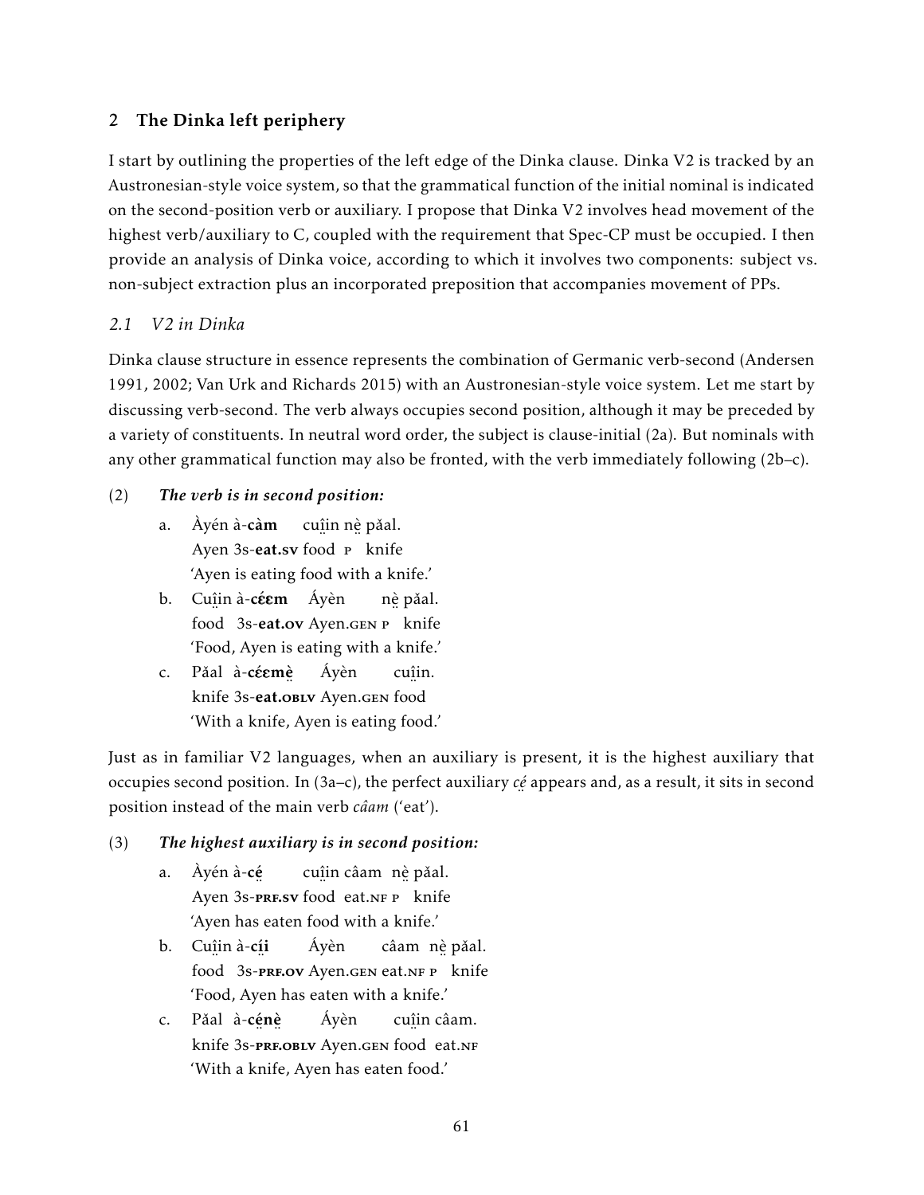## 2 The Dinka left periphery

I start by outlining the properties of the left edge of the Dinka clause. Dinka V2 is tracked by an Austronesian-style voice system, so that the grammatical function of the initial nominal is indicated on the second-position verb or auxiliary. I propose that Dinka V2 involves head movement of the highest verb/auxiliary to C, coupled with the requirement that Spec-CP must be occupied. I then provide an analysis of Dinka voice, according to which it involves two components: subject vs. non-subject extraction plus an incorporated preposition that accompanies movement of PPs.

### *2.1 V2 in Dinka*

Dinka clause structure in essence represents the combination of Germanic verb-second (Andersen 1991, 2002; Van Urk and Richards 2015) with an Austronesian-style voice system. Let me start by discussing verb-second. The verb always occupies second position, although it may be preceded by a variety of constituents. In neutral word order, the subject is clause-initial (2a). But nominals with any other grammatical function may also be fronted, with the verb immediately following (2b–c).

(2) ***The verb is in second position:***

a. Àyén à-**càm** cuî̤in nè̤ pǎal.
   Ayen 3s-**eat.sv** food P knife
   'Ayen is eating food with a knife.'

b. Cuî̤in à-**cɛ́ɛm** Áyèn nè̤ pǎal.
   food 3s-**eat.ov** Ayen.GEN P knife
   'Food, Ayen is eating with a knife.'

c. Pǎal à-**cɛ́ɛmè̤** Áyèn cuî̤in.
   knife 3s-**eat.OBLV** Ayen.GEN food
   'With a knife, Ayen is eating food.'

Just as in familiar V2 languages, when an auxiliary is present, it is the highest auxiliary that occupies second position. In (3a–c), the perfect auxiliary *cé̤* appears and, as a result, it sits in second position instead of the main verb *câam* ('eat').

(3) ***The highest auxiliary is in second position:***

a. Àyén à-**cé̤** cuî̤in câam nè̤ pǎal.
   Ayen 3s-**PRF.SV** food eat.NF P knife
   'Ayen has eaten food with a knife.'

b. Cuî̤in à-**cí̤i** Áyèn câam nè̤ pǎal.
   food 3s-**PRF.OV** Ayen.GEN eat.NF P knife
   'Food, Ayen has eaten with a knife.'

c. Pǎal à-**cé̤nè̤** Áyèn cuî̤in câam.
   knife 3s-**PRF.OBLV** Ayen.GEN food eat.NF
   'With a knife, Ayen has eaten food.'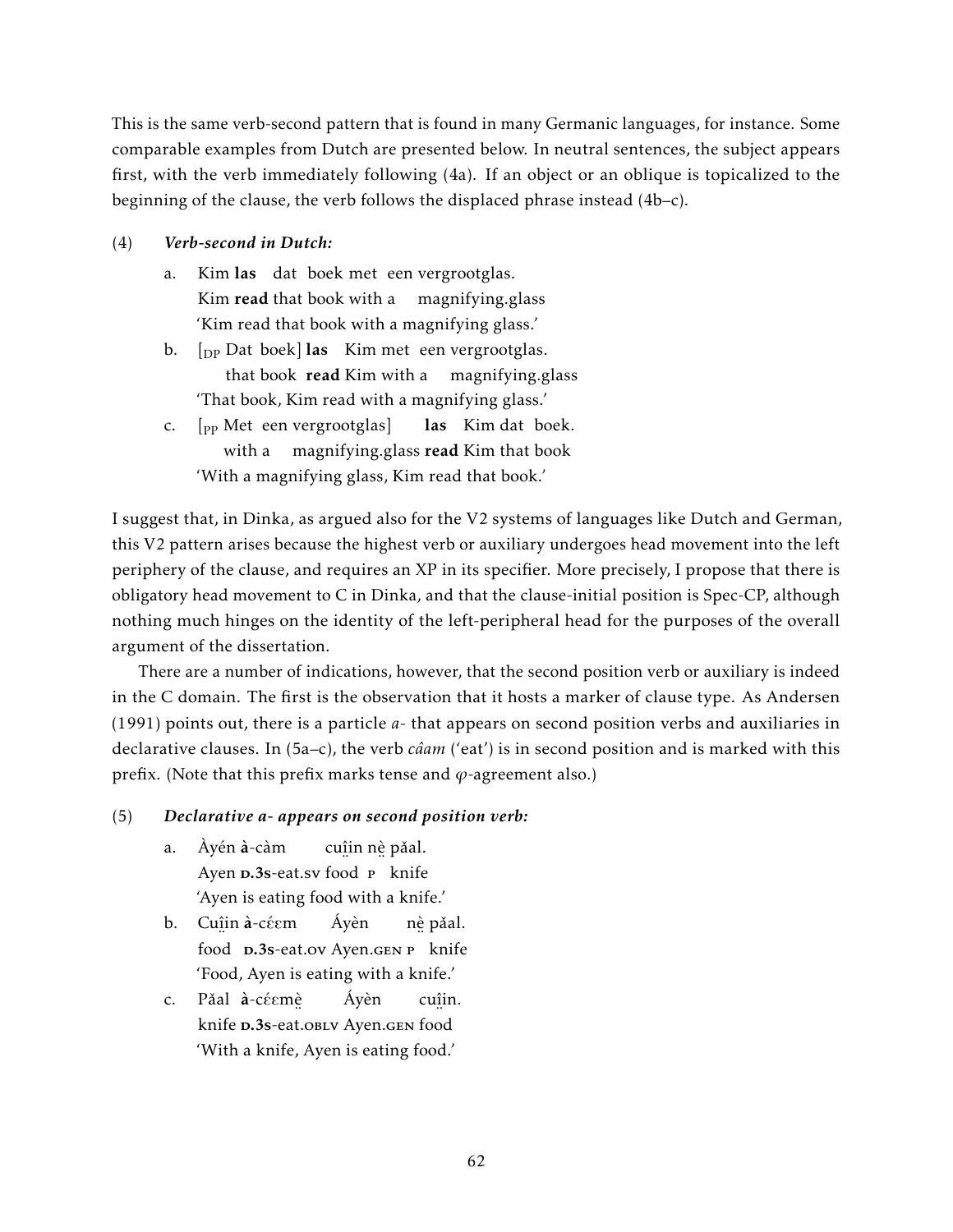This is the same verb-second pattern that is found in many Germanic languages, for instance. Some comparable examples from Dutch are presented below. In neutral sentences, the subject appears first, with the verb immediately following (4a). If an object or an oblique is topicalized to the beginning of the clause, the verb follows the displaced phrase instead (4b–c).

(4) ***Verb-second in Dutch:***

a. Kim **las** dat boek met een vergrootglas.
   Kim **read** that book with a magnifying.glass
   'Kim read that book with a magnifying glass.'

b. [$_{DP}$ Dat boek] **las** Kim met een vergrootglas.
   that book **read** Kim with a magnifying.glass
   'That book, Kim read with a magnifying glass.'

c. [$_{PP}$ Met een vergrootglas] **las** Kim dat boek.
   with a magnifying.glass **read** Kim that book
   'With a magnifying glass, Kim read that book.'

I suggest that, in Dinka, as argued also for the V2 systems of languages like Dutch and German, this V2 pattern arises because the highest verb or auxiliary undergoes head movement into the left periphery of the clause, and requires an XP in its specifier. More precisely, I propose that there is obligatory head movement to C in Dinka, and that the clause-initial position is Spec-CP, although nothing much hinges on the identity of the left-peripheral head for the purposes of the overall argument of the dissertation.

There are a number of indications, however, that the second position verb or auxiliary is indeed in the C domain. The first is the observation that it hosts a marker of clause type. As Andersen (1991) points out, there is a particle *a-* that appears on second position verbs and auxiliaries in declarative clauses. In (5a–c), the verb *câam* ('eat') is in second position and is marked with this prefix. (Note that this prefix marks tense and $\varphi$-agreement also.)

(5) ***Declarative a- appears on second position verb:***

a. Àyén **à**-càm cuî̤in nè̤ pǎal.
   Ayen **D.3S**-eat.SV food P knife
   'Ayen is eating food with a knife.'

b. Cuî̤in **à**-cέεm Áyèn nè̤ pǎal.
   food **D.3S**-eat.OV Ayen.GEN P knife
   'Food, Ayen is eating with a knife.'

c. Pǎal **à**-cέεmè̤ Áyèn cuî̤in.
   knife **D.3S**-eat.OBLV Ayen.GEN food
   'With a knife, Ayen is eating food.'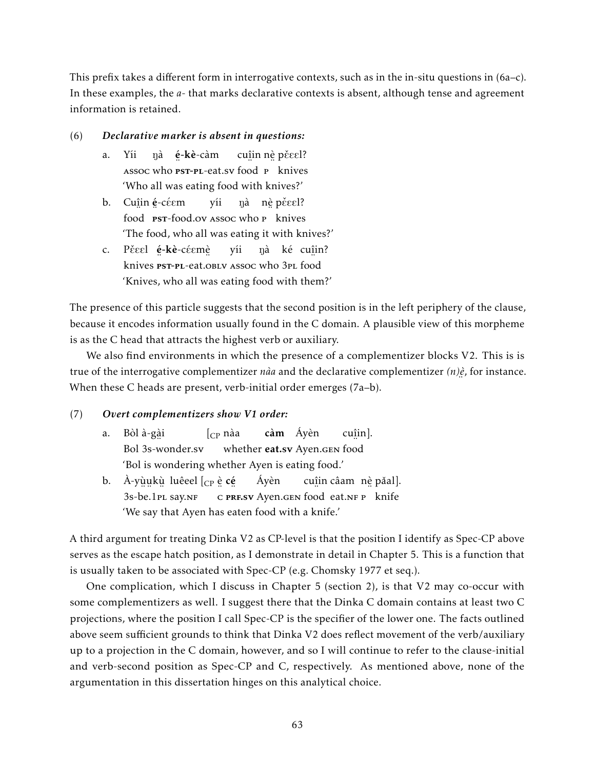This prefix takes a different form in interrogative contexts, such as in the in-situ questions in (6a–c). In these examples, the *a-* that marks declarative contexts is absent, although tense and agreement information is retained.

(6) ***Declarative marker is absent in questions:***

a. Yíi ŋà **ḛ́-kè**-càm cuî̤in nḛ̀ pɛ̌ɛɛl?
ASSOC who PST-PL-eat.SV food P knives
'Who all was eating food with knives?'

b. Cuî̤in **ḛ́**-cɛ́ɛm yíi ŋà nḛ̀ pɛ̌ɛɛl?
food PST-food.OV ASSOC who P knives
'The food, who all was eating it with knives?'

c. Pɛ̌ɛɛl **ḛ́-kè**-cɛ́ɛmḛ̀ yíi ŋà ké cuî̤in?
knives PST-PL-eat.OBLV ASSOC who 3PL food
'Knives, who all was eating food with them?'

The presence of this particle suggests that the second position is in the left periphery of the clause, because it encodes information usually found in the C domain. A plausible view of this morpheme is as the C head that attracts the highest verb or auxiliary.

We also find environments in which the presence of a complementizer blocks V2. This is is true of the interrogative complementizer *nàa* and the declarative complementizer *(n)ḛ̀*, for instance. When these C heads are present, verb-initial order emerges (7a–b).

(7) ***Overt complementizers show V1 order:***

a. Bòl à-gà̤i [$_{CP}$ nàa **càm** Áyèn cuî̤in].
Bol 3s-wonder.SV whether **eat.SV** Ayen.GEN food
'Bol is wondering whether Ayen is eating food.'

b. À-yṳ̀ṳkṳ̀ luêeel [$_{CP}$ ḛ̀ **cḛ́** Áyèn cuî̤in câam nḛ̀ pǎal].
3s-be.1PL say.NF C **PRF.SV** Ayen.GEN food eat.NF P knife
'We say that Ayen has eaten food with a knife.'

A third argument for treating Dinka V2 as CP-level is that the position I identify as Spec-CP above serves as the escape hatch position, as I demonstrate in detail in Chapter 5. This is a function that is usually taken to be associated with Spec-CP (e.g. Chomsky 1977 et seq.).

One complication, which I discuss in Chapter 5 (section 2), is that V2 may co-occur with some complementizers as well. I suggest there that the Dinka C domain contains at least two C projections, where the position I call Spec-CP is the specifier of the lower one. The facts outlined above seem sufficient grounds to think that Dinka V2 does reflect movement of the verb/auxiliary up to a projection in the C domain, however, and so I will continue to refer to the clause-initial and verb-second position as Spec-CP and C, respectively. As mentioned above, none of the argumentation in this dissertation hinges on this analytical choice.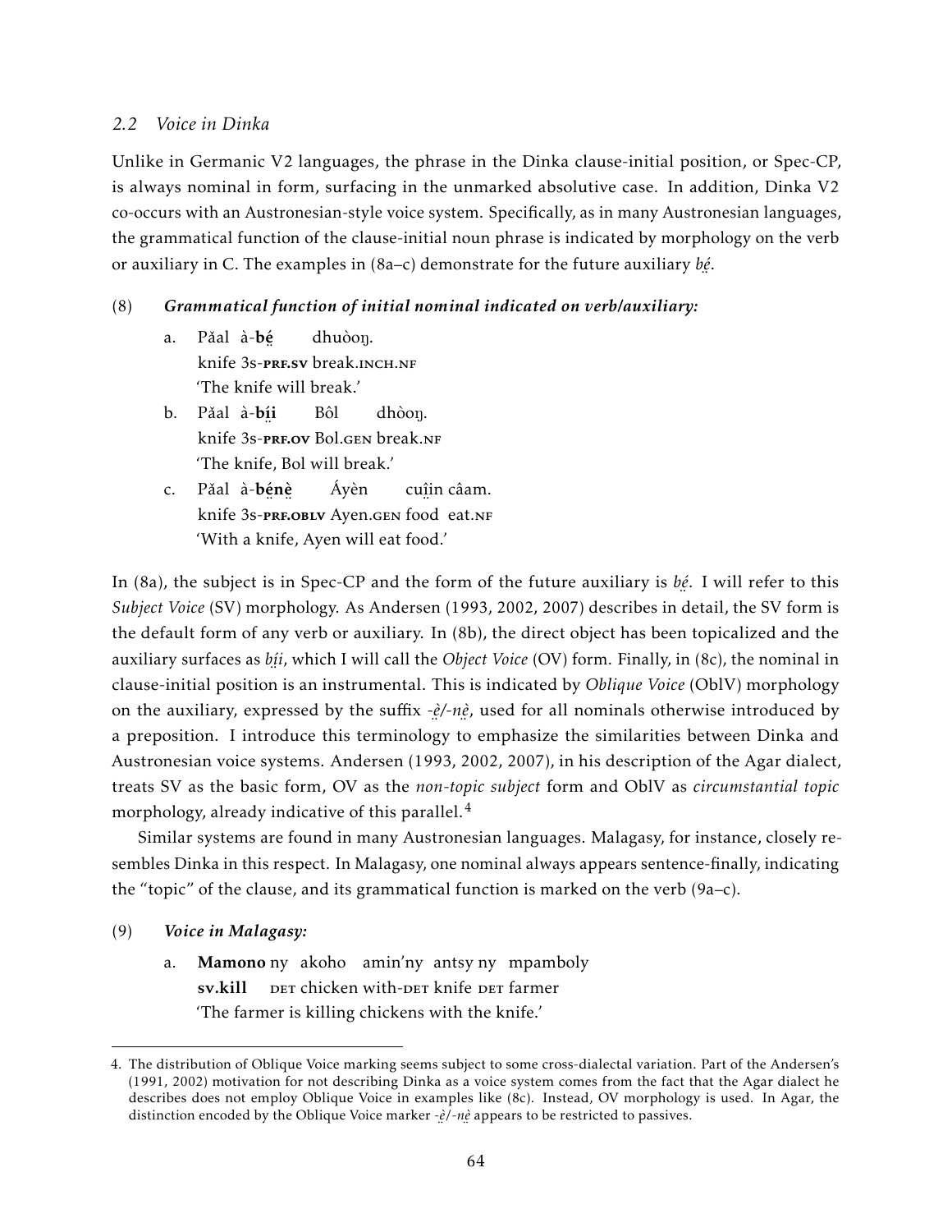### 2.2 Voice in Dinka

Unlike in Germanic V2 languages, the phrase in the Dinka clause-initial position, or Spec-CP, is always nominal in form, surfacing in the unmarked absolutive case. In addition, Dinka V2 co-occurs with an Austronesian-style voice system. Specifically, as in many Austronesian languages, the grammatical function of the clause-initial noun phrase is indicated by morphology on the verb or auxiliary in C. The examples in (8a–c) demonstrate for the future auxiliary *bé̤*.

(8) ***Grammatical function of initial nominal indicated on verb/auxiliary:***

a. Pǎal à-**bé̤** dhuòoŋ.
   knife 3s-**PRF.SV** break.INCH.NF
   'The knife will break.'

b. Pǎal à-**bí̤i** Bôl dhòoŋ.
   knife 3s-**PRF.OV** Bol.GEN break.NF
   'The knife, Bol will break.'

c. Pǎal à-**bé̤nè̤** Áyèn cuî̤n câam.
   knife 3s-**PRF.OBLV** Ayen.GEN food eat.NF
   'With a knife, Ayen will eat food.'

In (8a), the subject is in Spec-CP and the form of the future auxiliary is *bé̤*. I will refer to this *Subject Voice* (SV) morphology. As Andersen (1993, 2002, 2007) describes in detail, the SV form is the default form of any verb or auxiliary. In (8b), the direct object has been topicalized and the auxiliary surfaces as *bí̤i*, which I will call the *Object Voice* (OV) form. Finally, in (8c), the nominal in clause-initial position is an instrumental. This is indicated by *Oblique Voice* (OblV) morphology on the auxiliary, expressed by the suffix *-è̤/-nè̤*, used for all nominals otherwise introduced by a preposition. I introduce this terminology to emphasize the similarities between Dinka and Austronesian voice systems. Andersen (1993, 2002, 2007), in his description of the Agar dialect, treats SV as the basic form, OV as the *non-topic subject* form and OblV as *circumstantial topic* morphology, already indicative of this parallel.[4]

Similar systems are found in many Austronesian languages. Malagasy, for instance, closely resembles Dinka in this respect. In Malagasy, one nominal always appears sentence-finally, indicating the "topic" of the clause, and its grammatical function is marked on the verb (9a–c).

(9) ***Voice in Malagasy:***

a. **Mamono** ny akoho amin'ny antsy ny mpamboly
   **SV.kill** DET chicken with-DET knife DET farmer
   'The farmer is killing chickens with the knife.'

---

4. The distribution of Oblique Voice marking seems subject to some cross-dialectal variation. Part of the Andersen's (1991, 2002) motivation for not describing Dinka as a voice system comes from the fact that the Agar dialect he describes does not employ Oblique Voice in examples like (8c). Instead, OV morphology is used. In Agar, the distinction encoded by the Oblique Voice marker *-è̤/-nè̤* appears to be restricted to passives.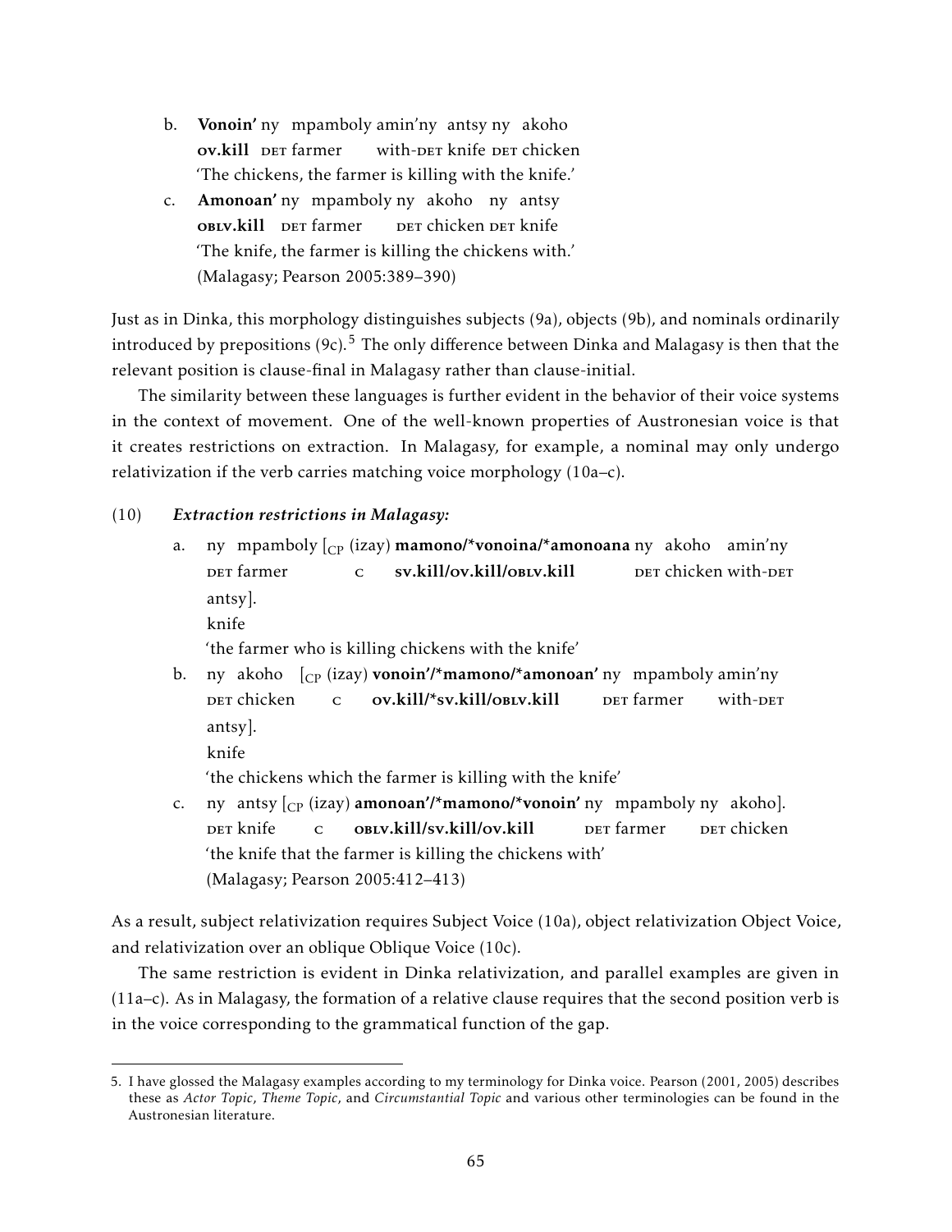b. **Vonoin'** ny mpamboly amin'ny antsy ny akoho
   **ov.kill** DET farmer with-DET knife DET chicken
   'The chickens, the farmer is killing with the knife.'

c. **Amonoan'** ny mpamboly ny akoho ny antsy
   **OBLV.kill** DET farmer DET chicken DET knife
   'The knife, the farmer is killing the chickens with.'
   (Malagasy; Pearson 2005:389–390)

Just as in Dinka, this morphology distinguishes subjects (9a), objects (9b), and nominals ordinarily introduced by prepositions (9c).[5] The only difference between Dinka and Malagasy is then that the relevant position is clause-final in Malagasy rather than clause-initial.

The similarity between these languages is further evident in the behavior of their voice systems in the context of movement. One of the well-known properties of Austronesian voice is that it creates restrictions on extraction. In Malagasy, for example, a nominal may only undergo relativization if the verb carries matching voice morphology (10a–c).

(10) ***Extraction restrictions in Malagasy:***

a. ny mpamboly [$_{\text{CP}}$ (izay) **mamono/\*vonoina/\*amonoana** ny akoho amin'ny antsy].
   DET farmer C **SV.kill/OV.kill/OBLV.kill** DET chicken with-DET knife
   'the farmer who is killing chickens with the knife'

b. ny akoho [$_{\text{CP}}$ (izay) **vonoin'/\*mamono/\*amonoan'** ny mpamboly amin'ny antsy].
   DET chicken C **OV.kill/\*SV.kill/OBLV.kill** DET farmer with-DET knife
   'the chickens which the farmer is killing with the knife'

c. ny antsy [$_{\text{CP}}$ (izay) **amonoan'/\*mamono/\*vonoin'** ny mpamboly ny akoho].
   DET knife C **OBLV.kill/SV.kill/OV.kill** DET farmer DET chicken
   'the knife that the farmer is killing the chickens with'
   (Malagasy; Pearson 2005:412–413)

As a result, subject relativization requires Subject Voice (10a), object relativization Object Voice, and relativization over an oblique Oblique Voice (10c).

The same restriction is evident in Dinka relativization, and parallel examples are given in (11a–c). As in Malagasy, the formation of a relative clause requires that the second position verb is in the voice corresponding to the grammatical function of the gap.

---

5. I have glossed the Malagasy examples according to my terminology for Dinka voice. Pearson (2001, 2005) describes these as *Actor Topic*, *Theme Topic*, and *Circumstantial Topic* and various other terminologies can be found in the Austronesian literature.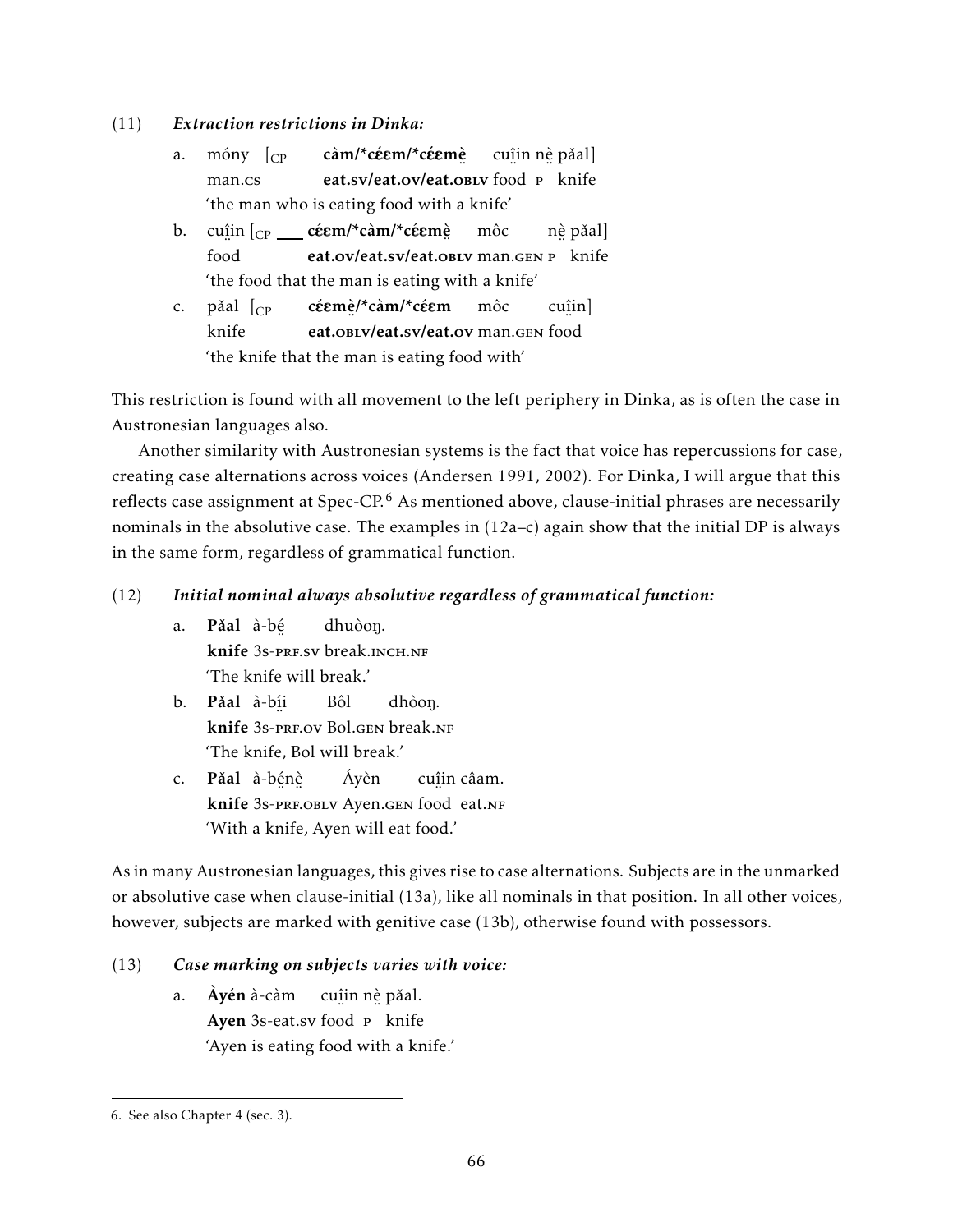(11) ***Extraction restrictions in Dinka:***

a. móny [$_{CP}$ ___ **càm/*cɛ́ɛm/*cɛ́ɛmɛ̤̀** cuî̤in nɛ̤̀ pǎal]
 man.cs **eat.sv/eat.ov/eat.OBLV** food P knife
 'the man who is eating food with a knife'

b. cuî̤in [$_{CP}$ ___ **cɛ́ɛm/*càm/*cɛ́ɛmɛ̤̀** môc nɛ̤̀ pǎal]
 food **eat.ov/eat.sv/eat.OBLV** man.GEN P knife
 'the food that the man is eating with a knife'

c. pǎal [$_{CP}$ ___ **cɛ́ɛmɛ̤̀/*càm/*cɛ́ɛm** môc cuî̤in]
 knife **eat.OBLV/eat.sv/eat.ov** man.GEN food
 'the knife that the man is eating food with'

This restriction is found with all movement to the left periphery in Dinka, as is often the case in Austronesian languages also.

Another similarity with Austronesian systems is the fact that voice has repercussions for case, creating case alternations across voices (Andersen 1991, 2002). For Dinka, I will argue that this reflects case assignment at Spec-CP.[6] As mentioned above, clause-initial phrases are necessarily nominals in the absolutive case. The examples in (12a–c) again show that the initial DP is always in the same form, regardless of grammatical function.

(12) ***Initial nominal always absolutive regardless of grammatical function:***

a. **Pǎal** à-bɛ̤́ dhuòoŋ.
 **knife** 3s-PRF.SV break.INCH.NF
 'The knife will break.'

b. **Pǎal** à-bḭ́i Bôl dhòoŋ.
 **knife** 3s-PRF.OV Bol.GEN break.NF
 'The knife, Bol will break.'

c. **Pǎal** à-bɛ̤́nɛ̤̀ Áyèn cuî̤in câam.
 **knife** 3s-PRF.OBLV Ayen.GEN food eat.NF
 'With a knife, Ayen will eat food.'

As in many Austronesian languages, this gives rise to case alternations. Subjects are in the unmarked or absolutive case when clause-initial (13a), like all nominals in that position. In all other voices, however, subjects are marked with genitive case (13b), otherwise found with possessors.

(13) ***Case marking on subjects varies with voice:***

a. **Àyén** à-càm cuî̤in nɛ̤̀ pǎal.
 **Ayen** 3s-eat.SV food P knife
 'Ayen is eating food with a knife.'

---

6. See also Chapter 4 (sec. 3).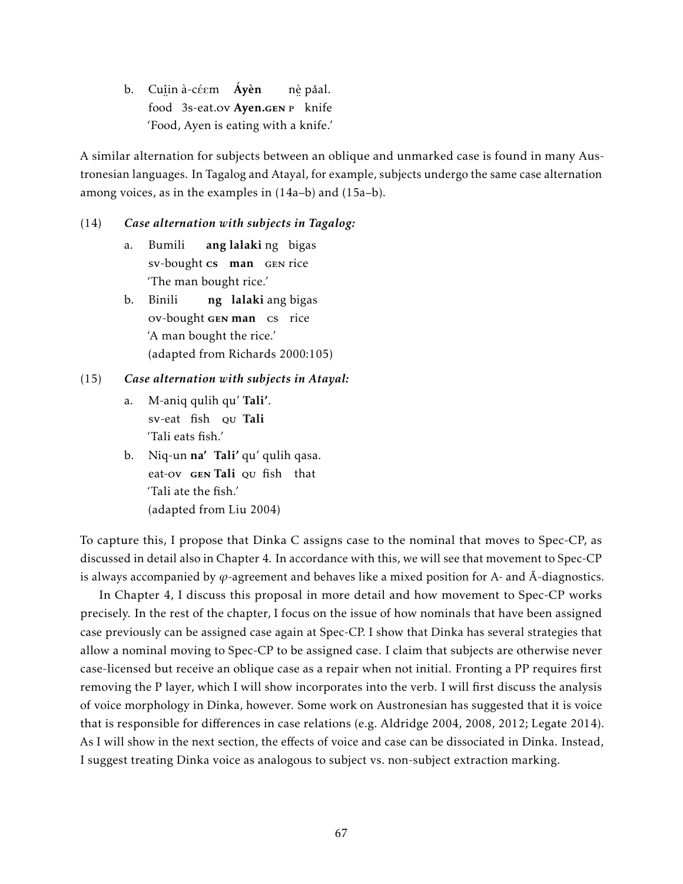b. Cuı̤̂in à-cɛ́ɛm **Áyèn** nḛ̀ pǎal.
   food 3s-eat.ov **Ayen.GEN** P knife
   'Food, Ayen is eating with a knife.'

A similar alternation for subjects between an oblique and unmarked case is found in many Austronesian languages. In Tagalog and Atayal, for example, subjects undergo the same case alternation among voices, as in the examples in (14a–b) and (15a–b).

(14) ***Case alternation with subjects in Tagalog:***

a. Bumili **ang lalaki** ng bigas
   sv-bought **CS man** GEN rice
   'The man bought rice.'

b. Binili **ng lalaki** ang bigas
   ov-bought **GEN man** CS rice
   'A man bought the rice.'
   (adapted from Richards 2000:105)

(15) ***Case alternation with subjects in Atayal:***

a. M-aniq qulih qu' **Tali'**.
   sv-eat fish QU **Tali**
   'Tali eats fish.'

b. Niq-un **na' Tali'** qu' qulih qasa.
   eat-ov **GEN Tali** QU fish that
   'Tali ate the fish.'
   (adapted from Liu 2004)

To capture this, I propose that Dinka C assigns case to the nominal that moves to Spec-CP, as discussed in detail also in Chapter 4. In accordance with this, we will see that movement to Spec-CP is always accompanied by $\varphi$-agreement and behaves like a mixed position for A- and Ā-diagnostics.

In Chapter 4, I discuss this proposal in more detail and how movement to Spec-CP works precisely. In the rest of the chapter, I focus on the issue of how nominals that have been assigned case previously can be assigned case again at Spec-CP. I show that Dinka has several strategies that allow a nominal moving to Spec-CP to be assigned case. I claim that subjects are otherwise never case-licensed but receive an oblique case as a repair when not initial. Fronting a PP requires first removing the P layer, which I will show incorporates into the verb. I will first discuss the analysis of voice morphology in Dinka, however. Some work on Austronesian has suggested that it is voice that is responsible for differences in case relations (e.g. Aldridge 2004, 2008, 2012; Legate 2014). As I will show in the next section, the effects of voice and case can be dissociated in Dinka. Instead, I suggest treating Dinka voice as analogous to subject vs. non-subject extraction marking.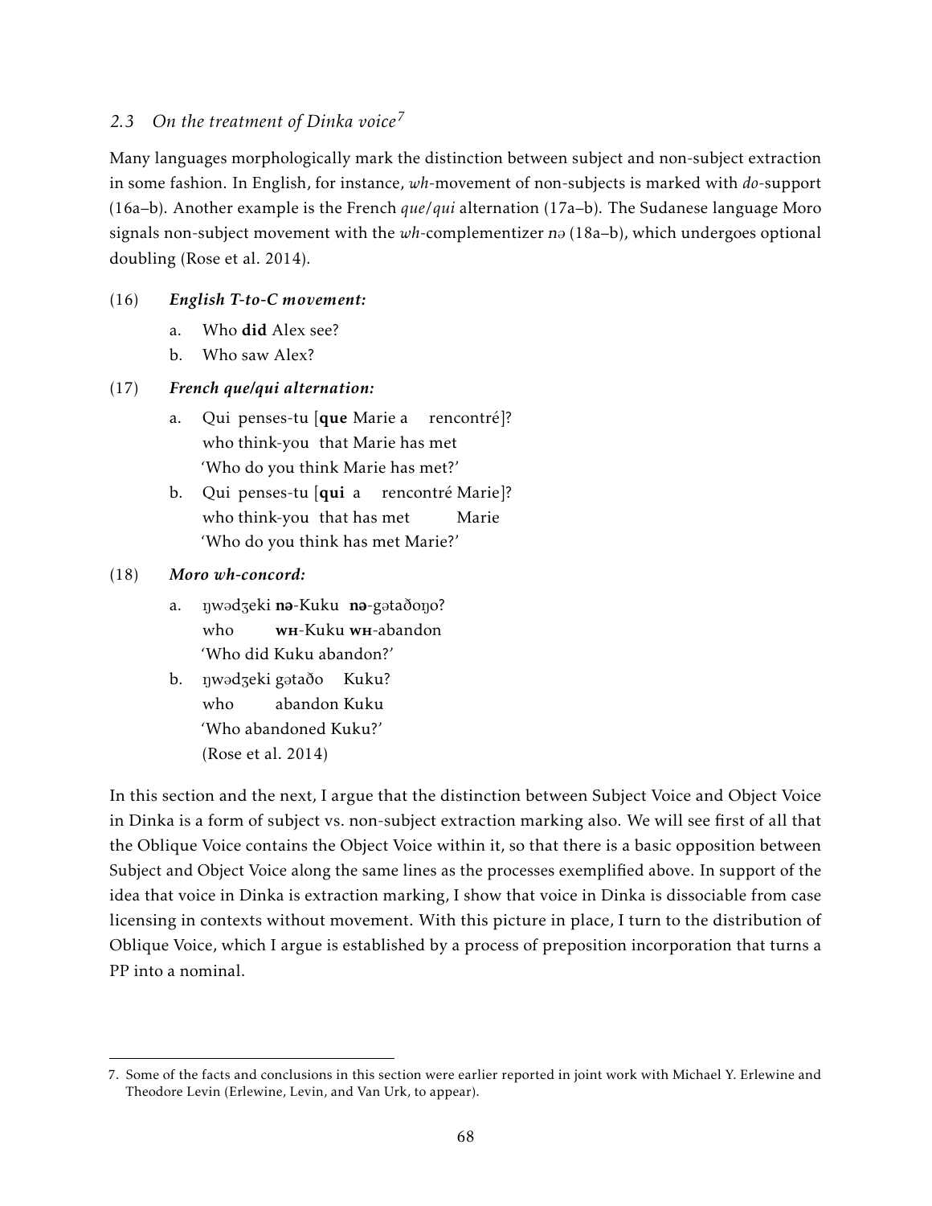### 2.3 *On the treatment of Dinka voice*[7]

Many languages morphologically mark the distinction between subject and non-subject extraction in some fashion. In English, for instance, *wh*-movement of non-subjects is marked with *do*-support (16a–b). Another example is the French *que*/*qui* alternation (17a–b). The Sudanese language Moro signals non-subject movement with the *wh*-complementizer *nə* (18a–b), which undergoes optional doubling (Rose et al. 2014).

(16) ***English T-to-C movement:***

  a. Who **did** Alex see?

  b. Who saw Alex?

(17) ***French que/qui alternation:***

  a. Qui penses-tu [**que** Marie a rencontré]?
     who think-you that Marie has met
     'Who do you think Marie has met?'

  b. Qui penses-tu [**qui** a rencontré Marie]?
     who think-you that has met Marie
     'Who do you think has met Marie?'

(18) ***Moro wh-concord:***

  a. ŋwədʒeki **nə**-Kuku **nə**-gətaðoŋo?
     who **wh**-Kuku **wh**-abandon
     'Who did Kuku abandon?'

  b. ŋwədʒeki gətaðo Kuku?
     who abandon Kuku
     'Who abandoned Kuku?'
     (Rose et al. 2014)

In this section and the next, I argue that the distinction between Subject Voice and Object Voice in Dinka is a form of subject vs. non-subject extraction marking also. We will see first of all that the Oblique Voice contains the Object Voice within it, so that there is a basic opposition between Subject and Object Voice along the same lines as the processes exemplified above. In support of the idea that voice in Dinka is extraction marking, I show that voice in Dinka is dissociable from case licensing in contexts without movement. With this picture in place, I turn to the distribution of Oblique Voice, which I argue is established by a process of preposition incorporation that turns a PP into a nominal.

---

7. Some of the facts and conclusions in this section were earlier reported in joint work with Michael Y. Erlewine and Theodore Levin (Erlewine, Levin, and Van Urk, to appear).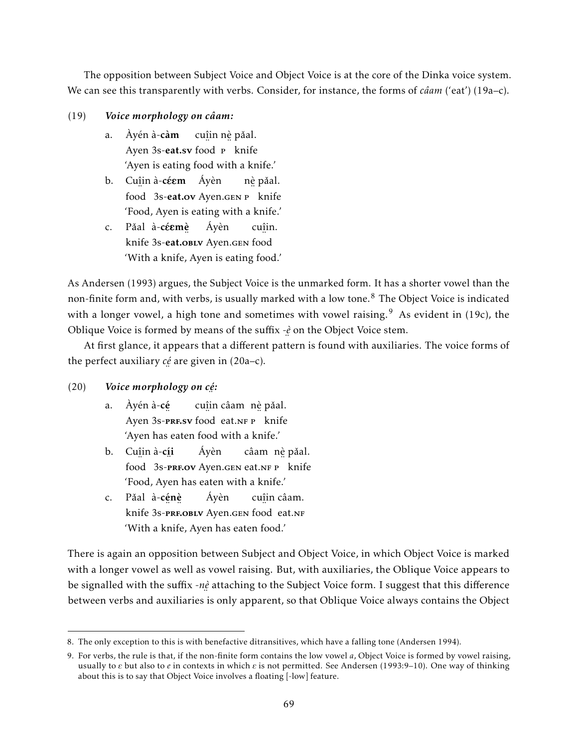The opposition between Subject Voice and Object Voice is at the core of the Dinka voice system. We can see this transparently with verbs. Consider, for instance, the forms of *câam* ('eat') (19a–c).

(19) ***Voice morphology on câam:***

a. Àyén à-**càm** cuị̂in nè̤ pǎal.
   Ayen 3s-**eat.sv** food P knife
   'Ayen is eating food with a knife.'

b. Cuị̂in à-**céɛm** Áyèn nè̤ pǎal.
   food 3s-**eat.ov** Ayen.GEN P knife
   'Food, Ayen is eating with a knife.'

c. Pǎal à-**céɛmè̤** Áyèn cuị̂in.
   knife 3s-**eat.OBLV** Ayen.GEN food
   'With a knife, Ayen is eating food.'

As Andersen (1993) argues, the Subject Voice is the unmarked form. It has a shorter vowel than the non-finite form and, with verbs, is usually marked with a low tone.[8] The Object Voice is indicated with a longer vowel, a high tone and sometimes with vowel raising.[9] As evident in (19c), the Oblique Voice is formed by means of the suffix *-è̤* on the Object Voice stem.

At first glance, it appears that a different pattern is found with auxiliaries. The voice forms of the perfect auxiliary *cé̤* are given in (20a–c).

(20) ***Voice morphology on cé̤:***

a. Àyén à-**cé̤** cuị̂in câam nè̤ pǎal.
   Ayen 3s-**PRF.SV** food eat.NF P knife
   'Ayen has eaten food with a knife.'

b. Cuị̂in à-**cị́i** Áyèn câam nè̤ pǎal.
   food 3s-**PRF.OV** Ayen.GEN eat.NF P knife
   'Food, Ayen has eaten with a knife.'

c. Pǎal à-**cé̤nè̤** Áyèn cuị̂in câam.
   knife 3s-**PRF.OBLV** Ayen.GEN food eat.NF
   'With a knife, Ayen has eaten food.'

There is again an opposition between Subject and Object Voice, in which Object Voice is marked with a longer vowel as well as vowel raising. But, with auxiliaries, the Oblique Voice appears to be signalled with the suffix *-nè̤* attaching to the Subject Voice form. I suggest that this difference between verbs and auxiliaries is only apparent, so that Oblique Voice always contains the Object

---

8. The only exception to this is with benefactive ditransitives, which have a falling tone (Andersen 1994).

9. For verbs, the rule is that, if the non-finite form contains the low vowel *a*, Object Voice is formed by vowel raising, usually to *ɛ* but also to *e* in contexts in which *ɛ* is not permitted. See Andersen (1993:9–10). One way of thinking about this is to say that Object Voice involves a floating [-low] feature.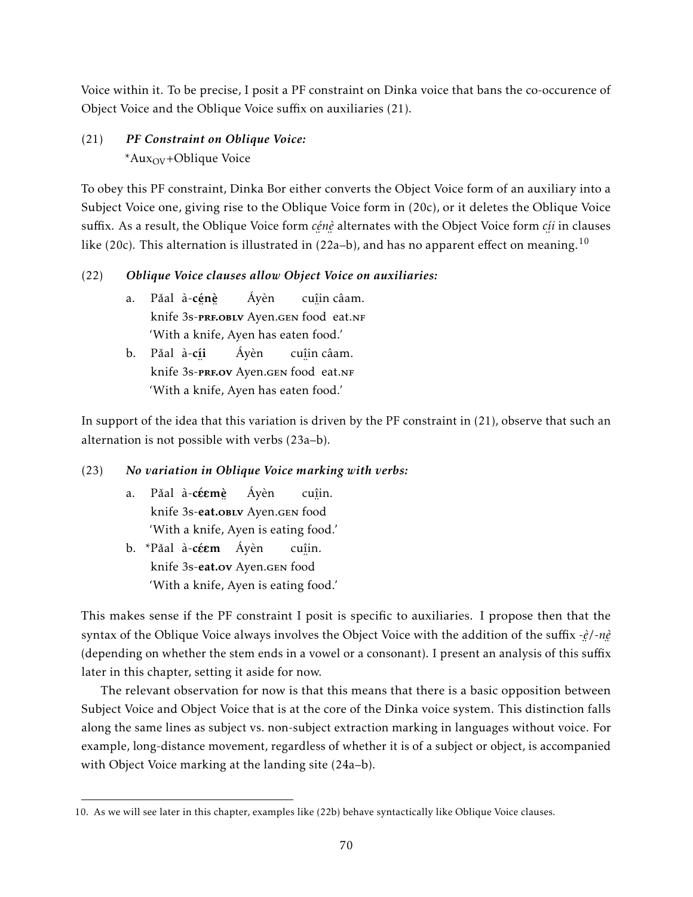Voice within it. To be precise, I posit a PF constraint on Dinka voice that bans the co-occurence of Object Voice and the Oblique Voice suffix on auxiliaries (21).

(21) ***PF Constraint on Oblique Voice:***
*Aux$_{OV}$+Oblique Voice

To obey this PF constraint, Dinka Bor either converts the Object Voice form of an auxiliary into a Subject Voice one, giving rise to the Oblique Voice form in (20c), or it deletes the Oblique Voice suffix. As a result, the Oblique Voice form *cé̤nè̤* alternates with the Object Voice form *cí̤i* in clauses like (20c). This alternation is illustrated in (22a–b), and has no apparent effect on meaning.[10]

(22) ***Oblique Voice clauses allow Object Voice on auxiliaries:***

a. Pǎal à-**cé̤nè̤** Áyèn cuî̤n câam.
knife 3s-**PRF.OBLV** Ayen.GEN food eat.NF
'With a knife, Ayen has eaten food.'

b. Pǎal à-**cí̤i** Áyèn cuî̤n câam.
knife 3s-**PRF.OV** Ayen.GEN food eat.NF
'With a knife, Ayen has eaten food.'

In support of the idea that this variation is driven by the PF constraint in (21), observe that such an alternation is not possible with verbs (23a–b).

(23) ***No variation in Oblique Voice marking with verbs:***

a. Pǎal à-**céɛmè̤** Áyèn cuî̤n.
knife 3s-**eat.OBLV** Ayen.GEN food
'With a knife, Ayen is eating food.'

b. *Pǎal à-**céɛm** Áyèn cuî̤n.
knife 3s-**eat.OV** Ayen.GEN food
'With a knife, Ayen is eating food.'

This makes sense if the PF constraint I posit is specific to auxiliaries. I propose then that the syntax of the Oblique Voice always involves the Object Voice with the addition of the suffix *-è̤*/*-nè̤* (depending on whether the stem ends in a vowel or a consonant). I present an analysis of this suffix later in this chapter, setting it aside for now.

The relevant observation for now is that this means that there is a basic opposition between Subject Voice and Object Voice that is at the core of the Dinka voice system. This distinction falls along the same lines as subject vs. non-subject extraction marking in languages without voice. For example, long-distance movement, regardless of whether it is of a subject or object, is accompanied with Object Voice marking at the landing site (24a–b).

10. As we will see later in this chapter, examples like (22b) behave syntactically like Oblique Voice clauses.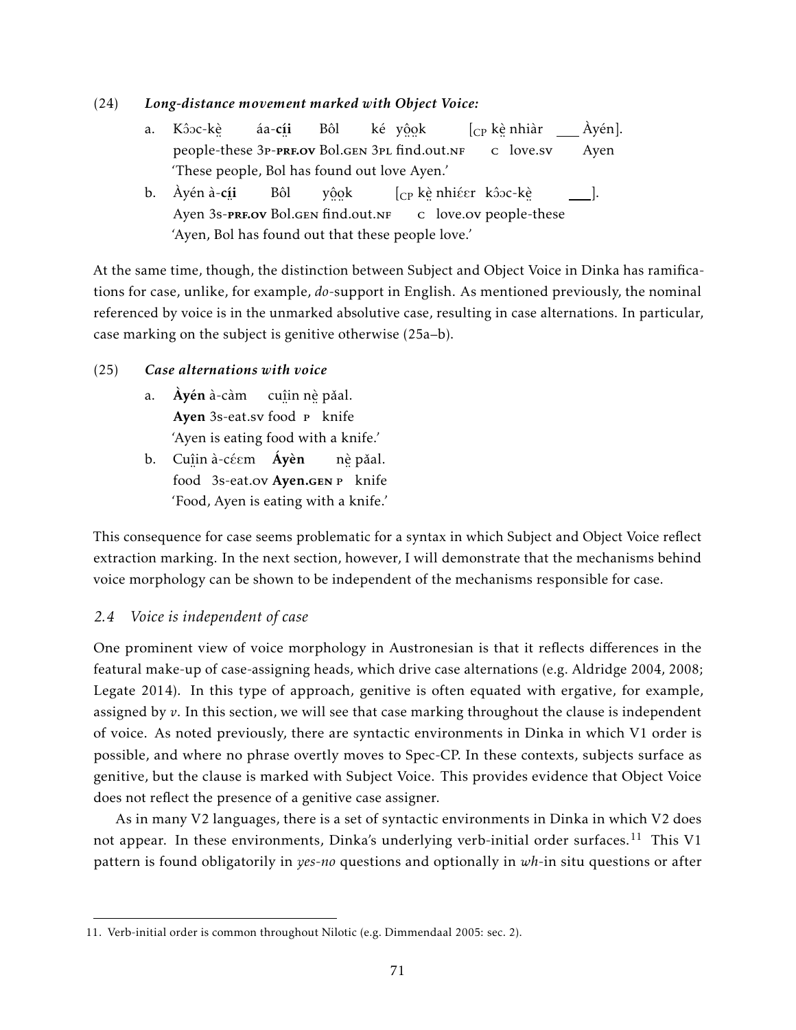(24) ***Long-distance movement marked with Object Voice:***

a. Kɔ̂ɔc-kɛ̤̀ áa-**cí̤i̤** Bôl ké yô̤o̤k [$_{CP}$ kɛ̤̀ nhiàr ___ Àyén].
people-these 3P-**PRF.OV** Bol.GEN 3PL find.out.NF C love.SV Ayen
'These people, Bol has found out love Ayen.'

b. Àyén à-**cí̤i̤** Bôl yô̤o̤k [$_{CP}$ kɛ̤̀ nhiɛ́ɛr kɔ̂ɔc-kɛ̤̀ ___].
Ayen 3S-**PRF.OV** Bol.GEN find.out.NF C love.OV people-these
'Ayen, Bol has found out that these people love.'

At the same time, though, the distinction between Subject and Object Voice in Dinka has ramifications for case, unlike, for example, *do*-support in English. As mentioned previously, the nominal referenced by voice is in the unmarked absolutive case, resulting in case alternations. In particular, case marking on the subject is genitive otherwise (25a–b).

(25) ***Case alternations with voice***

a. **Àyén** à-càm cuî̤in nɛ̤̀ pǎal.
**Ayen** 3S-eat.SV food P knife
'Ayen is eating food with a knife.'

b. Cuî̤in à-cɛ́ɛm **Áyèn** nɛ̤̀ pǎal.
food 3S-eat.OV **Ayen.GEN** P knife
'Food, Ayen is eating with a knife.'

This consequence for case seems problematic for a syntax in which Subject and Object Voice reflect extraction marking. In the next section, however, I will demonstrate that the mechanisms behind voice morphology can be shown to be independent of the mechanisms responsible for case.

### *2.4 Voice is independent of case*

One prominent view of voice morphology in Austronesian is that it reflects differences in the featural make-up of case-assigning heads, which drive case alternations (e.g. Aldridge 2004, 2008; Legate 2014). In this type of approach, genitive is often equated with ergative, for example, assigned by *v*. In this section, we will see that case marking throughout the clause is independent of voice. As noted previously, there are syntactic environments in Dinka in which V1 order is possible, and where no phrase overtly moves to Spec-CP. In these contexts, subjects surface as genitive, but the clause is marked with Subject Voice. This provides evidence that Object Voice does not reflect the presence of a genitive case assigner.

As in many V2 languages, there is a set of syntactic environments in Dinka in which V2 does not appear. In these environments, Dinka's underlying verb-initial order surfaces.[11] This V1 pattern is found obligatorily in *yes-no* questions and optionally in *wh*-in situ questions or after

11. Verb-initial order is common throughout Nilotic (e.g. Dimmendaal 2005: sec. 2).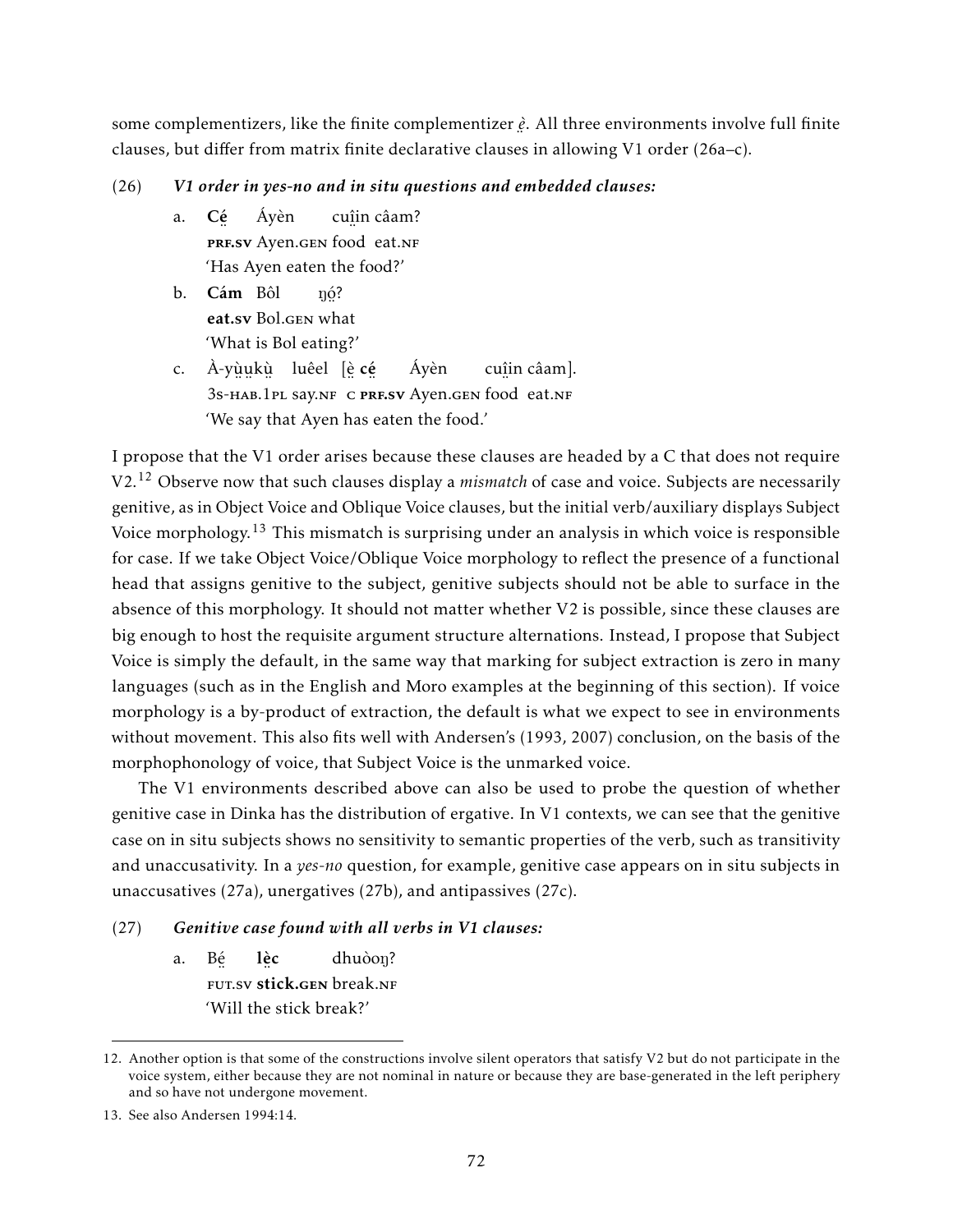some complementizers, like the finite complementizer *è̤*. All three environments involve full finite clauses, but differ from matrix finite declarative clauses in allowing V1 order (26a–c).

(26) ***V1 order in yes-no and in situ questions and embedded clauses:***

a. **Cé̤** Áyèn cuî̤in câam?
**prf.sv** Ayen.gen food eat.nf
'Has Ayen eaten the food?'

b. **Cám** Bôl ŋó̤?
**eat.sv** Bol.gen what
'What is Bol eating?'

c. À-yṳ̀ṳkṳ̀ luêel [è̤ **cé̤** Áyèn cuî̤in câam].
3s-hab.1pl say.nf c **prf.sv** Ayen.gen food eat.nf
'We say that Ayen has eaten the food.'

I propose that the V1 order arises because these clauses are headed by a C that does not require V2.[12] Observe now that such clauses display a *mismatch* of case and voice. Subjects are necessarily genitive, as in Object Voice and Oblique Voice clauses, but the initial verb/auxiliary displays Subject Voice morphology.[13] This mismatch is surprising under an analysis in which voice is responsible for case. If we take Object Voice/Oblique Voice morphology to reflect the presence of a functional head that assigns genitive to the subject, genitive subjects should not be able to surface in the absence of this morphology. It should not matter whether V2 is possible, since these clauses are big enough to host the requisite argument structure alternations. Instead, I propose that Subject Voice is simply the default, in the same way that marking for subject extraction is zero in many languages (such as in the English and Moro examples at the beginning of this section). If voice morphology is a by-product of extraction, the default is what we expect to see in environments without movement. This also fits well with Andersen's (1993, 2007) conclusion, on the basis of the morphophonology of voice, that Subject Voice is the unmarked voice.

The V1 environments described above can also be used to probe the question of whether genitive case in Dinka has the distribution of ergative. In V1 contexts, we can see that the genitive case on in situ subjects shows no sensitivity to semantic properties of the verb, such as transitivity and unaccusativity. In a *yes-no* question, for example, genitive case appears on in situ subjects in unaccusatives (27a), unergatives (27b), and antipassives (27c).

(27) ***Genitive case found with all verbs in V1 clauses:***

a. Bé̤ **lè̤c** dhuòoŋ?
fut.sv **stick.gen** break.nf
'Will the stick break?'

12. Another option is that some of the constructions involve silent operators that satisfy V2 but do not participate in the voice system, either because they are not nominal in nature or because they are base-generated in the left periphery and so have not undergone movement.

13. See also Andersen 1994:14.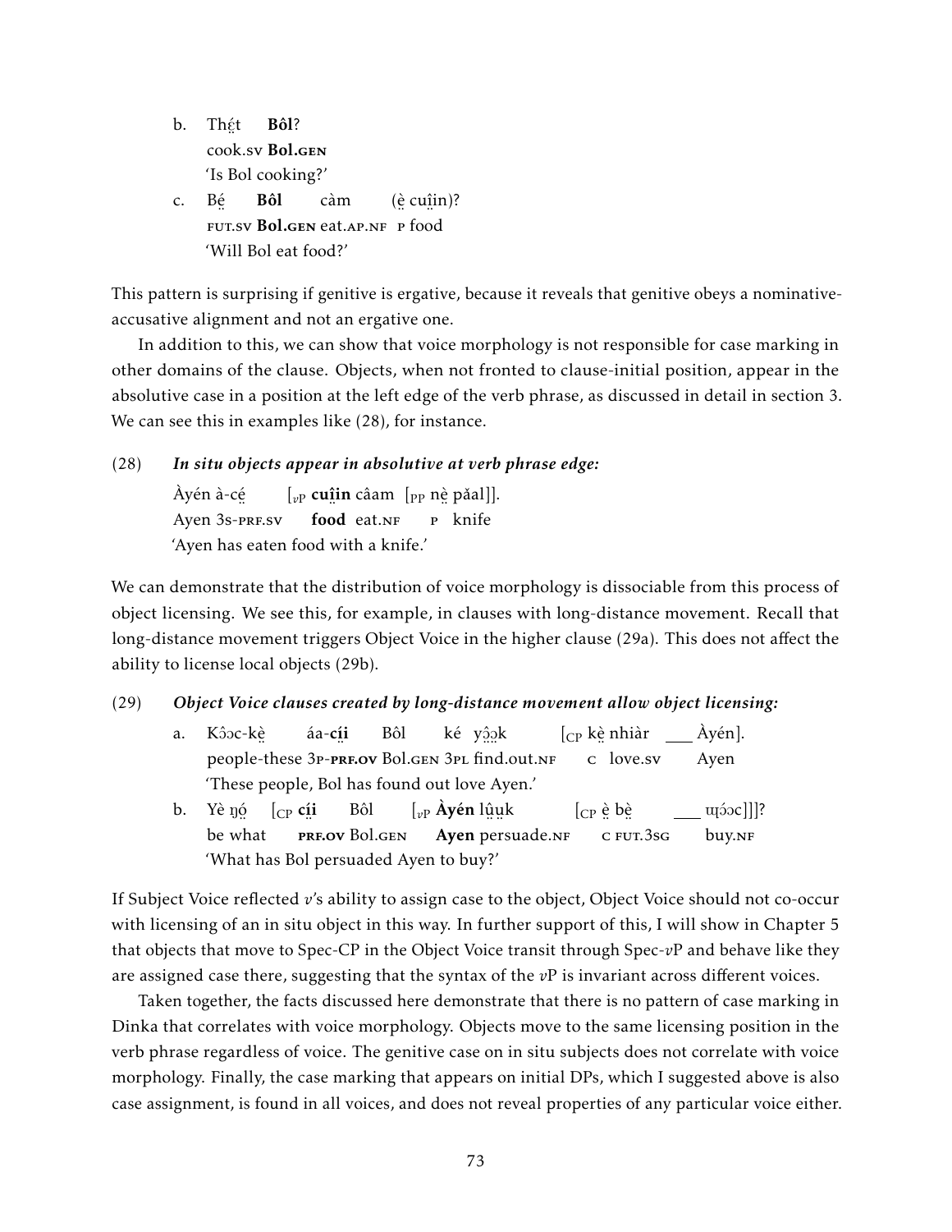b. Thɛ̤́t **Bôl**?
   cook.sv **Bol.gen**
   'Is Bol cooking?'

c. Bḛ́ **Bôl** càm (ḛ̀ cuï̤n)?
   fut.sv **Bol.gen** eat.ap.nf p food
   'Will Bol eat food?'

This pattern is surprising if genitive is ergative, because it reveals that genitive obeys a nominative-accusative alignment and not an ergative one.

In addition to this, we can show that voice morphology is not responsible for case marking in other domains of the clause. Objects, when not fronted to clause-initial position, appear in the absolutive case in a position at the left edge of the verb phrase, as discussed in detail in section 3. We can see this in examples like (28), for instance.

(28) ***In situ objects appear in absolutive at verb phrase edge:***

Àyén à-cḛ́ [$_{v\text{P}}$ **cuï̤n** câam [$_{\text{PP}}$ nḛ̀ pǎal]].
Ayen 3s-prf.sv **food** eat.nf p knife
'Ayen has eaten food with a knife.'

We can demonstrate that the distribution of voice morphology is dissociable from this process of object licensing. We see this, for example, in clauses with long-distance movement. Recall that long-distance movement triggers Object Voice in the higher clause (29a). This does not affect the ability to license local objects (29b).

(29) ***Object Voice clauses created by long-distance movement allow object licensing:***

a. Kɔ̂ɔc-kḛ̀ áa-**cḭ́i** Bôl ké yɔ̤̂ɔ̤k [$_{\text{CP}}$ kḛ̀ nhiàr ___ Àyén].
   people-these 3p-**prf.ov** Bol.gen 3pl find.out.nf c love.sv Ayen
   'These people, Bol has found out love Ayen.'

b. Yè ŋɔ̤́ [$_{\text{CP}}$ **cḭ́i** Bôl [$_{v\text{P}}$ **Àyén** lṳ̂ṳk [$_{\text{CP}}$ ḛ̀ bḛ̀ ___ ɰɔ́ɔc]]]?
   be what **prf.ov** Bol.gen **Ayen** persuade.nf c fut.3sg buy.nf
   'What has Bol persuaded Ayen to buy?'

If Subject Voice reflected $v$'s ability to assign case to the object, Object Voice should not co-occur with licensing of an in situ object in this way. In further support of this, I will show in Chapter 5 that objects that move to Spec-CP in the Object Voice transit through Spec-$v$P and behave like they are assigned case there, suggesting that the syntax of the $v$P is invariant across different voices.

Taken together, the facts discussed here demonstrate that there is no pattern of case marking in Dinka that correlates with voice morphology. Objects move to the same licensing position in the verb phrase regardless of voice. The genitive case on in situ subjects does not correlate with voice morphology. Finally, the case marking that appears on initial DPs, which I suggested above is also case assignment, is found in all voices, and does not reveal properties of any particular voice either.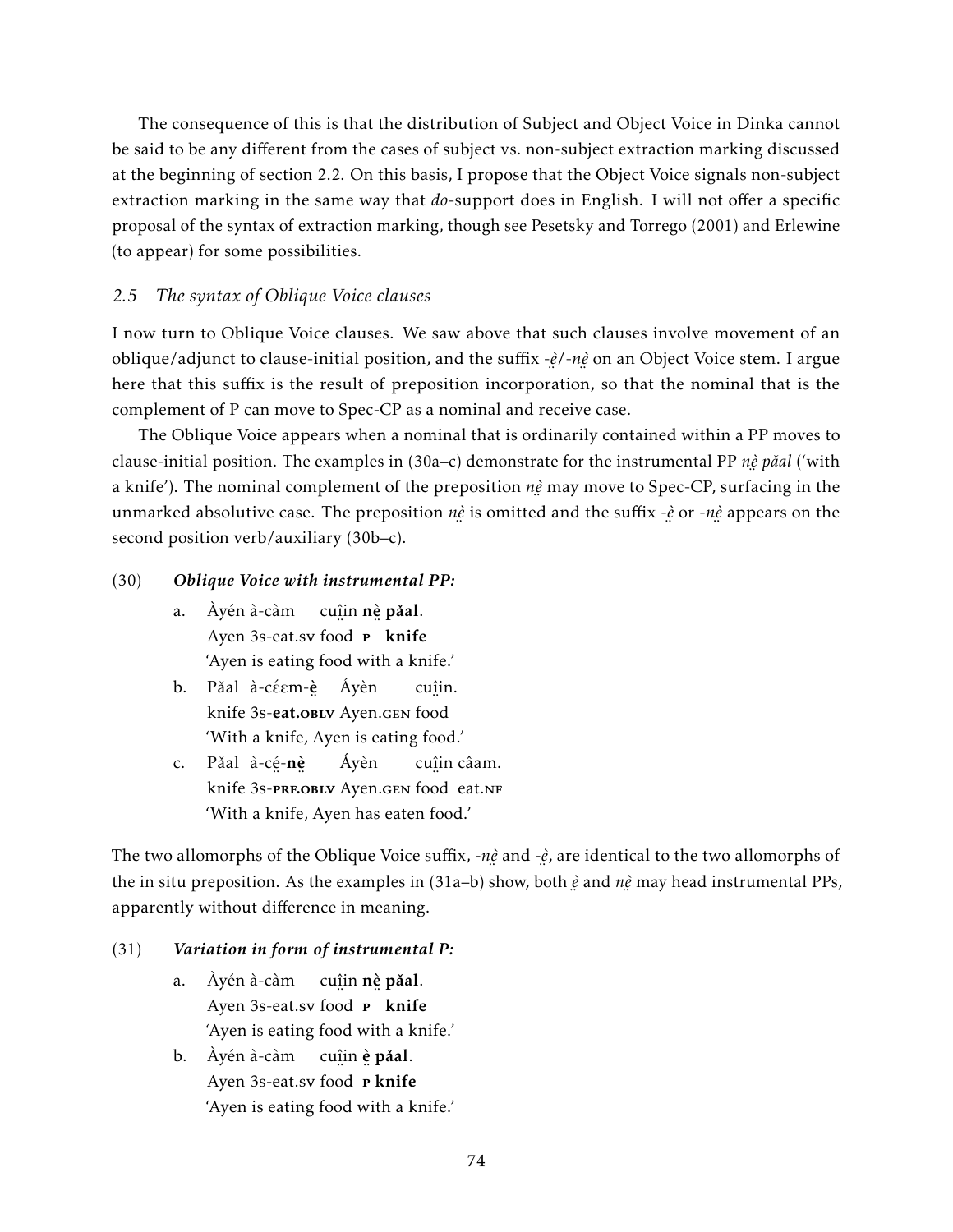The consequence of this is that the distribution of Subject and Object Voice in Dinka cannot be said to be any different from the cases of subject vs. non-subject extraction marking discussed at the beginning of section 2.2. On this basis, I propose that the Object Voice signals non-subject extraction marking in the same way that *do*-support does in English. I will not offer a specific proposal of the syntax of extraction marking, though see Pesetsky and Torrego (2001) and Erlewine (to appear) for some possibilities.

### *2.5 The syntax of Oblique Voice clauses*

I now turn to Oblique Voice clauses. We saw above that such clauses involve movement of an oblique/adjunct to clause-initial position, and the suffix *-ḛ̀/-nḛ̀* on an Object Voice stem. I argue here that this suffix is the result of preposition incorporation, so that the nominal that is the complement of P can move to Spec-CP as a nominal and receive case.

The Oblique Voice appears when a nominal that is ordinarily contained within a PP moves to clause-initial position. The examples in (30a–c) demonstrate for the instrumental PP *nḛ̀ pǎal* ('with a knife'). The nominal complement of the preposition *nḛ̀* may move to Spec-CP, surfacing in the unmarked absolutive case. The preposition *nḛ̀* is omitted and the suffix *-ḛ̀* or *-nḛ̀* appears on the second position verb/auxiliary (30b–c).

(30) ***Oblique Voice with instrumental PP:***

a. Àyén à-càm cuî̤in **nḛ̀ pǎal**.
   Ayen 3s-eat.sv food P **knife**
   'Ayen is eating food with a knife.'

b. Pǎal à-cɛ́ɛm-**ḛ̀** Áyèn cuî̤in.
   knife 3s-**eat.OBLV** Ayen.GEN food
   'With a knife, Ayen is eating food.'

c. Pǎal à-cḛ́-**nḛ̀** Áyèn cuî̤in câam.
   knife 3s-**PRF.OBLV** Ayen.GEN food eat.NF
   'With a knife, Ayen has eaten food.'

The two allomorphs of the Oblique Voice suffix, *-nḛ̀* and *-ḛ̀*, are identical to the two allomorphs of the in situ preposition. As the examples in (31a–b) show, both *ḛ̀* and *nḛ̀* may head instrumental PPs, apparently without difference in meaning.

(31) ***Variation in form of instrumental P:***

a. Àyén à-càm cuî̤in **nḛ̀ pǎal**.
   Ayen 3s-eat.sv food P **knife**
   'Ayen is eating food with a knife.'

b. Àyén à-càm cuî̤in **ḛ̀ pǎal**.
   Ayen 3s-eat.sv food P **knife**
   'Ayen is eating food with a knife.'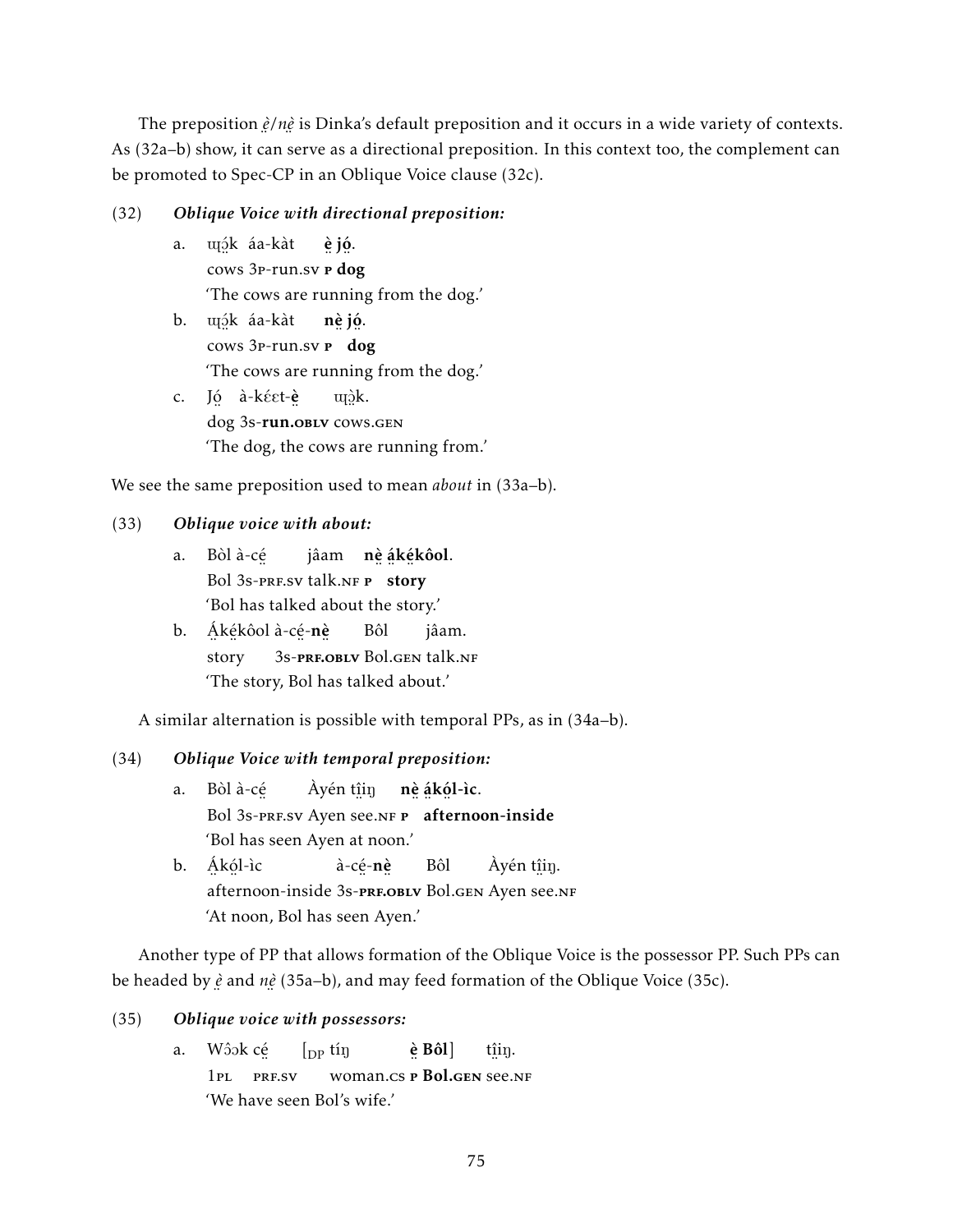The preposition *è̤/nè̤* is Dinka's default preposition and it occurs in a wide variety of contexts. As (32a–b) show, it can serve as a directional preposition. In this context too, the complement can be promoted to Spec-CP in an Oblique Voice clause (32c).

(32) ***Oblique Voice with directional preposition:***

a. ɰɔ̤́k áa-kàt **è̤ jó̤**.
cows 3p-run.sv **p dog**
'The cows are running from the dog.'

b. ɰɔ̤́k áa-kàt **nè̤ jó̤**.
cows 3p-run.sv **p dog**
'The cows are running from the dog.'

c. Jó̤ à-kɛ́ɛt-**è̤** ɰɔ̤̀k.
dog 3s-**run.oblv** cows.gen
'The dog, the cows are running from.'

We see the same preposition used to mean *about* in (33a–b).

(33) ***Oblique voice with about:***

a. Bòl à-cé̤ jâam **nè̤ á̤ké̤kôol**.
Bol 3s-prf.sv talk.nf **p story**
'Bol has talked about the story.'

b. Á̤ké̤kôol à-cé̤-**nè̤** Bôl jâam.
story 3s-**prf.oblv** Bol.gen talk.nf
'The story, Bol has talked about.'

A similar alternation is possible with temporal PPs, as in (34a–b).

(34) ***Oblique Voice with temporal preposition:***

a. Bòl à-cé̤ Àyén tî̤iŋ **nè̤ á̤kó̤l-ìc**.
Bol 3s-prf.sv Ayen see.nf **p afternoon-inside**
'Bol has seen Ayen at noon.'

b. Á̤kó̤l-ìc à-cé̤-**nè̤** Bôl Àyén tî̤iŋ.
afternoon-inside 3s-**prf.oblv** Bol.gen Ayen see.nf
'At noon, Bol has seen Ayen.'

Another type of PP that allows formation of the Oblique Voice is the possessor PP. Such PPs can be headed by *è̤* and *nè̤* (35a–b), and may feed formation of the Oblique Voice (35c).

(35) ***Oblique voice with possessors:***

a. Wɔ̂ɔk cé̤ [$_{DP}$ tíŋ **è̤ Bôl**] tî̤iŋ.
1pl prf.sv woman.cs **p Bol.gen** see.nf
'We have seen Bol's wife.'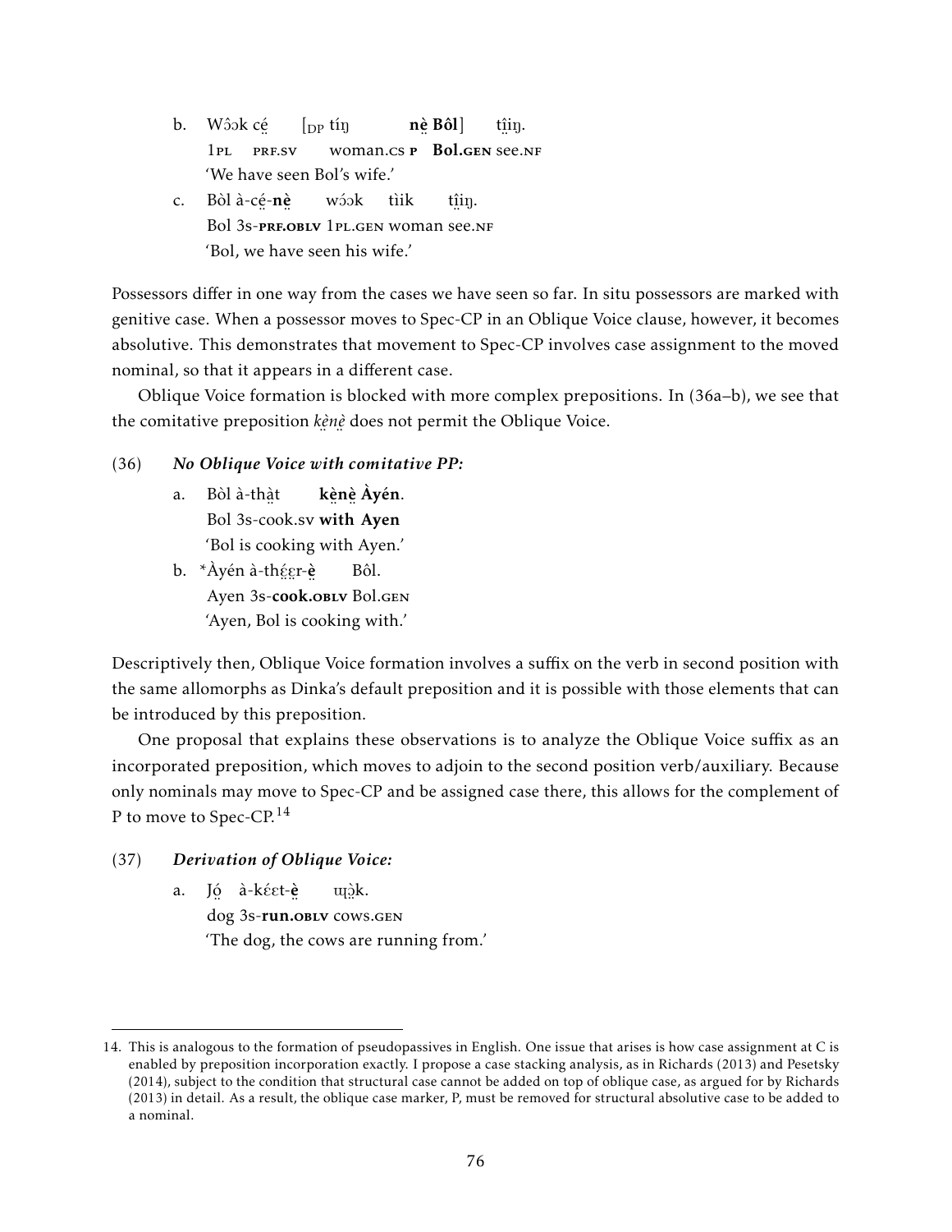b. Wɔ̂ɔk cé̤ [$_{DP}$ tíŋ **nè̤ Bôl**] tʃ̂i̤ŋ.
   1pl prf.sv woman.cs **p Bol.gen** see.nf
   'We have seen Bol's wife.'

c. Bòl à-cé̤-**nè̤** wɔ́ɔk tìik tʃ̂i̤ŋ.
   Bol 3s-**prf.oblv** 1pl.gen woman see.nf
   'Bol, we have seen his wife.'

Possessors differ in one way from the cases we have seen so far. In situ possessors are marked with genitive case. When a possessor moves to Spec-CP in an Oblique Voice clause, however, it becomes absolutive. This demonstrates that movement to Spec-CP involves case assignment to the moved nominal, so that it appears in a different case.

Oblique Voice formation is blocked with more complex prepositions. In (36a–b), we see that the comitative preposition *kè̤nè̤* does not permit the Oblique Voice.

(36) ***No Oblique Voice with comitative PP:***

a. Bòl à-thà̤t **kè̤nè̤ Àyén**.
   Bol 3s-cook.sv **with Ayen**
   'Bol is cooking with Ayen.'

b. *Àyén à-thɛ̤́ɛ̤r-**è̤** Bôl.
   Ayen 3s-**cook.oblv** Bol.gen
   'Ayen, Bol is cooking with.'

Descriptively then, Oblique Voice formation involves a suffix on the verb in second position with the same allomorphs as Dinka's default preposition and it is possible with those elements that can be introduced by this preposition.

One proposal that explains these observations is to analyze the Oblique Voice suffix as an incorporated preposition, which moves to adjoin to the second position verb/auxiliary. Because only nominals may move to Spec-CP and be assigned case there, this allows for the complement of P to move to Spec-CP.[14]

(37) ***Derivation of Oblique Voice:***

a. Jó̤ à-kɛ́ɛt-**è̤** ɯ̤ɔ̤̀k.
   dog 3s-**run.oblv** cows.gen
   'The dog, the cows are running from.'

---

14. This is analogous to the formation of pseudopassives in English. One issue that arises is how case assignment at C is enabled by preposition incorporation exactly. I propose a case stacking analysis, as in Richards (2013) and Pesetsky (2014), subject to the condition that structural case cannot be added on top of oblique case, as argued for by Richards (2013) in detail. As a result, the oblique case marker, P, must be removed for structural absolutive case to be added to a nominal.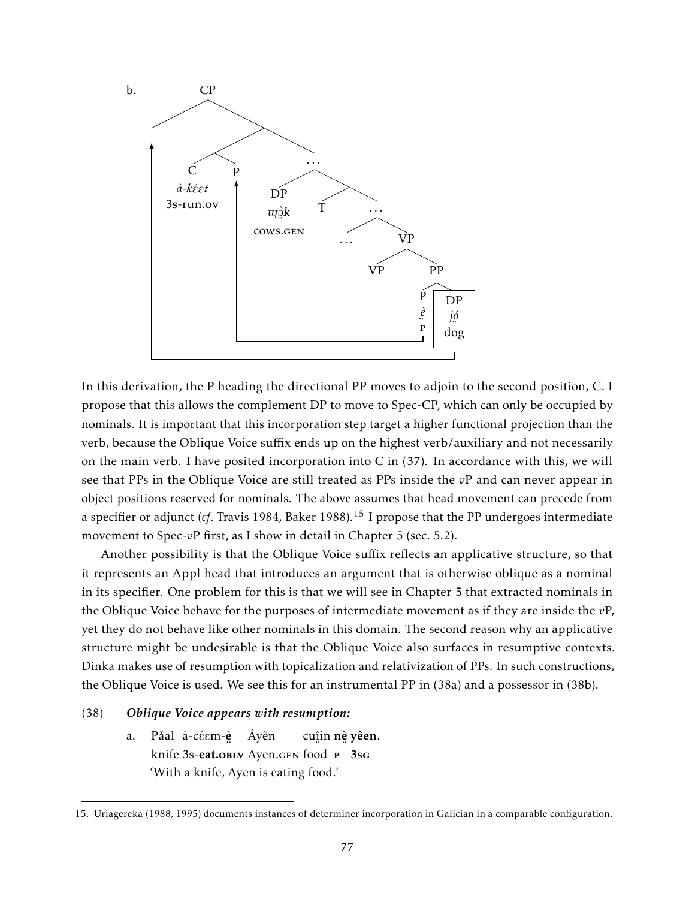b. [Tree diagram: CP; C *à-kɛ́ɛt* 3s-run.ov adjoined with P; DP *ɰ̈ɔ̀k* cows.gen; T; VP; VP PP; P *ɛ̤̀* p; DP *jɔ̤́* dog (boxed). Arrows: P moves to C; DP moves to Spec-CP.]

In this derivation, the P heading the directional PP moves to adjoin to the second position, C. I propose that this allows the complement DP to move to Spec-CP, which can only be occupied by nominals. It is important that this incorporation step target a higher functional projection than the verb, because the Oblique Voice suffix ends up on the highest verb/auxiliary and not necessarily on the main verb. I have posited incorporation into C in (37). In accordance with this, we will see that PPs in the Oblique Voice are still treated as PPs inside the *v*P and can never appear in object positions reserved for nominals. The above assumes that head movement can precede from a specifier or adjunct (*cf*. Travis 1984, Baker 1988).[15] I propose that the PP undergoes intermediate movement to Spec-*v*P first, as I show in detail in Chapter 5 (sec. 5.2).

Another possibility is that the Oblique Voice suffix reflects an applicative structure, so that it represents an Appl head that introduces an argument that is otherwise oblique as a nominal in its specifier. One problem for this is that we will see in Chapter 5 that extracted nominals in the Oblique Voice behave for the purposes of intermediate movement as if they are inside the *v*P, yet they do not behave like other nominals in this domain. The second reason why an applicative structure might be undesirable is that the Oblique Voice also surfaces in resumptive contexts. Dinka makes use of resumption with topicalization and relativization of PPs. In such constructions, the Oblique Voice is used. We see this for an instrumental PP in (38a) and a possessor in (38b).

(38) ***Oblique Voice appears with resumption:***

a. Pǎal à-cɛ́ɛm-**ɛ̤̀** Áyèn cuı̤̂in **nɛ̤̀ yêen**.
knife 3s-**eat.oblv** Ayen.gen food **p 3sg**
'With a knife, Ayen is eating food.'

15. Uriagereka (1988, 1995) documents instances of determiner incorporation in Galician in a comparable configuration.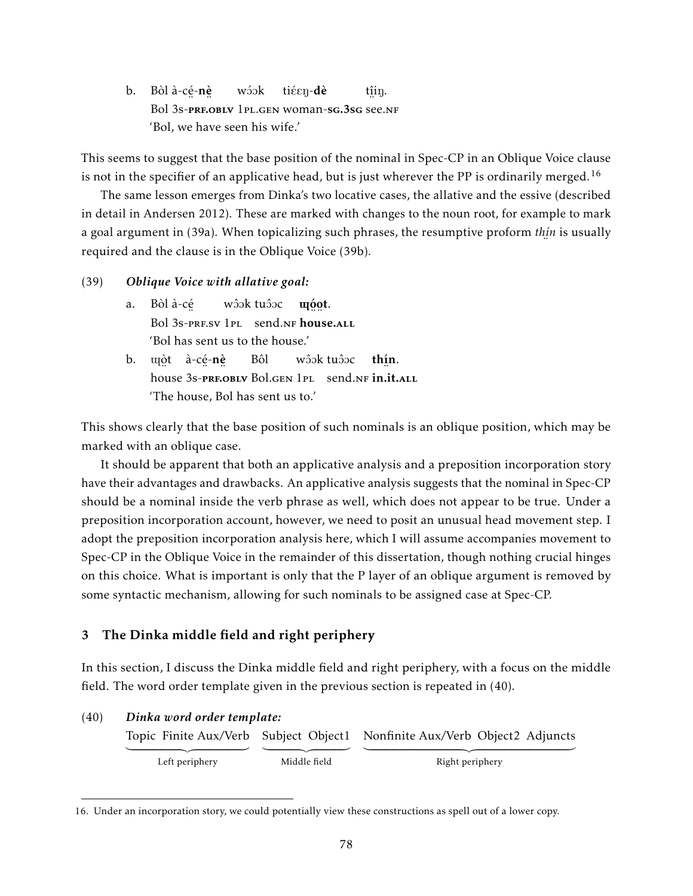b. Bòl à-cé̤-**nè̤** wɔ́ɔk tiɛ́ɛŋ-**dè** tʃ̤ìiŋ.
   Bol 3s-**PRF.OBLV** 1PL.GEN woman-**SG.3SG** see.NF
   'Bol, we have seen his wife.'

This seems to suggest that the base position of the nominal in Spec-CP in an Oblique Voice clause is not in the specifier of an applicative head, but is just wherever the PP is ordinarily merged.[16]

The same lesson emerges from Dinka's two locative cases, the allative and the essive (described in detail in Andersen 2012). These are marked with changes to the noun root, for example to mark a goal argument in (39a). When topicalizing such phrases, the resumptive proform *thí̤n* is usually required and the clause is in the Oblique Voice (39b).

(39) ***Oblique Voice with allative goal:***

a. Bòl à-cé̤ wɔ̂ɔk tuɔ̂ɔc **ɰó̤o̤t**.
   Bol 3s-PRF.SV 1PL send.NF **house.ALL**
   'Bol has sent us to the house.'

b. ɰò̤t à-cé̤-**nè̤** Bôl wɔ̂ɔk tuɔ̂ɔc **thí̤n**.
   house 3s-**PRF.OBLV** Bol.GEN 1PL send.NF **in.it.ALL**
   'The house, Bol has sent us to.'

This shows clearly that the base position of such nominals is an oblique position, which may be marked with an oblique case.

It should be apparent that both an applicative analysis and a preposition incorporation story have their advantages and drawbacks. An applicative analysis suggests that the nominal in Spec-CP should be a nominal inside the verb phrase as well, which does not appear to be true. Under a preposition incorporation account, however, we need to posit an unusual head movement step. I adopt the preposition incorporation analysis here, which I will assume accompanies movement to Spec-CP in the Oblique Voice in the remainder of this dissertation, though nothing crucial hinges on this choice. What is important is only that the P layer of an oblique argument is removed by some syntactic mechanism, allowing for such nominals to be assigned case at Spec-CP.

## 3 The Dinka middle field and right periphery

In this section, I discuss the Dinka middle field and right periphery, with a focus on the middle field. The word order template given in the previous section is repeated in (40).

(40) ***Dinka word order template:***

| Topic Finite Aux/Verb | Subject Object1 | Nonfinite Aux/Verb Object2 Adjuncts |
|---|---|---|
| Left periphery | Middle field | Right periphery |

16. Under an incorporation story, we could potentially view these constructions as spell out of a lower copy.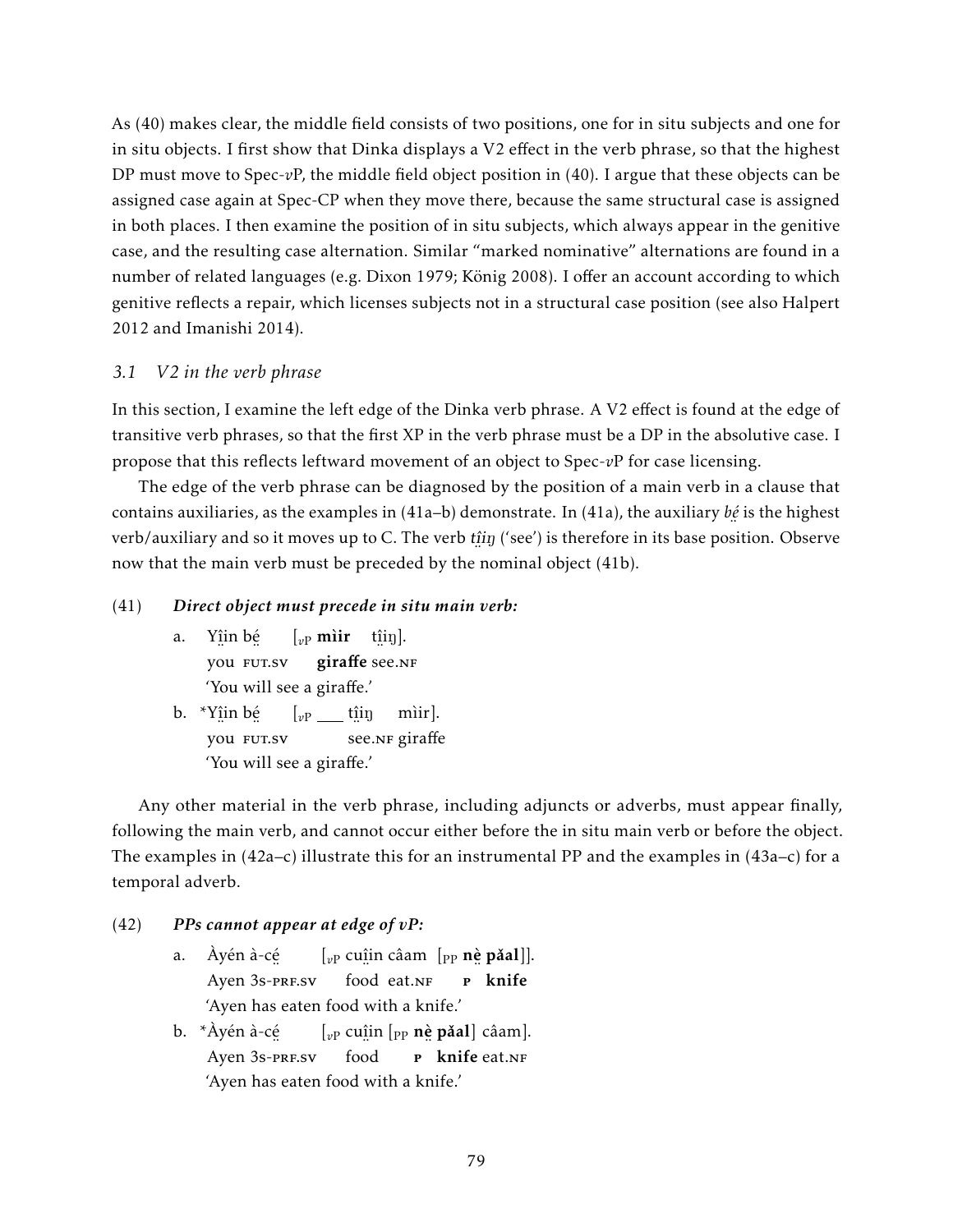As (40) makes clear, the middle field consists of two positions, one for in situ subjects and one for in situ objects. I first show that Dinka displays a V2 effect in the verb phrase, so that the highest DP must move to Spec-*v*P, the middle field object position in (40). I argue that these objects can be assigned case again at Spec-CP when they move there, because the same structural case is assigned in both places. I then examine the position of in situ subjects, which always appear in the genitive case, and the resulting case alternation. Similar "marked nominative" alternations are found in a number of related languages (e.g. Dixon 1979; König 2008). I offer an account according to which genitive reflects a repair, which licenses subjects not in a structural case position (see also Halpert 2012 and Imanishi 2014).

### *3.1 V2 in the verb phrase*

In this section, I examine the left edge of the Dinka verb phrase. A V2 effect is found at the edge of transitive verb phrases, so that the first XP in the verb phrase must be a DP in the absolutive case. I propose that this reflects leftward movement of an object to Spec-*v*P for case licensing.

The edge of the verb phrase can be diagnosed by the position of a main verb in a clause that contains auxiliaries, as the examples in (41a–b) demonstrate. In (41a), the auxiliary *bḛ́* is the highest verb/auxiliary and so it moves up to C. The verb *ṱḭ̂iŋ* ('see') is therefore in its base position. Observe now that the main verb must be preceded by the nominal object (41b).

(41) ***Direct object must precede in situ main verb:***

a. Yḭ̂in bḛ́ [$_{vP}$ **mìir** ṱḭ̂iŋ].
   you FUT.SV **giraffe** see.NF
   'You will see a giraffe.'

b. *Yḭ̂in bḛ́ [$_{vP}$ ___ ṱḭ̂iŋ mìir].
   you FUT.SV see.NF giraffe
   'You will see a giraffe.'

Any other material in the verb phrase, including adjuncts or adverbs, must appear finally, following the main verb, and cannot occur either before the in situ main verb or before the object. The examples in (42a–c) illustrate this for an instrumental PP and the examples in (43a–c) for a temporal adverb.

(42) ***PPs cannot appear at edge of vP:***

a. Àyén à-cḛ́ [$_{vP}$ cuḭ̂in câam [$_{PP}$ **nḕ pǎal**]].
   Ayen 3s-PRF.SV food eat.NF **P knife**
   'Ayen has eaten food with a knife.'

b. *Àyén à-cḛ́ [$_{vP}$ cuḭ̂in [$_{PP}$ **nḕ pǎal**] câam].
   Ayen 3s-PRF.SV food **P knife** eat.NF
   'Ayen has eaten food with a knife.'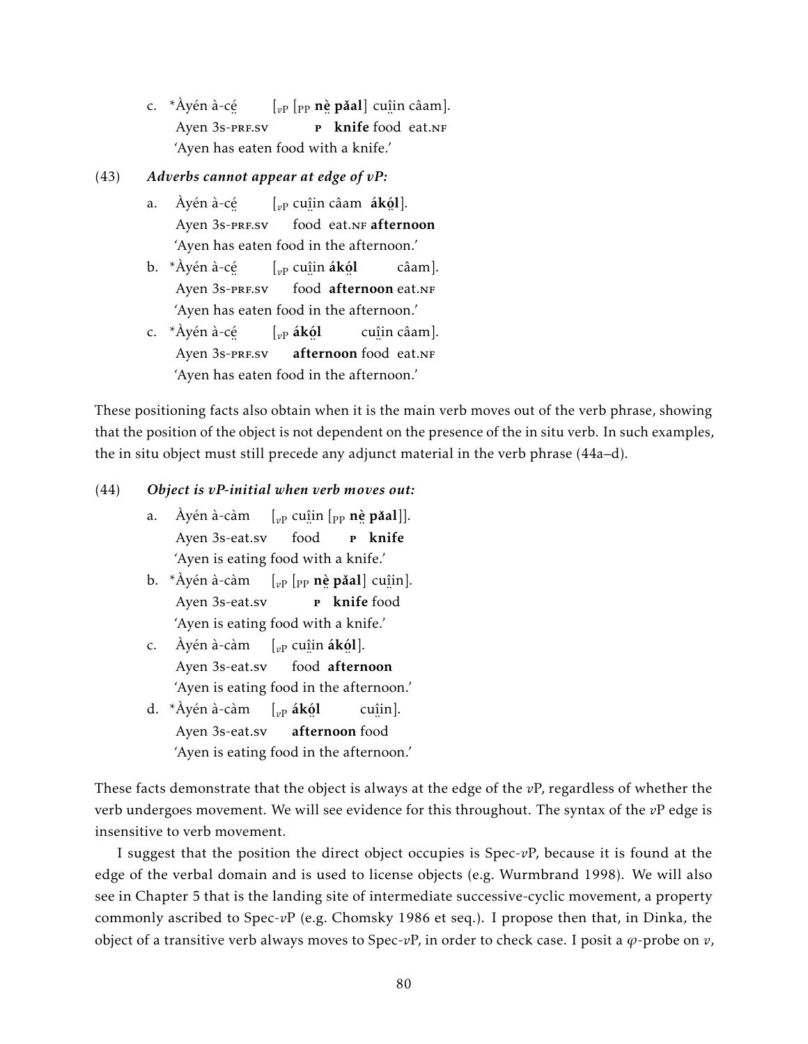c. *Àyén à-cé̤ [$_{vP}$ [$_{PP}$ **nè̤ pǎal**] cuı̤̂in câam].
   Ayen 3s-PRF.SV P **knife** food eat.NF
   'Ayen has eaten food with a knife.'

(43) ***Adverbs cannot appear at edge of vP:***

a. Àyén à-cé̤ [$_{vP}$ cuı̤̂in câam **ákó̤l**].
   Ayen 3s-PRF.SV food eat.NF **afternoon**
   'Ayen has eaten food in the afternoon.'

b. *Àyén à-cé̤ [$_{vP}$ cuı̤̂in **ákó̤l** câam].
   Ayen 3s-PRF.SV food **afternoon** eat.NF
   'Ayen has eaten food in the afternoon.'

c. *Àyén à-cé̤ [$_{vP}$ **ákó̤l** cuı̤̂in câam].
   Ayen 3s-PRF.SV **afternoon** food eat.NF
   'Ayen has eaten food in the afternoon.'

These positioning facts also obtain when it is the main verb moves out of the verb phrase, showing that the position of the object is not dependent on the presence of the in situ verb. In such examples, the in situ object must still precede any adjunct material in the verb phrase (44a–d).

(44) ***Object is vP-initial when verb moves out:***

a. Àyén à-càm [$_{vP}$ cuı̤̂in [$_{PP}$ **nè̤ pǎal**]].
   Ayen 3s-eat.SV food P **knife**
   'Ayen is eating food with a knife.'

b. *Àyén à-càm [$_{vP}$ [$_{PP}$ **nè̤ pǎal**] cuı̤̂in].
   Ayen 3s-eat.SV P **knife** food
   'Ayen is eating food with a knife.'

c. Àyén à-càm [$_{vP}$ cuı̤̂in **ákó̤l**].
   Ayen 3s-eat.SV food **afternoon**
   'Ayen is eating food in the afternoon.'

d. *Àyén à-càm [$_{vP}$ **ákó̤l** cuı̤̂in].
   Ayen 3s-eat.SV **afternoon** food
   'Ayen is eating food in the afternoon.'

These facts demonstrate that the object is always at the edge of the $v$P, regardless of whether the verb undergoes movement. We will see evidence for this throughout. The syntax of the $v$P edge is insensitive to verb movement.

I suggest that the position the direct object occupies is Spec-$v$P, because it is found at the edge of the verbal domain and is used to license objects (e.g. Wurmbrand 1998). We will also see in Chapter 5 that is the landing site of intermediate successive-cyclic movement, a property commonly ascribed to Spec-$v$P (e.g. Chomsky 1986 et seq.). I propose then that, in Dinka, the object of a transitive verb always moves to Spec-$v$P, in order to check case. I posit a $\varphi$-probe on $v$,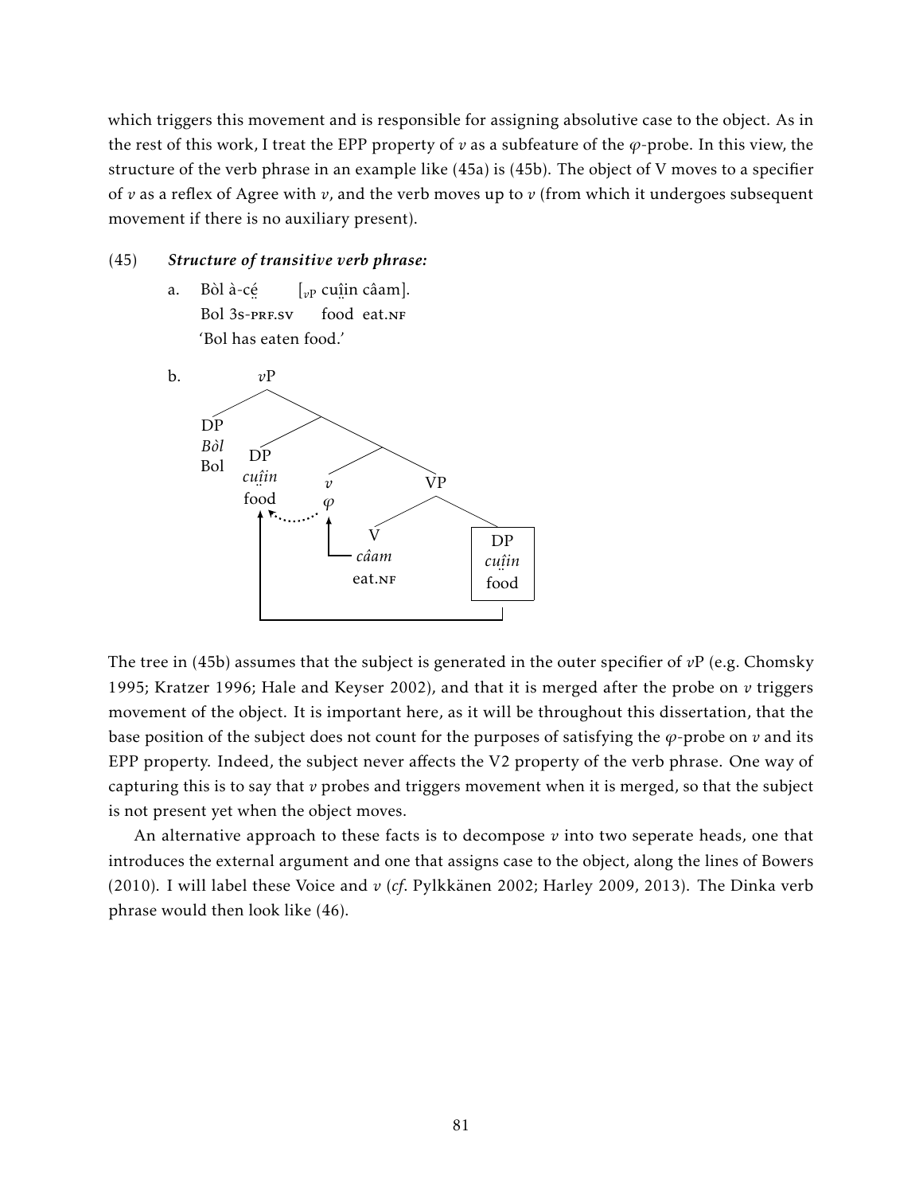which triggers this movement and is responsible for assigning absolutive case to the object. As in the rest of this work, I treat the EPP property of *v* as a subfeature of the $\varphi$-probe. In this view, the structure of the verb phrase in an example like (45a) is (45b). The object of V moves to a specifier of *v* as a reflex of Agree with *v*, and the verb moves up to *v* (from which it undergoes subsequent movement if there is no auxiliary present).

(45) ***Structure of transitive verb phrase:***

a. Bòl à-cḛ́ [$_{vP}$ cuḭ̂in câam].
   Bol 3s-PRF.SV food eat.NF
   'Bol has eaten food.'

b. [$_{vP}$ [$_{DP}$ *Bòl* Bol] [ [$_{DP}$ *cuḭ̂in* food] [ [$_{v}$ $\varphi$] [$_{VP}$ [$_{V}$ *câam* eat.NF] [$_{DP}$ *cuḭ̂in* food] ] ] ] ]

The tree in (45b) assumes that the subject is generated in the outer specifier of *v*P (e.g. Chomsky 1995; Kratzer 1996; Hale and Keyser 2002), and that it is merged after the probe on *v* triggers movement of the object. It is important here, as it will be throughout this dissertation, that the base position of the subject does not count for the purposes of satisfying the $\varphi$-probe on *v* and its EPP property. Indeed, the subject never affects the V2 property of the verb phrase. One way of capturing this is to say that *v* probes and triggers movement when it is merged, so that the subject is not present yet when the object moves.

An alternative approach to these facts is to decompose *v* into two seperate heads, one that introduces the external argument and one that assigns case to the object, along the lines of Bowers (2010). I will label these Voice and *v* (*cf.* Pylkkänen 2002; Harley 2009, 2013). The Dinka verb phrase would then look like (46).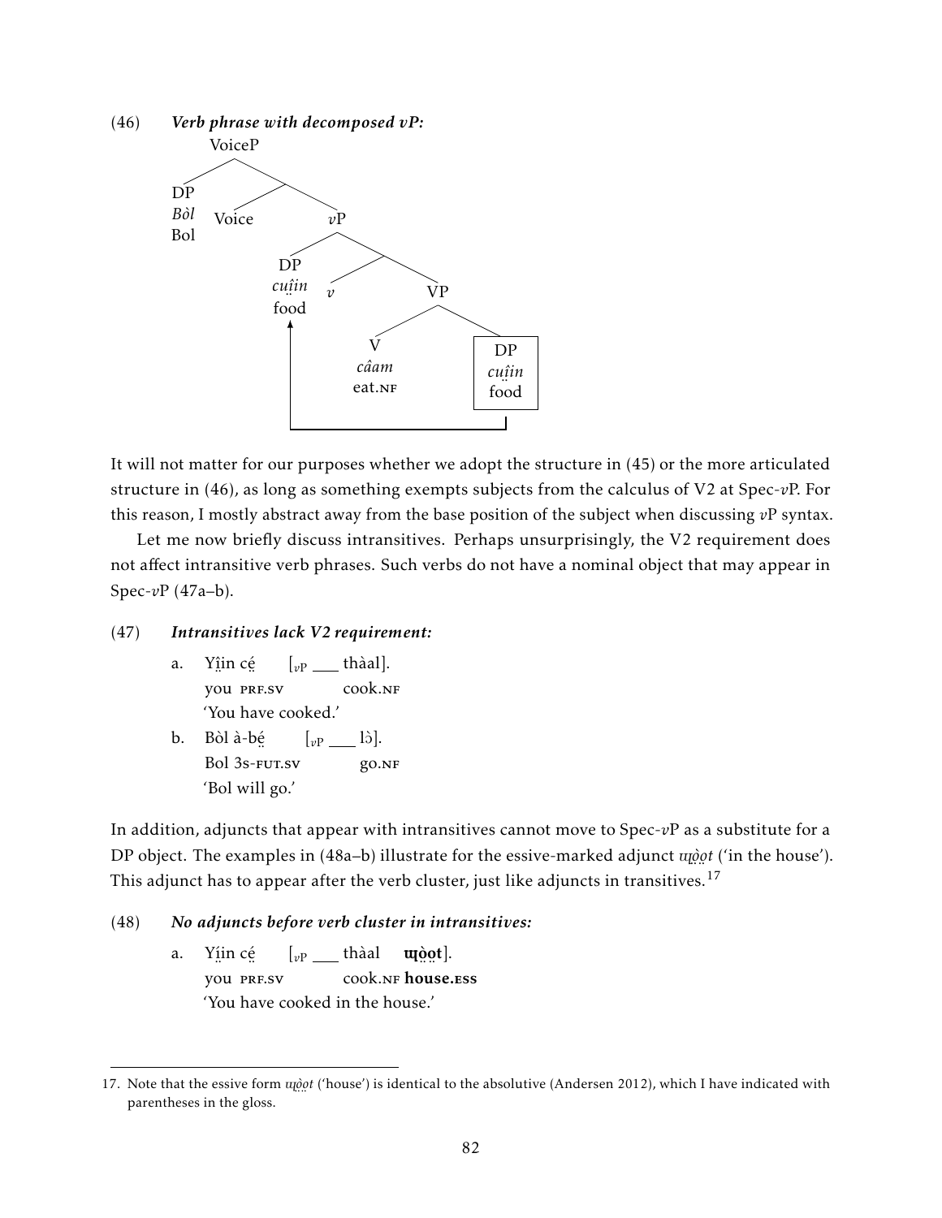(46) ***Verb phrase with decomposed vP:***

```
VoiceP
├── DP
│   Bòl
│   Bol
└── 
    ├── Voice
    └── vP
        ├── DP
        │   cṳı̂n
        │   food
        └── 
            ├── v
            └── VP
                ├── V
                │   câam
                │   eat.NF
                └── [DP cṳı̂n food]  (moves to Spec-vP)
```

It will not matter for our purposes whether we adopt the structure in (45) or the more articulated structure in (46), as long as something exempts subjects from the calculus of V2 at Spec-*v*P. For this reason, I mostly abstract away from the base position of the subject when discussing *v*P syntax.

Let me now briefly discuss intransitives. Perhaps unsurprisingly, the V2 requirement does not affect intransitive verb phrases. Such verbs do not have a nominal object that may appear in Spec-*v*P (47a–b).

(47) ***Intransitives lack V2 requirement:***

a. Yı̤̂n cé̤ [$_{vP}$ ___ thàal].
   you PRF.SV cook.NF
   'You have cooked.'

b. Bòl à-bé̤ [$_{vP}$ ___ lɔ̀].
   Bol 3S-FUT.SV go.NF
   'Bol will go.'

In addition, adjuncts that appear with intransitives cannot move to Spec-*v*P as a substitute for a DP object. The examples in (48a–b) illustrate for the essive-marked adjunct *ɯ̤ò̤o̤t* ('in the house'). This adjunct has to appear after the verb cluster, just like adjuncts in transitives.[17]

(48) ***No adjuncts before verb cluster in intransitives:***

a. Yı̤̂n cé̤ [$_{vP}$ ___ thàal **ɯ̤ò̤o̤t**].
   you PRF.SV cook.NF **house.ESS**
   'You have cooked in the house.'

17. Note that the essive form *ɯ̤ò̤o̤t* ('house') is identical to the absolutive (Andersen 2012), which I have indicated with parentheses in the gloss.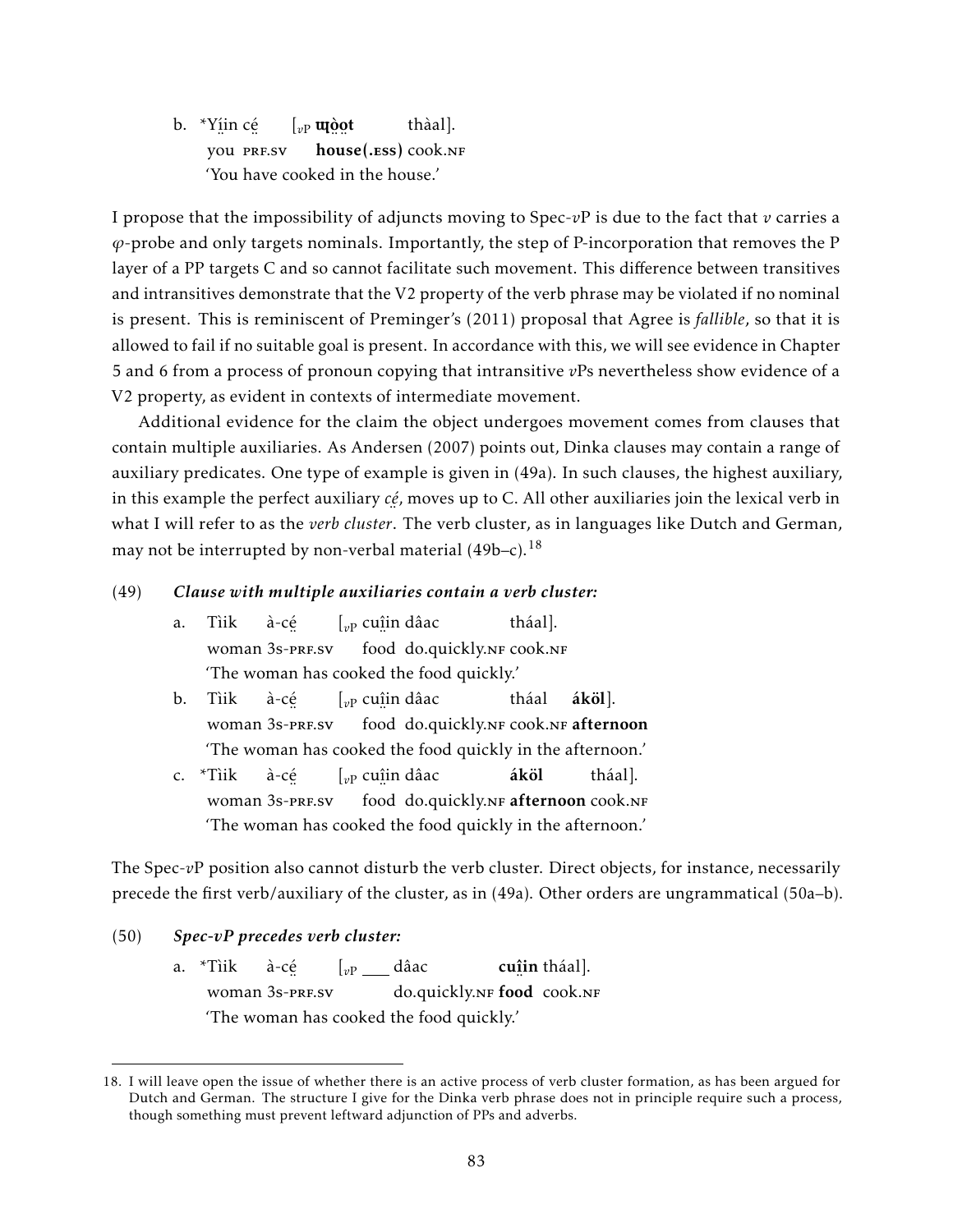b. *Yı̤́ın cé̤ [$_{vP}$ **ɰò̤o̤t** thàal].
   you PRF.SV **house(.ESS)** cook.NF
   'You have cooked in the house.'

I propose that the impossibility of adjuncts moving to Spec-$v$P is due to the fact that $v$ carries a $\varphi$-probe and only targets nominals. Importantly, the step of P-incorporation that removes the P layer of a PP targets C and so cannot facilitate such movement. This difference between transitives and intransitives demonstrate that the V2 property of the verb phrase may be violated if no nominal is present. This is reminiscent of Preminger's (2011) proposal that Agree is *fallible*, so that it is allowed to fail if no suitable goal is present. In accordance with this, we will see evidence in Chapter 5 and 6 from a process of pronoun copying that intransitive $v$Ps nevertheless show evidence of a V2 property, as evident in contexts of intermediate movement.

Additional evidence for the claim the object undergoes movement comes from clauses that contain multiple auxiliaries. As Andersen (2007) points out, Dinka clauses may contain a range of auxiliary predicates. One type of example is given in (49a). In such clauses, the highest auxiliary, in this example the perfect auxiliary *cé̤*, moves up to C. All other auxiliaries join the lexical verb in what I will refer to as the *verb cluster*. The verb cluster, as in languages like Dutch and German, may not be interrupted by non-verbal material (49b–c).[18]

(49) ***Clause with multiple auxiliaries contain a verb cluster:***

a. Tìik à-cé̤ [$_{vP}$ cuı̤̂ın dâac tháal].
   woman 3s-PRF.SV food do.quickly.NF cook.NF
   'The woman has cooked the food quickly.'

b. Tìik à-cé̤ [$_{vP}$ cuı̤̂ın dâac tháal **áköl**].
   woman 3s-PRF.SV food do.quickly.NF cook.NF **afternoon**
   'The woman has cooked the food quickly in the afternoon.'

c. *Tìik à-cé̤ [$_{vP}$ cuı̤̂ın dâac **áköl** tháal].
   woman 3s-PRF.SV food do.quickly.NF **afternoon** cook.NF
   'The woman has cooked the food quickly in the afternoon.'

The Spec-$v$P position also cannot disturb the verb cluster. Direct objects, for instance, necessarily precede the first verb/auxiliary of the cluster, as in (49a). Other orders are ungrammatical (50a–b).

(50) ***Spec-vP precedes verb cluster:***

a. *Tìik à-cé̤ [$_{vP}$ ___ dâac **cuı̤̂ın** tháal].
   woman 3s-PRF.SV do.quickly.NF **food** cook.NF
   'The woman has cooked the food quickly.'

---

18. I will leave open the issue of whether there is an active process of verb cluster formation, as has been argued for Dutch and German. The structure I give for the Dinka verb phrase does not in principle require such a process, though something must prevent leftward adjunction of PPs and adverbs.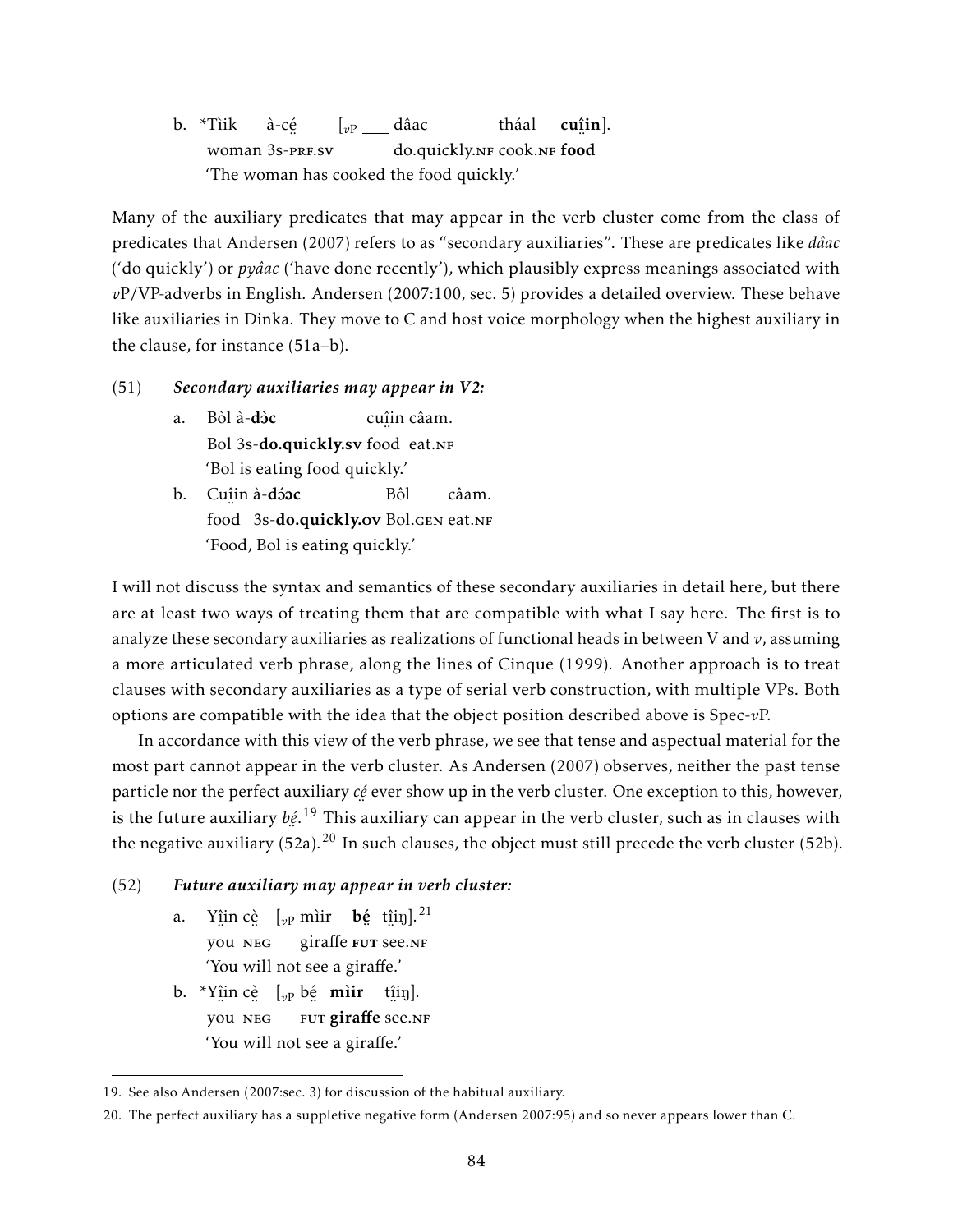b. *Tìik à-cé̤ [$_{vP}$ ___ dâac tháal **cuı̤̂in**].
   woman 3s-PRF.SV do.quickly.NF cook.NF **food**
   'The woman has cooked the food quickly.'

Many of the auxiliary predicates that may appear in the verb cluster come from the class of predicates that Andersen (2007) refers to as "secondary auxiliaries". These are predicates like *dâac* ('do quickly') or *pyâac* ('have done recently'), which plausibly express meanings associated with *v*P/VP-adverbs in English. Andersen (2007:100, sec. 5) provides a detailed overview. These behave like auxiliaries in Dinka. They move to C and host voice morphology when the highest auxiliary in the clause, for instance (51a–b).

(51) ***Secondary auxiliaries may appear in V2:***

a. Bòl à-**dɔ̀c** cuı̤̂in câam.
   Bol 3s-**do.quickly.SV** food eat.NF
   'Bol is eating food quickly.'

b. Cuı̤̂in à-**dɔ́ɔc** Bôl câam.
   food 3s-**do.quickly.OV** Bol.GEN eat.NF
   'Food, Bol is eating quickly.'

I will not discuss the syntax and semantics of these secondary auxiliaries in detail here, but there are at least two ways of treating them that are compatible with what I say here. The first is to analyze these secondary auxiliaries as realizations of functional heads in between V and *v*, assuming a more articulated verb phrase, along the lines of Cinque (1999). Another approach is to treat clauses with secondary auxiliaries as a type of serial verb construction, with multiple VPs. Both options are compatible with the idea that the object position described above is Spec-*v*P.

In accordance with this view of the verb phrase, we see that tense and aspectual material for the most part cannot appear in the verb cluster. As Andersen (2007) observes, neither the past tense particle nor the perfect auxiliary *cé̤* ever show up in the verb cluster. One exception to this, however, is the future auxiliary *bé̤*.[19] This auxiliary can appear in the verb cluster, such as in clauses with the negative auxiliary (52a).[20] In such clauses, the object must still precede the verb cluster (52b).

(52) ***Future auxiliary may appear in verb cluster:***

a. Yı̤̂in cè̤ [$_{vP}$ mìir **bé̤** tı̤̂iŋ].[21]
   you NEG giraffe **FUT** see.NF
   'You will not see a giraffe.'

b. *Yı̤̂in cè̤ [$_{vP}$ bé̤ **mìir** tı̤̂iŋ].
   you NEG FUT **giraffe** see.NF
   'You will not see a giraffe.'

19. See also Andersen (2007:sec. 3) for discussion of the habitual auxiliary.

20. The perfect auxiliary has a suppletive negative form (Andersen 2007:95) and so never appears lower than C.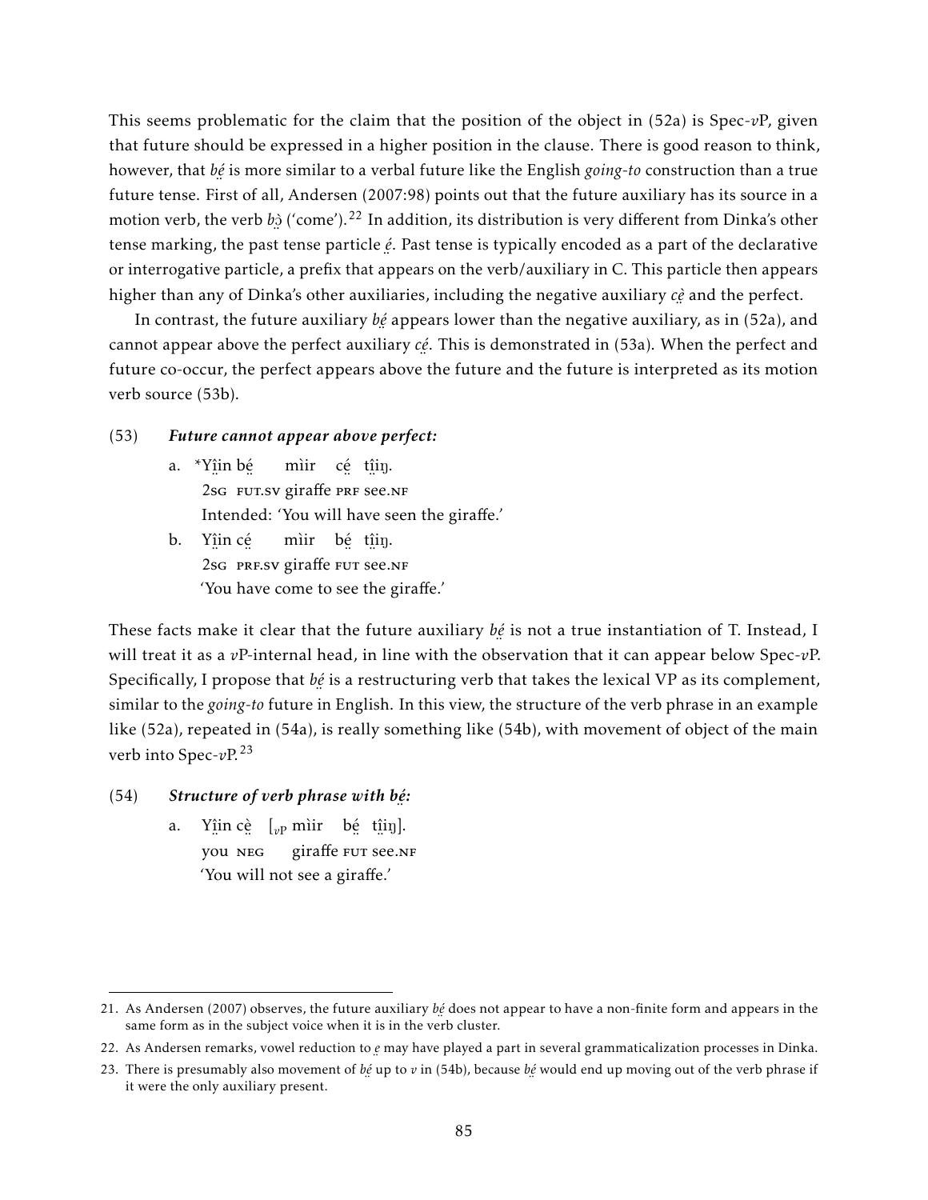This seems problematic for the claim that the position of the object in (52a) is Spec-*v*P, given that future should be expressed in a higher position in the clause. There is good reason to think, however, that *bé̤* is more similar to a verbal future like the English *going-to* construction than a true future tense. First of all, Andersen (2007:98) points out that the future auxiliary has its source in a motion verb, the verb *bɔ̤̀* ('come').[22] In addition, its distribution is very different from Dinka's other tense marking, the past tense particle *é̤*. Past tense is typically encoded as a part of the declarative or interrogative particle, a prefix that appears on the verb/auxiliary in C. This particle then appears higher than any of Dinka's other auxiliaries, including the negative auxiliary *cè̤* and the perfect.

In contrast, the future auxiliary *bé̤* appears lower than the negative auxiliary, as in (52a), and cannot appear above the perfect auxiliary *cé̤*. This is demonstrated in (53a). When the perfect and future co-occur, the perfect appears above the future and the future is interpreted as its motion verb source (53b).

(53) ***Future cannot appear above perfect:***

a. \*Yî̤in bé̤ mìir cé̤ tî̤i̤ŋ.
   2sg fut.sv giraffe prf see.nf
   Intended: 'You will have seen the giraffe.'

b. Yî̤in cé̤ mìir bé̤ tî̤i̤ŋ.
   2sg prf.sv giraffe fut see.nf
   'You have come to see the giraffe.'

These facts make it clear that the future auxiliary *bé̤* is not a true instantiation of T. Instead, I will treat it as a *v*P-internal head, in line with the observation that it can appear below Spec-*v*P. Specifically, I propose that *bé̤* is a restructuring verb that takes the lexical VP as its complement, similar to the *going-to* future in English. In this view, the structure of the verb phrase in an example like (52a), repeated in (54a), is really something like (54b), with movement of object of the main verb into Spec-*v*P.[23]

(54) ***Structure of verb phrase with bé̤:***

a. Yî̤in cè̤ [$_{vP}$ mìir bé̤ tî̤i̤ŋ].
   you neg giraffe fut see.nf
   'You will not see a giraffe.'

---

21. As Andersen (2007) observes, the future auxiliary *bé̤* does not appear to have a non-finite form and appears in the same form as in the subject voice when it is in the verb cluster.

22. As Andersen remarks, vowel reduction to *e̤* may have played a part in several grammaticalization processes in Dinka.

23. There is presumably also movement of *bé̤* up to *v* in (54b), because *bé̤* would end up moving out of the verb phrase if it were the only auxiliary present.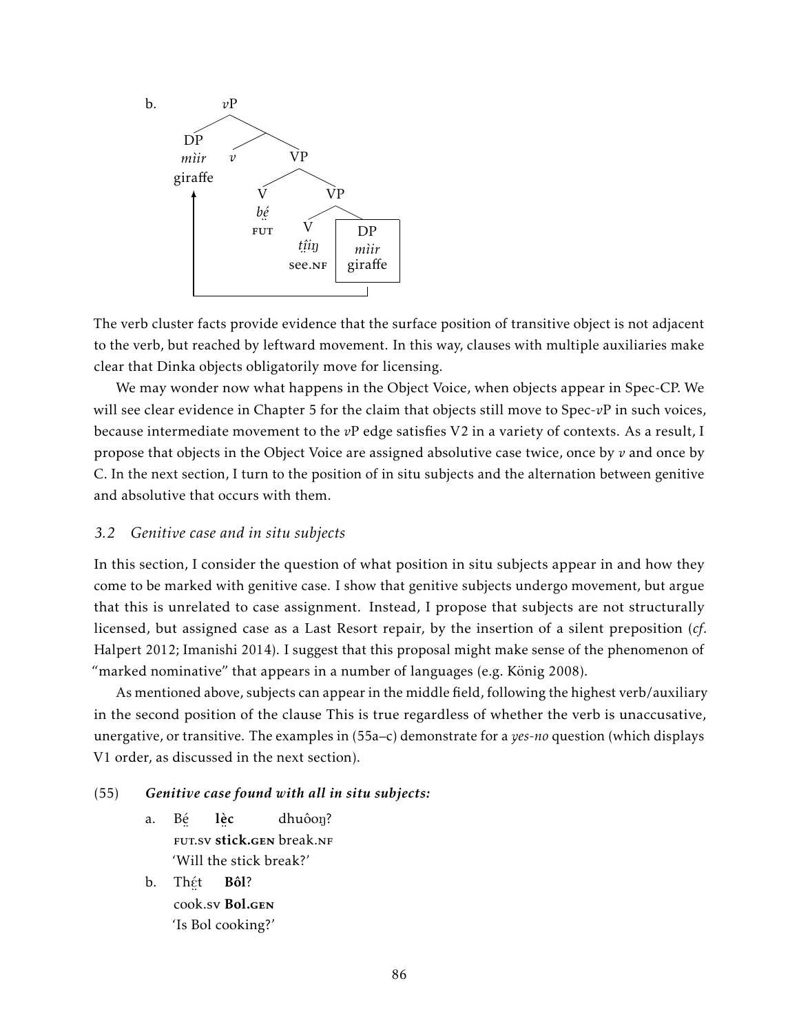b. [vP [DP *mìir* giraffe] [ *v* [VP [V *bé̤* FUT] [VP [V *ṯî̤iŋ* see.NF] [DP *mìir* giraffe]]]]]

(arrow: DP *mìir* 'giraffe' moves from object position to Spec-*v*P)

The verb cluster facts provide evidence that the surface position of transitive object is not adjacent to the verb, but reached by leftward movement. In this way, clauses with multiple auxiliaries make clear that Dinka objects obligatorily move for licensing.

We may wonder now what happens in the Object Voice, when objects appear in Spec-CP. We will see clear evidence in Chapter 5 for the claim that objects still move to Spec-*v*P in such voices, because intermediate movement to the *v*P edge satisfies V2 in a variety of contexts. As a result, I propose that objects in the Object Voice are assigned absolutive case twice, once by *v* and once by C. In the next section, I turn to the position of in situ subjects and the alternation between genitive and absolutive that occurs with them.

### *3.2 Genitive case and in situ subjects*

In this section, I consider the question of what position in situ subjects appear in and how they come to be marked with genitive case. I show that genitive subjects undergo movement, but argue that this is unrelated to case assignment. Instead, I propose that subjects are not structurally licensed, but assigned case as a Last Resort repair, by the insertion of a silent preposition (*cf*. Halpert 2012; Imanishi 2014). I suggest that this proposal might make sense of the phenomenon of "marked nominative" that appears in a number of languages (e.g. König 2008).

As mentioned above, subjects can appear in the middle field, following the highest verb/auxiliary in the second position of the clause This is true regardless of whether the verb is unaccusative, unergative, or transitive. The examples in (55a–c) demonstrate for a *yes-no* question (which displays V1 order, as discussed in the next section).

(55) ***Genitive case found with all in situ subjects:***

a. Bé̤ **lè̤c** dhuôoŋ?
   FUT.SV **stick.GEN** break.NF
   'Will the stick break?'

b. Thé̤t **Bôl**?
   cook.SV **Bol.GEN**
   'Is Bol cooking?'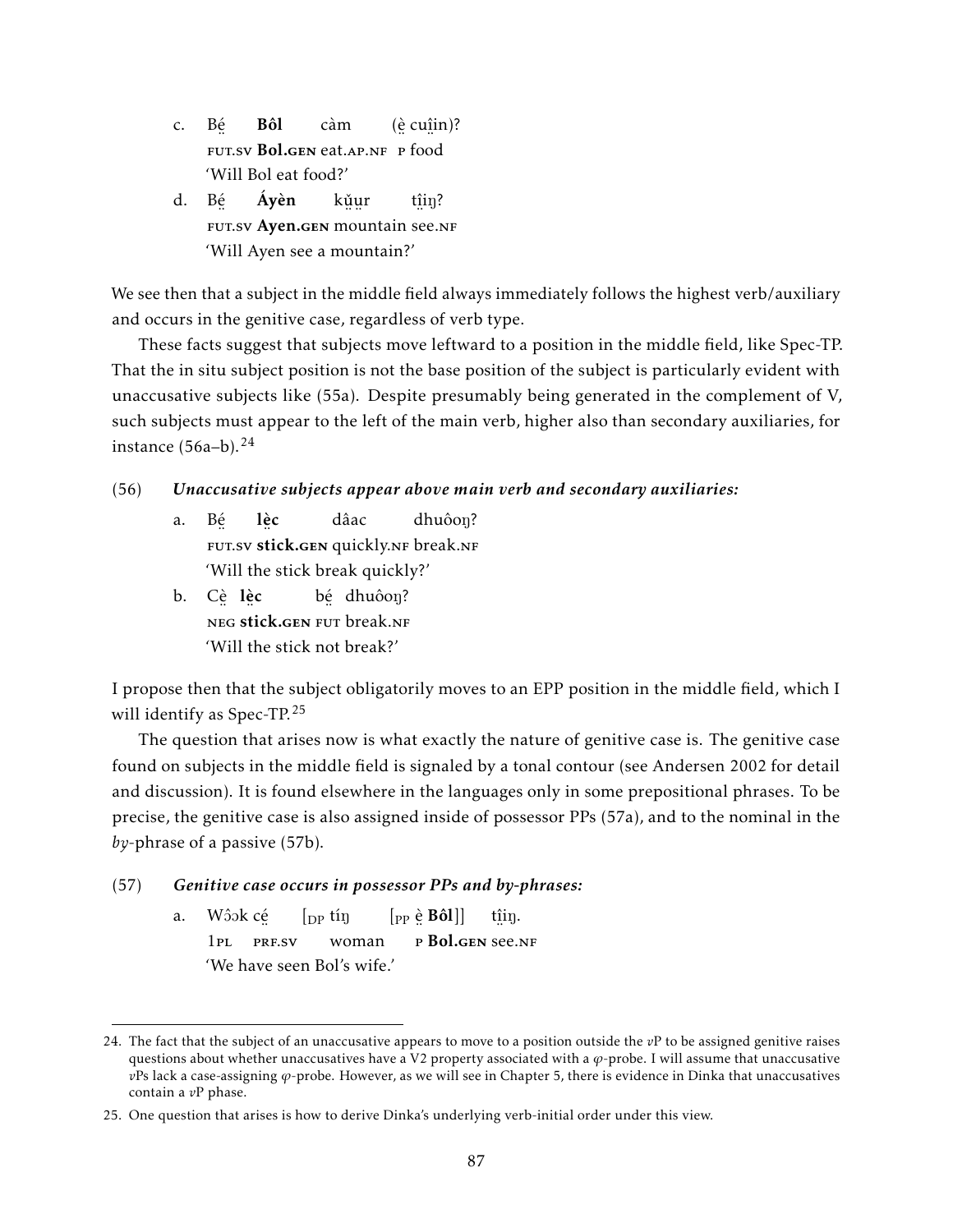c. Bé̤ **Bôl** càm (è̤ cuî̤in)?
   FUT.SV **Bol.GEN** eat.AP.NF P food
   'Will Bol eat food?'

d. Bé̤ **Áyèn** kṳ̌ṳr tî̤i̤ŋ?
   FUT.SV **Ayen.GEN** mountain see.NF
   'Will Ayen see a mountain?'

We see then that a subject in the middle field always immediately follows the highest verb/auxiliary and occurs in the genitive case, regardless of verb type.

These facts suggest that subjects move leftward to a position in the middle field, like Spec-TP. That the in situ subject position is not the base position of the subject is particularly evident with unaccusative subjects like (55a). Despite presumably being generated in the complement of V, such subjects must appear to the left of the main verb, higher also than secondary auxiliaries, for instance (56a–b).[24]

(56) ***Unaccusative subjects appear above main verb and secondary auxiliaries:***

a. Bé̤ **lè̤c** dâac dhuôoŋ?
   FUT.SV **stick.GEN** quickly.NF break.NF
   'Will the stick break quickly?'

b. Cè̤ **lè̤c** bé̤ dhuôoŋ?
   NEG **stick.GEN** FUT break.NF
   'Will the stick not break?'

I propose then that the subject obligatorily moves to an EPP position in the middle field, which I will identify as Spec-TP.[25]

The question that arises now is what exactly the nature of genitive case is. The genitive case found on subjects in the middle field is signaled by a tonal contour (see Andersen 2002 for detail and discussion). It is found elsewhere in the languages only in some prepositional phrases. To be precise, the genitive case is also assigned inside of possessor PPs (57a), and to the nominal in the *by*-phrase of a passive (57b).

(57) ***Genitive case occurs in possessor PPs and by-phrases:***

a. Wɔ̂ɔk cé̤ [$_{DP}$ tíŋ [$_{PP}$ è̤ **Bôl**]] tî̤i̤ŋ.
   1PL PRF.SV woman P **Bol.GEN** see.NF
   'We have seen Bol's wife.'

---

24. The fact that the subject of an unaccusative appears to move to a position outside the *v*P to be assigned genitive raises questions about whether unaccusatives have a V2 property associated with a $\varphi$-probe. I will assume that unaccusative *v*Ps lack a case-assigning $\varphi$-probe. However, as we will see in Chapter 5, there is evidence in Dinka that unaccusatives contain a *v*P phase.

25. One question that arises is how to derive Dinka's underlying verb-initial order under this view.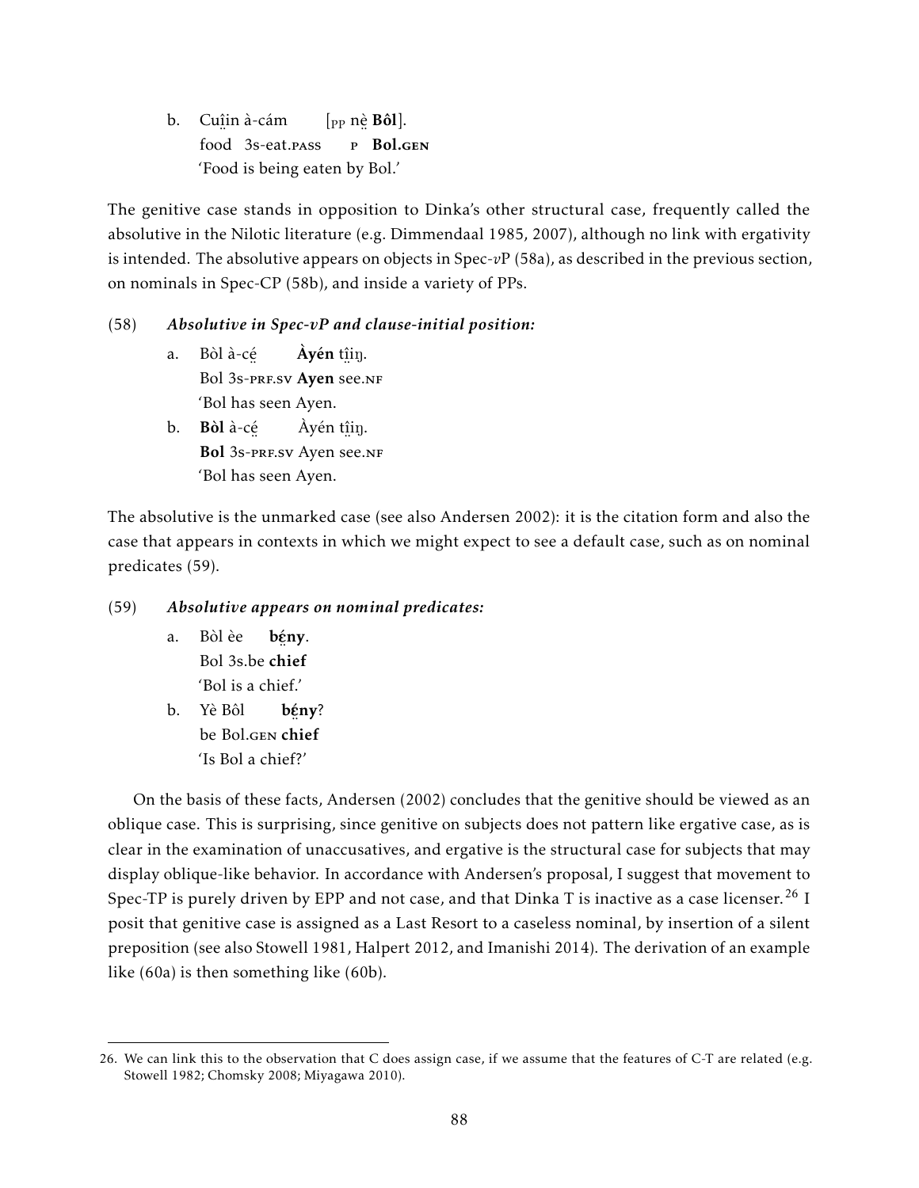b. Cuḭ̂in à-cám [PP nè̤ **Bôl**].
   food 3s-eat.PASS P **Bol.GEN**
   'Food is being eaten by Bol.'

The genitive case stands in opposition to Dinka's other structural case, frequently called the absolutive in the Nilotic literature (e.g. Dimmendaal 1985, 2007), although no link with ergativity is intended. The absolutive appears on objects in Spec-*v*P (58a), as described in the previous section, on nominals in Spec-CP (58b), and inside a variety of PPs.

(58) ***Absolutive in Spec-vP and clause-initial position:***

a. Bòl à-cé̤ **Àyén** tḭ̈iŋ.
   Bol 3s-PRF.SV **Ayen** see.NF
   'Bol has seen Ayen.

b. **Bòl** à-cé̤ Àyén tḭ̈iŋ.
   **Bol** 3s-PRF.SV Ayen see.NF
   'Bol has seen Ayen.

The absolutive is the unmarked case (see also Andersen 2002): it is the citation form and also the case that appears in contexts in which we might expect to see a default case, such as on nominal predicates (59).

(59) ***Absolutive appears on nominal predicates:***

a. Bòl èe **bé̤ny**.
   Bol 3s.be **chief**
   'Bol is a chief.'

b. Yè Bôl **bé̤ny**?
   be Bol.GEN **chief**
   'Is Bol a chief?'

On the basis of these facts, Andersen (2002) concludes that the genitive should be viewed as an oblique case. This is surprising, since genitive on subjects does not pattern like ergative case, as is clear in the examination of unaccusatives, and ergative is the structural case for subjects that may display oblique-like behavior. In accordance with Andersen's proposal, I suggest that movement to Spec-TP is purely driven by EPP and not case, and that Dinka T is inactive as a case licenser.[26] I posit that genitive case is assigned as a Last Resort to a caseless nominal, by insertion of a silent preposition (see also Stowell 1981, Halpert 2012, and Imanishi 2014). The derivation of an example like (60a) is then something like (60b).

26. We can link this to the observation that C does assign case, if we assume that the features of C-T are related (e.g. Stowell 1982; Chomsky 2008; Miyagawa 2010).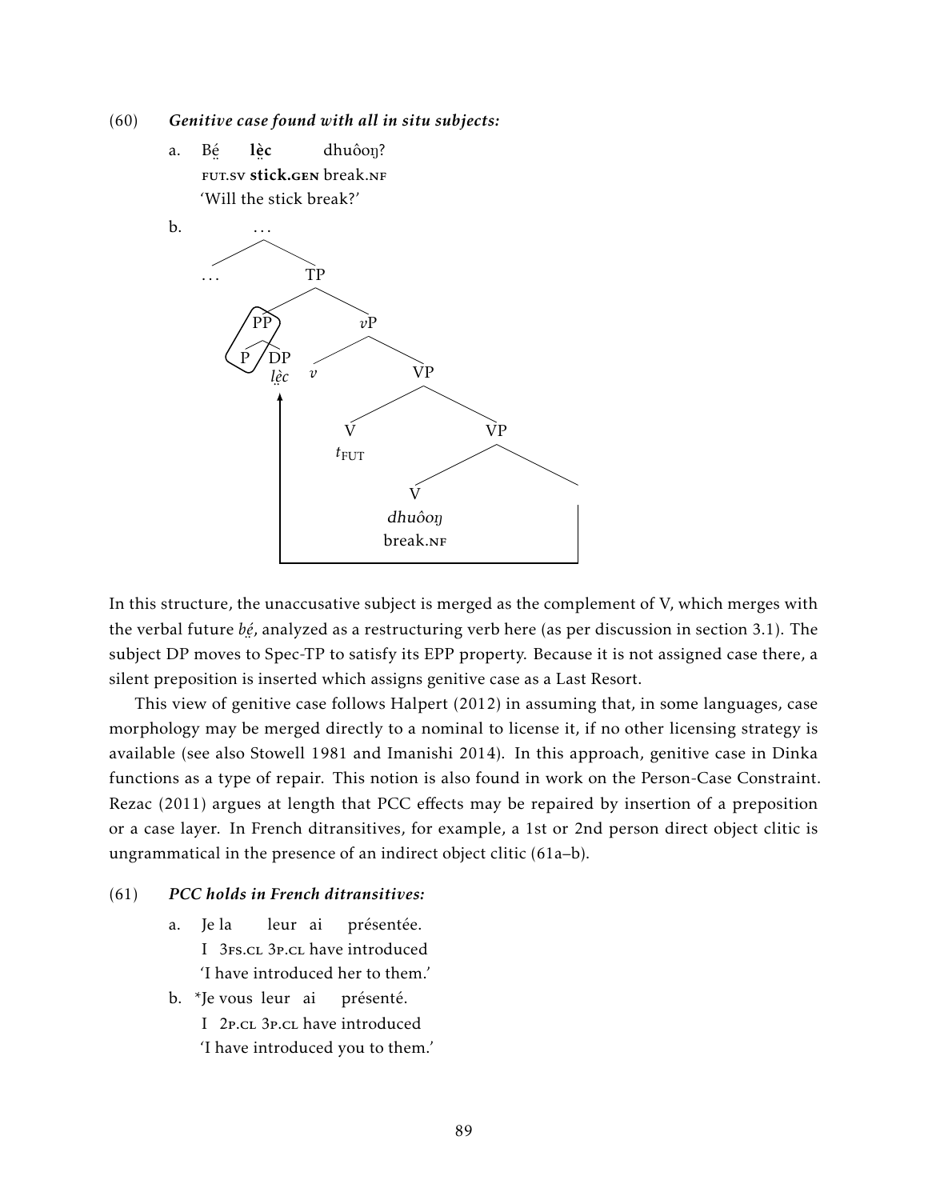(60) ***Genitive case found with all in situ subjects:***

a. Bé̤ **lè̤c** dhuôoŋ?  
FUT.SV **stick.GEN** break.NF  
'Will the stick break?'

b. [Tree diagram: [ ... [ ... ] [TP [PP P [DP *lè̤c*]] [*v*P *v* [VP [V $t_{\text{FUT}}$] [VP [V *dhuôoŋ* break.NF] ___ ]]]]], with an arrow indicating movement of the DP from the complement of V to Spec-TP; the PP is circled]

In this structure, the unaccusative subject is merged as the complement of V, which merges with the verbal future *bé̤*, analyzed as a restructuring verb here (as per discussion in section 3.1). The subject DP moves to Spec-TP to satisfy its EPP property. Because it is not assigned case there, a silent preposition is inserted which assigns genitive case as a Last Resort.

This view of genitive case follows Halpert (2012) in assuming that, in some languages, case morphology may be merged directly to a nominal to license it, if no other licensing strategy is available (see also Stowell 1981 and Imanishi 2014). In this approach, genitive case in Dinka functions as a type of repair. This notion is also found in work on the Person-Case Constraint. Rezac (2011) argues at length that PCC effects may be repaired by insertion of a preposition or a case layer. In French ditransitives, for example, a 1st or 2nd person direct object clitic is ungrammatical in the presence of an indirect object clitic (61a–b).

(61) ***PCC holds in French ditransitives:***

a. Je la leur ai présentée.  
I 3FS.CL 3P.CL have introduced  
'I have introduced her to them.'

b. *Je vous leur ai présenté.  
I 2P.CL 3P.CL have introduced  
'I have introduced you to them.'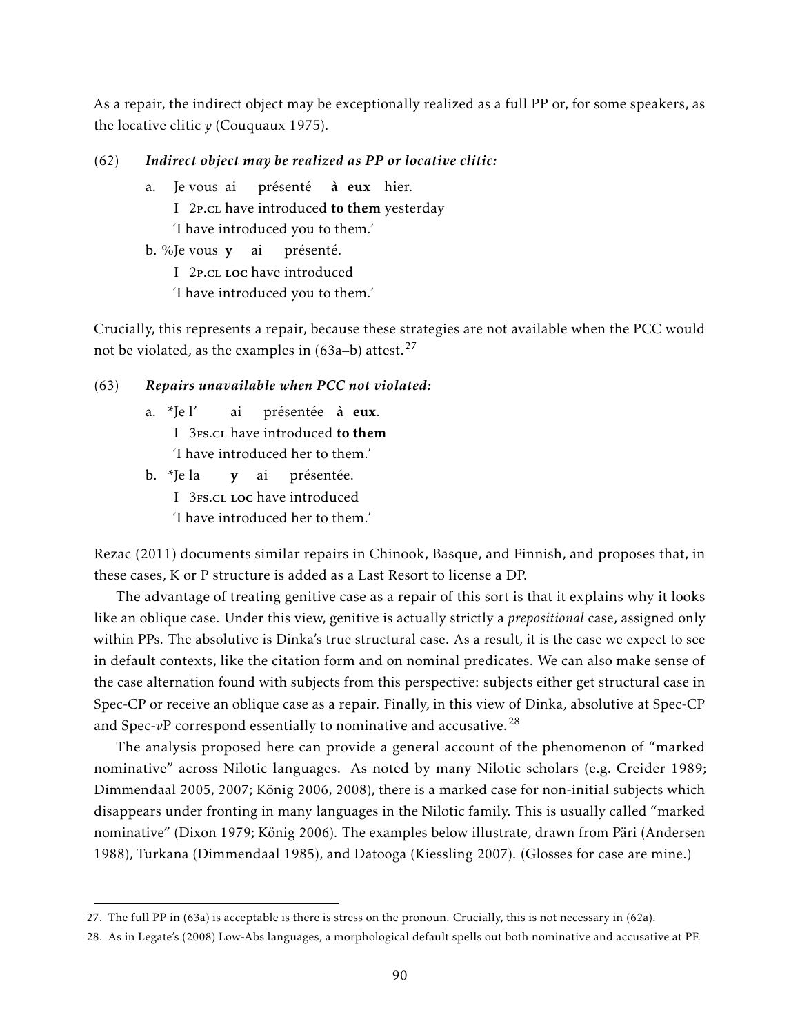As a repair, the indirect object may be exceptionally realized as a full PP or, for some speakers, as the locative clitic *y* (Couquaux 1975).

(62) ***Indirect object may be realized as PP or locative clitic:***

a. Je vous ai présenté **à eux** hier.
   I 2P.CL have introduced **to them** yesterday
   'I have introduced you to them.'

b. %Je vous **y** ai présenté.
   I 2P.CL **LOC** have introduced
   'I have introduced you to them.'

Crucially, this represents a repair, because these strategies are not available when the PCC would not be violated, as the examples in (63a–b) attest.[27]

(63) ***Repairs unavailable when PCC not violated:***

a. *Je l' ai présentée **à eux**.
   I 3FS.CL have introduced **to them**
   'I have introduced her to them.'

b. *Je la **y** ai présentée.
   I 3FS.CL **LOC** have introduced
   'I have introduced her to them.'

Rezac (2011) documents similar repairs in Chinook, Basque, and Finnish, and proposes that, in these cases, K or P structure is added as a Last Resort to license a DP.

The advantage of treating genitive case as a repair of this sort is that it explains why it looks like an oblique case. Under this view, genitive is actually strictly a *prepositional* case, assigned only within PPs. The absolutive is Dinka's true structural case. As a result, it is the case we expect to see in default contexts, like the citation form and on nominal predicates. We can also make sense of the case alternation found with subjects from this perspective: subjects either get structural case in Spec-CP or receive an oblique case as a repair. Finally, in this view of Dinka, absolutive at Spec-CP and Spec-*v*P correspond essentially to nominative and accusative.[28]

The analysis proposed here can provide a general account of the phenomenon of "marked nominative" across Nilotic languages. As noted by many Nilotic scholars (e.g. Creider 1989; Dimmendaal 2005, 2007; König 2006, 2008), there is a marked case for non-initial subjects which disappears under fronting in many languages in the Nilotic family. This is usually called "marked nominative" (Dixon 1979; König 2006). The examples below illustrate, drawn from Päri (Andersen 1988), Turkana (Dimmendaal 1985), and Datooga (Kiessling 2007). (Glosses for case are mine.)

---

27. The full PP in (63a) is acceptable is there is stress on the pronoun. Crucially, this is not necessary in (62a).

28. As in Legate's (2008) Low-Abs languages, a morphological default spells out both nominative and accusative at PF.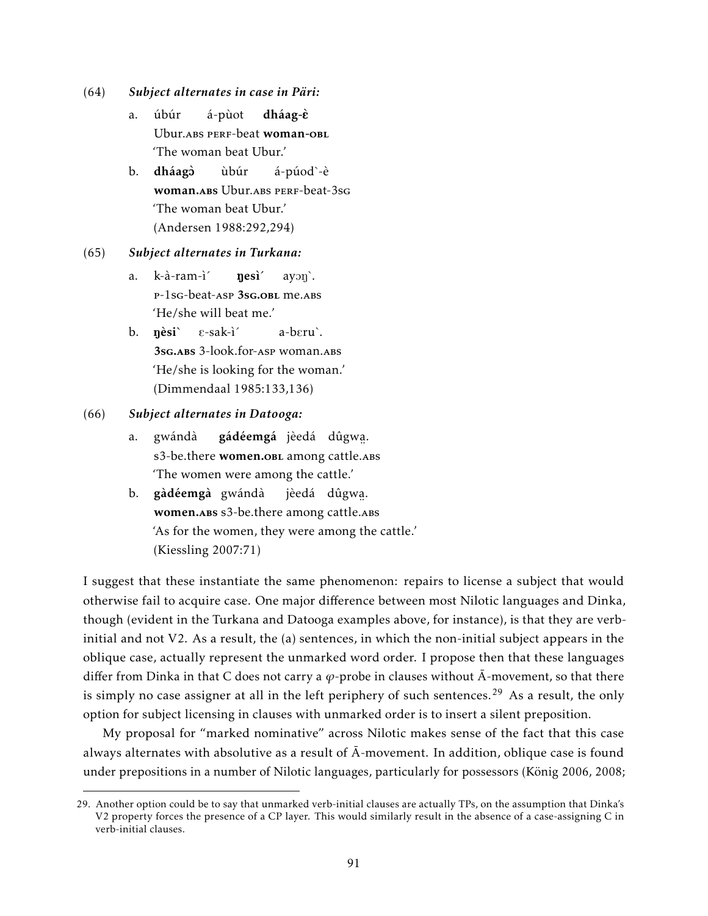(64) ***Subject alternates in case in Päri:***

a. úbúr á-pùot **dháag-ɛ̀**
Ubur.ABS PERF-beat **woman-OBL**
'The woman beat Ubur.'

b. **dháagɔ̀** ùbúr á-púod`-è
**woman.ABS** Ubur.ABS PERF-beat-3SG
'The woman beat Ubur.'
(Andersen 1988:292,294)

(65) ***Subject alternates in Turkana:***

a. k-à-ram-ì´ **ŋesì´** ayɔŋ`.
P-1SG-beat-ASP **3SG.OBL** me.ABS
'He/she will beat me.'

b. **ŋèsi`** ɛ-sak-ì´ a-bɛru`.
**3SG.ABS** 3-look.for-ASP woman.ABS
'He/she is looking for the woman.'
(Dimmendaal 1985:133,136)

(66) ***Subject alternates in Datooga:***

a. gwándà **gádéemgá** jèedá dûgwa̤.
s3-be.there **women.OBL** among cattle.ABS
'The women were among the cattle.'

b. **gàdéemgà** gwándà jèedá dûgwa̤.
**women.ABS** s3-be.there among cattle.ABS
'As for the women, they were among the cattle.'
(Kiessling 2007:71)

I suggest that these instantiate the same phenomenon: repairs to license a subject that would otherwise fail to acquire case. One major difference between most Nilotic languages and Dinka, though (evident in the Turkana and Datooga examples above, for instance), is that they are verb-initial and not V2. As a result, the (a) sentences, in which the non-initial subject appears in the oblique case, actually represent the unmarked word order. I propose then that these languages differ from Dinka in that C does not carry a $\varphi$-probe in clauses without Ā-movement, so that there is simply no case assigner at all in the left periphery of such sentences.[29] As a result, the only option for subject licensing in clauses with unmarked order is to insert a silent preposition.

My proposal for "marked nominative" across Nilotic makes sense of the fact that this case always alternates with absolutive as a result of Ā-movement. In addition, oblique case is found under prepositions in a number of Nilotic languages, particularly for possessors (König 2006, 2008;

29. Another option could be to say that unmarked verb-initial clauses are actually TPs, on the assumption that Dinka's V2 property forces the presence of a CP layer. This would similarly result in the absence of a case-assigning C in verb-initial clauses.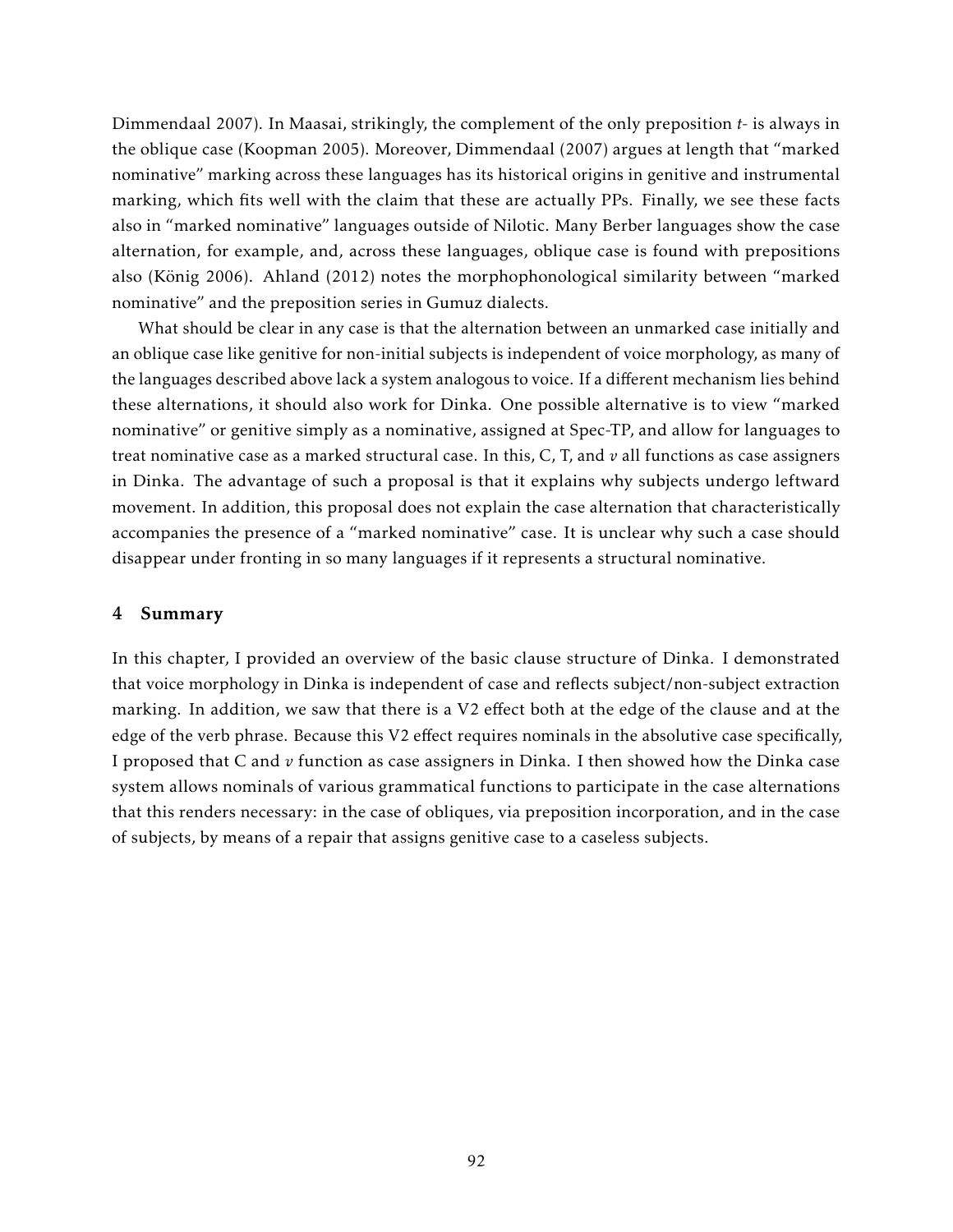Dimmendaal 2007). In Maasai, strikingly, the complement of the only preposition *t-* is always in the oblique case (Koopman 2005). Moreover, Dimmendaal (2007) argues at length that "marked nominative" marking across these languages has its historical origins in genitive and instrumental marking, which fits well with the claim that these are actually PPs. Finally, we see these facts also in "marked nominative" languages outside of Nilotic. Many Berber languages show the case alternation, for example, and, across these languages, oblique case is found with prepositions also (König 2006). Ahland (2012) notes the morphophonological similarity between "marked nominative" and the preposition series in Gumuz dialects.

What should be clear in any case is that the alternation between an unmarked case initially and an oblique case like genitive for non-initial subjects is independent of voice morphology, as many of the languages described above lack a system analogous to voice. If a different mechanism lies behind these alternations, it should also work for Dinka. One possible alternative is to view "marked nominative" or genitive simply as a nominative, assigned at Spec-TP, and allow for languages to treat nominative case as a marked structural case. In this, C, T, and *v* all functions as case assigners in Dinka. The advantage of such a proposal is that it explains why subjects undergo leftward movement. In addition, this proposal does not explain the case alternation that characteristically accompanies the presence of a "marked nominative" case. It is unclear why such a case should disappear under fronting in so many languages if it represents a structural nominative.

## 4 Summary

In this chapter, I provided an overview of the basic clause structure of Dinka. I demonstrated that voice morphology in Dinka is independent of case and reflects subject/non-subject extraction marking. In addition, we saw that there is a V2 effect both at the edge of the clause and at the edge of the verb phrase. Because this V2 effect requires nominals in the absolutive case specifically, I proposed that C and *v* function as case assigners in Dinka. I then showed how the Dinka case system allows nominals of various grammatical functions to participate in the case alternations that this renders necessary: in the case of obliques, via preposition incorporation, and in the case of subjects, by means of a repair that assigns genitive case to a caseless subjects.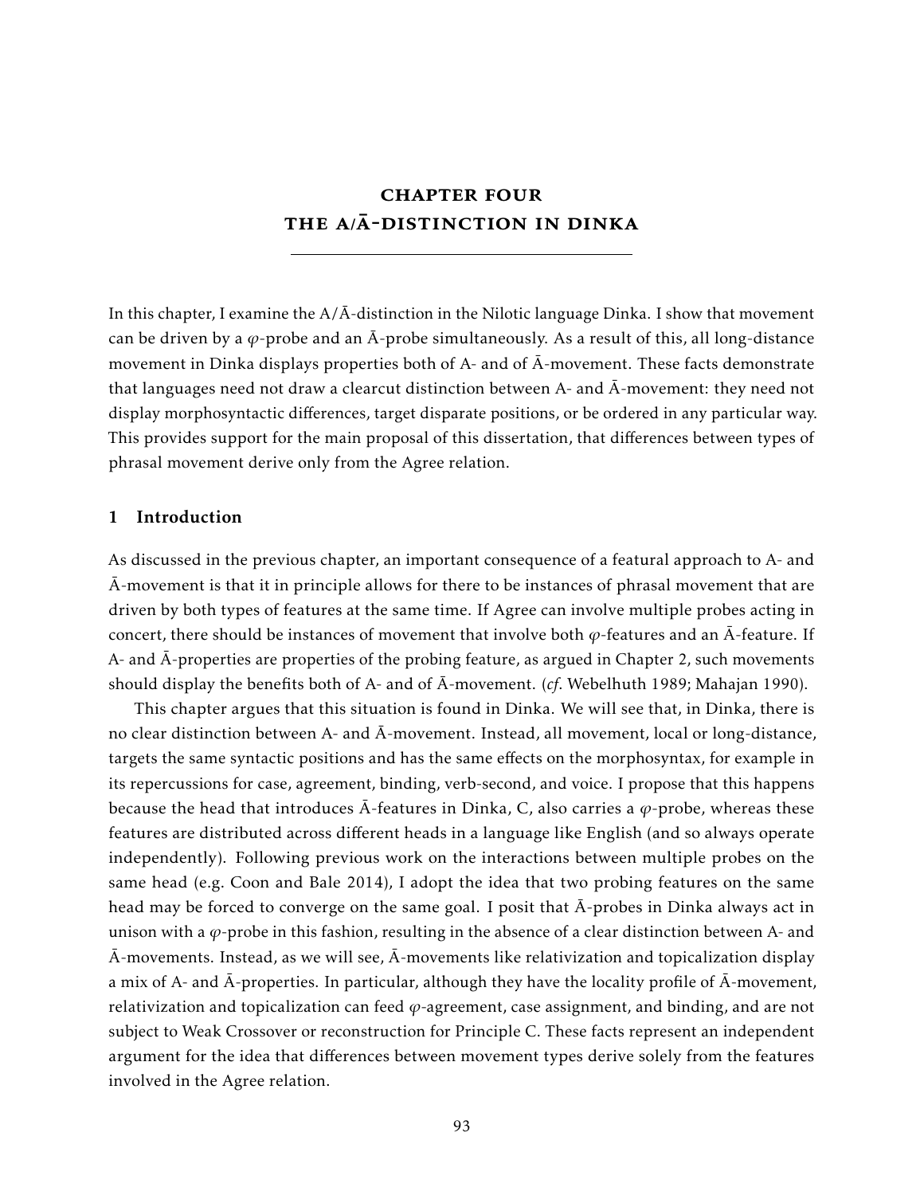# CHAPTER FOUR
# THE A/Ā-DISTINCTION IN DINKA

In this chapter, I examine the A/Ā-distinction in the Nilotic language Dinka. I show that movement can be driven by a $\varphi$-probe and an Ā-probe simultaneously. As a result of this, all long-distance movement in Dinka displays properties both of A- and of Ā-movement. These facts demonstrate that languages need not draw a clearcut distinction between A- and Ā-movement: they need not display morphosyntactic differences, target disparate positions, or be ordered in any particular way. This provides support for the main proposal of this dissertation, that differences between types of phrasal movement derive only from the Agree relation.

## 1 Introduction

As discussed in the previous chapter, an important consequence of a featural approach to A- and Ā-movement is that it in principle allows for there to be instances of phrasal movement that are driven by both types of features at the same time. If Agree can involve multiple probes acting in concert, there should be instances of movement that involve both $\varphi$-features and an Ā-feature. If A- and Ā-properties are properties of the probing feature, as argued in Chapter 2, such movements should display the benefits both of A- and of Ā-movement. (*cf*. Webelhuth 1989; Mahajan 1990).

This chapter argues that this situation is found in Dinka. We will see that, in Dinka, there is no clear distinction between A- and Ā-movement. Instead, all movement, local or long-distance, targets the same syntactic positions and has the same effects on the morphosyntax, for example in its repercussions for case, agreement, binding, verb-second, and voice. I propose that this happens because the head that introduces Ā-features in Dinka, C, also carries a $\varphi$-probe, whereas these features are distributed across different heads in a language like English (and so always operate independently). Following previous work on the interactions between multiple probes on the same head (e.g. Coon and Bale 2014), I adopt the idea that two probing features on the same head may be forced to converge on the same goal. I posit that Ā-probes in Dinka always act in unison with a $\varphi$-probe in this fashion, resulting in the absence of a clear distinction between A- and Ā-movements. Instead, as we will see, Ā-movements like relativization and topicalization display a mix of A- and Ā-properties. In particular, although they have the locality profile of Ā-movement, relativization and topicalization can feed $\varphi$-agreement, case assignment, and binding, and are not subject to Weak Crossover or reconstruction for Principle C. These facts represent an independent argument for the idea that differences between movement types derive solely from the features involved in the Agree relation.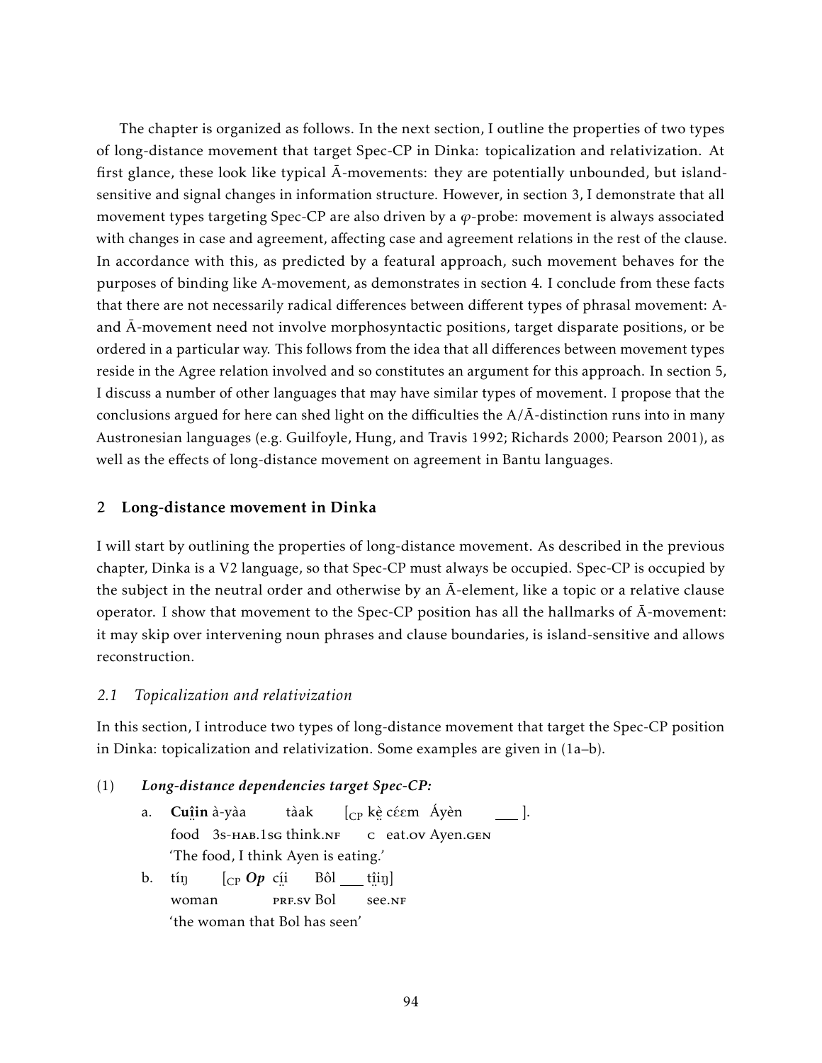The chapter is organized as follows. In the next section, I outline the properties of two types of long-distance movement that target Spec-CP in Dinka: topicalization and relativization. At first glance, these look like typical Ā-movements: they are potentially unbounded, but island-sensitive and signal changes in information structure. However, in section 3, I demonstrate that all movement types targeting Spec-CP are also driven by a $\varphi$-probe: movement is always associated with changes in case and agreement, affecting case and agreement relations in the rest of the clause. In accordance with this, as predicted by a featural approach, such movement behaves for the purposes of binding like A-movement, as demonstrates in section 4. I conclude from these facts that there are not necessarily radical differences between different types of phrasal movement: A- and Ā-movement need not involve morphosyntactic positions, target disparate positions, or be ordered in a particular way. This follows from the idea that all differences between movement types reside in the Agree relation involved and so constitutes an argument for this approach. In section 5, I discuss a number of other languages that may have similar types of movement. I propose that the conclusions argued for here can shed light on the difficulties the A/Ā-distinction runs into in many Austronesian languages (e.g. Guilfoyle, Hung, and Travis 1992; Richards 2000; Pearson 2001), as well as the effects of long-distance movement on agreement in Bantu languages.

## 2 Long-distance movement in Dinka

I will start by outlining the properties of long-distance movement. As described in the previous chapter, Dinka is a V2 language, so that Spec-CP must always be occupied. Spec-CP is occupied by the subject in the neutral order and otherwise by an Ā-element, like a topic or a relative clause operator. I show that movement to the Spec-CP position has all the hallmarks of Ā-movement: it may skip over intervening noun phrases and clause boundaries, is island-sensitive and allows reconstruction.

### *2.1 Topicalization and relativization*

In this section, I introduce two types of long-distance movement that target the Spec-CP position in Dinka: topicalization and relativization. Some examples are given in (1a–b).

(1) ***Long-distance dependencies target Spec-CP:***

a. **Cuî̤n** à-yàa tàak [$_{CP}$ kè̤ céɛm Áyèn \_\_\_ ].
   food 3s-HAB.1SG think.NF C eat.OV Ayen.GEN
   'The food, I think Ayen is eating.'

b. tíŋ [$_{CP}$ ***Op*** cí̤i Bôl \_\_\_ tî̤iŋ]
   woman PRF.SV Bol see.NF
   'the woman that Bol has seen'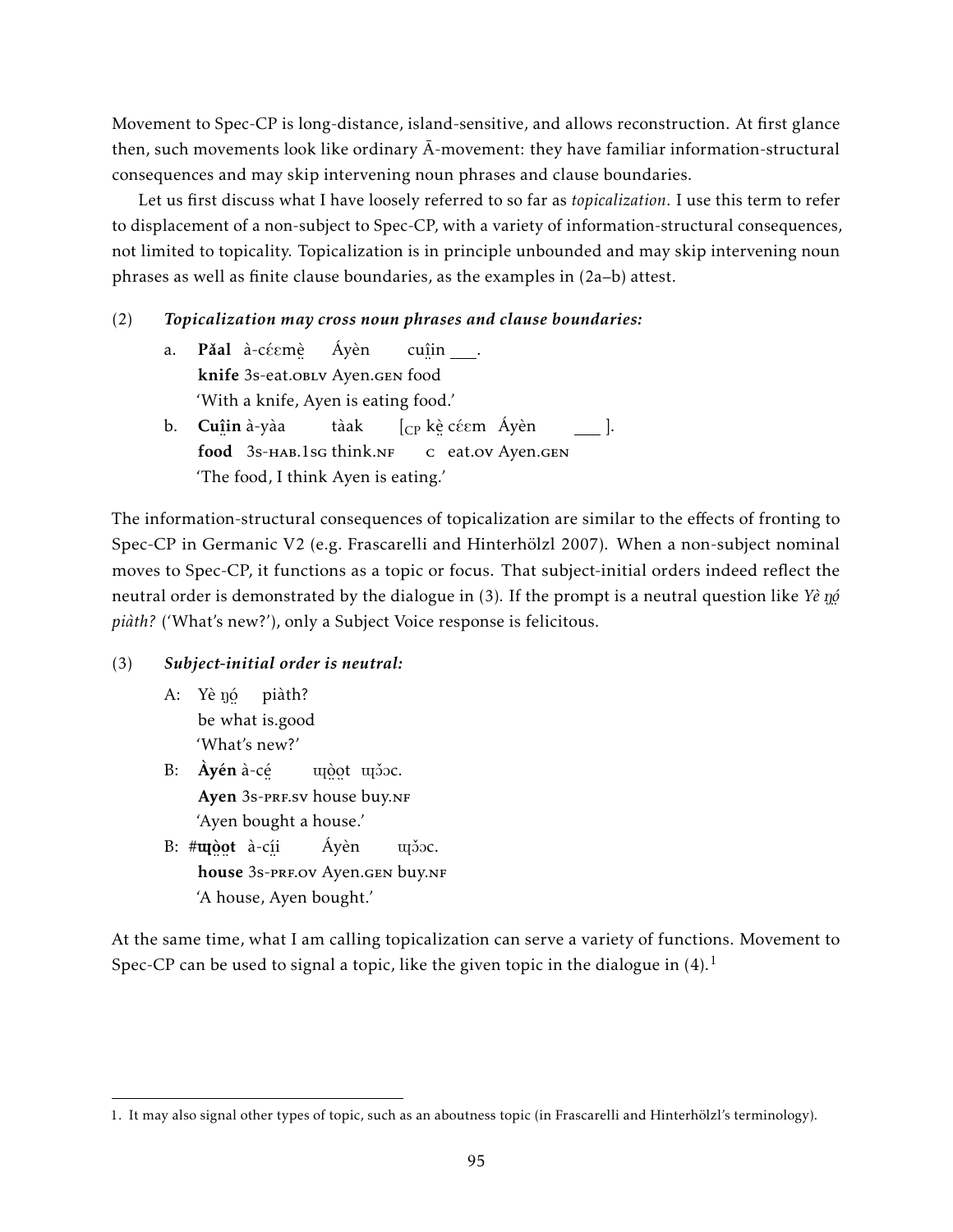Movement to Spec-CP is long-distance, island-sensitive, and allows reconstruction. At first glance then, such movements look like ordinary Ā-movement: they have familiar information-structural consequences and may skip intervening noun phrases and clause boundaries.

Let us first discuss what I have loosely referred to so far as *topicalization*. I use this term to refer to displacement of a non-subject to Spec-CP, with a variety of information-structural consequences, not limited to topicality. Topicalization is in principle unbounded and may skip intervening noun phrases as well as finite clause boundaries, as the examples in (2a–b) attest.

(2) ***Topicalization may cross noun phrases and clause boundaries:***

a. **Pǎal** à-cɛ́ɛmɛ̤̀ Áyèn cuî̤n ___.
   **knife** 3s-eat.OBLV Ayen.GEN food
   'With a knife, Ayen is eating food.'

b. **Cuî̤n** à-yàa tàak [$_{CP}$ kɛ̤̀ cɛ́ɛm Áyèn ___ ].
   **food** 3s-HAB.1SG think.NF C eat.OV Ayen.GEN
   'The food, I think Ayen is eating.'

The information-structural consequences of topicalization are similar to the effects of fronting to Spec-CP in Germanic V2 (e.g. Frascarelli and Hinterhölzl 2007). When a non-subject nominal moves to Spec-CP, it functions as a topic or focus. That subject-initial orders indeed reflect the neutral order is demonstrated by the dialogue in (3). If the prompt is a neutral question like *Yè ŋó̤ piàth?* ('What's new?'), only a Subject Voice response is felicitous.

(3) ***Subject-initial order is neutral:***

A: Yè ŋó̤ piàth?
   be what is.good
   'What's new?'

B: **Àyén** à-cé̤ ɰò̤o̤t ɰɔ̌ɔc.
   **Ayen** 3s-PRF.SV house buy.NF
   'Ayen bought a house.'

B: #**ɰò̤o̤t** à-cí̤i Áyèn ɰɔ̌ɔc.
   **house** 3s-PRF.OV Ayen.GEN buy.NF
   'A house, Ayen bought.'

At the same time, what I am calling topicalization can serve a variety of functions. Movement to Spec-CP can be used to signal a topic, like the given topic in the dialogue in (4).[1]

---

1. It may also signal other types of topic, such as an aboutness topic (in Frascarelli and Hinterhölzl's terminology).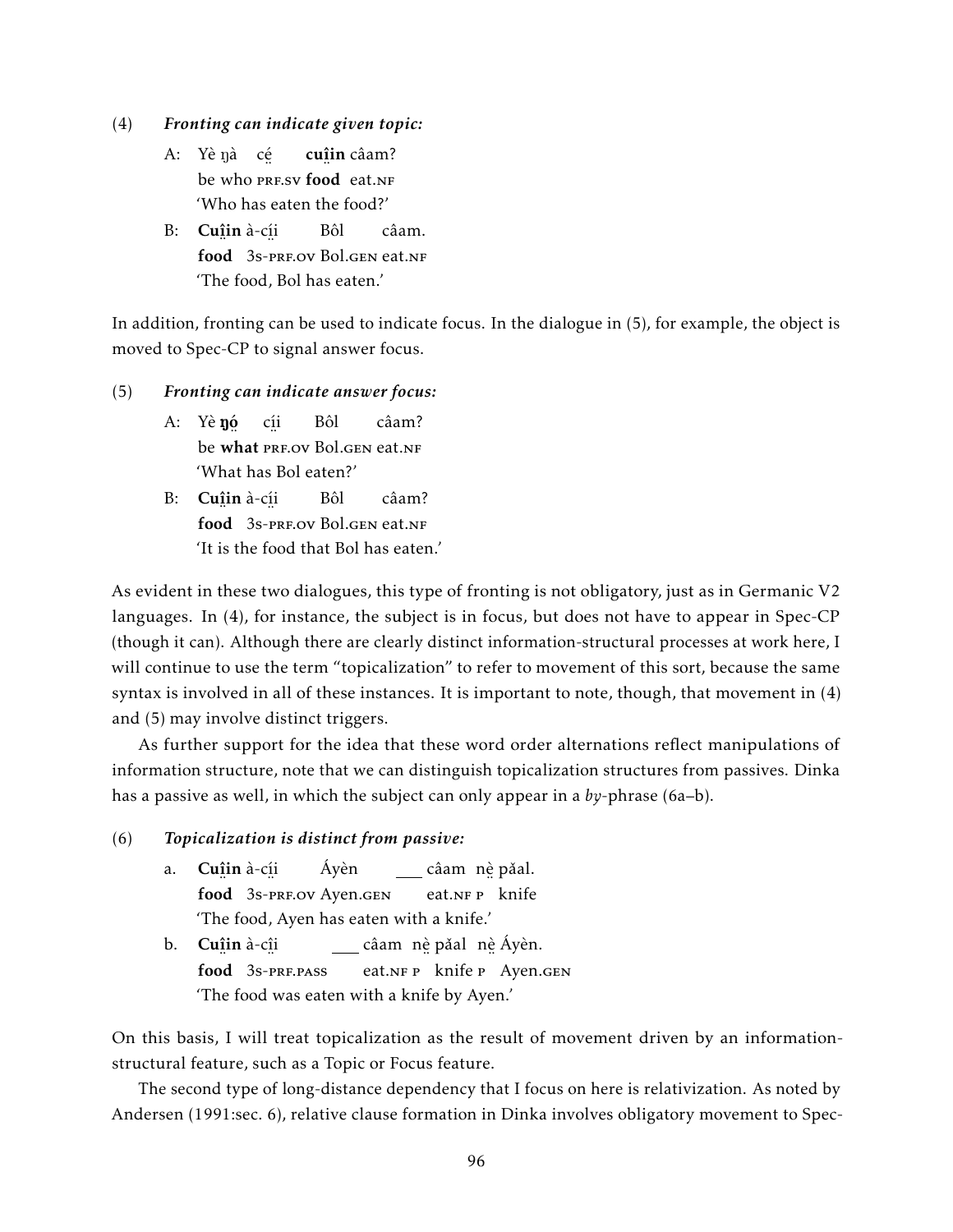(4) ***Fronting can indicate given topic:***

A: Yè ŋà cḛ́ **cuḭ̂in** câam?
be who PRF.SV **food** eat.NF
'Who has eaten the food?'

B: **Cuḭ̂in** à-cḭ́i Bôl câam.
**food** 3S-PRF.OV Bol.GEN eat.NF
'The food, Bol has eaten.'

In addition, fronting can be used to indicate focus. In the dialogue in (5), for example, the object is moved to Spec-CP to signal answer focus.

(5) ***Fronting can indicate answer focus:***

A: Yè **ŋó̤** cḭ́i Bôl câam?
be **what** PRF.OV Bol.GEN eat.NF
'What has Bol eaten?'

B: **Cuḭ̂in** à-cḭ́i Bôl câam?
**food** 3S-PRF.OV Bol.GEN eat.NF
'It is the food that Bol has eaten.'

As evident in these two dialogues, this type of fronting is not obligatory, just as in Germanic V2 languages. In (4), for instance, the subject is in focus, but does not have to appear in Spec-CP (though it can). Although there are clearly distinct information-structural processes at work here, I will continue to use the term "topicalization" to refer to movement of this sort, because the same syntax is involved in all of these instances. It is important to note, though, that movement in (4) and (5) may involve distinct triggers.

As further support for the idea that these word order alternations reflect manipulations of information structure, note that we can distinguish topicalization structures from passives. Dinka has a passive as well, in which the subject can only appear in a *by*-phrase (6a–b).

(6) ***Topicalization is distinct from passive:***

a. **Cuḭ̂in** à-cḭ́i Áyèn ___ câam nḛ̀ pǎal.
**food** 3S-PRF.OV Ayen.GEN eat.NF P knife
'The food, Ayen has eaten with a knife.'

b. **Cuḭ̂in** à-cḭ̂i ___ câam nḛ̀ pǎal nḛ̀ Áyèn.
**food** 3S-PRF.PASS eat.NF P knife P Ayen.GEN
'The food was eaten with a knife by Ayen.'

On this basis, I will treat topicalization as the result of movement driven by an information-structural feature, such as a Topic or Focus feature.

The second type of long-distance dependency that I focus on here is relativization. As noted by Andersen (1991:sec. 6), relative clause formation in Dinka involves obligatory movement to Spec-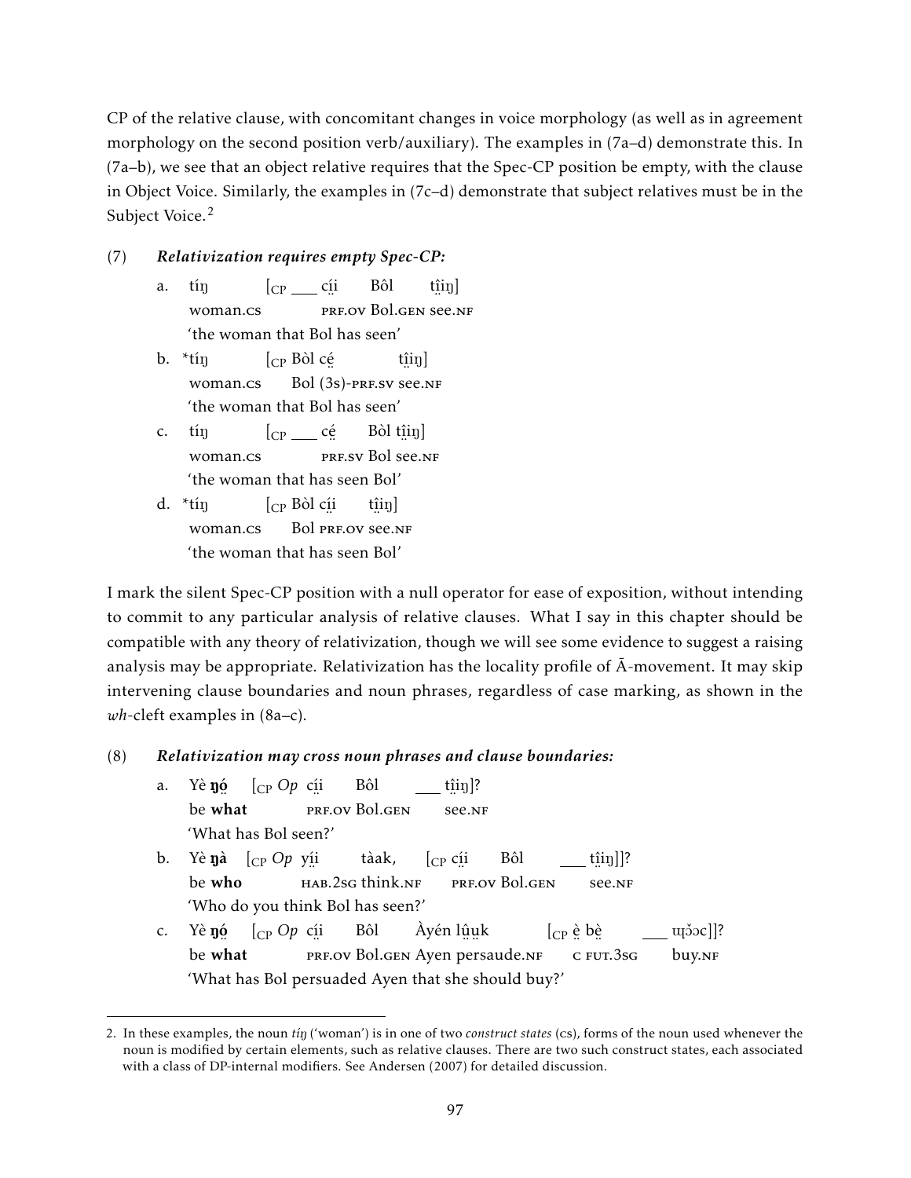CP of the relative clause, with concomitant changes in voice morphology (as well as in agreement morphology on the second position verb/auxiliary). The examples in (7a–d) demonstrate this. In (7a–b), we see that an object relative requires that the Spec-CP position be empty, with the clause in Object Voice. Similarly, the examples in (7c–d) demonstrate that subject relatives must be in the Subject Voice.[2]

(7) ***Relativization requires empty Spec-CP:***

a. tíŋ [$_{CP}$ ___ cí̤i Bôl tî̤i̤ŋ]
   woman.CS PRF.OV Bol.GEN see.NF
   'the woman that Bol has seen'

b. *tíŋ [$_{CP}$ Bòl cé̤ tî̤i̤ŋ]
   woman.CS Bol (3S)-PRF.SV see.NF
   'the woman that Bol has seen'

c. tíŋ [$_{CP}$ ___ cé̤ Bòl tî̤i̤ŋ]
   woman.CS PRF.SV Bol see.NF
   'the woman that has seen Bol'

d. *tíŋ [$_{CP}$ Bòl cí̤i tî̤i̤ŋ]
   woman.CS Bol PRF.OV see.NF
   'the woman that has seen Bol'

I mark the silent Spec-CP position with a null operator for ease of exposition, without intending to commit to any particular analysis of relative clauses. What I say in this chapter should be compatible with any theory of relativization, though we will see some evidence to suggest a raising analysis may be appropriate. Relativization has the locality profile of Ā-movement. It may skip intervening clause boundaries and noun phrases, regardless of case marking, as shown in the *wh*-cleft examples in (8a–c).

(8) ***Relativization may cross noun phrases and clause boundaries:***

a. Yè **ŋó̤** [$_{CP}$ *Op* cí̤i Bôl ___ tî̤i̤ŋ]?
   be **what** PRF.OV Bol.GEN see.NF
   'What has Bol seen?'

b. Yè **ŋà** [$_{CP}$ *Op* yí̤i tàak, [$_{CP}$ cí̤i Bôl ___ tî̤i̤ŋ]]?
   be **who** HAB.2SG think.NF PRF.OV Bol.GEN see.NF
   'Who do you think Bol has seen?'

c. Yè **ŋó̤** [$_{CP}$ *Op* cí̤i Bôl Àyén lṳ̂ṳk [$_{CP}$ è̤ bè̤ ___ ɯ̤t̪ɔ̌ɔc]]?
   be **what** PRF.OV Bol.GEN Ayen persaude.NF C FUT.3SG buy.NF
   'What has Bol persuaded Ayen that she should buy?'

2. In these examples, the noun *tíŋ* ('woman') is in one of two *construct states* (CS), forms of the noun used whenever the noun is modified by certain elements, such as relative clauses. There are two such construct states, each associated with a class of DP-internal modifiers. See Andersen (2007) for detailed discussion.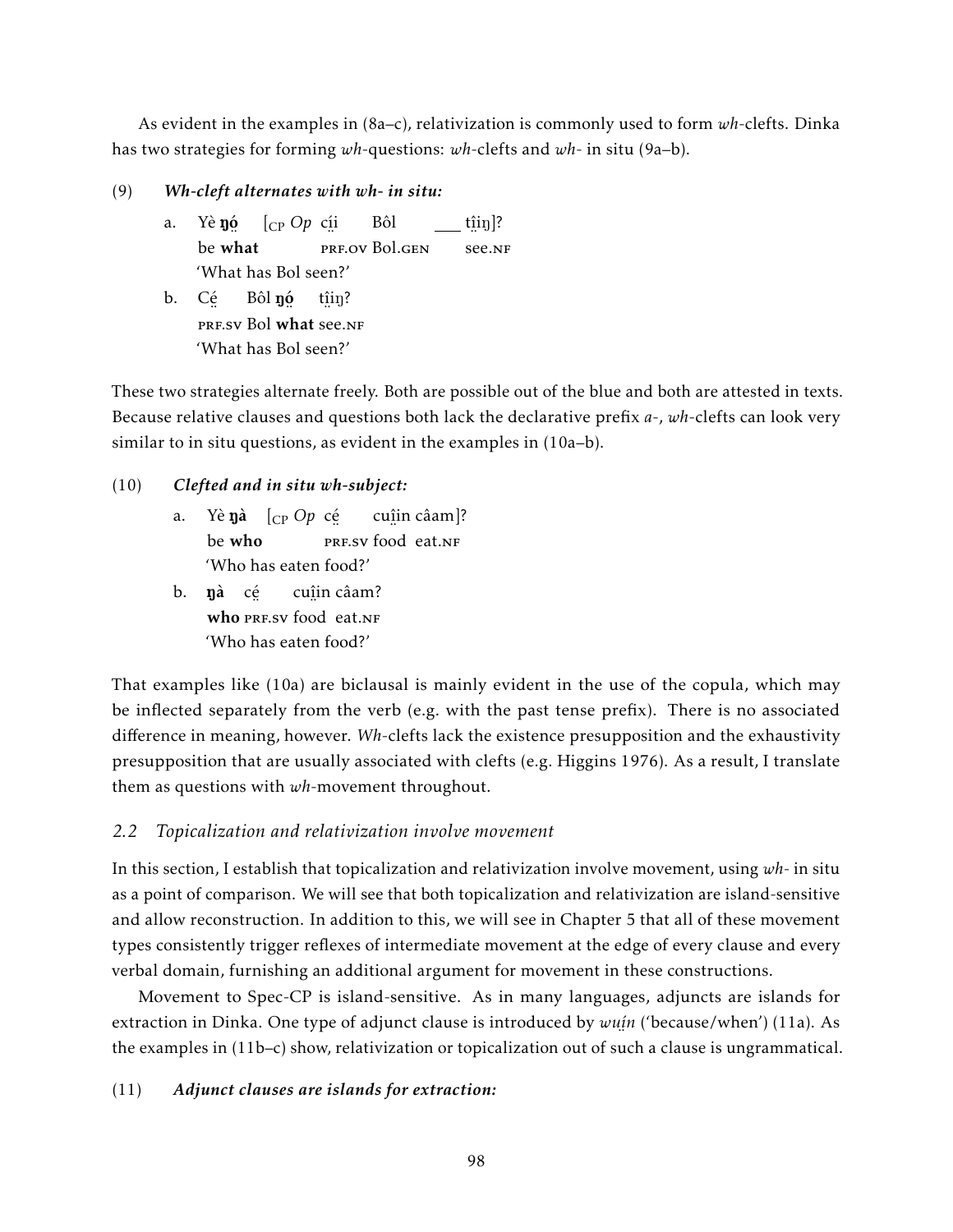As evident in the examples in (8a–c), relativization is commonly used to form *wh*-clefts. Dinka has two strategies for forming *wh*-questions: *wh*-clefts and *wh*- in situ (9a–b).

(9) ***Wh-cleft alternates with wh- in situ:***

a. Yè **ŋó̤** [$_{\text{CP}}$ *Op* cí̤i Bôl ___ tî̤i̤ŋ]?
   be **what** PRF.OV Bol.GEN see.NF
   'What has Bol seen?'

b. Cé̤ Bôl **ŋó̤** tî̤i̤ŋ?
   PRF.SV Bol **what** see.NF
   'What has Bol seen?'

These two strategies alternate freely. Both are possible out of the blue and both are attested in texts. Because relative clauses and questions both lack the declarative prefix *a-*, *wh*-clefts can look very similar to in situ questions, as evident in the examples in (10a–b).

(10) ***Clefted and in situ wh-subject:***

a. Yè **ŋà** [$_{\text{CP}}$ *Op* cé̤ cuî̤in câam]?
   be **who** PRF.SV food eat.NF
   'Who has eaten food?'

b. **ŋà** cé̤ cuî̤in câam?
   **who** PRF.SV food eat.NF
   'Who has eaten food?'

That examples like (10a) are biclausal is mainly evident in the use of the copula, which may be inflected separately from the verb (e.g. with the past tense prefix). There is no associated difference in meaning, however. *Wh*-clefts lack the existence presupposition and the exhaustivity presupposition that are usually associated with clefts (e.g. Higgins 1976). As a result, I translate them as questions with *wh*-movement throughout.

### *2.2 Topicalization and relativization involve movement*

In this section, I establish that topicalization and relativization involve movement, using *wh*- in situ as a point of comparison. We will see that both topicalization and relativization are island-sensitive and allow reconstruction. In addition to this, we will see in Chapter 5 that all of these movement types consistently trigger reflexes of intermediate movement at the edge of every clause and every verbal domain, furnishing an additional argument for movement in these constructions.

Movement to Spec-CP is island-sensitive. As in many languages, adjuncts are islands for extraction in Dinka. One type of adjunct clause is introduced by *wṳín* ('because/when') (11a). As the examples in (11b–c) show, relativization or topicalization out of such a clause is ungrammatical.

(11) ***Adjunct clauses are islands for extraction:***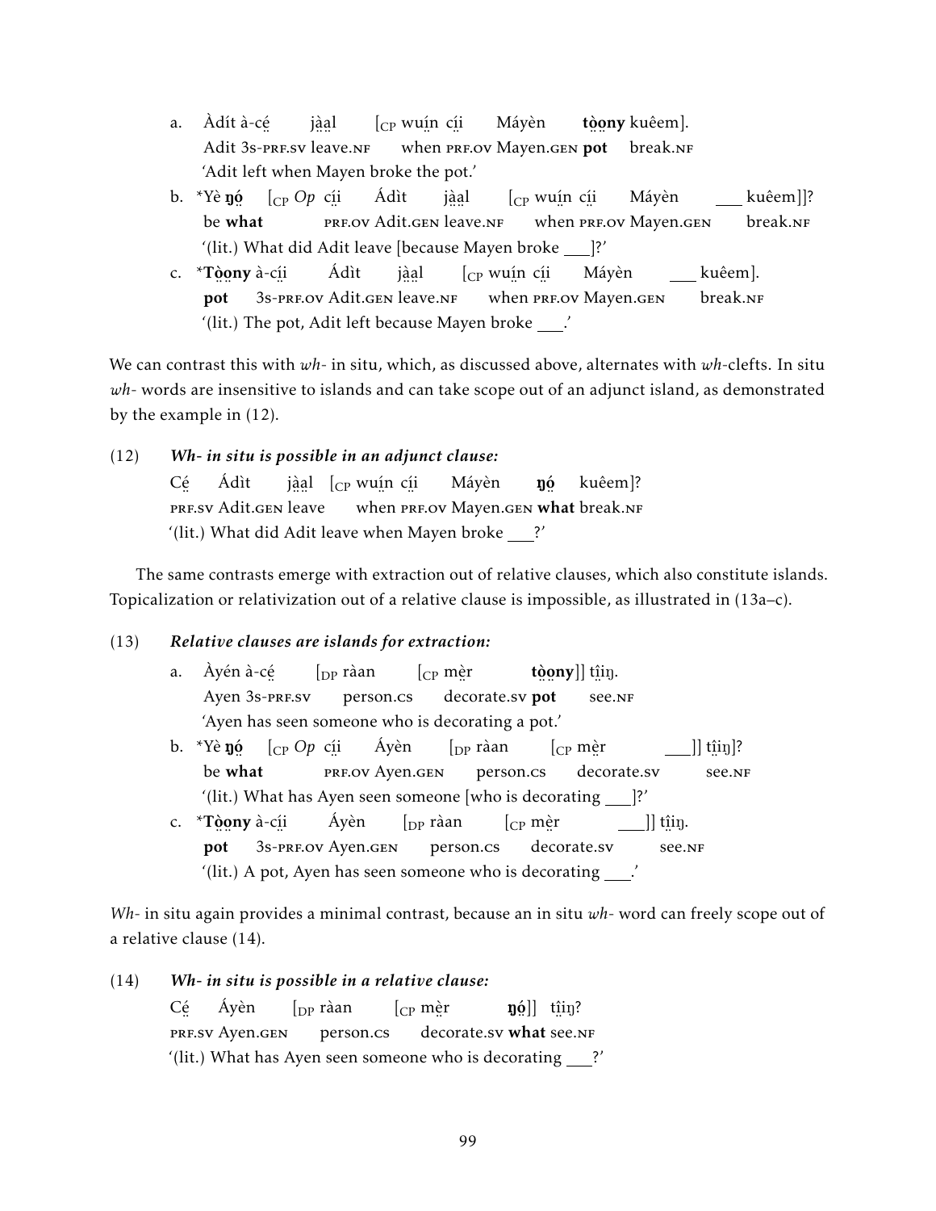a. Àdít à-cé̤ jà̤a̤l [$_{CP}$ wuín cí̤i̤ Máyèn **tò̤o̤ny** kuêem].
   Adit 3s-PRF.SV leave.NF when PRF.OV Mayen.GEN **pot** break.NF
   'Adit left when Mayen broke the pot.'

b. *Yè **ŋó̤** [$_{CP}$ *Op* cí̤i̤ Ádìt jà̤a̤l [$_{CP}$ wuín cí̤i̤ Máyèn ___ kuêem]]?
   be **what** PRF.OV Adit.GEN leave.NF when PRF.OV Mayen.GEN break.NF
   '(lit.) What did Adit leave [because Mayen broke ___]?'

c. ***Tò̤o̤ny** à-cí̤i̤ Ádìt jà̤a̤l [$_{CP}$ wuín cí̤i̤ Máyèn ___ kuêem].
   **pot** 3s-PRF.OV Adit.GEN leave.NF when PRF.OV Mayen.GEN break.NF
   '(lit.) The pot, Adit left because Mayen broke ___.'

We can contrast this with *wh-* in situ, which, as discussed above, alternates with *wh*-clefts. In situ *wh-* words are insensitive to islands and can take scope out of an adjunct island, as demonstrated by the example in (12).

(12) ***Wh- in situ is possible in an adjunct clause:***

Cé̤ Ádìt jà̤a̤l [$_{CP}$ wuín cí̤i̤ Máyèn **ŋó̤** kuêem]?
PRF.SV Adit.GEN leave when PRF.OV Mayen.GEN **what** break.NF
'(lit.) What did Adit leave when Mayen broke ___?'

The same contrasts emerge with extraction out of relative clauses, which also constitute islands. Topicalization or relativization out of a relative clause is impossible, as illustrated in (13a–c).

(13) ***Relative clauses are islands for extraction:***

a. Àyén à-cé̤ [$_{DP}$ ràan [$_{CP}$ mè̤r **tò̤o̤ny**]] tî̤i̤ŋ.
   Ayen 3s-PRF.SV person.CS decorate.SV **pot** see.NF
   'Ayen has seen someone who is decorating a pot.'

b. *Yè **ŋó̤** [$_{CP}$ *Op* cí̤i̤ Áyèn [$_{DP}$ ràan [$_{CP}$ mè̤r ___]] tî̤i̤ŋ]?
   be **what** PRF.OV Ayen.GEN person.CS decorate.SV see.NF
   '(lit.) What has Ayen seen someone [who is decorating ___]?'

c. ***Tò̤o̤ny** à-cí̤i̤ Áyèn [$_{DP}$ ràan [$_{CP}$ mè̤r ___]] tî̤i̤ŋ.
   **pot** 3s-PRF.OV Ayen.GEN person.CS decorate.SV see.NF
   '(lit.) A pot, Ayen has seen someone who is decorating ___.'

*Wh-* in situ again provides a minimal contrast, because an in situ *wh-* word can freely scope out of a relative clause (14).

(14) ***Wh- in situ is possible in a relative clause:***

Cé̤ Áyèn [$_{DP}$ ràan [$_{CP}$ mè̤r **ŋó̤**]] tî̤i̤ŋ?
PRF.SV Ayen.GEN person.CS decorate.SV **what** see.NF
'(lit.) What has Ayen seen someone who is decorating ___?'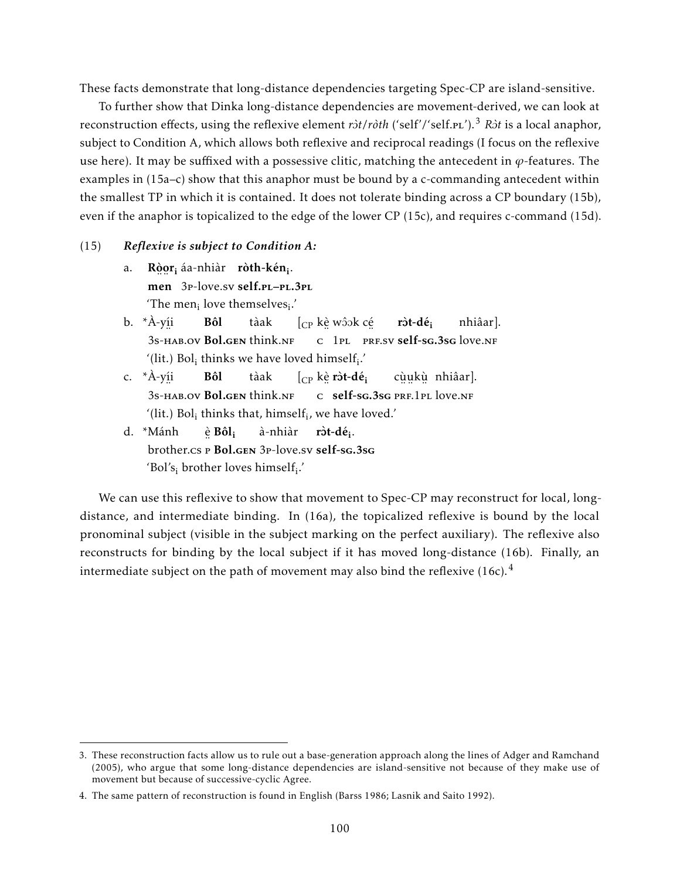These facts demonstrate that long-distance dependencies targeting Spec-CP are island-sensitive.

To further show that Dinka long-distance dependencies are movement-derived, we can look at reconstruction effects, using the reflexive element *rɔ̀t*/*ròth* ('self'/'self.PL').[3] *Rɔ̀t* is a local anaphor, subject to Condition A, which allows both reflexive and reciprocal readings (I focus on the reflexive use here). It may be suffixed with a possessive clitic, matching the antecedent in $\varphi$-features. The examples in (15a–c) show that this anaphor must be bound by a c-commanding antecedent within the smallest TP in which it is contained. It does not tolerate binding across a CP boundary (15b), even if the anaphor is topicalized to the edge of the lower CP (15c), and requires c-command (15d).

(15) ***Reflexive is subject to Condition A:***

a. **Ròo̤r̤$_i$** áa-nhiàr **ròth-kén$_i$**.
   **men** 3P-love.SV **self.PL–PL.3PL**
   'The men$_i$ love themselves$_i$.'

b. *À-yí̤i̤ **Bôl** tàak [$_{CP}$ kḛ̀ wɔ̂ɔk cé̤ **rɔ̀t-dé$_i$** nhiâar].
   3S-HAB.OV **Bol.GEN** think.NF C 1PL PRF.SV **self-SG.3SG** love.NF
   '(lit.) Bol$_i$ thinks we have loved himself$_i$.'

c. *À-yí̤i̤ **Bôl** tàak [$_{CP}$ kḛ̀ **rɔ̀t-dé$_i$** cṳ̀ṳkṳ̀ nhiâar].
   3S-HAB.OV **Bol.GEN** think.NF C **self-SG.3SG** PRF.1PL love.NF
   '(lit.) Bol$_i$ thinks that, himself$_i$, we have loved.'

d. *Mánh ḛ̀ **Bôl$_i$** à-nhiàr **rɔ̀t-dé$_i$**.
   brother.CS P **Bol.GEN** 3P-love.SV **self-SG.3SG**
   'Bol's$_i$ brother loves himself$_i$.'

We can use this reflexive to show that movement to Spec-CP may reconstruct for local, long-distance, and intermediate binding. In (16a), the topicalized reflexive is bound by the local pronominal subject (visible in the subject marking on the perfect auxiliary). The reflexive also reconstructs for binding by the local subject if it has moved long-distance (16b). Finally, an intermediate subject on the path of movement may also bind the reflexive (16c).[4]

---

3. These reconstruction facts allow us to rule out a base-generation approach along the lines of Adger and Ramchand (2005), who argue that some long-distance dependencies are island-sensitive not because of they make use of movement but because of successive-cyclic Agree.

4. The same pattern of reconstruction is found in English (Barss 1986; Lasnik and Saito 1992).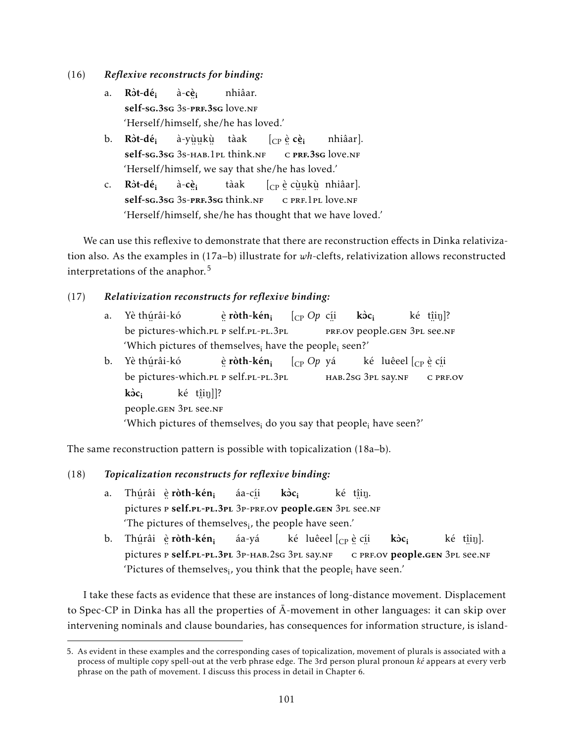(16) ***Reflexive reconstructs for binding:***

a. **Rɔ̀t-dé**$_i$ à-**cè̤**$_i$ nhiâar.
**self-sg.3sg** 3s-**prf.3sg** love.nf
'Herself/himself, she/he has loved.'

b. **Rɔ̀t-dé**$_i$ à-yṳ̀ṳkṳ̀ tàak [$_{CP}$ è̤ **cè̤**$_i$ nhiâar].
**self-sg.3sg** 3s-hab.1pl think.nf c **prf.3sg** love.nf
'Herself/himself, we say that she/he has loved.'

c. **Rɔ̀t-dé**$_i$ à-**cè̤**$_i$ tàak [$_{CP}$ è̤ cṳ̀ṳkṳ̀ nhiâar].
**self-sg.3sg** 3s-**prf.3sg** think.nf c prf.1pl love.nf
'Herself/himself, she/he has thought that we have loved.'

We can use this reflexive to demonstrate that there are reconstruction effects in Dinka relativization also. As the examples in (17a–b) illustrate for *wh*-clefts, relativization allows reconstructed interpretations of the anaphor.[5]

(17) ***Relativization reconstructs for reflexive binding:***

a. Yè thṳ́râi-kó è̤ **ròth-kén**$_i$ [$_{CP}$ *Op* cí̤i **kɔ̀c**$_i$ ké tı̤̂i̤ŋ]?
be pictures-which.pl p self.pl-pl.3pl prf.ov people.gen 3pl see.nf
'Which pictures of themselves$_i$ have the people$_i$ seen?'

b. Yè thṳ́râi-kó è̤ **ròth-kén**$_i$ [$_{CP}$ *Op* yá ké luêeel [$_{CP}$ è̤ cí̤i **kɔ̀c**$_i$ ké tı̤̂i̤ŋ]]?
be pictures-which.pl p self.pl-pl.3pl hab.2sg 3pl say.nf c prf.ov people.gen 3pl see.nf
'Which pictures of themselves$_i$ do you say that people$_i$ have seen?'

The same reconstruction pattern is possible with topicalization (18a–b).

(18) ***Topicalization reconstructs for reflexive binding:***

a. Thṳ́râi è̤ **ròth-kén**$_i$ áa-cí̤i **kɔ̀c**$_i$ ké tı̤̂i̤ŋ.
pictures p **self.pl-pl.3pl** 3p-prf.ov **people.gen** 3pl see.nf
'The pictures of themselves$_i$, the people have seen.'

b. Thṳ́râi è̤ **ròth-kén**$_i$ áa-yá ké luêeel [$_{CP}$ è̤ cí̤i **kɔ̀c**$_i$ ké tı̤̂i̤ŋ].
pictures p **self.pl-pl.3pl** 3p-hab.2sg 3pl say.nf c prf.ov **people.gen** 3pl see.nf
'Pictures of themselves$_i$, you think that the people$_i$ have seen.'

I take these facts as evidence that these are instances of long-distance movement. Displacement to Spec-CP in Dinka has all the properties of Ā-movement in other languages: it can skip over intervening nominals and clause boundaries, has consequences for information structure, is island-

5. As evident in these examples and the corresponding cases of topicalization, movement of plurals is associated with a process of multiple copy spell-out at the verb phrase edge. The 3rd person plural pronoun *ké* appears at every verb phrase on the path of movement. I discuss this process in detail in Chapter 6.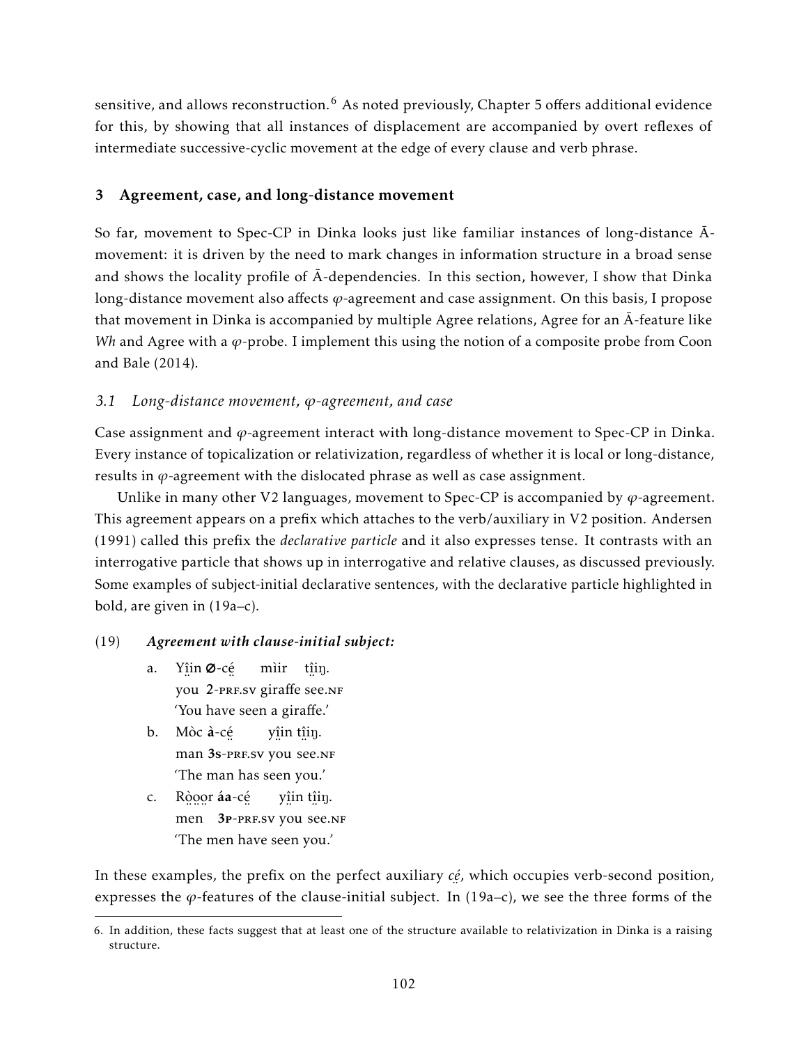sensitive, and allows reconstruction.[6] As noted previously, Chapter 5 offers additional evidence for this, by showing that all instances of displacement are accompanied by overt reflexes of intermediate successive-cyclic movement at the edge of every clause and verb phrase.

## 3 Agreement, case, and long-distance movement

So far, movement to Spec-CP in Dinka looks just like familiar instances of long-distance Ā-movement: it is driven by the need to mark changes in information structure in a broad sense and shows the locality profile of Ā-dependencies. In this section, however, I show that Dinka long-distance movement also affects $\varphi$-agreement and case assignment. On this basis, I propose that movement in Dinka is accompanied by multiple Agree relations, Agree for an Ā-feature like *Wh* and Agree with a $\varphi$-probe. I implement this using the notion of a composite probe from Coon and Bale (2014).

### *3.1 Long-distance movement, $\varphi$-agreement, and case*

Case assignment and $\varphi$-agreement interact with long-distance movement to Spec-CP in Dinka. Every instance of topicalization or relativization, regardless of whether it is local or long-distance, results in $\varphi$-agreement with the dislocated phrase as well as case assignment.

Unlike in many other V2 languages, movement to Spec-CP is accompanied by $\varphi$-agreement. This agreement appears on a prefix which attaches to the verb/auxiliary in V2 position. Andersen (1991) called this prefix the *declarative particle* and it also expresses tense. It contrasts with an interrogative particle that shows up in interrogative and relative clauses, as discussed previously. Some examples of subject-initial declarative sentences, with the declarative particle highlighted in bold, are given in (19a–c).

(19) ***Agreement with clause-initial subject:***

a. Yî̤in **∅**-cé̤ mìir tî̤i̤ŋ.
you **2**-PRF.SV giraffe see.NF
'You have seen a giraffe.'

b. Mòc **à**-cé̤ yî̤in tî̤i̤ŋ.
man **3S**-PRF.SV you see.NF
'The man has seen you.'

c. Rø̤̀o̤o̤r **áa**-cé̤ yî̤in tî̤i̤ŋ.
men **3P**-PRF.SV you see.NF
'The men have seen you.'

In these examples, the prefix on the perfect auxiliary *cé̤*, which occupies verb-second position, expresses the $\varphi$-features of the clause-initial subject. In (19a–c), we see the three forms of the

6. In addition, these facts suggest that at least one of the structure available to relativization in Dinka is a raising structure.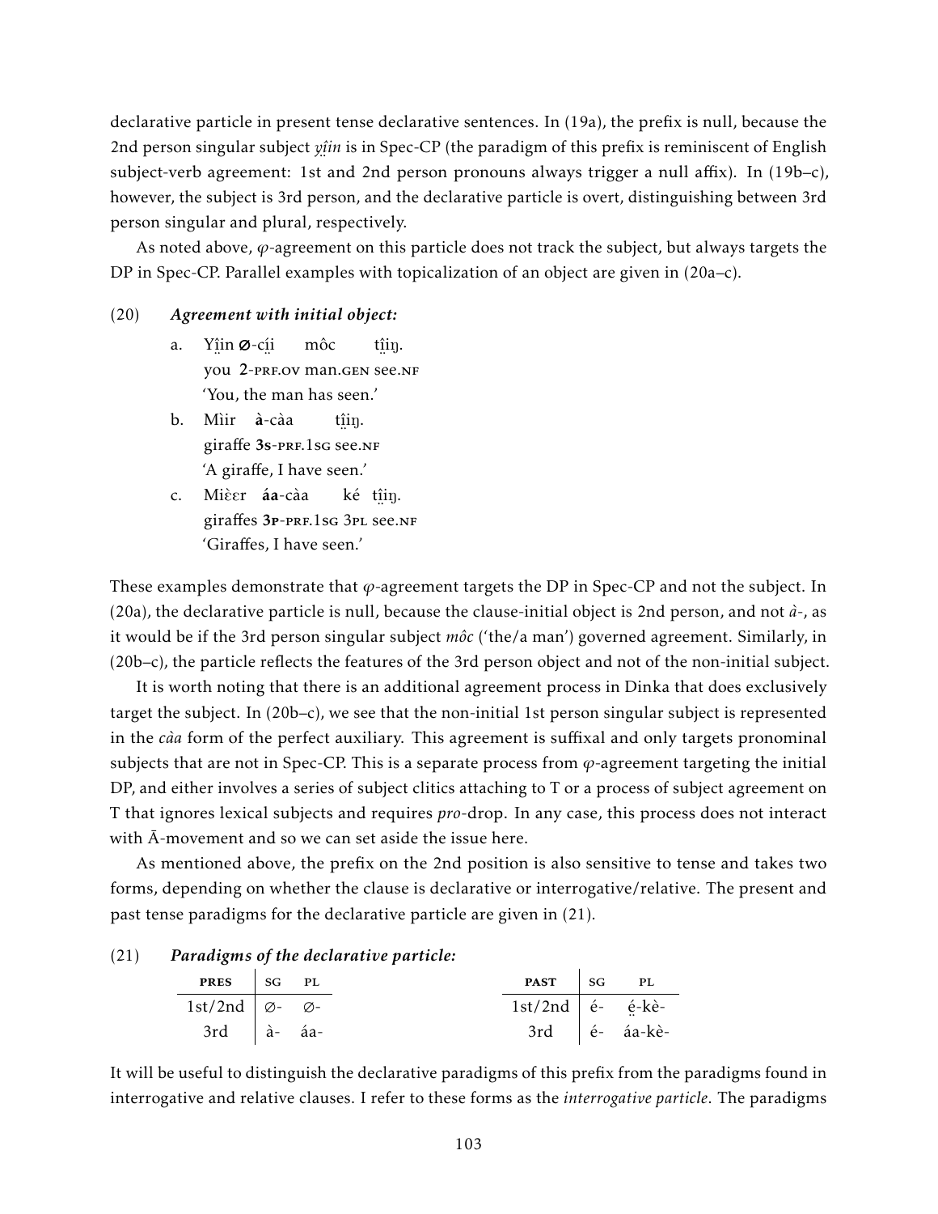declarative particle in present tense declarative sentences. In (19a), the prefix is null, because the 2nd person singular subject *yî̤n* is in Spec-CP (the paradigm of this prefix is reminiscent of English subject-verb agreement: 1st and 2nd person pronouns always trigger a null affix). In (19b–c), however, the subject is 3rd person, and the declarative particle is overt, distinguishing between 3rd person singular and plural, respectively.

As noted above, *φ*-agreement on this particle does not track the subject, but always targets the DP in Spec-CP. Parallel examples with topicalization of an object are given in (20a–c).

(20) ***Agreement with initial object:***

a. Yî̤n **∅**-cḭ́i môc tḭ̂iŋ.
you 2-PRF.OV man.GEN see.NF
'You, the man has seen.'

b. Mìir **à**-càa tḭ̂iŋ.
giraffe **3S**-PRF.1SG see.NF
'A giraffe, I have seen.'

c. Miɛ̀ɛr **áa**-càa ké tḭ̂iŋ.
giraffes **3P**-PRF.1SG 3PL see.NF
'Giraffes, I have seen.'

These examples demonstrate that *φ*-agreement targets the DP in Spec-CP and not the subject. In (20a), the declarative particle is null, because the clause-initial object is 2nd person, and not *à-*, as it would be if the 3rd person singular subject *môc* ('the/a man') governed agreement. Similarly, in (20b–c), the particle reflects the features of the 3rd person object and not of the non-initial subject.

It is worth noting that there is an additional agreement process in Dinka that does exclusively target the subject. In (20b–c), we see that the non-initial 1st person singular subject is represented in the *càa* form of the perfect auxiliary. This agreement is suffixal and only targets pronominal subjects that are not in Spec-CP. This is a separate process from *φ*-agreement targeting the initial DP, and either involves a series of subject clitics attaching to T or a process of subject agreement on T that ignores lexical subjects and requires *pro*-drop. In any case, this process does not interact with Ā-movement and so we can set aside the issue here.

As mentioned above, the prefix on the 2nd position is also sensitive to tense and takes two forms, depending on whether the clause is declarative or interrogative/relative. The present and past tense paradigms for the declarative particle are given in (21).

(21) ***Paradigms of the declarative particle:***

| PRES | SG | PL |
|---|---|---|
| 1st/2nd | ∅- | ∅- |
| 3rd | à- | áa- |

| PAST | SG | PL |
|---|---|---|
| 1st/2nd | é- | é̤-kè- |
| 3rd | é- | áa-kè- |

It will be useful to distinguish the declarative paradigms of this prefix from the paradigms found in interrogative and relative clauses. I refer to these forms as the *interrogative particle*. The paradigms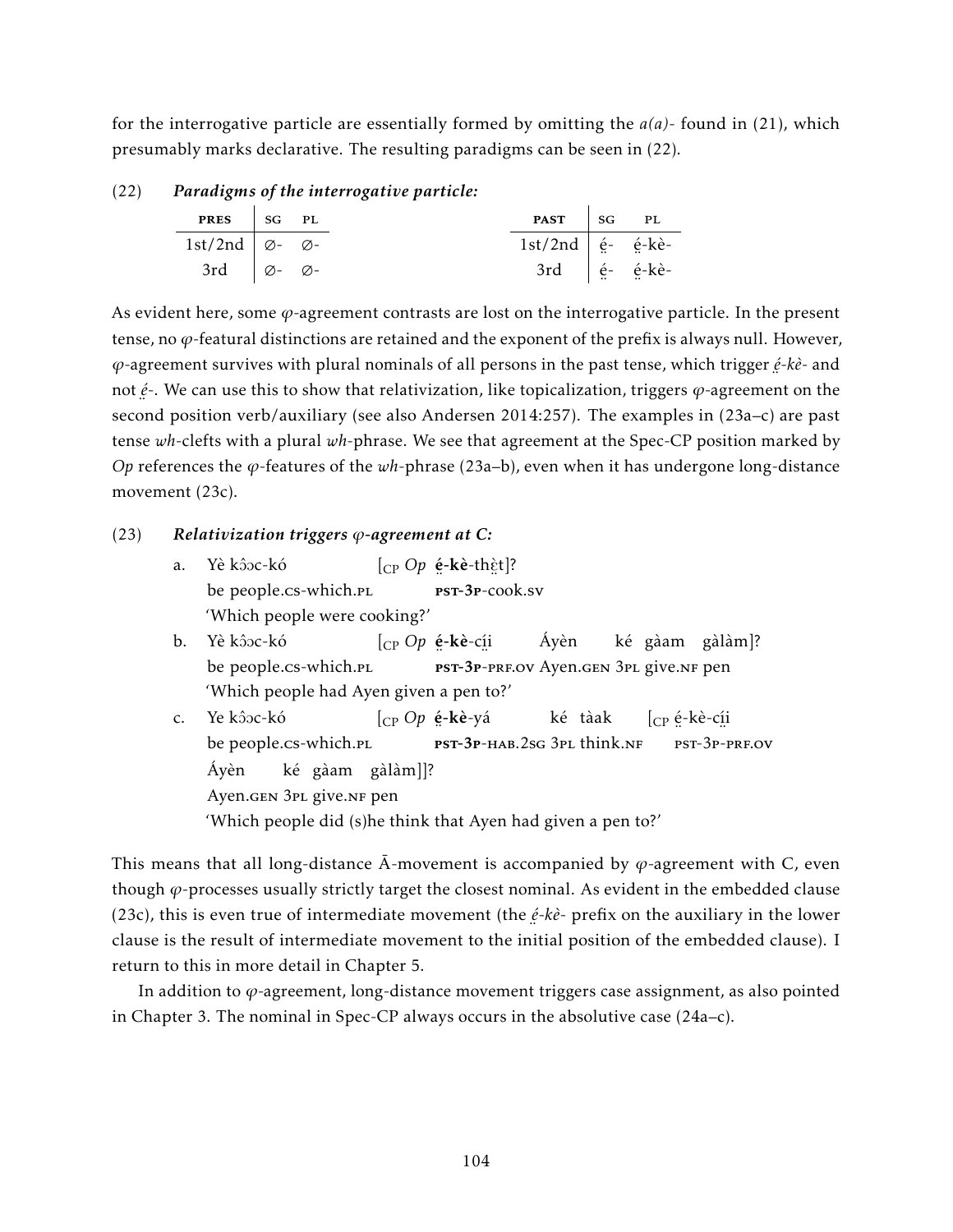for the interrogative particle are essentially formed by omitting the *a(a)-* found in (21), which presumably marks declarative. The resulting paradigms can be seen in (22).

(22) ***Paradigms of the interrogative particle:***

| PRES | SG | PL |
|---|---|---|
| 1st/2nd | ∅- | ∅- |
| 3rd | ∅- | ∅- |

| PAST | SG | PL |
|---|---|---|
| 1st/2nd | é̤- | é̤-kè- |
| 3rd | é̤- | é̤-kè- |

As evident here, some $\varphi$-agreement contrasts are lost on the interrogative particle. In the present tense, no $\varphi$-featural distinctions are retained and the exponent of the prefix is always null. However, $\varphi$-agreement survives with plural nominals of all persons in the past tense, which trigger *é̤-kè-* and not *é̤-*. We can use this to show that relativization, like topicalization, triggers $\varphi$-agreement on the second position verb/auxiliary (see also Andersen 2014:257). The examples in (23a–c) are past tense *wh*-clefts with a plural *wh*-phrase. We see that agreement at the Spec-CP position marked by *Op* references the $\varphi$-features of the *wh*-phrase (23a–b), even when it has undergone long-distance movement (23c).

(23) ***Relativization triggers $\varphi$-agreement at C:***

a. Yè kɔ̂ɔc-kó [$_{\text{CP}}$ *Op* **é̤-kè**-thɛ̤̀t]?
   be people.CS-which.PL PST-3P-cook.SV
   'Which people were cooking?'

b. Yè kɔ̂ɔc-kó [$_{\text{CP}}$ *Op* **é̤-kè**-cí̤i Áyèn ké gàam gàlàm]?
   be people.CS-which.PL PST-3P-PRF.OV Ayen.GEN 3PL give.NF pen
   'Which people had Ayen given a pen to?'

c. Ye kɔ̂ɔc-kó [$_{\text{CP}}$ *Op* **é̤-kè**-yá ké tàak [$_{\text{CP}}$ é̤-kè-cí̤i
   be people.CS-which.PL PST-3P-HAB.2SG 3PL think.NF PST-3P-PRF.OV
   Áyèn ké gàam gàlàm]]?
   Ayen.GEN 3PL give.NF pen
   'Which people did (s)he think that Ayen had given a pen to?'

This means that all long-distance Ā-movement is accompanied by $\varphi$-agreement with C, even though $\varphi$-processes usually strictly target the closest nominal. As evident in the embedded clause (23c), this is even true of intermediate movement (the *é̤-kè-* prefix on the auxiliary in the lower clause is the result of intermediate movement to the initial position of the embedded clause). I return to this in more detail in Chapter 5.

In addition to $\varphi$-agreement, long-distance movement triggers case assignment, as also pointed in Chapter 3. The nominal in Spec-CP always occurs in the absolutive case (24a–c).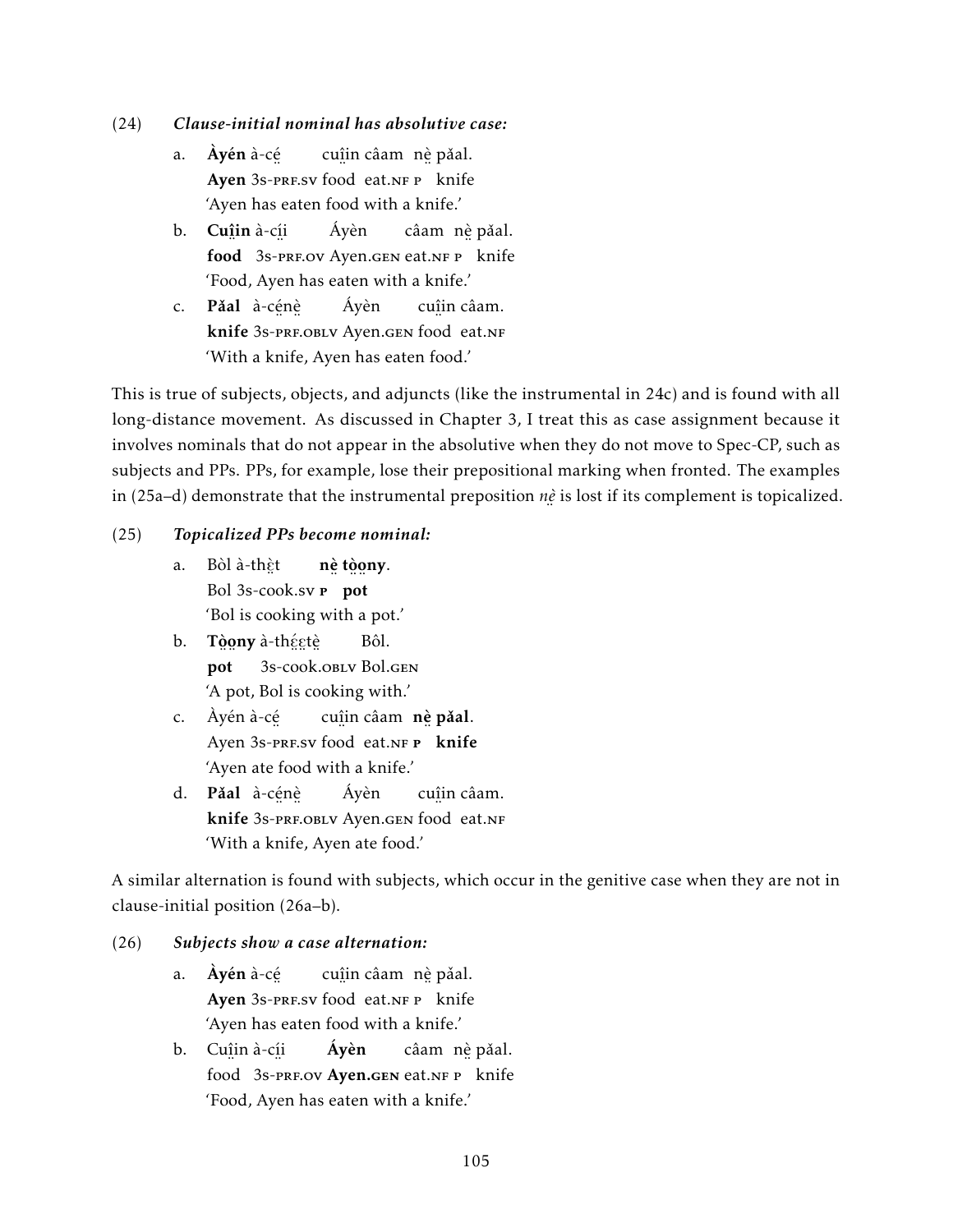(24) ***Clause-initial nominal has absolutive case:***

a. **Àyén** à-cé̤ cuî̤in câam nè̤ pǎal.
   **Ayen** 3s-PRF.SV food eat.NF P knife
   'Ayen has eaten food with a knife.'

b. **Cuî̤in** à-cí̤i Áyèn câam nè̤ pǎal.
   **food** 3s-PRF.OV Ayen.GEN eat.NF P knife
   'Food, Ayen has eaten with a knife.'

c. **Pǎal** à-cé̤nè̤ Áyèn cuî̤in câam.
   **knife** 3s-PRF.OBLV Ayen.GEN food eat.NF
   'With a knife, Ayen has eaten food.'

This is true of subjects, objects, and adjuncts (like the instrumental in 24c) and is found with all long-distance movement. As discussed in Chapter 3, I treat this as case assignment because it involves nominals that do not appear in the absolutive when they do not move to Spec-CP, such as subjects and PPs. PPs, for example, lose their prepositional marking when fronted. The examples in (25a–d) demonstrate that the instrumental preposition *nè̤* is lost if its complement is topicalized.

(25) ***Topicalized PPs become nominal:***

a. Bòl à-thè̤t **nè̤ tò̤o̤ny**.
   Bol 3s-cook.SV **P pot**
   'Bol is cooking with a pot.'

b. **Tò̤o̤ny** à-thé̤ɛ̤tè̤ Bôl.
   **pot** 3s-cook.OBLV Bol.GEN
   'A pot, Bol is cooking with.'

c. Àyén à-cé̤ cuî̤in câam **nè̤ pǎal**.
   Ayen 3s-PRF.SV food eat.NF **P knife**
   'Ayen ate food with a knife.'

d. **Pǎal** à-cé̤nè̤ Áyèn cuî̤in câam.
   **knife** 3s-PRF.OBLV Ayen.GEN food eat.NF
   'With a knife, Ayen ate food.'

A similar alternation is found with subjects, which occur in the genitive case when they are not in clause-initial position (26a–b).

(26) ***Subjects show a case alternation:***

a. **Àyén** à-cé̤ cuî̤in câam nè̤ pǎal.
   **Ayen** 3s-PRF.SV food eat.NF P knife
   'Ayen has eaten food with a knife.'

b. Cuî̤in à-cí̤i **Áyèn** câam nè̤ pǎal.
   food 3s-PRF.OV **Ayen.GEN** eat.NF P knife
   'Food, Ayen has eaten with a knife.'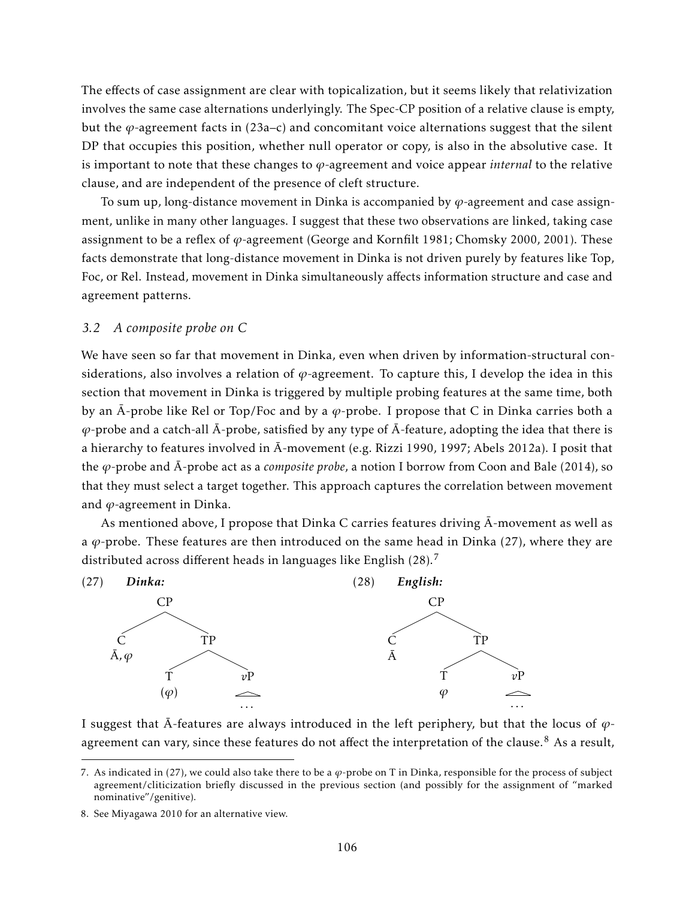The effects of case assignment are clear with topicalization, but it seems likely that relativization involves the same case alternations underlyingly. The Spec-CP position of a relative clause is empty, but the $\varphi$-agreement facts in (23a–c) and concomitant voice alternations suggest that the silent DP that occupies this position, whether null operator or copy, is also in the absolutive case. It is important to note that these changes to $\varphi$-agreement and voice appear *internal* to the relative clause, and are independent of the presence of cleft structure.

To sum up, long-distance movement in Dinka is accompanied by $\varphi$-agreement and case assignment, unlike in many other languages. I suggest that these two observations are linked, taking case assignment to be a reflex of $\varphi$-agreement (George and Kornfilt 1981; Chomsky 2000, 2001). These facts demonstrate that long-distance movement in Dinka is not driven purely by features like Top, Foc, or Rel. Instead, movement in Dinka simultaneously affects information structure and case and agreement patterns.

### *3.2 A composite probe on C*

We have seen so far that movement in Dinka, even when driven by information-structural considerations, also involves a relation of $\varphi$-agreement. To capture this, I develop the idea in this section that movement in Dinka is triggered by multiple probing features at the same time, both by an Ā-probe like Rel or Top/Foc and by a $\varphi$-probe. I propose that C in Dinka carries both a $\varphi$-probe and a catch-all Ā-probe, satisfied by any type of Ā-feature, adopting the idea that there is a hierarchy to features involved in Ā-movement (e.g. Rizzi 1990, 1997; Abels 2012a). I posit that the $\varphi$-probe and Ā-probe act as a *composite probe*, a notion I borrow from Coon and Bale (2014), so that they must select a target together. This approach captures the correlation between movement and $\varphi$-agreement in Dinka.

As mentioned above, I propose that Dinka C carries features driving Ā-movement as well as a $\varphi$-probe. These features are then introduced on the same head in Dinka (27), where they are distributed across different heads in languages like English (28).[7]

(27) ***Dinka:***

```
        CP
       /  \
      C    TP
    Ā, φ  /  \
         T    vP
        (φ)   /\
              ...
```

(28) ***English:***

```
        CP
       /  \
      C    TP
      Ā   /  \
         T    vP
         φ    /\
              ...
```

I suggest that Ā-features are always introduced in the left periphery, but that the locus of $\varphi$-agreement can vary, since these features do not affect the interpretation of the clause.[8] As a result,

---

7. As indicated in (27), we could also take there to be a $\varphi$-probe on T in Dinka, responsible for the process of subject agreement/cliticization briefly discussed in the previous section (and possibly for the assignment of "marked nominative"/genitive).

8. See Miyagawa 2010 for an alternative view.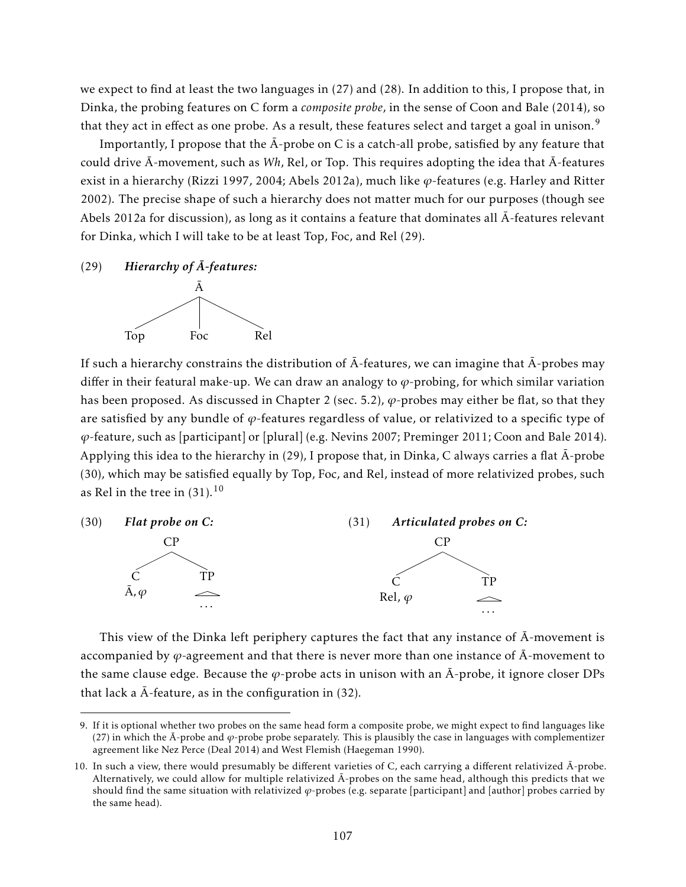we expect to find at least the two languages in (27) and (28). In addition to this, I propose that, in Dinka, the probing features on C form a *composite probe*, in the sense of Coon and Bale (2014), so that they act in effect as one probe. As a result, these features select and target a goal in unison.[9]

Importantly, I propose that the Ā-probe on C is a catch-all probe, satisfied by any feature that could drive Ā-movement, such as *Wh*, Rel, or Top. This requires adopting the idea that Ā-features exist in a hierarchy (Rizzi 1997, 2004; Abels 2012a), much like $\varphi$-features (e.g. Harley and Ritter 2002). The precise shape of such a hierarchy does not matter much for our purposes (though see Abels 2012a for discussion), as long as it contains a feature that dominates all Ā-features relevant for Dinka, which I will take to be at least Top, Foc, and Rel (29).

(29) ***Hierarchy of Ā-features:***

```
        Ā
     /  |  \
  Top  Foc  Rel
```

If such a hierarchy constrains the distribution of Ā-features, we can imagine that Ā-probes may differ in their featural make-up. We can draw an analogy to $\varphi$-probing, for which similar variation has been proposed. As discussed in Chapter 2 (sec. 5.2), $\varphi$-probes may either be flat, so that they are satisfied by any bundle of $\varphi$-features regardless of value, or relativized to a specific type of $\varphi$-feature, such as [participant] or [plural] (e.g. Nevins 2007; Preminger 2011; Coon and Bale 2014). Applying this idea to the hierarchy in (29), I propose that, in Dinka, C always carries a flat Ā-probe (30), which may be satisfied equally by Top, Foc, and Rel, instead of more relativized probes, such as Rel in the tree in (31).[10]

(30) ***Flat probe on C:***

```
       CP
      /  \
     C    TP
   Ā, φ   ...
```

(31) ***Articulated probes on C:***

```
       CP
      /  \
     C    TP
  Rel, φ  ...
```

This view of the Dinka left periphery captures the fact that any instance of Ā-movement is accompanied by $\varphi$-agreement and that there is never more than one instance of Ā-movement to the same clause edge. Because the $\varphi$-probe acts in unison with an Ā-probe, it ignore closer DPs that lack a Ā-feature, as in the configuration in (32).

---

9. If it is optional whether two probes on the same head form a composite probe, we might expect to find languages like (27) in which the Ā-probe and $\varphi$-probe probe separately. This is plausibly the case in languages with complementizer agreement like Nez Perce (Deal 2014) and West Flemish (Haegeman 1990).

10. In such a view, there would presumably be different varieties of C, each carrying a different relativized Ā-probe. Alternatively, we could allow for multiple relativized Ā-probes on the same head, although this predicts that we should find the same situation with relativized $\varphi$-probes (e.g. separate [participant] and [author] probes carried by the same head).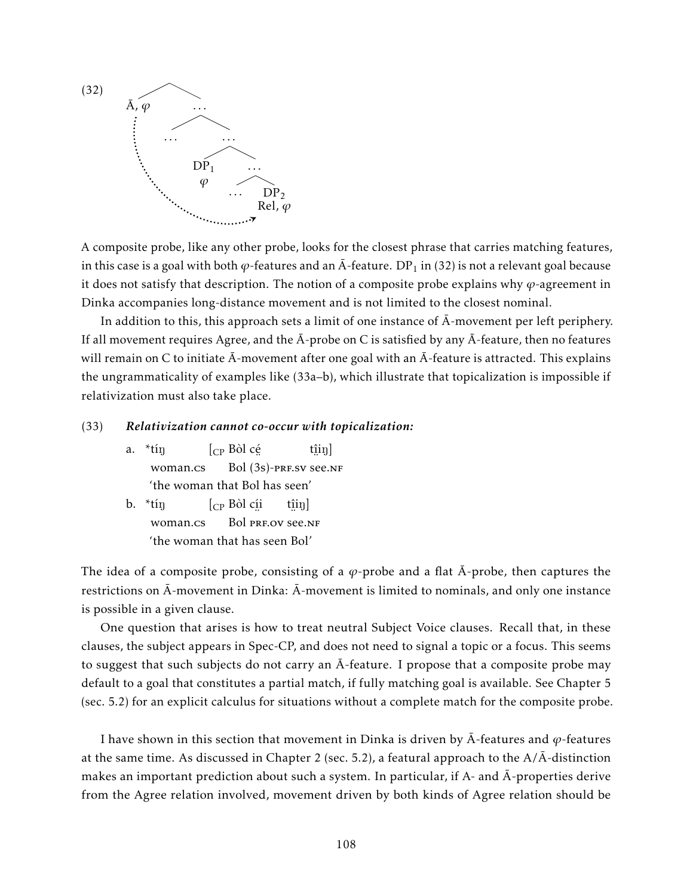(32) [Tree diagram: a composite probe Ā, $\varphi$ at the top left; below, DP$_1$ bearing $\varphi$; further down, DP$_2$ bearing Rel, $\varphi$. A dotted arrow goes from the probe Ā, $\varphi$ to DP$_2$, skipping DP$_1$.]

A composite probe, like any other probe, looks for the closest phrase that carries matching features, in this case is a goal with both $\varphi$-features and an Ā-feature. DP$_1$ in (32) is not a relevant goal because it does not satisfy that description. The notion of a composite probe explains why $\varphi$-agreement in Dinka accompanies long-distance movement and is not limited to the closest nominal.

In addition to this, this approach sets a limit of one instance of Ā-movement per left periphery. If all movement requires Agree, and the Ā-probe on C is satisfied by any Ā-feature, then no features will remain on C to initiate Ā-movement after one goal with an Ā-feature is attracted. This explains the ungrammaticality of examples like (33a–b), which illustrate that topicalization is impossible if relativization must also take place.

(33) ***Relativization cannot co-occur with topicalization:***

a. *tíŋ [$_{\text{CP}}$ Bòl cé̤ tı̤̂iŋ]
   woman.cs Bol (3s)-prf.sv see.nf
   'the woman that Bol has seen'

b. *tíŋ [$_{\text{CP}}$ Bòl cí̤i tı̤̂iŋ]
   woman.cs Bol prf.ov see.nf
   'the woman that has seen Bol'

The idea of a composite probe, consisting of a $\varphi$-probe and a flat Ā-probe, then captures the restrictions on Ā-movement in Dinka: Ā-movement is limited to nominals, and only one instance is possible in a given clause.

One question that arises is how to treat neutral Subject Voice clauses. Recall that, in these clauses, the subject appears in Spec-CP, and does not need to signal a topic or a focus. This seems to suggest that such subjects do not carry an Ā-feature. I propose that a composite probe may default to a goal that constitutes a partial match, if fully matching goal is available. See Chapter 5 (sec. 5.2) for an explicit calculus for situations without a complete match for the composite probe.

I have shown in this section that movement in Dinka is driven by Ā-features and $\varphi$-features at the same time. As discussed in Chapter 2 (sec. 5.2), a featural approach to the A/Ā-distinction makes an important prediction about such a system. In particular, if A- and Ā-properties derive from the Agree relation involved, movement driven by both kinds of Agree relation should be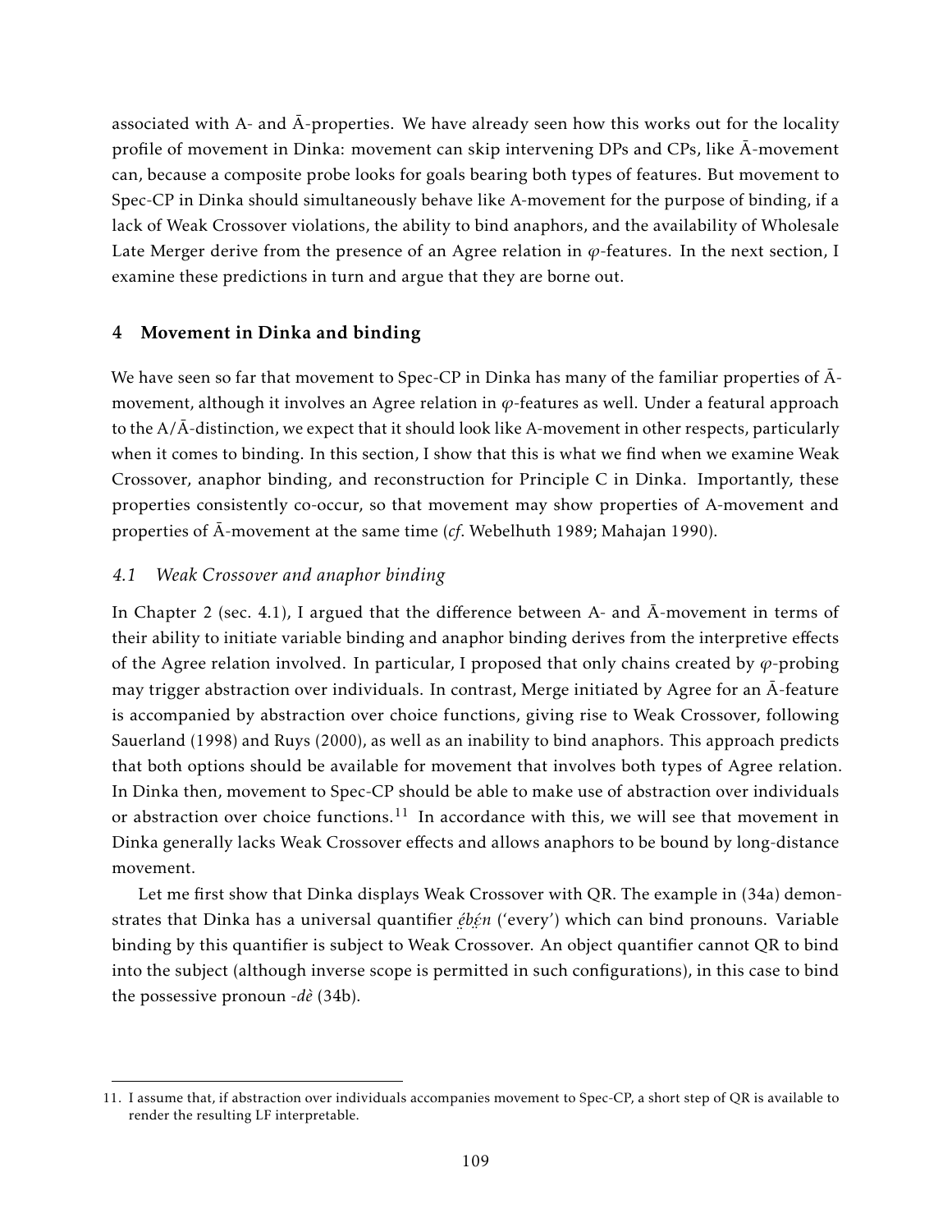associated with A- and Ā-properties. We have already seen how this works out for the locality profile of movement in Dinka: movement can skip intervening DPs and CPs, like Ā-movement can, because a composite probe looks for goals bearing both types of features. But movement to Spec-CP in Dinka should simultaneously behave like A-movement for the purpose of binding, if a lack of Weak Crossover violations, the ability to bind anaphors, and the availability of Wholesale Late Merger derive from the presence of an Agree relation in $\varphi$-features. In the next section, I examine these predictions in turn and argue that they are borne out.

## 4 Movement in Dinka and binding

We have seen so far that movement to Spec-CP in Dinka has many of the familiar properties of Ā-movement, although it involves an Agree relation in $\varphi$-features as well. Under a featural approach to the A/Ā-distinction, we expect that it should look like A-movement in other respects, particularly when it comes to binding. In this section, I show that this is what we find when we examine Weak Crossover, anaphor binding, and reconstruction for Principle C in Dinka. Importantly, these properties consistently co-occur, so that movement may show properties of A-movement and properties of Ā-movement at the same time (*cf*. Webelhuth 1989; Mahajan 1990).

### *4.1 Weak Crossover and anaphor binding*

In Chapter 2 (sec. 4.1), I argued that the difference between A- and Ā-movement in terms of their ability to initiate variable binding and anaphor binding derives from the interpretive effects of the Agree relation involved. In particular, I proposed that only chains created by $\varphi$-probing may trigger abstraction over individuals. In contrast, Merge initiated by Agree for an Ā-feature is accompanied by abstraction over choice functions, giving rise to Weak Crossover, following Sauerland (1998) and Ruys (2000), as well as an inability to bind anaphors. This approach predicts that both options should be available for movement that involves both types of Agree relation. In Dinka then, movement to Spec-CP should be able to make use of abstraction over individuals or abstraction over choice functions.[11] In accordance with this, we will see that movement in Dinka generally lacks Weak Crossover effects and allows anaphors to be bound by long-distance movement.

Let me first show that Dinka displays Weak Crossover with QR. The example in (34a) demonstrates that Dinka has a universal quantifier *ɛ̤́bɛ̤́n* ('every') which can bind pronouns. Variable binding by this quantifier is subject to Weak Crossover. An object quantifier cannot QR to bind into the subject (although inverse scope is permitted in such configurations), in this case to bind the possessive pronoun *-dè* (34b).

---

11. I assume that, if abstraction over individuals accompanies movement to Spec-CP, a short step of QR is available to render the resulting LF interpretable.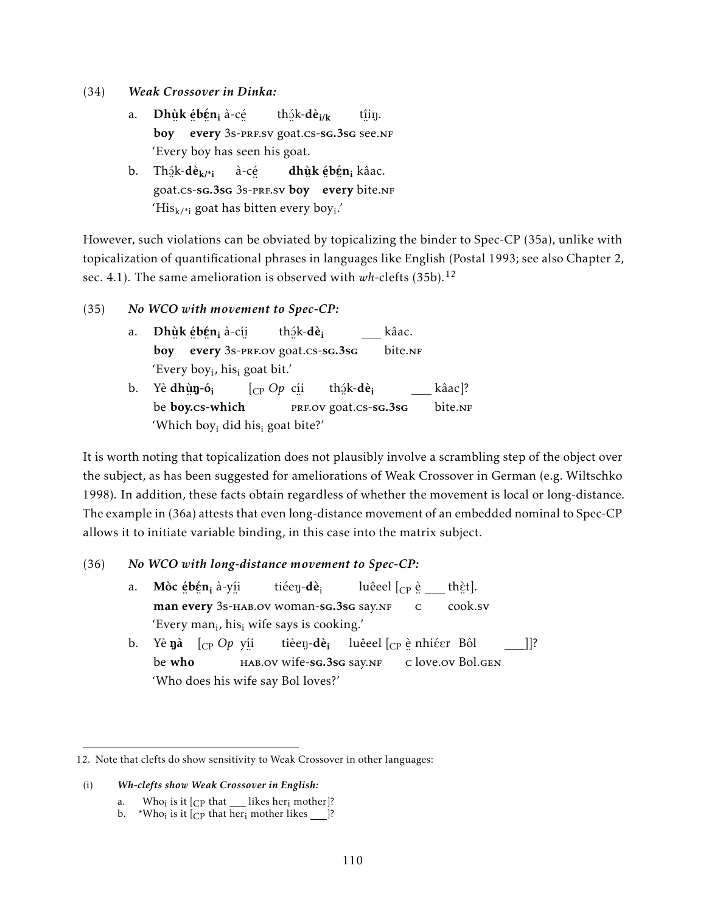(34) ***Weak Crossover in Dinka:***

a. **Dhṳ̀k ẹ́bẹ́n**$_{\mathbf{i}}$ à-cẹ́ thɔ̤́k-**dè**$_{\mathbf{i/k}}$ tı̤̂ıŋ.
   **boy every** 3s-PRF.SV goat.CS-**SG.3SG** see.NF
   'Every boy has seen his goat.

b. Thɔ̤́k-**dè**$_{\mathbf{k/*i}}$ à-cẹ́ **dhṳ̀k ẹ́bẹ́n**$_{\mathbf{i}}$ kâac.
   goat.CS-**SG.3SG** 3s-PRF.SV **boy every** bite.NF
   'His$_{k/*i}$ goat has bitten every boy$_i$.'

However, such violations can be obviated by topicalizing the binder to Spec-CP (35a), unlike with topicalization of quantificational phrases in languages like English (Postal 1993; see also Chapter 2, sec. 4.1). The same amelioration is observed with *wh*-clefts (35b).[12]

(35) ***No WCO with movement to Spec-CP:***

a. **Dhṳ̀k ẹ́bẹ́n**$_{\mathbf{i}}$ à-cı́ı̤ thɔ̤́k-**dè**$_{\mathbf{i}}$ ___ kâac.
   **boy every** 3s-PRF.OV goat.CS-**SG.3SG** bite.NF
   'Every boy$_i$, his$_i$ goat bit.'

b. Yè **dhṳ̀ŋ-ó**$_{\mathbf{i}}$ [$_{\text{CP}}$ *Op* cı́ı̤ thɔ̤́k-**dè**$_{\mathbf{i}}$ ___ kâac]?
   be **boy.CS-which** PRF.OV goat.CS-**SG.3SG** bite.NF
   'Which boy$_i$ did his$_i$ goat bite?'

It is worth noting that topicalization does not plausibly involve a scrambling step of the object over the subject, as has been suggested for ameliorations of Weak Crossover in German (e.g. Wiltschko 1998). In addition, these facts obtain regardless of whether the movement is local or long-distance. The example in (36a) attests that even long-distance movement of an embedded nominal to Spec-CP allows it to initiate variable binding, in this case into the matrix subject.

(36) ***No WCO with long-distance movement to Spec-CP:***

a. **Mòc ẹ́bẹ́n**$_{\mathbf{i}}$ à-yı́ı̤ tiéeŋ-**dè**$_{\mathrm{i}}$ luêel [$_{\text{CP}}$ ẹ̀ ___ thɛ̤̀t].
   **man every** 3s-HAB.OV woman-**SG.3SG** say.NF C cook.SV
   'Every man$_i$, his$_i$ wife says is cooking.'

b. Yè **ŋà** [$_{\text{CP}}$ *Op* yı́ı̤ tièeŋ-**dè**$_{\mathbf{i}}$ luêel [$_{\text{CP}}$ ẹ̀ nhiɛ́ɛr Bôl ___]]?
   be **who** HAB.OV wife-**SG.3SG** say.NF C love.OV Bol.GEN
   'Who does his wife say Bol loves?'

---

12. Note that clefts do show sensitivity to Weak Crossover in other languages:

(i) ***Wh-clefts show Weak Crossover in English:***

a. Who$_i$ is it [$_{\text{CP}}$ that ___ likes her$_i$ mother]?
b. *Who$_i$ is it [$_{\text{CP}}$ that her$_i$ mother likes ___]?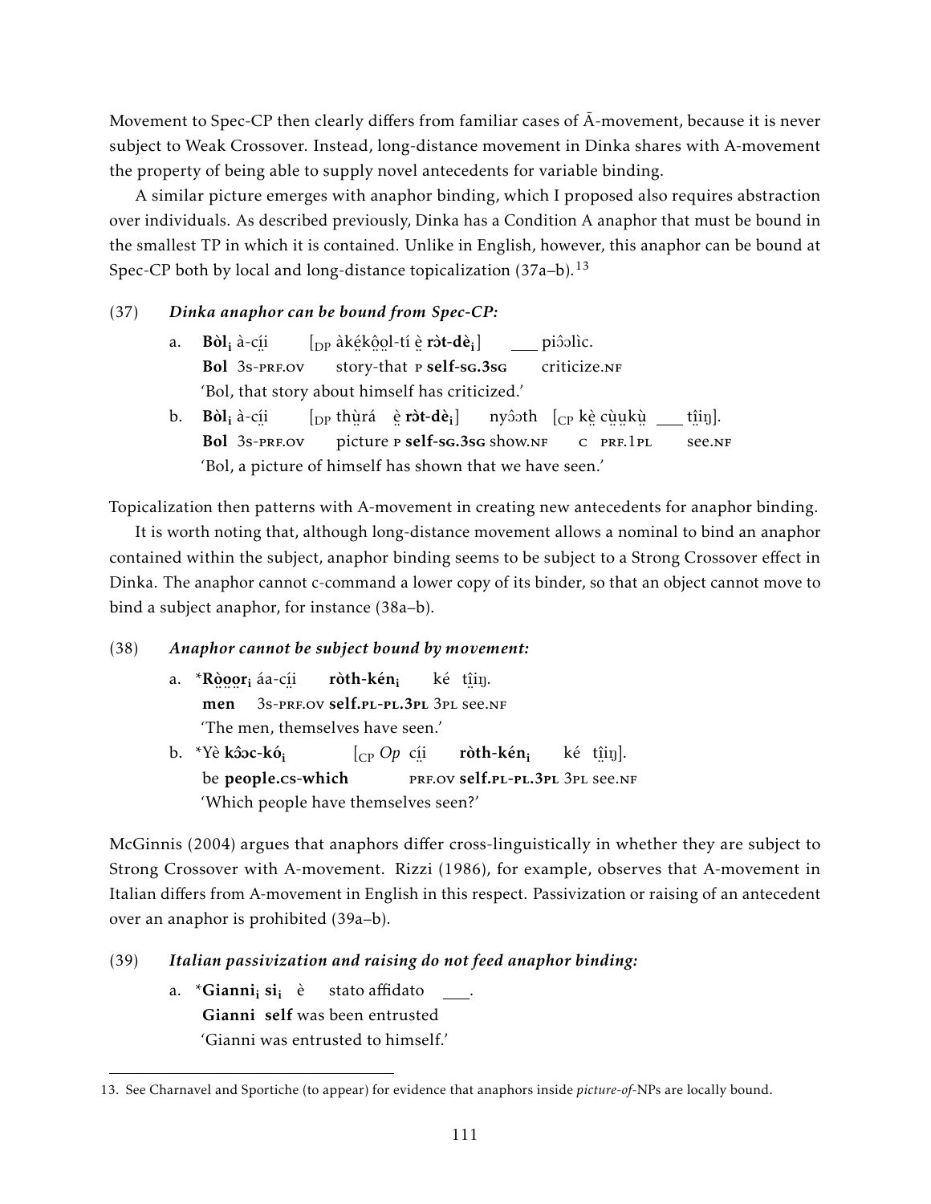Movement to Spec-CP then clearly differs from familiar cases of Ā-movement, because it is never subject to Weak Crossover. Instead, long-distance movement in Dinka shares with A-movement the property of being able to supply novel antecedents for variable binding.

A similar picture emerges with anaphor binding, which I proposed also requires abstraction over individuals. As described previously, Dinka has a Condition A anaphor that must be bound in the smallest TP in which it is contained. Unlike in English, however, this anaphor can be bound at Spec-CP both by local and long-distance topicalization (37a–b).[13]

(37) ***Dinka anaphor can be bound from Spec-CP:***

a. **Bòl$_i$** à-cí̤i̤ [$_{DP}$ àké̤kô̤o̤l-tí è̤ **rɔ̀t-dè$_i$**] ___ piɔ̂ɔlìc.
**Bol** 3s-PRF.OV story-that P **self-SG.3SG** criticize.NF
'Bol, that story about himself has criticized.'

b. **Bòl$_i$** à-cí̤i̤ [$_{DP}$ thṳ̀rá è̤ **rɔ̀t-dè$_i$**] nyɔ̂ɔth [$_{CP}$ kè̤ cṳ̀ṳkṳ̀ ___ tî̤i̤ŋ].
**Bol** 3s-PRF.OV picture P **self-SG.3SG** show.NF C PRF.1PL see.NF
'Bol, a picture of himself has shown that we have seen.'

Topicalization then patterns with A-movement in creating new antecedents for anaphor binding.

It is worth noting that, although long-distance movement allows a nominal to bind an anaphor contained within the subject, anaphor binding seems to be subject to a Strong Crossover effect in Dinka. The anaphor cannot c-command a lower copy of its binder, so that an object cannot move to bind a subject anaphor, for instance (38a–b).

(38) ***Anaphor cannot be subject bound by movement:***

a. *​**Rɔ̤̀ɔ̤ɔ̤r$_i$** áa-cí̤i̤ **rɔ̀th-kén$_i$** ké tî̤i̤ŋ.
**men** 3s-PRF.OV **self.PL-PL.3PL** 3PL see.NF
'The men, themselves have seen.'

b. *Yè **kɔ̂ɔc-kó$_i$** [$_{CP}$ *Op* cí̤i̤ **rɔ̀th-kén$_i$** ké tî̤i̤ŋ].
be **people.CS-which** PRF.OV **self.PL-PL.3PL** 3PL see.NF
'Which people have themselves seen?'

McGinnis (2004) argues that anaphors differ cross-linguistically in whether they are subject to Strong Crossover with A-movement. Rizzi (1986), for example, observes that A-movement in Italian differs from A-movement in English in this respect. Passivization or raising of an antecedent over an anaphor is prohibited (39a–b).

(39) ***Italian passivization and raising do not feed anaphor binding:***

a. *​**Gianni$_i$ si$_i$** è stato affidato ___.
**Gianni self** was been entrusted
'Gianni was entrusted to himself.'

13. See Charnavel and Sportiche (to appear) for evidence that anaphors inside *picture-of*-NPs are locally bound.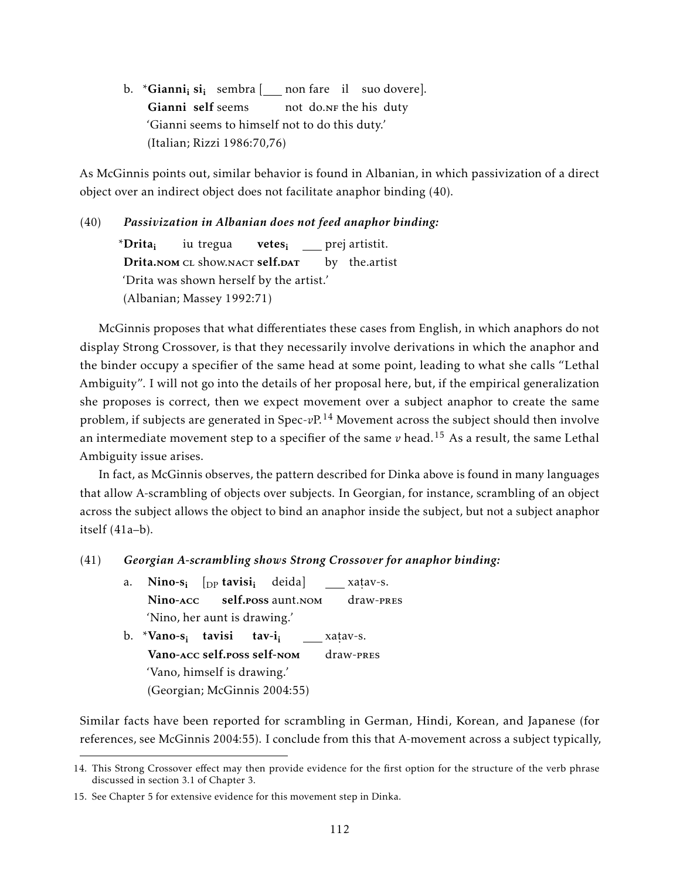b. \***Gianni**$_i$ **si**$_i$ sembra [___ non fare il suo dovere].
   **Gianni self** seems not do.NF the his duty
   'Gianni seems to himself not to do this duty.'
   (Italian; Rizzi 1986:70,76)

As McGinnis points out, similar behavior is found in Albanian, in which passivization of a direct object over an indirect object does not facilitate anaphor binding (40).

(40) ***Passivization in Albanian does not feed anaphor binding:***

\***Drita**$_i$ iu tregua **vetes**$_i$ ___ prej artistit.
**Drita.NOM** CL show.NACT **self.DAT** by the.artist
'Drita was shown herself by the artist.'
(Albanian; Massey 1992:71)

McGinnis proposes that what differentiates these cases from English, in which anaphors do not display Strong Crossover, is that they necessarily involve derivations in which the anaphor and the binder occupy a specifier of the same head at some point, leading to what she calls "Lethal Ambiguity". I will not go into the details of her proposal here, but, if the empirical generalization she proposes is correct, then we expect movement over a subject anaphor to create the same problem, if subjects are generated in Spec-*v*P.[14] Movement across the subject should then involve an intermediate movement step to a specifier of the same *v* head.[15] As a result, the same Lethal Ambiguity issue arises.

In fact, as McGinnis observes, the pattern described for Dinka above is found in many languages that allow A-scrambling of objects over subjects. In Georgian, for instance, scrambling of an object across the subject allows the object to bind an anaphor inside the subject, but not a subject anaphor itself (41a–b).

(41) ***Georgian A-scrambling shows Strong Crossover for anaphor binding:***

a. **Nino-s**$_i$ [$_{DP}$ **tavisi**$_i$ deida] ___ xaṭav-s.
   **Nino-ACC** **self.POSS** aunt.NOM draw-PRES
   'Nino, her aunt is drawing.'

b. \***Vano-s**$_i$ **tavisi tav-i**$_i$ ___ xaṭav-s.
   **Vano-ACC self.POSS self-NOM** draw-PRES
   'Vano, himself is drawing.'
   (Georgian; McGinnis 2004:55)

Similar facts have been reported for scrambling in German, Hindi, Korean, and Japanese (for references, see McGinnis 2004:55). I conclude from this that A-movement across a subject typically,

14. This Strong Crossover effect may then provide evidence for the first option for the structure of the verb phrase discussed in section 3.1 of Chapter 3.

15. See Chapter 5 for extensive evidence for this movement step in Dinka.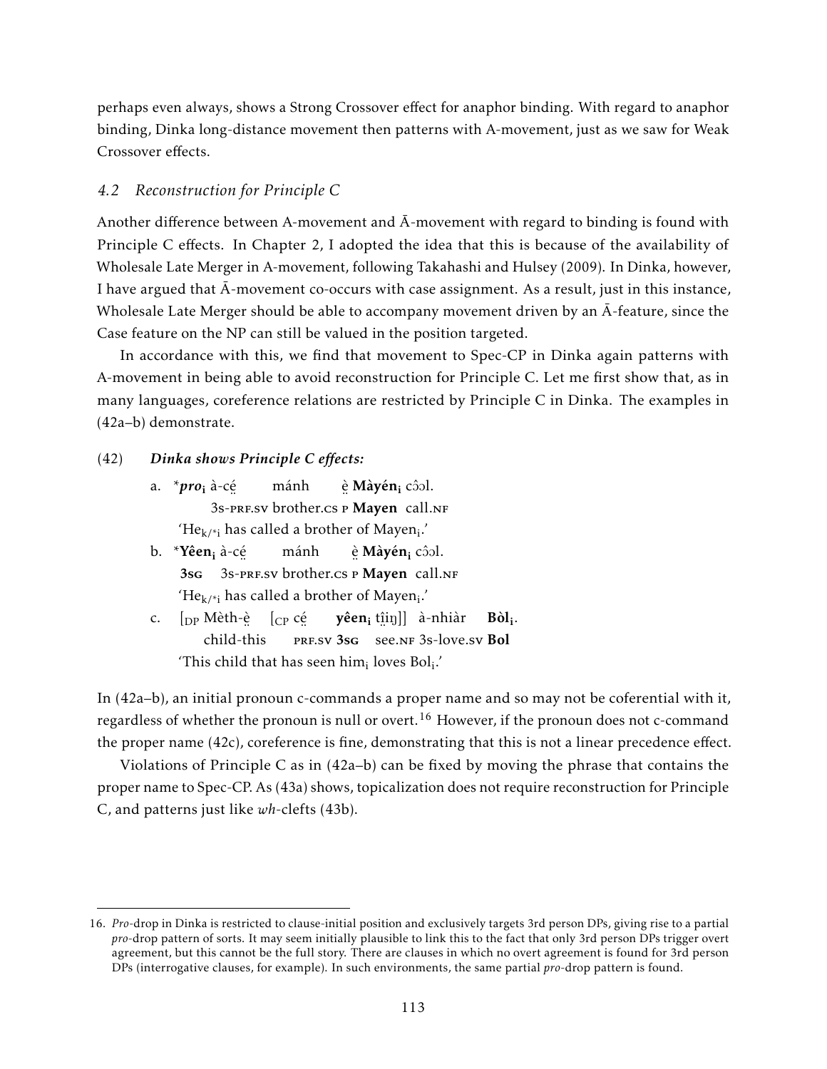perhaps even always, shows a Strong Crossover effect for anaphor binding. With regard to anaphor binding, Dinka long-distance movement then patterns with A-movement, just as we saw for Weak Crossover effects.

### *4.2 Reconstruction for Principle C*

Another difference between A-movement and Ā-movement with regard to binding is found with Principle C effects. In Chapter 2, I adopted the idea that this is because of the availability of Wholesale Late Merger in A-movement, following Takahashi and Hulsey (2009). In Dinka, however, I have argued that Ā-movement co-occurs with case assignment. As a result, just in this instance, Wholesale Late Merger should be able to accompany movement driven by an Ā-feature, since the Case feature on the NP can still be valued in the position targeted.

In accordance with this, we find that movement to Spec-CP in Dinka again patterns with A-movement in being able to avoid reconstruction for Principle C. Let me first show that, as in many languages, coreference relations are restricted by Principle C in Dinka. The examples in (42a–b) demonstrate.

(42) ***Dinka shows Principle C effects:***

a. \****pro***$_{\mathbf{i}}$ à-cé̤ mánh è̤ **Màyén**$_{\mathbf{i}}$ cɔ̂ɔl.
   3s-PRF.SV brother.CS P **Mayen** call.NF
   'He$_{k/*i}$ has called a brother of Mayen$_i$.'

b. \***Yêen**$_{\mathbf{i}}$ à-cé̤ mánh è̤ **Màyén**$_{\mathbf{i}}$ cɔ̂ɔl.
   **3SG** 3s-PRF.SV brother.CS P **Mayen** call.NF
   'He$_{k/*i}$ has called a brother of Mayen$_i$.'

c. [$_{\text{DP}}$ Mèth-è̤ [$_{\text{CP}}$ cé̤ **yêen**$_{\mathbf{i}}$ tî̤i̤ŋ]] à-nhiàr **Bòl**$_{\mathbf{i}}$.
   child-this PRF.SV **3SG** see.NF 3s-love.SV **Bol**
   'This child that has seen him$_i$ loves Bol$_i$.'

In (42a–b), an initial pronoun c-commands a proper name and so may not be coferential with it, regardless of whether the pronoun is null or overt.[16] However, if the pronoun does not c-command the proper name (42c), coreference is fine, demonstrating that this is not a linear precedence effect.

Violations of Principle C as in (42a–b) can be fixed by moving the phrase that contains the proper name to Spec-CP. As (43a) shows, topicalization does not require reconstruction for Principle C, and patterns just like *wh*-clefts (43b).

16. *Pro*-drop in Dinka is restricted to clause-initial position and exclusively targets 3rd person DPs, giving rise to a partial *pro*-drop pattern of sorts. It may seem initially plausible to link this to the fact that only 3rd person DPs trigger overt agreement, but this cannot be the full story. There are clauses in which no overt agreement is found for 3rd person DPs (interrogative clauses, for example). In such environments, the same partial *pro*-drop pattern is found.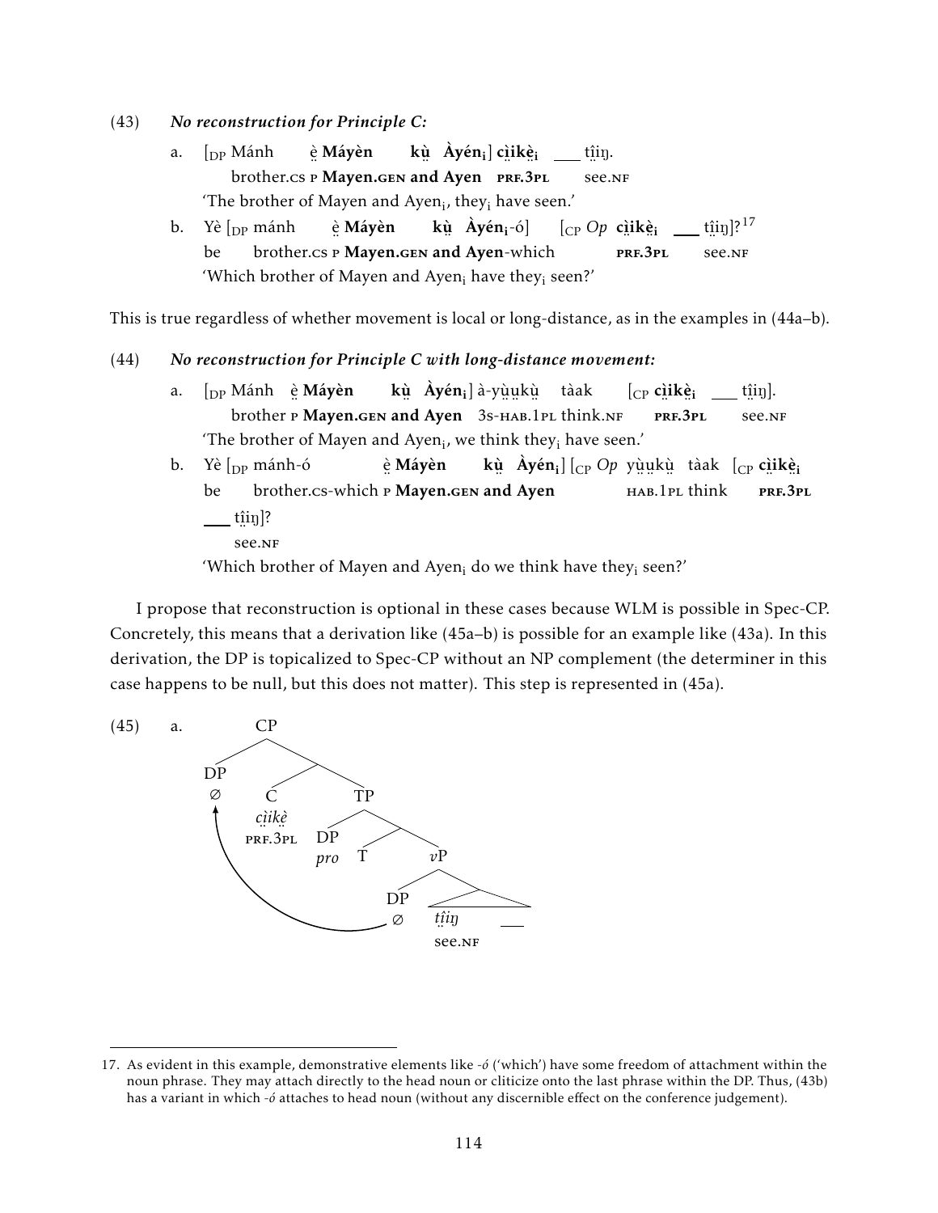(43) ***No reconstruction for Principle C:***

a. [$_{DP}$ Mánh ḙ̀ **Máyèn kṳ̀ Àyén$_i$**] **cḭ̀ikḙ̀$_i$** ___ ṱ̤îiŋ.
   brother.cs p **Mayen.gen and Ayen** **prf.3pl** see.nf
   'The brother of Mayen and Ayen$_i$, they$_i$ have seen.'

b. Yè [$_{DP}$ mánh ḙ̀ **Máyèn kṳ̀ Àyén$_i$**-ó] [$_{CP}$ *Op* **cḭ̀ikḙ̀$_i$** ___ ṱ̤îiŋ]?[17]
   be brother.cs p **Mayen.gen and Ayen**-which **prf.3pl** see.nf
   'Which brother of Mayen and Ayen$_i$ have they$_i$ seen?'

This is true regardless of whether movement is local or long-distance, as in the examples in (44a–b).

(44) ***No reconstruction for Principle C with long-distance movement:***

a. [$_{DP}$ Mánh ḙ̀ **Máyèn kṳ̀ Àyén$_i$**] à-yṳ̀ṳkṳ̀ tàak [$_{CP}$ **cḭ̀ikḙ̀$_i$** ___ ṱ̤îiŋ].
   brother p **Mayen.gen and Ayen** 3s-hab.1pl think.nf **prf.3pl** see.nf
   'The brother of Mayen and Ayen$_i$, we think they$_i$ have seen.'

b. Yè [$_{DP}$ mánh-ó ḙ̀ **Máyèn kṳ̀ Àyén$_i$**] [$_{CP}$ *Op* yṳ̀ṳkṳ̀ tàak [$_{CP}$ **cḭ̀ikḙ̀$_i$** ___ ṱ̤îiŋ]?
   be brother.cs-which p **Mayen.gen and Ayen** hab.1pl think **prf.3pl** see.nf
   'Which brother of Mayen and Ayen$_i$ do we think have they$_i$ seen?'

I propose that reconstruction is optional in these cases because WLM is possible in Spec-CP. Concretely, this means that a derivation like (45a–b) is possible for an example like (43a). In this derivation, the DP is topicalized to Spec-CP without an NP complement (the determiner in this case happens to be null, but this does not matter). This step is represented in (45a).

(45) a.

```
            CP
          /    \
        DP      C'
        ∅     /    \
             C      TP
           cḭ̀ikḙ̀   /   \
          prf.3pl DP     T'
                  pro  /   \
                      T     vP
                           /   \
                         DP     ...
                         ∅    ṱ̤îiŋ  ___
                              see.nf
   (DP ∅ in Spec-vP moves to Spec-CP)
```

---

17. As evident in this example, demonstrative elements like *-ó* ('which') have some freedom of attachment within the noun phrase. They may attach directly to the head noun or cliticize onto the last phrase within the DP. Thus, (43b) has a variant in which *-ó* attaches to head noun (without any discernible effect on the conference judgement).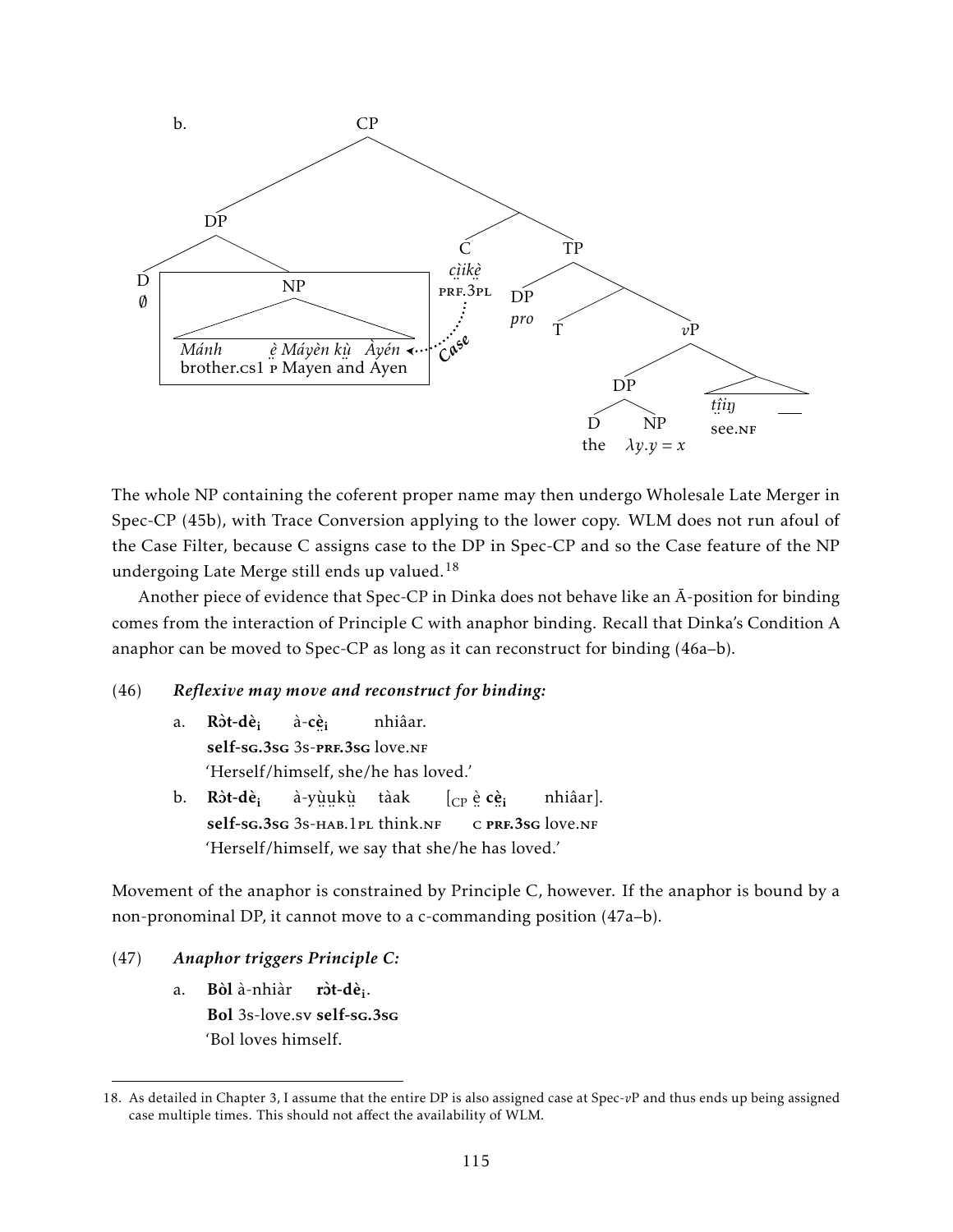b. [CP [DP [D ∅] [NP *Mánh* *ẹ̈ Máyèn kụ̈ Àyén* brother.cs1 p Mayen and Ayen]] [C′ [C *cị̈ikẹ̈* prf.3pl] [TP [DP *pro*] [T′ [T] [vP [DP [D the] [NP $\lambda y.y = x$]] [ *tị̈iŋ* see.nf ___ ]]]]]]

(C assigns Case to the NP in Spec-CP.)

The whole NP containing the coferent proper name may then undergo Wholesale Late Merger in Spec-CP (45b), with Trace Conversion applying to the lower copy. WLM does not run afoul of the Case Filter, because C assigns case to the DP in Spec-CP and so the Case feature of the NP undergoing Late Merge still ends up valued.[18]

Another piece of evidence that Spec-CP in Dinka does not behave like an Ā-position for binding comes from the interaction of Principle C with anaphor binding. Recall that Dinka's Condition A anaphor can be moved to Spec-CP as long as it can reconstruct for binding (46a–b).

(46) ***Reflexive may move and reconstruct for binding:***

a. **Rɔ̀t-dè$_i$** à-**cẹ̈$_i$** nhiâar.
**self-sg.3sg** 3s-**prf.3sg** love.nf
'Herself/himself, she/he has loved.'

b. **Rɔ̀t-dè$_i$** à-yụ̈ụ̈kụ̈ tàak [$_{CP}$ ẹ̈ **cẹ̈$_i$** nhiâar].
**self-sg.3sg** 3s-hab.1pl think.nf c **prf.3sg** love.nf
'Herself/himself, we say that she/he has loved.'

Movement of the anaphor is constrained by Principle C, however. If the anaphor is bound by a non-pronominal DP, it cannot move to a c-commanding position (47a–b).

(47) ***Anaphor triggers Principle C:***

a. **Bòl** à-nhiàr **rɔ̀t-dè$_i$**.
**Bol** 3s-love.sv **self-sg.3sg**
'Bol loves himself.

---

18. As detailed in Chapter 3, I assume that the entire DP is also assigned case at Spec-*v*P and thus ends up being assigned case multiple times. This should not affect the availability of WLM.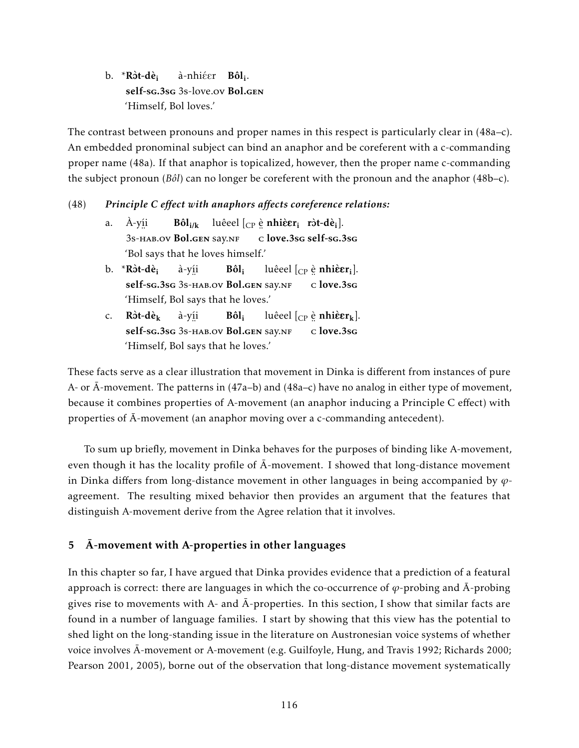b. *$\textbf{Rɔ̀t-dè}_\textbf{i}$ à-nhiɛ́ɛr $\textbf{Bôl}_\textbf{i}$.
   **self-sg.3sg** 3s-love.ov **Bol.gen**
   'Himself, Bol loves.'

The contrast between pronouns and proper names in this respect is particularly clear in (48a–c). An embedded pronominal subject can bind an anaphor and be coreferent with a c-commanding proper name (48a). If that anaphor is topicalized, however, then the proper name c-commanding the subject pronoun (*Bôl*) can no longer be coreferent with the pronoun and the anaphor (48b–c).

(48) ***Principle C effect with anaphors affects coreference relations:***

a. À-yí̤i $\textbf{Bôl}_{\textbf{i/k}}$ luêeel [$_{\text{CP}}$ ḛ̀ $\textbf{nhiɛ̀ɛr}_\textbf{i}$ $\textbf{rɔ̀t-dè}_\textbf{i}$].
   3s-hab.ov **Bol.gen** say.nf c **love.3sg self-sg.3sg**
   'Bol says that he loves himself.'

b. *$\textbf{Rɔ̀t-dè}_\textbf{i}$ à-yí̤i $\textbf{Bôl}_\textbf{i}$ luêeel [$_{\text{CP}}$ ḛ̀ $\textbf{nhiɛ̀ɛr}_\textbf{i}$].
   **self-sg.3sg** 3s-hab.ov **Bol.gen** say.nf c **love.3sg**
   'Himself, Bol says that he loves.'

c. $\textbf{Rɔ̀t-dè}_\textbf{k}$ à-yí̤i $\textbf{Bôl}_\textbf{i}$ luêeel [$_{\text{CP}}$ ḛ̀ $\textbf{nhiɛ̀ɛr}_\textbf{k}$].
   **self-sg.3sg** 3s-hab.ov **Bol.gen** say.nf c **love.3sg**
   'Himself, Bol says that he loves.'

These facts serve as a clear illustration that movement in Dinka is different from instances of pure A- or Ā-movement. The patterns in (47a–b) and (48a–c) have no analog in either type of movement, because it combines properties of A-movement (an anaphor inducing a Principle C effect) with properties of Ā-movement (an anaphor moving over a c-commanding antecedent).

To sum up briefly, movement in Dinka behaves for the purposes of binding like A-movement, even though it has the locality profile of Ā-movement. I showed that long-distance movement in Dinka differs from long-distance movement in other languages in being accompanied by $\varphi$-agreement. The resulting mixed behavior then provides an argument that the features that distinguish A-movement derive from the Agree relation that it involves.

## 5 Ā-movement with A-properties in other languages

In this chapter so far, I have argued that Dinka provides evidence that a prediction of a featural approach is correct: there are languages in which the co-occurrence of $\varphi$-probing and Ā-probing gives rise to movements with A- and Ā-properties. In this section, I show that similar facts are found in a number of language families. I start by showing that this view has the potential to shed light on the long-standing issue in the literature on Austronesian voice systems of whether voice involves Ā-movement or A-movement (e.g. Guilfoyle, Hung, and Travis 1992; Richards 2000; Pearson 2001, 2005), borne out of the observation that long-distance movement systematically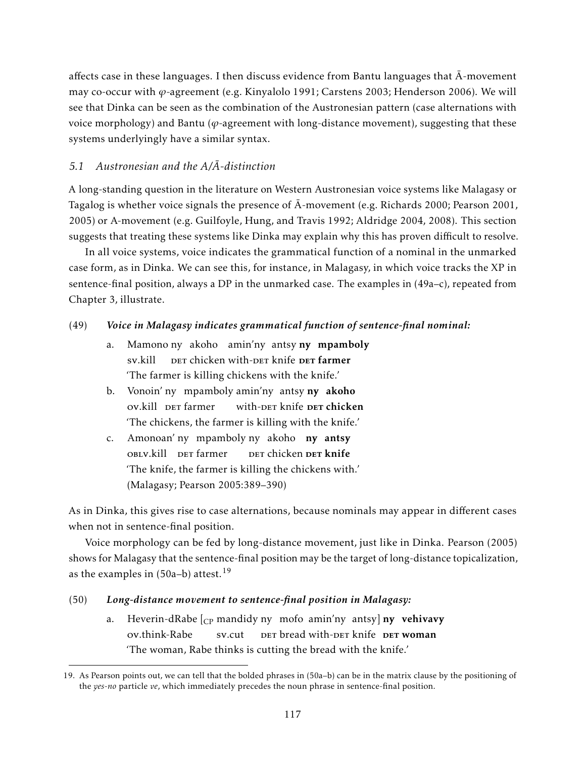affects case in these languages. I then discuss evidence from Bantu languages that Ā-movement may co-occur with $\varphi$-agreement (e.g. Kinyalolo 1991; Carstens 2003; Henderson 2006). We will see that Dinka can be seen as the combination of the Austronesian pattern (case alternations with voice morphology) and Bantu ($\varphi$-agreement with long-distance movement), suggesting that these systems underlyingly have a similar syntax.

### *5.1 Austronesian and the A/Ā-distinction*

A long-standing question in the literature on Western Austronesian voice systems like Malagasy or Tagalog is whether voice signals the presence of Ā-movement (e.g. Richards 2000; Pearson 2001, 2005) or A-movement (e.g. Guilfoyle, Hung, and Travis 1992; Aldridge 2004, 2008). This section suggests that treating these systems like Dinka may explain why this has proven difficult to resolve.

In all voice systems, voice indicates the grammatical function of a nominal in the unmarked case form, as in Dinka. We can see this, for instance, in Malagasy, in which voice tracks the XP in sentence-final position, always a DP in the unmarked case. The examples in (49a–c), repeated from Chapter 3, illustrate.

(49) ***Voice in Malagasy indicates grammatical function of sentence-final nominal:***

a. Mamono ny akoho amin'ny antsy **ny mpamboly**
   sv.kill DET chicken with-DET knife **DET farmer**
   'The farmer is killing chickens with the knife.'

b. Vonoin' ny mpamboly amin'ny antsy **ny akoho**
   ov.kill DET farmer with-DET knife **DET chicken**
   'The chickens, the farmer is killing with the knife.'

c. Amonoan' ny mpamboly ny akoho **ny antsy**
   OBLV.kill DET farmer DET chicken **DET knife**
   'The knife, the farmer is killing the chickens with.'
   (Malagasy; Pearson 2005:389–390)

As in Dinka, this gives rise to case alternations, because nominals may appear in different cases when not in sentence-final position.

Voice morphology can be fed by long-distance movement, just like in Dinka. Pearson (2005) shows for Malagasy that the sentence-final position may be the target of long-distance topicalization, as the examples in (50a–b) attest.[19]

(50) ***Long-distance movement to sentence-final position in Malagasy:***

a. Heverin-dRabe [$_{\text{CP}}$ mandidy ny mofo amin'ny antsy] **ny vehivavy**
   ov.think-Rabe sv.cut DET bread with-DET knife **DET woman**
   'The woman, Rabe thinks is cutting the bread with the knife.'

19. As Pearson points out, we can tell that the bolded phrases in (50a–b) can be in the matrix clause by the positioning of the *yes-no* particle *ve*, which immediately precedes the noun phrase in sentence-final position.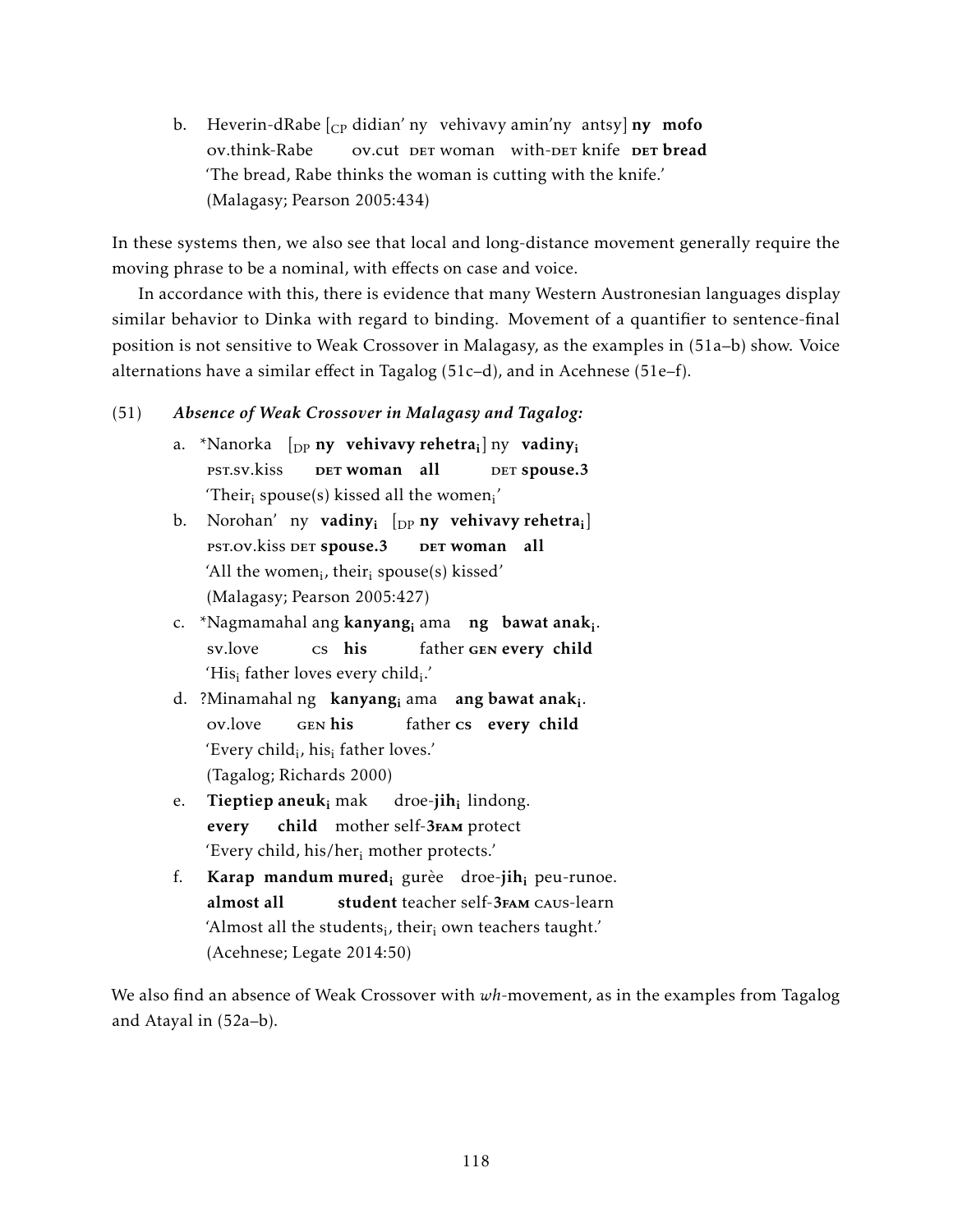b. Heverin-dRabe [$_{CP}$ didian' ny vehivavy amin'ny antsy] **ny mofo**
   OV.think-Rabe OV.cut DET woman with-DET knife **DET bread**
   'The bread, Rabe thinks the woman is cutting with the knife.'
   (Malagasy; Pearson 2005:434)

In these systems then, we also see that local and long-distance movement generally require the moving phrase to be a nominal, with effects on case and voice.

In accordance with this, there is evidence that many Western Austronesian languages display similar behavior to Dinka with regard to binding. Movement of a quantifier to sentence-final position is not sensitive to Weak Crossover in Malagasy, as the examples in (51a–b) show. Voice alternations have a similar effect in Tagalog (51c–d), and in Acehnese (51e–f).

(51) ***Absence of Weak Crossover in Malagasy and Tagalog:***

a. *Nanorka [$_{DP}$ **ny vehivavy rehetra$_i$**] ny **vadiny$_i$**
   PST.SV.kiss **DET woman all** DET **spouse.3**
   'Their$_i$ spouse(s) kissed all the women$_i$'

b. Norohan' ny **vadiny$_i$** [$_{DP}$ **ny vehivavy rehetra$_i$**]
   PST.OV.kiss DET **spouse.3** **DET woman all**
   'All the women$_i$, their$_i$ spouse(s) kissed'
   (Malagasy; Pearson 2005:427)

c. *Nagmamahal ang **kanyang$_i$** ama **ng bawat anak$_i$**.
   SV.love CS **his** father **GEN every child**
   'His$_i$ father loves every child$_i$.'

d. ?Minamahal ng **kanyang$_i$** ama **ang bawat anak$_i$**.
   OV.love GEN **his** father **CS every child**
   'Every child$_i$, his$_i$ father loves.'
   (Tagalog; Richards 2000)

e. **Tieptiep aneuk$_i$** mak droe-**jih$_i$** lindong.
   **every child** mother self-**3FAM** protect
   'Every child, his/her$_i$ mother protects.'

f. **Karap mandum mured$_i$** gurèe droe-**jih$_i$** peu-runoe.
   **almost all student** teacher self-**3FAM** CAUS-learn
   'Almost all the students$_i$, their$_i$ own teachers taught.'
   (Acehnese; Legate 2014:50)

We also find an absence of Weak Crossover with *wh*-movement, as in the examples from Tagalog and Atayal in (52a–b).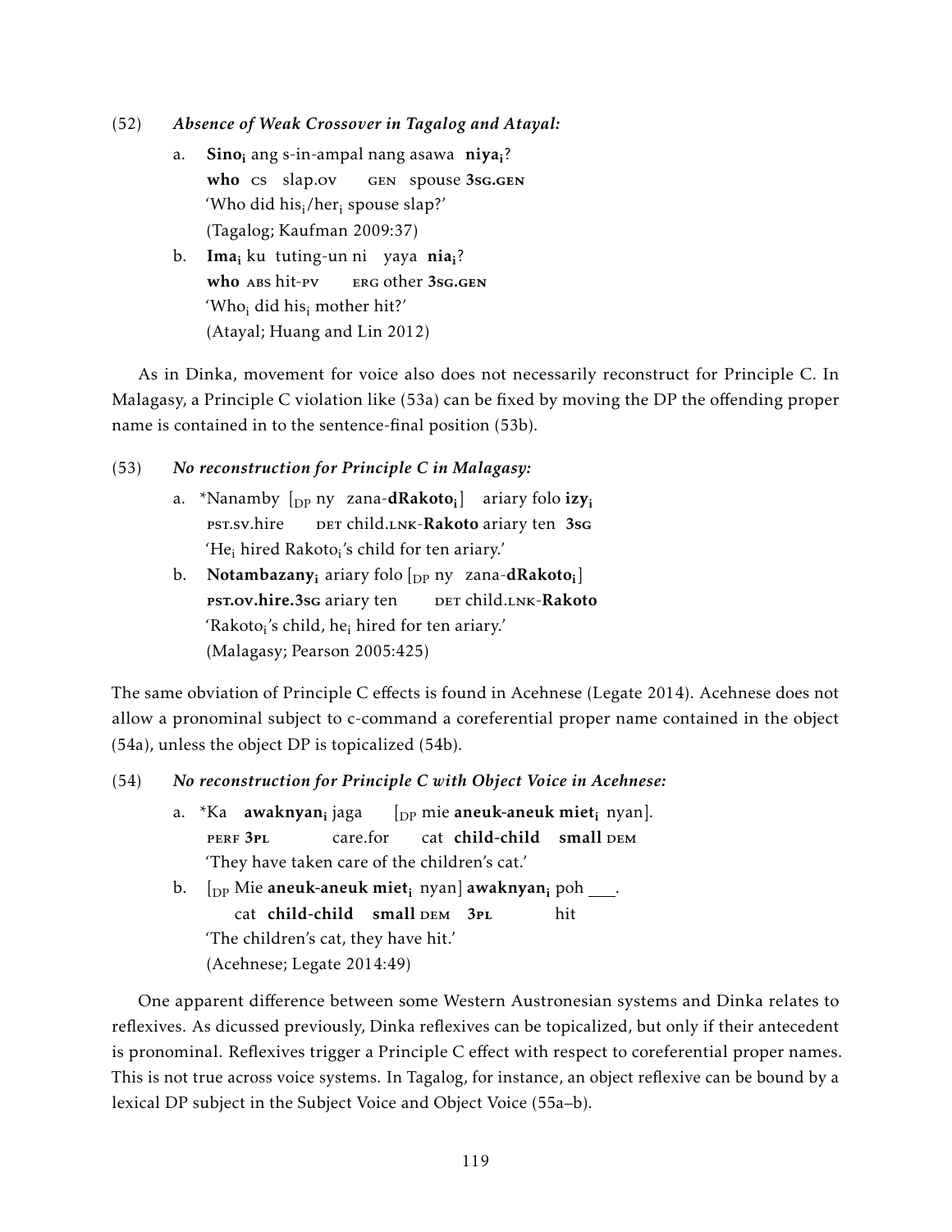(52) ***Absence of Weak Crossover in Tagalog and Atayal:***

a. **Sino$_i$** ang s-in-ampal nang asawa **niya$_i$**?
   **who** CS slap.OV GEN spouse **3SG.GEN**
   'Who did his$_i$/her$_i$ spouse slap?'
   (Tagalog; Kaufman 2009:37)

b. **Ima$_i$** ku tuting-un ni yaya **nia$_i$**?
   **who** ABS hit-PV ERG other **3SG.GEN**
   'Who$_i$ did his$_i$ mother hit?'
   (Atayal; Huang and Lin 2012)

As in Dinka, movement for voice also does not necessarily reconstruct for Principle C. In Malagasy, a Principle C violation like (53a) can be fixed by moving the DP the offending proper name is contained in to the sentence-final position (53b).

(53) ***No reconstruction for Principle C in Malagasy:***

a. *Nanamby [$_{DP}$ ny zana-**dRakoto$_i$**] ariary folo **izy$_i$**
   PST.SV.hire DET child.LNK-**Rakoto** ariary ten **3SG**
   'He$_i$ hired Rakoto$_i$'s child for ten ariary.'

b. **Notambazany$_i$** ariary folo [$_{DP}$ ny zana-**dRakoto$_i$**]
   **PST.OV.hire.3SG** ariary ten DET child.LNK-**Rakoto**
   'Rakoto$_i$'s child, he$_i$ hired for ten ariary.'
   (Malagasy; Pearson 2005:425)

The same obviation of Principle C effects is found in Acehnese (Legate 2014). Acehnese does not allow a pronominal subject to c-command a coreferential proper name contained in the object (54a), unless the object DP is topicalized (54b).

(54) ***No reconstruction for Principle C with Object Voice in Acehnese:***

a. *Ka **awaknyan$_i$** jaga [$_{DP}$ mie **aneuk-aneuk miet$_i$** nyan].
   PERF **3PL** care.for cat **child-child small** DEM
   'They have taken care of the children's cat.'

b. [$_{DP}$ Mie **aneuk-aneuk miet$_i$** nyan] **awaknyan$_i$** poh ___.
   cat **child-child small** DEM **3PL** hit
   'The children's cat, they have hit.'
   (Acehnese; Legate 2014:49)

One apparent difference between some Western Austronesian systems and Dinka relates to reflexives. As dicussed previously, Dinka reflexives can be topicalized, but only if their antecedent is pronominal. Reflexives trigger a Principle C effect with respect to coreferential proper names. This is not true across voice systems. In Tagalog, for instance, an object reflexive can be bound by a lexical DP subject in the Subject Voice and Object Voice (55a–b).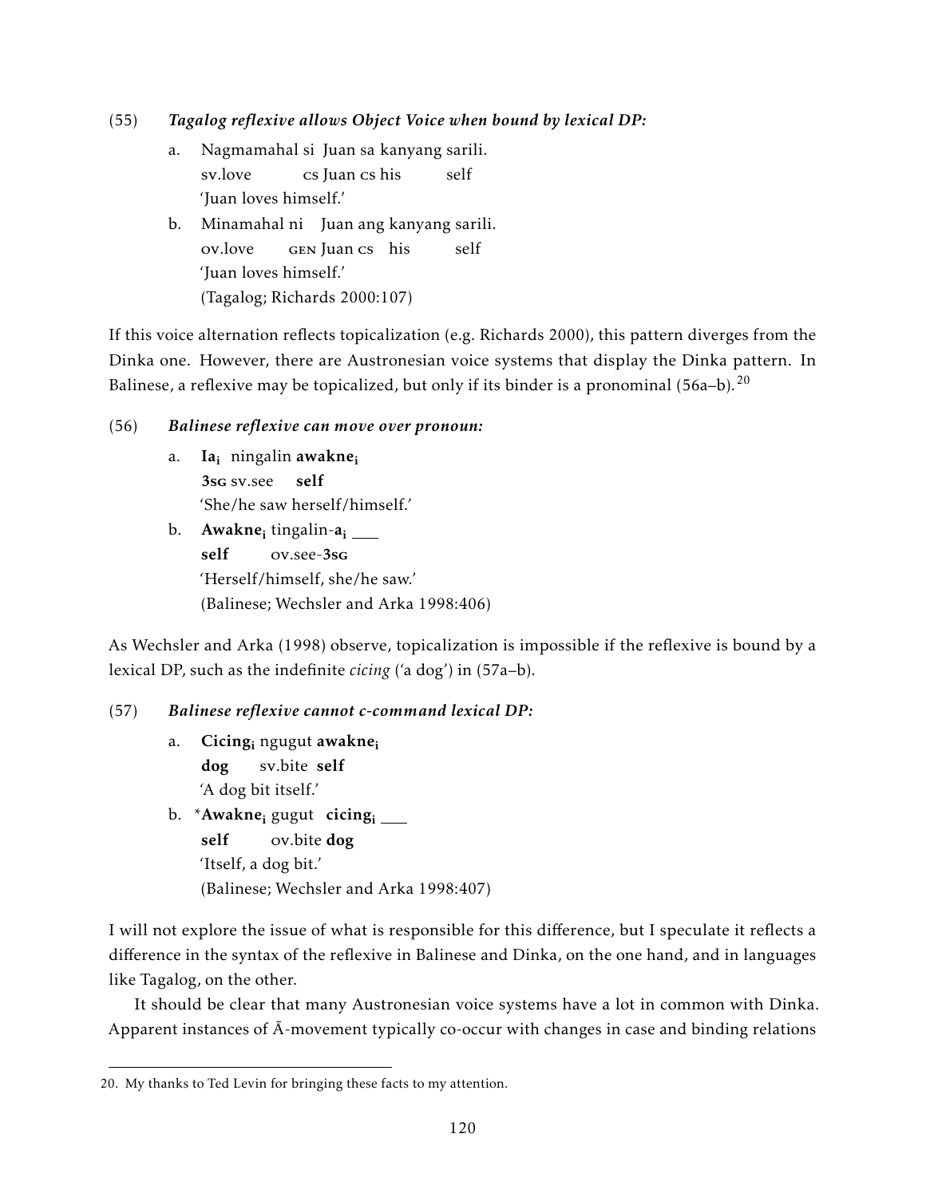(55) ***Tagalog reflexive allows Object Voice when bound by lexical DP:***

a. Nagmamahal si Juan sa kanyang sarili.
   sv.love cs Juan cs his self
   'Juan loves himself.'

b. Minamahal ni Juan ang kanyang sarili.
   ov.love GEN Juan cs his self
   'Juan loves himself.'
   (Tagalog; Richards 2000:107)

If this voice alternation reflects topicalization (e.g. Richards 2000), this pattern diverges from the Dinka one. However, there are Austronesian voice systems that display the Dinka pattern. In Balinese, a reflexive may be topicalized, but only if its binder is a pronominal (56a–b).[20]

(56) ***Balinese reflexive can move over pronoun:***

a. **Ia**$_i$ ningalin **awakne**$_i$
   **3SG** sv.see **self**
   'She/he saw herself/himself.'

b. **Awakne**$_i$ tingalin-**a**$_i$ ___
   **self** ov.see-**3SG**
   'Herself/himself, she/he saw.'
   (Balinese; Wechsler and Arka 1998:406)

As Wechsler and Arka (1998) observe, topicalization is impossible if the reflexive is bound by a lexical DP, such as the indefinite *cicing* ('a dog') in (57a–b).

(57) ***Balinese reflexive cannot c-command lexical DP:***

a. **Cicing**$_i$ ngugut **awakne**$_i$
   **dog** sv.bite **self**
   'A dog bit itself.'

b. \***Awakne**$_i$ gugut **cicing**$_i$ ___
   **self** ov.bite **dog**
   'Itself, a dog bit.'
   (Balinese; Wechsler and Arka 1998:407)

I will not explore the issue of what is responsible for this difference, but I speculate it reflects a difference in the syntax of the reflexive in Balinese and Dinka, on the one hand, and in languages like Tagalog, on the other.

It should be clear that many Austronesian voice systems have a lot in common with Dinka. Apparent instances of Ā-movement typically co-occur with changes in case and binding relations

20. My thanks to Ted Levin for bringing these facts to my attention.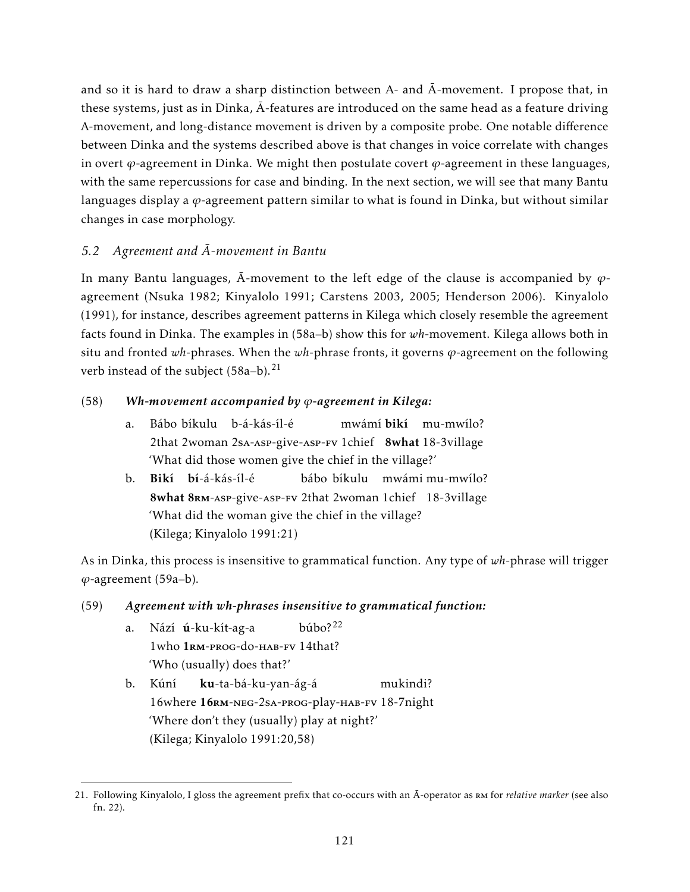and so it is hard to draw a sharp distinction between A- and Ā-movement. I propose that, in these systems, just as in Dinka, Ā-features are introduced on the same head as a feature driving A-movement, and long-distance movement is driven by a composite probe. One notable difference between Dinka and the systems described above is that changes in voice correlate with changes in overt $\varphi$-agreement in Dinka. We might then postulate covert $\varphi$-agreement in these languages, with the same repercussions for case and binding. In the next section, we will see that many Bantu languages display a $\varphi$-agreement pattern similar to what is found in Dinka, but without similar changes in case morphology.

### *5.2 Agreement and Ā-movement in Bantu*

In many Bantu languages, Ā-movement to the left edge of the clause is accompanied by $\varphi$-agreement (Nsuka 1982; Kinyalolo 1991; Carstens 2003, 2005; Henderson 2006). Kinyalolo (1991), for instance, describes agreement patterns in Kilega which closely resemble the agreement facts found in Dinka. The examples in (58a–b) show this for *wh*-movement. Kilega allows both in situ and fronted *wh*-phrases. When the *wh*-phrase fronts, it governs $\varphi$-agreement on the following verb instead of the subject (58a–b).[21]

(58) ***Wh-movement accompanied by $\varphi$-agreement in Kilega:***

a. Bábo bíkulu b-á-kás-íl-é mwámí **bikí** mu-mwílo?
   2that 2woman 2SA-ASP-give-ASP-FV 1chief **8what** 18-3village
   'What did those women give the chief in the village?'

b. **Bikí** **bí**-á-kás-íl-é bábo bíkulu mwámi mu-mwílo?
   **8what** **8RM**-ASP-give-ASP-FV 2that 2woman 1chief 18-3village
   'What did the woman give the chief in the village?
   (Kilega; Kinyalolo 1991:21)

As in Dinka, this process is insensitive to grammatical function. Any type of *wh*-phrase will trigger $\varphi$-agreement (59a–b).

(59) ***Agreement with wh-phrases insensitive to grammatical function:***

a. Nází **ú**-ku-kít-ag-a búbo?[22]
   1who **1RM**-PROG-do-HAB-FV 14that?
   'Who (usually) does that?'

b. Kúní **ku**-ta-bá-ku-yan-ág-á mukindi?
   16where **16RM**-NEG-2SA-PROG-play-HAB-FV 18-7night
   'Where don't they (usually) play at night?'
   (Kilega; Kinyalolo 1991:20,58)

---

21. Following Kinyalolo, I gloss the agreement prefix that co-occurs with an Ā-operator as RM for *relative marker* (see also fn. 22).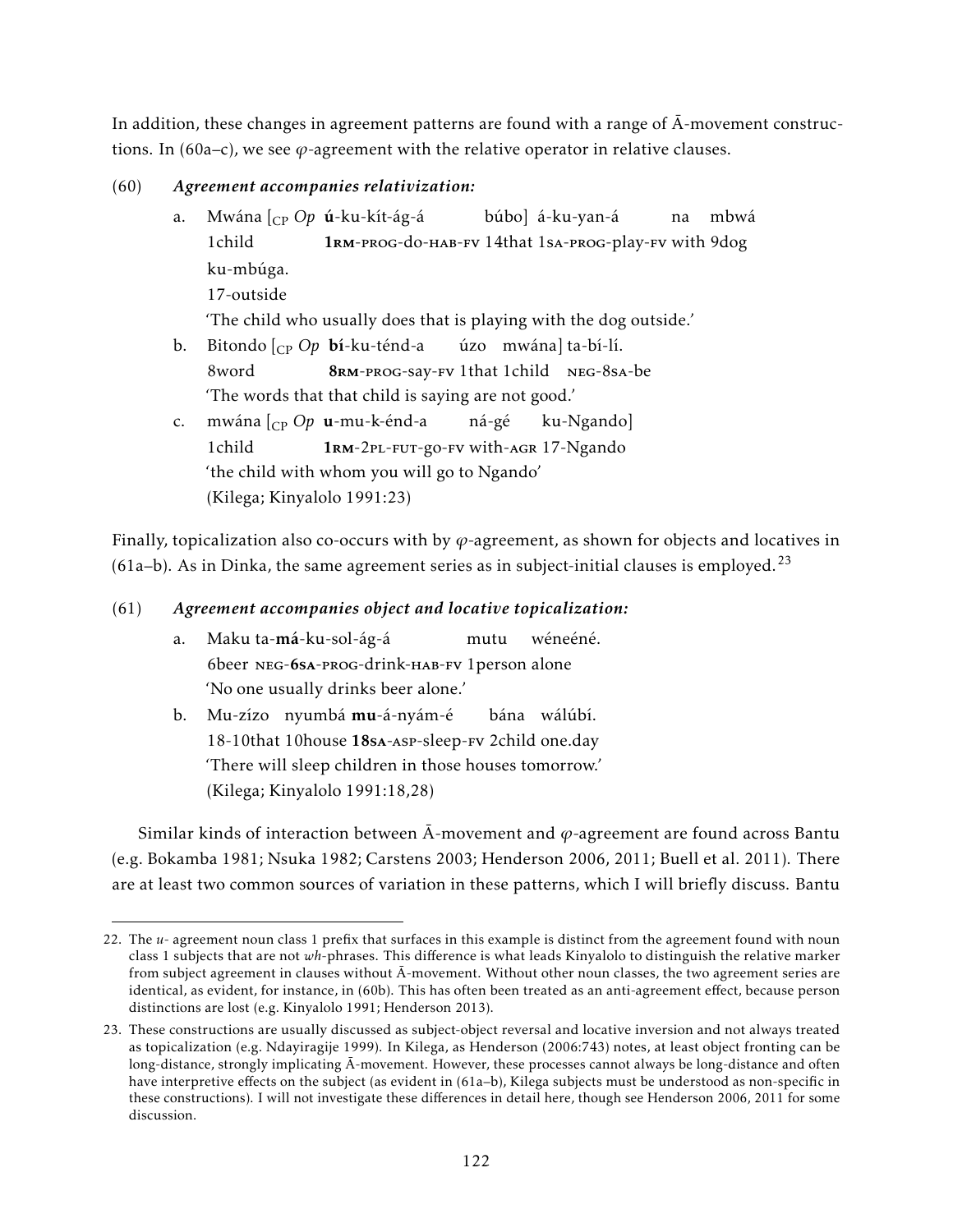In addition, these changes in agreement patterns are found with a range of Ā-movement constructions. In (60a–c), we see $\varphi$-agreement with the relative operator in relative clauses.

(60) ***Agreement accompanies relativization:***

a. Mwána [$_{\text{CP}}$ *Op* **ú**-ku-kít-ág-á búbo] á-ku-yan-á na mbwá ku-mbúga.
   1child **1RM**-PROG-do-HAB-FV 14that 1SA-PROG-play-FV with 9dog 17-outside
   'The child who usually does that is playing with the dog outside.'

b. Bitondo [$_{\text{CP}}$ *Op* **bí**-ku-ténd-a úzo mwána] ta-bí-lí.
   8word **8RM**-PROG-say-FV 1that 1child NEG-8SA-be
   'The words that that child is saying are not good.'

c. mwána [$_{\text{CP}}$ *Op* **u**-mu-k-énd-a ná-gé ku-Ngando]
   1child **1RM**-2PL-FUT-go-FV with-AGR 17-Ngando
   'the child with whom you will go to Ngando'
   (Kilega; Kinyalolo 1991:23)

Finally, topicalization also co-occurs with by $\varphi$-agreement, as shown for objects and locatives in (61a–b). As in Dinka, the same agreement series as in subject-initial clauses is employed.[23]

(61) ***Agreement accompanies object and locative topicalization:***

a. Maku ta-**má**-ku-sol-ág-á mutu wéneéné.
   6beer NEG-**6SA**-PROG-drink-HAB-FV 1person alone
   'No one usually drinks beer alone.'

b. Mu-zízo nyumbá **mu**-á-nyám-é bána wálúbí.
   18-10that 10house **18SA**-ASP-sleep-FV 2child one.day
   'There will sleep children in those houses tomorrow.'
   (Kilega; Kinyalolo 1991:18,28)

Similar kinds of interaction between Ā-movement and $\varphi$-agreement are found across Bantu (e.g. Bokamba 1981; Nsuka 1982; Carstens 2003; Henderson 2006, 2011; Buell et al. 2011). There are at least two common sources of variation in these patterns, which I will briefly discuss. Bantu

---

22. The *u-* agreement noun class 1 prefix that surfaces in this example is distinct from the agreement found with noun class 1 subjects that are not *wh*-phrases. This difference is what leads Kinyalolo to distinguish the relative marker from subject agreement in clauses without Ā-movement. Without other noun classes, the two agreement series are identical, as evident, for instance, in (60b). This has often been treated as an anti-agreement effect, because person distinctions are lost (e.g. Kinyalolo 1991; Henderson 2013).

23. These constructions are usually discussed as subject-object reversal and locative inversion and not always treated as topicalization (e.g. Ndayiragije 1999). In Kilega, as Henderson (2006:743) notes, at least object fronting can be long-distance, strongly implicating Ā-movement. However, these processes cannot always be long-distance and often have interpretive effects on the subject (as evident in (61a–b), Kilega subjects must be understood as non-specific in these constructions). I will not investigate these differences in detail here, though see Henderson 2006, 2011 for some discussion.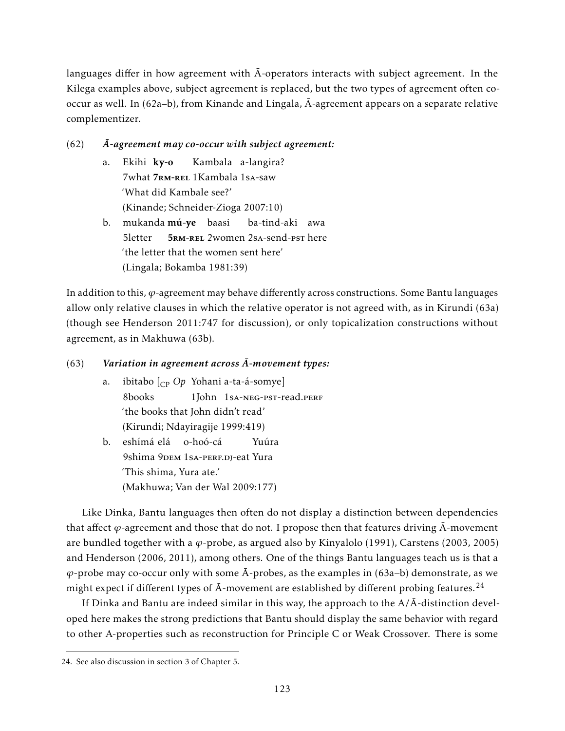languages differ in how agreement with Ā-operators interacts with subject agreement. In the Kilega examples above, subject agreement is replaced, but the two types of agreement often co-occur as well. In (62a–b), from Kinande and Lingala, Ā-agreement appears on a separate relative complementizer.

(62) ***Ā-agreement may co-occur with subject agreement:***

a. Ekihi **ky-o** Kambala a-langira?
   7what **7rm-rel** 1Kambala 1sa-saw
   'What did Kambale see?'
   (Kinande; Schneider-Zioga 2007:10)

b. mukanda **mú-ye** baasi ba-tind-aki awa
   5letter **5rm-rel** 2women 2sa-send-pst here
   'the letter that the women sent here'
   (Lingala; Bokamba 1981:39)

In addition to this, $\varphi$-agreement may behave differently across constructions. Some Bantu languages allow only relative clauses in which the relative operator is not agreed with, as in Kirundi (63a) (though see Henderson 2011:747 for discussion), or only topicalization constructions without agreement, as in Makhuwa (63b).

(63) ***Variation in agreement across Ā-movement types:***

a. ibitabo [$_{\text{CP}}$ *Op* Yohani a-ta-á-somye]
   8books 1John 1sa-neg-pst-read.perf
   'the books that John didn't read'
   (Kirundi; Ndayiragije 1999:419)

b. eshímá elá o-hoó-cá Yuúra
   9shima 9dem 1sa-perf.dj-eat Yura
   'This shima, Yura ate.'
   (Makhuwa; Van der Wal 2009:177)

Like Dinka, Bantu languages then often do not display a distinction between dependencies that affect $\varphi$-agreement and those that do not. I propose then that features driving Ā-movement are bundled together with a $\varphi$-probe, as argued also by Kinyalolo (1991), Carstens (2003, 2005) and Henderson (2006, 2011), among others. One of the things Bantu languages teach us is that a $\varphi$-probe may co-occur only with some Ā-probes, as the examples in (63a–b) demonstrate, as we might expect if different types of Ā-movement are established by different probing features.[24]

If Dinka and Bantu are indeed similar in this way, the approach to the A/Ā-distinction developed here makes the strong predictions that Bantu should display the same behavior with regard to other A-properties such as reconstruction for Principle C or Weak Crossover. There is some

24. See also discussion in section 3 of Chapter 5.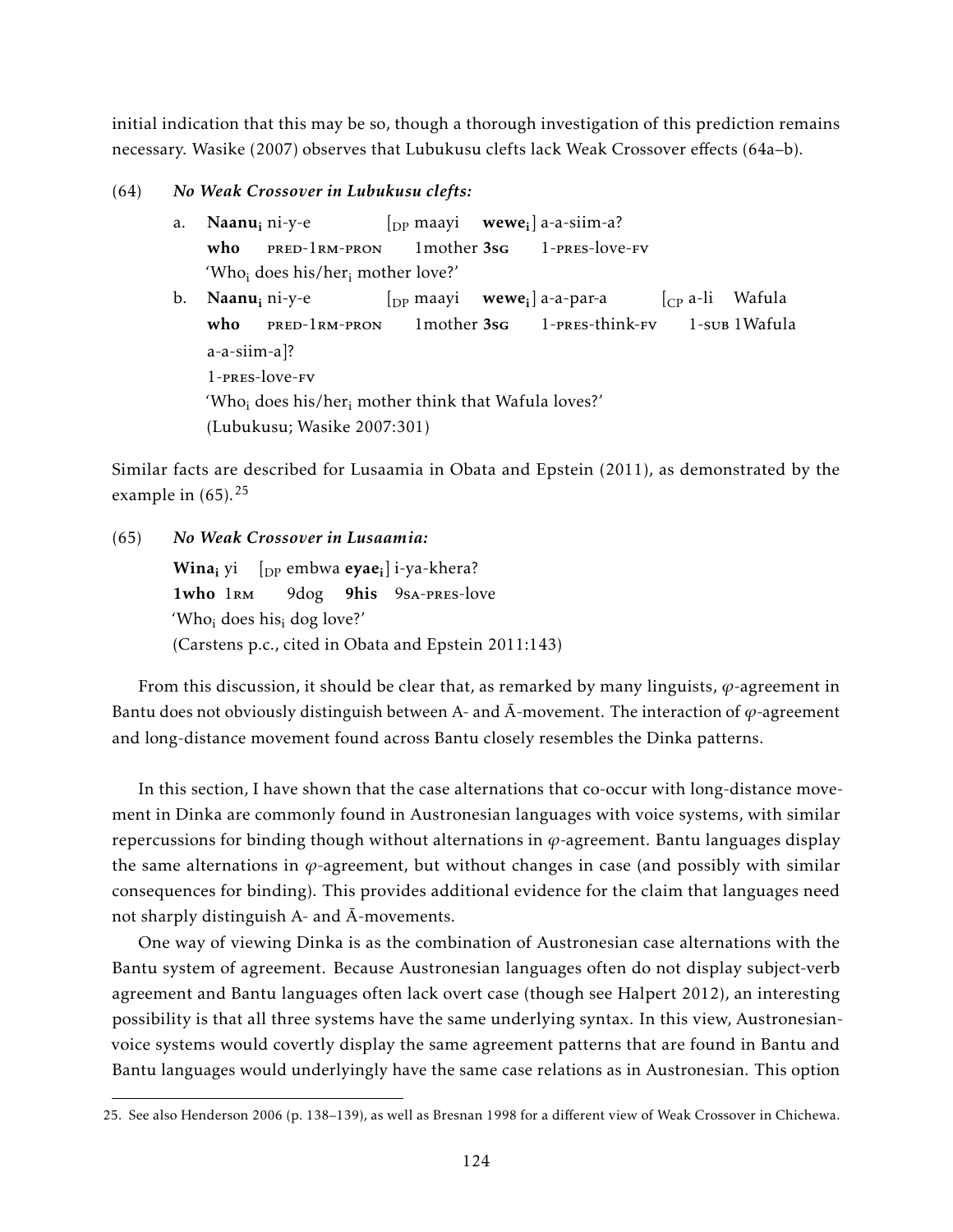initial indication that this may be so, though a thorough investigation of this prediction remains necessary. Wasike (2007) observes that Lubukusu clefts lack Weak Crossover effects (64a–b).

(64) ***No Weak Crossover in Lubukusu clefts:***

a. **Naanu$_i$** ni-y-e [$_{DP}$ maayi **wewe$_i$**] a-a-siim-a?
 **who** PRED-1RM-PRON 1mother **3SG** 1-PRES-love-FV
 'Who$_i$ does his/her$_i$ mother love?'

b. **Naanu$_i$** ni-y-e [$_{DP}$ maayi **wewe$_i$**] a-a-par-a [$_{CP}$ a-li Wafula a-a-siim-a]?
 **who** PRED-1RM-PRON 1mother **3SG** 1-PRES-think-FV 1-SUB 1Wafula 1-PRES-love-FV
 'Who$_i$ does his/her$_i$ mother think that Wafula loves?'
 (Lubukusu; Wasike 2007:301)

Similar facts are described for Lusaamia in Obata and Epstein (2011), as demonstrated by the example in (65).[25]

(65) ***No Weak Crossover in Lusaamia:***

**Wina$_i$** yi [$_{DP}$ embwa **eyae$_i$**] i-ya-khera?
**1who** 1RM 9dog **9his** 9SA-PRES-love
'Who$_i$ does his$_i$ dog love?'
(Carstens p.c., cited in Obata and Epstein 2011:143)

From this discussion, it should be clear that, as remarked by many linguists, $\varphi$-agreement in Bantu does not obviously distinguish between A- and Ā-movement. The interaction of $\varphi$-agreement and long-distance movement found across Bantu closely resembles the Dinka patterns.

In this section, I have shown that the case alternations that co-occur with long-distance movement in Dinka are commonly found in Austronesian languages with voice systems, with similar repercussions for binding though without alternations in $\varphi$-agreement. Bantu languages display the same alternations in $\varphi$-agreement, but without changes in case (and possibly with similar consequences for binding). This provides additional evidence for the claim that languages need not sharply distinguish A- and Ā-movements.

One way of viewing Dinka is as the combination of Austronesian case alternations with the Bantu system of agreement. Because Austronesian languages often do not display subject-verb agreement and Bantu languages often lack overt case (though see Halpert 2012), an interesting possibility is that all three systems have the same underlying syntax. In this view, Austronesian-voice systems would covertly display the same agreement patterns that are found in Bantu and Bantu languages would underlyingly have the same case relations as in Austronesian. This option

25. See also Henderson 2006 (p. 138–139), as well as Bresnan 1998 for a different view of Weak Crossover in Chichewa.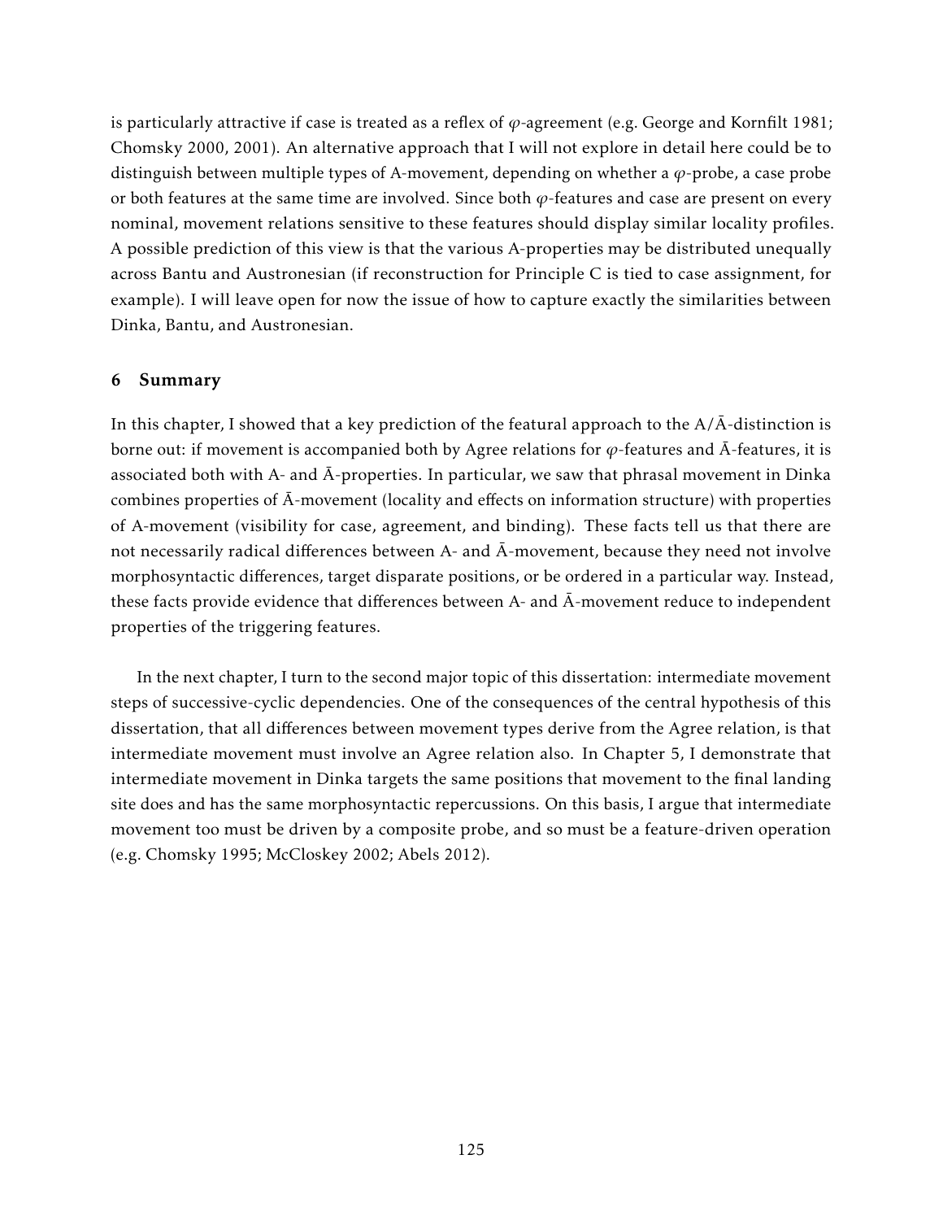is particularly attractive if case is treated as a reflex of $\varphi$-agreement (e.g. George and Kornfilt 1981; Chomsky 2000, 2001). An alternative approach that I will not explore in detail here could be to distinguish between multiple types of A-movement, depending on whether a $\varphi$-probe, a case probe or both features at the same time are involved. Since both $\varphi$-features and case are present on every nominal, movement relations sensitive to these features should display similar locality profiles. A possible prediction of this view is that the various A-properties may be distributed unequally across Bantu and Austronesian (if reconstruction for Principle C is tied to case assignment, for example). I will leave open for now the issue of how to capture exactly the similarities between Dinka, Bantu, and Austronesian.

## 6 Summary

In this chapter, I showed that a key prediction of the featural approach to the A/Ā-distinction is borne out: if movement is accompanied both by Agree relations for $\varphi$-features and Ā-features, it is associated both with A- and Ā-properties. In particular, we saw that phrasal movement in Dinka combines properties of Ā-movement (locality and effects on information structure) with properties of A-movement (visibility for case, agreement, and binding). These facts tell us that there are not necessarily radical differences between A- and Ā-movement, because they need not involve morphosyntactic differences, target disparate positions, or be ordered in a particular way. Instead, these facts provide evidence that differences between A- and Ā-movement reduce to independent properties of the triggering features.

In the next chapter, I turn to the second major topic of this dissertation: intermediate movement steps of successive-cyclic dependencies. One of the consequences of the central hypothesis of this dissertation, that all differences between movement types derive from the Agree relation, is that intermediate movement must involve an Agree relation also. In Chapter 5, I demonstrate that intermediate movement in Dinka targets the same positions that movement to the final landing site does and has the same morphosyntactic repercussions. On this basis, I argue that intermediate movement too must be driven by a composite probe, and so must be a feature-driven operation (e.g. Chomsky 1995; McCloskey 2002; Abels 2012).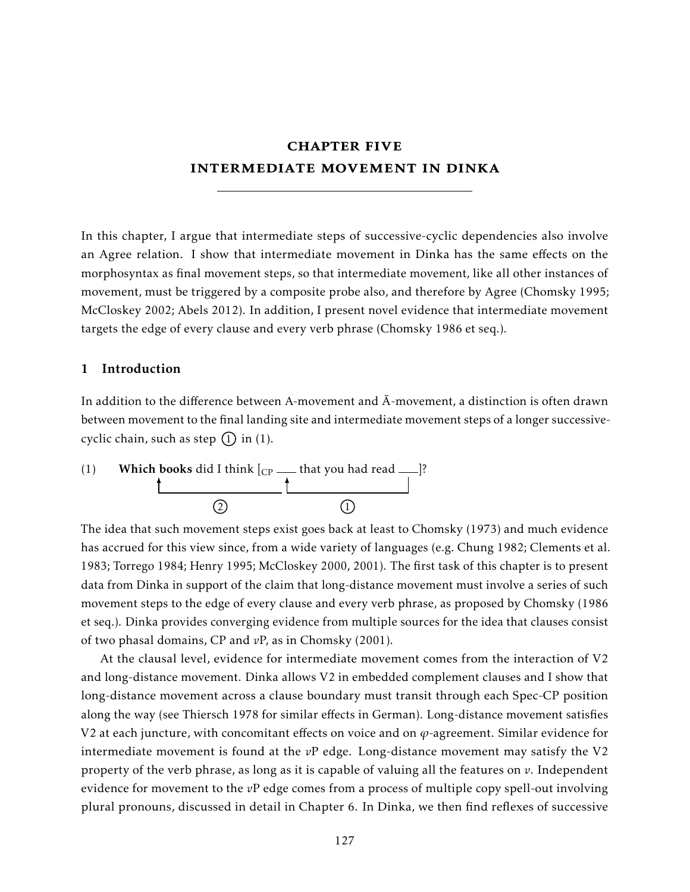# CHAPTER FIVE
# INTERMEDIATE MOVEMENT IN DINKA

In this chapter, I argue that intermediate steps of successive-cyclic dependencies also involve an Agree relation. I show that intermediate movement in Dinka has the same effects on the morphosyntax as final movement steps, so that intermediate movement, like all other instances of movement, must be triggered by a composite probe also, and therefore by Agree (Chomsky 1995; McCloskey 2002; Abels 2012). In addition, I present novel evidence that intermediate movement targets the edge of every clause and every verb phrase (Chomsky 1986 et seq.).

## 1 Introduction

In addition to the difference between A-movement and Ā-movement, a distinction is often drawn between movement to the final landing site and intermediate movement steps of a longer successive-cyclic chain, such as step ① in (1).

(1) **Which books** did I think [$_{\text{CP}}$ ___ that you had read ___]?

(movement arrows: ① from the object gap to the embedded CP edge; ② from the embedded CP edge to **Which books**)

The idea that such movement steps exist goes back at least to Chomsky (1973) and much evidence has accrued for this view since, from a wide variety of languages (e.g. Chung 1982; Clements et al. 1983; Torrego 1984; Henry 1995; McCloskey 2000, 2001). The first task of this chapter is to present data from Dinka in support of the claim that long-distance movement must involve a series of such movement steps to the edge of every clause and every verb phrase, as proposed by Chomsky (1986 et seq.). Dinka provides converging evidence from multiple sources for the idea that clauses consist of two phasal domains, CP and *v*P, as in Chomsky (2001).

At the clausal level, evidence for intermediate movement comes from the interaction of V2 and long-distance movement. Dinka allows V2 in embedded complement clauses and I show that long-distance movement across a clause boundary must transit through each Spec-CP position along the way (see Thiersch 1978 for similar effects in German). Long-distance movement satisfies V2 at each juncture, with concomitant effects on voice and on $\varphi$-agreement. Similar evidence for intermediate movement is found at the *v*P edge. Long-distance movement may satisfy the V2 property of the verb phrase, as long as it is capable of valuing all the features on *v*. Independent evidence for movement to the *v*P edge comes from a process of multiple copy spell-out involving plural pronouns, discussed in detail in Chapter 6. In Dinka, we then find reflexes of successive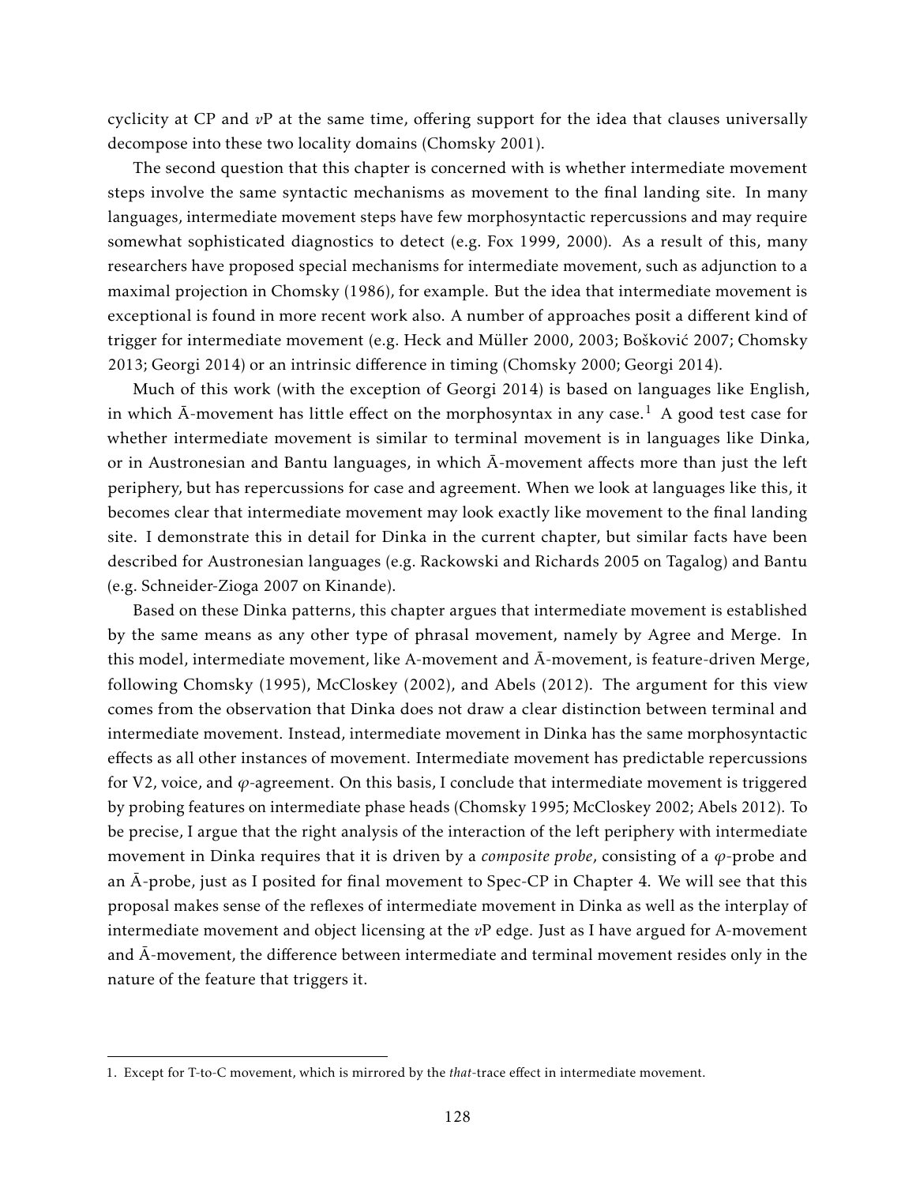cyclicity at CP and *v*P at the same time, offering support for the idea that clauses universally decompose into these two locality domains (Chomsky 2001).

The second question that this chapter is concerned with is whether intermediate movement steps involve the same syntactic mechanisms as movement to the final landing site. In many languages, intermediate movement steps have few morphosyntactic repercussions and may require somewhat sophisticated diagnostics to detect (e.g. Fox 1999, 2000). As a result of this, many researchers have proposed special mechanisms for intermediate movement, such as adjunction to a maximal projection in Chomsky (1986), for example. But the idea that intermediate movement is exceptional is found in more recent work also. A number of approaches posit a different kind of trigger for intermediate movement (e.g. Heck and Müller 2000, 2003; Bošković 2007; Chomsky 2013; Georgi 2014) or an intrinsic difference in timing (Chomsky 2000; Georgi 2014).

Much of this work (with the exception of Georgi 2014) is based on languages like English, in which Ā-movement has little effect on the morphosyntax in any case.[1] A good test case for whether intermediate movement is similar to terminal movement is in languages like Dinka, or in Austronesian and Bantu languages, in which Ā-movement affects more than just the left periphery, but has repercussions for case and agreement. When we look at languages like this, it becomes clear that intermediate movement may look exactly like movement to the final landing site. I demonstrate this in detail for Dinka in the current chapter, but similar facts have been described for Austronesian languages (e.g. Rackowski and Richards 2005 on Tagalog) and Bantu (e.g. Schneider-Zioga 2007 on Kinande).

Based on these Dinka patterns, this chapter argues that intermediate movement is established by the same means as any other type of phrasal movement, namely by Agree and Merge. In this model, intermediate movement, like A-movement and Ā-movement, is feature-driven Merge, following Chomsky (1995), McCloskey (2002), and Abels (2012). The argument for this view comes from the observation that Dinka does not draw a clear distinction between terminal and intermediate movement. Instead, intermediate movement in Dinka has the same morphosyntactic effects as all other instances of movement. Intermediate movement has predictable repercussions for V2, voice, and $\varphi$-agreement. On this basis, I conclude that intermediate movement is triggered by probing features on intermediate phase heads (Chomsky 1995; McCloskey 2002; Abels 2012). To be precise, I argue that the right analysis of the interaction of the left periphery with intermediate movement in Dinka requires that it is driven by a *composite probe*, consisting of a $\varphi$-probe and an Ā-probe, just as I posited for final movement to Spec-CP in Chapter 4. We will see that this proposal makes sense of the reflexes of intermediate movement in Dinka as well as the interplay of intermediate movement and object licensing at the *v*P edge. Just as I have argued for A-movement and Ā-movement, the difference between intermediate and terminal movement resides only in the nature of the feature that triggers it.

1. Except for T-to-C movement, which is mirrored by the *that*-trace effect in intermediate movement.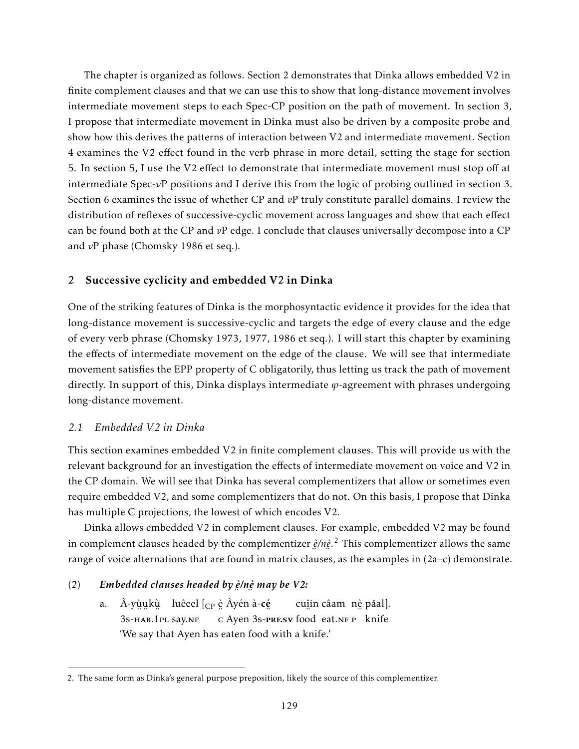The chapter is organized as follows. Section 2 demonstrates that Dinka allows embedded V2 in finite complement clauses and that we can use this to show that long-distance movement involves intermediate movement steps to each Spec-CP position on the path of movement. In section 3, I propose that intermediate movement in Dinka must also be driven by a composite probe and show how this derives the patterns of interaction between V2 and intermediate movement. Section 4 examines the V2 effect found in the verb phrase in more detail, setting the stage for section 5. In section 5, I use the V2 effect to demonstrate that intermediate movement must stop off at intermediate Spec-*v*P positions and I derive this from the logic of probing outlined in section 3. Section 6 examines the issue of whether CP and *v*P truly constitute parallel domains. I review the distribution of reflexes of successive-cyclic movement across languages and show that each effect can be found both at the CP and *v*P edge. I conclude that clauses universally decompose into a CP and *v*P phase (Chomsky 1986 et seq.).

## 2 Successive cyclicity and embedded V2 in Dinka

One of the striking features of Dinka is the morphosyntactic evidence it provides for the idea that long-distance movement is successive-cyclic and targets the edge of every clause and the edge of every verb phrase (Chomsky 1973, 1977, 1986 et seq.). I will start this chapter by examining the effects of intermediate movement on the edge of the clause. We will see that intermediate movement satisfies the EPP property of C obligatorily, thus letting us track the path of movement directly. In support of this, Dinka displays intermediate $\varphi$-agreement with phrases undergoing long-distance movement.

### *2.1 Embedded V2 in Dinka*

This section examines embedded V2 in finite complement clauses. This will provide us with the relevant background for an investigation the effects of intermediate movement on voice and V2 in the CP domain. We will see that Dinka has several complementizers that allow or sometimes even require embedded V2, and some complementizers that do not. On this basis, I propose that Dinka has multiple C projections, the lowest of which encodes V2.

Dinka allows embedded V2 in complement clauses. For example, embedded V2 may be found in complement clauses headed by the complementizer *è̤/nè̤*.[2] This complementizer allows the same range of voice alternations that are found in matrix clauses, as the examples in (2a–c) demonstrate.

(2) ***Embedded clauses headed by è̤/nè̤ may be V2:***

a. À-yṳ̀ṳkṳ̀ luêeel [$_{CP}$ è̤ Àyén à-**cé̤** cuı̤̂n câam nè̤ pǎal].
3s-HAB.1PL say.NF C Ayen 3s-**PRF.SV** food eat.NF P knife
'We say that Ayen has eaten food with a knife.'

2. The same form as Dinka's general purpose preposition, likely the source of this complementizer.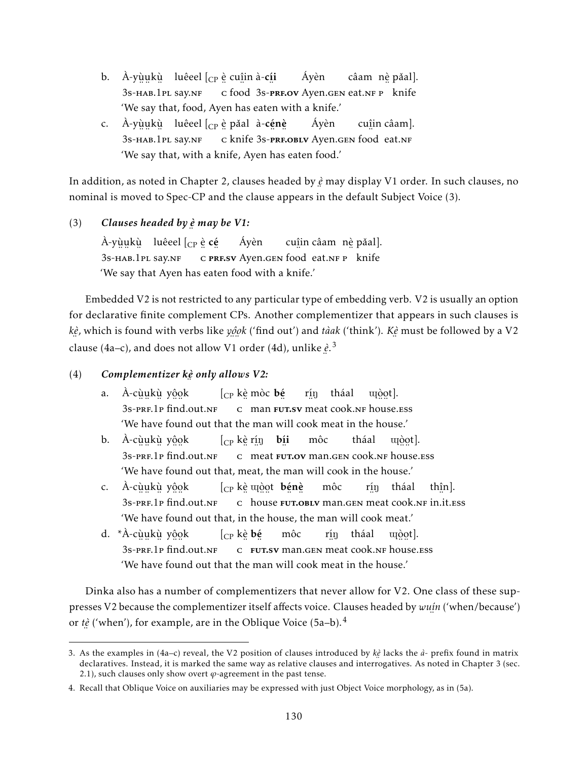b. À-yṳ̀ṳkṳ̀ luêeel [CP ḛ̀ cuî̤in à-**cí̤i** Áyèn câam nḛ̀ pǎal].
   3s-HAB.1PL say.NF C food 3s-PRF.OV Ayen.GEN eat.NF P knife
   'We say that, food, Ayen has eaten with a knife.'

c. À-yṳ̀ṳkṳ̀ luêeel [CP ḛ̀ pǎal à-**cé̤nḛ̀** Áyèn cuî̤in câam].
   3s-HAB.1PL say.NF C knife 3s-PRF.OBLV Ayen.GEN food eat.NF
   'We say that, with a knife, Ayen has eaten food.'

In addition, as noted in Chapter 2, clauses headed by *ḛ̀* may display V1 order. In such clauses, no nominal is moved to Spec-CP and the clause appears in the default Subject Voice (3).

(3) ***Clauses headed by ḛ̀ may be V1:***

À-yṳ̀ṳkṳ̀ luêeel [CP ḛ̀ **cé̤** Áyèn cuî̤in câam nḛ̀ pǎal].
3s-HAB.1PL say.NF C PRF.SV Ayen.GEN food eat.NF P knife
'We say that Ayen has eaten food with a knife.'

Embedded V2 is not restricted to any particular type of embedding verb. V2 is usually an option for declarative finite complement CPs. Another complementizer that appears in such clauses is *kḛ̀*, which is found with verbs like *yô̤o̤k* ('find out') and *tàak* ('think'). *Kḛ̀* must be followed by a V2 clause (4a–c), and does not allow V1 order (4d), unlike *ḛ̀*.[3]

(4) ***Complementizer kḛ̀ only allows V2:***

a. À-cṳ̀ṳkṳ̀ yô̤o̤k [CP kḛ̀ mòc **bé̤** rí̤ŋ tháal ɰò̤o̤t].
   3s-PRF.1P find.out.NF C man FUT.SV meat cook.NF house.ESS
   'We have found out that the man will cook meat in the house.'

b. À-cṳ̀ṳkṳ̀ yô̤o̤k [CP kḛ̀ rí̤ŋ **bí̤i** môc tháal ɰò̤o̤t].
   3s-PRF.1P find.out.NF C meat FUT.OV man.GEN cook.NF house.ESS
   'We have found out that, meat, the man will cook in the house.'

c. À-cṳ̀ṳkṳ̀ yô̤o̤k [CP kḛ̀ ɰò̤o̤t **bé̤nḛ̀** môc rí̤ŋ tháal thî̤n].
   3s-PRF.1P find.out.NF C house FUT.OBLV man.GEN meat cook.NF in.it.ESS
   'We have found out that, in the house, the man will cook meat.'

d. *À-cṳ̀ṳkṳ̀ yô̤o̤k [CP kḛ̀ **bé̤** môc rí̤ŋ tháal ɰò̤o̤t].
   3s-PRF.1P find.out.NF C FUT.SV man.GEN meat cook.NF house.ESS
   'We have found out that the man will cook meat in the house.'

Dinka also has a number of complementizers that never allow for V2. One class of these suppresses V2 because the complementizer itself affects voice. Clauses headed by *wuí̤n* ('when/because') or *tḛ̀* ('when'), for example, are in the Oblique Voice (5a–b).[4]

---

3. As the examples in (4a–c) reveal, the V2 position of clauses introduced by *kḛ̀* lacks the *à-* prefix found in matrix declaratives. Instead, it is marked the same way as relative clauses and interrogatives. As noted in Chapter 3 (sec. 2.1), such clauses only show overt $\varphi$-agreement in the past tense.

4. Recall that Oblique Voice on auxiliaries may be expressed with just Object Voice morphology, as in (5a).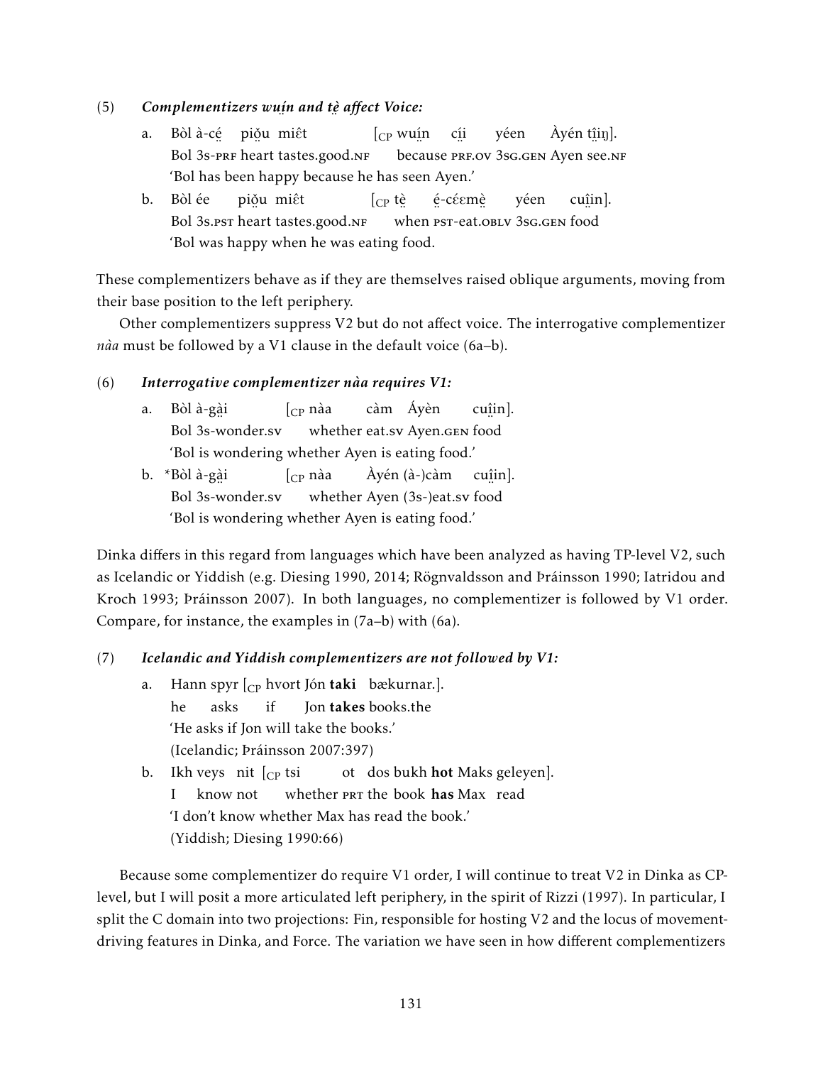(5) ***Complementizers wṳ́n and tḛ̀ affect Voice:***

a. Bòl à-cḛ́ piǒ̤u miɛ̂t [$_{CP}$ wṳ́n cḭ́i yéen Àyén ṱḭ̂iŋ].
Bol 3s-PRF heart tastes.good.NF because PRF.OV 3SG.GEN Ayen see.NF
'Bol has been happy because he has seen Ayen.'

b. Bòl ée piǒ̤u miɛ̂t [$_{CP}$ tḛ̀ ḛ́-cɛ́ɛmḛ̀ yéen cṳ̂in].
Bol 3s.PST heart tastes.good.NF when PST-eat.OBLV 3SG.GEN food
'Bol was happy when he was eating food.

These complementizers behave as if they are themselves raised oblique arguments, moving from their base position to the left periphery.

Other complementizers suppress V2 but do not affect voice. The interrogative complementizer *nàa* must be followed by a V1 clause in the default voice (6a–b).

(6) ***Interrogative complementizer nàa requires V1:***

a. Bòl à-gà̤i [$_{CP}$ nàa càm Áyèn cṳ̂in].
Bol 3s-wonder.SV whether eat.SV Ayen.GEN food
'Bol is wondering whether Ayen is eating food.'

b. *Bòl à-gà̤i [$_{CP}$ nàa Àyén (à-)càm cṳ̂in].
Bol 3s-wonder.SV whether Ayen (3s-)eat.SV food
'Bol is wondering whether Ayen is eating food.'

Dinka differs in this regard from languages which have been analyzed as having TP-level V2, such as Icelandic or Yiddish (e.g. Diesing 1990, 2014; Rögnvaldsson and Þráinsson 1990; Iatridou and Kroch 1993; Þráinsson 2007). In both languages, no complementizer is followed by V1 order. Compare, for instance, the examples in (7a–b) with (6a).

(7) ***Icelandic and Yiddish complementizers are not followed by V1:***

a. Hann spyr [$_{CP}$ hvort Jón **taki** bækurnar.].
he asks if Jon **takes** books.the
'He asks if Jon will take the books.'
(Icelandic; Þráinsson 2007:397)

b. Ikh veys nit [$_{CP}$ tsi ot dos bukh **hot** Maks geleyen].
I know not whether PRT the book **has** Max read
'I don't know whether Max has read the book.'
(Yiddish; Diesing 1990:66)

Because some complementizer do require V1 order, I will continue to treat V2 in Dinka as CP-level, but I will posit a more articulated left periphery, in the spirit of Rizzi (1997). In particular, I split the C domain into two projections: Fin, responsible for hosting V2 and the locus of movement-driving features in Dinka, and Force. The variation we have seen in how different complementizers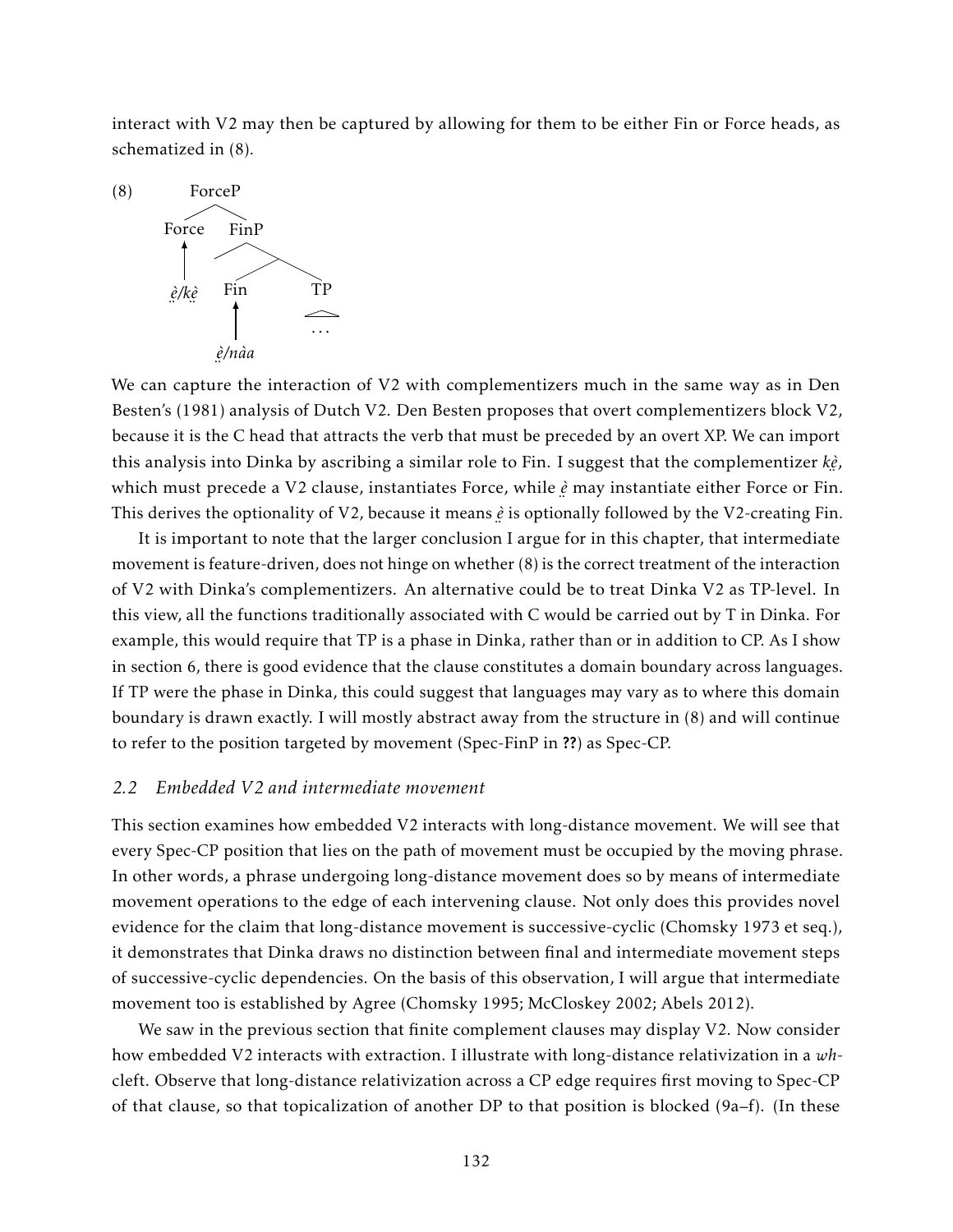interact with V2 may then be captured by allowing for them to be either Fin or Force heads, as schematized in (8).

(8) [ForceP Force [FinP Fin TP ] ]
   Force ← *ḙ̀/kḙ̀*
   Fin ← *ḙ̀/nàa*

We can capture the interaction of V2 with complementizers much in the same way as in Den Besten's (1981) analysis of Dutch V2. Den Besten proposes that overt complementizers block V2, because it is the C head that attracts the verb that must be preceded by an overt XP. We can import this analysis into Dinka by ascribing a similar role to Fin. I suggest that the complementizer *kḙ̀*, which must precede a V2 clause, instantiates Force, while *ḙ̀* may instantiate either Force or Fin. This derives the optionality of V2, because it means *ḙ̀* is optionally followed by the V2-creating Fin.

It is important to note that the larger conclusion I argue for in this chapter, that intermediate movement is feature-driven, does not hinge on whether (8) is the correct treatment of the interaction of V2 with Dinka's complementizers. An alternative could be to treat Dinka V2 as TP-level. In this view, all the functions traditionally associated with C would be carried out by T in Dinka. For example, this would require that TP is a phase in Dinka, rather than or in addition to CP. As I show in section 6, there is good evidence that the clause constitutes a domain boundary across languages. If TP were the phase in Dinka, this could suggest that languages may vary as to where this domain boundary is drawn exactly. I will mostly abstract away from the structure in (8) and will continue to refer to the position targeted by movement (Spec-FinP in **??**) as Spec-CP.

### *2.2 Embedded V2 and intermediate movement*

This section examines how embedded V2 interacts with long-distance movement. We will see that every Spec-CP position that lies on the path of movement must be occupied by the moving phrase. In other words, a phrase undergoing long-distance movement does so by means of intermediate movement operations to the edge of each intervening clause. Not only does this provides novel evidence for the claim that long-distance movement is successive-cyclic (Chomsky 1973 et seq.), it demonstrates that Dinka draws no distinction between final and intermediate movement steps of successive-cyclic dependencies. On the basis of this observation, I will argue that intermediate movement too is established by Agree (Chomsky 1995; McCloskey 2002; Abels 2012).

We saw in the previous section that finite complement clauses may display V2. Now consider how embedded V2 interacts with extraction. I illustrate with long-distance relativization in a *wh*-cleft. Observe that long-distance relativization across a CP edge requires first moving to Spec-CP of that clause, so that topicalization of another DP to that position is blocked (9a–f). (In these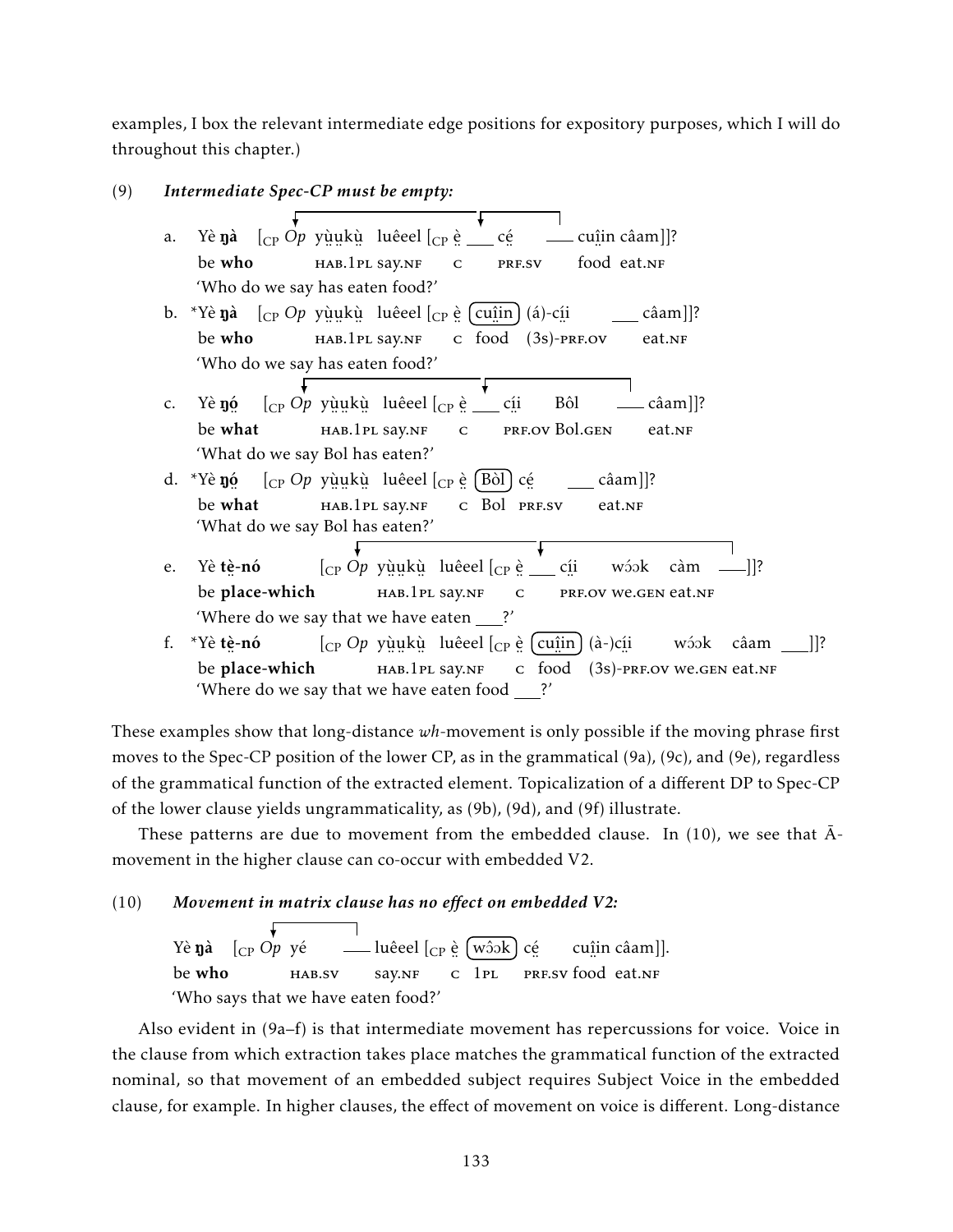examples, I box the relevant intermediate edge positions for expository purposes, which I will do throughout this chapter.)

(9) ***Intermediate Spec-CP must be empty:***

a. Yè **ŋà** [$_{CP}$ *Op* yṳ̀ṳkṳ̀ luêeel [$_{CP}$ ѐ̤ ___ cé̤ ___ cuî̤in câam]]?
   be **who** HAB.1PL say.NF C PRF.SV food eat.NF
   'Who do we say has eaten food?'

b. \*Yè **ŋà** [$_{CP}$ *Op* yṳ̀ṳkṳ̀ luêeel [$_{CP}$ ѐ̤ [cuî̤in] (á)-cí̤i ___ câam]]?
   be **who** HAB.1PL say.NF C food (3S)-PRF.OV eat.NF
   'Who do we say has eaten food?'

c. Yè **ŋó̤** [$_{CP}$ *Op* yṳ̀ṳkṳ̀ luêeel [$_{CP}$ ѐ̤ ___ cí̤i Bôl ___ câam]]?
   be **what** HAB.1PL say.NF C PRF.OV Bol.GEN eat.NF
   'What do we say Bol has eaten?'

d. \*Yè **ŋó̤** [$_{CP}$ *Op* yṳ̀ṳkṳ̀ luêeel [$_{CP}$ ѐ̤ [Bòl] cé̤ ___ câam]]?
   be **what** HAB.1PL say.NF C Bol PRF.SV eat.NF
   'What do we say Bol has eaten?'

e. Yè **tѐ̤-nó** [$_{CP}$ *Op* yṳ̀ṳkṳ̀ luêeel [$_{CP}$ ѐ̤ ___ cí̤i wɔ́ɔk càm ___]]?
   be **place-which** HAB.1PL say.NF C PRF.OV we.GEN eat.NF
   'Where do we say that we have eaten ___?'

f. \*Yè **tѐ̤-nó** [$_{CP}$ *Op* yṳ̀ṳkṳ̀ luêeel [$_{CP}$ ѐ̤ [cuî̤in] (à-)cí̤i wɔ́ɔk câam ___]]?
   be **place-which** HAB.1PL say.NF C food (3S)-PRF.OV we.GEN eat.NF
   'Where do we say that we have eaten food ___?'

These examples show that long-distance *wh*-movement is only possible if the moving phrase first moves to the Spec-CP position of the lower CP, as in the grammatical (9a), (9c), and (9e), regardless of the grammatical function of the extracted element. Topicalization of a different DP to Spec-CP of the lower clause yields ungrammaticality, as (9b), (9d), and (9f) illustrate.

These patterns are due to movement from the embedded clause. In (10), we see that Ā-movement in the higher clause can co-occur with embedded V2.

(10) ***Movement in matrix clause has no effect on embedded V2:***

   Yè **ŋà** [$_{CP}$ *Op* yé ___ luêeel [$_{CP}$ ѐ̤ [wɔ̂ɔk] cé̤ cuî̤in câam]].
   be **who** HAB.SV say.NF C 1PL PRF.SV food eat.NF
   'Who says that we have eaten food?'

Also evident in (9a–f) is that intermediate movement has repercussions for voice. Voice in the clause from which extraction takes place matches the grammatical function of the extracted nominal, so that movement of an embedded subject requires Subject Voice in the embedded clause, for example. In higher clauses, the effect of movement on voice is different. Long-distance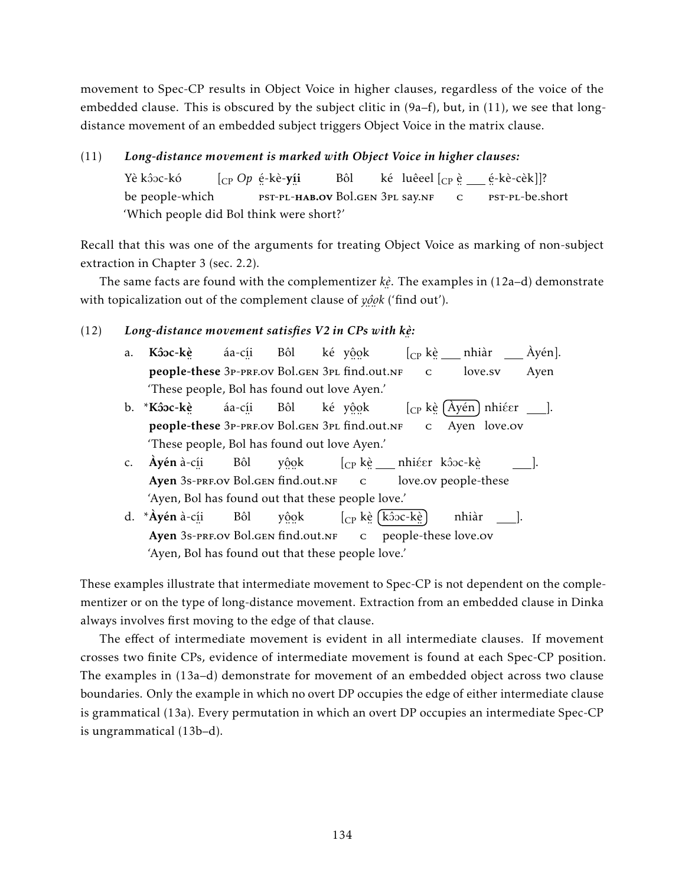movement to Spec-CP results in Object Voice in higher clauses, regardless of the voice of the embedded clause. This is obscured by the subject clitic in (9a–f), but, in (11), we see that long-distance movement of an embedded subject triggers Object Voice in the matrix clause.

(11) ***Long-distance movement is marked with Object Voice in higher clauses:***

Yè kɔ̂ɔc-kó [$_{CP}$ *Op* ẹ̈-kè-**yị̈i** Bôl ké luêeel [$_{CP}$ ẹ̈ ___ ẹ̈-kè-cèk]]?
be people-which PST-PL-**HAB.OV** Bol.GEN 3PL say.NF C PST-PL-be.short
'Which people did Bol think were short?'

Recall that this was one of the arguments for treating Object Voice as marking of non-subject extraction in Chapter 3 (sec. 2.2).

The same facts are found with the complementizer *kẹ̈*. The examples in (12a–d) demonstrate with topicalization out of the complement clause of *yộọ̈k* ('find out').

(12) ***Long-distance movement satisfies V2 in CPs with kẹ̈:***

a. **Kɔ̂ɔc-kẹ̈** áa-cị̈i Bôl ké yộọ̈k [$_{CP}$ kẹ̈ ___ nhiàr ___ Àyén].
**people-these** 3P-PRF.OV Bol.GEN 3PL find.out.NF C love.SV Ayen
'These people, Bol has found out love Ayen.'

b. \***Kɔ̂ɔc-kẹ̈** áa-cị̈i Bôl ké yộọ̈k [$_{CP}$ kẹ̈ (Àyén) nhiɛ́ɛr ___].
**people-these** 3P-PRF.OV Bol.GEN 3PL find.out.NF C Ayen love.OV
'These people, Bol has found out love Ayen.'

c. **Àyén** à-cị̈i Bôl yộọ̈k [$_{CP}$ kẹ̈ ___ nhiɛ́ɛr kɔ̂ɔc-kẹ̈ ___].
**Ayen** 3S-PRF.OV Bol.GEN find.out.NF C love.OV people-these
'Ayen, Bol has found out that these people love.'

d. \***Àyén** à-cị̈i Bôl yộọ̈k [$_{CP}$ kẹ̈ (kɔ̂ɔc-kẹ̈) nhiàr ___].
**Ayen** 3S-PRF.OV Bol.GEN find.out.NF C people-these love.OV
'Ayen, Bol has found out that these people love.'

These examples illustrate that intermediate movement to Spec-CP is not dependent on the complementizer or on the type of long-distance movement. Extraction from an embedded clause in Dinka always involves first moving to the edge of that clause.

The effect of intermediate movement is evident in all intermediate clauses. If movement crosses two finite CPs, evidence of intermediate movement is found at each Spec-CP position. The examples in (13a–d) demonstrate for movement of an embedded object across two clause boundaries. Only the example in which no overt DP occupies the edge of either intermediate clause is grammatical (13a). Every permutation in which an overt DP occupies an intermediate Spec-CP is ungrammatical (13b–d).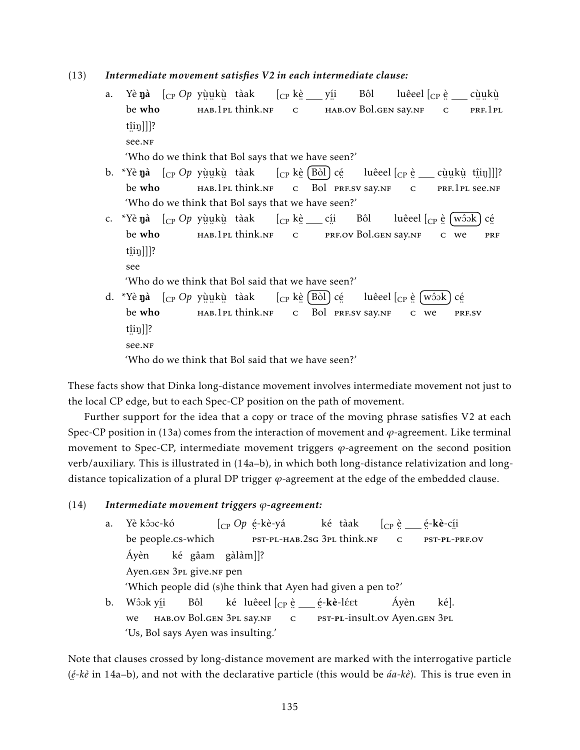(13) ***Intermediate movement satisfies V2 in each intermediate clause:***

a. Yè **ŋà** [$_{CP}$ *Op* yṳ̀ṳkṳ̀ tàak [$_{CP}$ kḛ̀ ___ yḭ́i Bôl luêeel [$_{CP}$ ḛ̀ ___ cṳ̀ṳkṳ̀ ṯḭ̈iŋ]]]?
be **who** HAB.1PL think.NF C HAB.OV Bol.GEN say.NF C PRF.1PL see.NF
'Who do we think that Bol says that we have seen?'

b. *Yè **ŋà** [$_{CP}$ *Op* yṳ̀ṳkṳ̀ tàak [$_{CP}$ kḛ̀ (Bòl) cḛ́ luêeel [$_{CP}$ ḛ̀ ___ cṳ̀ṳkṳ̀ ṯḭ̈iŋ]]]?
be **who** HAB.1PL think.NF C Bol PRF.SV say.NF C PRF.1PL see.NF
'Who do we think that Bol says that we have seen?'

c. *Yè **ŋà** [$_{CP}$ *Op* yṳ̀ṳkṳ̀ tàak [$_{CP}$ kḛ̀ ___ cḭ́i Bôl luêeel [$_{CP}$ ḛ̀ (wɔ̂ɔk) cḛ́ ṯḭ̈iŋ]]]?
be **who** HAB.1PL think.NF C PRF.OV Bol.GEN say.NF C we PRF see
'Who do we think that Bol said that we have seen?'

d. *Yè **ŋà** [$_{CP}$ *Op* yṳ̀ṳkṳ̀ tàak [$_{CP}$ kḛ̀ (Bòl) cḛ́ luêeel [$_{CP}$ ḛ̀ (wɔ̂ɔk) cḛ́ ṯḭ̈iŋ]]?
be **who** HAB.1PL think.NF C Bol PRF.SV say.NF C we PRF.SV see.NF
'Who do we think that Bol said that we have seen?'

These facts show that Dinka long-distance movement involves intermediate movement not just to the local CP edge, but to each Spec-CP position on the path of movement.

Further support for the idea that a copy or trace of the moving phrase satisfies V2 at each Spec-CP position in (13a) comes from the interaction of movement and $\varphi$-agreement. Like terminal movement to Spec-CP, intermediate movement triggers $\varphi$-agreement on the second position verb/auxiliary. This is illustrated in (14a–b), in which both long-distance relativization and long-distance topicalization of a plural DP trigger $\varphi$-agreement at the edge of the embedded clause.

(14) ***Intermediate movement triggers $\varphi$-agreement:***

a. Yè kɔ̂ɔc-kó [$_{CP}$ *Op* ḛ́-kè-yá ké tàak [$_{CP}$ ḛ̀ ___ ḛ́-**kè**-cḭ́i Áyèn ké gâam gàlàm]]?
be people.CS-which PST-PL-HAB.2SG 3PL think.NF C PST-**PL**-PRF.OV Ayen.GEN 3PL give.NF pen
'Which people did (s)he think that Ayen had given a pen to?'

b. Wɔ̂ɔk yḭ́i Bôl ké luêeel [$_{CP}$ ḛ̀ ___ ḛ́-**kè**-lɛ́ɛt Áyèn ké].
we HAB.OV Bol.GEN 3PL say.NF C PST-**PL**-insult.OV Ayen.GEN 3PL
'Us, Bol says Ayen was insulting.'

Note that clauses crossed by long-distance movement are marked with the interrogative particle (*ḛ́-kè* in 14a–b), and not with the declarative particle (this would be *áa-kè*). This is true even in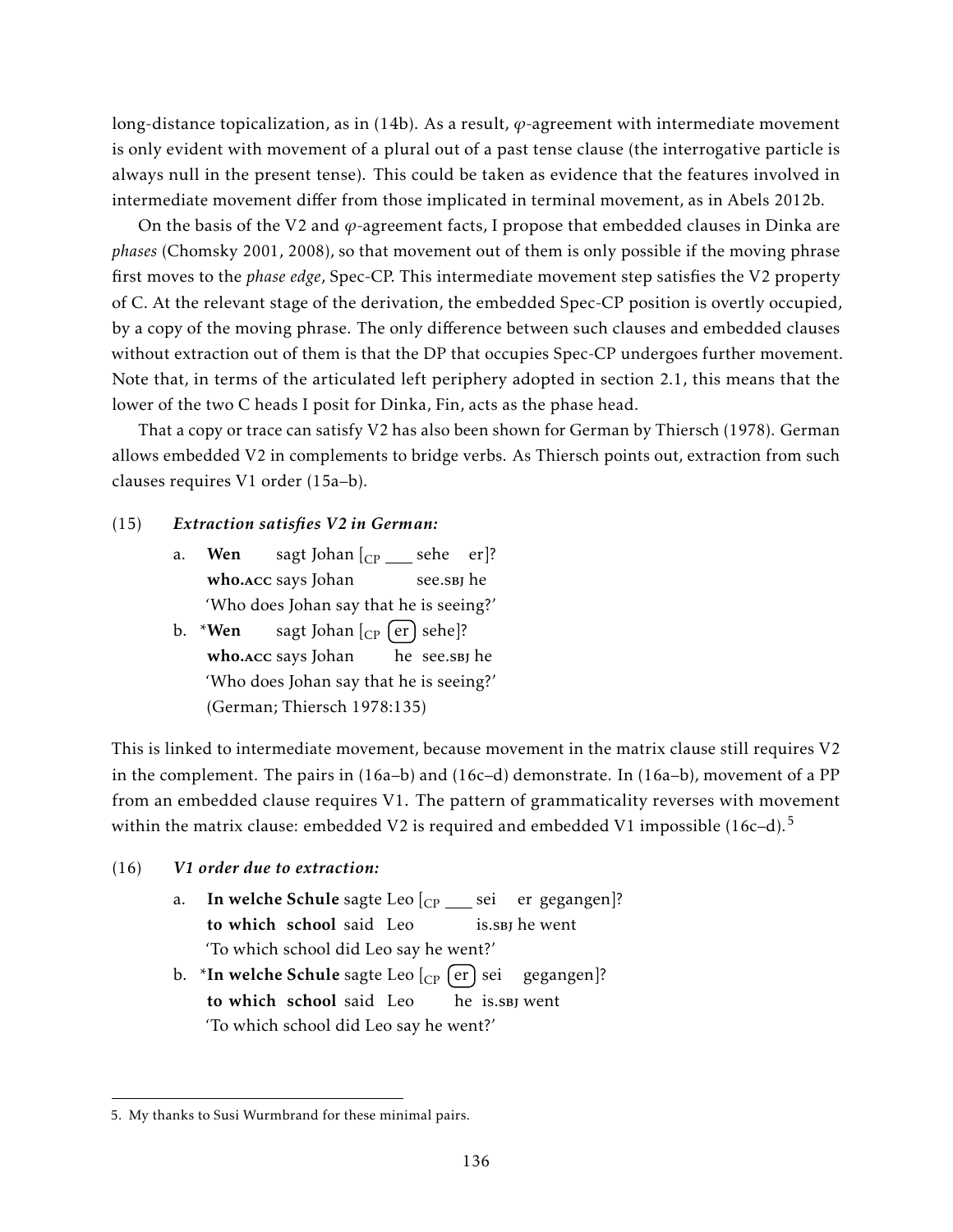long-distance topicalization, as in (14b). As a result, $\varphi$-agreement with intermediate movement is only evident with movement of a plural out of a past tense clause (the interrogative particle is always null in the present tense). This could be taken as evidence that the features involved in intermediate movement differ from those implicated in terminal movement, as in Abels 2012b.

On the basis of the V2 and $\varphi$-agreement facts, I propose that embedded clauses in Dinka are *phases* (Chomsky 2001, 2008), so that movement out of them is only possible if the moving phrase first moves to the *phase edge*, Spec-CP. This intermediate movement step satisfies the V2 property of C. At the relevant stage of the derivation, the embedded Spec-CP position is overtly occupied, by a copy of the moving phrase. The only difference between such clauses and embedded clauses without extraction out of them is that the DP that occupies Spec-CP undergoes further movement. Note that, in terms of the articulated left periphery adopted in section 2.1, this means that the lower of the two C heads I posit for Dinka, Fin, acts as the phase head.

That a copy or trace can satisfy V2 has also been shown for German by Thiersch (1978). German allows embedded V2 in complements to bridge verbs. As Thiersch points out, extraction from such clauses requires V1 order (15a–b).

(15) ***Extraction satisfies V2 in German:***

a. **Wen** sagt Johan [$_{\text{CP}}$ ___ sehe er]?
   **who.ACC** says Johan see.SBJ he
   'Who does Johan say that he is seeing?'

b. \***Wen** sagt Johan [$_{\text{CP}}$ (er) sehe]?
   **who.ACC** says Johan he see.SBJ he
   'Who does Johan say that he is seeing?'
   (German; Thiersch 1978:135)

This is linked to intermediate movement, because movement in the matrix clause still requires V2 in the complement. The pairs in (16a–b) and (16c–d) demonstrate. In (16a–b), movement of a PP from an embedded clause requires V1. The pattern of grammaticality reverses with movement within the matrix clause: embedded V2 is required and embedded V1 impossible (16c–d).[5]

(16) ***V1 order due to extraction:***

a. **In welche Schule** sagte Leo [$_{\text{CP}}$ ___ sei er gegangen]?
   **to which school** said Leo is.SBJ he went
   'To which school did Leo say he went?'

b. \***In welche Schule** sagte Leo [$_{\text{CP}}$ (er) sei gegangen]?
   **to which school** said Leo he is.SBJ went
   'To which school did Leo say he went?'

5. My thanks to Susi Wurmbrand for these minimal pairs.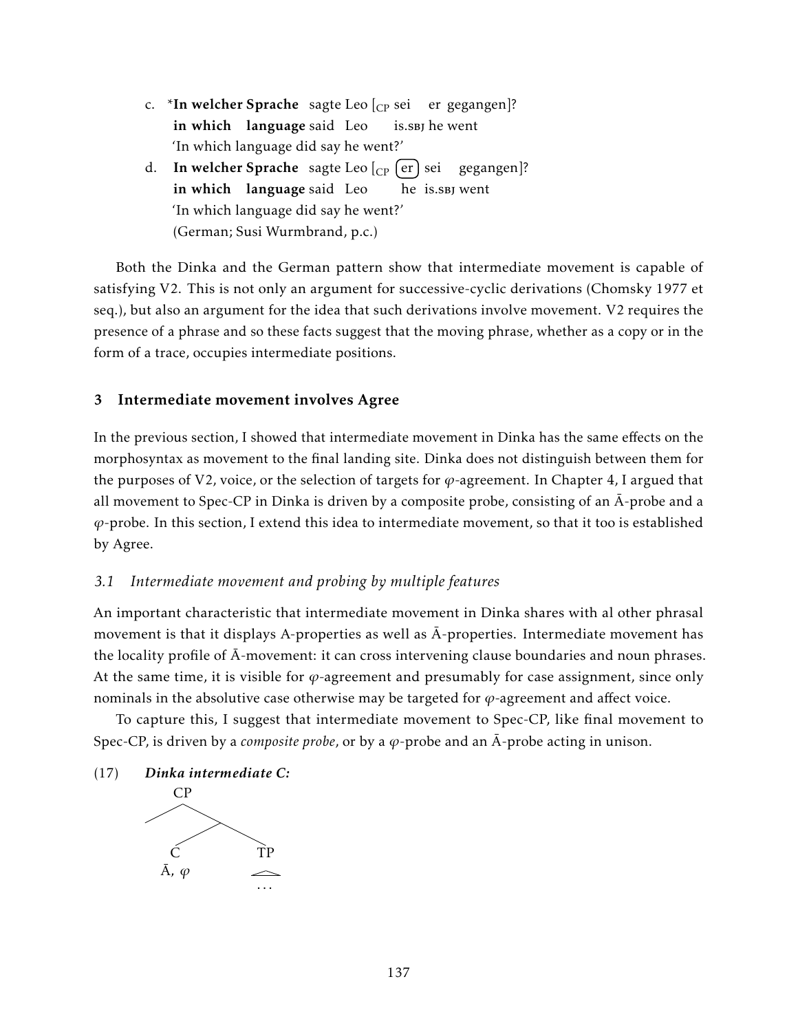c. *__In welcher Sprache__ sagte Leo [$_{CP}$ sei er gegangen]?
   **in which language** said Leo is.SBJ he went
   'In which language did say he went?'

d. **In welcher Sprache** sagte Leo [$_{CP}$ (er) sei gegangen]?
   **in which language** said Leo he is.SBJ went
   'In which language did say he went?'
   (German; Susi Wurmbrand, p.c.)

Both the Dinka and the German pattern show that intermediate movement is capable of satisfying V2. This is not only an argument for successive-cyclic derivations (Chomsky 1977 et seq.), but also an argument for the idea that such derivations involve movement. V2 requires the presence of a phrase and so these facts suggest that the moving phrase, whether as a copy or in the form of a trace, occupies intermediate positions.

## 3 Intermediate movement involves Agree

In the previous section, I showed that intermediate movement in Dinka has the same effects on the morphosyntax as movement to the final landing site. Dinka does not distinguish between them for the purposes of V2, voice, or the selection of targets for $\varphi$-agreement. In Chapter 4, I argued that all movement to Spec-CP in Dinka is driven by a composite probe, consisting of an Ā-probe and a $\varphi$-probe. In this section, I extend this idea to intermediate movement, so that it too is established by Agree.

### *3.1 Intermediate movement and probing by multiple features*

An important characteristic that intermediate movement in Dinka shares with al other phrasal movement is that it displays A-properties as well as Ā-properties. Intermediate movement has the locality profile of Ā-movement: it can cross intervening clause boundaries and noun phrases. At the same time, it is visible for $\varphi$-agreement and presumably for case assignment, since only nominals in the absolutive case otherwise may be targeted for $\varphi$-agreement and affect voice.

To capture this, I suggest that intermediate movement to Spec-CP, like final movement to Spec-CP, is driven by a *composite probe*, or by a $\varphi$-probe and an Ā-probe acting in unison.

(17) ***Dinka intermediate C:***

```
        CP
       /  \
          /\
         C  TP
       Ā, φ  /\
             ...
```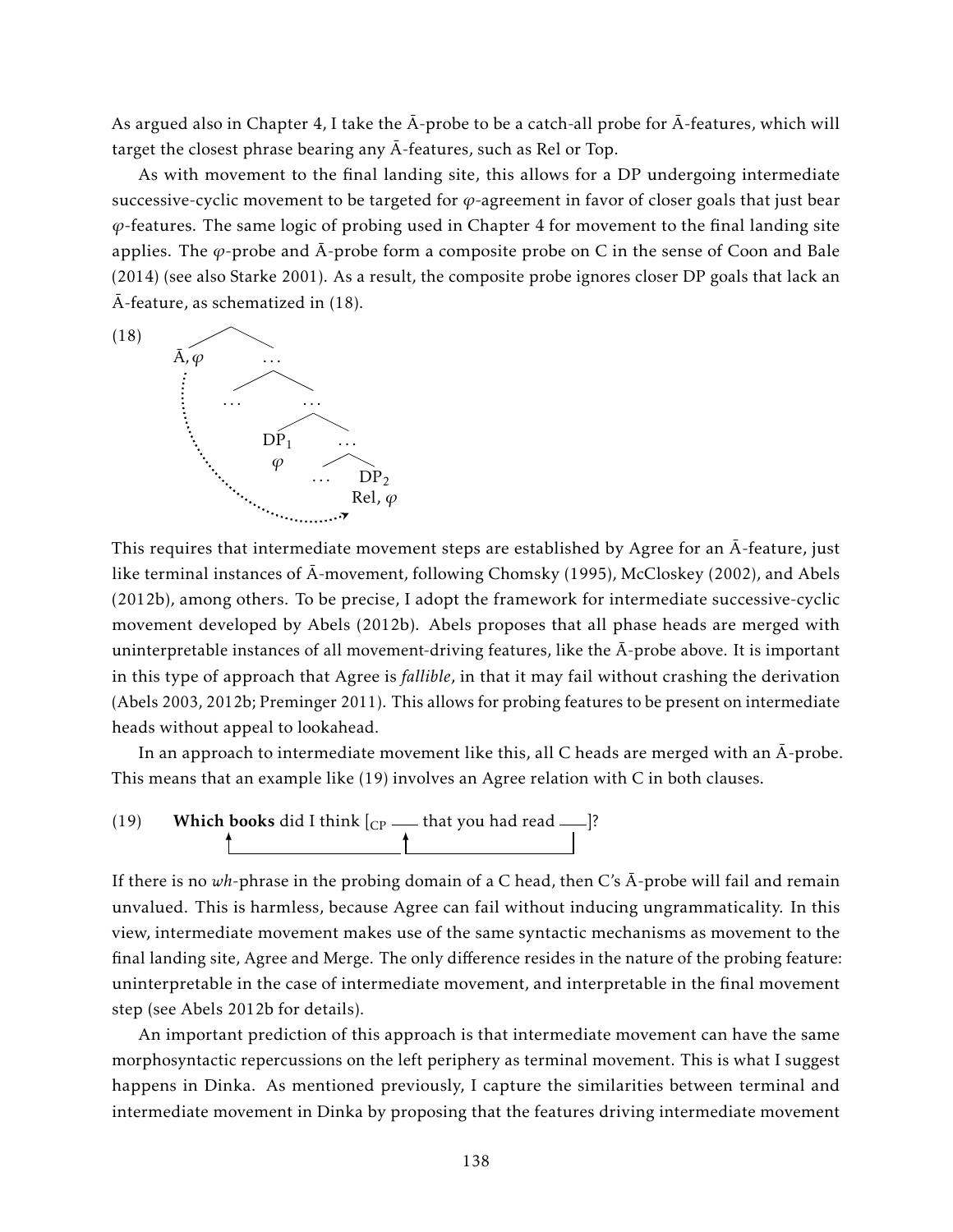As argued also in Chapter 4, I take the Ā-probe to be a catch-all probe for Ā-features, which will target the closest phrase bearing any Ā-features, such as Rel or Top.

As with movement to the final landing site, this allows for a DP undergoing intermediate successive-cyclic movement to be targeted for $\varphi$-agreement in favor of closer goals that just bear $\varphi$-features. The same logic of probing used in Chapter 4 for movement to the final landing site applies. The $\varphi$-probe and Ā-probe form a composite probe on C in the sense of Coon and Bale (2014) (see also Starke 2001). As a result, the composite probe ignores closer DP goals that lack an Ā-feature, as schematized in (18).

(18) [Tree: Ā, $\varphi$ ... [ ... [ ... [ $DP_1$ ($\varphi$) [ ... $DP_2$ (Rel, $\varphi$) ]]]] — dotted arrow from Ā, $\varphi$ to $DP_2$]

This requires that intermediate movement steps are established by Agree for an Ā-feature, just like terminal instances of Ā-movement, following Chomsky (1995), McCloskey (2002), and Abels (2012b), among others. To be precise, I adopt the framework for intermediate successive-cyclic movement developed by Abels (2012b). Abels proposes that all phase heads are merged with uninterpretable instances of all movement-driving features, like the Ā-probe above. It is important in this type of approach that Agree is *fallible*, in that it may fail without crashing the derivation (Abels 2003, 2012b; Preminger 2011). This allows for probing features to be present on intermediate heads without appeal to lookahead.

In an approach to intermediate movement like this, all C heads are merged with an Ā-probe. This means that an example like (19) involves an Agree relation with C in both clauses.

(19) **Which books** did I think [$_{CP}$ ___ that you had read ___]?

If there is no *wh*-phrase in the probing domain of a C head, then C's Ā-probe will fail and remain unvalued. This is harmless, because Agree can fail without inducing ungrammaticality. In this view, intermediate movement makes use of the same syntactic mechanisms as movement to the final landing site, Agree and Merge. The only difference resides in the nature of the probing feature: uninterpretable in the case of intermediate movement, and interpretable in the final movement step (see Abels 2012b for details).

An important prediction of this approach is that intermediate movement can have the same morphosyntactic repercussions on the left periphery as terminal movement. This is what I suggest happens in Dinka. As mentioned previously, I capture the similarities between terminal and intermediate movement in Dinka by proposing that the features driving intermediate movement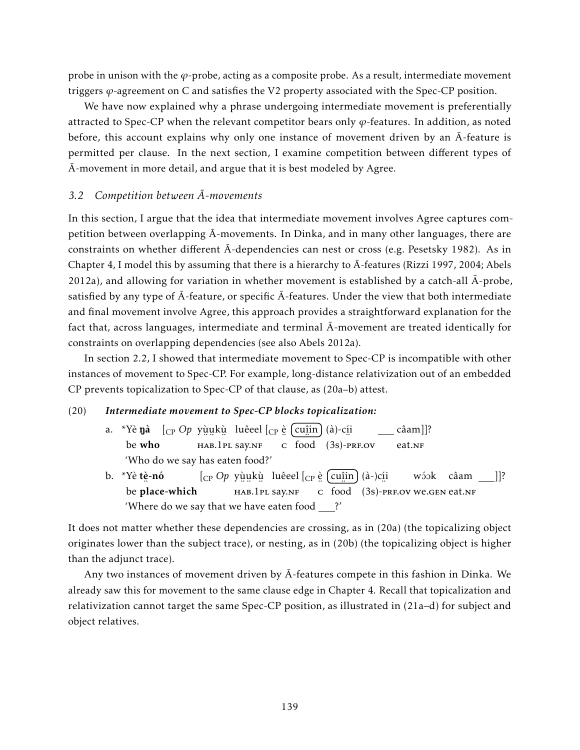probe in unison with the $\varphi$-probe, acting as a composite probe. As a result, intermediate movement triggers $\varphi$-agreement on C and satisfies the V2 property associated with the Spec-CP position.

We have now explained why a phrase undergoing intermediate movement is preferentially attracted to Spec-CP when the relevant competitor bears only $\varphi$-features. In addition, as noted before, this account explains why only one instance of movement driven by an Ā-feature is permitted per clause. In the next section, I examine competition between different types of Ā-movement in more detail, and argue that it is best modeled by Agree.

### *3.2 Competition between Ā-movements*

In this section, I argue that the idea that intermediate movement involves Agree captures competition between overlapping Ā-movements. In Dinka, and in many other languages, there are constraints on whether different Ā-dependencies can nest or cross (e.g. Pesetsky 1982). As in Chapter 4, I model this by assuming that there is a hierarchy to Ā-features (Rizzi 1997, 2004; Abels 2012a), and allowing for variation in whether movement is established by a catch-all Ā-probe, satisfied by any type of Ā-feature, or specific Ā-features. Under the view that both intermediate and final movement involve Agree, this approach provides a straightforward explanation for the fact that, across languages, intermediate and terminal Ā-movement are treated identically for constraints on overlapping dependencies (see also Abels 2012a).

In section 2.2, I showed that intermediate movement to Spec-CP is incompatible with other instances of movement to Spec-CP. For example, long-distance relativization out of an embedded CP prevents topicalization to Spec-CP of that clause, as (20a–b) attest.

(20) ***Intermediate movement to Spec-CP blocks topicalization:***

a. \*Yè **ŋà** [$_{CP}$ *Op* yṳ̀ṳkṳ̀ luêeel [$_{CP}$ ḕ (cuḭ̂in) (à)-cḭ́i ___ câam]]?
   be **who** HAB.1PL say.NF C food (3S)-PRF.OV eat.NF
   'Who do we say has eaten food?'

b. \*Yè **tḕ-nó** [$_{CP}$ *Op* yṳ̀ṳkṳ̀ luêeel [$_{CP}$ ḕ (cuḭ̂in) (à-)cḭ́i wɔ́ɔk câam ___]]?
   be **place-which** HAB.1PL say.NF C food (3S)-PRF.OV we.GEN eat.NF
   'Where do we say that we have eaten food ___?'

It does not matter whether these dependencies are crossing, as in (20a) (the topicalizing object originates lower than the subject trace), or nesting, as in (20b) (the topicalizing object is higher than the adjunct trace).

Any two instances of movement driven by Ā-features compete in this fashion in Dinka. We already saw this for movement to the same clause edge in Chapter 4. Recall that topicalization and relativization cannot target the same Spec-CP position, as illustrated in (21a–d) for subject and object relatives.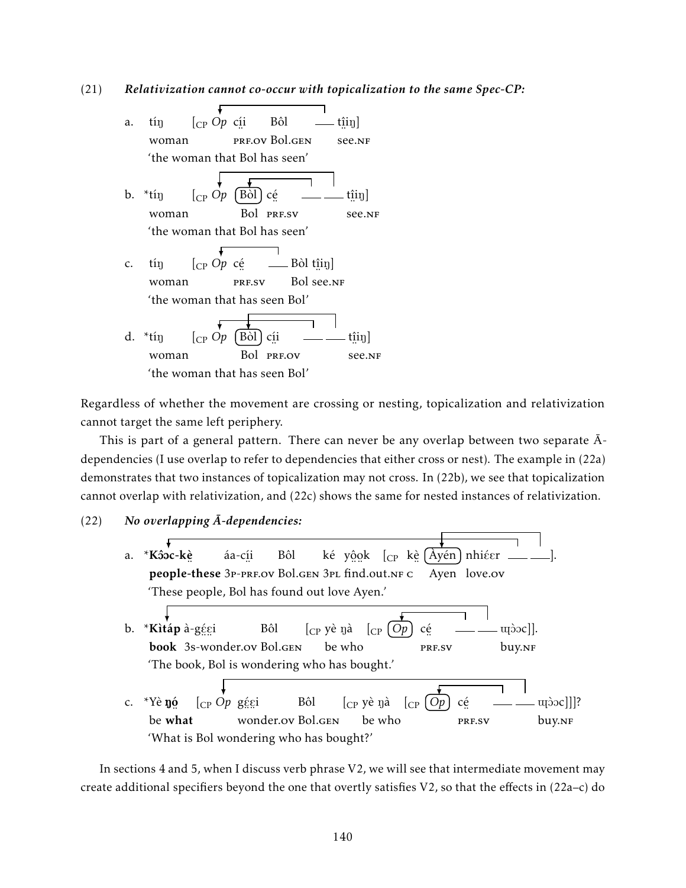(21) ***Relativization cannot co-occur with topicalization to the same Spec-CP:***

a. tíŋ [CP *Op* cḭ̈i Bôl ___ tı̪̈iŋ]
   woman PRF.OV Bol.GEN see.NF
   'the woman that Bol has seen'

b. *tíŋ [CP *Op* (Bòl) cḛ́ ___ ___ tı̪̈iŋ]
   woman Bol PRF.SV see.NF
   'the woman that Bol has seen'

c. tíŋ [CP *Op* cḛ́ ___ Bòl tı̪̈iŋ]
   woman PRF.SV Bol see.NF
   'the woman that has seen Bol'

d. *tíŋ [CP *Op* (Bòl) cḭ̈i ___ ___ tı̪̈iŋ]
   woman Bol PRF.OV see.NF
   'the woman that has seen Bol'

Regardless of whether the movement are crossing or nesting, topicalization and relativization cannot target the same left periphery.

This is part of a general pattern. There can never be any overlap between two separate Ā-dependencies (I use overlap to refer to dependencies that either cross or nest). The example in (22a) demonstrates that two instances of topicalization may not cross. In (22b), we see that topicalization cannot overlap with relativization, and (22c) shows the same for nested instances of relativization.

(22) ***No overlapping Ā-dependencies:***

a. ***Kɔ̂ɔc-kḕ** áa-cḭ̈i Bôl ké yô̤o̤k [CP kḕ (Àyén) nhiɛ́ɛr ___ ___].
   **people-these** 3P-PRF.OV Bol.GEN 3PL find.out.NF C Ayen love.OV
   'These people, Bol has found out love Ayen.'

b. ***Kìtáp** à-gɛ̤́ɛ̤i Bôl [CP yè ŋà [CP (*Op*) cḛ́ ___ ___ ɰɔ̤̀ɔc]].
   **book** 3S-wonder.OV Bol.GEN be who PRF.SV buy.NF
   'The book, Bol is wondering who has bought.'

c. *Yè **ŋó̤** [CP *Op* gɛ̤́ɛ̤i Bôl [CP yè ŋà [CP (*Op*) cḛ́ ___ ___ ɰɔ̤̀ɔc]]]?
   be **what** wonder.OV Bol.GEN be who PRF.SV buy.NF
   'What is Bol wondering who has bought?'

In sections 4 and 5, when I discuss verb phrase V2, we will see that intermediate movement may create additional specifiers beyond the one that overtly satisfies V2, so that the effects in (22a–c) do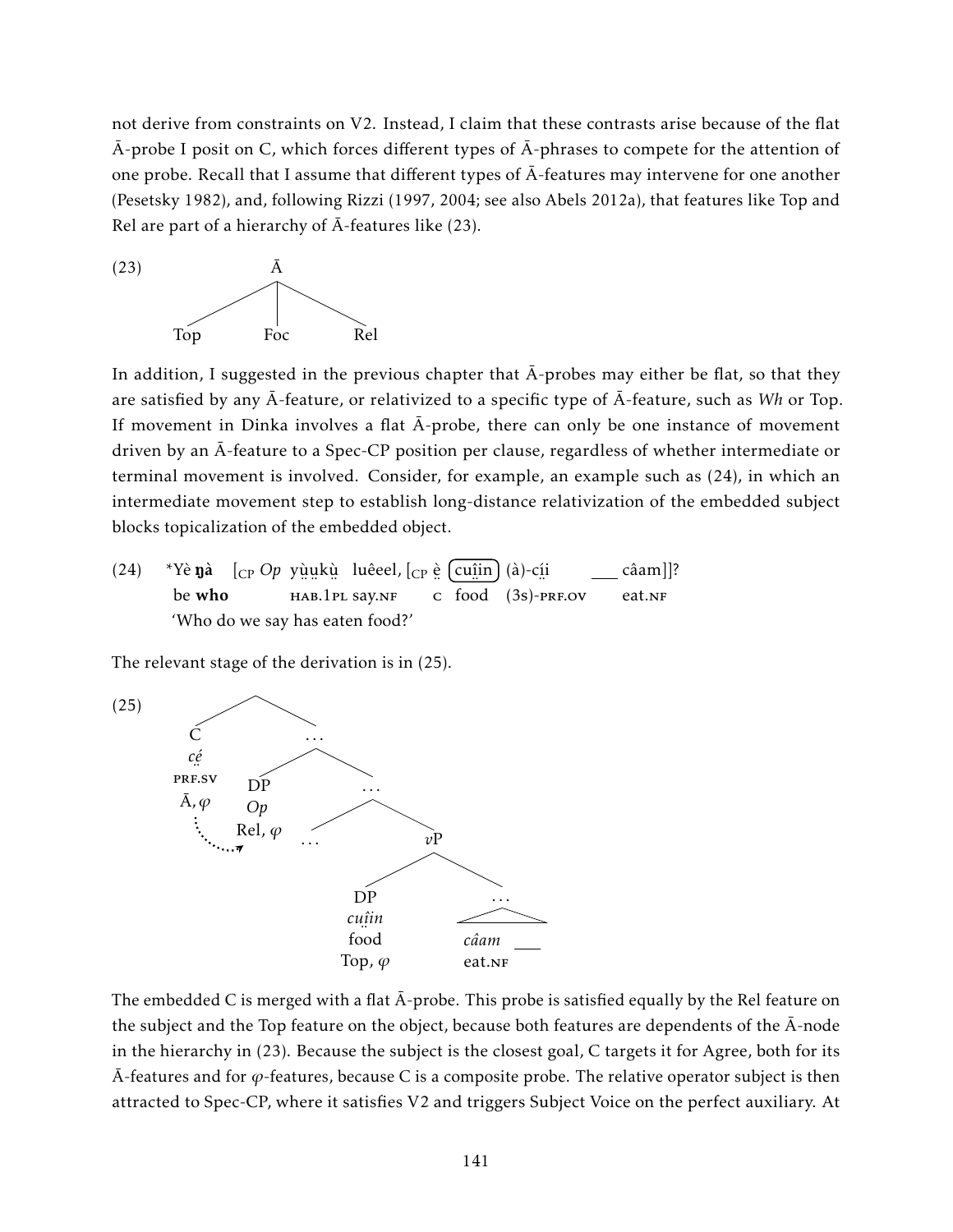not derive from constraints on V2. Instead, I claim that these contrasts arise because of the flat Ā-probe I posit on C, which forces different types of Ā-phrases to compete for the attention of one probe. Recall that I assume that different types of Ā-features may intervene for one another (Pesetsky 1982), and, following Rizzi (1997, 2004; see also Abels 2012a), that features like Top and Rel are part of a hierarchy of Ā-features like (23).

(23)
```
         Ā
      /  |  \
   Top  Foc  Rel
```

In addition, I suggested in the previous chapter that Ā-probes may either be flat, so that they are satisfied by any Ā-feature, or relativized to a specific type of Ā-feature, such as *Wh* or Top. If movement in Dinka involves a flat Ā-probe, there can only be one instance of movement driven by an Ā-feature to a Spec-CP position per clause, regardless of whether intermediate or terminal movement is involved. Consider, for example, an example such as (24), in which an intermediate movement step to establish long-distance relativization of the embedded subject blocks topicalization of the embedded object.

(24) \*Yè **ŋà** [$_{\text{CP}}$ *Op* yṳ̀ṳkṳ̀ luêeel, [$_{\text{CP}}$ è̤ (cṳî̤n) (à)-cí̤i̤ ___ câam]]?
be **who** HAB.1PL say.NF C food (3S)-PRF.OV eat.NF
'Who do we say has eaten food?'

The relevant stage of the derivation is in (25).

(25)
```
        /\
       C   ...
      cé̤     /\
   PRF.SV  DP   ...
    Ā, φ   Op   /  \
     ⋱    Rel, φ ...  vP
      ⋱→              /  \
                    DP    ...
                   cṳî̤n   /\
                   food  câam ___
                  Top, φ  eat.NF
```

The embedded C is merged with a flat Ā-probe. This probe is satisfied equally by the Rel feature on the subject and the Top feature on the object, because both features are dependents of the Ā-node in the hierarchy in (23). Because the subject is the closest goal, C targets it for Agree, both for its Ā-features and for φ-features, because C is a composite probe. The relative operator subject is then attracted to Spec-CP, where it satisfies V2 and triggers Subject Voice on the perfect auxiliary. At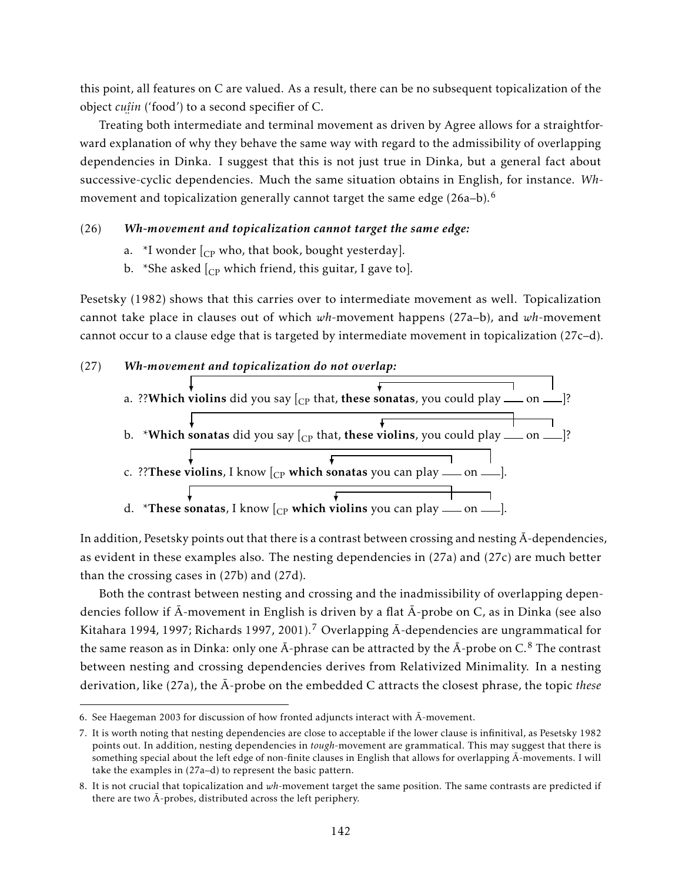this point, all features on C are valued. As a result, there can be no subsequent topicalization of the object *cuı̤̂in* ('food') to a second specifier of C.

Treating both intermediate and terminal movement as driven by Agree allows for a straightforward explanation of why they behave the same way with regard to the admissibility of overlapping dependencies in Dinka. I suggest that this is not just true in Dinka, but a general fact about successive-cyclic dependencies. Much the same situation obtains in English, for instance. *Wh*-movement and topicalization generally cannot target the same edge (26a–b).[6]

(26) ***Wh-movement and topicalization cannot target the same edge:***

a. *I wonder [$_{\text{CP}}$ who, that book, bought yesterday].

b. *She asked [$_{\text{CP}}$ which friend, this guitar, I gave to].

Pesetsky (1982) shows that this carries over to intermediate movement as well. Topicalization cannot take place in clauses out of which *wh*-movement happens (27a–b), and *wh*-movement cannot occur to a clause edge that is targeted by intermediate movement in topicalization (27c–d).

(27) ***Wh-movement and topicalization do not overlap:***

a. ??**Which violins** did you say [$_{\text{CP}}$ that, **these sonatas**, you could play ___ on ___]?

b. *__Which sonatas__ did you say [$_{\text{CP}}$ that, **these violins**, you could play ___ on ___]?

c. ??**These violins**, I know [$_{\text{CP}}$ **which sonatas** you can play ___ on ___].

d. *__These sonatas__, I know [$_{\text{CP}}$ **which violins** you can play ___ on ___].

In addition, Pesetsky points out that there is a contrast between crossing and nesting Ā-dependencies, as evident in these examples also. The nesting dependencies in (27a) and (27c) are much better than the crossing cases in (27b) and (27d).

Both the contrast between nesting and crossing and the inadmissibility of overlapping dependencies follow if Ā-movement in English is driven by a flat Ā-probe on C, as in Dinka (see also Kitahara 1994, 1997; Richards 1997, 2001).[7] Overlapping Ā-dependencies are ungrammatical for the same reason as in Dinka: only one Ā-phrase can be attracted by the Ā-probe on C.[8] The contrast between nesting and crossing dependencies derives from Relativized Minimality. In a nesting derivation, like (27a), the Ā-probe on the embedded C attracts the closest phrase, the topic *these*

---

6. See Haegeman 2003 for discussion of how fronted adjuncts interact with Ā-movement.

7. It is worth noting that nesting dependencies are close to acceptable if the lower clause is infinitival, as Pesetsky 1982 points out. In addition, nesting dependencies in *tough*-movement are grammatical. This may suggest that there is something special about the left edge of non-finite clauses in English that allows for overlapping Ā-movements. I will take the examples in (27a–d) to represent the basic pattern.

8. It is not crucial that topicalization and *wh*-movement target the same position. The same contrasts are predicted if there are two Ā-probes, distributed across the left periphery.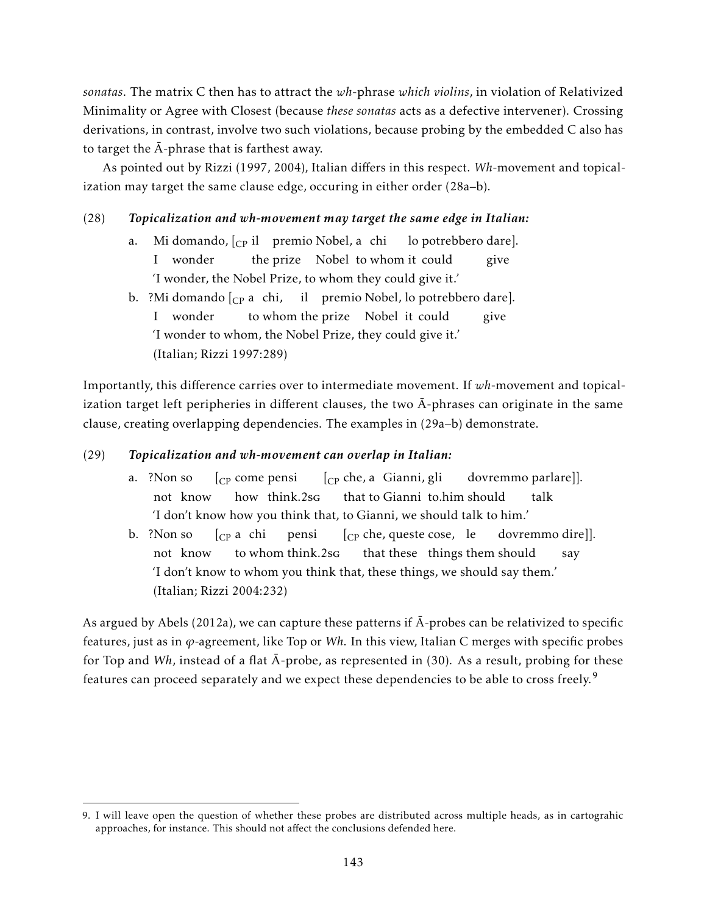*sonatas*. The matrix C then has to attract the *wh*-phrase *which violins*, in violation of Relativized Minimality or Agree with Closest (because *these sonatas* acts as a defective intervener). Crossing derivations, in contrast, involve two such violations, because probing by the embedded C also has to target the Ā-phrase that is farthest away.

As pointed out by Rizzi (1997, 2004), Italian differs in this respect. *Wh*-movement and topicalization may target the same clause edge, occuring in either order (28a–b).

(28) ***Topicalization and wh-movement may target the same edge in Italian:***

a. Mi domando, [$_{\text{CP}}$ il premio Nobel, a chi lo potrebbero dare].
   I wonder the prize Nobel to whom it could give
   'I wonder, the Nobel Prize, to whom they could give it.'

b. ?Mi domando [$_{\text{CP}}$ a chi, il premio Nobel, lo potrebbero dare].
   I wonder to whom the prize Nobel it could give
   'I wonder to whom, the Nobel Prize, they could give it.'
   (Italian; Rizzi 1997:289)

Importantly, this difference carries over to intermediate movement. If *wh*-movement and topicalization target left peripheries in different clauses, the two Ā-phrases can originate in the same clause, creating overlapping dependencies. The examples in (29a–b) demonstrate.

(29) ***Topicalization and wh-movement can overlap in Italian:***

a. ?Non so [$_{\text{CP}}$ come pensi [$_{\text{CP}}$ che, a Gianni, gli dovremmo parlare]].
   not know how think.2sg that to Gianni to.him should talk
   'I don't know how you think that, to Gianni, we should talk to him.'

b. ?Non so [$_{\text{CP}}$ a chi pensi [$_{\text{CP}}$ che, queste cose, le dovremmo dire]].
   not know to whom think.2sg that these things them should say
   'I don't know to whom you think that, these things, we should say them.'
   (Italian; Rizzi 2004:232)

As argued by Abels (2012a), we can capture these patterns if Ā-probes can be relativized to specific features, just as in $\varphi$-agreement, like Top or *Wh*. In this view, Italian C merges with specific probes for Top and *Wh*, instead of a flat Ā-probe, as represented in (30). As a result, probing for these features can proceed separately and we expect these dependencies to be able to cross freely.[9]

9. I will leave open the question of whether these probes are distributed across multiple heads, as in cartograhic approaches, for instance. This should not affect the conclusions defended here.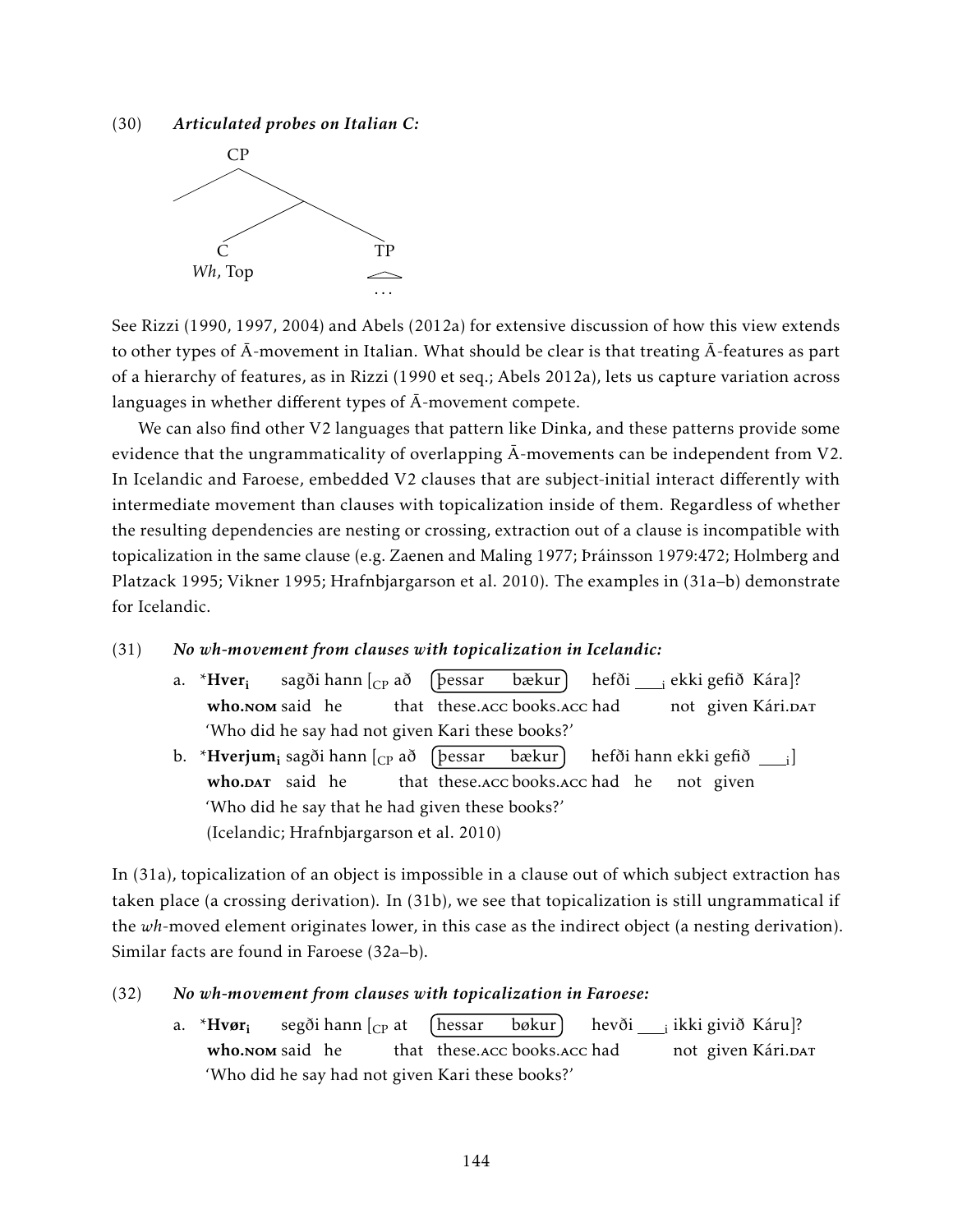(30) ***Articulated probes on Italian C:***

```
        CP
       /  \
          /  \
         C    TP
    Wh, Top   ...
```

See Rizzi (1990, 1997, 2004) and Abels (2012a) for extensive discussion of how this view extends to other types of Ā-movement in Italian. What should be clear is that treating Ā-features as part of a hierarchy of features, as in Rizzi (1990 et seq.; Abels 2012a), lets us capture variation across languages in whether different types of Ā-movement compete.

We can also find other V2 languages that pattern like Dinka, and these patterns provide some evidence that the ungrammaticality of overlapping Ā-movements can be independent from V2. In Icelandic and Faroese, embedded V2 clauses that are subject-initial interact differently with intermediate movement than clauses with topicalization inside of them. Regardless of whether the resulting dependencies are nesting or crossing, extraction out of a clause is incompatible with topicalization in the same clause (e.g. Zaenen and Maling 1977; Þráinsson 1979:472; Holmberg and Platzack 1995; Vikner 1995; Hrafnbjargarson et al. 2010). The examples in (31a–b) demonstrate for Icelandic.

(31) ***No wh-movement from clauses with topicalization in Icelandic:***

a. \***Hver**$_i$ sagði hann [$_{CP}$ að (þessar bækur) hefði \_\_\_$_i$ ekki gefið Kára]?
   **who.NOM** said he that these.ACC books.ACC had not given Kári.DAT
   'Who did he say had not given Kari these books?'

b. \***Hverjum**$_i$ sagði hann [$_{CP}$ að (þessar bækur) hefði hann ekki gefið \_\_\_$_i$]
   **who.DAT** said he that these.ACC books.ACC had he not given
   'Who did he say that he had given these books?'
   (Icelandic; Hrafnbjargarson et al. 2010)

In (31a), topicalization of an object is impossible in a clause out of which subject extraction has taken place (a crossing derivation). In (31b), we see that topicalization is still ungrammatical if the *wh*-moved element originates lower, in this case as the indirect object (a nesting derivation). Similar facts are found in Faroese (32a–b).

(32) ***No wh-movement from clauses with topicalization in Faroese:***

a. \***Hvør**$_i$ segði hann [$_{CP}$ at (hessar bøkur) hevði \_\_\_$_i$ ikki givið Káru]?
   **who.NOM** said he that these.ACC books.ACC had not given Kári.DAT
   'Who did he say had not given Kari these books?'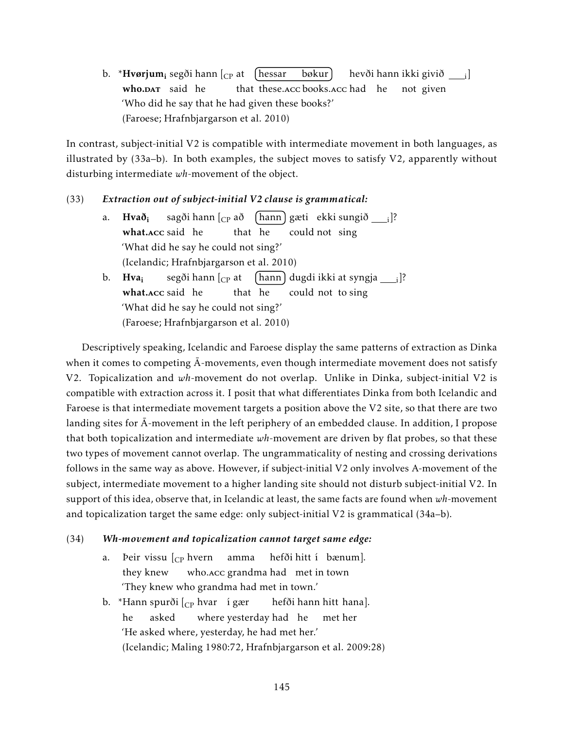b. *$\mathbf{Hvørjum_i}$ segði hann [$_{CP}$ at (hessar bøkur) hevði hann ikki givið ___$_i$]
   **who.DAT** said he that these.ACC books.ACC had he not given
   'Who did he say that he had given these books?'
   (Faroese; Hrafnbjargarson et al. 2010)

In contrast, subject-initial V2 is compatible with intermediate movement in both languages, as illustrated by (33a–b). In both examples, the subject moves to satisfy V2, apparently without disturbing intermediate *wh*-movement of the object.

(33) ***Extraction out of subject-initial V2 clause is grammatical:***

a. $\mathbf{Hvað_i}$ sagði hann [$_{CP}$ að (hann) gæti ekki sungið ___$_i$]?
   **what.ACC** said he that he could not sing
   'What did he say he could not sing?'
   (Icelandic; Hrafnbjargarson et al. 2010)

b. $\mathbf{Hva_i}$ segði hann [$_{CP}$ at (hann) dugdi ikki at syngja ___$_i$]?
   **what.ACC** said he that he could not to sing
   'What did he say he could not sing?'
   (Faroese; Hrafnbjargarson et al. 2010)

Descriptively speaking, Icelandic and Faroese display the same patterns of extraction as Dinka when it comes to competing Ā-movements, even though intermediate movement does not satisfy V2. Topicalization and *wh*-movement do not overlap. Unlike in Dinka, subject-initial V2 is compatible with extraction across it. I posit that what differentiates Dinka from both Icelandic and Faroese is that intermediate movement targets a position above the V2 site, so that there are two landing sites for Ā-movement in the left periphery of an embedded clause. In addition, I propose that both topicalization and intermediate *wh*-movement are driven by flat probes, so that these two types of movement cannot overlap. The ungrammaticality of nesting and crossing derivations follows in the same way as above. However, if subject-initial V2 only involves A-movement of the subject, intermediate movement to a higher landing site should not disturb subject-initial V2. In support of this idea, observe that, in Icelandic at least, the same facts are found when *wh*-movement and topicalization target the same edge: only subject-initial V2 is grammatical (34a–b).

(34) ***Wh-movement and topicalization cannot target same edge:***

a. Þeir vissu [$_{CP}$ hvern amma hefði hitt í bænum].
   they knew who.ACC grandma had met in town
   'They knew who grandma had met in town.'

b. *Hann spurði [$_{CP}$ hvar í gær hefði hann hitt hana].
   he asked where yesterday had he met her
   'He asked where, yesterday, he had met her.'
   (Icelandic; Maling 1980:72, Hrafnbjargarson et al. 2009:28)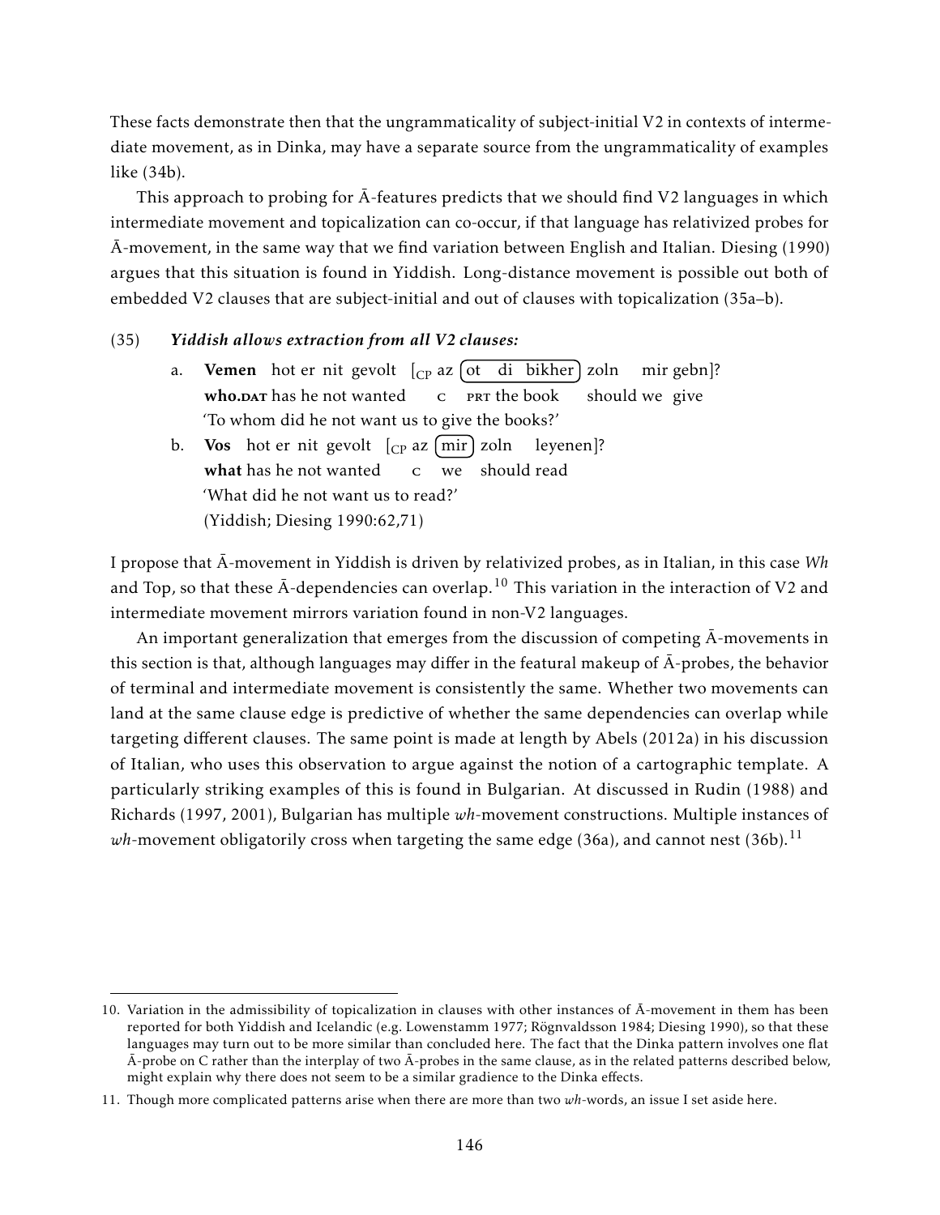These facts demonstrate then that the ungrammaticality of subject-initial V2 in contexts of intermediate movement, as in Dinka, may have a separate source from the ungrammaticality of examples like (34b).

This approach to probing for Ā-features predicts that we should find V2 languages in which intermediate movement and topicalization can co-occur, if that language has relativized probes for Ā-movement, in the same way that we find variation between English and Italian. Diesing (1990) argues that this situation is found in Yiddish. Long-distance movement is possible out both of embedded V2 clauses that are subject-initial and out of clauses with topicalization (35a–b).

(35) ***Yiddish allows extraction from all V2 clauses:***

a. **Vemen** hot er nit gevolt [$_{CP}$ az [ot di bikher] zoln mir gebn]?
   **who.DAT** has he not wanted C PRT the book should we give
   'To whom did he not want us to give the books?'

b. **Vos** hot er nit gevolt [$_{CP}$ az [mir] zoln leyenen]?
   **what** has he not wanted C we should read
   'What did he not want us to read?'
   (Yiddish; Diesing 1990:62,71)

I propose that Ā-movement in Yiddish is driven by relativized probes, as in Italian, in this case *Wh* and Top, so that these Ā-dependencies can overlap.[10] This variation in the interaction of V2 and intermediate movement mirrors variation found in non-V2 languages.

An important generalization that emerges from the discussion of competing Ā-movements in this section is that, although languages may differ in the featural makeup of Ā-probes, the behavior of terminal and intermediate movement is consistently the same. Whether two movements can land at the same clause edge is predictive of whether the same dependencies can overlap while targeting different clauses. The same point is made at length by Abels (2012a) in his discussion of Italian, who uses this observation to argue against the notion of a cartographic template. A particularly striking examples of this is found in Bulgarian. At discussed in Rudin (1988) and Richards (1997, 2001), Bulgarian has multiple *wh*-movement constructions. Multiple instances of *wh*-movement obligatorily cross when targeting the same edge (36a), and cannot nest (36b).[11]

---

10. Variation in the admissibility of topicalization in clauses with other instances of Ā-movement in them has been reported for both Yiddish and Icelandic (e.g. Lowenstamm 1977; Rögnvaldsson 1984; Diesing 1990), so that these languages may turn out to be more similar than concluded here. The fact that the Dinka pattern involves one flat Ā-probe on C rather than the interplay of two Ā-probes in the same clause, as in the related patterns described below, might explain why there does not seem to be a similar gradience to the Dinka effects.

11. Though more complicated patterns arise when there are more than two *wh*-words, an issue I set aside here.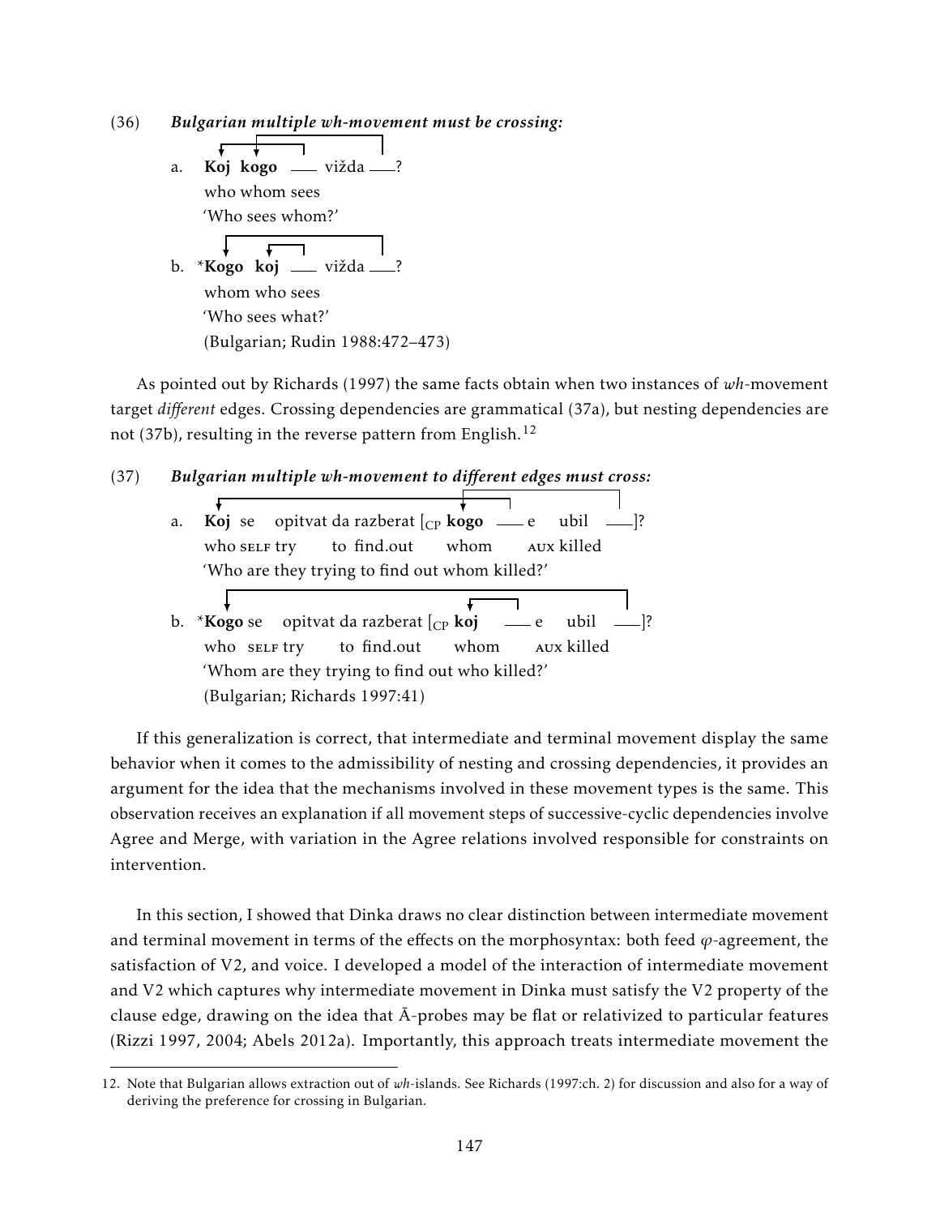(36) ***Bulgarian multiple wh-movement must be crossing:***

a. **Koj** **kogo** ___ vižda ___?
   who whom sees
   'Who sees whom?'

b. \***Kogo** **koj** ___ vižda ___?
   whom who sees
   'Who sees what?'
   (Bulgarian; Rudin 1988:472–473)

As pointed out by Richards (1997) the same facts obtain when two instances of *wh*-movement target *different* edges. Crossing dependencies are grammatical (37a), but nesting dependencies are not (37b), resulting in the reverse pattern from English.[12]

(37) ***Bulgarian multiple wh-movement to different edges must cross:***

a. **Koj** se opitvat da razberat [$_{\text{CP}}$ **kogo** ___ e ubil ___]?
   who SELF try to find.out whom AUX killed
   'Who are they trying to find out whom killed?'

b. \***Kogo** se opitvat da razberat [$_{\text{CP}}$ **koj** ___ e ubil ___]?
   who SELF try to find.out whom AUX killed
   'Whom are they trying to find out who killed?'
   (Bulgarian; Richards 1997:41)

If this generalization is correct, that intermediate and terminal movement display the same behavior when it comes to the admissibility of nesting and crossing dependencies, it provides an argument for the idea that the mechanisms involved in these movement types is the same. This observation receives an explanation if all movement steps of successive-cyclic dependencies involve Agree and Merge, with variation in the Agree relations involved responsible for constraints on intervention.

In this section, I showed that Dinka draws no clear distinction between intermediate movement and terminal movement in terms of the effects on the morphosyntax: both feed $\varphi$-agreement, the satisfaction of V2, and voice. I developed a model of the interaction of intermediate movement and V2 which captures why intermediate movement in Dinka must satisfy the V2 property of the clause edge, drawing on the idea that Ā-probes may be flat or relativized to particular features (Rizzi 1997, 2004; Abels 2012a). Importantly, this approach treats intermediate movement the

12. Note that Bulgarian allows extraction out of *wh*-islands. See Richards (1997:ch. 2) for discussion and also for a way of deriving the preference for crossing in Bulgarian.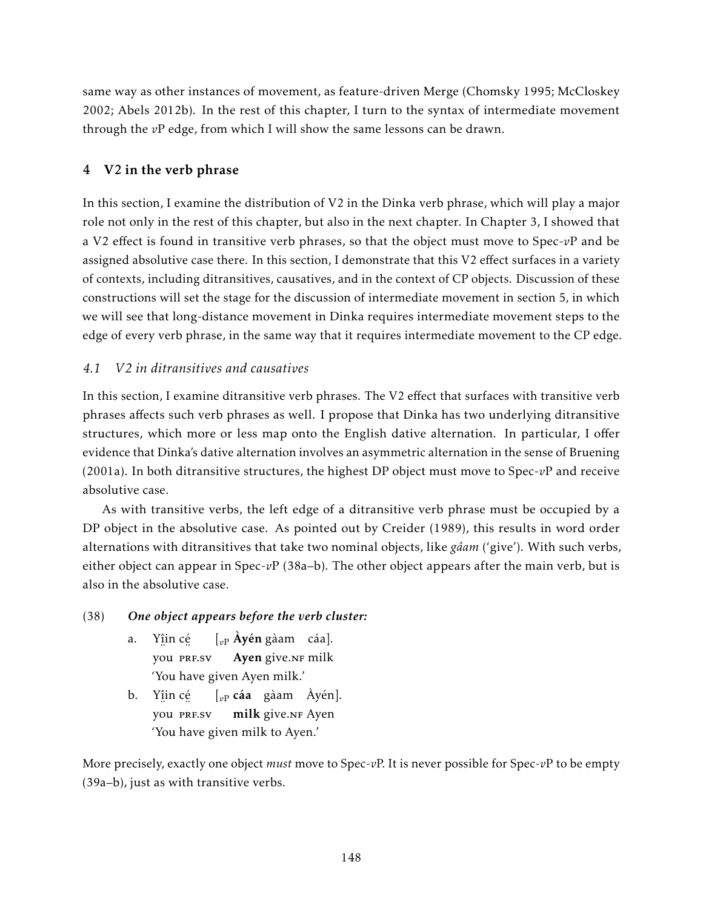same way as other instances of movement, as feature-driven Merge (Chomsky 1995; McCloskey 2002; Abels 2012b). In the rest of this chapter, I turn to the syntax of intermediate movement through the *v*P edge, from which I will show the same lessons can be drawn.

## 4 V2 in the verb phrase

In this section, I examine the distribution of V2 in the Dinka verb phrase, which will play a major role not only in the rest of this chapter, but also in the next chapter. In Chapter 3, I showed that a V2 effect is found in transitive verb phrases, so that the object must move to Spec-*v*P and be assigned absolutive case there. In this section, I demonstrate that this V2 effect surfaces in a variety of contexts, including ditransitives, causatives, and in the context of CP objects. Discussion of these constructions will set the stage for the discussion of intermediate movement in section 5, in which we will see that long-distance movement in Dinka requires intermediate movement steps to the edge of every verb phrase, in the same way that it requires intermediate movement to the CP edge.

### *4.1 V2 in ditransitives and causatives*

In this section, I examine ditransitive verb phrases. The V2 effect that surfaces with transitive verb phrases affects such verb phrases as well. I propose that Dinka has two underlying ditransitive structures, which more or less map onto the English dative alternation. In particular, I offer evidence that Dinka's dative alternation involves an asymmetric alternation in the sense of Bruening (2001a). In both ditransitive structures, the highest DP object must move to Spec-*v*P and receive absolutive case.

As with transitive verbs, the left edge of a ditransitive verb phrase must be occupied by a DP object in the absolutive case. As pointed out by Creider (1989), this results in word order alternations with ditransitives that take two nominal objects, like *gâam* ('give'). With such verbs, either object can appear in Spec-*v*P (38a–b). The other object appears after the main verb, but is also in the absolutive case.

(38) ***One object appears before the verb cluster:***

a. Yı̤̂n cé̤ [$_{vP}$ **Àyén** gàam cáa].
   you PRF.SV **Ayen** give.NF milk
   'You have given Ayen milk.'

b. Yı̤̂n cé̤ [$_{vP}$ **cáa** gàam Àyén].
   you PRF.SV **milk** give.NF Ayen
   'You have given milk to Ayen.'

More precisely, exactly one object *must* move to Spec-*v*P. It is never possible for Spec-*v*P to be empty (39a–b), just as with transitive verbs.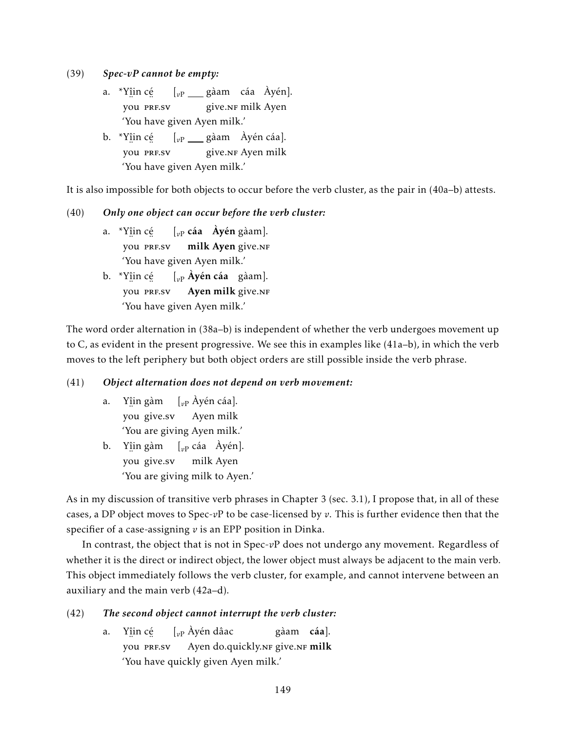(39) ***Spec-vP cannot be empty:***

a. \*Yi̤i̤n cé̤ [$_{vP}$ ___ gàam cáa Àyén].
   you PRF.SV give.NF milk Ayen
   'You have given Ayen milk.'

b. \*Yi̤i̤n cé̤ [$_{vP}$ ___ gàam Àyén cáa].
   you PRF.SV give.NF Ayen milk
   'You have given Ayen milk.'

It is also impossible for both objects to occur before the verb cluster, as the pair in (40a–b) attests.

(40) ***Only one object can occur before the verb cluster:***

a. \*Yi̤i̤n cé̤ [$_{vP}$ **cáa Àyén** gàam].
   you PRF.SV **milk Ayen** give.NF
   'You have given Ayen milk.'

b. \*Yi̤i̤n cé̤ [$_{vP}$ **Àyén cáa** gàam].
   you PRF.SV **Ayen milk** give.NF
   'You have given Ayen milk.'

The word order alternation in (38a–b) is independent of whether the verb undergoes movement up to C, as evident in the present progressive. We see this in examples like (41a–b), in which the verb moves to the left periphery but both object orders are still possible inside the verb phrase.

(41) ***Object alternation does not depend on verb movement:***

a. Yi̤i̤n gàm [$_{vP}$ Àyén cáa].
   you give.SV Ayen milk
   'You are giving Ayen milk.'

b. Yi̤i̤n gàm [$_{vP}$ cáa Àyén].
   you give.SV milk Ayen
   'You are giving milk to Ayen.'

As in my discussion of transitive verb phrases in Chapter 3 (sec. 3.1), I propose that, in all of these cases, a DP object moves to Spec-*v*P to be case-licensed by *v*. This is further evidence then that the specifier of a case-assigning *v* is an EPP position in Dinka.

In contrast, the object that is not in Spec-*v*P does not undergo any movement. Regardless of whether it is the direct or indirect object, the lower object must always be adjacent to the main verb. This object immediately follows the verb cluster, for example, and cannot intervene between an auxiliary and the main verb (42a–d).

(42) ***The second object cannot interrupt the verb cluster:***

a. Yi̤i̤n cé̤ [$_{vP}$ Àyén dâac gàam **cáa**].
   you PRF.SV Ayen do.quickly.NF give.NF **milk**
   'You have quickly given Ayen milk.'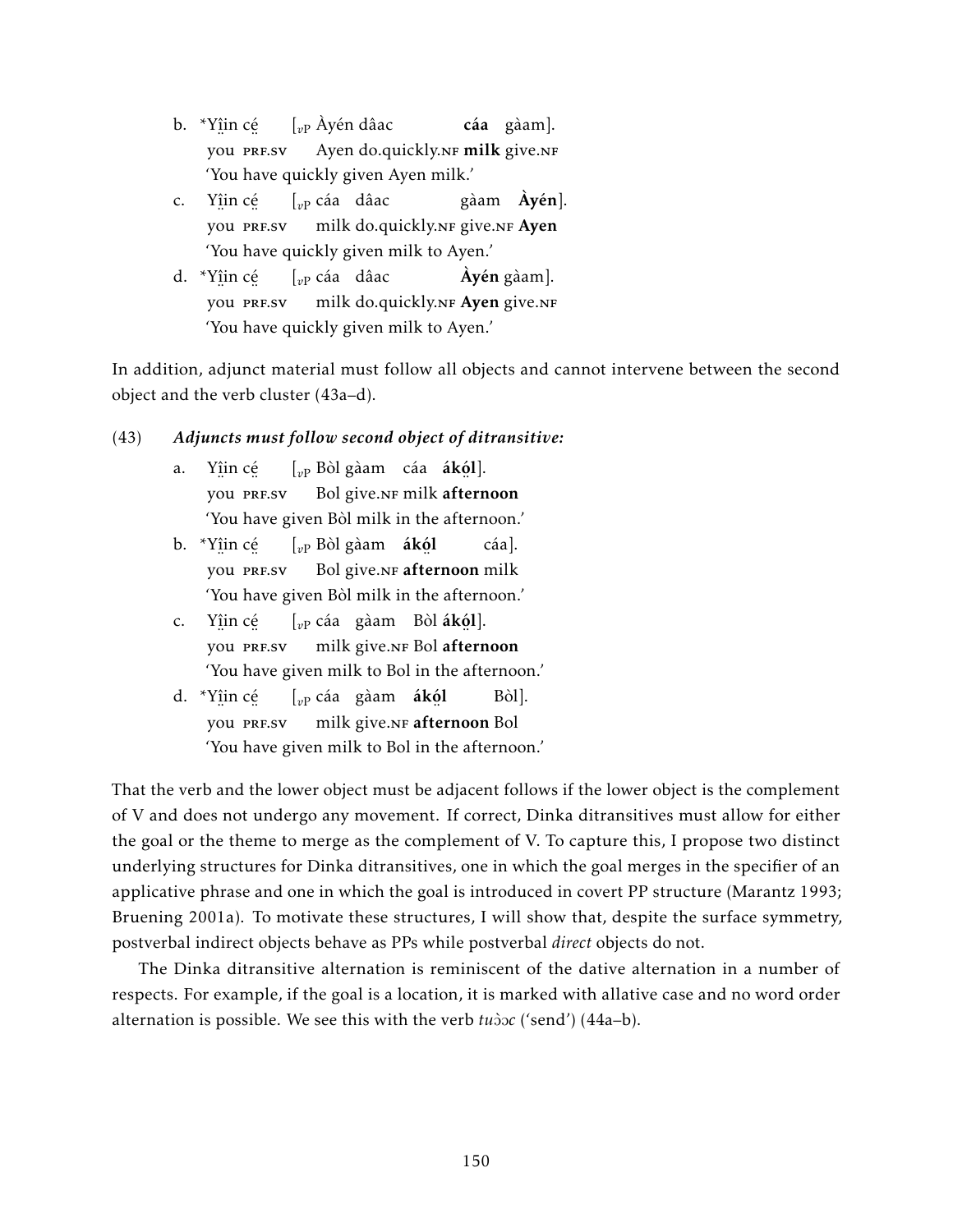b. \*Yı̤̂ın cé̤ [$_{vP}$ Àyén dâac **cáa** gàam].
   you PRF.SV Ayen do.quickly.NF **milk** give.NF
   'You have quickly given Ayen milk.'

c. Yı̤̂ın cé̤ [$_{vP}$ cáa dâac gàam **Àyén**].
   you PRF.SV milk do.quickly.NF give.NF **Ayen**
   'You have quickly given milk to Ayen.'

d. \*Yı̤̂ın cé̤ [$_{vP}$ cáa dâac **Àyén** gàam].
   you PRF.SV milk do.quickly.NF **Ayen** give.NF
   'You have quickly given milk to Ayen.'

In addition, adjunct material must follow all objects and cannot intervene between the second object and the verb cluster (43a–d).

(43) ***Adjuncts must follow second object of ditransitive:***

a. Yı̤̂ın cé̤ [$_{vP}$ Bòl gàam cáa **ákó̤l**].
   you PRF.SV Bol give.NF milk **afternoon**
   'You have given Bòl milk in the afternoon.'

b. \*Yı̤̂ın cé̤ [$_{vP}$ Bòl gàam **ákó̤l** cáa].
   you PRF.SV Bol give.NF **afternoon** milk
   'You have given Bòl milk in the afternoon.'

c. Yı̤̂ın cé̤ [$_{vP}$ cáa gàam Bòl **ákó̤l**].
   you PRF.SV milk give.NF Bol **afternoon**
   'You have given milk to Bol in the afternoon.'

d. \*Yı̤̂ın cé̤ [$_{vP}$ cáa gàam **ákó̤l** Bòl].
   you PRF.SV milk give.NF **afternoon** Bol
   'You have given milk to Bol in the afternoon.'

That the verb and the lower object must be adjacent follows if the lower object is the complement of V and does not undergo any movement. If correct, Dinka ditransitives must allow for either the goal or the theme to merge as the complement of V. To capture this, I propose two distinct underlying structures for Dinka ditransitives, one in which the goal merges in the specifier of an applicative phrase and one in which the goal is introduced in covert PP structure (Marantz 1993; Bruening 2001a). To motivate these structures, I will show that, despite the surface symmetry, postverbal indirect objects behave as PPs while postverbal *direct* objects do not.

The Dinka ditransitive alternation is reminiscent of the dative alternation in a number of respects. For example, if the goal is a location, it is marked with allative case and no word order alternation is possible. We see this with the verb *tuɔ̀ɔc* ('send') (44a–b).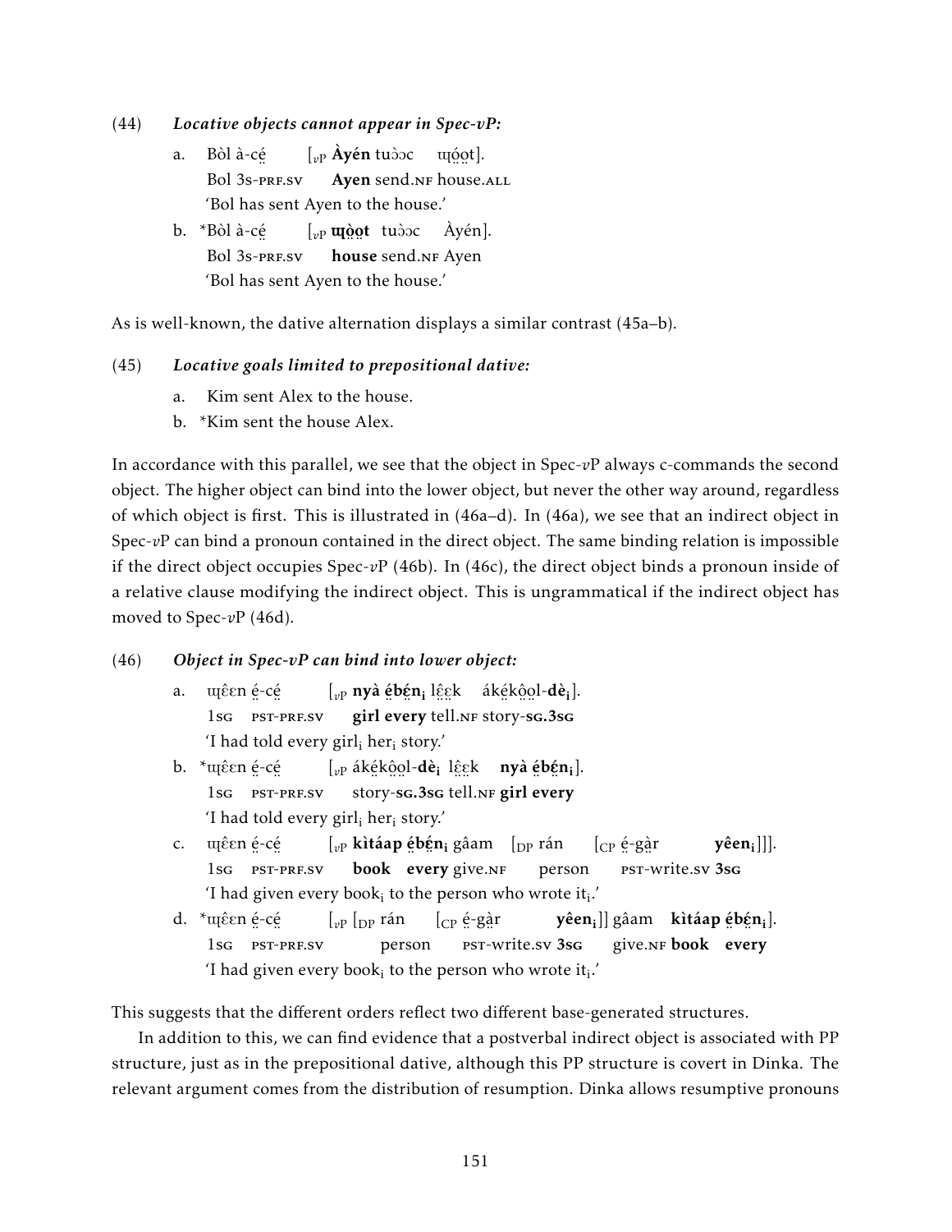(44) ***Locative objects cannot appear in Spec-vP:***

a. Bòl à-cé̤ [$_{vP}$ **Àyén** tuɔ̀ɔc ɰó̤o̤t].
Bol 3s-PRF.SV **Ayen** send.NF house.ALL
'Bol has sent Ayen to the house.'

b. *Bòl à-cé̤ [$_{vP}$ **ɰò̤o̤t** tuɔ̀ɔc Àyén].
Bol 3s-PRF.SV **house** send.NF Ayen
'Bol has sent Ayen to the house.'

As is well-known, the dative alternation displays a similar contrast (45a–b).

(45) ***Locative goals limited to prepositional dative:***

a. Kim sent Alex to the house.

b. *Kim sent the house Alex.

In accordance with this parallel, we see that the object in Spec-*v*P always c-commands the second object. The higher object can bind into the lower object, but never the other way around, regardless of which object is first. This is illustrated in (46a–d). In (46a), we see that an indirect object in Spec-*v*P can bind a pronoun contained in the direct object. The same binding relation is impossible if the direct object occupies Spec-*v*P (46b). In (46c), the direct object binds a pronoun inside of a relative clause modifying the indirect object. This is ungrammatical if the indirect object has moved to Spec-*v*P (46d).

(46) ***Object in Spec-vP can bind into lower object:***

a. ɰɛ̂ɛn é̤-cé̤ [$_{vP}$ **nyà é̤bé̤n$_i$** lê̤ɛ̤k áké̤kô̤o̤l-**dè$_i$**].
1SG PST-PRF.SV **girl every** tell.NF story-**SG.3SG**
'I had told every girl$_i$ her$_i$ story.'

b. *ɰɛ̂ɛn é̤-cé̤ [$_{vP}$ áké̤kô̤o̤l-**dè$_i$** lê̤ɛ̤k **nyà é̤bé̤n$_i$**].
1SG PST-PRF.SV story-**SG.3SG** tell.NF **girl every**
'I had told every girl$_i$ her$_i$ story.'

c. ɰɛ̂ɛn é̤-cé̤ [$_{vP}$ **kìtáap é̤bé̤n$_i$** gâam [$_{DP}$ rán [$_{CP}$ é̤-gà̤r **yêen$_i$**]]].
1SG PST-PRF.SV **book every** give.NF person PST-write.SV **3SG**
'I had given every book$_i$ to the person who wrote it$_i$.'

d. *ɰɛ̂ɛn é̤-cé̤ [$_{vP}$ [$_{DP}$ rán [$_{CP}$ é̤-gà̤r **yêen$_i$**]] gâam **kìtáap é̤bé̤n$_i$**].
1SG PST-PRF.SV person PST-write.SV **3SG** give.NF **book every**
'I had given every book$_i$ to the person who wrote it$_i$.'

This suggests that the different orders reflect two different base-generated structures.

In addition to this, we can find evidence that a postverbal indirect object is associated with PP structure, just as in the prepositional dative, although this PP structure is covert in Dinka. The relevant argument comes from the distribution of resumption. Dinka allows resumptive pronouns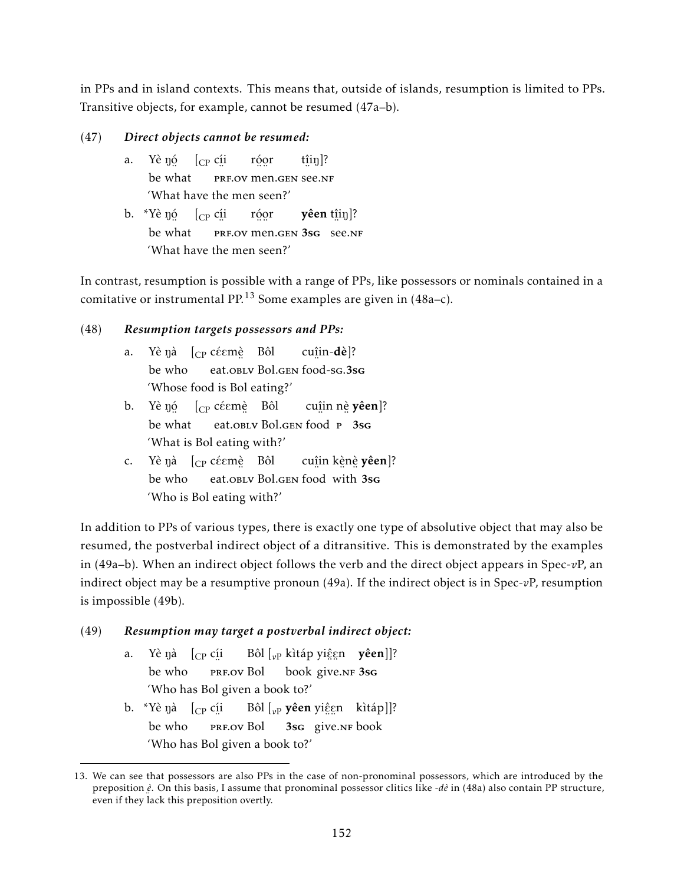in PPs and in island contexts. This means that, outside of islands, resumption is limited to PPs. Transitive objects, for example, cannot be resumed (47a–b).

(47) ***Direct objects cannot be resumed:***

a. Yè ŋó̤ [$_{CP}$ cḭ́i ró̤o̤r tî̤i̤ŋ]?
   be what PRF.OV men.GEN see.NF
   'What have the men seen?'

b. *Yè ŋó̤ [$_{CP}$ cḭ́i ró̤o̤r **yêen** tî̤i̤ŋ]?
   be what PRF.OV men.GEN **3SG** see.NF
   'What have the men seen?'

In contrast, resumption is possible with a range of PPs, like possessors or nominals contained in a comitative or instrumental PP.[13] Some examples are given in (48a–c).

(48) ***Resumption targets possessors and PPs:***

a. Yè ŋà [$_{CP}$ céɛmè̤ Bôl cuî̤in-**dè**]?
   be who eat.OBLV Bol.GEN food-SG.**3SG**
   'Whose food is Bol eating?'

b. Yè ŋó̤ [$_{CP}$ céɛmè̤ Bôl cuî̤in nè̤ **yêen**]?
   be what eat.OBLV Bol.GEN food P **3SG**
   'What is Bol eating with?'

c. Yè ŋà [$_{CP}$ céɛmè̤ Bôl cuî̤in kè̤nè̤ **yêen**]?
   be who eat.OBLV Bol.GEN food with **3SG**
   'Who is Bol eating with?'

In addition to PPs of various types, there is exactly one type of absolutive object that may also be resumed, the postverbal indirect object of a ditransitive. This is demonstrated by the examples in (49a–b). When an indirect object follows the verb and the direct object appears in Spec-*v*P, an indirect object may be a resumptive pronoun (49a). If the indirect object is in Spec-*v*P, resumption is impossible (49b).

(49) ***Resumption may target a postverbal indirect object:***

a. Yè ŋà [$_{CP}$ cḭ́i Bôl [$_{vP}$ kìtáp yiɛ̤̂ɛ̤n **yêen**]]?
   be who PRF.OV Bol book give.NF **3SG**
   'Who has Bol given a book to?'

b. *Yè ŋà [$_{CP}$ cḭ́i Bôl [$_{vP}$ **yêen** yiɛ̤̂ɛ̤n kìtáp]]?
   be who PRF.OV Bol **3SG** give.NF book
   'Who has Bol given a book to?'

---

13. We can see that possessors are also PPs in the case of non-pronominal possessors, which are introduced by the preposition *è̤*. On this basis, I assume that pronominal possessor clitics like *-dè* in (48a) also contain PP structure, even if they lack this preposition overtly.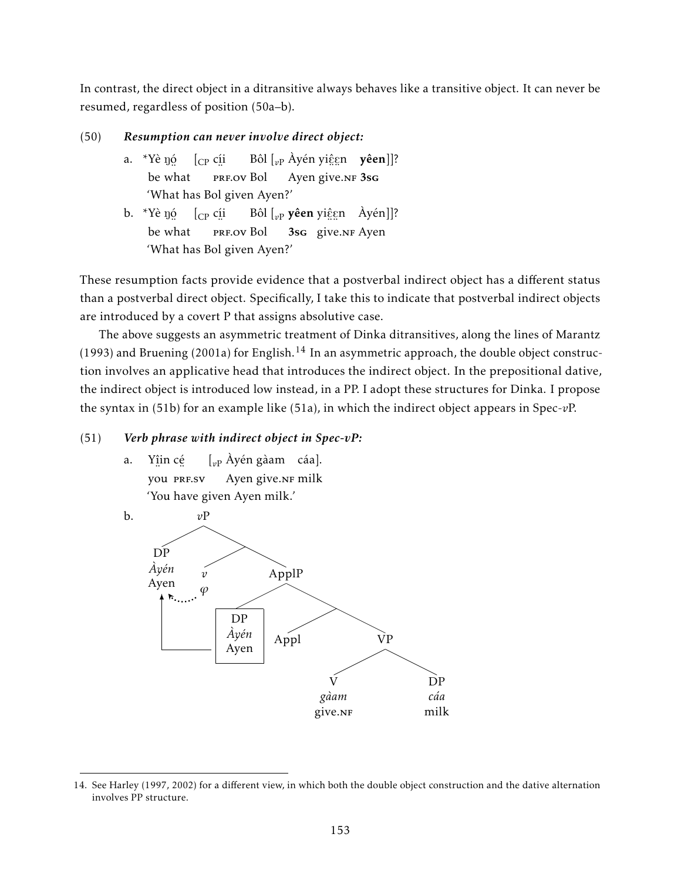In contrast, the direct object in a ditransitive always behaves like a transitive object. It can never be resumed, regardless of position (50a–b).

(50) ***Resumption can never involve direct object:***

a. \*Yè ŋó̤ [$_{CP}$ cí̤i Bôl [$_{vP}$ Àyén yiɛ̤̂ɛ̤n **yêen**]]?
 be what PRF.OV Bol Ayen give.NF **3SG**
 'What has Bol given Ayen?'

b. \*Yè ŋó̤ [$_{CP}$ cí̤i Bôl [$_{vP}$ **yêen** yiɛ̤̂ɛ̤n Àyén]]?
 be what PRF.OV Bol **3SG** give.NF Ayen
 'What has Bol given Ayen?'

These resumption facts provide evidence that a postverbal indirect object has a different status than a postverbal direct object. Specifically, I take this to indicate that postverbal indirect objects are introduced by a covert P that assigns absolutive case.

The above suggests an asymmetric treatment of Dinka ditransitives, along the lines of Marantz (1993) and Bruening (2001a) for English.[14] In an asymmetric approach, the double object construction involves an applicative head that introduces the indirect object. In the prepositional dative, the indirect object is introduced low instead, in a PP. I adopt these structures for Dinka. I propose the syntax in (51b) for an example like (51a), in which the indirect object appears in Spec-*v*P.

(51) ***Verb phrase with indirect object in Spec-vP:***

a. Yî̤in cé̤ [$_{vP}$ Àyén gàam cáa].
 you PRF.SV Ayen give.NF milk
 'You have given Ayen milk.'

b. [$_{vP}$ [$_{DP}$ *Àyén* Ayen] [ [$_{v}$ *v* φ] [$_{ApplP}$ [$_{DP}$ *Àyén* Ayen] [ Appl [$_{VP}$ [$_{V}$ *gàam* give.NF] [$_{DP}$ *cáa* milk] ] ] ] ] ]

14. See Harley (1997, 2002) for a different view, in which both the double object construction and the dative alternation involves PP structure.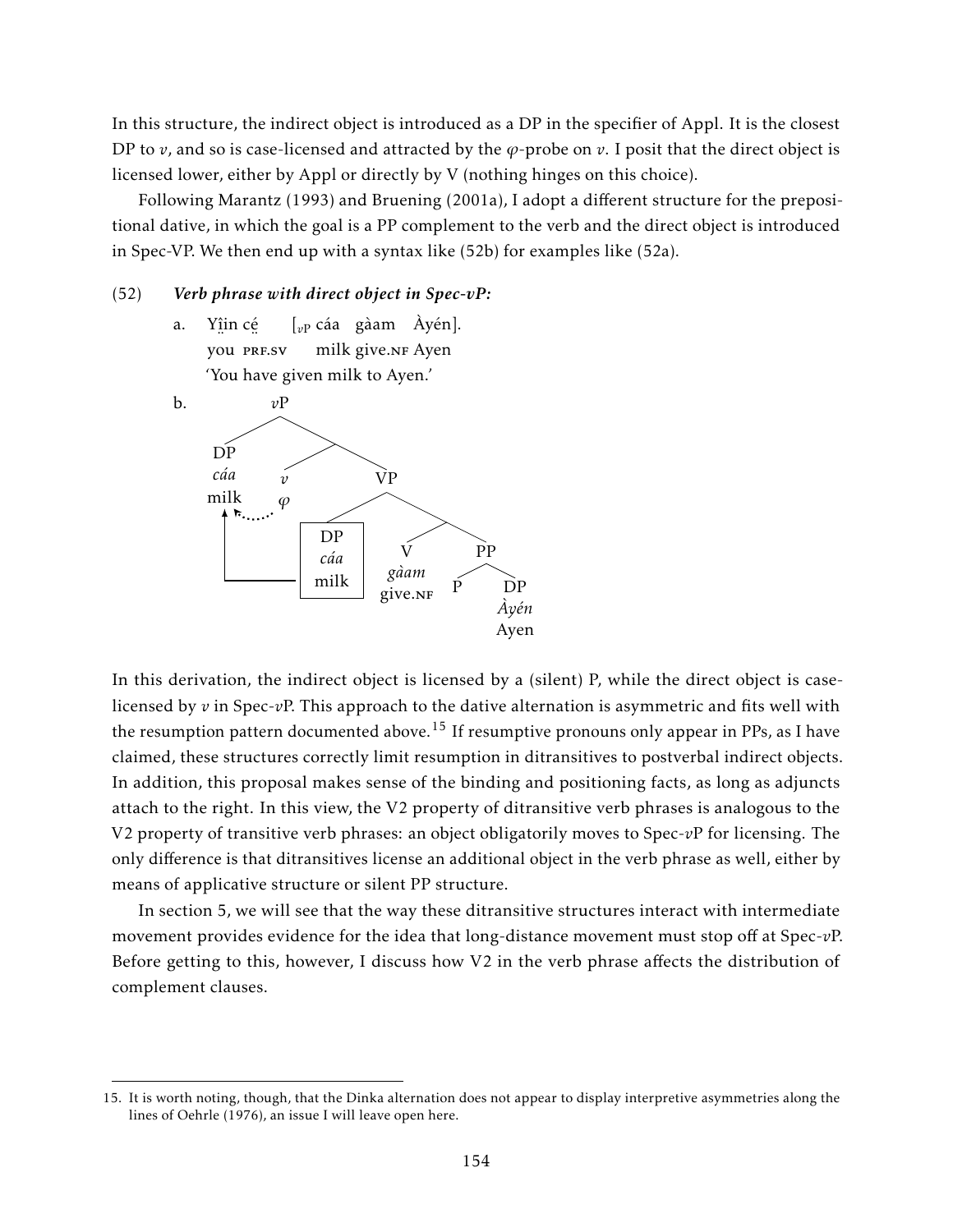In this structure, the indirect object is introduced as a DP in the specifier of Appl. It is the closest DP to *v*, and so is case-licensed and attracted by the *φ*-probe on *v*. I posit that the direct object is licensed lower, either by Appl or directly by V (nothing hinges on this choice).

Following Marantz (1993) and Bruening (2001a), I adopt a different structure for the prepositional dative, in which the goal is a PP complement to the verb and the direct object is introduced in Spec-VP. We then end up with a syntax like (52b) for examples like (52a).

(52) ***Verb phrase with direct object in Spec-vP:***

a. Yî̤in cé̤ [$_{vP}$ cáa gàam Àyén].
   you PRF.SV milk give.NF Ayen
   'You have given milk to Ayen.'

b. [$_{vP}$ [DP *cáa* milk] [ *v* $\varphi$ [$_{VP}$ [DP *cáa* milk] [ V *gàam* give.NF [$_{PP}$ P [DP *Àyén* Ayen]]]]]]

(The lower DP *cáa* 'milk' in Spec-VP moves to Spec-*v*P, attracted by the $\varphi$-probe on *v*.)

In this derivation, the indirect object is licensed by a (silent) P, while the direct object is case-licensed by *v* in Spec-*v*P. This approach to the dative alternation is asymmetric and fits well with the resumption pattern documented above.[15] If resumptive pronouns only appear in PPs, as I have claimed, these structures correctly limit resumption in ditransitives to postverbal indirect objects. In addition, this proposal makes sense of the binding and positioning facts, as long as adjuncts attach to the right. In this view, the V2 property of ditransitive verb phrases is analogous to the V2 property of transitive verb phrases: an object obligatorily moves to Spec-*v*P for licensing. The only difference is that ditransitives license an additional object in the verb phrase as well, either by means of applicative structure or silent PP structure.

In section 5, we will see that the way these ditransitive structures interact with intermediate movement provides evidence for the idea that long-distance movement must stop off at Spec-*v*P. Before getting to this, however, I discuss how V2 in the verb phrase affects the distribution of complement clauses.

15. It is worth noting, though, that the Dinka alternation does not appear to display interpretive asymmetries along the lines of Oehrle (1976), an issue I will leave open here.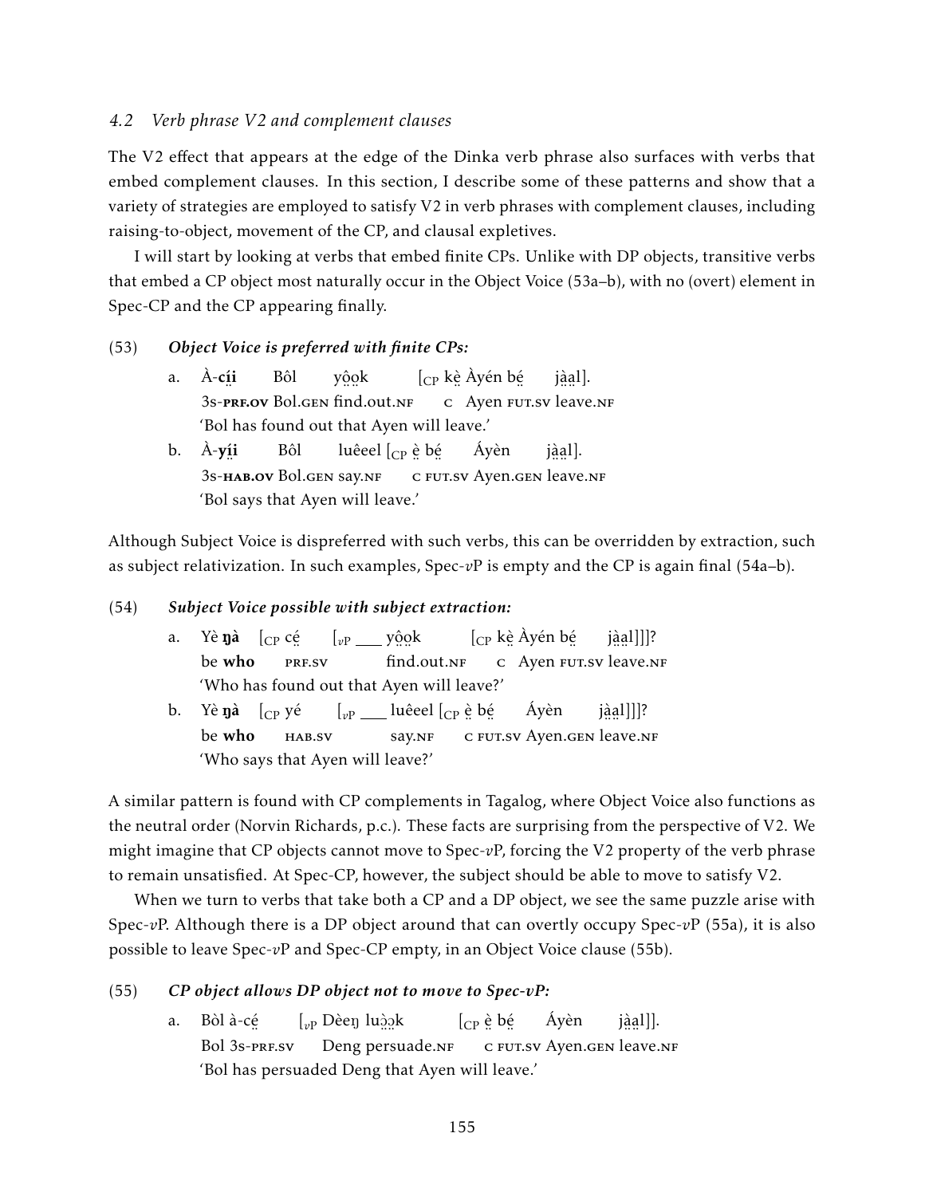### 4.2 *Verb phrase V2 and complement clauses*

The V2 effect that appears at the edge of the Dinka verb phrase also surfaces with verbs that embed complement clauses. In this section, I describe some of these patterns and show that a variety of strategies are employed to satisfy V2 in verb phrases with complement clauses, including raising-to-object, movement of the CP, and clausal expletives.

I will start by looking at verbs that embed finite CPs. Unlike with DP objects, transitive verbs that embed a CP object most naturally occur in the Object Voice (53a–b), with no (overt) element in Spec-CP and the CP appearing finally.

(53) ***Object Voice is preferred with finite CPs:***

a. À-**cí̤i** Bôl yô̤o̤k [$_{CP}$ kè̤ Àyén bé̤ jà̤a̤l].
   3s-**PRF.OV** Bol.GEN find.out.NF C Ayen FUT.SV leave.NF
   'Bol has found out that Ayen will leave.'

b. À-**yí̤i** Bôl luêeel [$_{CP}$ è̤ bé̤ Áyèn jà̤a̤l].
   3s-**HAB.OV** Bol.GEN say.NF C FUT.SV Ayen.GEN leave.NF
   'Bol says that Ayen will leave.'

Although Subject Voice is dispreferred with such verbs, this can be overridden by extraction, such as subject relativization. In such examples, Spec-*v*P is empty and the CP is again final (54a–b).

(54) ***Subject Voice possible with subject extraction:***

a. Yè **ŋà** [$_{CP}$ cé̤ [$_{vP}$ ___ yô̤o̤k [$_{CP}$ kè̤ Àyén bé̤ jà̤a̤l]]]?
   be **who** PRF.SV find.out.NF C Ayen FUT.SV leave.NF
   'Who has found out that Ayen will leave?'

b. Yè **ŋà** [$_{CP}$ yé [$_{vP}$ ___ luêeel [$_{CP}$ è̤ bé̤ Áyèn jà̤a̤l]]]?
   be **who** HAB.SV say.NF C FUT.SV Ayen.GEN leave.NF
   'Who says that Ayen will leave?'

A similar pattern is found with CP complements in Tagalog, where Object Voice also functions as the neutral order (Norvin Richards, p.c.). These facts are surprising from the perspective of V2. We might imagine that CP objects cannot move to Spec-*v*P, forcing the V2 property of the verb phrase to remain unsatisfied. At Spec-CP, however, the subject should be able to move to satisfy V2.

When we turn to verbs that take both a CP and a DP object, we see the same puzzle arise with Spec-*v*P. Although there is a DP object around that can overtly occupy Spec-*v*P (55a), it is also possible to leave Spec-*v*P and Spec-CP empty, in an Object Voice clause (55b).

(55) ***CP object allows DP object not to move to Spec-vP:***

a. Bòl à-cé̤ [$_{vP}$ Dèeŋ luɔ̤̀ɔ̤k [$_{CP}$ è̤ bé̤ Áyèn jà̤a̤l]].
   Bol 3s-PRF.SV Deng persuade.NF C FUT.SV Ayen.GEN leave.NF
   'Bol has persuaded Deng that Ayen will leave.'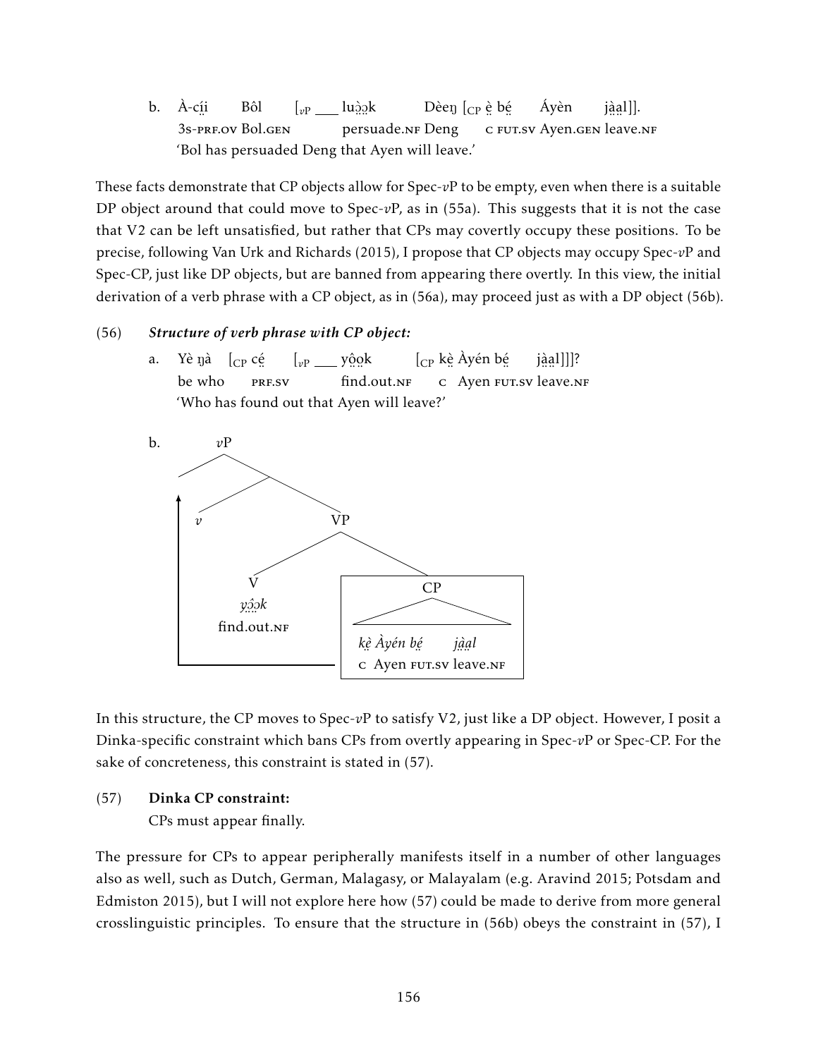b. À-cí̤i̤ Bôl [$_{vP}$ ___ lṳɔ̤̂ɔ̤k Dèeŋ [$_{CP}$ è̤ bé̤ Áyèn jà̤a̤l]].
   3s-PRF.OV Bol.GEN persuade.NF Deng C FUT.SV Ayen.GEN leave.NF
   'Bol has persuaded Deng that Ayen will leave.'

These facts demonstrate that CP objects allow for Spec-*v*P to be empty, even when there is a suitable DP object around that could move to Spec-*v*P, as in (55a). This suggests that it is not the case that V2 can be left unsatisfied, but rather that CPs may covertly occupy these positions. To be precise, following Van Urk and Richards (2015), I propose that CP objects may occupy Spec-*v*P and Spec-CP, just like DP objects, but are banned from appearing there overtly. In this view, the initial derivation of a verb phrase with a CP object, as in (56a), may proceed just as with a DP object (56b).

(56) ***Structure of verb phrase with CP object:***

a. Yè ŋà [$_{CP}$ cé̤ [$_{vP}$ ___ yô̤o̤k [$_{CP}$ kè̤ Àyén bé̤ jà̤a̤l]]]?
   be who PRF.SV find.out.NF C Ayen FUT.SV leave.NF
   'Who has found out that Ayen will leave?'

b. [*v*P [ ] [ *v* [VP [V *yɔ̤̂ɔ̤k* find.out.NF] [CP *kè̤ Àyén bé̤ jà̤a̤l* C Ayen FUT.SV leave.NF] ] ] ] (CP moves to Spec-*v*P)

In this structure, the CP moves to Spec-*v*P to satisfy V2, just like a DP object. However, I posit a Dinka-specific constraint which bans CPs from overtly appearing in Spec-*v*P or Spec-CP. For the sake of concreteness, this constraint is stated in (57).

(57) **Dinka CP constraint:**
   CPs must appear finally.

The pressure for CPs to appear peripherally manifests itself in a number of other languages also as well, such as Dutch, German, Malagasy, or Malayalam (e.g. Aravind 2015; Potsdam and Edmiston 2015), but I will not explore here how (57) could be made to derive from more general crosslinguistic principles. To ensure that the structure in (56b) obeys the constraint in (57), I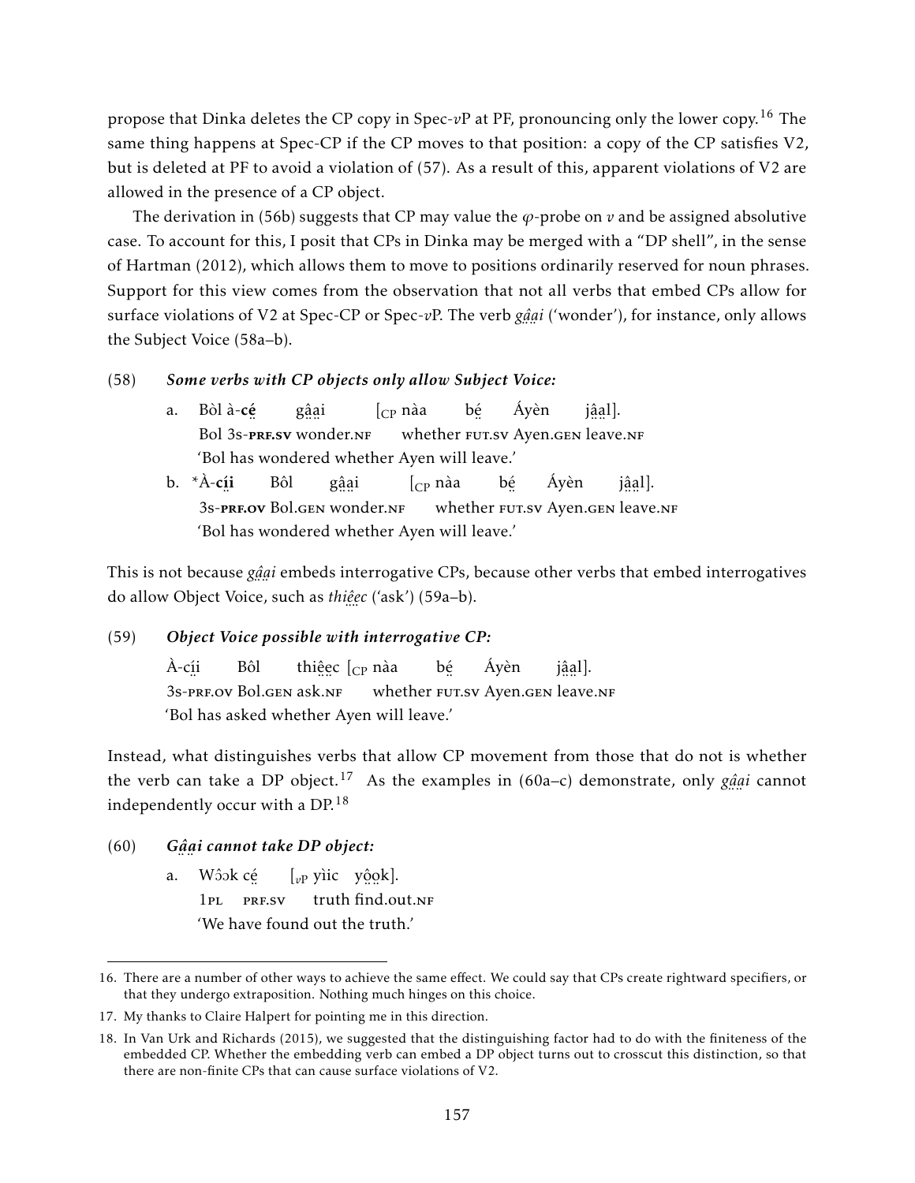propose that Dinka deletes the CP copy in Spec-*v*P at PF, pronouncing only the lower copy.[16] The same thing happens at Spec-CP if the CP moves to that position: a copy of the CP satisfies V2, but is deleted at PF to avoid a violation of (57). As a result of this, apparent violations of V2 are allowed in the presence of a CP object.

The derivation in (56b) suggests that CP may value the $\varphi$-probe on *v* and be assigned absolutive case. To account for this, I posit that CPs in Dinka may be merged with a "DP shell", in the sense of Hartman (2012), which allows them to move to positions ordinarily reserved for noun phrases. Support for this view comes from the observation that not all verbs that embed CPs allow for surface violations of V2 at Spec-CP or Spec-*v*P. The verb *gâ̤a̤i* ('wonder'), for instance, only allows the Subject Voice (58a–b).

(58) ***Some verbs with CP objects only allow Subject Voice:***

a. Bòl à-**cé̤** gâ̤a̤i [$_{\text{CP}}$ nàa bé̤ Áyèn jâ̤a̤l].
   Bol 3s-**PRF.SV** wonder.NF whether FUT.SV Ayen.GEN leave.NF
   'Bol has wondered whether Ayen will leave.'

b. \*À-**cí̤i** Bôl gâ̤a̤i [$_{\text{CP}}$ nàa bé̤ Áyèn jâ̤a̤l].
   3s-**PRF.OV** Bol.GEN wonder.NF whether FUT.SV Ayen.GEN leave.NF
   'Bol has wondered whether Ayen will leave.'

This is not because *gâ̤a̤i* embeds interrogative CPs, because other verbs that embed interrogatives do allow Object Voice, such as *thiê̤e̤c* ('ask') (59a–b).

(59) ***Object Voice possible with interrogative CP:***

À-cí̤i Bôl thiê̤e̤c [$_{\text{CP}}$ nàa bé̤ Áyèn jâ̤a̤l].
3s-PRF.OV Bol.GEN ask.NF whether FUT.SV Ayen.GEN leave.NF
'Bol has asked whether Ayen will leave.'

Instead, what distinguishes verbs that allow CP movement from those that do not is whether the verb can take a DP object.[17] As the examples in (60a–c) demonstrate, only *gâ̤a̤i* cannot independently occur with a DP.[18]

(60) ***Gâ̤a̤i cannot take DP object:***

a. Wɔ̂ɔk cé̤ [$_{v\text{P}}$ yìic yô̤o̤k].
   1PL PRF.SV truth find.out.NF
   'We have found out the truth.'

---

16. There are a number of other ways to achieve the same effect. We could say that CPs create rightward specifiers, or that they undergo extraposition. Nothing much hinges on this choice.

17. My thanks to Claire Halpert for pointing me in this direction.

18. In Van Urk and Richards (2015), we suggested that the distinguishing factor had to do with the finiteness of the embedded CP. Whether the embedding verb can embed a DP object turns out to crosscut this distinction, so that there are non-finite CPs that can cause surface violations of V2.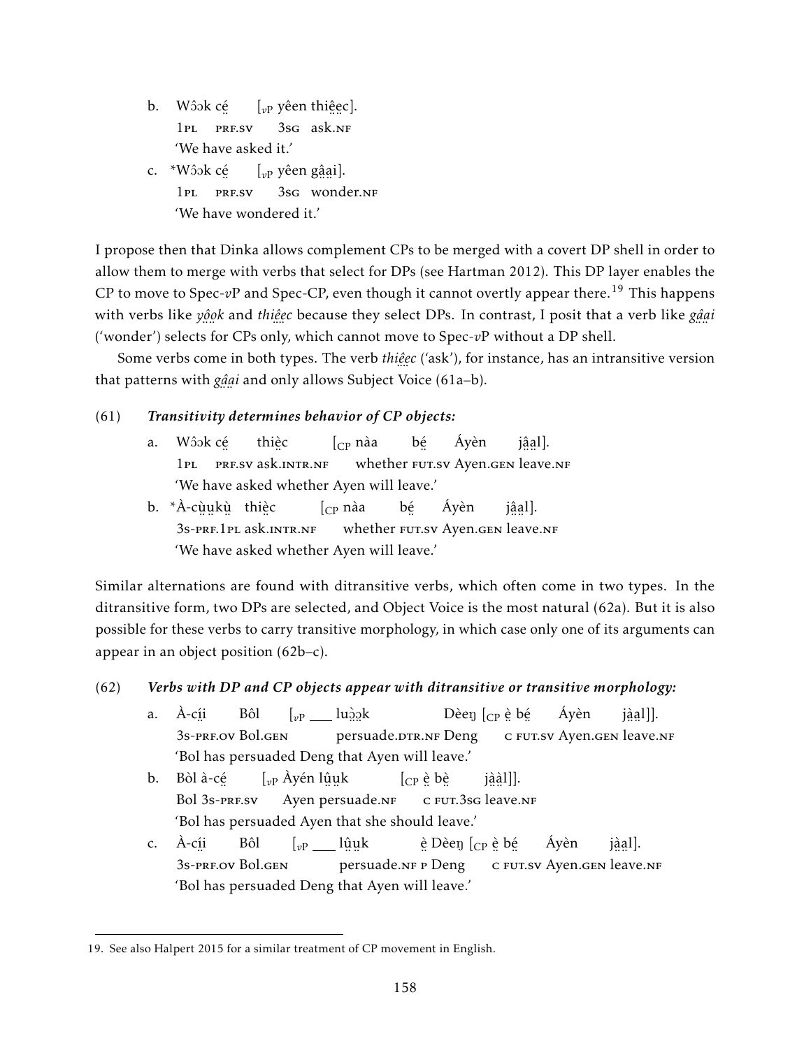b. Wɔ̂ɔk cé̤ [$_{vP}$ yêen thiê̤e̤c].
   1PL PRF.SV 3SG ask.NF
   'We have asked it.'

c. *Wɔ̂ɔk cé̤ [$_{vP}$ yêen gâ̤a̤i].
   1PL PRF.SV 3SG wonder.NF
   'We have wondered it.'

I propose then that Dinka allows complement CPs to be merged with a covert DP shell in order to allow them to merge with verbs that select for DPs (see Hartman 2012). This DP layer enables the CP to move to Spec-$v$P and Spec-CP, even though it cannot overtly appear there.[19] This happens with verbs like *yô̤o̤k* and *thiê̤e̤c* because they select DPs. In contrast, I posit that a verb like *gâ̤a̤i* ('wonder') selects for CPs only, which cannot move to Spec-$v$P without a DP shell.

Some verbs come in both types. The verb *thiê̤e̤c* ('ask'), for instance, has an intransitive version that patterns with *gâ̤a̤i* and only allows Subject Voice (61a–b).

(61) ***Transitivity determines behavior of CP objects:***

a. Wɔ̂ɔk cé̤ thiè̤c [$_{CP}$ nàa bé̤ Áyèn jâ̤a̤l].
   1PL PRF.SV ask.INTR.NF whether FUT.SV Ayen.GEN leave.NF
   'We have asked whether Ayen will leave.'

b. *À-cṳ̀ṳkṳ̀ thiè̤c [$_{CP}$ nàa bé̤ Áyèn jâ̤a̤l].
   3S-PRF.1PL ask.INTR.NF whether FUT.SV Ayen.GEN leave.NF
   'We have asked whether Ayen will leave.'

Similar alternations are found with ditransitive verbs, which often come in two types. In the ditransitive form, two DPs are selected, and Object Voice is the most natural (62a). But it is also possible for these verbs to carry transitive morphology, in which case only one of its arguments can appear in an object position (62b–c).

(62) ***Verbs with DP and CP objects appear with ditransitive or transitive morphology:***

a. À-cí̤i̤ Bôl [$_{vP}$ ___ luɔ̤̀ɔ̤k Dèeŋ [$_{CP}$ è̤ bé̤ Áyèn jà̤a̤l]].
   3S-PRF.OV Bol.GEN persuade.DTR.NF Deng C FUT.SV Ayen.GEN leave.NF
   'Bol has persuaded Deng that Ayen will leave.'

b. Bòl à-cé̤ [$_{vP}$ Àyén lṳ̂ṳk [$_{CP}$ è̤ bè̤ jà̤à̤l]].
   Bol 3S-PRF.SV Ayen persuade.NF C FUT.3SG leave.NF
   'Bol has persuaded Ayen that she should leave.'

c. À-cí̤i̤ Bôl [$_{vP}$ ___ lṳ̂ṳk è̤ Dèeŋ [$_{CP}$ è̤ bé̤ Áyèn jà̤a̤l].
   3S-PRF.OV Bol.GEN persuade.NF P Deng C FUT.SV Ayen.GEN leave.NF
   'Bol has persuaded Deng that Ayen will leave.'

---

19. See also Halpert 2015 for a similar treatment of CP movement in English.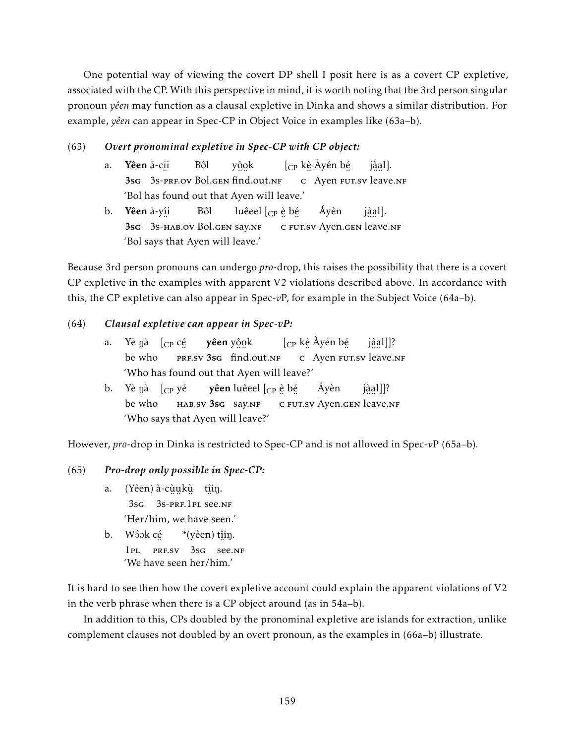One potential way of viewing the covert DP shell I posit here is as a covert CP expletive, associated with the CP. With this perspective in mind, it is worth noting that the 3rd person singular pronoun *yêen* may function as a clausal expletive in Dinka and shows a similar distribution. For example, *yêen* can appear in Spec-CP in Object Voice in examples like (63a–b).

(63) ***Overt pronominal expletive in Spec-CP with CP object:***

a. **Yêen** à-cí̤i Bôl yô̤o̤k [$_{\text{CP}}$ kè̤ Àyén bé̤ jà̤a̤l].
**3sg** 3s-prf.ov Bol.gen find.out.nf c Ayen fut.sv leave.nf
'Bol has found out that Ayen will leave.'

b. **Yêen** à-yí̤i Bôl luêeel [$_{\text{CP}}$ è̤ bé̤ Áyèn jà̤a̤l].
**3sg** 3s-hab.ov Bol.gen say.nf c fut.sv Ayen.gen leave.nf
'Bol says that Ayen will leave.'

Because 3rd person pronouns can undergo *pro*-drop, this raises the possibility that there is a covert CP expletive in the examples with apparent V2 violations described above. In accordance with this, the CP expletive can also appear in Spec-*v*P, for example in the Subject Voice (64a–b).

(64) ***Clausal expletive can appear in Spec-vP:***

a. Yè ŋà [$_{\text{CP}}$ cé̤ **yêen** yô̤o̤k [$_{\text{CP}}$ kè̤ Àyén bé̤ jà̤a̤l]]?
be who prf.sv **3sg** find.out.nf c Ayen fut.sv leave.nf
'Who has found out that Ayen will leave?'

b. Yè ŋà [$_{\text{CP}}$ yé **yêen** luêeel [$_{\text{CP}}$ è̤ bé̤ Áyèn jà̤a̤l]]?
be who hab.sv **3sg** say.nf c fut.sv Ayen.gen leave.nf
'Who says that Ayen will leave?'

However, *pro*-drop in Dinka is restricted to Spec-CP and is not allowed in Spec-*v*P (65a–b).

(65) ***Pro-drop only possible in Spec-CP:***

a. (Yêen) à-cṳ̀ṳkṳ̀ tî̤i̤ŋ.
3sg 3s-prf.1pl see.nf
'Her/him, we have seen.'

b. Wɔ̂ɔk cé̤ \*(yêen) tî̤i̤ŋ.
1pl prf.sv 3sg see.nf
'We have seen her/him.'

It is hard to see then how the covert expletive account could explain the apparent violations of V2 in the verb phrase when there is a CP object around (as in 54a–b).

In addition to this, CPs doubled by the pronominal expletive are islands for extraction, unlike complement clauses not doubled by an overt pronoun, as the examples in (66a–b) illustrate.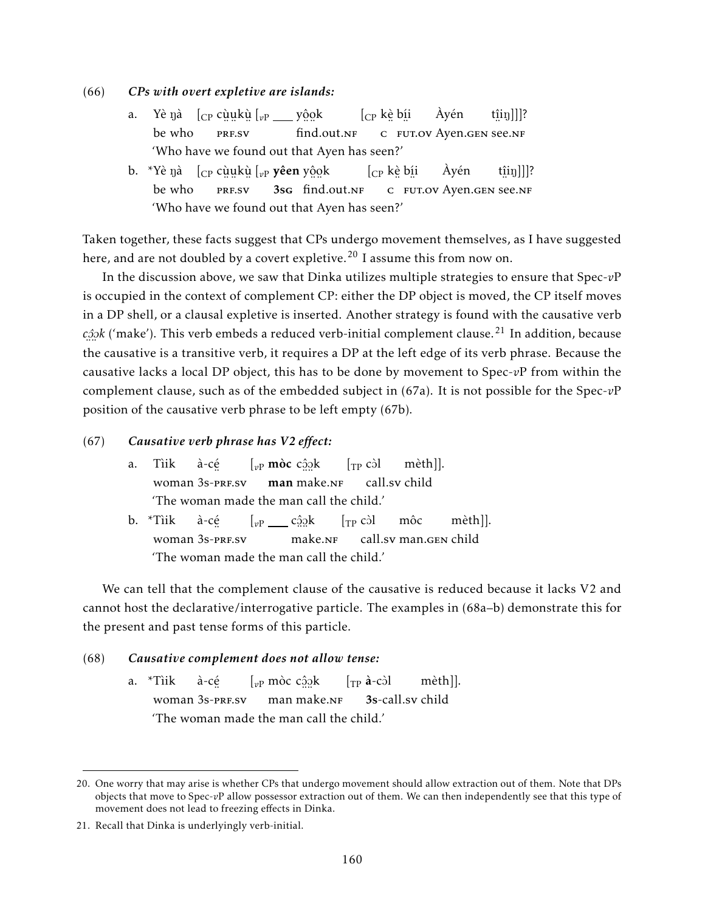(66) ***CPs with overt expletive are islands:***

a. Yè ŋà [$_{CP}$ cṳ̀ṳkṳ̀ [$_{vP}$ ___ yô̤o̤k [$_{CP}$ kè̤ bí̤i Àyén tî̤iŋ]]]?
   be who PRF.SV find.out.NF C FUT.OV Ayen.GEN see.NF
   'Who have we found out that Ayen has seen?'

b. *Yè ŋà [$_{CP}$ cṳ̀ṳkṳ̀ [$_{vP}$ **yêen** yô̤o̤k [$_{CP}$ kè̤ bí̤i Àyén tî̤iŋ]]]?
   be who PRF.SV **3SG** find.out.NF C FUT.OV Ayen.GEN see.NF
   'Who have we found out that Ayen has seen?'

Taken together, these facts suggest that CPs undergo movement themselves, as I have suggested here, and are not doubled by a covert expletive.[20] I assume this from now on.

In the discussion above, we saw that Dinka utilizes multiple strategies to ensure that Spec-*v*P is occupied in the context of complement CP: either the DP object is moved, the CP itself moves in a DP shell, or a clausal expletive is inserted. Another strategy is found with the causative verb *cɔ̤̂ɔ̤k* ('make'). This verb embeds a reduced verb-initial complement clause.[21] In addition, because the causative is a transitive verb, it requires a DP at the left edge of its verb phrase. Because the causative lacks a local DP object, this has to be done by movement to Spec-*v*P from within the complement clause, such as of the embedded subject in (67a). It is not possible for the Spec-*v*P position of the causative verb phrase to be left empty (67b).

(67) ***Causative verb phrase has V2 effect:***

a. Tìik à-cé̤ [$_{vP}$ **mòc** cɔ̤̂ɔ̤k [$_{TP}$ cɔ̀l mèth]].
   woman 3S-PRF.SV **man** make.NF call.SV child
   'The woman made the man call the child.'

b. *Tìik à-cé̤ [$_{vP}$ ___ cɔ̤̂ɔ̤k [$_{TP}$ cɔ̀l môc mèth]].
   woman 3S-PRF.SV make.NF call.SV man.GEN child
   'The woman made the man call the child.'

We can tell that the complement clause of the causative is reduced because it lacks V2 and cannot host the declarative/interrogative particle. The examples in (68a–b) demonstrate this for the present and past tense forms of this particle.

(68) ***Causative complement does not allow tense:***

a. *Tìik à-cé̤ [$_{vP}$ mòc cɔ̤̂ɔ̤k [$_{TP}$ **à**-cɔ̀l mèth]].
   woman 3S-PRF.SV man make.NF **3S**-call.SV child
   'The woman made the man call the child.'

---

20. One worry that may arise is whether CPs that undergo movement should allow extraction out of them. Note that DPs objects that move to Spec-*v*P allow possessor extraction out of them. We can then independently see that this type of movement does not lead to freezing effects in Dinka.

21. Recall that Dinka is underlyingly verb-initial.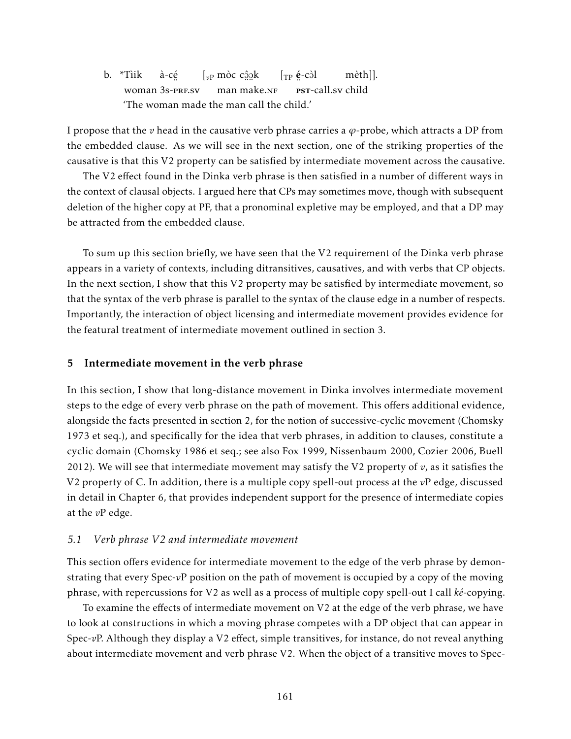b. *Tìik à-cé̤ [$_{vP}$ mòc cɔ̤̂ɔ̤k [$_{TP}$ é̤-cɔ̀l mèth]].
   woman 3s-PRF.SV man make.NF PST-call.SV child
   'The woman made the man call the child.'

I propose that the $v$ head in the causative verb phrase carries a $\varphi$-probe, which attracts a DP from the embedded clause. As we will see in the next section, one of the striking properties of the causative is that this V2 property can be satisfied by intermediate movement across the causative.

The V2 effect found in the Dinka verb phrase is then satisfied in a number of different ways in the context of clausal objects. I argued here that CPs may sometimes move, though with subsequent deletion of the higher copy at PF, that a pronominal expletive may be employed, and that a DP may be attracted from the embedded clause.

To sum up this section briefly, we have seen that the V2 requirement of the Dinka verb phrase appears in a variety of contexts, including ditransitives, causatives, and with verbs that CP objects. In the next section, I show that this V2 property may be satisfied by intermediate movement, so that the syntax of the verb phrase is parallel to the syntax of the clause edge in a number of respects. Importantly, the interaction of object licensing and intermediate movement provides evidence for the featural treatment of intermediate movement outlined in section 3.

## 5 Intermediate movement in the verb phrase

In this section, I show that long-distance movement in Dinka involves intermediate movement steps to the edge of every verb phrase on the path of movement. This offers additional evidence, alongside the facts presented in section 2, for the notion of successive-cyclic movement (Chomsky 1973 et seq.), and specifically for the idea that verb phrases, in addition to clauses, constitute a cyclic domain (Chomsky 1986 et seq.; see also Fox 1999, Nissenbaum 2000, Cozier 2006, Buell 2012). We will see that intermediate movement may satisfy the V2 property of $v$, as it satisfies the V2 property of C. In addition, there is a multiple copy spell-out process at the $v$P edge, discussed in detail in Chapter 6, that provides independent support for the presence of intermediate copies at the $v$P edge.

### *5.1 Verb phrase V2 and intermediate movement*

This section offers evidence for intermediate movement to the edge of the verb phrase by demonstrating that every Spec-$v$P position on the path of movement is occupied by a copy of the moving phrase, with repercussions for V2 as well as a process of multiple copy spell-out I call *ké*-copying.

To examine the effects of intermediate movement on V2 at the edge of the verb phrase, we have to look at constructions in which a moving phrase competes with a DP object that can appear in Spec-$v$P. Although they display a V2 effect, simple transitives, for instance, do not reveal anything about intermediate movement and verb phrase V2. When the object of a transitive moves to Spec-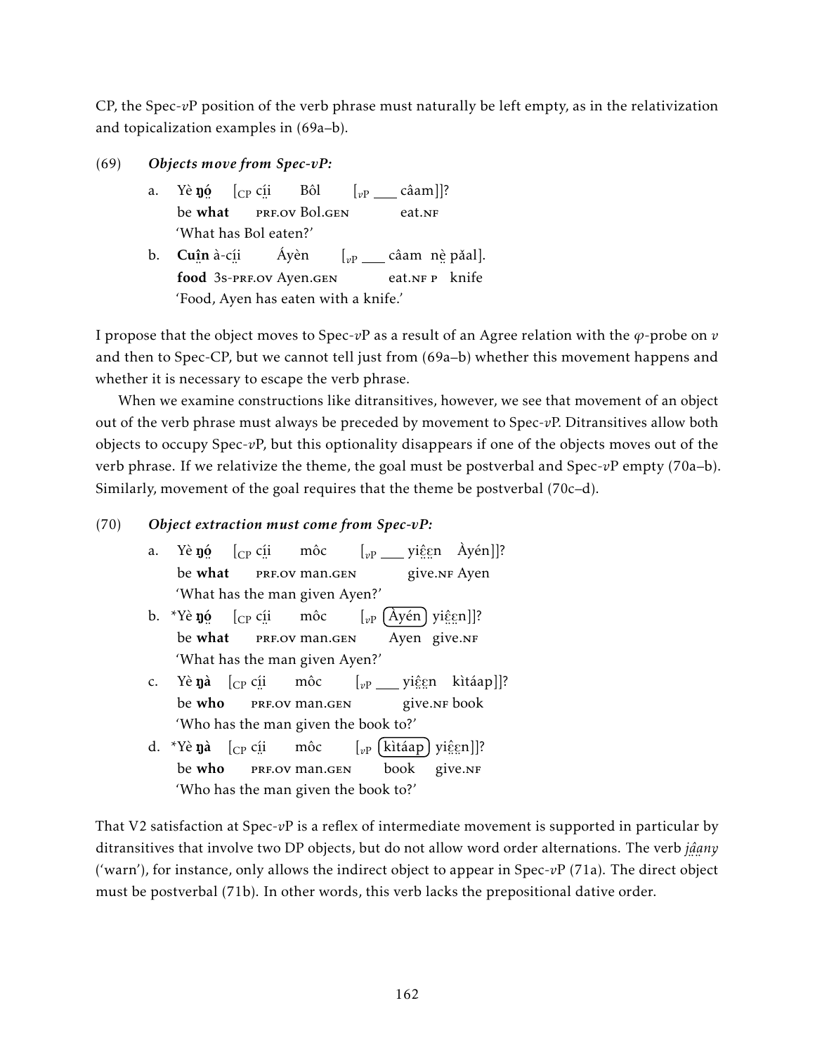CP, the Spec-*v*P position of the verb phrase must naturally be left empty, as in the relativization and topicalization examples in (69a–b).

(69) ***Objects move from Spec-vP:***

a. Yè **ŋó̤** [$_{CP}$ cí̤i̤ Bôl [$_{vP}$ ___ câam]]?
be **what** PRF.OV Bol.GEN eat.NF
'What has Bol eaten?'

b. **Cuî̤n** à-cí̤i̤ Áyèn [$_{vP}$ ___ câam nè̤ pǎal].
**food** 3s-PRF.OV Ayen.GEN eat.NF P knife
'Food, Ayen has eaten with a knife.'

I propose that the object moves to Spec-*v*P as a result of an Agree relation with the $\varphi$-probe on *v* and then to Spec-CP, but we cannot tell just from (69a–b) whether this movement happens and whether it is necessary to escape the verb phrase.

When we examine constructions like ditransitives, however, we see that movement of an object out of the verb phrase must always be preceded by movement to Spec-*v*P. Ditransitives allow both objects to occupy Spec-*v*P, but this optionality disappears if one of the objects moves out of the verb phrase. If we relativize the theme, the goal must be postverbal and Spec-*v*P empty (70a–b). Similarly, movement of the goal requires that the theme be postverbal (70c–d).

(70) ***Object extraction must come from Spec-vP:***

a. Yè **ŋó̤** [$_{CP}$ cí̤i̤ môc [$_{vP}$ ___ yiɛ̤̂ɛ̤n Àyén]]?
be **what** PRF.OV man.GEN give.NF Ayen
'What has the man given Ayen?'

b. *Yè **ŋó̤** [$_{CP}$ cí̤i̤ môc [$_{vP}$ (Àyén) yiɛ̤̂ɛ̤n]]?
be **what** PRF.OV man.GEN Ayen give.NF
'What has the man given Ayen?'

c. Yè **ŋà** [$_{CP}$ cí̤i̤ môc [$_{vP}$ ___ yiɛ̤̂ɛ̤n kìtáap]]?
be **who** PRF.OV man.GEN give.NF book
'Who has the man given the book to?'

d. *Yè **ŋà** [$_{CP}$ cí̤i̤ môc [$_{vP}$ (kìtáap) yiɛ̤̂ɛ̤n]]?
be **who** PRF.OV man.GEN book give.NF
'Who has the man given the book to?'

That V2 satisfaction at Spec-*v*P is a reflex of intermediate movement is supported in particular by ditransitives that involve two DP objects, but do not allow word order alternations. The verb *jâ̤a̤ny* ('warn'), for instance, only allows the indirect object to appear in Spec-*v*P (71a). The direct object must be postverbal (71b). In other words, this verb lacks the prepositional dative order.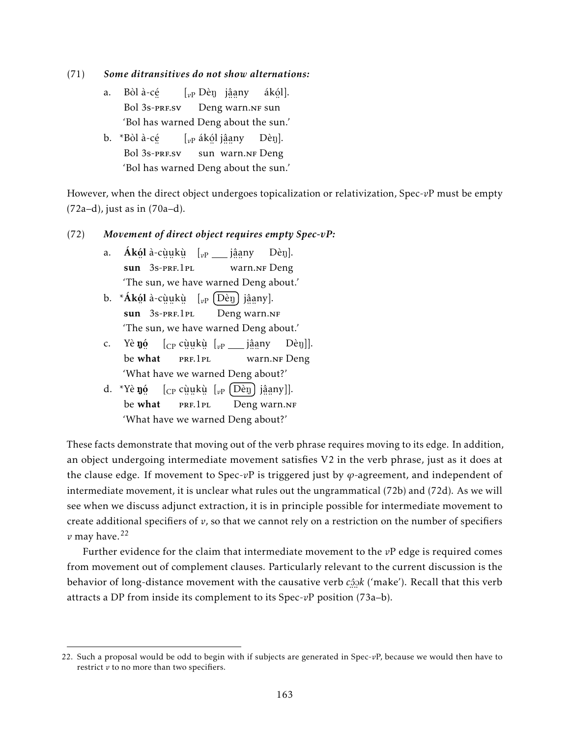(71) ***Some ditransitives do not show alternations:***

a. Bòl à-cé̤ [$_{vP}$ Dèŋ jâ̤a̤ny ákó̤l].
   Bol 3s-PRF.SV Deng warn.NF sun
   'Bol has warned Deng about the sun.'

b. *Bòl à-cé̤ [$_{vP}$ ákó̤l jâ̤a̤ny Dèŋ].
   Bol 3s-PRF.SV sun warn.NF Deng
   'Bol has warned Deng about the sun.'

However, when the direct object undergoes topicalization or relativization, Spec-$v$P must be empty (72a–d), just as in (70a–d).

(72) ***Movement of direct object requires empty Spec-vP:***

a. **Ákó̤l** à-cṳ̀ṳkṳ̀ [$_{vP}$ ___ jâ̤a̤ny Dèŋ].
   **sun** 3s-PRF.1PL warn.NF Deng
   'The sun, we have warned Deng about.'

b. ***Ákó̤l** à-cṳ̀ṳkṳ̀ [$_{vP}$ (Dèŋ) jâ̤a̤ny].
   **sun** 3s-PRF.1PL Deng warn.NF
   'The sun, we have warned Deng about.'

c. Yè **ŋó̤** [$_{CP}$ cṳ̀ṳkṳ̀ [$_{vP}$ ___ jâ̤a̤ny Dèŋ]].
   be **what** PRF.1PL warn.NF Deng
   'What have we warned Deng about?'

d. *Yè **ŋó̤** [$_{CP}$ cṳ̀ṳkṳ̀ [$_{vP}$ (Dèŋ) jâ̤a̤ny]].
   be **what** PRF.1PL Deng warn.NF
   'What have we warned Deng about?'

These facts demonstrate that moving out of the verb phrase requires moving to its edge. In addition, an object undergoing intermediate movement satisfies V2 in the verb phrase, just as it does at the clause edge. If movement to Spec-$v$P is triggered just by $\varphi$-agreement, and independent of intermediate movement, it is unclear what rules out the ungrammatical (72b) and (72d). As we will see when we discuss adjunct extraction, it is in principle possible for intermediate movement to create additional specifiers of $v$, so that we cannot rely on a restriction on the number of specifiers $v$ may have.[22]

Further evidence for the claim that intermediate movement to the $v$P edge is required comes from movement out of complement clauses. Particularly relevant to the current discussion is the behavior of long-distance movement with the causative verb *cɔ̤̂ɔ̤k* ('make'). Recall that this verb attracts a DP from inside its complement to its Spec-$v$P position (73a–b).

22. Such a proposal would be odd to begin with if subjects are generated in Spec-$v$P, because we would then have to restrict $v$ to no more than two specifiers.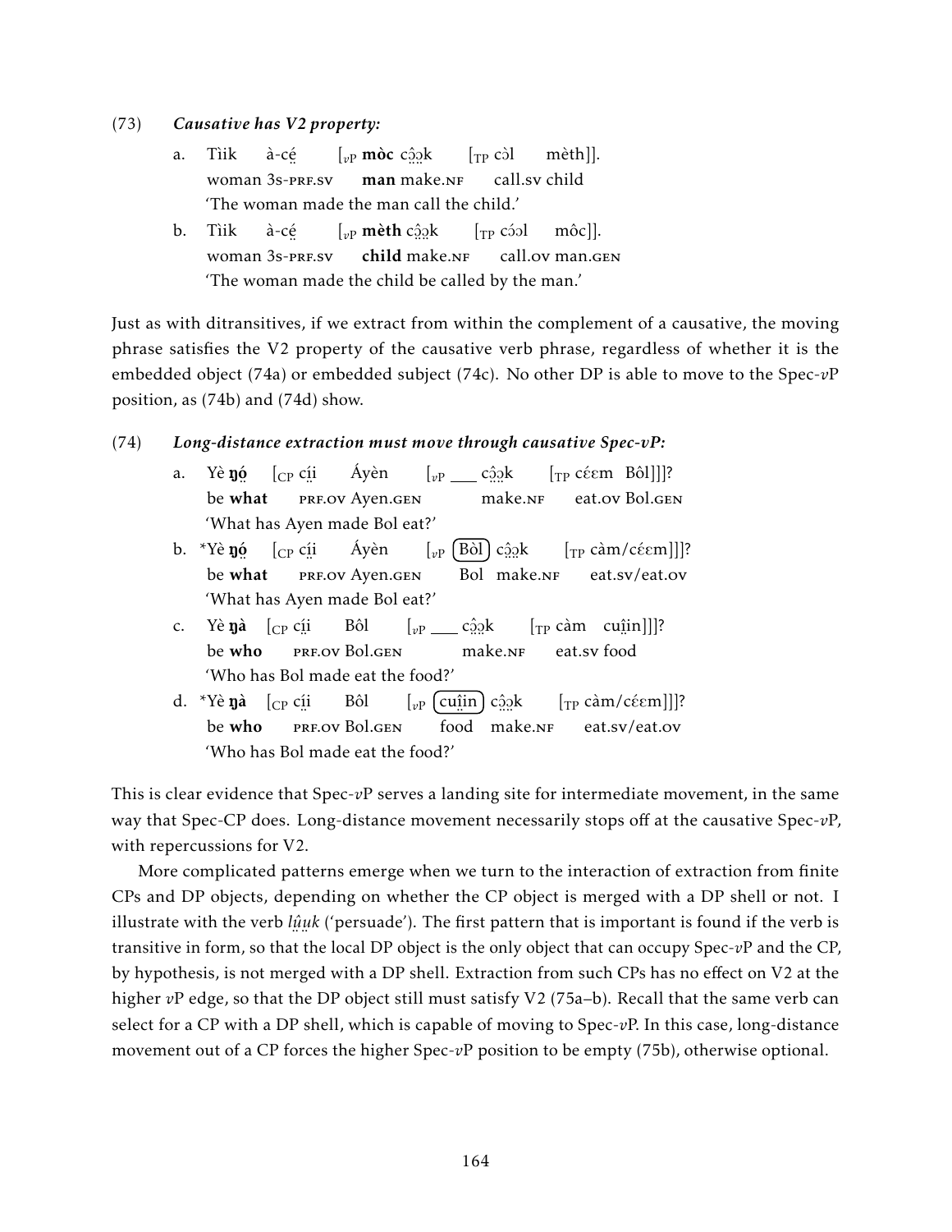(73) ***Causative has V2 property:***

a. Tìik à-cé̤ [$_{v\text{P}}$ **mòc** cɔ̤̂ɔ̤k [$_{\text{TP}}$ cɔ̀l mèth]].
   woman 3s-PRF.SV **man** make.NF call.SV child
   'The woman made the man call the child.'

b. Tìik à-cé̤ [$_{v\text{P}}$ **mèth** cɔ̤̂ɔ̤k [$_{\text{TP}}$ cɔ́ɔl môc]].
   woman 3s-PRF.SV **child** make.NF call.OV man.GEN
   'The woman made the child be called by the man.'

Just as with ditransitives, if we extract from within the complement of a causative, the moving phrase satisfies the V2 property of the causative verb phrase, regardless of whether it is the embedded object (74a) or embedded subject (74c). No other DP is able to move to the Spec-$v$P position, as (74b) and (74d) show.

(74) ***Long-distance extraction must move through causative Spec-vP:***

a. Yè **ŋó̤** [$_{\text{CP}}$ cí̤i Áyèn [$_{v\text{P}}$ ___ cɔ̤̂ɔ̤k [$_{\text{TP}}$ cɛ́ɛm Bôl]]]?
   be **what** PRF.OV Ayen.GEN make.NF eat.OV Bol.GEN
   'What has Ayen made Bol eat?'

b. *Yè **ŋó̤** [$_{\text{CP}}$ cí̤i Áyèn [$_{v\text{P}}$ (Bòl) cɔ̤̂ɔ̤k [$_{\text{TP}}$ càm/cɛ́ɛm]]]?
   be **what** PRF.OV Ayen.GEN Bol make.NF eat.SV/eat.OV
   'What has Ayen made Bol eat?'

c. Yè **ŋà** [$_{\text{CP}}$ cí̤i Bôl [$_{v\text{P}}$ ___ cɔ̤̂ɔ̤k [$_{\text{TP}}$ càm cuî̤in]]]?
   be **who** PRF.OV Bol.GEN make.NF eat.SV food
   'Who has Bol made eat the food?'

d. *Yè **ŋà** [$_{\text{CP}}$ cí̤i Bôl [$_{v\text{P}}$ (cuî̤in) cɔ̤̂ɔ̤k [$_{\text{TP}}$ càm/cɛ́ɛm]]]?
   be **who** PRF.OV Bol.GEN food make.NF eat.SV/eat.OV
   'Who has Bol made eat the food?'

This is clear evidence that Spec-$v$P serves a landing site for intermediate movement, in the same way that Spec-CP does. Long-distance movement necessarily stops off at the causative Spec-$v$P, with repercussions for V2.

More complicated patterns emerge when we turn to the interaction of extraction from finite CPs and DP objects, depending on whether the CP object is merged with a DP shell or not. I illustrate with the verb *lṳ̂ṳk* ('persuade'). The first pattern that is important is found if the verb is transitive in form, so that the local DP object is the only object that can occupy Spec-$v$P and the CP, by hypothesis, is not merged with a DP shell. Extraction from such CPs has no effect on V2 at the higher $v$P edge, so that the DP object still must satisfy V2 (75a–b). Recall that the same verb can select for a CP with a DP shell, which is capable of moving to Spec-$v$P. In this case, long-distance movement out of a CP forces the higher Spec-$v$P position to be empty (75b), otherwise optional.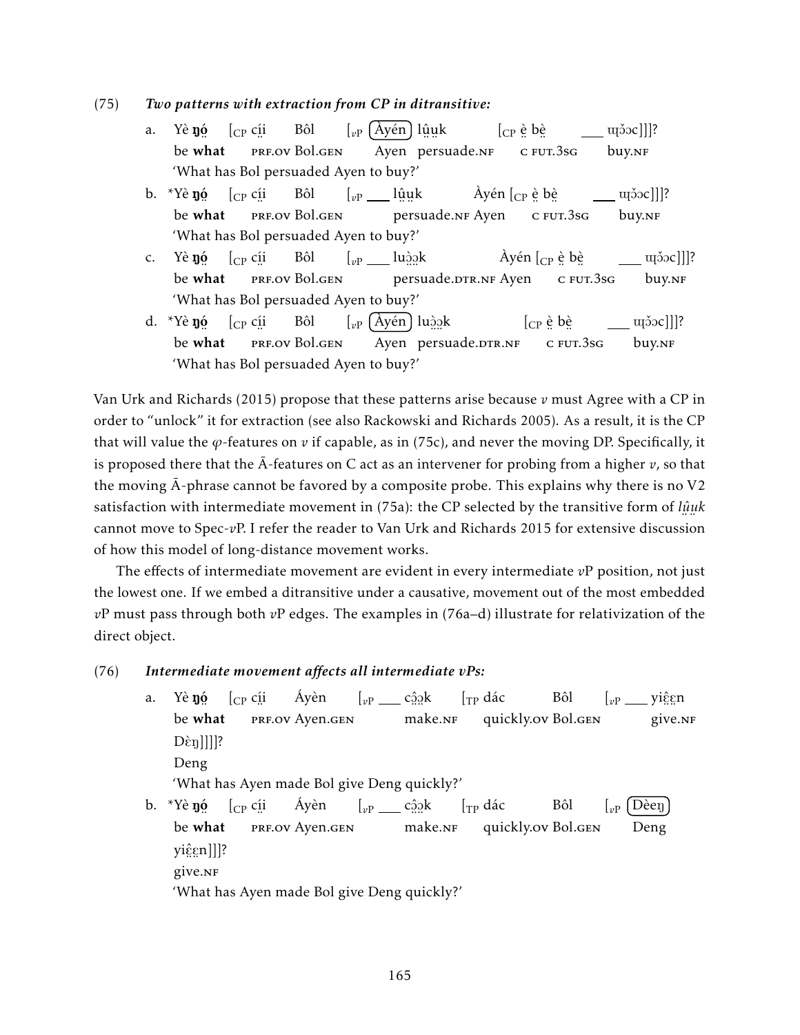(75) ***Two patterns with extraction from CP in ditransitive:***

a. Yè **ŋó̤** [CP cí̤i̤ Bôl [vP (Àyén) lṳ̂ṳk [CP è̤ bè̤ ___ ɰɔ̌ɔc]]]?
   be **what** PRF.OV Bol.GEN Ayen persuade.NF C FUT.3SG buy.NF
   'What has Bol persuaded Ayen to buy?'

b. *Yè **ŋó̤** [CP cí̤i̤ Bôl [vP ___ lṳ̂ṳk Àyén [CP è̤ bè̤ ___ ɰɔ̌ɔc]]]?
   be **what** PRF.OV Bol.GEN persuade.NF Ayen C FUT.3SG buy.NF
   'What has Bol persuaded Ayen to buy?'

c. Yè **ŋó̤** [CP cí̤i̤ Bôl [vP ___ luɔ̤̂ɔ̤k Àyén [CP è̤ bè̤ ___ ɰɔ̌ɔc]]]?
   be **what** PRF.OV Bol.GEN persuade.DTR.NF Ayen C FUT.3SG buy.NF
   'What has Bol persuaded Ayen to buy?'

d. *Yè **ŋó̤** [CP cí̤i̤ Bôl [vP (Àyén) luɔ̤̂ɔ̤k [CP è̤ bè̤ ___ ɰɔ̌ɔc]]]?
   be **what** PRF.OV Bol.GEN Ayen persuade.DTR.NF C FUT.3SG buy.NF
   'What has Bol persuaded Ayen to buy?'

Van Urk and Richards (2015) propose that these patterns arise because $v$ must Agree with a CP in order to "unlock" it for extraction (see also Rackowski and Richards 2005). As a result, it is the CP that will value the $\varphi$-features on $v$ if capable, as in (75c), and never the moving DP. Specifically, it is proposed there that the Ā-features on C act as an intervener for probing from a higher $v$, so that the moving Ā-phrase cannot be favored by a composite probe. This explains why there is no V2 satisfaction with intermediate movement in (75a): the CP selected by the transitive form of *lṳ̂ṳk* cannot move to Spec-$v$P. I refer the reader to Van Urk and Richards 2015 for extensive discussion of how this model of long-distance movement works.

The effects of intermediate movement are evident in every intermediate $v$P position, not just the lowest one. If we embed a ditransitive under a causative, movement out of the most embedded $v$P must pass through both $v$P edges. The examples in (76a–d) illustrate for relativization of the direct object.

(76) ***Intermediate movement affects all intermediate vPs:***

a. Yè **ŋó̤** [CP cí̤i̤ Áyèn [vP ___ cɔ̤̂ɔ̤k [TP dác Bôl [vP ___ yiɛ̤̂ɛ̤n Dèŋ]]]]?
   be **what** PRF.OV Ayen.GEN make.NF quickly.OV Bol.GEN give.NF Deng
   'What has Ayen made Bol give Deng quickly?'

b. *Yè **ŋó̤** [CP cí̤i̤ Áyèn [vP ___ cɔ̤̂ɔ̤k [TP dác Bôl [vP (Dèeŋ) yiɛ̤̂ɛ̤n]]]?
   be **what** PRF.OV Ayen.GEN make.NF quickly.OV Bol.GEN Deng give.NF
   'What has Ayen made Bol give Deng quickly?'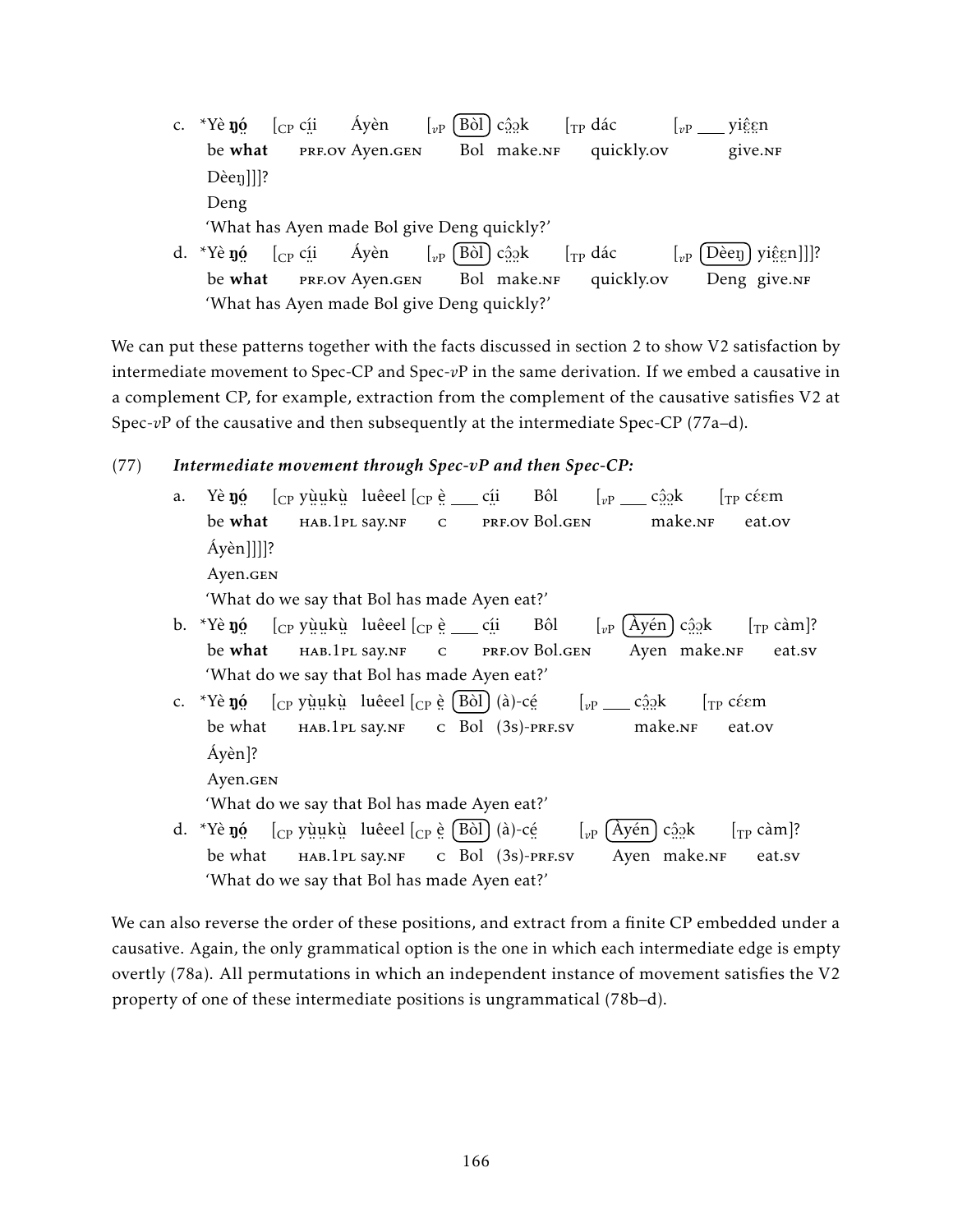c. \*Yè **ŋó̤** [CP cí̤i Áyèn [$_{v\text{P}}$ (Bòl) cɔ̤̂ɔ̤k [TP dác [$_{v\text{P}}$ ___ yiɛ̤̂ɛ̤n
   be **what** PRF.OV Ayen.GEN Bol make.NF quickly.OV give.NF
   Dèeŋ]]]?
   Deng
   'What has Ayen made Bol give Deng quickly?'

d. \*Yè **ŋó̤** [CP cí̤i Áyèn [$_{v\text{P}}$ (Bòl) cɔ̤̂ɔ̤k [TP dác [$_{v\text{P}}$ (Dèeŋ) yiɛ̤̂ɛ̤n]]]?
   be **what** PRF.OV Ayen.GEN Bol make.NF quickly.OV Deng give.NF
   'What has Ayen made Bol give Deng quickly?'

We can put these patterns together with the facts discussed in section 2 to show V2 satisfaction by intermediate movement to Spec-CP and Spec-*v*P in the same derivation. If we embed a causative in a complement CP, for example, extraction from the complement of the causative satisfies V2 at Spec-*v*P of the causative and then subsequently at the intermediate Spec-CP (77a–d).

(77) ***Intermediate movement through Spec-vP and then Spec-CP:***

a. Yè **ŋó̤** [CP yṳ̀ṳkṳ̀ luêeel [CP è̤ ___ cí̤i Bôl [$_{v\text{P}}$ ___ cɔ̤̂ɔ̤k [TP cɛ́ɛm
   be **what** HAB.1PL say.NF C PRF.OV Bol.GEN make.NF eat.OV
   Áyèn]]]]?
   Ayen.GEN
   'What do we say that Bol has made Ayen eat?'

b. \*Yè **ŋó̤** [CP yṳ̀ṳkṳ̀ luêeel [CP è̤ ___ cí̤i Bôl [$_{v\text{P}}$ (Àyén) cɔ̤̂ɔ̤k [TP càm]?
   be **what** HAB.1PL say.NF C PRF.OV Bol.GEN Ayen make.NF eat.SV
   'What do we say that Bol has made Ayen eat?'

c. \*Yè **ŋó̤** [CP yṳ̀ṳkṳ̀ luêeel [CP è̤ (Bòl) (à)-cé̤ [$_{v\text{P}}$ ___ cɔ̤̂ɔ̤k [TP cɛ́ɛm
   be what HAB.1PL say.NF C Bol (3S)-PRF.SV make.NF eat.OV
   Áyèn]?
   Ayen.GEN
   'What do we say that Bol has made Ayen eat?'

d. \*Yè **ŋó̤** [CP yṳ̀ṳkṳ̀ luêeel [CP è̤ (Bòl) (à)-cé̤ [$_{v\text{P}}$ (Àyén) cɔ̤̂ɔ̤k [TP càm]?
   be what HAB.1PL say.NF C Bol (3S)-PRF.SV Ayen make.NF eat.SV
   'What do we say that Bol has made Ayen eat?'

We can also reverse the order of these positions, and extract from a finite CP embedded under a causative. Again, the only grammatical option is the one in which each intermediate edge is empty overtly (78a). All permutations in which an independent instance of movement satisfies the V2 property of one of these intermediate positions is ungrammatical (78b–d).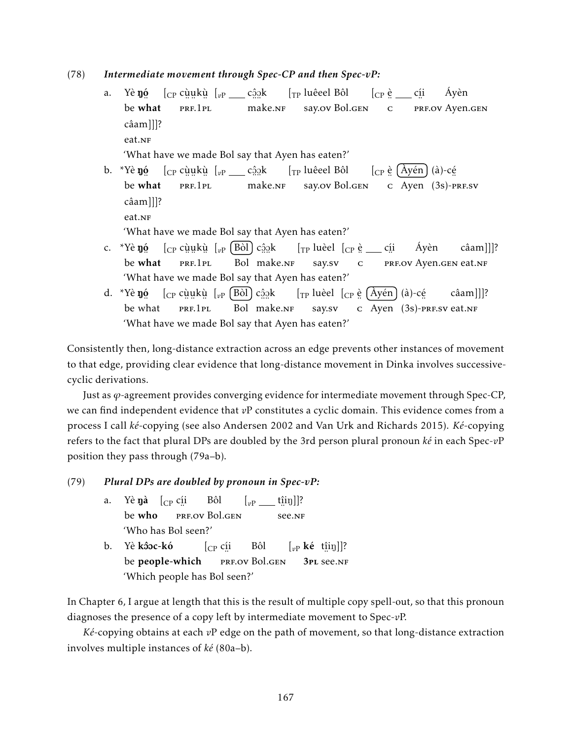(78) ***Intermediate movement through Spec-CP and then Spec-vP:***

a. Yè **ŋó̤** [CP cṳ̀ṳkṳ̀ [vP ___ cɔ̤̂ɔ̤k [TP luêeel Bôl [CP è̤ ___ cı̤́i Áyèn
   be **what** PRF.1PL make.NF say.OV Bol.GEN C PRF.OV Ayen.GEN
   câam]]]?
   eat.NF
   'What have we made Bol say that Ayen has eaten?'

b. *Yè **ŋó̤** [CP cṳ̀ṳkṳ̀ [vP ___ cɔ̤̂ɔ̤k [TP luêeel Bôl [CP è̤ (Àyén) (à)-cé̤
   be **what** PRF.1PL make.NF say.OV Bol.GEN C Ayen (3S)-PRF.SV
   câam]]]?
   eat.NF
   'What have we made Bol say that Ayen has eaten?'

c. *Yè **ŋó̤** [CP cṳ̀ṳkṳ̀ [vP (Bòl) cɔ̤̂ɔ̤k [TP luèel [CP è̤ ___ cı̤́i Áyèn câam]]]?
   be **what** PRF.1PL Bol make.NF say.SV C PRF.OV Ayen.GEN eat.NF
   'What have we made Bol say that Ayen has eaten?'

d. *Yè **ŋó̤** [CP cṳ̀ṳkṳ̀ [vP (Bòl) cɔ̤̂ɔ̤k [TP luèel [CP è̤ (Àyén) (à)-cé̤ câam]]]?
   be what PRF.1PL Bol make.NF say.SV C Ayen (3S)-PRF.SV eat.NF
   'What have we made Bol say that Ayen has eaten?'

Consistently then, long-distance extraction across an edge prevents other instances of movement to that edge, providing clear evidence that long-distance movement in Dinka involves successive-cyclic derivations.

Just as $\varphi$-agreement provides converging evidence for intermediate movement through Spec-CP, we can find independent evidence that *v*P constitutes a cyclic domain. This evidence comes from a process I call *ké*-copying (see also Andersen 2002 and Van Urk and Richards 2015). *Ké*-copying refers to the fact that plural DPs are doubled by the 3rd person plural pronoun *ké* in each Spec-*v*P position they pass through (79a–b).

(79) ***Plural DPs are doubled by pronoun in Spec-vP:***

a. Yè **ŋà** [CP cı̤́i Bôl [vP ___ tı̤̂iŋ]]?
   be **who** PRF.OV Bol.GEN see.NF
   'Who has Bol seen?'

b. Yè **kɔ̂ɔc-kó** [CP cı̤́i Bôl [vP **ké** tı̤̂iŋ]]?
   be **people-which** PRF.OV Bol.GEN **3PL** see.NF
   'Which people has Bol seen?'

In Chapter 6, I argue at length that this is the result of multiple copy spell-out, so that this pronoun diagnoses the presence of a copy left by intermediate movement to Spec-*v*P.

*Ké*-copying obtains at each *v*P edge on the path of movement, so that long-distance extraction involves multiple instances of *ké* (80a–b).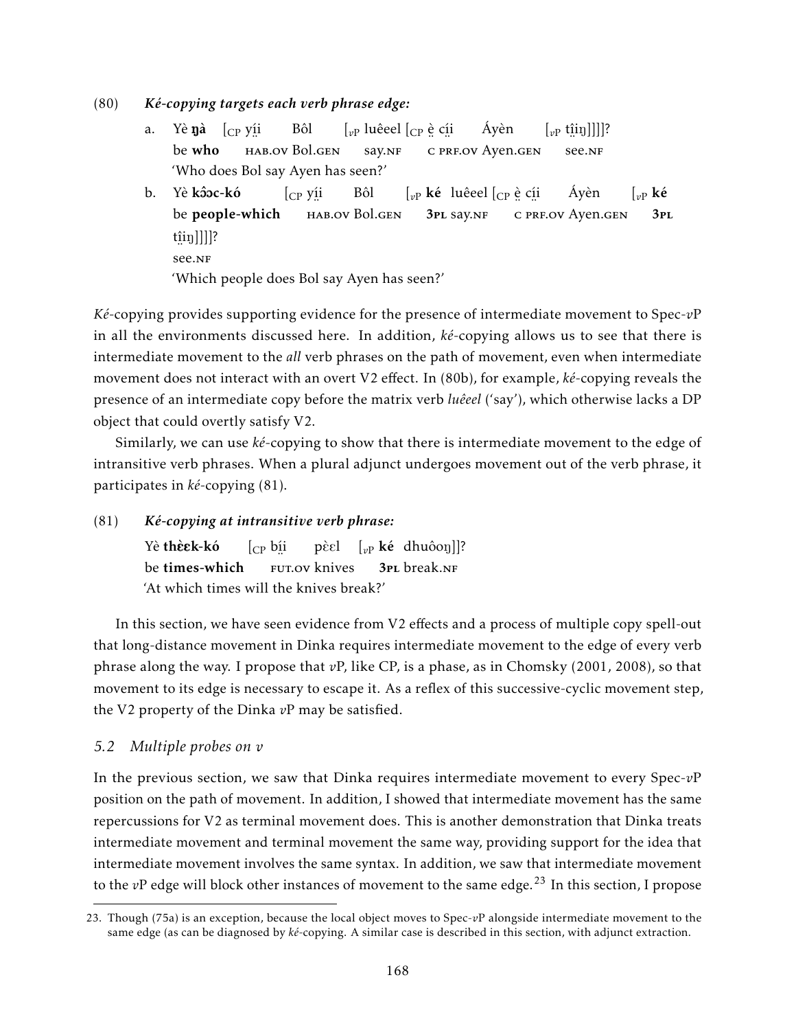(80) ***Ké-copying targets each verb phrase edge:***

a. Yè **ŋà** [$_{CP}$ yı̤́i Bôl [$_{vP}$ luêeel [$_{CP}$ è̤ cı̤́i Áyèn [$_{vP}$ tı̤̂iŋ]]]]?
   be **who** HAB.OV Bol.GEN say.NF C PRF.OV Ayen.GEN see.NF
   'Who does Bol say Ayen has seen?'

b. Yè **kɔ̂ɔc-kó** [$_{CP}$ yı̤́i Bôl [$_{vP}$ **ké** luêeel [$_{CP}$ è̤ cı̤́i Áyèn [$_{vP}$ **ké** tı̤̂iŋ]]]]?
   be **people-which** HAB.OV Bol.GEN **3PL** say.NF C PRF.OV Ayen.GEN **3PL** see.NF
   'Which people does Bol say Ayen has seen?'

*Ké*-copying provides supporting evidence for the presence of intermediate movement to Spec-*v*P in all the environments discussed here. In addition, *ké*-copying allows us to see that there is intermediate movement to the *all* verb phrases on the path of movement, even when intermediate movement does not interact with an overt V2 effect. In (80b), for example, *ké*-copying reveals the presence of an intermediate copy before the matrix verb *luêeel* ('say'), which otherwise lacks a DP object that could overtly satisfy V2.

Similarly, we can use *ké*-copying to show that there is intermediate movement to the edge of intransitive verb phrases. When a plural adjunct undergoes movement out of the verb phrase, it participates in *ké*-copying (81).

(81) ***Ké-copying at intransitive verb phrase:***

Yè **thɛ̀ɛk-kó** [$_{CP}$ bı̤́i pɛ̀ɛl [$_{vP}$ **ké** dhuôoŋ]]?
be **times-which** FUT.OV knives **3PL** break.NF
'At which times will the knives break?'

In this section, we have seen evidence from V2 effects and a process of multiple copy spell-out that long-distance movement in Dinka requires intermediate movement to the edge of every verb phrase along the way. I propose that *v*P, like CP, is a phase, as in Chomsky (2001, 2008), so that movement to its edge is necessary to escape it. As a reflex of this successive-cyclic movement step, the V2 property of the Dinka *v*P may be satisfied.

## *5.2 Multiple probes on v*

In the previous section, we saw that Dinka requires intermediate movement to every Spec-*v*P position on the path of movement. In addition, I showed that intermediate movement has the same repercussions for V2 as terminal movement does. This is another demonstration that Dinka treats intermediate movement and terminal movement the same way, providing support for the idea that intermediate movement involves the same syntax. In addition, we saw that intermediate movement to the *v*P edge will block other instances of movement to the same edge.[23] In this section, I propose

23. Though (75a) is an exception, because the local object moves to Spec-*v*P alongside intermediate movement to the same edge (as can be diagnosed by *ké*-copying. A similar case is described in this section, with adjunct extraction.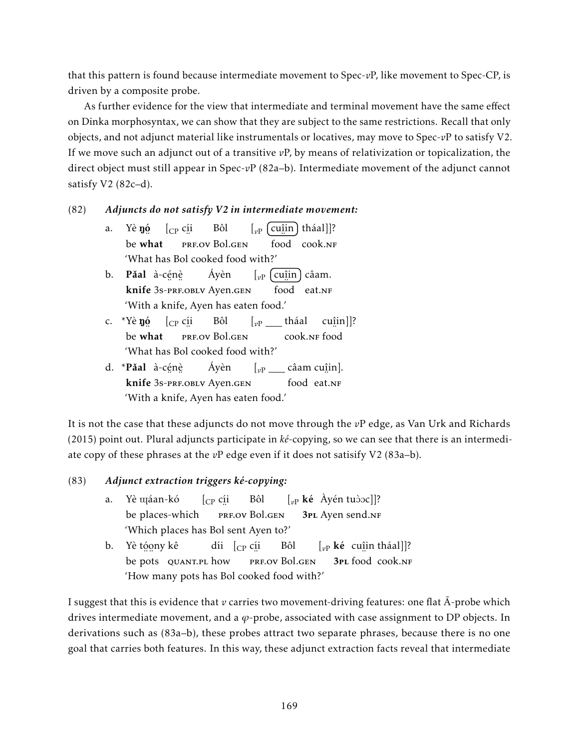that this pattern is found because intermediate movement to Spec-*v*P, like movement to Spec-CP, is driven by a composite probe.

As further evidence for the view that intermediate and terminal movement have the same effect on Dinka morphosyntax, we can show that they are subject to the same restrictions. Recall that only objects, and not adjunct material like instrumentals or locatives, may move to Spec-*v*P to satisfy V2. If we move such an adjunct out of a transitive *v*P, by means of relativization or topicalization, the direct object must still appear in Spec-*v*P (82a–b). Intermediate movement of the adjunct cannot satisfy V2 (82c–d).

(82) ***Adjuncts do not satisfy V2 in intermediate movement:***

a. Yè **ŋó̤** [$_{\text{CP}}$ cı̤́i Bôl [$_{v\text{P}}$ [cuı̤̂in] tháal]]?
   be **what** PRF.OV Bol.GEN food cook.NF
   'What has Bol cooked food with?'

b. **Pǎal** à-cé̤nè̤ Áyèn [$_{v\text{P}}$ [cuı̤̂in] câam.
   **knife** 3S-PRF.OBLV Ayen.GEN food eat.NF
   'With a knife, Ayen has eaten food.'

c. *Yè **ŋó̤** [$_{\text{CP}}$ cı̤́i Bôl [$_{v\text{P}}$ ___ tháal cuı̤̂in]]?
   be **what** PRF.OV Bol.GEN cook.NF food
   'What has Bol cooked food with?'

d. ***Pǎal** à-cé̤nè̤ Áyèn [$_{v\text{P}}$ ___ câam cuı̤̂in].
   **knife** 3S-PRF.OBLV Ayen.GEN food eat.NF
   'With a knife, Ayen has eaten food.'

It is not the case that these adjuncts do not move through the *v*P edge, as Van Urk and Richards (2015) point out. Plural adjuncts participate in *ké*-copying, so we can see that there is an intermediate copy of these phrases at the *v*P edge even if it does not satisfy V2 (83a–b).

(83) ***Adjunct extraction triggers ké-copying:***

a. Yè ɯ̤áan-kó [$_{\text{CP}}$ cı̤́i Bôl [$_{v\text{P}}$ **ké** Àyén tuɔ̀ɔc]]?
   be places-which PRF.OV Bol.GEN **3PL** Ayen send.NF
   'Which places has Bol sent Ayen to?'

b. Yè tó̤o̤ny kê díi [$_{\text{CP}}$ cı̤́i Bôl [$_{v\text{P}}$ **ké** cuı̤̂in tháal]]?
   be pots QUANT.PL how PRF.OV Bol.GEN **3PL** food cook.NF
   'How many pots has Bol cooked food with?'

I suggest that this is evidence that *v* carries two movement-driving features: one flat Ā-probe which drives intermediate movement, and a $\varphi$-probe, associated with case assignment to DP objects. In derivations such as (83a–b), these probes attract two separate phrases, because there is no one goal that carries both features. In this way, these adjunct extraction facts reveal that intermediate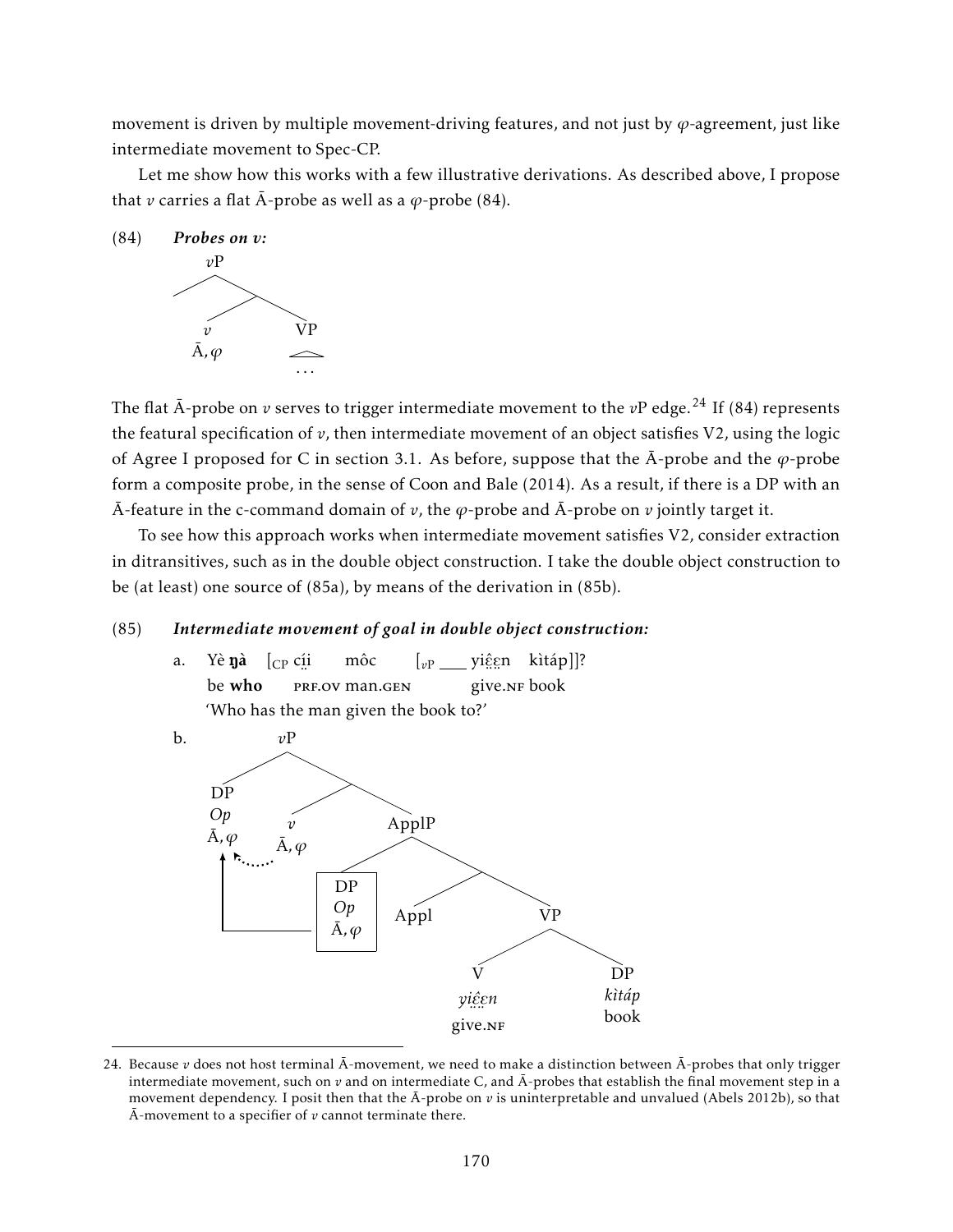movement is driven by multiple movement-driving features, and not just by $\varphi$-agreement, just like intermediate movement to Spec-CP.

Let me show how this works with a few illustrative derivations. As described above, I propose that *v* carries a flat Ā-probe as well as a $\varphi$-probe (84).

(84) ***Probes on v:***

```
        vP
       /  \
          /  \
         v    VP
       Ā,φ    /\
              ...
```

The flat Ā-probe on *v* serves to trigger intermediate movement to the *v*P edge.[24] If (84) represents the featural specification of *v*, then intermediate movement of an object satisfies V2, using the logic of Agree I proposed for C in section 3.1. As before, suppose that the Ā-probe and the $\varphi$-probe form a composite probe, in the sense of Coon and Bale (2014). As a result, if there is a DP with an Ā-feature in the c-command domain of *v*, the $\varphi$-probe and Ā-probe on *v* jointly target it.

To see how this approach works when intermediate movement satisfies V2, consider extraction in ditransitives, such as in the double object construction. I take the double object construction to be (at least) one source of (85a), by means of the derivation in (85b).

(85) ***Intermediate movement of goal in double object construction:***

a. Yè **ŋà** [CP cí̤i̤ môc [*v*P ___ yiɛ̤̂ɛ̤n kìtáp]]?
   be **who** PRF.OV man.GEN give.NF book
   'Who has the man given the book to?'

b.
```
            vP
          /    \
        DP      
        Op     /   \
        Ā,φ   v    ApplP
              Ā,φ  /    \
                 [DP]     
                 Op     /   \
                 Ā,φ  Appl   VP
                            /  \
                           V    DP
                        yiɛ̤̂ɛ̤n  kìtáp
                        give.NF book
```
(The boxed DP *Op* [Ā, $\varphi$] in Spec-ApplP moves to Spec-*v*P; *v* [Ā, $\varphi$] probes it.)

24. Because *v* does not host terminal Ā-movement, we need to make a distinction between Ā-probes that only trigger intermediate movement, such on *v* and on intermediate C, and Ā-probes that establish the final movement step in a movement dependency. I posit then that the Ā-probe on *v* is uninterpretable and unvalued (Abels 2012b), so that Ā-movement to a specifier of *v* cannot terminate there.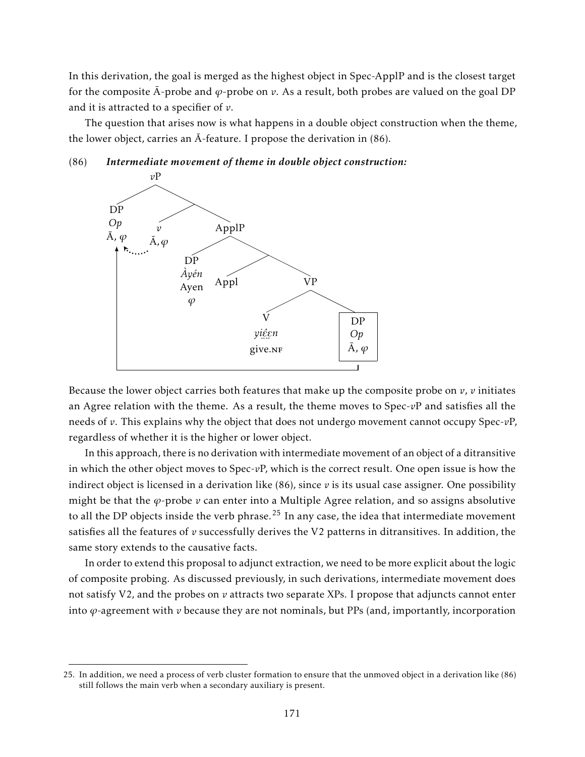In this derivation, the goal is merged as the highest object in Spec-ApplP and is the closest target for the composite Ā-probe and $\varphi$-probe on $v$. As a result, both probes are valued on the goal DP and it is attracted to a specifier of $v$.

The question that arises now is what happens in a double object construction when the theme, the lower object, carries an Ā-feature. I propose the derivation in (86).

(86) ***Intermediate movement of theme in double object construction:***

```
[vP [DP Op Ā, φ] [ v (Ā, φ) [ApplP [DP Àyén 'Ayen' φ] [ Appl [VP [V yi̤ɛ̤̂ɛn 'give.NF'] [DP Op Ā, φ] ] ] ] ] ]
```

(The theme DP *Op* [Ā, $\varphi$] moves from the complement of V to Spec-$v$P; Agree between $v$ and the moved DP.)

Because the lower object carries both features that make up the composite probe on $v$, $v$ initiates an Agree relation with the theme. As a result, the theme moves to Spec-$v$P and satisfies all the needs of $v$. This explains why the object that does not undergo movement cannot occupy Spec-$v$P, regardless of whether it is the higher or lower object.

In this approach, there is no derivation with intermediate movement of an object of a ditransitive in which the other object moves to Spec-$v$P, which is the correct result. One open issue is how the indirect object is licensed in a derivation like (86), since $v$ is its usual case assigner. One possibility might be that the $\varphi$-probe $v$ can enter into a Multiple Agree relation, and so assigns absolutive to all the DP objects inside the verb phrase.[25] In any case, the idea that intermediate movement satisfies all the features of $v$ successfully derives the V2 patterns in ditransitives. In addition, the same story extends to the causative facts.

In order to extend this proposal to adjunct extraction, we need to be more explicit about the logic of composite probing. As discussed previously, in such derivations, intermediate movement does not satisfy V2, and the probes on $v$ attracts two separate XPs. I propose that adjuncts cannot enter into $\varphi$-agreement with $v$ because they are not nominals, but PPs (and, importantly, incorporation

25. In addition, we need a process of verb cluster formation to ensure that the unmoved object in a derivation like (86) still follows the main verb when a secondary auxiliary is present.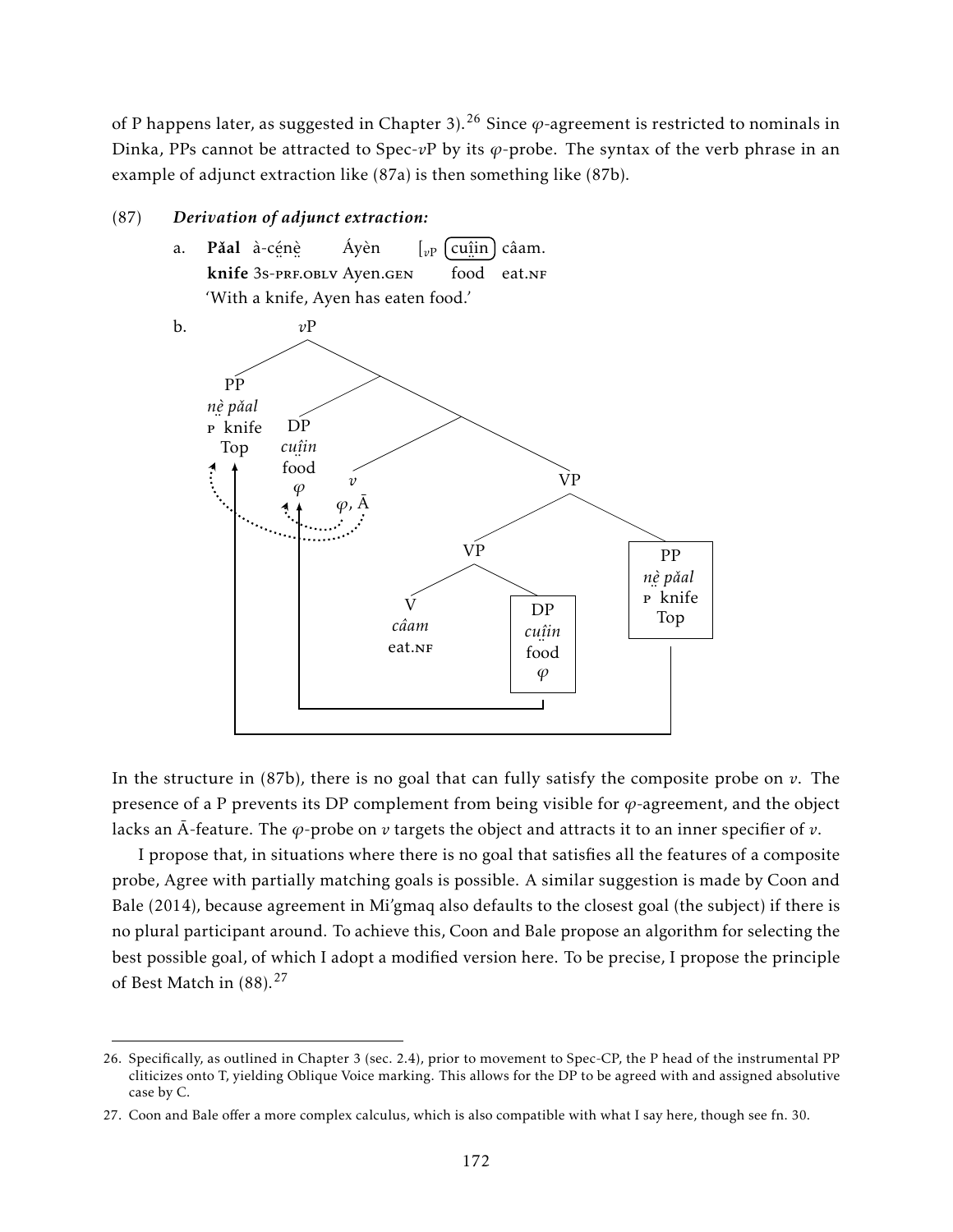of P happens later, as suggested in Chapter 3).[26] Since $\varphi$-agreement is restricted to nominals in Dinka, PPs cannot be attracted to Spec-$v$P by its $\varphi$-probe. The syntax of the verb phrase in an example of adjunct extraction like (87a) is then something like (87b).

(87) ***Derivation of adjunct extraction:***

a. **Pǎal** à-cé̤nè̤ Áyèn [$_{vP}$ (cuı̤̂n) câam.
**knife** 3s-PRF.OBLV Ayen.GEN food eat.NF
'With a knife, Ayen has eaten food.'

b. [Tree diagram: $v$P with PP *nè̤ pǎal* 'P knife' [Top] in the outer specifier, DP *cuı̤̂n* 'food' [$\varphi$] in an inner specifier, $v$ [$\varphi$, Ā], and VP containing V *câam* 'eat.NF', DP *cuı̤̂n* 'food' [$\varphi$] (boxed), and adjoined PP *nè̤ pǎal* 'P knife' [Top] (boxed). Solid arrows show movement of the DP and PP to the specifiers of $v$; dotted arrows show Agree from $v$.]

In the structure in (87b), there is no goal that can fully satisfy the composite probe on $v$. The presence of a P prevents its DP complement from being visible for $\varphi$-agreement, and the object lacks an Ā-feature. The $\varphi$-probe on $v$ targets the object and attracts it to an inner specifier of $v$.

I propose that, in situations where there is no goal that satisfies all the features of a composite probe, Agree with partially matching goals is possible. A similar suggestion is made by Coon and Bale (2014), because agreement in Mi'gmaq also defaults to the closest goal (the subject) if there is no plural participant around. To achieve this, Coon and Bale propose an algorithm for selecting the best possible goal, of which I adopt a modified version here. To be precise, I propose the principle of Best Match in (88).[27]

---

26. Specifically, as outlined in Chapter 3 (sec. 2.4), prior to movement to Spec-CP, the P head of the instrumental PP cliticizes onto T, yielding Oblique Voice marking. This allows for the DP to be agreed with and assigned absolutive case by C.

27. Coon and Bale offer a more complex calculus, which is also compatible with what I say here, though see fn. 30.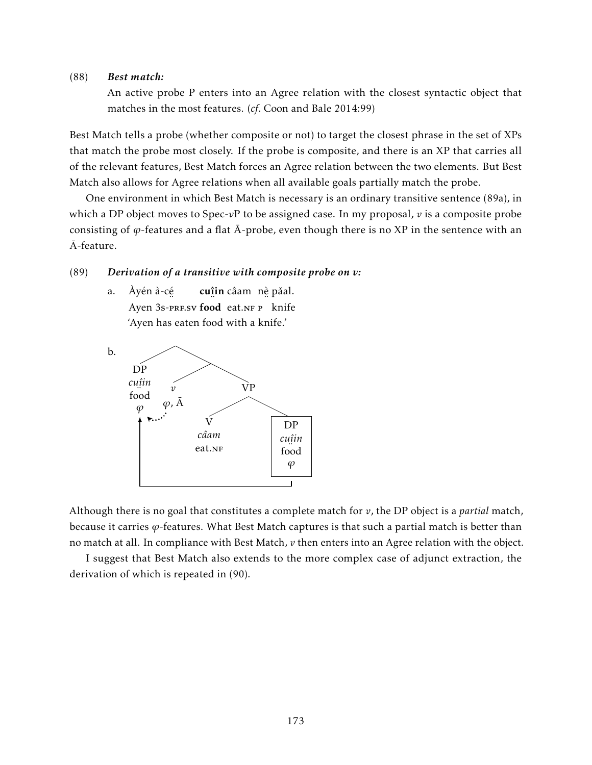(88) ***Best match:***

An active probe P enters into an Agree relation with the closest syntactic object that matches in the most features. (*cf*. Coon and Bale 2014:99)

Best Match tells a probe (whether composite or not) to target the closest phrase in the set of XPs that match the probe most closely. If the probe is composite, and there is an XP that carries all of the relevant features, Best Match forces an Agree relation between the two elements. But Best Match also allows for Agree relations when all available goals partially match the probe.

One environment in which Best Match is necessary is an ordinary transitive sentence (89a), in which a DP object moves to Spec-*v*P to be assigned case. In my proposal, *v* is a composite probe consisting of $\varphi$-features and a flat Ā-probe, even though there is no XP in the sentence with an Ā-feature.

(89) ***Derivation of a transitive with composite probe on v:***

a. Àyén à-cḛ́ **cuî̤in** câam nḛ̀ pǎal.
   Ayen 3s-PRF.SV **food** eat.NF P knife
   'Ayen has eaten food with a knife.'

b. [Tree: [ [DP *cuî̤in* food $\varphi$] [ [$v$ $\varphi$, Ā] [VP [V *câam* eat.NF] [DP *cuî̤in* food $\varphi$] ] ] ] — the object DP moves from the complement of V to Spec-$v$P; $v$ Agrees with the moved DP (dotted arrow)]

Although there is no goal that constitutes a complete match for *v*, the DP object is a *partial* match, because it carries $\varphi$-features. What Best Match captures is that such a partial match is better than no match at all. In compliance with Best Match, *v* then enters into an Agree relation with the object.

I suggest that Best Match also extends to the more complex case of adjunct extraction, the derivation of which is repeated in (90).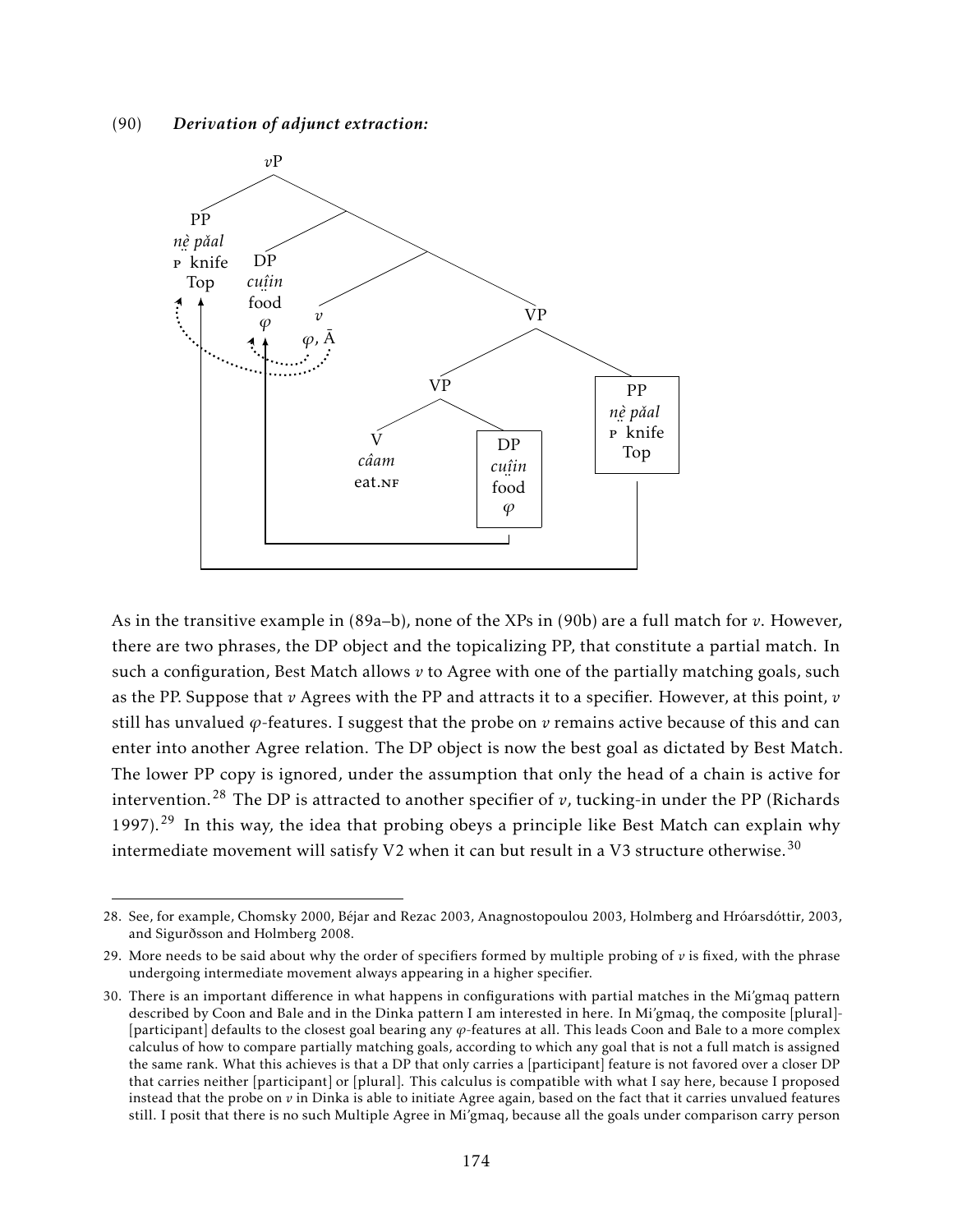(90) ***Derivation of adjunct extraction:***

```
vP
├── PP
│   nḛ̈ pǎal
│   P knife
│   Top
└── 
    ├── DP
    │   cuḭ̈in
    │   food
    │   φ
    └── 
        ├── v
        │   φ, Ā
        └── VP
            ├── VP
            │   ├── V
            │   │   câam
            │   │   eat.NF
            │   └── [DP cuḭ̈in food φ]
            └── [PP nḛ̈ pǎal P knife Top]
```

As in the transitive example in (89a–b), none of the XPs in (90b) are a full match for *v*. However, there are two phrases, the DP object and the topicalizing PP, that constitute a partial match. In such a configuration, Best Match allows *v* to Agree with one of the partially matching goals, such as the PP. Suppose that *v* Agrees with the PP and attracts it to a specifier. However, at this point, *v* still has unvalued $\varphi$-features. I suggest that the probe on *v* remains active because of this and can enter into another Agree relation. The DP object is now the best goal as dictated by Best Match. The lower PP copy is ignored, under the assumption that only the head of a chain is active for intervention.[28] The DP is attracted to another specifier of *v*, tucking-in under the PP (Richards 1997).[29] In this way, the idea that probing obeys a principle like Best Match can explain why intermediate movement will satisfy V2 when it can but result in a V3 structure otherwise.[30]

---

28. See, for example, Chomsky 2000, Béjar and Rezac 2003, Anagnostopoulou 2003, Holmberg and Hróarsdóttir, 2003, and Sigurðsson and Holmberg 2008.

29. More needs to be said about why the order of specifiers formed by multiple probing of *v* is fixed, with the phrase undergoing intermediate movement always appearing in a higher specifier.

30. There is an important difference in what happens in configurations with partial matches in the Mi'gmaq pattern described by Coon and Bale and in the Dinka pattern I am interested in here. In Mi'gmaq, the composite [plural]-[participant] defaults to the closest goal bearing any $\varphi$-features at all. This leads Coon and Bale to a more complex calculus of how to compare partially matching goals, according to which any goal that is not a full match is assigned the same rank. What this achieves is that a DP that only carries a [participant] feature is not favored over a closer DP that carries neither [participant] or [plural]. This calculus is compatible with what I say here, because I proposed instead that the probe on *v* in Dinka is able to initiate Agree again, based on the fact that it carries unvalued features still. I posit that there is no such Multiple Agree in Mi'gmaq, because all the goals under comparison carry person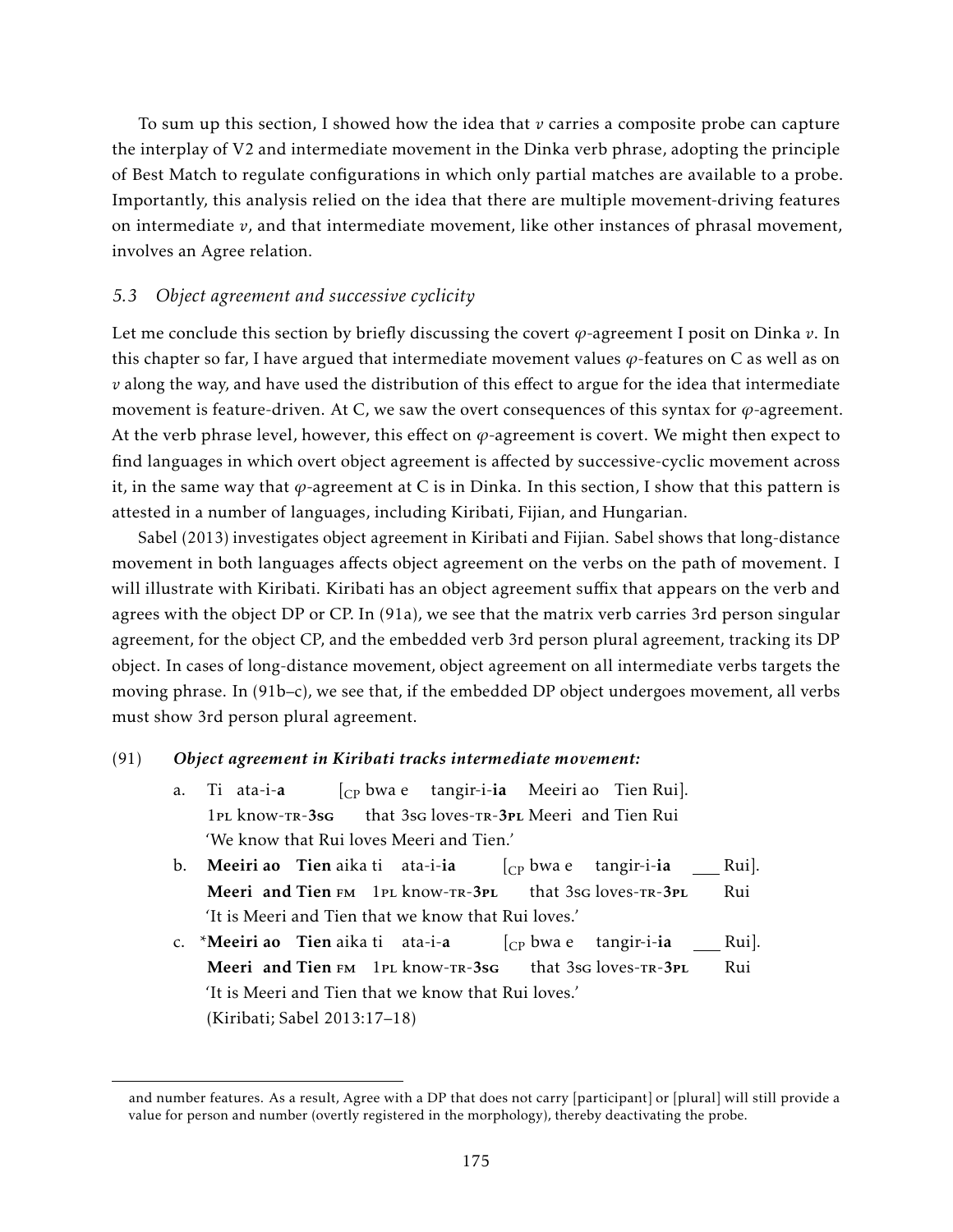To sum up this section, I showed how the idea that *v* carries a composite probe can capture the interplay of V2 and intermediate movement in the Dinka verb phrase, adopting the principle of Best Match to regulate configurations in which only partial matches are available to a probe. Importantly, this analysis relied on the idea that there are multiple movement-driving features on intermediate *v*, and that intermediate movement, like other instances of phrasal movement, involves an Agree relation.

### *5.3 Object agreement and successive cyclicity*

Let me conclude this section by briefly discussing the covert $\varphi$-agreement I posit on Dinka *v*. In this chapter so far, I have argued that intermediate movement values $\varphi$-features on C as well as on *v* along the way, and have used the distribution of this effect to argue for the idea that intermediate movement is feature-driven. At C, we saw the overt consequences of this syntax for $\varphi$-agreement. At the verb phrase level, however, this effect on $\varphi$-agreement is covert. We might then expect to find languages in which overt object agreement is affected by successive-cyclic movement across it, in the same way that $\varphi$-agreement at C is in Dinka. In this section, I show that this pattern is attested in a number of languages, including Kiribati, Fijian, and Hungarian.

Sabel (2013) investigates object agreement in Kiribati and Fijian. Sabel shows that long-distance movement in both languages affects object agreement on the verbs on the path of movement. I will illustrate with Kiribati. Kiribati has an object agreement suffix that appears on the verb and agrees with the object DP or CP. In (91a), we see that the matrix verb carries 3rd person singular agreement, for the object CP, and the embedded verb 3rd person plural agreement, tracking its DP object. In cases of long-distance movement, object agreement on all intermediate verbs targets the moving phrase. In (91b–c), we see that, if the embedded DP object undergoes movement, all verbs must show 3rd person plural agreement.

(91) ***Object agreement in Kiribati tracks intermediate movement:***

a. Ti ata-i-**a** [$_{CP}$ bwa e tangir-i-**ia** Meeiri ao Tien Rui].
   1PL know-TR-**3SG** that 3SG loves-TR-**3PL** Meeri and Tien Rui
   'We know that Rui loves Meeri and Tien.'

b. **Meeiri ao Tien** aika ti ata-i-**ia** [$_{CP}$ bwa e tangir-i-**ia** ___ Rui].
   **Meeri and Tien** FM 1PL know-TR-**3PL** that 3SG loves-TR-**3PL** Rui
   'It is Meeri and Tien that we know that Rui loves.'

c. \***Meeiri ao Tien** aika ti ata-i-**a** [$_{CP}$ bwa e tangir-i-**ia** ___ Rui].
   **Meeri and Tien** FM 1PL know-TR-**3SG** that 3SG loves-TR-**3PL** Rui
   'It is Meeri and Tien that we know that Rui loves.'
   (Kiribati; Sabel 2013:17–18)

---

and number features. As a result, Agree with a DP that does not carry [participant] or [plural] will still provide a value for person and number (overtly registered in the morphology), thereby deactivating the probe.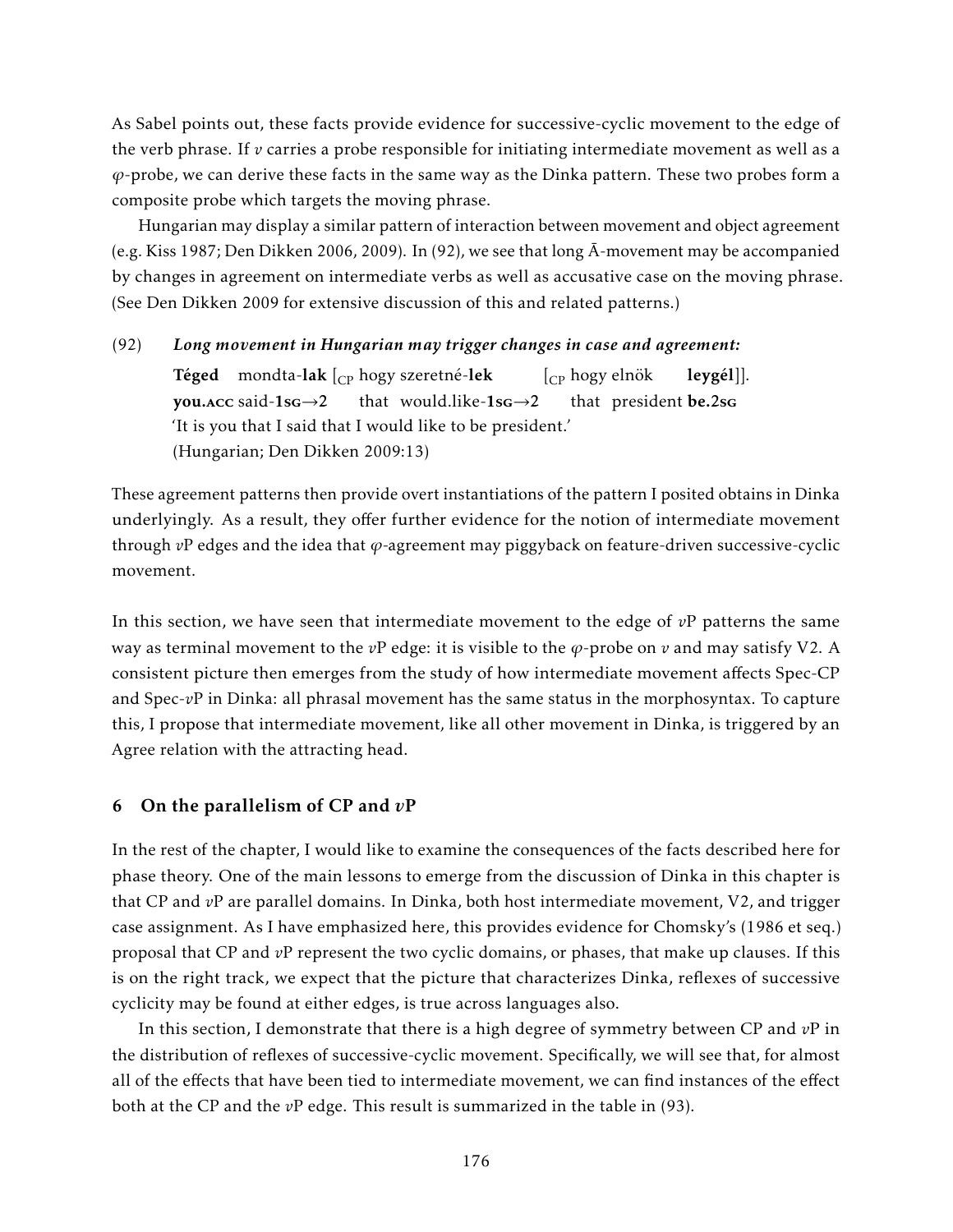As Sabel points out, these facts provide evidence for successive-cyclic movement to the edge of the verb phrase. If *v* carries a probe responsible for initiating intermediate movement as well as a $\varphi$-probe, we can derive these facts in the same way as the Dinka pattern. These two probes form a composite probe which targets the moving phrase.

Hungarian may display a similar pattern of interaction between movement and object agreement (e.g. Kiss 1987; Den Dikken 2006, 2009). In (92), we see that long Ā-movement may be accompanied by changes in agreement on intermediate verbs as well as accusative case on the moving phrase. (See Den Dikken 2009 for extensive discussion of this and related patterns.)

(92) ***Long movement in Hungarian may trigger changes in case and agreement:***

**Téged** mondta-**lak** [$_{\text{CP}}$ hogy szeretné-**lek** [$_{\text{CP}}$ hogy elnök **leygél**]].
**you.ACC** said-**1SG→2** that would.like-**1SG→2** that president **be.2SG**
'It is you that I said that I would like to be president.'
(Hungarian; Den Dikken 2009:13)

These agreement patterns then provide overt instantiations of the pattern I posited obtains in Dinka underlyingly. As a result, they offer further evidence for the notion of intermediate movement through *v*P edges and the idea that $\varphi$-agreement may piggyback on feature-driven successive-cyclic movement.

In this section, we have seen that intermediate movement to the edge of *v*P patterns the same way as terminal movement to the *v*P edge: it is visible to the $\varphi$-probe on *v* and may satisfy V2. A consistent picture then emerges from the study of how intermediate movement affects Spec-CP and Spec-*v*P in Dinka: all phrasal movement has the same status in the morphosyntax. To capture this, I propose that intermediate movement, like all other movement in Dinka, is triggered by an Agree relation with the attracting head.

## 6 On the parallelism of CP and *v*P

In the rest of the chapter, I would like to examine the consequences of the facts described here for phase theory. One of the main lessons to emerge from the discussion of Dinka in this chapter is that CP and *v*P are parallel domains. In Dinka, both host intermediate movement, V2, and trigger case assignment. As I have emphasized here, this provides evidence for Chomsky's (1986 et seq.) proposal that CP and *v*P represent the two cyclic domains, or phases, that make up clauses. If this is on the right track, we expect that the picture that characterizes Dinka, reflexes of successive cyclicity may be found at either edges, is true across languages also.

In this section, I demonstrate that there is a high degree of symmetry between CP and *v*P in the distribution of reflexes of successive-cyclic movement. Specifically, we will see that, for almost all of the effects that have been tied to intermediate movement, we can find instances of the effect both at the CP and the *v*P edge. This result is summarized in the table in (93).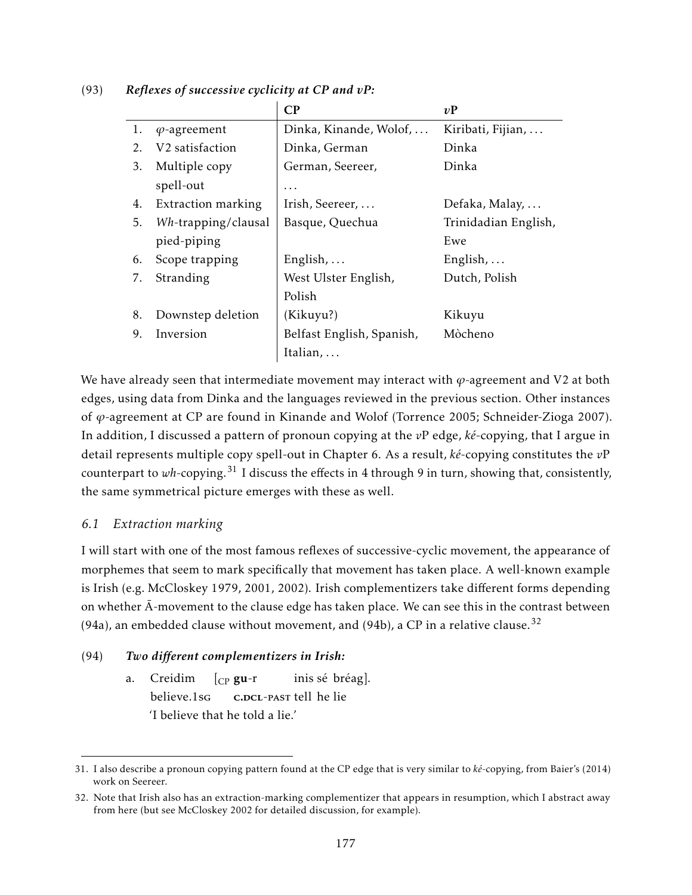(93) ***Reflexes of successive cyclicity at CP and vP:***

| | | **CP** | ***v*P** |
|---|---|---|---|
| 1. | $\varphi$-agreement | Dinka, Kinande, Wolof, ... | Kiribati, Fijian, ... |
| 2. | V2 satisfaction | Dinka, German | Dinka |
| 3. | Multiple copy spell-out | German, Seereer, ... | Dinka |
| 4. | Extraction marking | Irish, Seereer, ... | Defaka, Malay, ... |
| 5. | *Wh*-trapping/clausal pied-piping | Basque, Quechua | Trinidadian English, Ewe |
| 6. | Scope trapping | English, ... | English, ... |
| 7. | Stranding | West Ulster English, Polish | Dutch, Polish |
| 8. | Downstep deletion | (Kikuyu?) | Kikuyu |
| 9. | Inversion | Belfast English, Spanish, Italian, ... | Mòcheno |

We have already seen that intermediate movement may interact with $\varphi$-agreement and V2 at both edges, using data from Dinka and the languages reviewed in the previous section. Other instances of $\varphi$-agreement at CP are found in Kinande and Wolof (Torrence 2005; Schneider-Zioga 2007). In addition, I discussed a pattern of pronoun copying at the *v*P edge, *ké*-copying, that I argue in detail represents multiple copy spell-out in Chapter 6. As a result, *ké*-copying constitutes the *v*P counterpart to *wh*-copying.[31] I discuss the effects in 4 through 9 in turn, showing that, consistently, the same symmetrical picture emerges with these as well.

### *6.1 Extraction marking*

I will start with one of the most famous reflexes of successive-cyclic movement, the appearance of morphemes that seem to mark specifically that movement has taken place. A well-known example is Irish (e.g. McCloskey 1979, 2001, 2002). Irish complementizers take different forms depending on whether Ā-movement to the clause edge has taken place. We can see this in the contrast between (94a), an embedded clause without movement, and (94b), a CP in a relative clause.[32]

(94) ***Two different complementizers in Irish:***

a. Creidim [$_{\text{CP}}$ **gu**-r inis sé bréag].
believe.1sg c.dcl-past tell he lie
'I believe that he told a lie.'

---

31. I also describe a pronoun copying pattern found at the CP edge that is very similar to *ké*-copying, from Baier's (2014) work on Seereer.

32. Note that Irish also has an extraction-marking complementizer that appears in resumption, which I abstract away from here (but see McCloskey 2002 for detailed discussion, for example).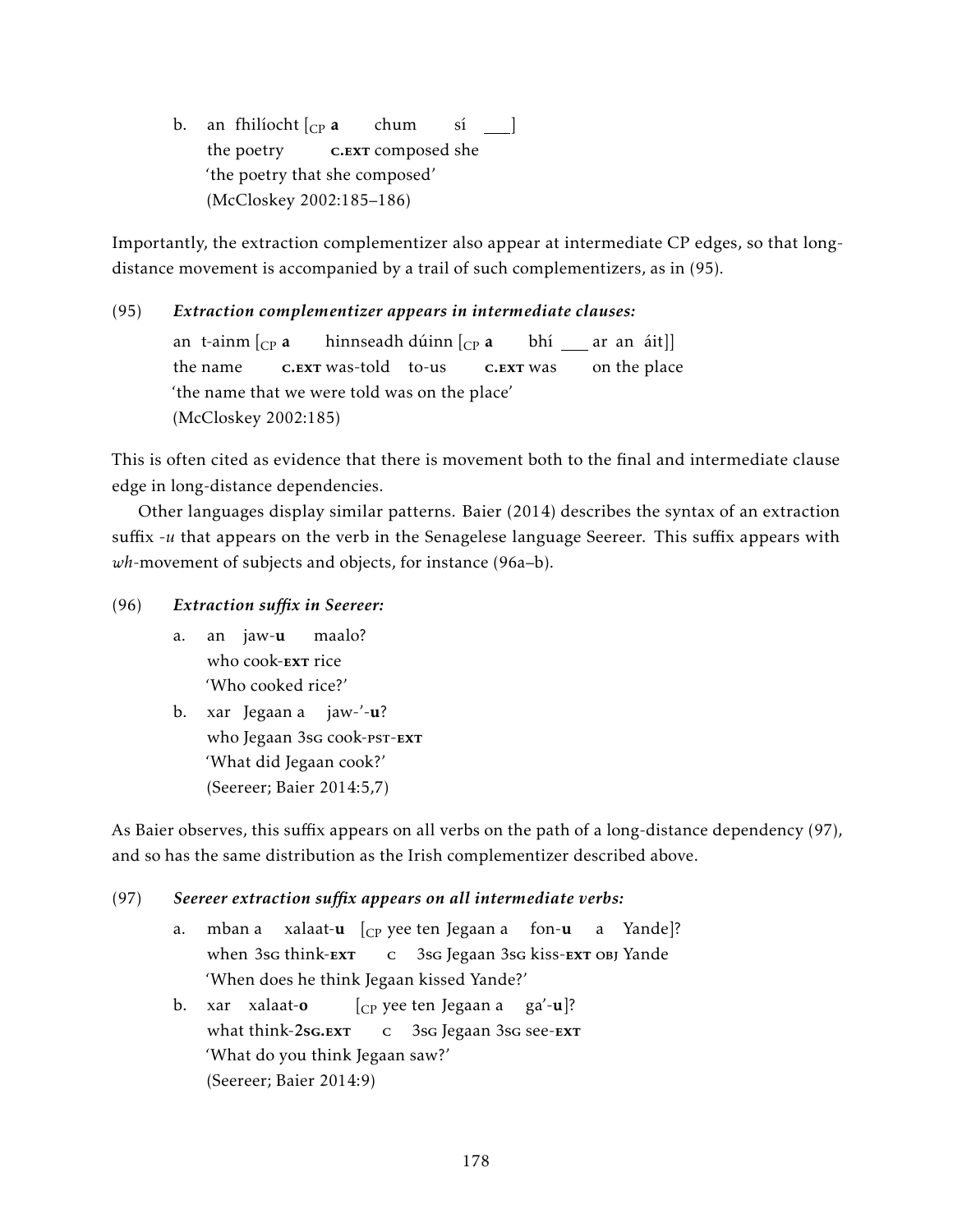b. an fhilíocht [$_{\text{CP}}$ **a** chum sí ___]
   the poetry C.EXT composed she
   'the poetry that she composed'
   (McCloskey 2002:185–186)

Importantly, the extraction complementizer also appear at intermediate CP edges, so that long-distance movement is accompanied by a trail of such complementizers, as in (95).

(95) ***Extraction complementizer appears in intermediate clauses:***

an t-ainm [$_{\text{CP}}$ **a** hinnseadh dúinn [$_{\text{CP}}$ **a** bhí ___ ar an áit]]
the name C.EXT was-told to-us C.EXT was on the place
'the name that we were told was on the place'
(McCloskey 2002:185)

This is often cited as evidence that there is movement both to the final and intermediate clause edge in long-distance dependencies.

Other languages display similar patterns. Baier (2014) describes the syntax of an extraction suffix *-u* that appears on the verb in the Senagelese language Seereer. This suffix appears with *wh*-movement of subjects and objects, for instance (96a–b).

(96) ***Extraction suffix in Seereer:***

a. an jaw-**u** maalo?
   who cook-EXT rice
   'Who cooked rice?'

b. xar Jegaan a jaw-'-**u**?
   who Jegaan 3SG cook-PST-EXT
   'What did Jegaan cook?'
   (Seereer; Baier 2014:5,7)

As Baier observes, this suffix appears on all verbs on the path of a long-distance dependency (97), and so has the same distribution as the Irish complementizer described above.

(97) ***Seereer extraction suffix appears on all intermediate verbs:***

a. mban a xalaat-**u** [$_{\text{CP}}$ yee ten Jegaan a fon-**u** a Yande]?
   when 3SG think-EXT C 3SG Jegaan 3SG kiss-EXT OBJ Yande
   'When does he think Jegaan kissed Yande?'

b. xar xalaat-**o** [$_{\text{CP}}$ yee ten Jegaan a ga'-**u**]?
   what think-2SG.EXT C 3SG Jegaan 3SG see-EXT
   'What do you think Jegaan saw?'
   (Seereer; Baier 2014:9)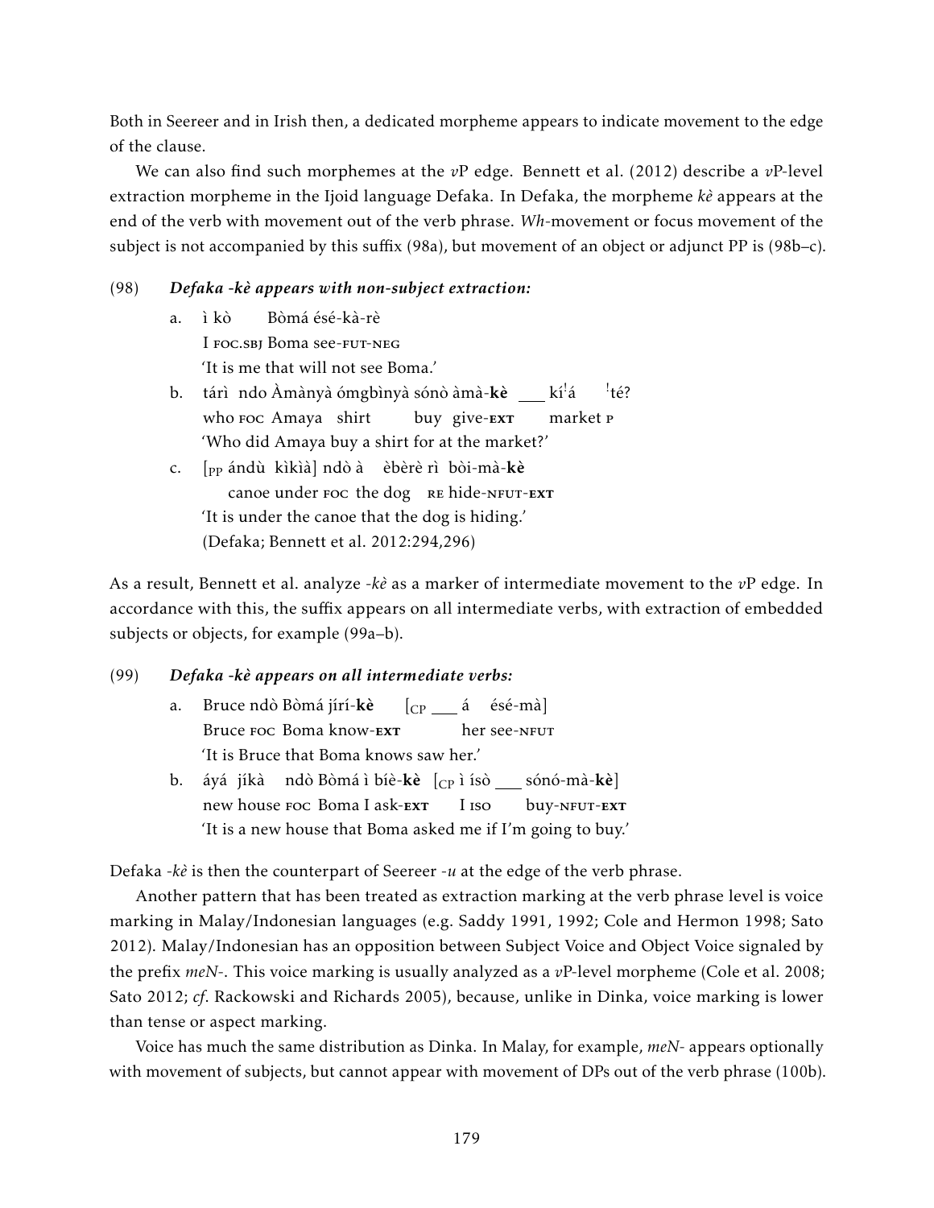Both in Seereer and in Irish then, a dedicated morpheme appears to indicate movement to the edge of the clause.

We can also find such morphemes at the *v*P edge. Bennett et al. (2012) describe a *v*P-level extraction morpheme in the Ijoid language Defaka. In Defaka, the morpheme *kè* appears at the end of the verb with movement out of the verb phrase. *Wh*-movement or focus movement of the subject is not accompanied by this suffix (98a), but movement of an object or adjunct PP is (98b–c).

(98) ***Defaka -kè appears with non-subject extraction:***

a. ì kò Bòmá ésé-kà-rè
   I FOC.SBJ Boma see-FUT-NEG
   'It is me that will not see Boma.'

b. tárì ndo Àmànyà ómgbìnyà sónò àmà-**kè** ___ kí!á !té?
   who FOC Amaya shirt buy give-**EXT** market P
   'Who did Amaya buy a shirt for at the market?'

c. [PP ándù kìkìà] ndò à èbèrè rì bòi-mà-**kè**
   canoe under FOC the dog RE hide-NFUT-**EXT**
   'It is under the canoe that the dog is hiding.'
   (Defaka; Bennett et al. 2012:294,296)

As a result, Bennett et al. analyze *-kè* as a marker of intermediate movement to the *v*P edge. In accordance with this, the suffix appears on all intermediate verbs, with extraction of embedded subjects or objects, for example (99a–b).

(99) ***Defaka -kè appears on all intermediate verbs:***

a. Bruce ndò Bòmá jírí-**kè** [CP ___ á ésé-mà]
   Bruce FOC Boma know-**EXT** her see-NFUT
   'It is Bruce that Boma knows saw her.'

b. áyá jíkà ndò Bòmá ì bíè-**kè** [CP ì ísò ___ sónó-mà-**kè**]
   new house FOC Boma I ask-**EXT** I ISO buy-NFUT-**EXT**
   'It is a new house that Boma asked me if I'm going to buy.'

Defaka *-kè* is then the counterpart of Seereer *-u* at the edge of the verb phrase.

Another pattern that has been treated as extraction marking at the verb phrase level is voice marking in Malay/Indonesian languages (e.g. Saddy 1991, 1992; Cole and Hermon 1998; Sato 2012). Malay/Indonesian has an opposition between Subject Voice and Object Voice signaled by the prefix *meN-*. This voice marking is usually analyzed as a *v*P-level morpheme (Cole et al. 2008; Sato 2012; *cf*. Rackowski and Richards 2005), because, unlike in Dinka, voice marking is lower than tense or aspect marking.

Voice has much the same distribution as Dinka. In Malay, for example, *meN-* appears optionally with movement of subjects, but cannot appear with movement of DPs out of the verb phrase (100b).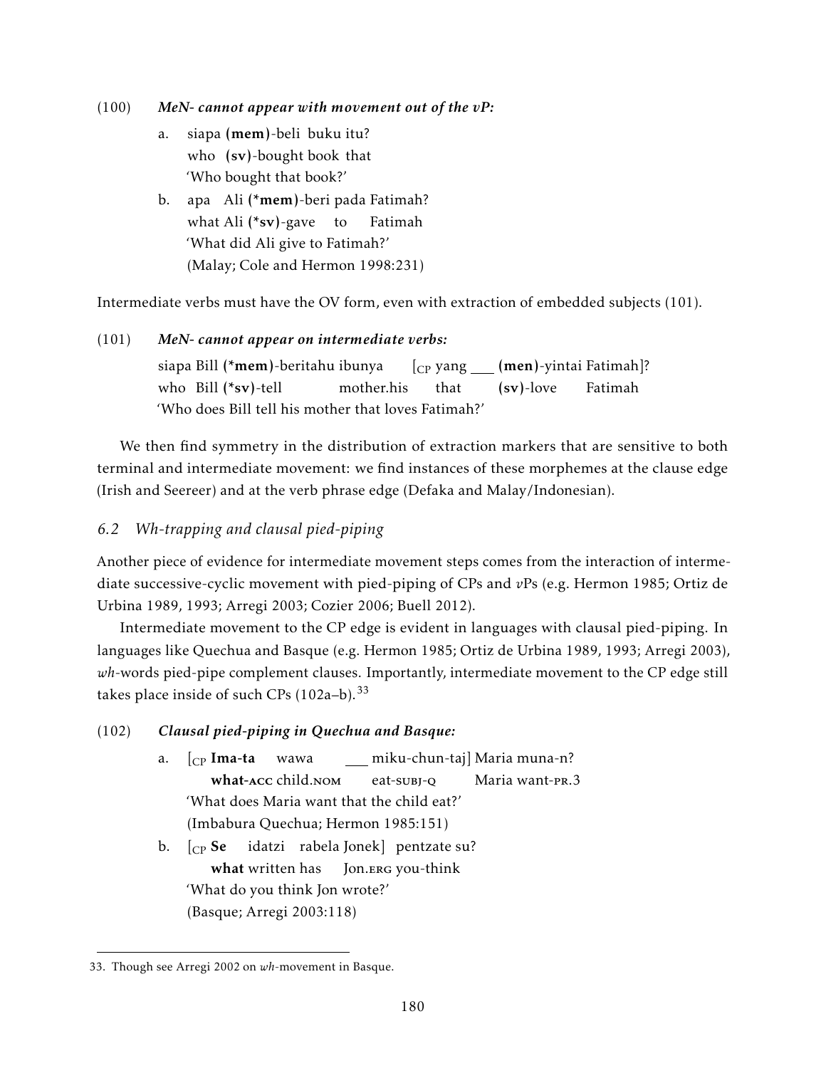(100) ***MeN- cannot appear with movement out of the vP:***

a. siapa **(mem)**-beli buku itu?
   who **(sv)**-bought book that
   'Who bought that book?'

b. apa Ali **(*mem)**-beri pada Fatimah?
   what Ali **(*sv)**-gave to Fatimah
   'What did Ali give to Fatimah?'
   (Malay; Cole and Hermon 1998:231)

Intermediate verbs must have the OV form, even with extraction of embedded subjects (101).

(101) ***MeN- cannot appear on intermediate verbs:***

siapa Bill **(*mem)**-beritahu ibunya [$_{CP}$ yang ___ **(men)**-yintai Fatimah]?
who Bill **(*sv)**-tell mother.his that **(sv)**-love Fatimah
'Who does Bill tell his mother that loves Fatimah?'

We then find symmetry in the distribution of extraction markers that are sensitive to both terminal and intermediate movement: we find instances of these morphemes at the clause edge (Irish and Seereer) and at the verb phrase edge (Defaka and Malay/Indonesian).

### *6.2 Wh-trapping and clausal pied-piping*

Another piece of evidence for intermediate movement steps comes from the interaction of intermediate successive-cyclic movement with pied-piping of CPs and *v*Ps (e.g. Hermon 1985; Ortiz de Urbina 1989, 1993; Arregi 2003; Cozier 2006; Buell 2012).

Intermediate movement to the CP edge is evident in languages with clausal pied-piping. In languages like Quechua and Basque (e.g. Hermon 1985; Ortiz de Urbina 1989, 1993; Arregi 2003), *wh*-words pied-pipe complement clauses. Importantly, intermediate movement to the CP edge still takes place inside of such CPs (102a–b).[33]

(102) ***Clausal pied-piping in Quechua and Basque:***

a. [$_{CP}$ **Ima-ta** wawa ___ miku-chun-taj] Maria muna-n?
   **what-ACC** child.NOM eat-SUBJ-Q Maria want-PR.3
   'What does Maria want that the child eat?'
   (Imbabura Quechua; Hermon 1985:151)

b. [$_{CP}$ **Se** idatzi rabela Jonek] pentzate su?
   **what** written has Jon.ERG you-think
   'What do you think Jon wrote?'
   (Basque; Arregi 2003:118)

---

33. Though see Arregi 2002 on *wh*-movement in Basque.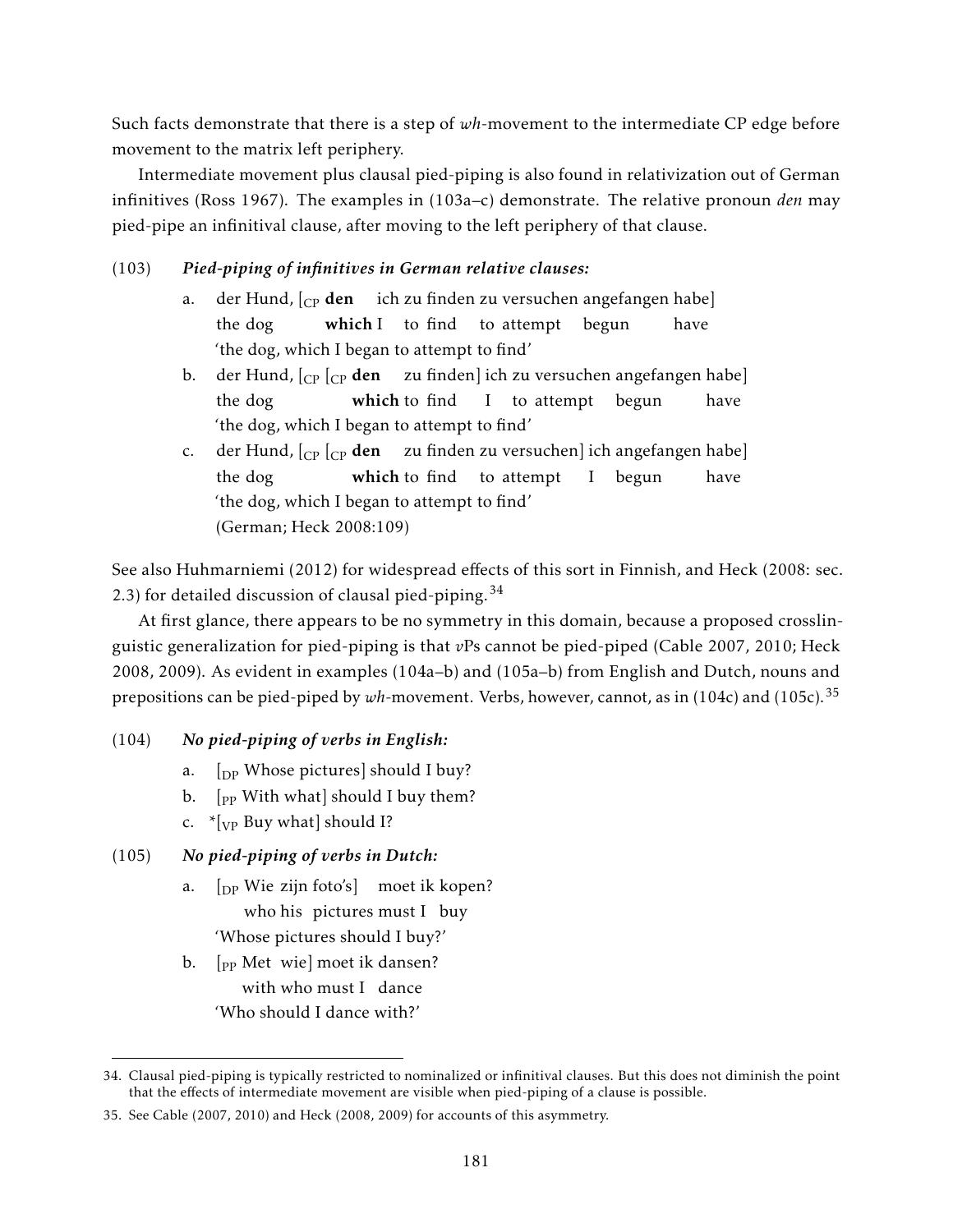Such facts demonstrate that there is a step of *wh*-movement to the intermediate CP edge before movement to the matrix left periphery.

Intermediate movement plus clausal pied-piping is also found in relativization out of German infinitives (Ross 1967). The examples in (103a–c) demonstrate. The relative pronoun *den* may pied-pipe an infinitival clause, after moving to the left periphery of that clause.

(103) ***Pied-piping of infinitives in German relative clauses:***

a. der Hund, [$_{CP}$ **den** ich zu finden zu versuchen angefangen habe]
   the dog **which** I to find to attempt begun have
   'the dog, which I began to attempt to find'

b. der Hund, [$_{CP}$ [$_{CP}$ **den** zu finden] ich zu versuchen angefangen habe]
   the dog **which** to find I to attempt begun have
   'the dog, which I began to attempt to find'

c. der Hund, [$_{CP}$ [$_{CP}$ **den** zu finden zu versuchen] ich angefangen habe]
   the dog **which** to find to attempt I begun have
   'the dog, which I began to attempt to find'
   (German; Heck 2008:109)

See also Huhmarniemi (2012) for widespread effects of this sort in Finnish, and Heck (2008: sec. 2.3) for detailed discussion of clausal pied-piping.[34]

At first glance, there appears to be no symmetry in this domain, because a proposed crosslinguistic generalization for pied-piping is that *v*Ps cannot be pied-piped (Cable 2007, 2010; Heck 2008, 2009). As evident in examples (104a–b) and (105a–b) from English and Dutch, nouns and prepositions can be pied-piped by *wh*-movement. Verbs, however, cannot, as in (104c) and (105c).[35]

(104) ***No pied-piping of verbs in English:***

a. [$_{DP}$ Whose pictures] should I buy?

b. [$_{PP}$ With what] should I buy them?

c. *[$_{VP}$ Buy what] should I?

(105) ***No pied-piping of verbs in Dutch:***

a. [$_{DP}$ Wie zijn foto's] moet ik kopen?
   who his pictures must I buy
   'Whose pictures should I buy?'

b. [$_{PP}$ Met wie] moet ik dansen?
   with who must I dance
   'Who should I dance with?'

---

34. Clausal pied-piping is typically restricted to nominalized or infinitival clauses. But this does not diminish the point that the effects of intermediate movement are visible when pied-piping of a clause is possible.

35. See Cable (2007, 2010) and Heck (2008, 2009) for accounts of this asymmetry.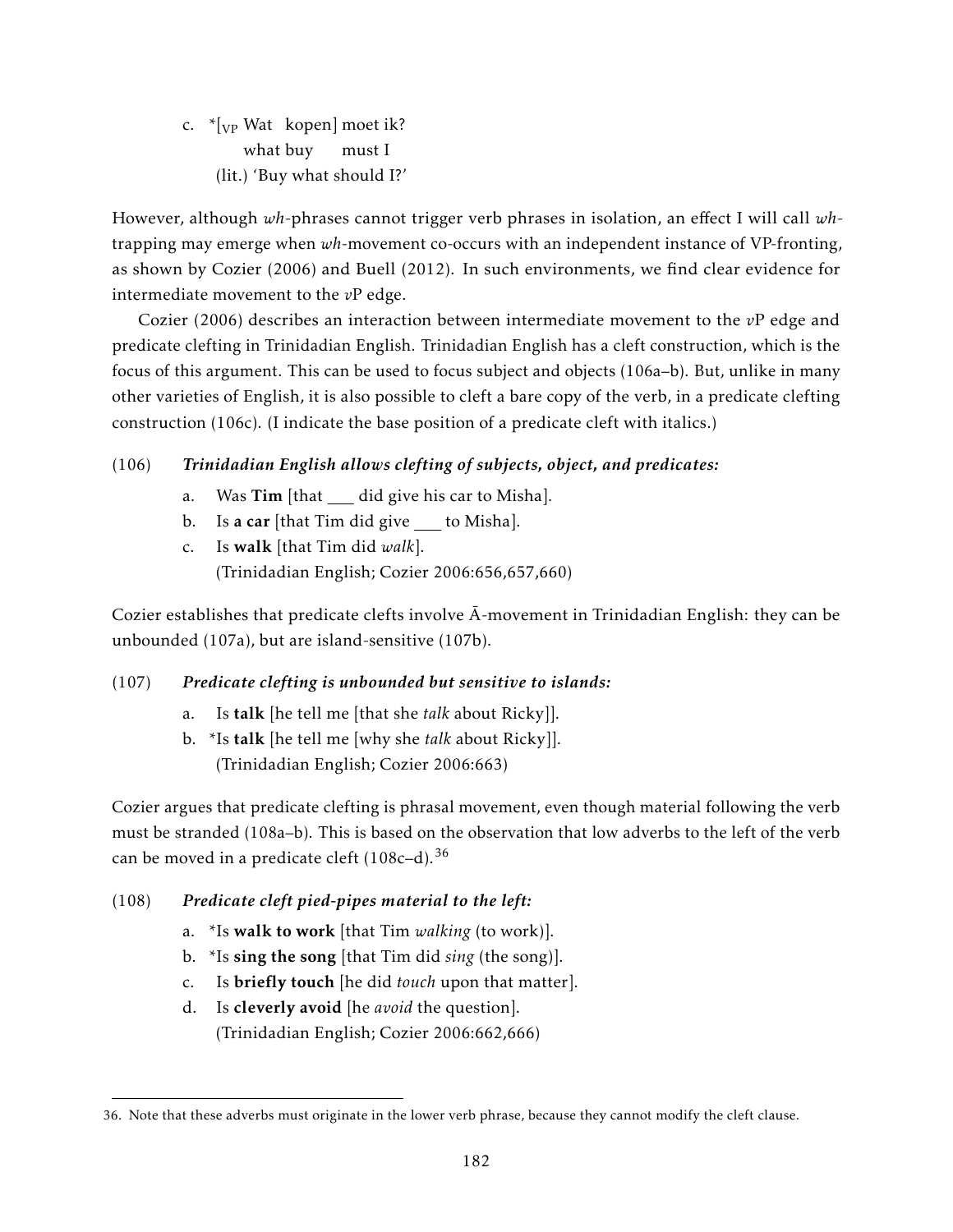c. *[$_{\text{VP}}$ Wat kopen] moet ik?
   what buy must I
   (lit.) 'Buy what should I?'

However, although *wh*-phrases cannot trigger verb phrases in isolation, an effect I will call *wh*-trapping may emerge when *wh*-movement co-occurs with an independent instance of VP-fronting, as shown by Cozier (2006) and Buell (2012). In such environments, we find clear evidence for intermediate movement to the *v*P edge.

Cozier (2006) describes an interaction between intermediate movement to the *v*P edge and predicate clefting in Trinidadian English. Trinidadian English has a cleft construction, which is the focus of this argument. This can be used to focus subject and objects (106a–b). But, unlike in many other varieties of English, it is also possible to cleft a bare copy of the verb, in a predicate clefting construction (106c). (I indicate the base position of a predicate cleft with italics.)

(106) ***Trinidadian English allows clefting of subjects, object, and predicates:***

a. Was **Tim** [that ___ did give his car to Misha].
b. Is **a car** [that Tim did give ___ to Misha].
c. Is **walk** [that Tim did *walk*].
   (Trinidadian English; Cozier 2006:656,657,660)

Cozier establishes that predicate clefts involve Ā-movement in Trinidadian English: they can be unbounded (107a), but are island-sensitive (107b).

(107) ***Predicate clefting is unbounded but sensitive to islands:***

a. Is **talk** [he tell me [that she *talk* about Ricky]].
b. *Is **talk** [he tell me [why she *talk* about Ricky]].
   (Trinidadian English; Cozier 2006:663)

Cozier argues that predicate clefting is phrasal movement, even though material following the verb must be stranded (108a–b). This is based on the observation that low adverbs to the left of the verb can be moved in a predicate cleft (108c–d).[36]

(108) ***Predicate cleft pied-pipes material to the left:***

a. *Is **walk to work** [that Tim *walking* (to work)].
b. *Is **sing the song** [that Tim did *sing* (the song)].
c. Is **briefly touch** [he did *touch* upon that matter].
d. Is **cleverly avoid** [he *avoid* the question].
   (Trinidadian English; Cozier 2006:662,666)

36. Note that these adverbs must originate in the lower verb phrase, because they cannot modify the cleft clause.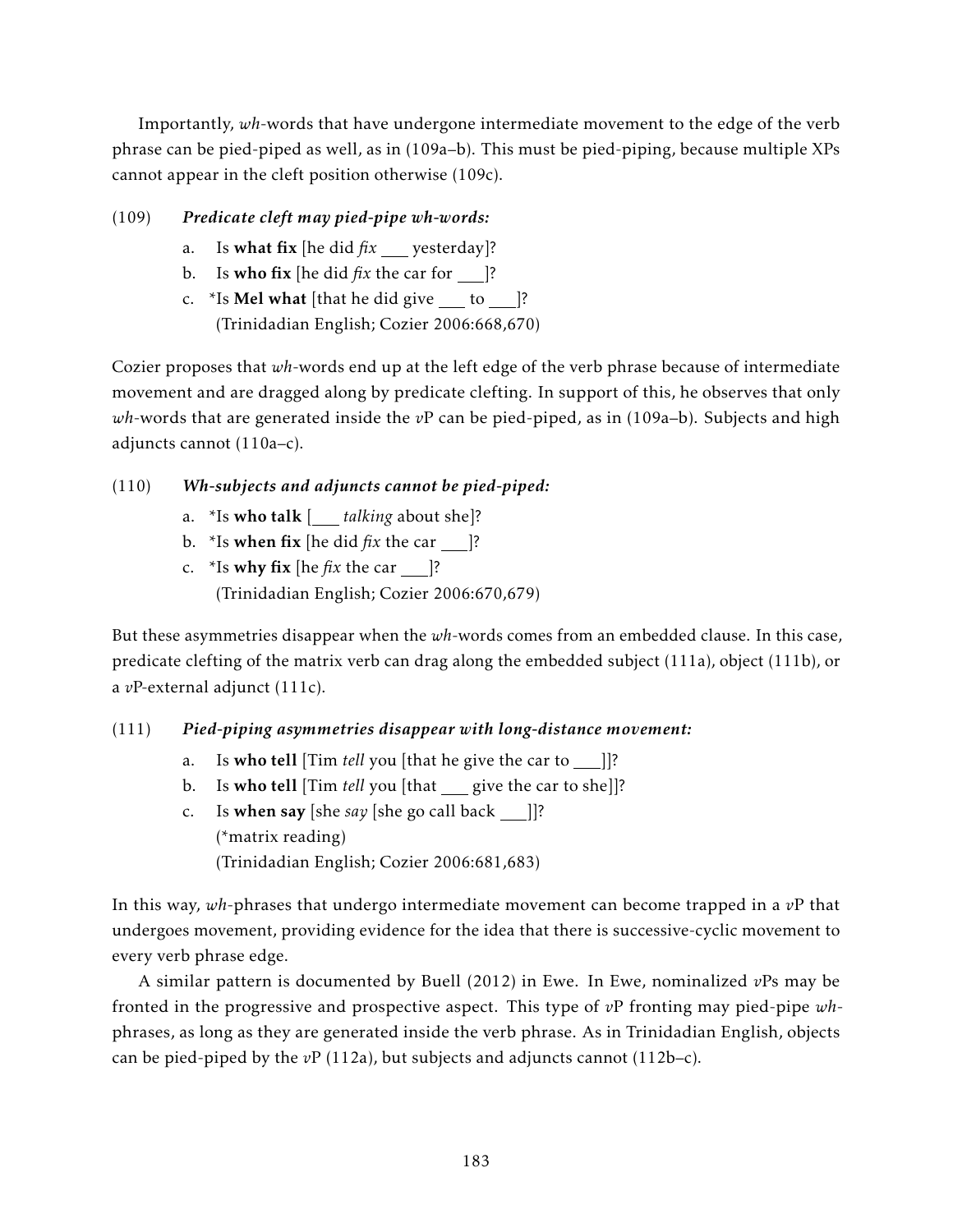Importantly, *wh*-words that have undergone intermediate movement to the edge of the verb phrase can be pied-piped as well, as in (109a–b). This must be pied-piping, because multiple XPs cannot appear in the cleft position otherwise (109c).

(109) ***Predicate cleft may pied-pipe wh-words:***

a. Is **what fix** [he did *fix* ___ yesterday]?

b. Is **who fix** [he did *fix* the car for ___]?

c. *Is **Mel what** [that he did give ___ to ___]?
(Trinidadian English; Cozier 2006:668,670)

Cozier proposes that *wh*-words end up at the left edge of the verb phrase because of intermediate movement and are dragged along by predicate clefting. In support of this, he observes that only *wh*-words that are generated inside the *v*P can be pied-piped, as in (109a–b). Subjects and high adjuncts cannot (110a–c).

(110) ***Wh-subjects and adjuncts cannot be pied-piped:***

a. *Is **who talk** [___ *talking* about she]?

b. *Is **when fix** [he did *fix* the car ___]?

c. *Is **why fix** [he *fix* the car ___]?
(Trinidadian English; Cozier 2006:670,679)

But these asymmetries disappear when the *wh*-words comes from an embedded clause. In this case, predicate clefting of the matrix verb can drag along the embedded subject (111a), object (111b), or a *v*P-external adjunct (111c).

(111) ***Pied-piping asymmetries disappear with long-distance movement:***

a. Is **who tell** [Tim *tell* you [that he give the car to ___]]?

b. Is **who tell** [Tim *tell* you [that ___ give the car to she]]?

c. Is **when say** [she *say* [she go call back ___]]?
(*matrix reading)
(Trinidadian English; Cozier 2006:681,683)

In this way, *wh*-phrases that undergo intermediate movement can become trapped in a *v*P that undergoes movement, providing evidence for the idea that there is successive-cyclic movement to every verb phrase edge.

A similar pattern is documented by Buell (2012) in Ewe. In Ewe, nominalized *v*Ps may be fronted in the progressive and prospective aspect. This type of *v*P fronting may pied-pipe *wh*-phrases, as long as they are generated inside the verb phrase. As in Trinidadian English, objects can be pied-piped by the *v*P (112a), but subjects and adjuncts cannot (112b–c).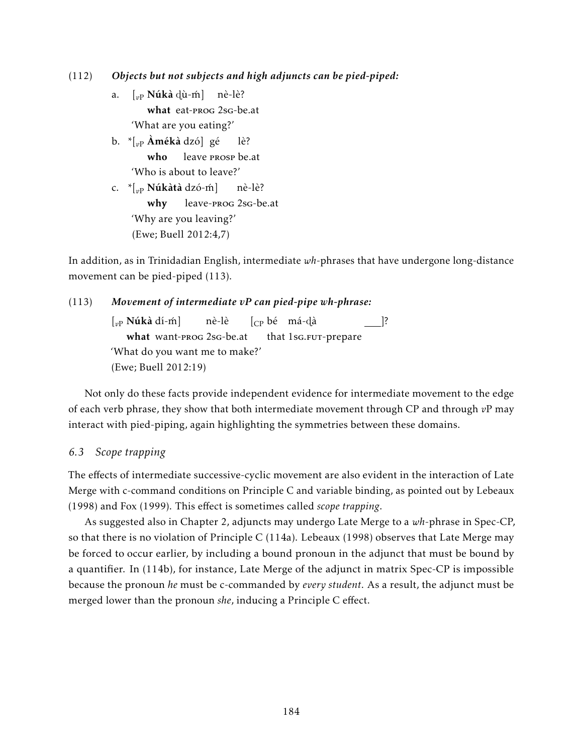(112) ***Objects but not subjects and high adjuncts can be pied-piped:***

a. [$_{vP}$ **Núkà** ɖù-ḿ] nè-lè?
   **what** eat-PROG 2SG-be.at
   'What are you eating?'

b. *[$_{vP}$ **Àmékà** dzó] gé lè?
   **who** leave PROSP be.at
   'Who is about to leave?'

c. *[$_{vP}$ **Núkàtà** dzó-ḿ] nè-lè?
   **why** leave-PROG 2SG-be.at
   'Why are you leaving?'
   (Ewe; Buell 2012:4,7)

In addition, as in Trinidadian English, intermediate *wh*-phrases that have undergone long-distance movement can be pied-piped (113).

(113) ***Movement of intermediate vP can pied-pipe wh-phrase:***

[$_{vP}$ **Núkà** dí-ḿ] nè-lè [$_{CP}$ bé má-ɖà ___]?
**what** want-PROG 2SG-be.at that 1SG.FUT-prepare
'What do you want me to make?'
(Ewe; Buell 2012:19)

Not only do these facts provide independent evidence for intermediate movement to the edge of each verb phrase, they show that both intermediate movement through CP and through *v*P may interact with pied-piping, again highlighting the symmetries between these domains.

### *6.3 Scope trapping*

The effects of intermediate successive-cyclic movement are also evident in the interaction of Late Merge with c-command conditions on Principle C and variable binding, as pointed out by Lebeaux (1998) and Fox (1999). This effect is sometimes called *scope trapping*.

As suggested also in Chapter 2, adjuncts may undergo Late Merge to a *wh*-phrase in Spec-CP, so that there is no violation of Principle C (114a). Lebeaux (1998) observes that Late Merge may be forced to occur earlier, by including a bound pronoun in the adjunct that must be bound by a quantifier. In (114b), for instance, Late Merge of the adjunct in matrix Spec-CP is impossible because the pronoun *he* must be c-commanded by *every student*. As a result, the adjunct must be merged lower than the pronoun *she*, inducing a Principle C effect.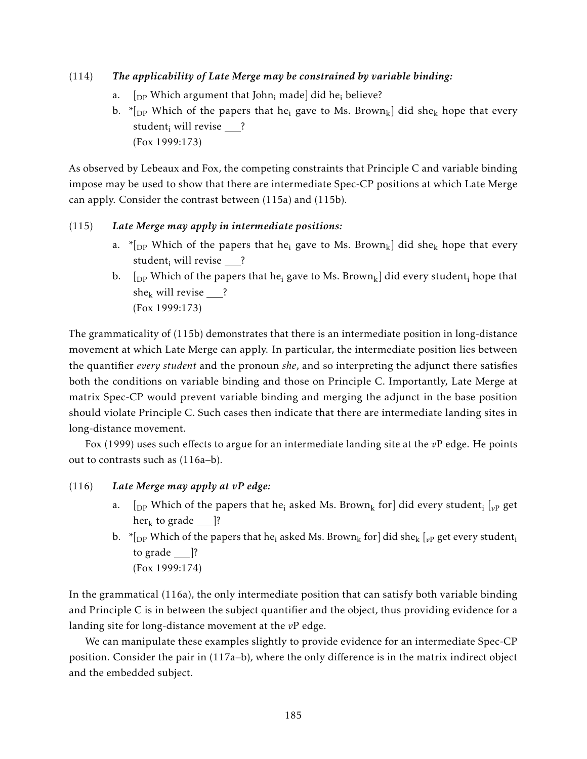(114) ***The applicability of Late Merge may be constrained by variable binding:***

a. [$_{DP}$ Which argument that John$_i$ made] did he$_i$ believe?

b. *[$_{DP}$ Which of the papers that he$_i$ gave to Ms. Brown$_k$] did she$_k$ hope that every student$_i$ will revise ___?
(Fox 1999:173)

As observed by Lebeaux and Fox, the competing constraints that Principle C and variable binding impose may be used to show that there are intermediate Spec-CP positions at which Late Merge can apply. Consider the contrast between (115a) and (115b).

(115) ***Late Merge may apply in intermediate positions:***

a. *[$_{DP}$ Which of the papers that he$_i$ gave to Ms. Brown$_k$] did she$_k$ hope that every student$_i$ will revise ___?

b. [$_{DP}$ Which of the papers that he$_i$ gave to Ms. Brown$_k$] did every student$_i$ hope that she$_k$ will revise ___?
(Fox 1999:173)

The grammaticality of (115b) demonstrates that there is an intermediate position in long-distance movement at which Late Merge can apply. In particular, the intermediate position lies between the quantifier *every student* and the pronoun *she*, and so interpreting the adjunct there satisfies both the conditions on variable binding and those on Principle C. Importantly, Late Merge at matrix Spec-CP would prevent variable binding and merging the adjunct in the base position should violate Principle C. Such cases then indicate that there are intermediate landing sites in long-distance movement.

Fox (1999) uses such effects to argue for an intermediate landing site at the *v*P edge. He points out to contrasts such as (116a–b).

(116) ***Late Merge may apply at vP edge:***

a. [$_{DP}$ Which of the papers that he$_i$ asked Ms. Brown$_k$ for] did every student$_i$ [$_{vP}$ get her$_k$ to grade ___]?

b. *[$_{DP}$ Which of the papers that he$_i$ asked Ms. Brown$_k$ for] did she$_k$ [$_{vP}$ get every student$_i$ to grade ___]?
(Fox 1999:174)

In the grammatical (116a), the only intermediate position that can satisfy both variable binding and Principle C is in between the subject quantifier and the object, thus providing evidence for a landing site for long-distance movement at the *v*P edge.

We can manipulate these examples slightly to provide evidence for an intermediate Spec-CP position. Consider the pair in (117a–b), where the only difference is in the matrix indirect object and the embedded subject.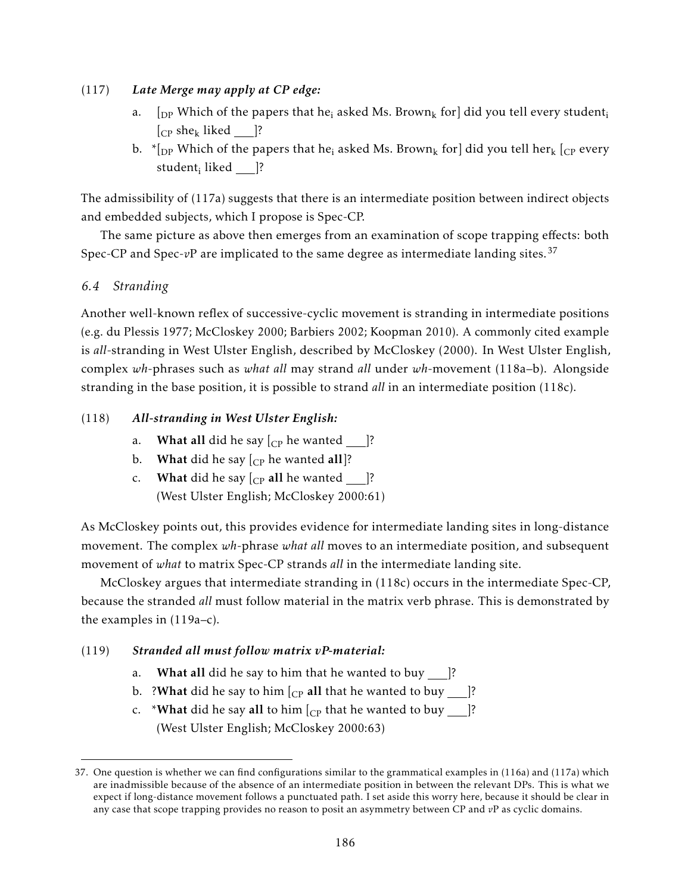(117) ***Late Merge may apply at CP edge:***

a. [$_{\text{DP}}$ Which of the papers that he$_i$ asked Ms. Brown$_k$ for] did you tell every student$_i$ [$_{\text{CP}}$ she$_k$ liked ___]?

b. *[$_{\text{DP}}$ Which of the papers that he$_i$ asked Ms. Brown$_k$ for] did you tell her$_k$ [$_{\text{CP}}$ every student$_i$ liked ___]?

The admissibility of (117a) suggests that there is an intermediate position between indirect objects and embedded subjects, which I propose is Spec-CP.

The same picture as above then emerges from an examination of scope trapping effects: both Spec-CP and Spec-*v*P are implicated to the same degree as intermediate landing sites.[37]

## *6.4 Stranding*

Another well-known reflex of successive-cyclic movement is stranding in intermediate positions (e.g. du Plessis 1977; McCloskey 2000; Barbiers 2002; Koopman 2010). A commonly cited example is *all*-stranding in West Ulster English, described by McCloskey (2000). In West Ulster English, complex *wh*-phrases such as *what all* may strand *all* under *wh*-movement (118a–b). Alongside stranding in the base position, it is possible to strand *all* in an intermediate position (118c).

(118) ***All-stranding in West Ulster English:***

a. **What all** did he say [$_{\text{CP}}$ he wanted ___]?

b. **What** did he say [$_{\text{CP}}$ he wanted **all**]?

c. **What** did he say [$_{\text{CP}}$ **all** he wanted ___]?
(West Ulster English; McCloskey 2000:61)

As McCloskey points out, this provides evidence for intermediate landing sites in long-distance movement. The complex *wh*-phrase *what all* moves to an intermediate position, and subsequent movement of *what* to matrix Spec-CP strands *all* in the intermediate landing site.

McCloskey argues that intermediate stranding in (118c) occurs in the intermediate Spec-CP, because the stranded *all* must follow material in the matrix verb phrase. This is demonstrated by the examples in (119a–c).

(119) ***Stranded all must follow matrix vP-material:***

a. **What all** did he say to him that he wanted to buy ___]?

b. ?**What** did he say to him [$_{\text{CP}}$ **all** that he wanted to buy ___]?

c. *​**What** did he say **all** to him [$_{\text{CP}}$ that he wanted to buy ___]?
(West Ulster English; McCloskey 2000:63)

---

37. One question is whether we can find configurations similar to the grammatical examples in (116a) and (117a) which are inadmissible because of the absence of an intermediate position in between the relevant DPs. This is what we expect if long-distance movement follows a punctuated path. I set aside this worry here, because it should be clear in any case that scope trapping provides no reason to posit an asymmetry between CP and *v*P as cyclic domains.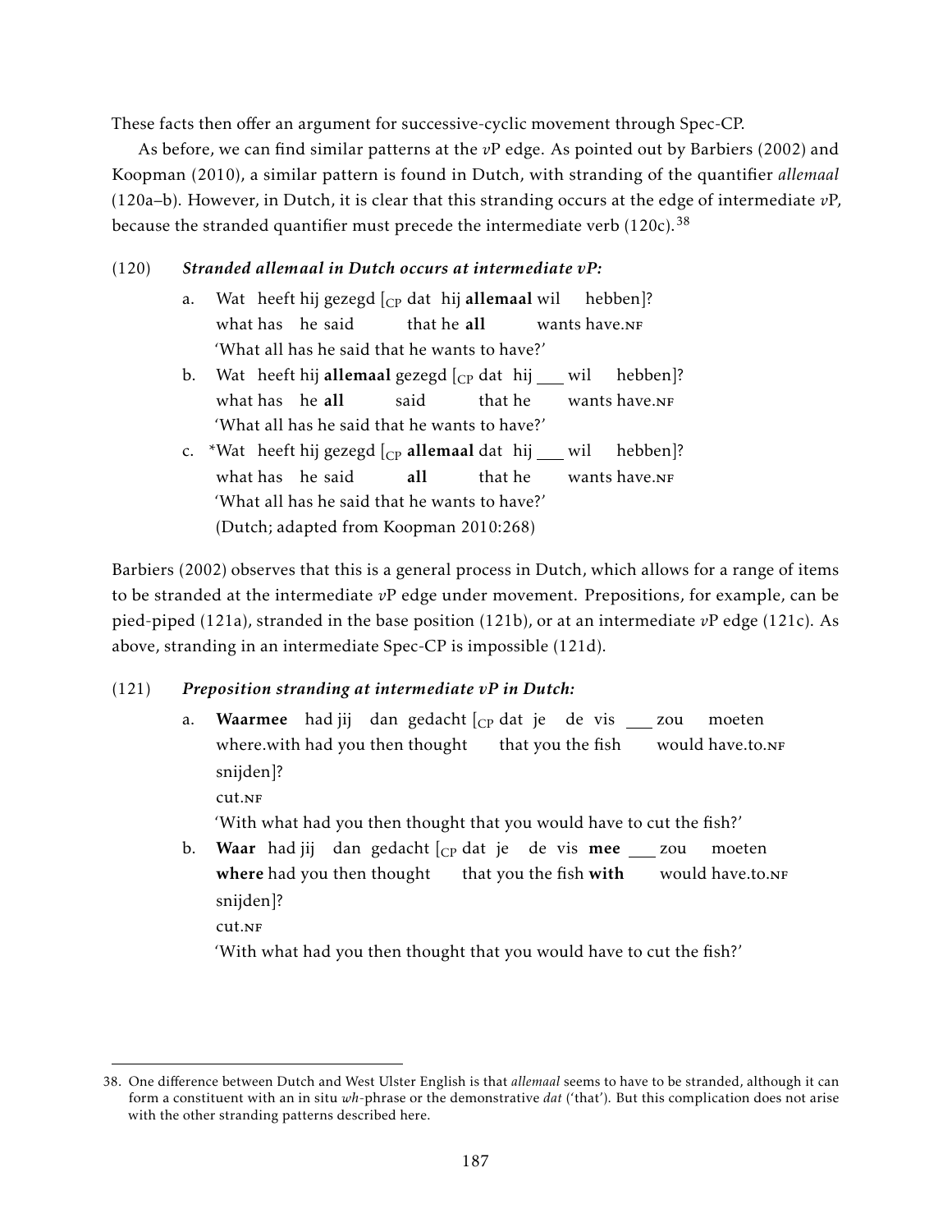These facts then offer an argument for successive-cyclic movement through Spec-CP.

As before, we can find similar patterns at the *v*P edge. As pointed out by Barbiers (2002) and Koopman (2010), a similar pattern is found in Dutch, with stranding of the quantifier *allemaal* (120a–b). However, in Dutch, it is clear that this stranding occurs at the edge of intermediate *v*P, because the stranded quantifier must precede the intermediate verb (120c).[38]

(120) ***Stranded allemaal in Dutch occurs at intermediate vP:***

a. Wat heeft hij gezegd [$_{\text{CP}}$ dat hij **allemaal** wil hebben]?
   what has he said that he **all** wants have.NF
   'What all has he said that he wants to have?'

b. Wat heeft hij **allemaal** gezegd [$_{\text{CP}}$ dat hij ___ wil hebben]?
   what has he **all** said that he wants have.NF
   'What all has he said that he wants to have?'

c. *Wat heeft hij gezegd [$_{\text{CP}}$ **allemaal** dat hij ___ wil hebben]?
   what has he said **all** that he wants have.NF
   'What all has he said that he wants to have?'
   (Dutch; adapted from Koopman 2010:268)

Barbiers (2002) observes that this is a general process in Dutch, which allows for a range of items to be stranded at the intermediate *v*P edge under movement. Prepositions, for example, can be pied-piped (121a), stranded in the base position (121b), or at an intermediate *v*P edge (121c). As above, stranding in an intermediate Spec-CP is impossible (121d).

(121) ***Preposition stranding at intermediate vP in Dutch:***

a. **Waarmee** had jij dan gedacht [$_{\text{CP}}$ dat je de vis ___ zou moeten snijden]?
   where.with had you then thought that you the fish would have.to.NF cut.NF
   'With what had you then thought that you would have to cut the fish?'

b. **Waar** had jij dan gedacht [$_{\text{CP}}$ dat je de vis **mee** ___ zou moeten snijden]?
   **where** had you then thought that you the fish **with** would have.to.NF cut.NF
   'With what had you then thought that you would have to cut the fish?'

---

38. One difference between Dutch and West Ulster English is that *allemaal* seems to have to be stranded, although it can form a constituent with an in situ *wh*-phrase or the demonstrative *dat* ('that'). But this complication does not arise with the other stranding patterns described here.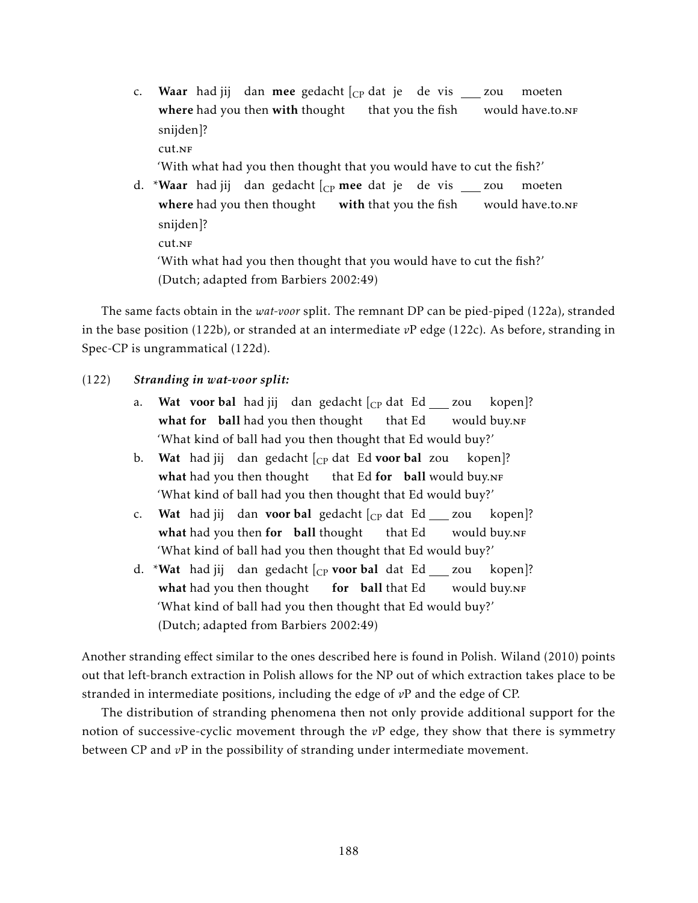c. **Waar** had jij dan **mee** gedacht [$_{CP}$ dat je de vis ___ zou moeten snijden]?
   **where** had you then **with** thought that you the fish would have.to.NF cut.NF
   'With what had you then thought that you would have to cut the fish?'

d. \***Waar** had jij dan gedacht [$_{CP}$ **mee** dat je de vis ___ zou moeten snijden]?
   **where** had you then thought **with** that you the fish would have.to.NF cut.NF
   'With what had you then thought that you would have to cut the fish?'
   (Dutch; adapted from Barbiers 2002:49)

The same facts obtain in the *wat-voor* split. The remnant DP can be pied-piped (122a), stranded in the base position (122b), or stranded at an intermediate *v*P edge (122c). As before, stranding in Spec-CP is ungrammatical (122d).

(122) ***Stranding in wat-voor split:***

a. **Wat voor bal** had jij dan gedacht [$_{CP}$ dat Ed ___ zou kopen]?
   **what for ball** had you then thought that Ed would buy.NF
   'What kind of ball had you then thought that Ed would buy?'

b. **Wat** had jij dan gedacht [$_{CP}$ dat Ed **voor bal** zou kopen]?
   **what** had you then thought that Ed **for ball** would buy.NF
   'What kind of ball had you then thought that Ed would buy?'

c. **Wat** had jij dan **voor bal** gedacht [$_{CP}$ dat Ed ___ zou kopen]?
   **what** had you then **for ball** thought that Ed would buy.NF
   'What kind of ball had you then thought that Ed would buy?'

d. \***Wat** had jij dan gedacht [$_{CP}$ **voor bal** dat Ed ___ zou kopen]?
   **what** had you then thought **for ball** that Ed would buy.NF
   'What kind of ball had you then thought that Ed would buy?'
   (Dutch; adapted from Barbiers 2002:49)

Another stranding effect similar to the ones described here is found in Polish. Wiland (2010) points out that left-branch extraction in Polish allows for the NP out of which extraction takes place to be stranded in intermediate positions, including the edge of *v*P and the edge of CP.

The distribution of stranding phenomena then not only provide additional support for the notion of successive-cyclic movement through the *v*P edge, they show that there is symmetry between CP and *v*P in the possibility of stranding under intermediate movement.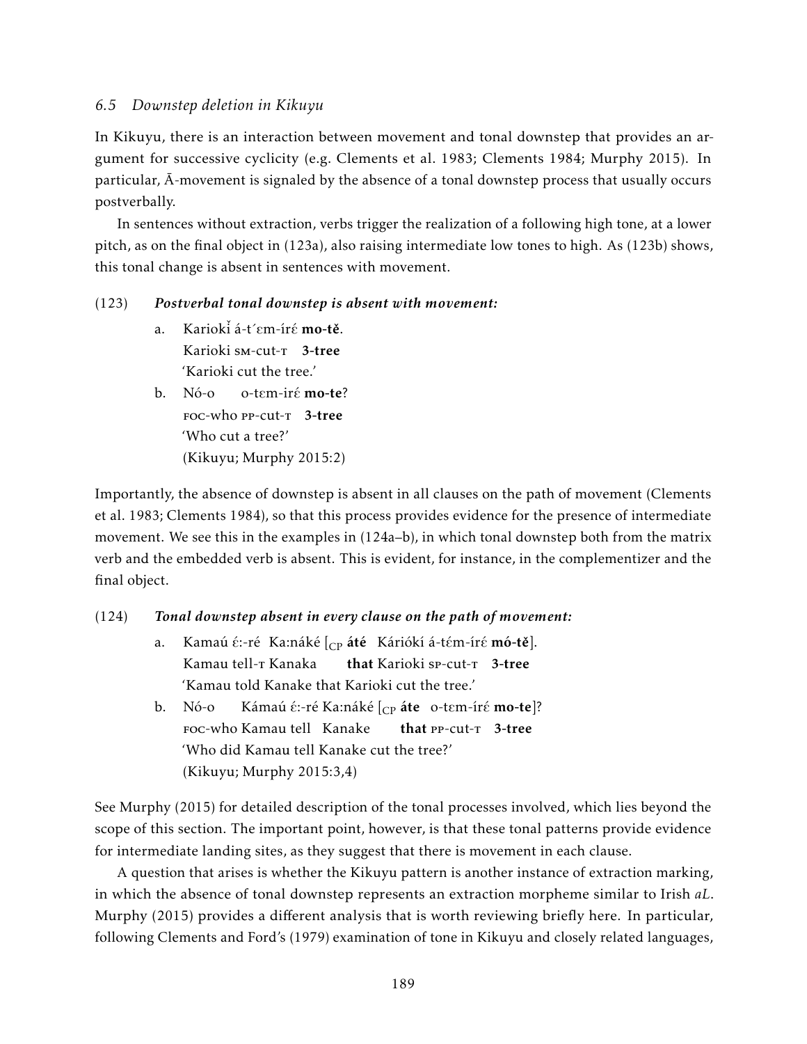### 6.5 Downstep deletion in Kikuyu

In Kikuyu, there is an interaction between movement and tonal downstep that provides an argument for successive cyclicity (e.g. Clements et al. 1983; Clements 1984; Murphy 2015). In particular, Ā-movement is signaled by the absence of a tonal downstep process that usually occurs postverbally.

In sentences without extraction, verbs trigger the realization of a following high tone, at a lower pitch, as on the final object in (123a), also raising intermediate low tones to high. As (123b) shows, this tonal change is absent in sentences with movement.

(123) ***Postverbal tonal downstep is absent with movement:***

a. Kariokǐ á-t´ɛm-írɛ́ **mo-tě**.
   Karioki SM-cut-T **3-tree**
   'Karioki cut the tree.'

b. Nó-o o-tɛm-irɛ́ **mo-te**?
   FOC-who PP-cut-T **3-tree**
   'Who cut a tree?'
   (Kikuyu; Murphy 2015:2)

Importantly, the absence of downstep is absent in all clauses on the path of movement (Clements et al. 1983; Clements 1984), so that this process provides evidence for the presence of intermediate movement. We see this in the examples in (124a–b), in which tonal downstep both from the matrix verb and the embedded verb is absent. This is evident, for instance, in the complementizer and the final object.

(124) ***Tonal downstep absent in every clause on the path of movement:***

a. Kamaú ɛ́:-ré Ka:náké [$_{CP}$ **áté** Káriókí á-tɛ́m-írɛ́ **mó-tě**].
   Kamau tell-T Kanaka **that** Karioki SP-cut-T **3-tree**
   'Kamau told Kanake that Karioki cut the tree.'

b. Nó-o Kámaú ɛ́:-ré Ka:náké [$_{CP}$ **áte** o-tɛm-írɛ́ **mo-te**]?
   FOC-who Kamau tell Kanake **that** PP-cut-T **3-tree**
   'Who did Kamau tell Kanake cut the tree?'
   (Kikuyu; Murphy 2015:3,4)

See Murphy (2015) for detailed description of the tonal processes involved, which lies beyond the scope of this section. The important point, however, is that these tonal patterns provide evidence for intermediate landing sites, as they suggest that there is movement in each clause.

A question that arises is whether the Kikuyu pattern is another instance of extraction marking, in which the absence of tonal downstep represents an extraction morpheme similar to Irish *aL*. Murphy (2015) provides a different analysis that is worth reviewing briefly here. In particular, following Clements and Ford's (1979) examination of tone in Kikuyu and closely related languages,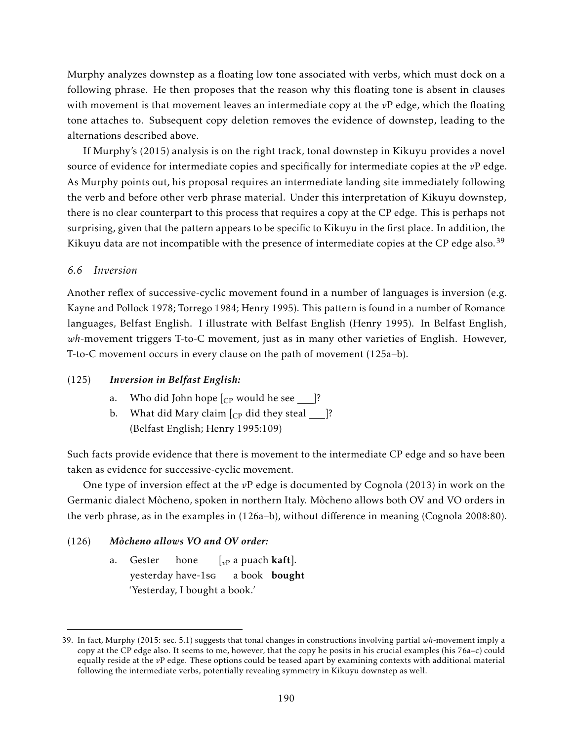Murphy analyzes downstep as a floating low tone associated with verbs, which must dock on a following phrase. He then proposes that the reason why this floating tone is absent in clauses with movement is that movement leaves an intermediate copy at the *v*P edge, which the floating tone attaches to. Subsequent copy deletion removes the evidence of downstep, leading to the alternations described above.

If Murphy's (2015) analysis is on the right track, tonal downstep in Kikuyu provides a novel source of evidence for intermediate copies and specifically for intermediate copies at the *v*P edge. As Murphy points out, his proposal requires an intermediate landing site immediately following the verb and before other verb phrase material. Under this interpretation of Kikuyu downstep, there is no clear counterpart to this process that requires a copy at the CP edge. This is perhaps not surprising, given that the pattern appears to be specific to Kikuyu in the first place. In addition, the Kikuyu data are not incompatible with the presence of intermediate copies at the CP edge also.[39]

### *6.6 Inversion*

Another reflex of successive-cyclic movement found in a number of languages is inversion (e.g. Kayne and Pollock 1978; Torrego 1984; Henry 1995). This pattern is found in a number of Romance languages, Belfast English. I illustrate with Belfast English (Henry 1995). In Belfast English, *wh*-movement triggers T-to-C movement, just as in many other varieties of English. However, T-to-C movement occurs in every clause on the path of movement (125a–b).

(125) ***Inversion in Belfast English:***

a. Who did John hope [$_{\text{CP}}$ would he see \_\_\_]?

b. What did Mary claim [$_{\text{CP}}$ did they steal \_\_\_]?
(Belfast English; Henry 1995:109)

Such facts provide evidence that there is movement to the intermediate CP edge and so have been taken as evidence for successive-cyclic movement.

One type of inversion effect at the *v*P edge is documented by Cognola (2013) in work on the Germanic dialect Mòcheno, spoken in northern Italy. Mòcheno allows both OV and VO orders in the verb phrase, as in the examples in (126a–b), without difference in meaning (Cognola 2008:80).

(126) ***Mòcheno allows VO and OV order:***

a. Gester hone [$_{v\text{P}}$ a puach **kaft**].
yesterday have-1SG a book **bought**
'Yesterday, I bought a book.'

---

39. In fact, Murphy (2015: sec. 5.1) suggests that tonal changes in constructions involving partial *wh*-movement imply a copy at the CP edge also. It seems to me, however, that the copy he posits in his crucial examples (his 76a–c) could equally reside at the *v*P edge. These options could be teased apart by examining contexts with additional material following the intermediate verbs, potentially revealing symmetry in Kikuyu downstep as well.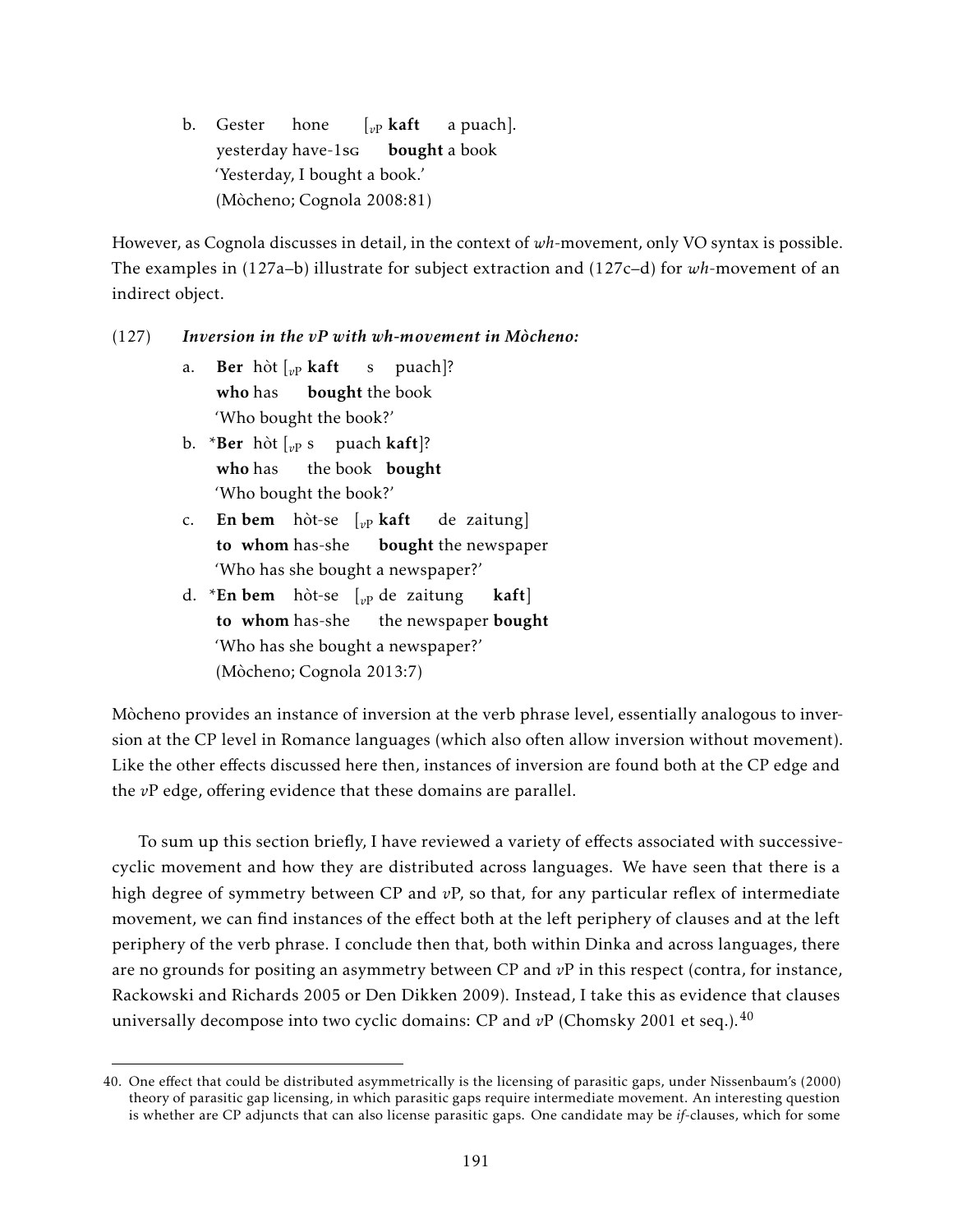b. Gester hone [$_{v\text{P}}$ **kaft** a puach].
   yesterday have-1SG **bought** a book
   'Yesterday, I bought a book.'
   (Mòcheno; Cognola 2008:81)

However, as Cognola discusses in detail, in the context of *wh*-movement, only VO syntax is possible. The examples in (127a–b) illustrate for subject extraction and (127c–d) for *wh*-movement of an indirect object.

(127) ***Inversion in the vP with wh-movement in Mòcheno:***

a. **Ber** hòt [$_{v\text{P}}$ **kaft** s puach]?
   **who** has **bought** the book
   'Who bought the book?'

b. \***Ber** hòt [$_{v\text{P}}$ s puach **kaft**]?
   **who** has the book **bought**
   'Who bought the book?'

c. **En bem** hòt-se [$_{v\text{P}}$ **kaft** de zaitung]
   **to whom** has-she **bought** the newspaper
   'Who has she bought a newspaper?'

d. \***En bem** hòt-se [$_{v\text{P}}$ de zaitung **kaft**]
   **to whom** has-she the newspaper **bought**
   'Who has she bought a newspaper?'
   (Mòcheno; Cognola 2013:7)

Mòcheno provides an instance of inversion at the verb phrase level, essentially analogous to inversion at the CP level in Romance languages (which also often allow inversion without movement). Like the other effects discussed here then, instances of inversion are found both at the CP edge and the *v*P edge, offering evidence that these domains are parallel.

To sum up this section briefly, I have reviewed a variety of effects associated with successive-cyclic movement and how they are distributed across languages. We have seen that there is a high degree of symmetry between CP and *v*P, so that, for any particular reflex of intermediate movement, we can find instances of the effect both at the left periphery of clauses and at the left periphery of the verb phrase. I conclude then that, both within Dinka and across languages, there are no grounds for positing an asymmetry between CP and *v*P in this respect (contra, for instance, Rackowski and Richards 2005 or Den Dikken 2009). Instead, I take this as evidence that clauses universally decompose into two cyclic domains: CP and *v*P (Chomsky 2001 et seq.).[40]

---

40. One effect that could be distributed asymmetrically is the licensing of parasitic gaps, under Nissenbaum's (2000) theory of parasitic gap licensing, in which parasitic gaps require intermediate movement. An interesting question is whether are CP adjuncts that can also license parasitic gaps. One candidate may be *if*-clauses, which for some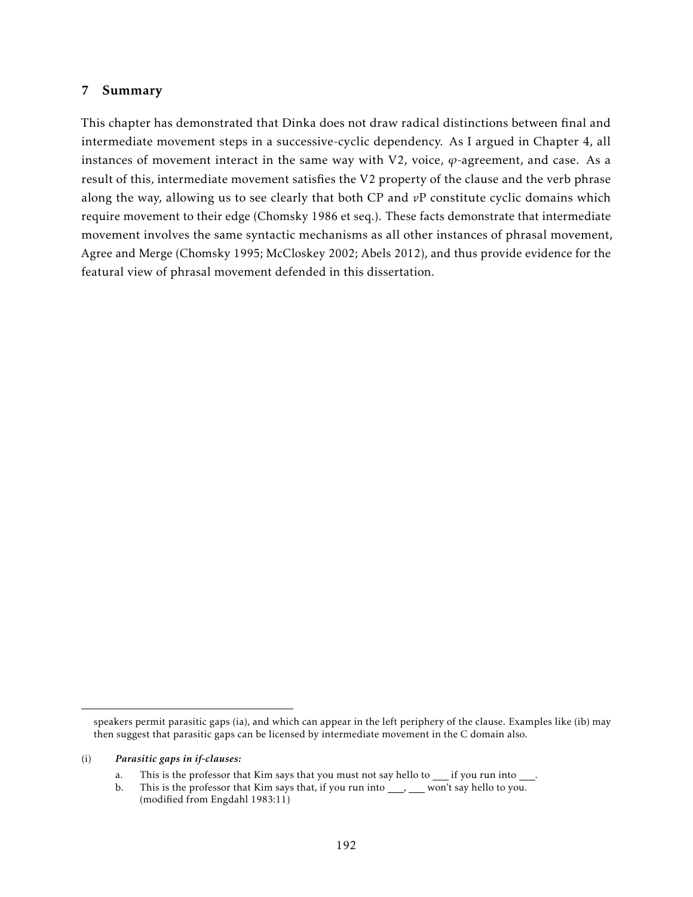## 7 Summary

This chapter has demonstrated that Dinka does not draw radical distinctions between final and intermediate movement steps in a successive-cyclic dependency. As I argued in Chapter 4, all instances of movement interact in the same way with V2, voice, $\varphi$-agreement, and case. As a result of this, intermediate movement satisfies the V2 property of the clause and the verb phrase along the way, allowing us to see clearly that both CP and $v$P constitute cyclic domains which require movement to their edge (Chomsky 1986 et seq.). These facts demonstrate that intermediate movement involves the same syntactic mechanisms as all other instances of phrasal movement, Agree and Merge (Chomsky 1995; McCloskey 2002; Abels 2012), and thus provide evidence for the featural view of phrasal movement defended in this dissertation.

---

speakers permit parasitic gaps (ia), and which can appear in the left periphery of the clause. Examples like (ib) may then suggest that parasitic gaps can be licensed by intermediate movement in the C domain also.

(i) ***Parasitic gaps in if-clauses:***

a. This is the professor that Kim says that you must not say hello to ___ if you run into ___.

b. This is the professor that Kim says that, if you run into ___, ___ won't say hello to you. (modified from Engdahl 1983:11)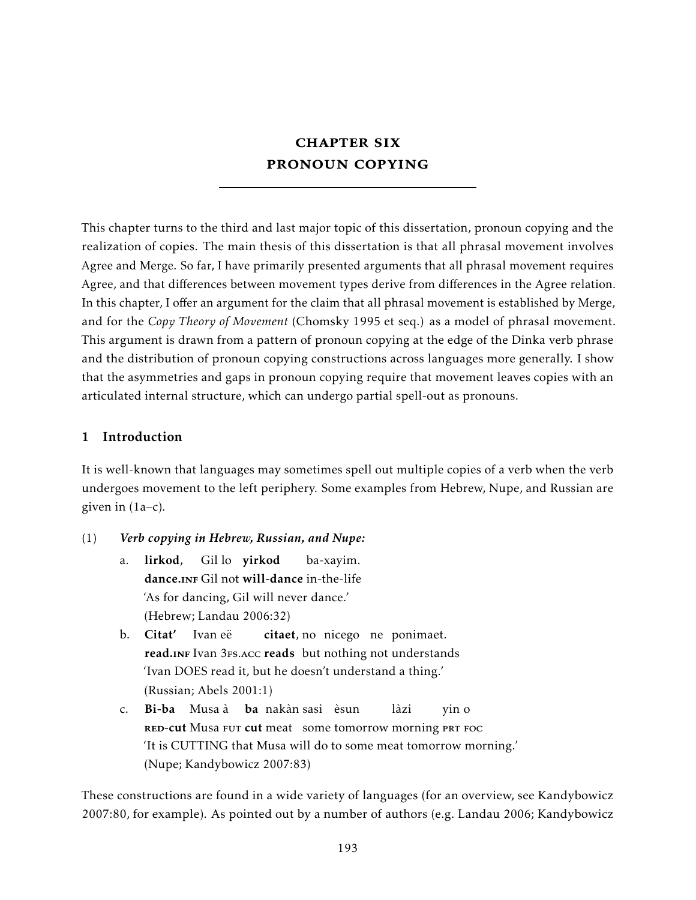# CHAPTER SIX
# PRONOUN COPYING

This chapter turns to the third and last major topic of this dissertation, pronoun copying and the realization of copies. The main thesis of this dissertation is that all phrasal movement involves Agree and Merge. So far, I have primarily presented arguments that all phrasal movement requires Agree, and that differences between movement types derive from differences in the Agree relation. In this chapter, I offer an argument for the claim that all phrasal movement is established by Merge, and for the *Copy Theory of Movement* (Chomsky 1995 et seq.) as a model of phrasal movement. This argument is drawn from a pattern of pronoun copying at the edge of the Dinka verb phrase and the distribution of pronoun copying constructions across languages more generally. I show that the asymmetries and gaps in pronoun copying require that movement leaves copies with an articulated internal structure, which can undergo partial spell-out as pronouns.

## 1 Introduction

It is well-known that languages may sometimes spell out multiple copies of a verb when the verb undergoes movement to the left periphery. Some examples from Hebrew, Nupe, and Russian are given in (1a–c).

(1) ***Verb copying in Hebrew, Russian, and Nupe:***

a. **lirkod**, Gil lo **yirkod** ba-xayim.
**dance.INF** Gil not **will-dance** in-the-life
'As for dancing, Gil will never dance.'
(Hebrew; Landau 2006:32)

b. **Citat'** Ivan eë **citaet**, no nicego ne ponimaet.
**read.INF** Ivan 3FS.ACC **reads** but nothing not understands
'Ivan DOES read it, but he doesn't understand a thing.'
(Russian; Abels 2001:1)

c. **Bi-ba** Musa à **ba** nakàn sasi èsun làzi yin o
**RED-cut** Musa FUT **cut** meat some tomorrow morning PRT FOC
'It is CUTTING that Musa will do to some meat tomorrow morning.'
(Nupe; Kandybowicz 2007:83)

These constructions are found in a wide variety of languages (for an overview, see Kandybowicz 2007:80, for example). As pointed out by a number of authors (e.g. Landau 2006; Kandybowicz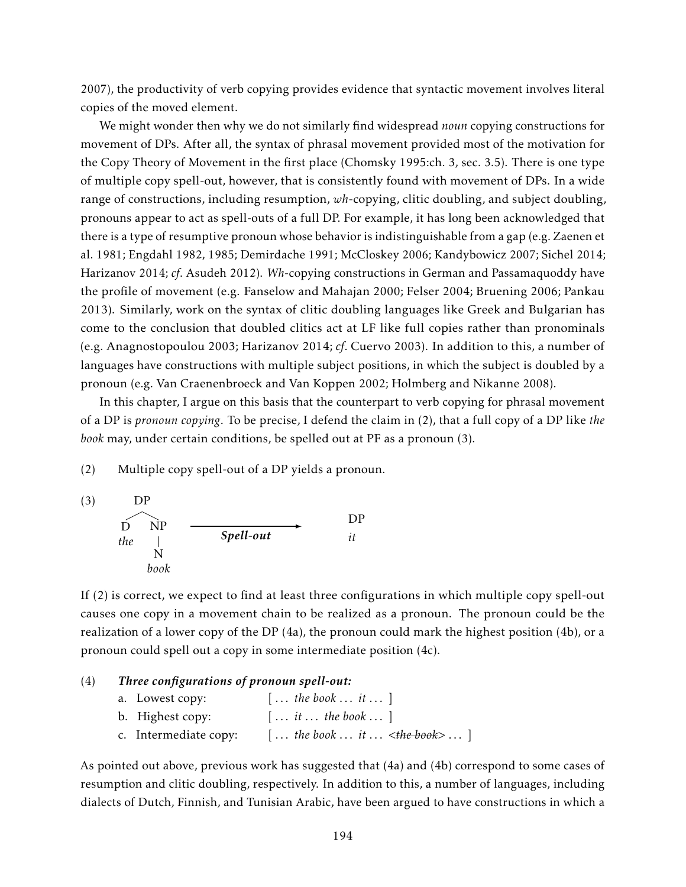2007), the productivity of verb copying provides evidence that syntactic movement involves literal copies of the moved element.

We might wonder then why we do not similarly find widespread *noun* copying constructions for movement of DPs. After all, the syntax of phrasal movement provided most of the motivation for the Copy Theory of Movement in the first place (Chomsky 1995:ch. 3, sec. 3.5). There is one type of multiple copy spell-out, however, that is consistently found with movement of DPs. In a wide range of constructions, including resumption, *wh*-copying, clitic doubling, and subject doubling, pronouns appear to act as spell-outs of a full DP. For example, it has long been acknowledged that there is a type of resumptive pronoun whose behavior is indistinguishable from a gap (e.g. Zaenen et al. 1981; Engdahl 1982, 1985; Demirdache 1991; McCloskey 2006; Kandybowicz 2007; Sichel 2014; Harizanov 2014; *cf*. Asudeh 2012). *Wh*-copying constructions in German and Passamaquoddy have the profile of movement (e.g. Fanselow and Mahajan 2000; Felser 2004; Bruening 2006; Pankau 2013). Similarly, work on the syntax of clitic doubling languages like Greek and Bulgarian has come to the conclusion that doubled clitics act at LF like full copies rather than pronominals (e.g. Anagnostopoulou 2003; Harizanov 2014; *cf*. Cuervo 2003). In addition to this, a number of languages have constructions with multiple subject positions, in which the subject is doubled by a pronoun (e.g. Van Craenenbroeck and Van Koppen 2002; Holmberg and Nikanne 2008).

In this chapter, I argue on this basis that the counterpart to verb copying for phrasal movement of a DP is *pronoun copying*. To be precise, I defend the claim in (2), that a full copy of a DP like *the book* may, under certain conditions, be spelled out at PF as a pronoun (3).

(2) Multiple copy spell-out of a DP yields a pronoun.

(3) [DP [D *the*] [NP [N *book*]]] —***Spell-out***→ [DP *it*]

If (2) is correct, we expect to find at least three configurations in which multiple copy spell-out causes one copy in a movement chain to be realized as a pronoun. The pronoun could be the realization of a lower copy of the DP (4a), the pronoun could mark the highest position (4b), or a pronoun could spell out a copy in some intermediate position (4c).

(4) ***Three configurations of pronoun spell-out:***
  a. Lowest copy: [ … *the book* … *it* … ]
  b. Highest copy: [ … *it* … *the book* … ]
  c. Intermediate copy: [ … *the book* … *it* … <~~*the book*~~> … ]

As pointed out above, previous work has suggested that (4a) and (4b) correspond to some cases of resumption and clitic doubling, respectively. In addition to this, a number of languages, including dialects of Dutch, Finnish, and Tunisian Arabic, have been argued to have constructions in which a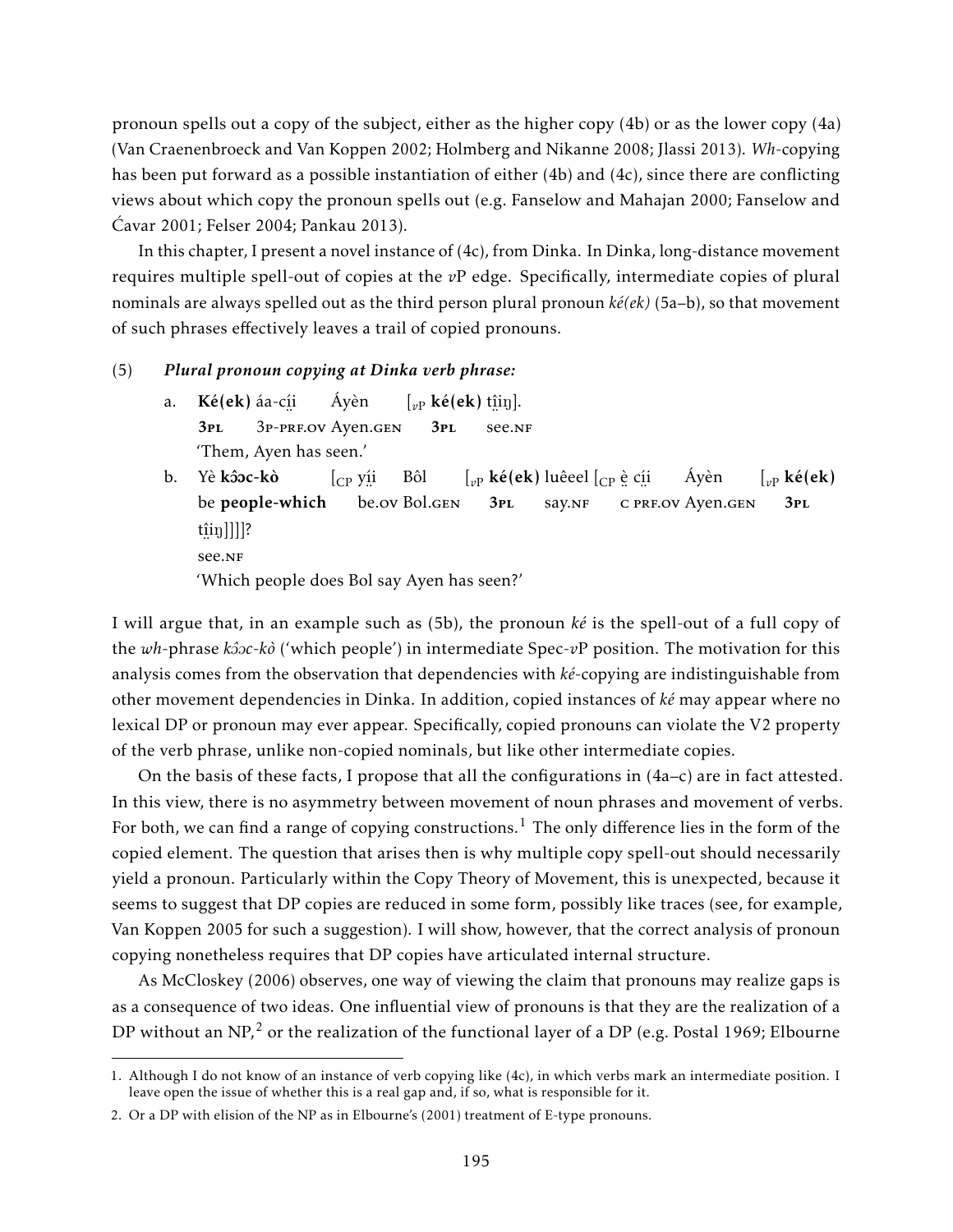pronoun spells out a copy of the subject, either as the higher copy (4b) or as the lower copy (4a) (Van Craenenbroeck and Van Koppen 2002; Holmberg and Nikanne 2008; Jlassi 2013). *Wh*-copying has been put forward as a possible instantiation of either (4b) and (4c), since there are conflicting views about which copy the pronoun spells out (e.g. Fanselow and Mahajan 2000; Fanselow and Ćavar 2001; Felser 2004; Pankau 2013).

In this chapter, I present a novel instance of (4c), from Dinka. In Dinka, long-distance movement requires multiple spell-out of copies at the *v*P edge. Specifically, intermediate copies of plural nominals are always spelled out as the third person plural pronoun *ké(ek)* (5a–b), so that movement of such phrases effectively leaves a trail of copied pronouns.

(5) ***Plural pronoun copying at Dinka verb phrase:***

a. **Ké(ek)** áa-cı̤́ı̤ Áyèn [$_{vP}$ **ké(ek)** ṱı̤̂ı̤ŋ].
   **3pl** 3p-prf.ov Ayen.gen **3pl** see.nf
   'Them, Ayen has seen.'

b. Yè **kɔ̂ɔc-kò** [$_{CP}$ yı̤́ı̤ Bôl [$_{vP}$ **ké(ek)** luêeel [$_{CP}$ è̤ cı̤́ı̤ Áyèn [$_{vP}$ **ké(ek)** ṱı̤̂ı̤ŋ]]]]?
   be **people-which** be.ov Bol.gen **3pl** say.nf c prf.ov Ayen.gen **3pl** see.nf
   'Which people does Bol say Ayen has seen?'

I will argue that, in an example such as (5b), the pronoun *ké* is the spell-out of a full copy of the *wh*-phrase *kɔ̂ɔc-kò* ('which people') in intermediate Spec-*v*P position. The motivation for this analysis comes from the observation that dependencies with *ké*-copying are indistinguishable from other movement dependencies in Dinka. In addition, copied instances of *ké* may appear where no lexical DP or pronoun may ever appear. Specifically, copied pronouns can violate the V2 property of the verb phrase, unlike non-copied nominals, but like other intermediate copies.

On the basis of these facts, I propose that all the configurations in (4a–c) are in fact attested. In this view, there is no asymmetry between movement of noun phrases and movement of verbs. For both, we can find a range of copying constructions.[1] The only difference lies in the form of the copied element. The question that arises then is why multiple copy spell-out should necessarily yield a pronoun. Particularly within the Copy Theory of Movement, this is unexpected, because it seems to suggest that DP copies are reduced in some form, possibly like traces (see, for example, Van Koppen 2005 for such a suggestion). I will show, however, that the correct analysis of pronoun copying nonetheless requires that DP copies have articulated internal structure.

As McCloskey (2006) observes, one way of viewing the claim that pronouns may realize gaps is as a consequence of two ideas. One influential view of pronouns is that they are the realization of a DP without an NP,[2] or the realization of the functional layer of a DP (e.g. Postal 1969; Elbourne

1. Although I do not know of an instance of verb copying like (4c), in which verbs mark an intermediate position. I leave open the issue of whether this is a real gap and, if so, what is responsible for it.

2. Or a DP with elision of the NP as in Elbourne's (2001) treatment of E-type pronouns.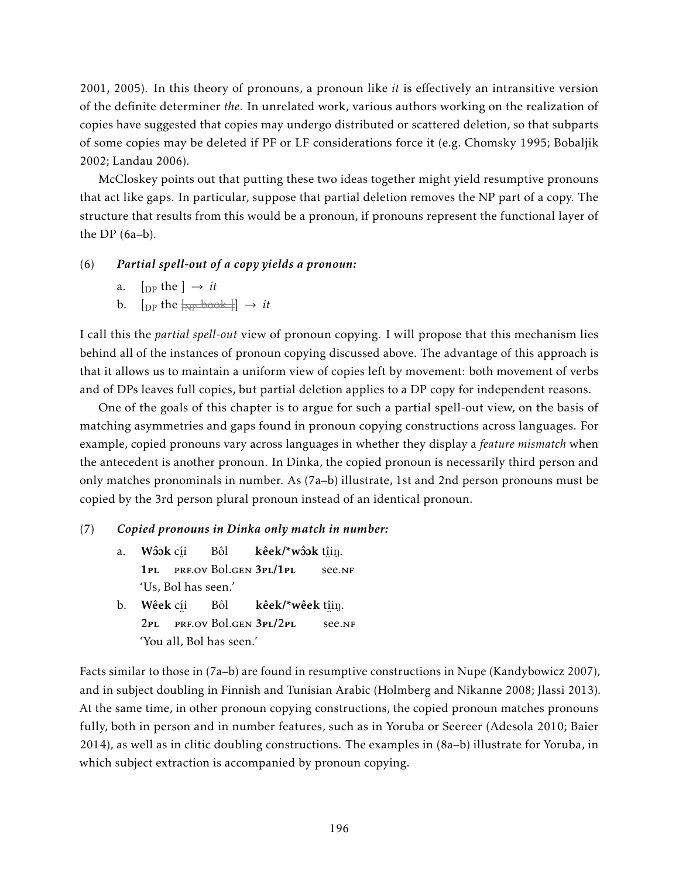2001, 2005). In this theory of pronouns, a pronoun like *it* is effectively an intransitive version of the definite determiner *the*. In unrelated work, various authors working on the realization of copies have suggested that copies may undergo distributed or scattered deletion, so that subparts of some copies may be deleted if PF or LF considerations force it (e.g. Chomsky 1995; Bobaljik 2002; Landau 2006).

McCloskey points out that putting these two ideas together might yield resumptive pronouns that act like gaps. In particular, suppose that partial deletion removes the NP part of a copy. The structure that results from this would be a pronoun, if pronouns represent the functional layer of the DP (6a–b).

(6) ***Partial spell-out of a copy yields a pronoun:***

a. [$_{\text{DP}}$ the ] → *it*

b. [$_{\text{DP}}$ the ~~[$_{\text{NP}}$ book ]~~] → *it*

I call this the *partial spell-out* view of pronoun copying. I will propose that this mechanism lies behind all of the instances of pronoun copying discussed above. The advantage of this approach is that it allows us to maintain a uniform view of copies left by movement: both movement of verbs and of DPs leaves full copies, but partial deletion applies to a DP copy for independent reasons.

One of the goals of this chapter is to argue for such a partial spell-out view, on the basis of matching asymmetries and gaps found in pronoun copying constructions across languages. For example, copied pronouns vary across languages in whether they display a *feature mismatch* when the antecedent is another pronoun. In Dinka, the copied pronoun is necessarily third person and only matches pronominals in number. As (7a–b) illustrate, 1st and 2nd person pronouns must be copied by the 3rd person plural pronoun instead of an identical pronoun.

(7) ***Copied pronouns in Dinka only match in number:***

a. **Wɔ̂ɔk** cí̤i Bôl **kêek/*wɔ̂ɔk** t̪î̤iŋ.
   **1PL** PRF.OV Bol.GEN **3PL/1PL** see.NF
   'Us, Bol has seen.'

b. **Wêek** cí̤i Bôl **kêek/*wêek** t̪î̤iŋ.
   **2PL** PRF.OV Bol.GEN **3PL/2PL** see.NF
   'You all, Bol has seen.'

Facts similar to those in (7a–b) are found in resumptive constructions in Nupe (Kandybowicz 2007), and in subject doubling in Finnish and Tunisian Arabic (Holmberg and Nikanne 2008; Jlassi 2013). At the same time, in other pronoun copying constructions, the copied pronoun matches pronouns fully, both in person and in number features, such as in Yoruba or Seereer (Adesola 2010; Baier 2014), as well as in clitic doubling constructions. The examples in (8a–b) illustrate for Yoruba, in which subject extraction is accompanied by pronoun copying.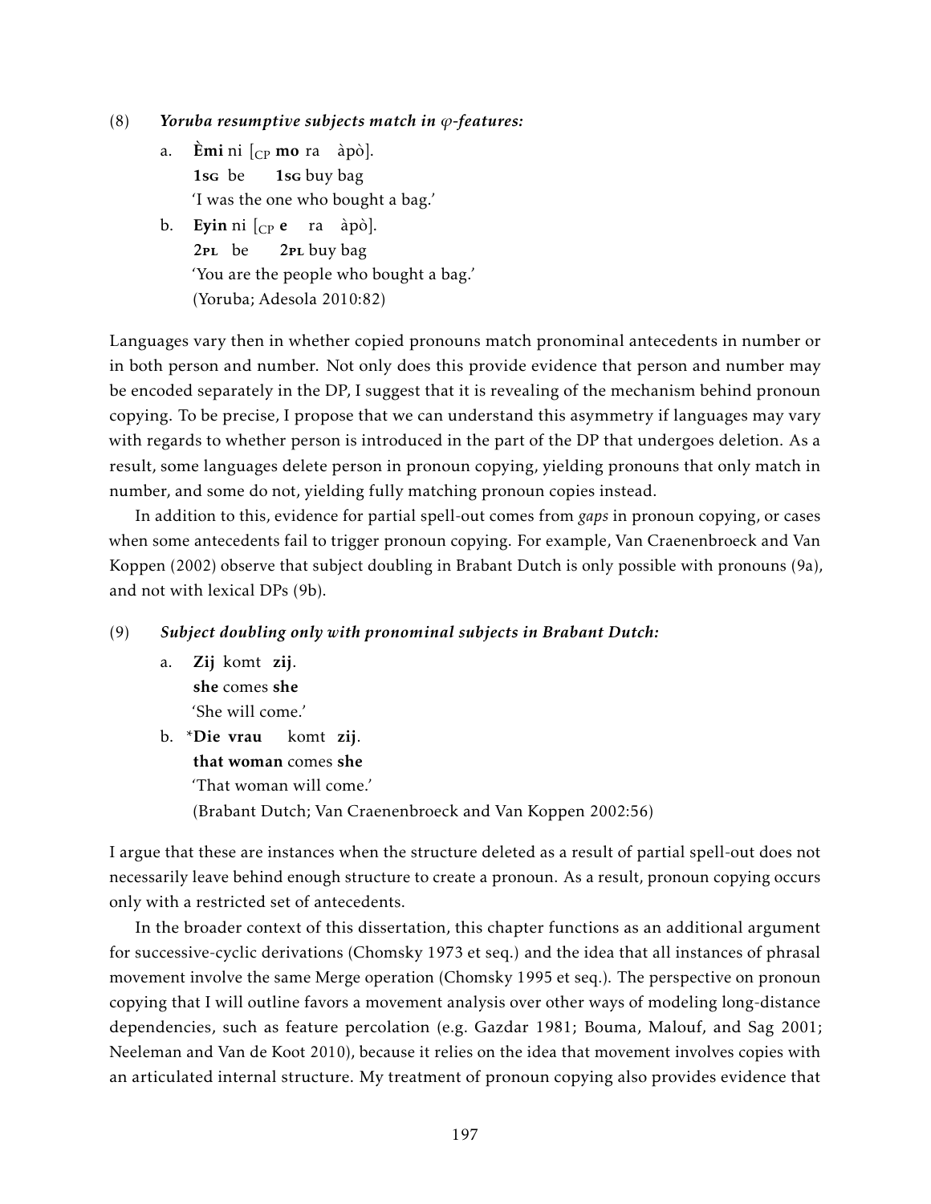(8) ***Yoruba resumptive subjects match in φ-features:***

a. **Èmi** ni [$_{CP}$ **mo** ra àpò].
**1sg** be **1sg** buy bag
'I was the one who bought a bag.'

b. **Eyin** ni [$_{CP}$ **e** ra àpò].
**2pl** be **2pl** buy bag
'You are the people who bought a bag.'
(Yoruba; Adesola 2010:82)

Languages vary then in whether copied pronouns match pronominal antecedents in number or in both person and number. Not only does this provide evidence that person and number may be encoded separately in the DP, I suggest that it is revealing of the mechanism behind pronoun copying. To be precise, I propose that we can understand this asymmetry if languages may vary with regards to whether person is introduced in the part of the DP that undergoes deletion. As a result, some languages delete person in pronoun copying, yielding pronouns that only match in number, and some do not, yielding fully matching pronoun copies instead.

In addition to this, evidence for partial spell-out comes from *gaps* in pronoun copying, or cases when some antecedents fail to trigger pronoun copying. For example, Van Craenenbroeck and Van Koppen (2002) observe that subject doubling in Brabant Dutch is only possible with pronouns (9a), and not with lexical DPs (9b).

(9) ***Subject doubling only with pronominal subjects in Brabant Dutch:***

a. **Zij** komt **zij**.
**she** comes **she**
'She will come.'

b. *__Die vrau__ komt **zij**.
**that woman** comes **she**
'That woman will come.'
(Brabant Dutch; Van Craenenbroeck and Van Koppen 2002:56)

I argue that these are instances when the structure deleted as a result of partial spell-out does not necessarily leave behind enough structure to create a pronoun. As a result, pronoun copying occurs only with a restricted set of antecedents.

In the broader context of this dissertation, this chapter functions as an additional argument for successive-cyclic derivations (Chomsky 1973 et seq.) and the idea that all instances of phrasal movement involve the same Merge operation (Chomsky 1995 et seq.). The perspective on pronoun copying that I will outline favors a movement analysis over other ways of modeling long-distance dependencies, such as feature percolation (e.g. Gazdar 1981; Bouma, Malouf, and Sag 2001; Neeleman and Van de Koot 2010), because it relies on the idea that movement involves copies with an articulated internal structure. My treatment of pronoun copying also provides evidence that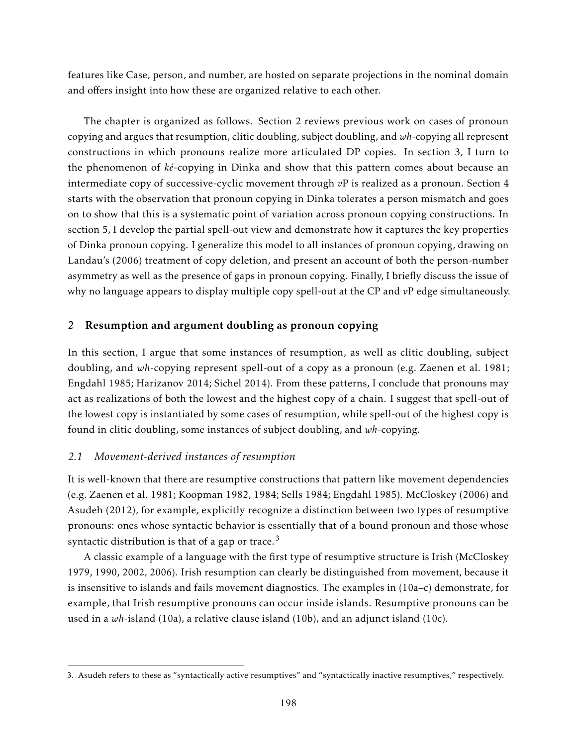features like Case, person, and number, are hosted on separate projections in the nominal domain and offers insight into how these are organized relative to each other.

The chapter is organized as follows. Section 2 reviews previous work on cases of pronoun copying and argues that resumption, clitic doubling, subject doubling, and *wh*-copying all represent constructions in which pronouns realize more articulated DP copies. In section 3, I turn to the phenomenon of *ké*-copying in Dinka and show that this pattern comes about because an intermediate copy of successive-cyclic movement through *v*P is realized as a pronoun. Section 4 starts with the observation that pronoun copying in Dinka tolerates a person mismatch and goes on to show that this is a systematic point of variation across pronoun copying constructions. In section 5, I develop the partial spell-out view and demonstrate how it captures the key properties of Dinka pronoun copying. I generalize this model to all instances of pronoun copying, drawing on Landau's (2006) treatment of copy deletion, and present an account of both the person-number asymmetry as well as the presence of gaps in pronoun copying. Finally, I briefly discuss the issue of why no language appears to display multiple copy spell-out at the CP and *v*P edge simultaneously.

## 2 Resumption and argument doubling as pronoun copying

In this section, I argue that some instances of resumption, as well as clitic doubling, subject doubling, and *wh*-copying represent spell-out of a copy as a pronoun (e.g. Zaenen et al. 1981; Engdahl 1985; Harizanov 2014; Sichel 2014). From these patterns, I conclude that pronouns may act as realizations of both the lowest and the highest copy of a chain. I suggest that spell-out of the lowest copy is instantiated by some cases of resumption, while spell-out of the highest copy is found in clitic doubling, some instances of subject doubling, and *wh*-copying.

### *2.1 Movement-derived instances of resumption*

It is well-known that there are resumptive constructions that pattern like movement dependencies (e.g. Zaenen et al. 1981; Koopman 1982, 1984; Sells 1984; Engdahl 1985). McCloskey (2006) and Asudeh (2012), for example, explicitly recognize a distinction between two types of resumptive pronouns: ones whose syntactic behavior is essentially that of a bound pronoun and those whose syntactic distribution is that of a gap or trace.[3]

A classic example of a language with the first type of resumptive structure is Irish (McCloskey 1979, 1990, 2002, 2006). Irish resumption can clearly be distinguished from movement, because it is insensitive to islands and fails movement diagnostics. The examples in (10a–c) demonstrate, for example, that Irish resumptive pronouns can occur inside islands. Resumptive pronouns can be used in a *wh*-island (10a), a relative clause island (10b), and an adjunct island (10c).

3. Asudeh refers to these as "syntactically active resumptives" and "syntactically inactive resumptives," respectively.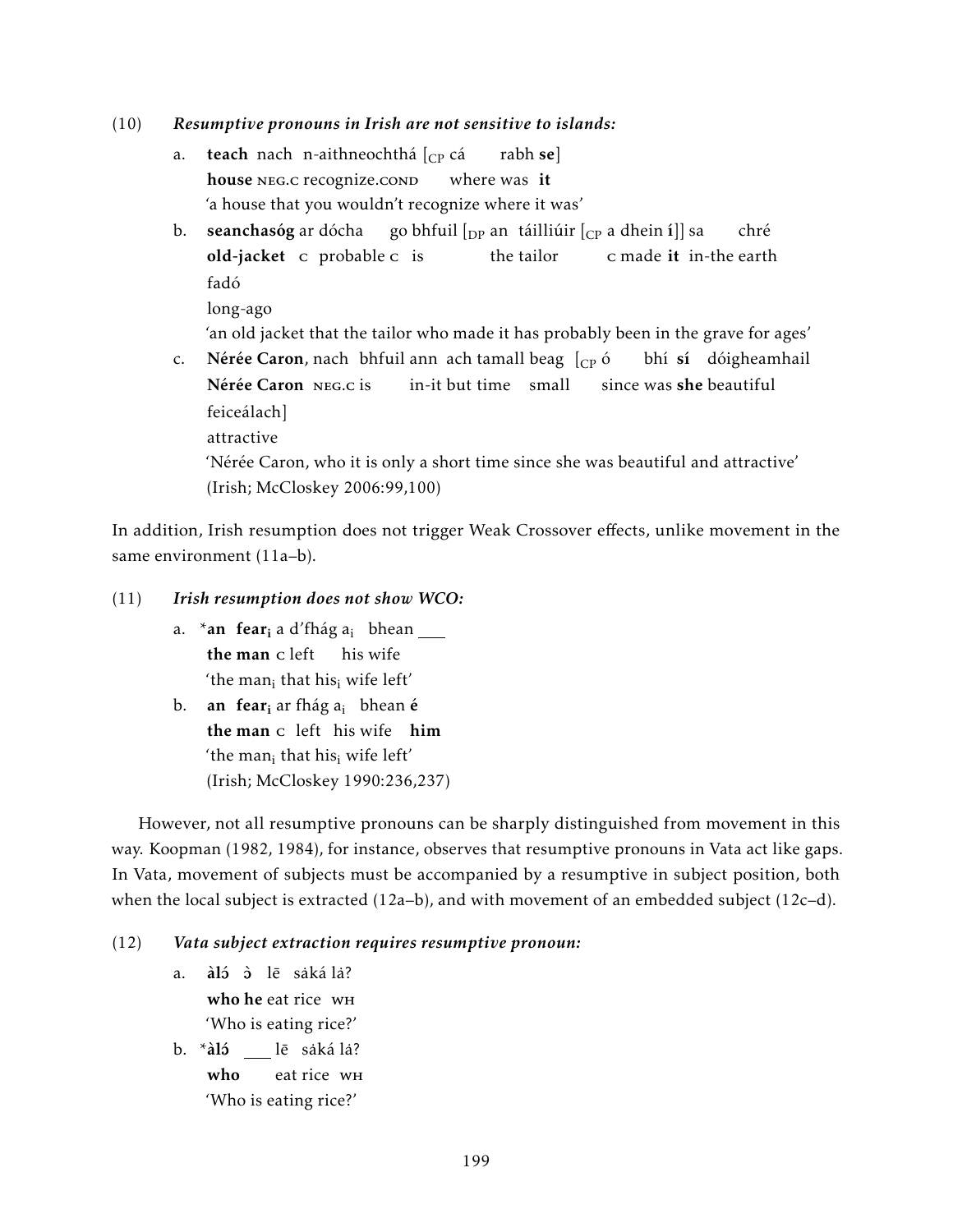(10) ***Resumptive pronouns in Irish are not sensitive to islands:***

a. **teach** nach n-aithneochthá [$_{CP}$ cá rabh **se**]
   **house** NEG.C recognize.COND where was **it**
   'a house that you wouldn't recognize where it was'

b. **seanchasóg** ar dócha go bhfuil [$_{DP}$ an táilliúir [$_{CP}$ a dhein **í**]] sa chré fadó
   **old-jacket** C probable C is the tailor C made **it** in-the earth long-ago
   'an old jacket that the tailor who made it has probably been in the grave for ages'

c. **Nérée Caron**, nach bhfuil ann ach tamall beag [$_{CP}$ ó bhí **sí** dóigheamhail feiceálach]
   **Nérée Caron** NEG.C is in-it but time small since was **she** beautiful attractive
   'Nérée Caron, who it is only a short time since she was beautiful and attractive'
   (Irish; McCloskey 2006:99,100)

In addition, Irish resumption does not trigger Weak Crossover effects, unlike movement in the same environment (11a–b).

(11) ***Irish resumption does not show WCO:***

a. \***an fear$_i$** a d'fhág a$_i$ bhean \_\_\_
   **the man** C left his wife
   'the man$_i$ that his$_i$ wife left'

b. **an fear$_i$** ar fhág a$_i$ bhean **é**
   **the man** C left his wife **him**
   'the man$_i$ that his$_i$ wife left'
   (Irish; McCloskey 1990:236,237)

However, not all resumptive pronouns can be sharply distinguished from movement in this way. Koopman (1982, 1984), for instance, observes that resumptive pronouns in Vata act like gaps. In Vata, movement of subjects must be accompanied by a resumptive in subject position, both when the local subject is extracted (12a–b), and with movement of an embedded subject (12c–d).

(12) ***Vata subject extraction requires resumptive pronoun:***

a. **àlɔ́ ɔ̀** lē sàká lá?
   **who he** eat rice WH
   'Who is eating rice?'

b. \***àlɔ́** \_\_\_ lē sàká lá?
   **who** eat rice WH
   'Who is eating rice?'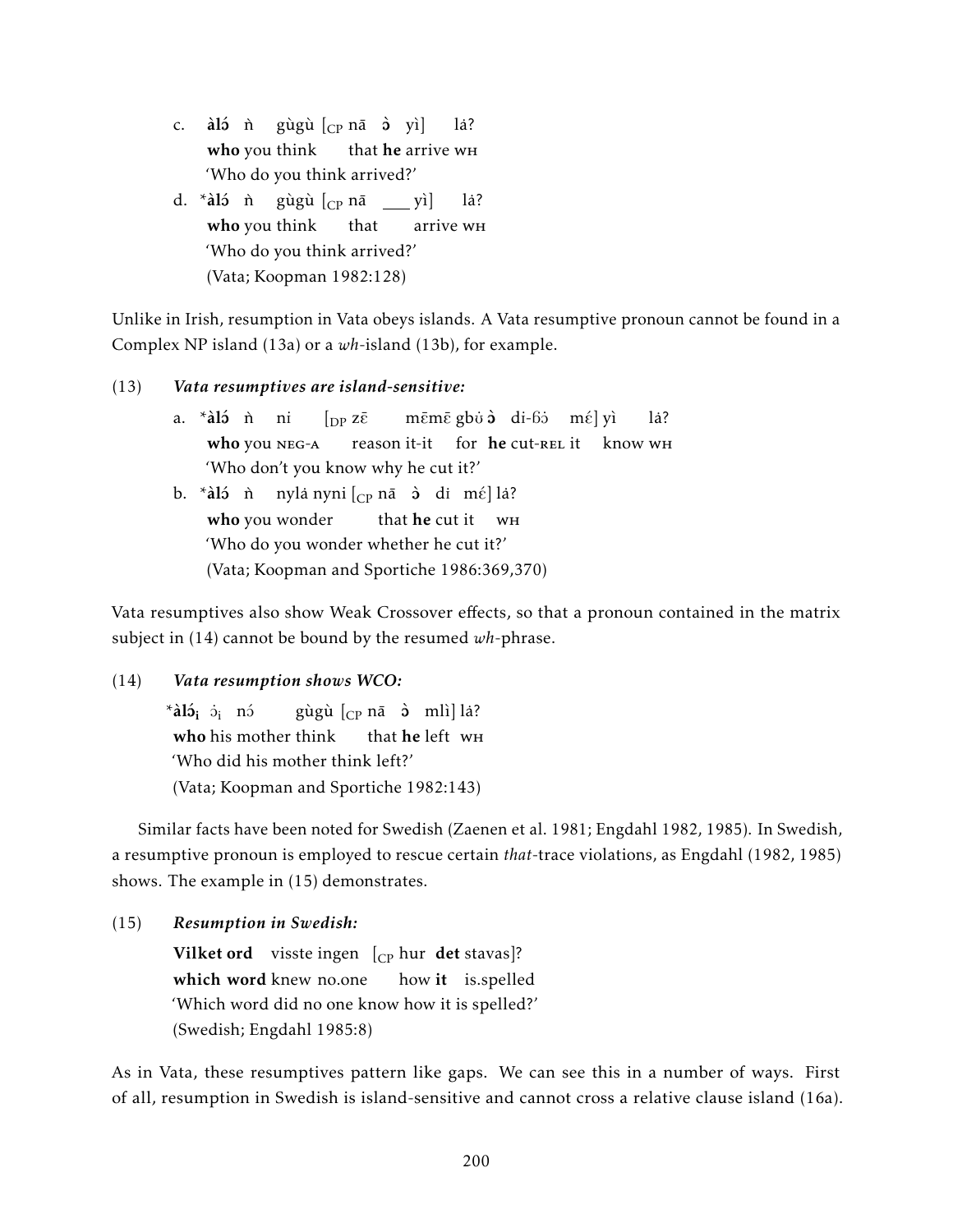c. **àlɔ́** ǹ gùgù [<sub>CP</sub> nā **ɔ̀** yì] lá?
   **who** you think that **he** arrive WH
   'Who do you think arrived?'

d. \***àlɔ́** ǹ gùgù [$_{\text{CP}}$ nā ___ yì] lá?
   **who** you think that arrive WH
   'Who do you think arrived?'
   (Vata; Koopman 1982:128)

Unlike in Irish, resumption in Vata obeys islands. A Vata resumptive pronoun cannot be found in a Complex NP island (13a) or a *wh*-island (13b), for example.

(13) ***Vata resumptives are island-sensitive:***

a. \***àlɔ́** ǹ ní [$_{\text{DP}}$ zɛ̄ mɛ̄mɛ̄ gbʊ̈ **ɔ̀** dí-ɓɔ̀ mɛ́] yì lá?
   **who** you NEG-A reason it-it for **he** cut-REL it know WH
   'Who don't you know why he cut it?'

b. \***àlɔ́** ǹ nylá nyni [$_{\text{CP}}$ nā **ɔ̀** dí mɛ́] lá?
   **who** you wonder that **he** cut it WH
   'Who do you wonder whether he cut it?'
   (Vata; Koopman and Sportiche 1986:369,370)

Vata resumptives also show Weak Crossover effects, so that a pronoun contained in the matrix subject in (14) cannot be bound by the resumed *wh*-phrase.

(14) ***Vata resumption shows WCO:***

\***àlɔ́**$_{\text{i}}$ ɔ̄$_{\text{i}}$ nɔ́ gùgù [$_{\text{CP}}$ nā **ɔ̀** mlì] lá?
**who** his mother think that **he** left WH
'Who did his mother think left?'
(Vata; Koopman and Sportiche 1982:143)

Similar facts have been noted for Swedish (Zaenen et al. 1981; Engdahl 1982, 1985). In Swedish, a resumptive pronoun is employed to rescue certain *that*-trace violations, as Engdahl (1982, 1985) shows. The example in (15) demonstrates.

(15) ***Resumption in Swedish:***

**Vilket ord** visste ingen [$_{\text{CP}}$ hur **det** stavas]?
**which word** knew no.one how **it** is.spelled
'Which word did no one know how it is spelled?'
(Swedish; Engdahl 1985:8)

As in Vata, these resumptives pattern like gaps. We can see this in a number of ways. First of all, resumption in Swedish is island-sensitive and cannot cross a relative clause island (16a).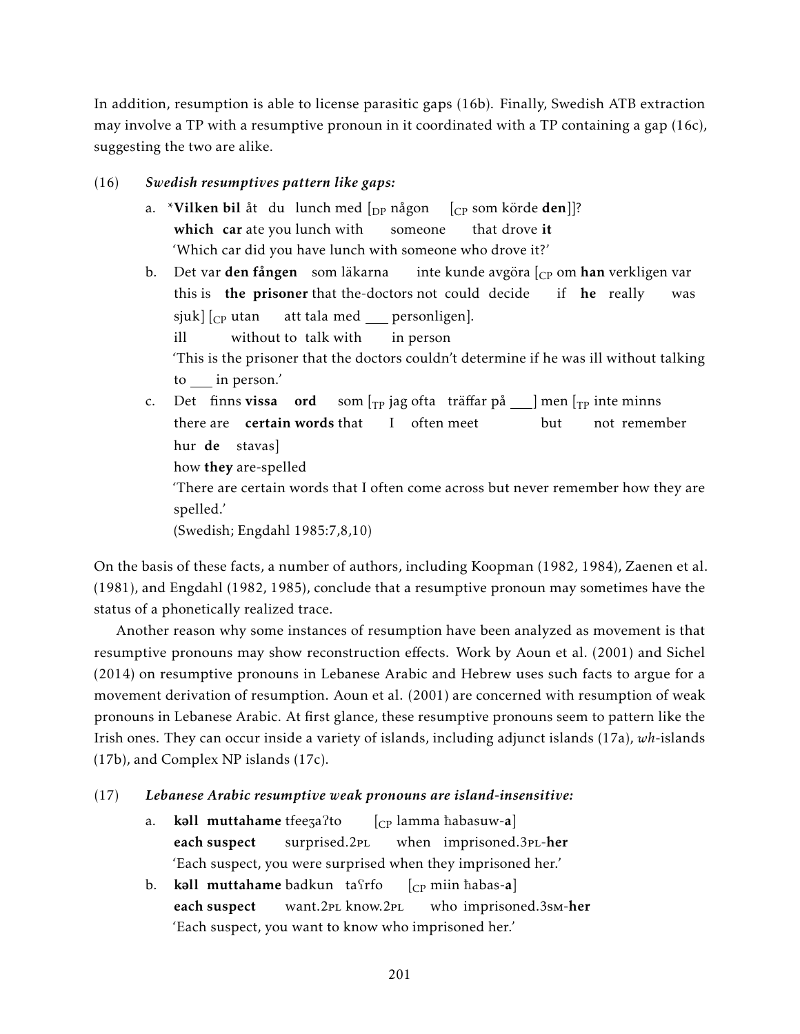In addition, resumption is able to license parasitic gaps (16b). Finally, Swedish ATB extraction may involve a TP with a resumptive pronoun in it coordinated with a TP containing a gap (16c), suggesting the two are alike.

(16) ***Swedish resumptives pattern like gaps:***

a. \***Vilken bil** åt du lunch med [$_{DP}$ någon [$_{CP}$ som körde **den**]]?
   **which car** ate you lunch with someone that drove **it**
   'Which car did you have lunch with someone who drove it?'

b. Det var **den fången** som läkarna inte kunde avgöra [$_{CP}$ om **han** verkligen var sjuk] [$_{CP}$ utan att tala med ___ personligen].
   this is **the prisoner** that the-doctors not could decide if **he** really was ill without to talk with in person
   'This is the prisoner that the doctors couldn't determine if he was ill without talking to ___ in person.'

c. Det finns **vissa ord** som [$_{TP}$ jag ofta träffar på ___] men [$_{TP}$ inte minns hur **de** stavas]
   there are **certain words** that I often meet but not remember how **they** are-spelled
   'There are certain words that I often come across but never remember how they are spelled.'
   (Swedish; Engdahl 1985:7,8,10)

On the basis of these facts, a number of authors, including Koopman (1982, 1984), Zaenen et al. (1981), and Engdahl (1982, 1985), conclude that a resumptive pronoun may sometimes have the status of a phonetically realized trace.

Another reason why some instances of resumption have been analyzed as movement is that resumptive pronouns may show reconstruction effects. Work by Aoun et al. (2001) and Sichel (2014) on resumptive pronouns in Lebanese Arabic and Hebrew uses such facts to argue for a movement derivation of resumption. Aoun et al. (2001) are concerned with resumption of weak pronouns in Lebanese Arabic. At first glance, these resumptive pronouns seem to pattern like the Irish ones. They can occur inside a variety of islands, including adjunct islands (17a), *wh*-islands (17b), and Complex NP islands (17c).

(17) ***Lebanese Arabic resumptive weak pronouns are island-insensitive:***

a. **kəll muttahame** tfeeʒaʔto [$_{CP}$ lamma ħabasuw-**a**]
   **each suspect** surprised.2PL when imprisoned.3PL-**her**
   'Each suspect, you were surprised when they imprisoned her.'

b. **kəll muttahame** badkun taʕrfo [$_{CP}$ miin ħabas-**a**]
   **each suspect** want.2PL know.2PL who imprisoned.3SM-**her**
   'Each suspect, you want to know who imprisoned her.'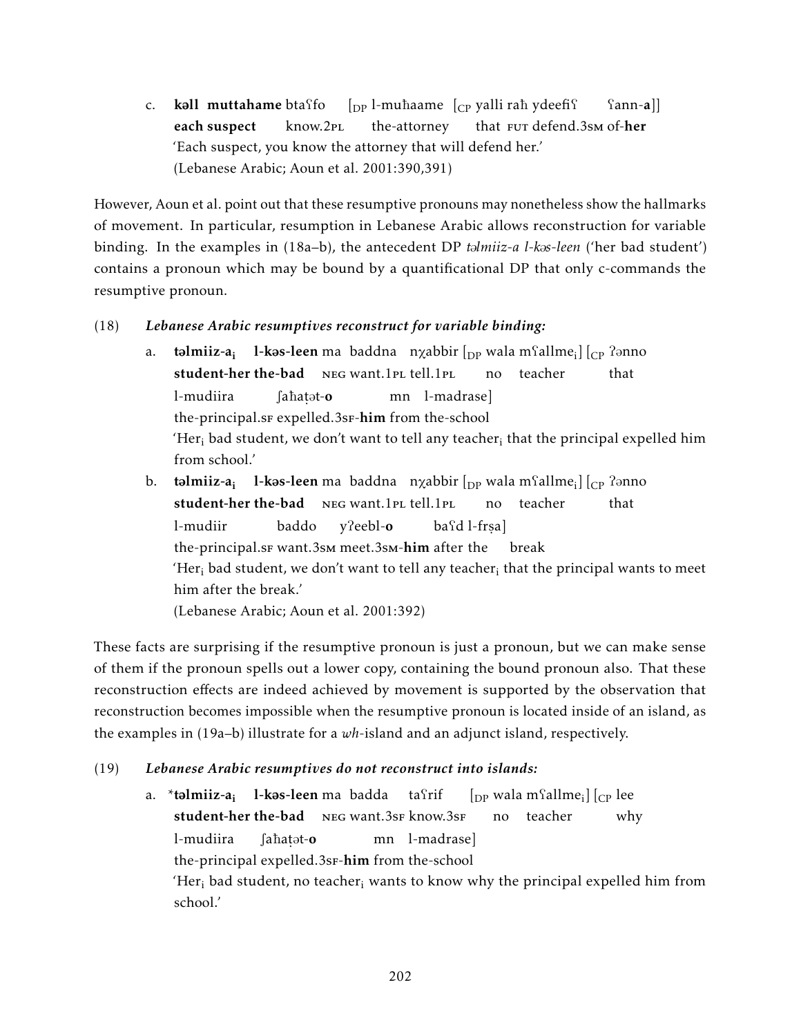c. **kəll muttahame** btaʕfo [$_{\text{DP}}$ l-muħaame [$_{\text{CP}}$ yalli raħ ydeefiʕ ʕann-**a**]]
**each suspect** know.2PL the-attorney that FUT defend.3SM of-**her**
'Each suspect, you know the attorney that will defend her.'
(Lebanese Arabic; Aoun et al. 2001:390,391)

However, Aoun et al. point out that these resumptive pronouns may nonetheless show the hallmarks of movement. In particular, resumption in Lebanese Arabic allows reconstruction for variable binding. In the examples in (18a–b), the antecedent DP *təlmiiz-a l-kəs-leen* ('her bad student') contains a pronoun which may be bound by a quantificational DP that only c-commands the resumptive pronoun.

(18) ***Lebanese Arabic resumptives reconstruct for variable binding:***

a. **təlmiiz-a$_i$ l-kəs-leen** ma baddna nχabbir [$_{\text{DP}}$ wala mʕallme$_i$] [$_{\text{CP}}$ ʔənno l-mudiira ʃaħaṭət-**o** mn l-madrase]
**student-her the-bad** NEG want.1PL tell.1PL no teacher that the-principal.SF expelled.3SF-**him** from the-school
'Her$_i$ bad student, we don't want to tell any teacher$_i$ that the principal expelled him from school.'

b. **təlmiiz-a$_i$ l-kəs-leen** ma baddna nχabbir [$_{\text{DP}}$ wala mʕallme$_i$] [$_{\text{CP}}$ ʔənno l-mudiir baddo yʔeebl-**o** baʕd l-frṣa]
**student-her the-bad** NEG want.1PL tell.1PL no teacher that the-principal.SF want.3SM meet.3SM-**him** after the break
'Her$_i$ bad student, we don't want to tell any teacher$_i$ that the principal wants to meet him after the break.'
(Lebanese Arabic; Aoun et al. 2001:392)

These facts are surprising if the resumptive pronoun is just a pronoun, but we can make sense of them if the pronoun spells out a lower copy, containing the bound pronoun also. That these reconstruction effects are indeed achieved by movement is supported by the observation that reconstruction becomes impossible when the resumptive pronoun is located inside of an island, as the examples in (19a–b) illustrate for a *wh*-island and an adjunct island, respectively.

(19) ***Lebanese Arabic resumptives do not reconstruct into islands:***

a. \***təlmiiz-a$_i$ l-kəs-leen** ma badda taʕrif [$_{\text{DP}}$ wala mʕallme$_i$] [$_{\text{CP}}$ lee l-mudiira ʃaħaṭət-**o** mn l-madrase]
**student-her the-bad** NEG want.3SF know.3SF no teacher why the-principal expelled.3SF-**him** from the-school
'Her$_i$ bad student, no teacher$_i$ wants to know why the principal expelled him from school.'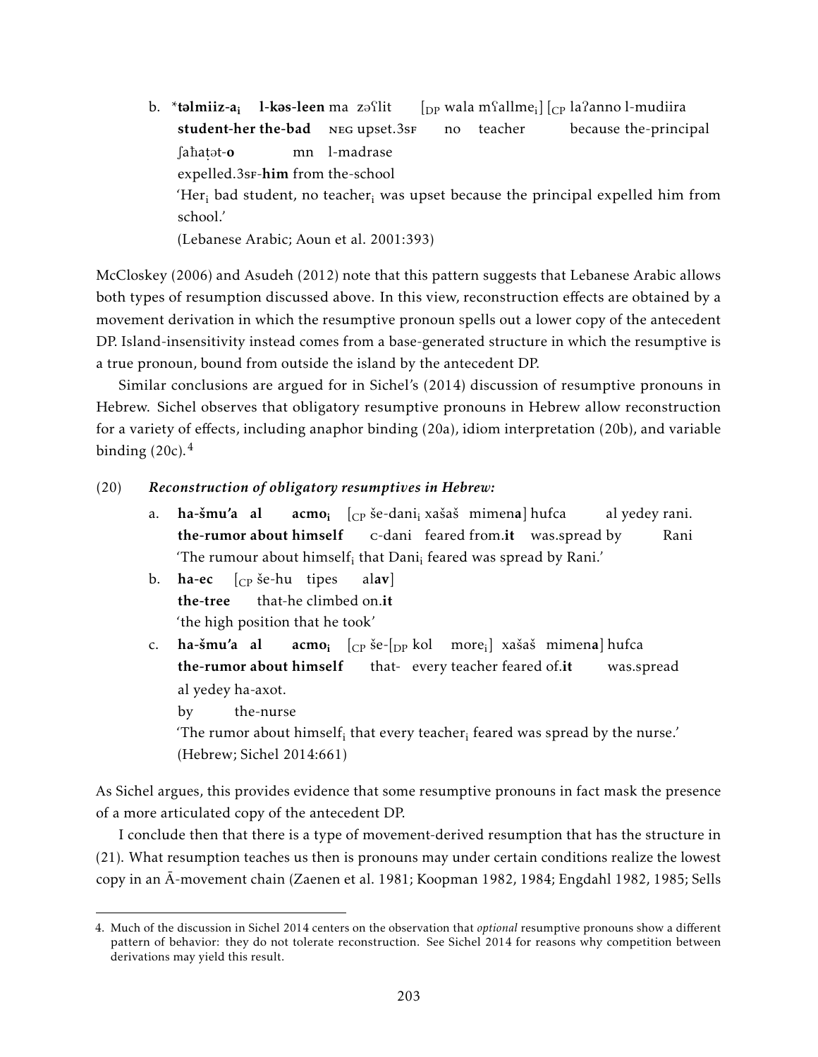b. *<b>tǝlmiiz-a$_i$ l-kǝs-leen</b> ma zǝʕlit [$_{DP}$ wala mʕallme$_i$] [$_{CP}$ laʔanno l-mudiira
   **student-her the-bad** NEG upset.3SF no teacher because the-principal
   ʃaħaṭǝt-**o** mn l-madrase
   expelled.3SF-**him** from the-school
   'Her$_i$ bad student, no teacher$_i$ was upset because the principal expelled him from school.'
   (Lebanese Arabic; Aoun et al. 2001:393)

McCloskey (2006) and Asudeh (2012) note that this pattern suggests that Lebanese Arabic allows both types of resumption discussed above. In this view, reconstruction effects are obtained by a movement derivation in which the resumptive pronoun spells out a lower copy of the antecedent DP. Island-insensitivity instead comes from a base-generated structure in which the resumptive is a true pronoun, bound from outside the island by the antecedent DP.

Similar conclusions are argued for in Sichel's (2014) discussion of resumptive pronouns in Hebrew. Sichel observes that obligatory resumptive pronouns in Hebrew allow reconstruction for a variety of effects, including anaphor binding (20a), idiom interpretation (20b), and variable binding (20c).[4]

(20) ***Reconstruction of obligatory resumptives in Hebrew:***

a. **ha-šmu'a al acmo$_i$** [$_{CP}$ še-dani$_i$ xašaš mimen**a**] hufca al yedey rani.
   **the-rumor about himself** C-dani feared from.**it** was.spread by Rani
   'The rumour about himself$_i$ that Dani$_i$ feared was spread by Rani.'

b. **ha-ec** [$_{CP}$ še-hu tipes al**av**]
   **the-tree** that-he climbed on.**it**
   'the high position that he took'

c. **ha-šmu'a al acmo$_i$** [$_{CP}$ še-[$_{DP}$ kol more$_i$] xašaš mimen**a**] hufca
   **the-rumor about himself** that- every teacher feared of.**it** was.spread
   al yedey ha-axot.
   by the-nurse
   'The rumor about himself$_i$ that every teacher$_i$ feared was spread by the nurse.'
   (Hebrew; Sichel 2014:661)

As Sichel argues, this provides evidence that some resumptive pronouns in fact mask the presence of a more articulated copy of the antecedent DP.

I conclude then that there is a type of movement-derived resumption that has the structure in (21). What resumption teaches us then is pronouns may under certain conditions realize the lowest copy in an Ā-movement chain (Zaenen et al. 1981; Koopman 1982, 1984; Engdahl 1982, 1985; Sells

---

4. Much of the discussion in Sichel 2014 centers on the observation that *optional* resumptive pronouns show a different pattern of behavior: they do not tolerate reconstruction. See Sichel 2014 for reasons why competition between derivations may yield this result.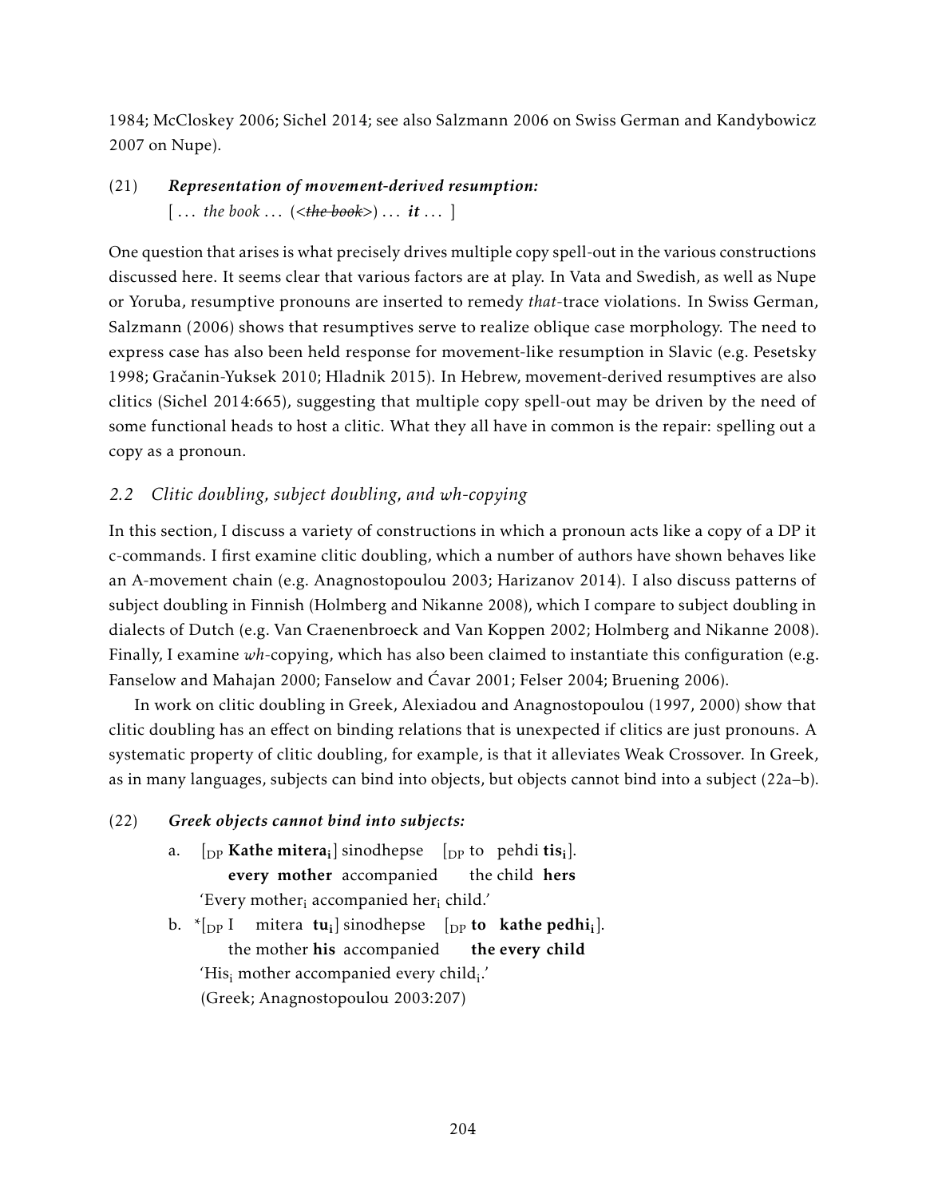1984; McCloskey 2006; Sichel 2014; see also Salzmann 2006 on Swiss German and Kandybowicz 2007 on Nupe).

(21) ***Representation of movement-derived resumption:***
[ ... *the book* ... (<~~*the book*~~>) ... ***it*** ... ]

One question that arises is what precisely drives multiple copy spell-out in the various constructions discussed here. It seems clear that various factors are at play. In Vata and Swedish, as well as Nupe or Yoruba, resumptive pronouns are inserted to remedy *that*-trace violations. In Swiss German, Salzmann (2006) shows that resumptives serve to realize oblique case morphology. The need to express case has also been held response for movement-like resumption in Slavic (e.g. Pesetsky 1998; Gračanin-Yuksek 2010; Hladnik 2015). In Hebrew, movement-derived resumptives are also clitics (Sichel 2014:665), suggesting that multiple copy spell-out may be driven by the need of some functional heads to host a clitic. What they all have in common is the repair: spelling out a copy as a pronoun.

### *2.2 Clitic doubling, subject doubling, and wh-copying*

In this section, I discuss a variety of constructions in which a pronoun acts like a copy of a DP it c-commands. I first examine clitic doubling, which a number of authors have shown behaves like an A-movement chain (e.g. Anagnostopoulou 2003; Harizanov 2014). I also discuss patterns of subject doubling in Finnish (Holmberg and Nikanne 2008), which I compare to subject doubling in dialects of Dutch (e.g. Van Craenenbroeck and Van Koppen 2002; Holmberg and Nikanne 2008). Finally, I examine *wh*-copying, which has also been claimed to instantiate this configuration (e.g. Fanselow and Mahajan 2000; Fanselow and Ćavar 2001; Felser 2004; Bruening 2006).

In work on clitic doubling in Greek, Alexiadou and Anagnostopoulou (1997, 2000) show that clitic doubling has an effect on binding relations that is unexpected if clitics are just pronouns. A systematic property of clitic doubling, for example, is that it alleviates Weak Crossover. In Greek, as in many languages, subjects can bind into objects, but objects cannot bind into a subject (22a–b).

(22) ***Greek objects cannot bind into subjects:***

a. [$_{DP}$ **Kathe mitera$_i$**] sinodhepse [$_{DP}$ to pehdi **tis$_i$**].
**every mother** accompanied the child **hers**
'Every mother$_i$ accompanied her$_i$ child.'

b. *[$_{DP}$ I mitera **tu$_i$**] sinodhepse [$_{DP}$ **to kathe pedhi$_i$**].
the mother **his** accompanied **the every child**
'His$_i$ mother accompanied every child$_i$.'
(Greek; Anagnostopoulou 2003:207)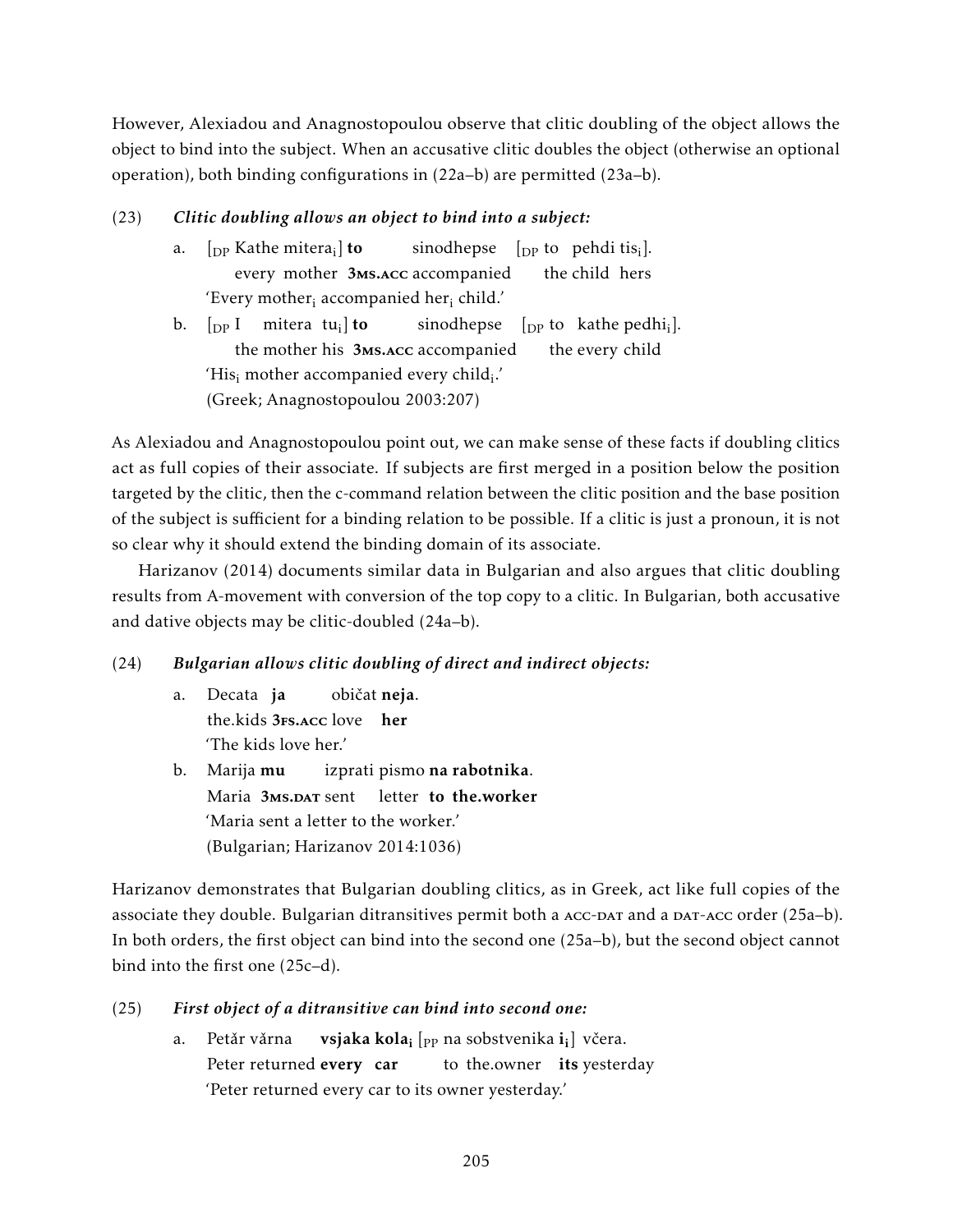However, Alexiadou and Anagnostopoulou observe that clitic doubling of the object allows the object to bind into the subject. When an accusative clitic doubles the object (otherwise an optional operation), both binding configurations in (22a–b) are permitted (23a–b).

(23) ***Clitic doubling allows an object to bind into a subject:***

a. [$_{DP}$ Kathe mitera$_i$] **to** sinodhepse [$_{DP}$ to pehdi tis$_i$].
every mother **3ms.acc** accompanied the child hers
'Every mother$_i$ accompanied her$_i$ child.'

b. [$_{DP}$ I mitera tu$_i$] **to** sinodhepse [$_{DP}$ to kathe pedhi$_i$].
the mother his **3ms.acc** accompanied the every child
'His$_i$ mother accompanied every child$_i$.'
(Greek; Anagnostopoulou 2003:207)

As Alexiadou and Anagnostopoulou point out, we can make sense of these facts if doubling clitics act as full copies of their associate. If subjects are first merged in a position below the position targeted by the clitic, then the c-command relation between the clitic position and the base position of the subject is sufficient for a binding relation to be possible. If a clitic is just a pronoun, it is not so clear why it should extend the binding domain of its associate.

Harizanov (2014) documents similar data in Bulgarian and also argues that clitic doubling results from A-movement with conversion of the top copy to a clitic. In Bulgarian, both accusative and dative objects may be clitic-doubled (24a–b).

(24) ***Bulgarian allows clitic doubling of direct and indirect objects:***

a. Decata **ja** običat **neja**.
the.kids **3fs.acc** love **her**
'The kids love her.'

b. Marija **mu** izprati pismo **na rabotnika**.
Maria **3ms.dat** sent letter **to the.worker**
'Maria sent a letter to the worker.'
(Bulgarian; Harizanov 2014:1036)

Harizanov demonstrates that Bulgarian doubling clitics, as in Greek, act like full copies of the associate they double. Bulgarian ditransitives permit both a acc-dat and a dat-acc order (25a–b). In both orders, the first object can bind into the second one (25a–b), but the second object cannot bind into the first one (25c–d).

(25) ***First object of a ditransitive can bind into second one:***

a. Petăr vărna **vsjaka kola$_i$** [$_{PP}$ na sobstvenika **i$_i$**] včera.
Peter returned **every car** to the.owner **its** yesterday
'Peter returned every car to its owner yesterday.'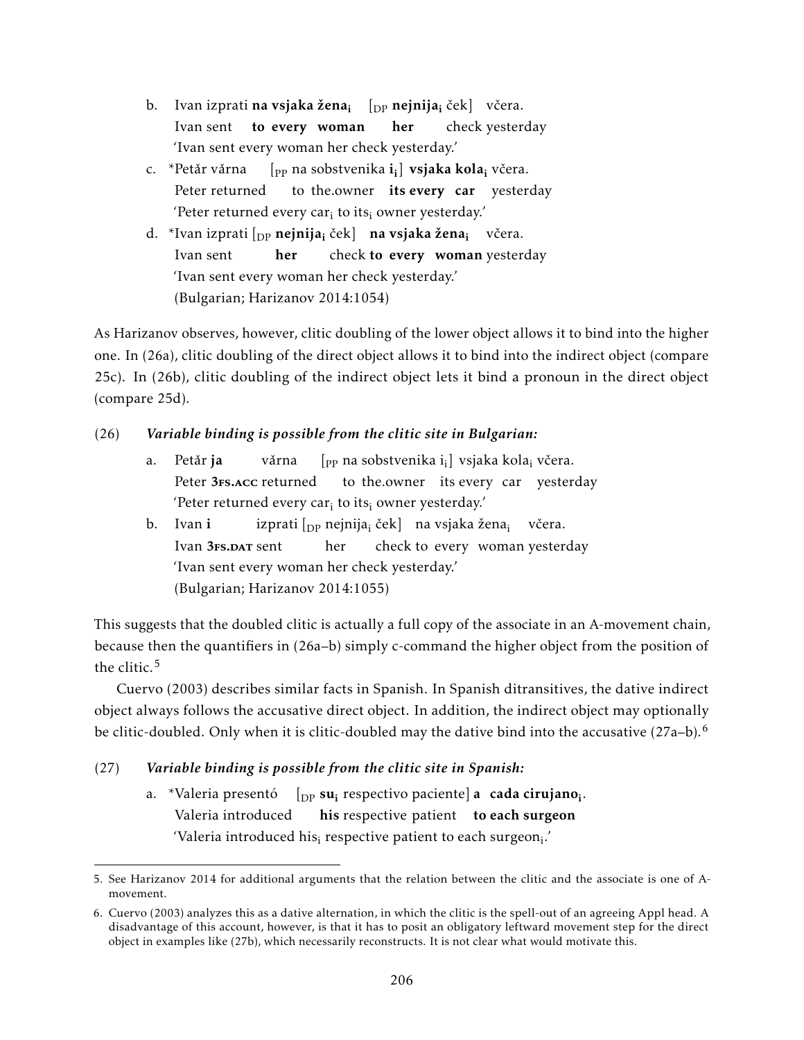b. Ivan izprati **na vsjaka žena$_{\mathbf{i}}$** [$_{DP}$ **nejnija$_{\mathbf{i}}$** ček] včera.
   Ivan sent **to every woman** **her** check yesterday
   'Ivan sent every woman her check yesterday.'

c. *Petăr vărna [$_{PP}$ na sobstvenika **i$_{\mathbf{i}}$**] **vsjaka kola$_{\mathbf{i}}$** včera.
   Peter returned to the.owner **its every car** yesterday
   'Peter returned every car$_i$ to its$_i$ owner yesterday.'

d. *Ivan izprati [$_{DP}$ **nejnija$_{\mathbf{i}}$** ček] **na vsjaka žena$_{\mathbf{i}}$** včera.
   Ivan sent **her** check **to every woman** yesterday
   'Ivan sent every woman her check yesterday.'
   (Bulgarian; Harizanov 2014:1054)

As Harizanov observes, however, clitic doubling of the lower object allows it to bind into the higher one. In (26a), clitic doubling of the direct object allows it to bind into the indirect object (compare 25c). In (26b), clitic doubling of the indirect object lets it bind a pronoun in the direct object (compare 25d).

(26) ***Variable binding is possible from the clitic site in Bulgarian:***

a. Petăr **ja** vărna [$_{PP}$ na sobstvenika i$_i$] vsjaka kola$_i$ včera.
   Peter **3fs.acc** returned to the.owner its every car yesterday
   'Peter returned every car$_i$ to its$_i$ owner yesterday.'

b. Ivan **i** izprati [$_{DP}$ nejnija$_i$ ček] na vsjaka žena$_i$ včera.
   Ivan **3fs.dat** sent her check to every woman yesterday
   'Ivan sent every woman her check yesterday.'
   (Bulgarian; Harizanov 2014:1055)

This suggests that the doubled clitic is actually a full copy of the associate in an A-movement chain, because then the quantifiers in (26a–b) simply c-command the higher object from the position of the clitic.[5]

Cuervo (2003) describes similar facts in Spanish. In Spanish ditransitives, the dative indirect object always follows the accusative direct object. In addition, the indirect object may optionally be clitic-doubled. Only when it is clitic-doubled may the dative bind into the accusative (27a–b).[6]

(27) ***Variable binding is possible from the clitic site in Spanish:***

a. *Valeria presentó [$_{DP}$ **su$_{\mathbf{i}}$** respectivo paciente] **a cada cirujano$_{\mathbf{i}}$**.
   Valeria introduced **his** respective patient **to each surgeon**
   'Valeria introduced his$_i$ respective patient to each surgeon$_i$.'

---

5. See Harizanov 2014 for additional arguments that the relation between the clitic and the associate is one of A-movement.

6. Cuervo (2003) analyzes this as a dative alternation, in which the clitic is the spell-out of an agreeing Appl head. A disadvantage of this account, however, is that it has to posit an obligatory leftward movement step for the direct object in examples like (27b), which necessarily reconstructs. It is not clear what would motivate this.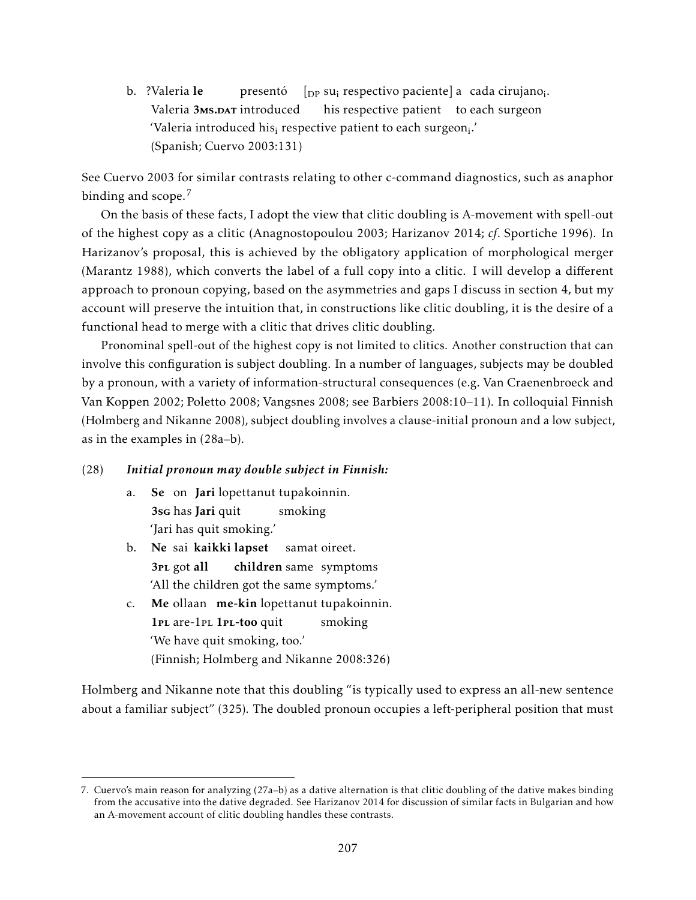b. ?Valeria **le** presentó [$_{DP}$ su$_i$ respectivo paciente] a cada cirujano$_i$.
   Valeria **3MS.DAT** introduced his respective patient to each surgeon
   'Valeria introduced his$_i$ respective patient to each surgeon$_i$.'
   (Spanish; Cuervo 2003:131)

See Cuervo 2003 for similar contrasts relating to other c-command diagnostics, such as anaphor binding and scope.[7]

On the basis of these facts, I adopt the view that clitic doubling is A-movement with spell-out of the highest copy as a clitic (Anagnostopoulou 2003; Harizanov 2014; *cf*. Sportiche 1996). In Harizanov's proposal, this is achieved by the obligatory application of morphological merger (Marantz 1988), which converts the label of a full copy into a clitic. I will develop a different approach to pronoun copying, based on the asymmetries and gaps I discuss in section 4, but my account will preserve the intuition that, in constructions like clitic doubling, it is the desire of a functional head to merge with a clitic that drives clitic doubling.

Pronominal spell-out of the highest copy is not limited to clitics. Another construction that can involve this configuration is subject doubling. In a number of languages, subjects may be doubled by a pronoun, with a variety of information-structural consequences (e.g. Van Craenenbroeck and Van Koppen 2002; Poletto 2008; Vangsnes 2008; see Barbiers 2008:10–11). In colloquial Finnish (Holmberg and Nikanne 2008), subject doubling involves a clause-initial pronoun and a low subject, as in the examples in (28a–b).

(28) ***Initial pronoun may double subject in Finnish:***

a. **Se** on **Jari** lopettanut tupakoinnin.
   **3SG** has **Jari** quit smoking
   'Jari has quit smoking.'

b. **Ne** sai **kaikki lapset** samat oireet.
   **3PL** got **all children** same symptoms
   'All the children got the same symptoms.'

c. **Me** ollaan **me-kin** lopettanut tupakoinnin.
   **1PL** are-1PL **1PL-too** quit smoking
   'We have quit smoking, too.'
   (Finnish; Holmberg and Nikanne 2008:326)

Holmberg and Nikanne note that this doubling "is typically used to express an all-new sentence about a familiar subject" (325). The doubled pronoun occupies a left-peripheral position that must

7. Cuervo's main reason for analyzing (27a–b) as a dative alternation is that clitic doubling of the dative makes binding from the accusative into the dative degraded. See Harizanov 2014 for discussion of similar facts in Bulgarian and how an A-movement account of clitic doubling handles these contrasts.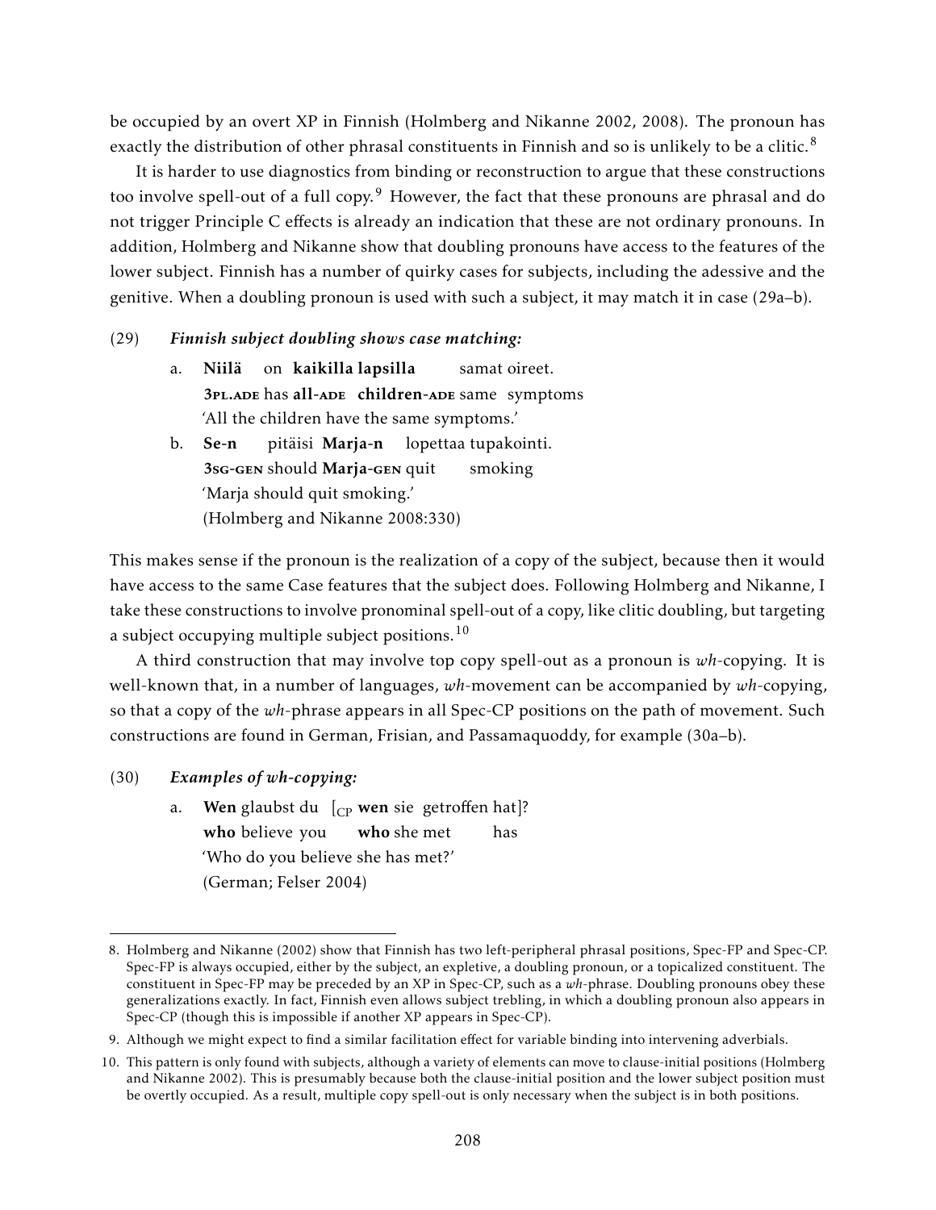be occupied by an overt XP in Finnish (Holmberg and Nikanne 2002, 2008). The pronoun has exactly the distribution of other phrasal constituents in Finnish and so is unlikely to be a clitic.[8]

It is harder to use diagnostics from binding or reconstruction to argue that these constructions too involve spell-out of a full copy.[9] However, the fact that these pronouns are phrasal and do not trigger Principle C effects is already an indication that these are not ordinary pronouns. In addition, Holmberg and Nikanne show that doubling pronouns have access to the features of the lower subject. Finnish has a number of quirky cases for subjects, including the adessive and the genitive. When a doubling pronoun is used with such a subject, it may match it in case (29a–b).

(29) ***Finnish subject doubling shows case matching:***

a. **Niilä** on **kaikilla lapsilla** samat oireet.
   **3PL.ADE** has **all-ADE children-ADE** same symptoms
   'All the children have the same symptoms.'

b. **Se-n** pitäisi **Marja-n** lopettaa tupakointi.
   **3SG-GEN** should **Marja-GEN** quit smoking
   'Marja should quit smoking.'
   (Holmberg and Nikanne 2008:330)

This makes sense if the pronoun is the realization of a copy of the subject, because then it would have access to the same Case features that the subject does. Following Holmberg and Nikanne, I take these constructions to involve pronominal spell-out of a copy, like clitic doubling, but targeting a subject occupying multiple subject positions.[10]

A third construction that may involve top copy spell-out as a pronoun is *wh*-copying. It is well-known that, in a number of languages, *wh*-movement can be accompanied by *wh*-copying, so that a copy of the *wh*-phrase appears in all Spec-CP positions on the path of movement. Such constructions are found in German, Frisian, and Passamaquoddy, for example (30a–b).

(30) ***Examples of wh-copying:***

a. **Wen** glaubst du [$_{\text{CP}}$ **wen** sie getroffen hat]?
   **who** believe you **who** she met has
   'Who do you believe she has met?'
   (German; Felser 2004)

---

8. Holmberg and Nikanne (2002) show that Finnish has two left-peripheral phrasal positions, Spec-FP and Spec-CP. Spec-FP is always occupied, either by the subject, an expletive, a doubling pronoun, or a topicalized constituent. The constituent in Spec-FP may be preceded by an XP in Spec-CP, such as a *wh*-phrase. Doubling pronouns obey these generalizations exactly. In fact, Finnish even allows subject trebling, in which a doubling pronoun also appears in Spec-CP (though this is impossible if another XP appears in Spec-CP).

9. Although we might expect to find a similar facilitation effect for variable binding into intervening adverbials.

10. This pattern is only found with subjects, although a variety of elements can move to clause-initial positions (Holmberg and Nikanne 2002). This is presumably because both the clause-initial position and the lower subject position must be overtly occupied. As a result, multiple copy spell-out is only necessary when the subject is in both positions.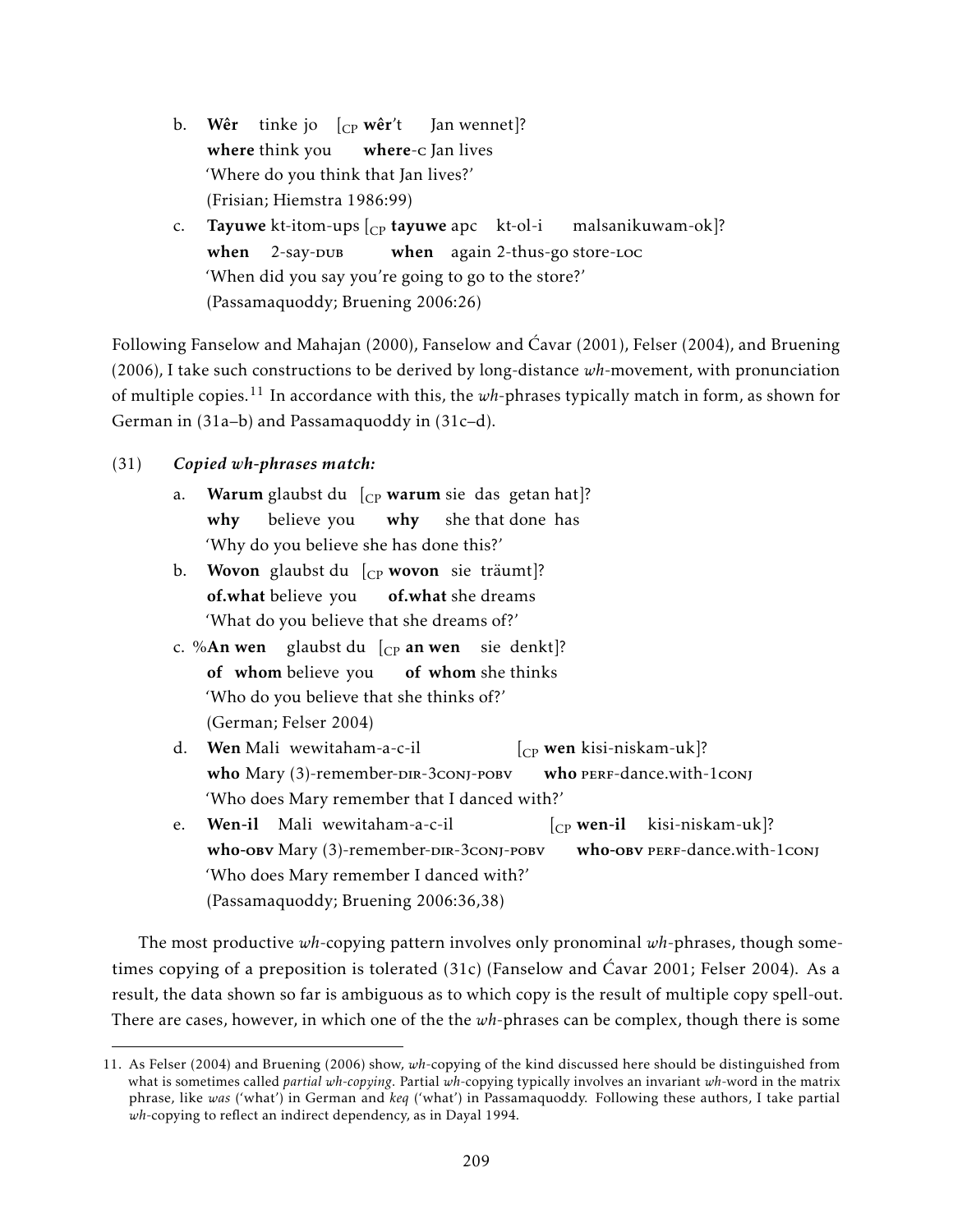b. **Wêr** tinke jo [$_{CP}$ **wêr**'t Jan wennet]?
   **where** think you **where**-c Jan lives
   'Where do you think that Jan lives?'
   (Frisian; Hiemstra 1986:99)

c. **Tayuwe** kt-itom-ups [$_{CP}$ **tayuwe** apc kt-ol-i malsanikuwam-ok]?
   **when** 2-say-DUB **when** again 2-thus-go store-LOC
   'When did you say you're going to go to the store?'
   (Passamaquoddy; Bruening 2006:26)

Following Fanselow and Mahajan (2000), Fanselow and Ćavar (2001), Felser (2004), and Bruening (2006), I take such constructions to be derived by long-distance *wh*-movement, with pronunciation of multiple copies.[11] In accordance with this, the *wh*-phrases typically match in form, as shown for German in (31a–b) and Passamaquoddy in (31c–d).

(31) ***Copied wh-phrases match:***

a. **Warum** glaubst du [$_{CP}$ **warum** sie das getan hat]?
   **why** believe you **why** she that done has
   'Why do you believe she has done this?'

b. **Wovon** glaubst du [$_{CP}$ **wovon** sie träumt]?
   **of.what** believe you **of.what** she dreams
   'What do you believe that she dreams of?'

c. %**An wen** glaubst du [$_{CP}$ **an wen** sie denkt]?
   **of whom** believe you **of whom** she thinks
   'Who do you believe that she thinks of?'
   (German; Felser 2004)

d. **Wen** Mali wewitaham-a-c-il [$_{CP}$ **wen** kisi-niskam-uk]?
   **who** Mary (3)-remember-DIR-3CONJ-POBV **who** PERF-dance.with-1CONJ
   'Who does Mary remember that I danced with?'

e. **Wen-il** Mali wewitaham-a-c-il [$_{CP}$ **wen-il** kisi-niskam-uk]?
   **who-OBV** Mary (3)-remember-DIR-3CONJ-POBV **who-OBV** PERF-dance.with-1CONJ
   'Who does Mary remember I danced with?'
   (Passamaquoddy; Bruening 2006:36,38)

The most productive *wh*-copying pattern involves only pronominal *wh*-phrases, though sometimes copying of a preposition is tolerated (31c) (Fanselow and Ćavar 2001; Felser 2004). As a result, the data shown so far is ambiguous as to which copy is the result of multiple copy spell-out. There are cases, however, in which one of the the *wh*-phrases can be complex, though there is some

11. As Felser (2004) and Bruening (2006) show, *wh*-copying of the kind discussed here should be distinguished from what is sometimes called *partial wh-copying*. Partial *wh*-copying typically involves an invariant *wh*-word in the matrix phrase, like *was* ('what') in German and *keq* ('what') in Passamaquoddy. Following these authors, I take partial *wh*-copying to reflect an indirect dependency, as in Dayal 1994.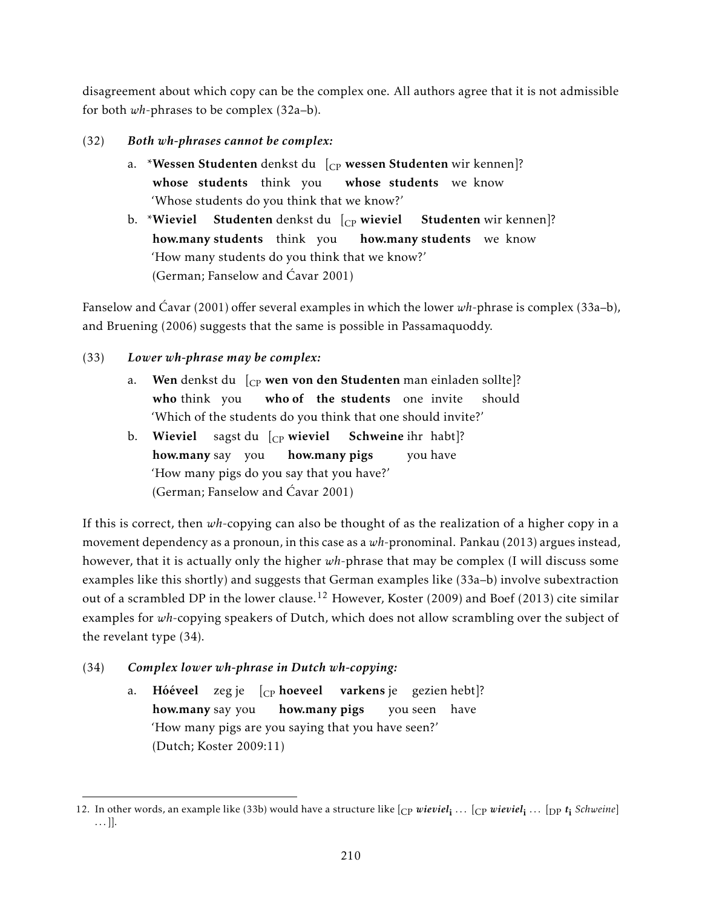disagreement about which copy can be the complex one. All authors agree that it is not admissible for both *wh*-phrases to be complex (32a–b).

(32) ***Both wh-phrases cannot be complex:***

a. \***Wessen Studenten** denkst du [$_{CP}$ **wessen Studenten** wir kennen]?
   **whose students** think you **whose students** we know
   'Whose students do you think that we know?'

b. \***Wieviel Studenten** denkst du [$_{CP}$ **wieviel Studenten** wir kennen]?
   **how.many students** think you **how.many students** we know
   'How many students do you think that we know?'
   (German; Fanselow and Ćavar 2001)

Fanselow and Ćavar (2001) offer several examples in which the lower *wh*-phrase is complex (33a–b), and Bruening (2006) suggests that the same is possible in Passamaquoddy.

(33) ***Lower wh-phrase may be complex:***

a. **Wen** denkst du [$_{CP}$ **wen von den Studenten** man einladen sollte]?
   **who** think you **who of the students** one invite should
   'Which of the students do you think that one should invite?'

b. **Wieviel** sagst du [$_{CP}$ **wieviel Schweine** ihr habt]?
   **how.many** say you **how.many pigs** you have
   'How many pigs do you say that you have?'
   (German; Fanselow and Ćavar 2001)

If this is correct, then *wh*-copying can also be thought of as the realization of a higher copy in a movement dependency as a pronoun, in this case as a *wh*-pronominal. Pankau (2013) argues instead, however, that it is actually only the higher *wh*-phrase that may be complex (I will discuss some examples like this shortly) and suggests that German examples like (33a–b) involve subextraction out of a scrambled DP in the lower clause.[12] However, Koster (2009) and Boef (2013) cite similar examples for *wh*-copying speakers of Dutch, which does not allow scrambling over the subject of the revelant type (34).

(34) ***Complex lower wh-phrase in Dutch wh-copying:***

a. **Hóéveel** zeg je [$_{CP}$ **hoeveel varkens** je gezien hebt]?
   **how.many** say you **how.many pigs** you seen have
   'How many pigs are you saying that you have seen?'
   (Dutch; Koster 2009:11)

---

12. In other words, an example like (33b) would have a structure like [$_{CP}$ ***wieviel***$_{\mathbf{i}}$ … [$_{CP}$ ***wieviel***$_{\mathbf{i}}$ … [$_{DP}$ ***t***$_{\mathbf{i}}$ *Schweine*] … ]].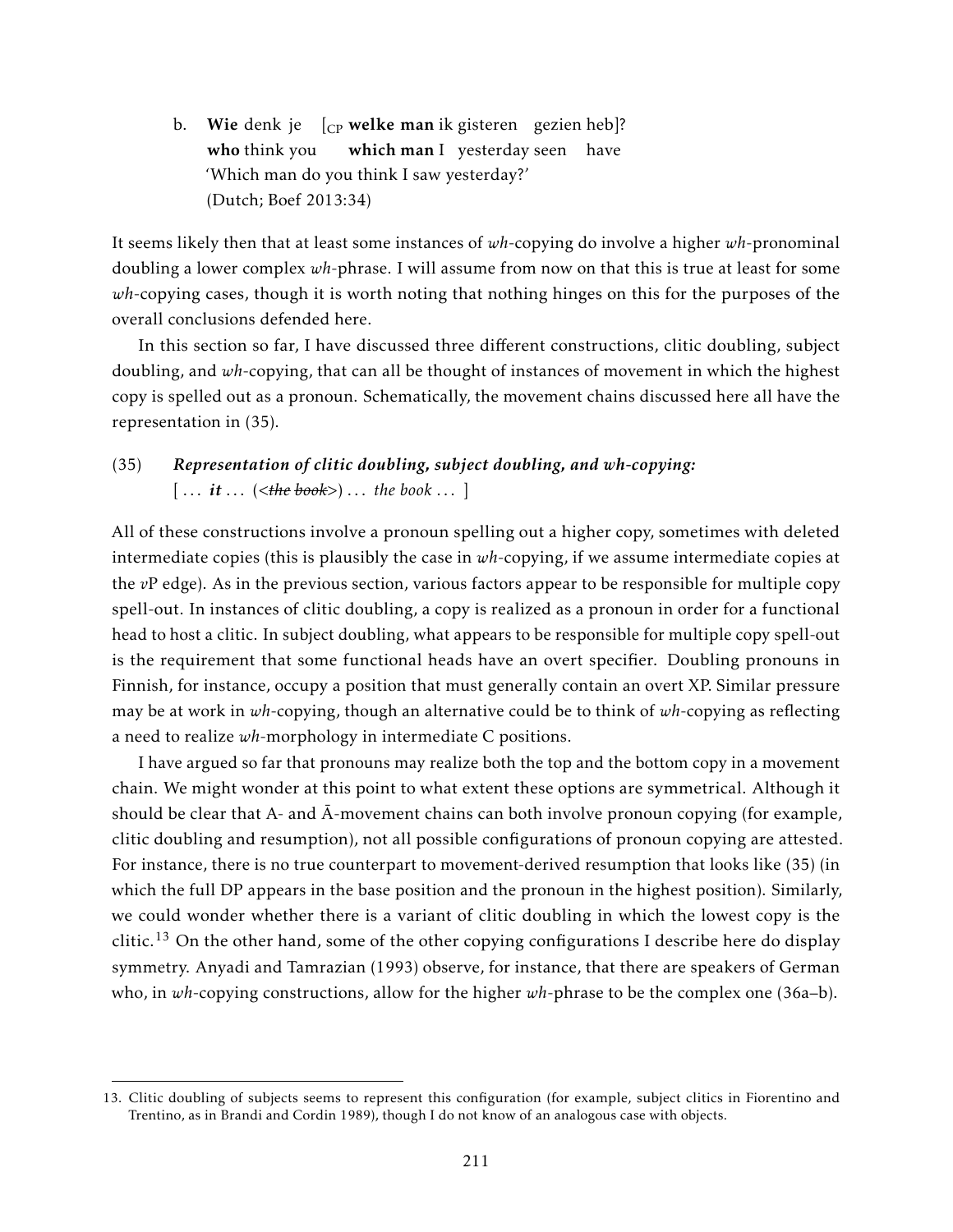b. **Wie** denk je [$_{CP}$ **welke man** ik gisteren gezien heb]?
   **who** think you **which man** I yesterday seen have
   'Which man do you think I saw yesterday?'
   (Dutch; Boef 2013:34)

It seems likely then that at least some instances of *wh*-copying do involve a higher *wh*-pronominal doubling a lower complex *wh*-phrase. I will assume from now on that this is true at least for some *wh*-copying cases, though it is worth noting that nothing hinges on this for the purposes of the overall conclusions defended here.

In this section so far, I have discussed three different constructions, clitic doubling, subject doubling, and *wh*-copying, that can all be thought of instances of movement in which the highest copy is spelled out as a pronoun. Schematically, the movement chains discussed here all have the representation in (35).

(35) ***Representation of clitic doubling, subject doubling, and wh-copying:***
[ . . . ***it*** . . . (<~~*the book*~~>) . . . *the book* . . . ]

All of these constructions involve a pronoun spelling out a higher copy, sometimes with deleted intermediate copies (this is plausibly the case in *wh*-copying, if we assume intermediate copies at the *v*P edge). As in the previous section, various factors appear to be responsible for multiple copy spell-out. In instances of clitic doubling, a copy is realized as a pronoun in order for a functional head to host a clitic. In subject doubling, what appears to be responsible for multiple copy spell-out is the requirement that some functional heads have an overt specifier. Doubling pronouns in Finnish, for instance, occupy a position that must generally contain an overt XP. Similar pressure may be at work in *wh*-copying, though an alternative could be to think of *wh*-copying as reflecting a need to realize *wh*-morphology in intermediate C positions.

I have argued so far that pronouns may realize both the top and the bottom copy in a movement chain. We might wonder at this point to what extent these options are symmetrical. Although it should be clear that A- and Ā-movement chains can both involve pronoun copying (for example, clitic doubling and resumption), not all possible configurations of pronoun copying are attested. For instance, there is no true counterpart to movement-derived resumption that looks like (35) (in which the full DP appears in the base position and the pronoun in the highest position). Similarly, we could wonder whether there is a variant of clitic doubling in which the lowest copy is the clitic.[13] On the other hand, some of the other copying configurations I describe here do display symmetry. Anyadi and Tamrazian (1993) observe, for instance, that there are speakers of German who, in *wh*-copying constructions, allow for the higher *wh*-phrase to be the complex one (36a–b).

---

13. Clitic doubling of subjects seems to represent this configuration (for example, subject clitics in Fiorentino and Trentino, as in Brandi and Cordin 1989), though I do not know of an analogous case with objects.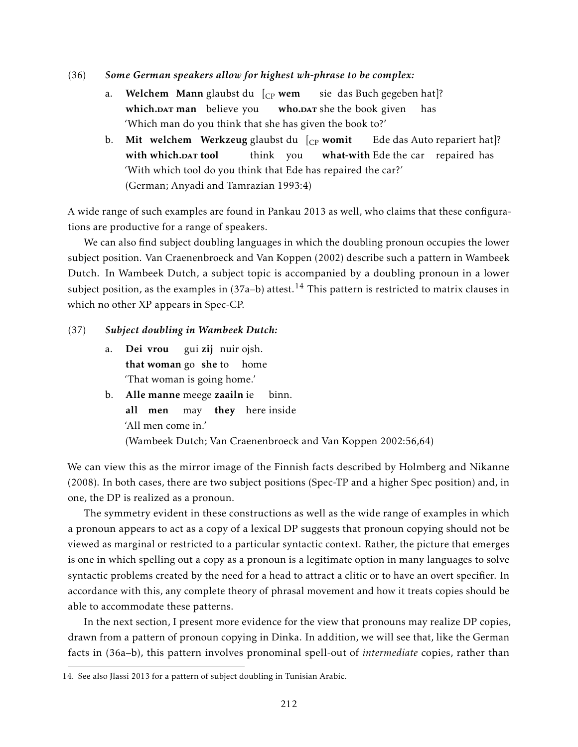(36) *Some German speakers allow for highest wh-phrase to be complex:*

a. **Welchem Mann** glaubst du [$_{CP}$ **wem** sie das Buch gegeben hat]?
   **which.DAT man** believe you **who.DAT** she the book given has
   'Which man do you think that she has given the book to?'

b. **Mit welchem Werkzeug** glaubst du [$_{CP}$ **womit** Ede das Auto repariert hat]?
   **with which.DAT tool** think you **what-with** Ede the car repaired has
   'With which tool do you think that Ede has repaired the car?'
   (German; Anyadi and Tamrazian 1993:4)

A wide range of such examples are found in Pankau 2013 as well, who claims that these configurations are productive for a range of speakers.

We can also find subject doubling languages in which the doubling pronoun occupies the lower subject position. Van Craenenbroeck and Van Koppen (2002) describe such a pattern in Wambeek Dutch. In Wambeek Dutch, a subject topic is accompanied by a doubling pronoun in a lower subject position, as the examples in (37a–b) attest.[14] This pattern is restricted to matrix clauses in which no other XP appears in Spec-CP.

(37) *Subject doubling in Wambeek Dutch:*

a. **Dei vrou** gui **zij** nuir ojsh.
   **that woman** go **she** to home
   'That woman is going home.'

b. **Alle manne** meege **zaailn** ie binn.
   **all men** may **they** here inside
   'All men come in.'
   (Wambeek Dutch; Van Craenenbroeck and Van Koppen 2002:56,64)

We can view this as the mirror image of the Finnish facts described by Holmberg and Nikanne (2008). In both cases, there are two subject positions (Spec-TP and a higher Spec position) and, in one, the DP is realized as a pronoun.

The symmetry evident in these constructions as well as the wide range of examples in which a pronoun appears to act as a copy of a lexical DP suggests that pronoun copying should not be viewed as marginal or restricted to a particular syntactic context. Rather, the picture that emerges is one in which spelling out a copy as a pronoun is a legitimate option in many languages to solve syntactic problems created by the need for a head to attract a clitic or to have an overt specifier. In accordance with this, any complete theory of phrasal movement and how it treats copies should be able to accommodate these patterns.

In the next section, I present more evidence for the view that pronouns may realize DP copies, drawn from a pattern of pronoun copying in Dinka. In addition, we will see that, like the German facts in (36a–b), this pattern involves pronominal spell-out of *intermediate* copies, rather than

14. See also Jlassi 2013 for a pattern of subject doubling in Tunisian Arabic.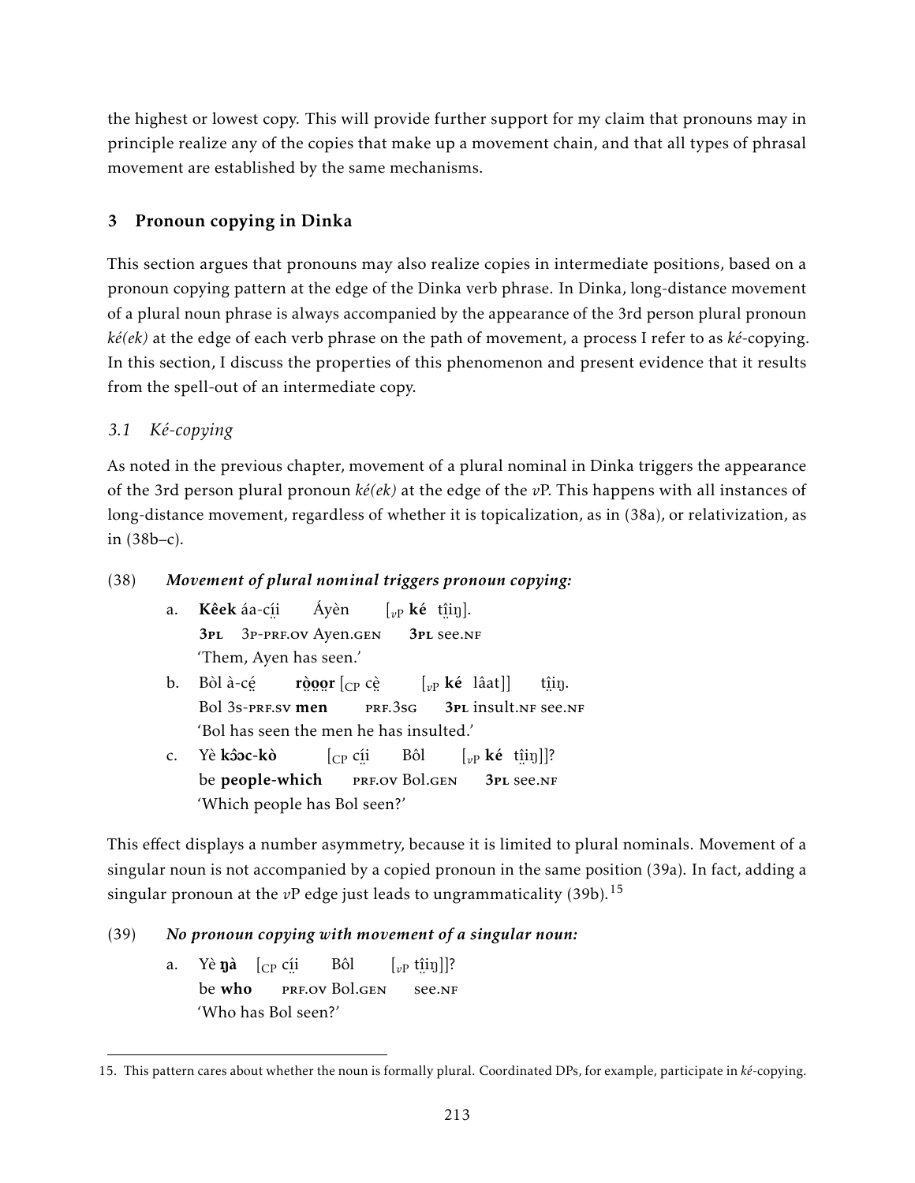the highest or lowest copy. This will provide further support for my claim that pronouns may in principle realize any of the copies that make up a movement chain, and that all types of phrasal movement are established by the same mechanisms.

## 3 Pronoun copying in Dinka

This section argues that pronouns may also realize copies in intermediate positions, based on a pronoun copying pattern at the edge of the Dinka verb phrase. In Dinka, long-distance movement of a plural noun phrase is always accompanied by the appearance of the 3rd person plural pronoun *ké(ek)* at the edge of each verb phrase on the path of movement, a process I refer to as *ké*-copying. In this section, I discuss the properties of this phenomenon and present evidence that it results from the spell-out of an intermediate copy.

### *3.1 Ké-copying*

As noted in the previous chapter, movement of a plural nominal in Dinka triggers the appearance of the 3rd person plural pronoun *ké(ek)* at the edge of the *v*P. This happens with all instances of long-distance movement, regardless of whether it is topicalization, as in (38a), or relativization, as in (38b–c).

(38) ***Movement of plural nominal triggers pronoun copying:***

a. **Kêek** áa-cí̤i Áyèn [$_{vP}$ **ké** t̪î̤i̤ŋ].
   **3PL** 3P-PRF.OV Ayen.GEN **3PL** see.NF
   'Them, Ayen has seen.'

b. Bòl à-cé̤ **rò̤o̤o̤r** [$_{CP}$ cè̤ [$_{vP}$ **ké** lâat]] t̪î̤i̤ŋ.
   Bol 3S-PRF.SV **men** PRF.3SG **3PL** insult.NF see.NF
   'Bol has seen the men he has insulted.'

c. Yè **kɔ̂ɔc-kò** [$_{CP}$ cí̤i Bôl [$_{vP}$ **ké** t̪î̤i̤ŋ]]?
   be **people-which** PRF.OV Bol.GEN **3PL** see.NF
   'Which people has Bol seen?'

This effect displays a number asymmetry, because it is limited to plural nominals. Movement of a singular noun is not accompanied by a copied pronoun in the same position (39a). In fact, adding a singular pronoun at the *v*P edge just leads to ungrammaticality (39b).[15]

(39) ***No pronoun copying with movement of a singular noun:***

a. Yè **ŋà** [$_{CP}$ cí̤i Bôl [$_{vP}$ t̪î̤i̤ŋ]]?
   be **who** PRF.OV Bol.GEN see.NF
   'Who has Bol seen?'

---

15. This pattern cares about whether the noun is formally plural. Coordinated DPs, for example, participate in *ké*-copying.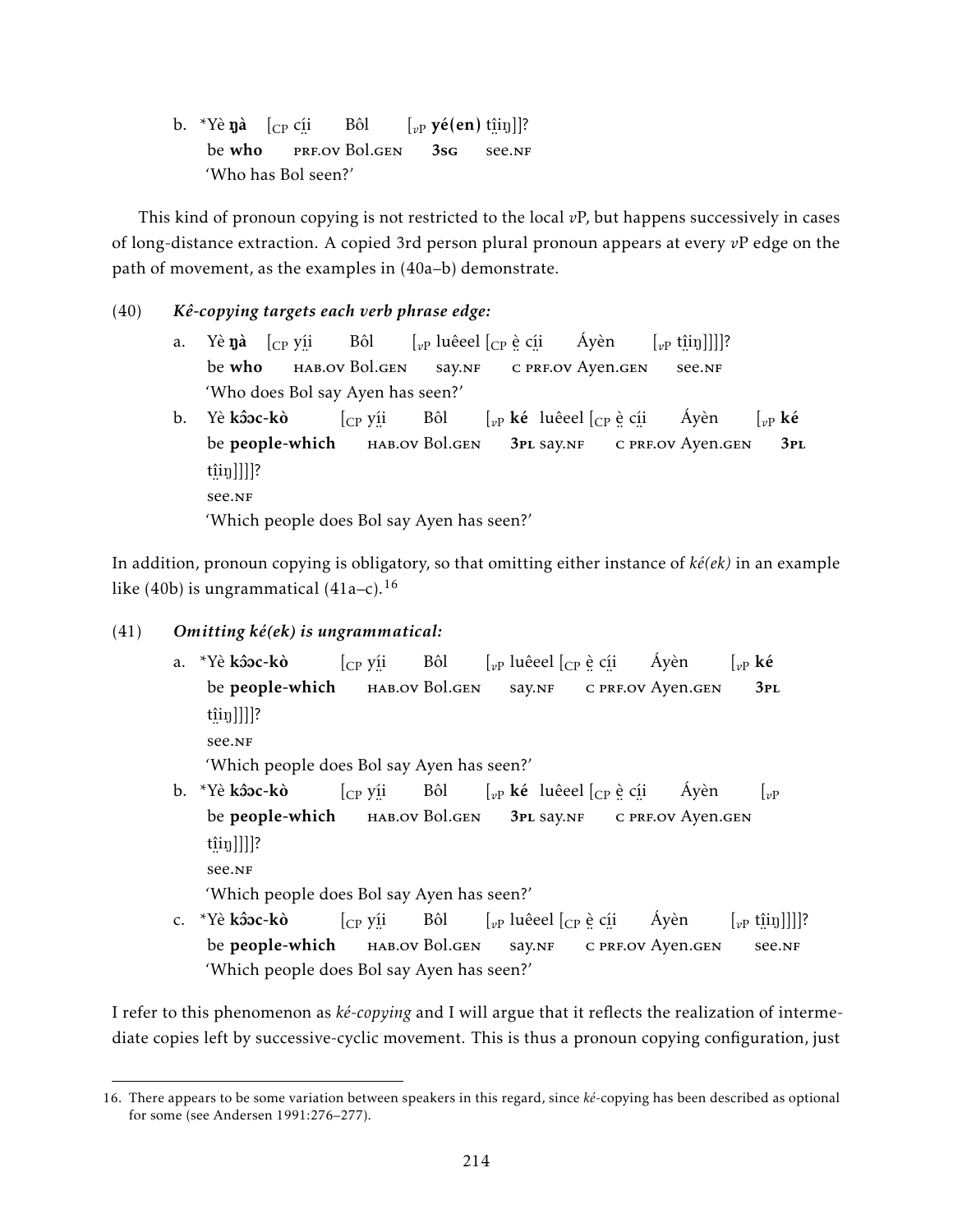b. *Yè **ŋà** [CP cı̤́i Bôl [vP **yé(en)** tı̤̂iŋ]]?
   be **who** PRF.OV Bol.GEN **3SG** see.NF
   'Who has Bol seen?'

This kind of pronoun copying is not restricted to the local *v*P, but happens successively in cases of long-distance extraction. A copied 3rd person plural pronoun appears at every *v*P edge on the path of movement, as the examples in (40a–b) demonstrate.

(40) ***Kê-copying targets each verb phrase edge:***

a. Yè **ŋà** [CP yı̤́i Bôl [vP luêeel [CP ḛ̀ cı̤́i Áyèn [vP tı̤̂iŋ]]]]?
   be **who** HAB.OV Bol.GEN say.NF C PRF.OV Ayen.GEN see.NF
   'Who does Bol say Ayen has seen?'

b. Yè **kɔ̂ɔc-kò** [CP yı̤́i Bôl [vP **ké** luêeel [CP ḛ̀ cı̤́i Áyèn [vP **ké** tı̤̂iŋ]]]]?
   be **people-which** HAB.OV Bol.GEN **3PL** say.NF C PRF.OV Ayen.GEN **3PL** see.NF
   'Which people does Bol say Ayen has seen?'

In addition, pronoun copying is obligatory, so that omitting either instance of *ké(ek)* in an example like (40b) is ungrammatical (41a–c).[16]

(41) ***Omitting ké(ek) is ungrammatical:***

a. *Yè **kɔ̂ɔc-kò** [CP yı̤́i Bôl [vP luêeel [CP ḛ̀ cı̤́i Áyèn [vP **ké** tı̤̂iŋ]]]]?
   be **people-which** HAB.OV Bol.GEN say.NF C PRF.OV Ayen.GEN **3PL** see.NF
   'Which people does Bol say Ayen has seen?'

b. *Yè **kɔ̂ɔc-kò** [CP yı̤́i Bôl [vP **ké** luêeel [CP ḛ̀ cı̤́i Áyèn [vP tı̤̂iŋ]]]]?
   be **people-which** HAB.OV Bol.GEN **3PL** say.NF C PRF.OV Ayen.GEN see.NF
   'Which people does Bol say Ayen has seen?'

c. *Yè **kɔ̂ɔc-kò** [CP yı̤́i Bôl [vP luêeel [CP ḛ̀ cı̤́i Áyèn [vP tı̤̂iŋ]]]]?
   be **people-which** HAB.OV Bol.GEN say.NF C PRF.OV Ayen.GEN see.NF
   'Which people does Bol say Ayen has seen?'

I refer to this phenomenon as *ké-copying* and I will argue that it reflects the realization of intermediate copies left by successive-cyclic movement. This is thus a pronoun copying configuration, just

16. There appears to be some variation between speakers in this regard, since *ké*-copying has been described as optional for some (see Andersen 1991:276–277).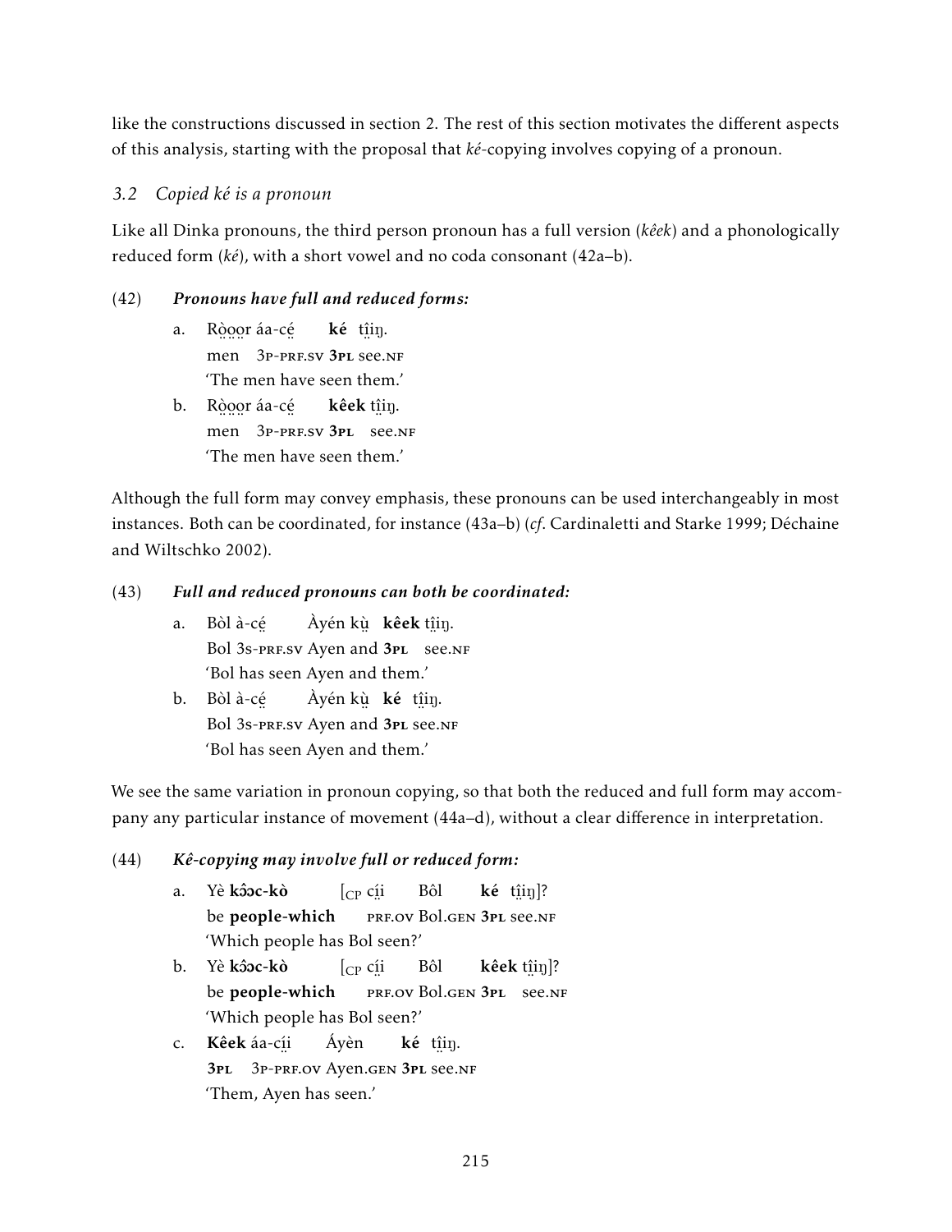like the constructions discussed in section 2. The rest of this section motivates the different aspects of this analysis, starting with the proposal that *ké*-copying involves copying of a pronoun.

### *3.2 Copied ké is a pronoun*

Like all Dinka pronouns, the third person pronoun has a full version (*kêek*) and a phonologically reduced form (*ké*), with a short vowel and no coda consonant (42a–b).

(42) ***Pronouns have full and reduced forms:***

a. Rò̤o̤o̤r áa-cé̤ **ké** ṱi̤i̤ŋ.
   men 3P-PRF.SV **3PL** see.NF
   'The men have seen them.'

b. Rò̤o̤o̤r áa-cé̤ **kêek** ṱi̤i̤ŋ.
   men 3P-PRF.SV **3PL** see.NF
   'The men have seen them.'

Although the full form may convey emphasis, these pronouns can be used interchangeably in most instances. Both can be coordinated, for instance (43a–b) (*cf.* Cardinaletti and Starke 1999; Déchaine and Wiltschko 2002).

(43) ***Full and reduced pronouns can both be coordinated:***

a. Bòl à-cé̤ Àyén kṳ̀ **kêek** ṱi̤i̤ŋ.
   Bol 3S-PRF.SV Ayen and **3PL** see.NF
   'Bol has seen Ayen and them.'

b. Bòl à-cé̤ Àyén kṳ̀ **ké** ṱi̤i̤ŋ.
   Bol 3S-PRF.SV Ayen and **3PL** see.NF
   'Bol has seen Ayen and them.'

We see the same variation in pronoun copying, so that both the reduced and full form may accompany any particular instance of movement (44a–d), without a clear difference in interpretation.

(44) ***Kê-copying may involve full or reduced form:***

a. Yè **kɔ̂ɔc-kò** [$_{CP}$ cí̤i̤ Bôl **ké** ṱi̤i̤ŋ]?
   be **people-which** PRF.OV Bol.GEN **3PL** see.NF
   'Which people has Bol seen?'

b. Yè **kɔ̂ɔc-kò** [$_{CP}$ cí̤i̤ Bôl **kêek** ṱî̤i̤ŋ]?
   be **people-which** PRF.OV Bol.GEN **3PL** see.NF
   'Which people has Bol seen?'

c. **Kêek** áa-cí̤i̤ Áyèn **ké** ṱi̤i̤ŋ.
   **3PL** 3P-PRF.OV Ayen.GEN **3PL** see.NF
   'Them, Ayen has seen.'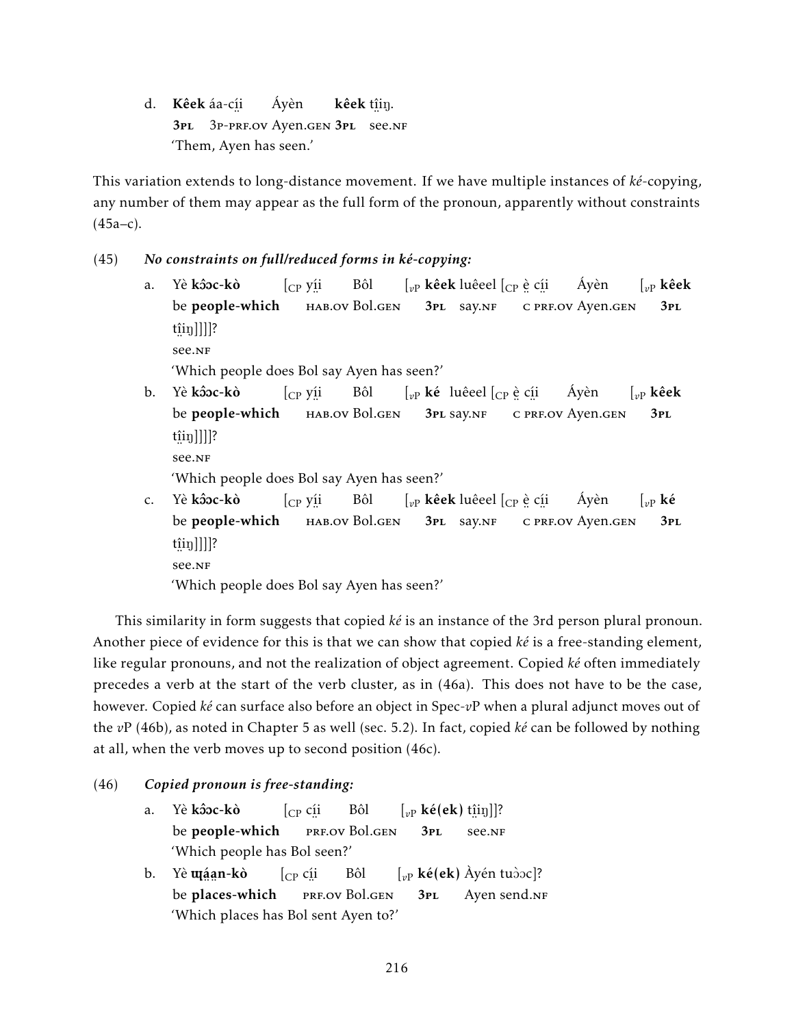d. **Kêek** áa-cí̤i Áyèn **kêek** t̪ìi̤ŋ.
   **3pl** 3p-prf.ov Ayen.gen **3pl** see.nf
   'Them, Ayen has seen.'

This variation extends to long-distance movement. If we have multiple instances of *ké*-copying, any number of them may appear as the full form of the pronoun, apparently without constraints (45a–c).

(45) ***No constraints on full/reduced forms in ké-copying:***

a. Yè **kɔ̂ɔc-kò** [$_{CP}$ yí̤i Bôl [$_{vP}$ **kêek** luêeel [$_{CP}$ è̤ cí̤i Áyèn [$_{vP}$ **kêek** t̪ìi̤ŋ]]]]?
   be **people-which** hab.ov Bol.gen **3pl** say.nf c prf.ov Ayen.gen **3pl** see.nf
   'Which people does Bol say Ayen has seen?'

b. Yè **kɔ̂ɔc-kò** [$_{CP}$ yí̤i Bôl [$_{vP}$ **ké** luêeel [$_{CP}$ è̤ cí̤i Áyèn [$_{vP}$ **kêek** t̪ìi̤ŋ]]]]?
   be **people-which** hab.ov Bol.gen **3pl** say.nf c prf.ov Ayen.gen **3pl** see.nf
   'Which people does Bol say Ayen has seen?'

c. Yè **kɔ̂ɔc-kò** [$_{CP}$ yí̤i Bôl [$_{vP}$ **kêek** luêeel [$_{CP}$ è̤ cí̤i Áyèn [$_{vP}$ **ké** t̪ìi̤ŋ]]]]?
   be **people-which** hab.ov Bol.gen **3pl** say.nf c prf.ov Ayen.gen **3pl** see.nf
   'Which people does Bol say Ayen has seen?'

This similarity in form suggests that copied *ké* is an instance of the 3rd person plural pronoun. Another piece of evidence for this is that we can show that copied *ké* is a free-standing element, like regular pronouns, and not the realization of object agreement. Copied *ké* often immediately precedes a verb at the start of the verb cluster, as in (46a). This does not have to be the case, however. Copied *ké* can surface also before an object in Spec-*v*P when a plural adjunct moves out of the *v*P (46b), as noted in Chapter 5 as well (sec. 5.2). In fact, copied *ké* can be followed by nothing at all, when the verb moves up to second position (46c).

(46) ***Copied pronoun is free-standing:***

a. Yè **kɔ̂ɔc-kò** [$_{CP}$ cí̤i Bôl [$_{vP}$ **ké(ek)** t̪ìi̤ŋ]]?
   be **people-which** prf.ov Bol.gen **3pl** see.nf
   'Which people has Bol seen?'

b. Yè **ɰá̤a̤n-kò** [$_{CP}$ cí̤i Bôl [$_{vP}$ **ké(ek)** Àyén tuɔ̀ɔc]?
   be **places-which** prf.ov Bol.gen **3pl** Ayen send.nf
   'Which places has Bol sent Ayen to?'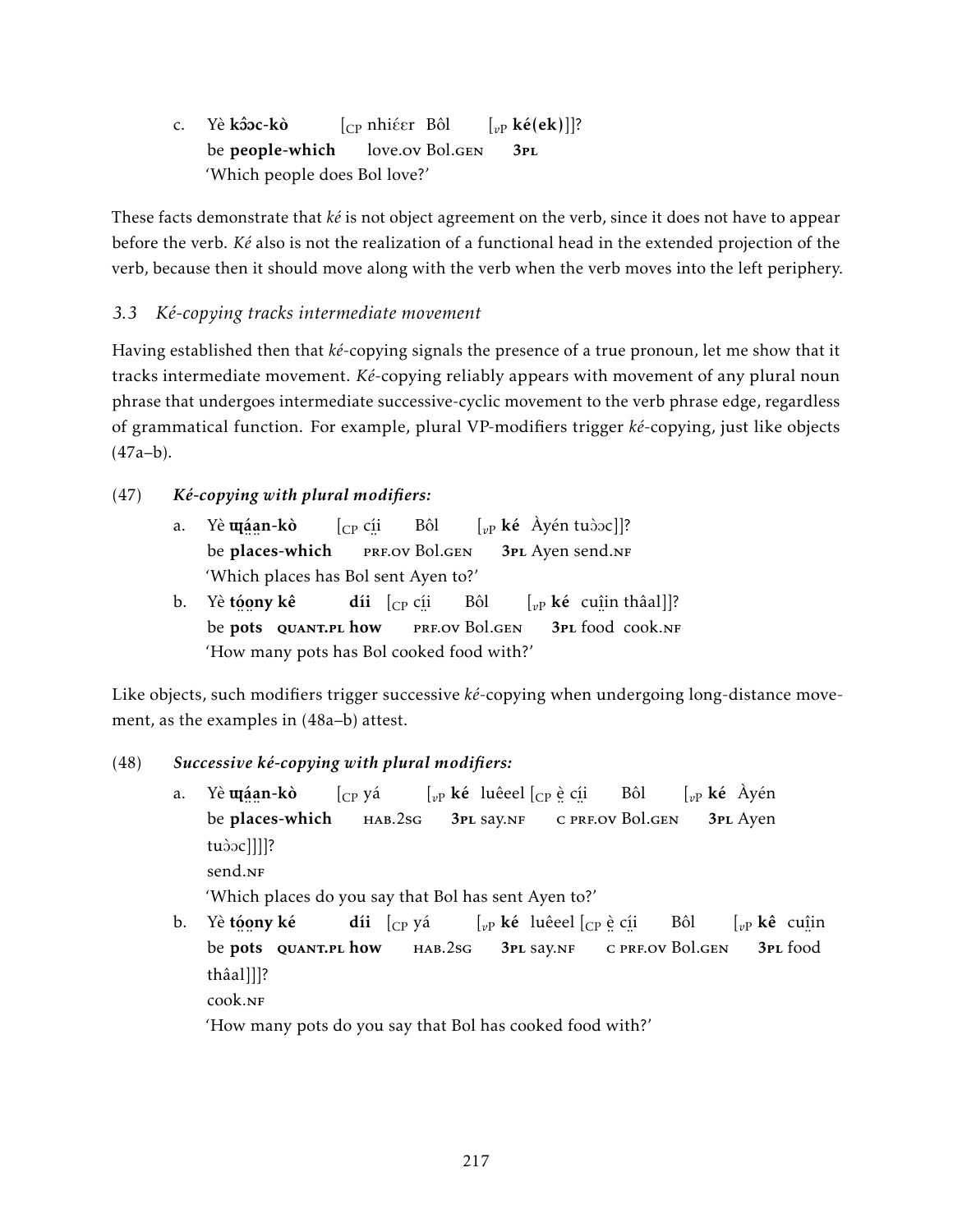c. Yè **kɔ̂ɔc-kò** [CP nhiɛ́ɛr Bôl [vP **ké(ek)**]]?
   be **people-which** love.OV Bol.GEN **3PL**
   'Which people does Bol love?'

These facts demonstrate that *ké* is not object agreement on the verb, since it does not have to appear before the verb. *Ké* also is not the realization of a functional head in the extended projection of the verb, because then it should move along with the verb when the verb moves into the left periphery.

### 3.3 *Ké-copying tracks intermediate movement*

Having established then that *ké*-copying signals the presence of a true pronoun, let me show that it tracks intermediate movement. *Ké*-copying reliably appears with movement of any plural noun phrase that undergoes intermediate successive-cyclic movement to the verb phrase edge, regardless of grammatical function. For example, plural VP-modifiers trigger *ké*-copying, just like objects (47a–b).

(47) ***Ké-copying with plural modifiers:***

a. Yè **ɰá̤a̤n-kò** [CP cí̤i̤ Bôl [vP **ké** Àyén tuɔ̀ɔc]]?
   be **places-which** PRF.OV Bol.GEN **3PL** Ayen send.NF
   'Which places has Bol sent Ayen to?'

b. Yè **tó̤o̤ny kê díi** [CP cí̤i̤ Bôl [vP **ké** cuî̤n thâal]]?
   be **pots QUANT.PL how** PRF.OV Bol.GEN **3PL** food cook.NF
   'How many pots has Bol cooked food with?'

Like objects, such modifiers trigger successive *ké*-copying when undergoing long-distance movement, as the examples in (48a–b) attest.

(48) ***Successive ké-copying with plural modifiers:***

a. Yè **ɰá̤a̤n-kò** [CP yá [vP **ké** luêeel [CP è̤ cí̤i̤ Bôl [vP **ké** Àyén tuɔ̀ɔc]]]]?
   be **places-which** HAB.2SG **3PL** say.NF C PRF.OV Bol.GEN **3PL** Ayen send.NF
   'Which places do you say that Bol has sent Ayen to?'

b. Yè **tó̤o̤ny ké díi** [CP yá [vP **ké** luêeel [CP è̤ cí̤i̤ Bôl [vP **kê** cuî̤n thâal]]]?
   be **pots QUANT.PL how** HAB.2SG **3PL** say.NF C PRF.OV Bol.GEN **3PL** food cook.NF
   'How many pots do you say that Bol has cooked food with?'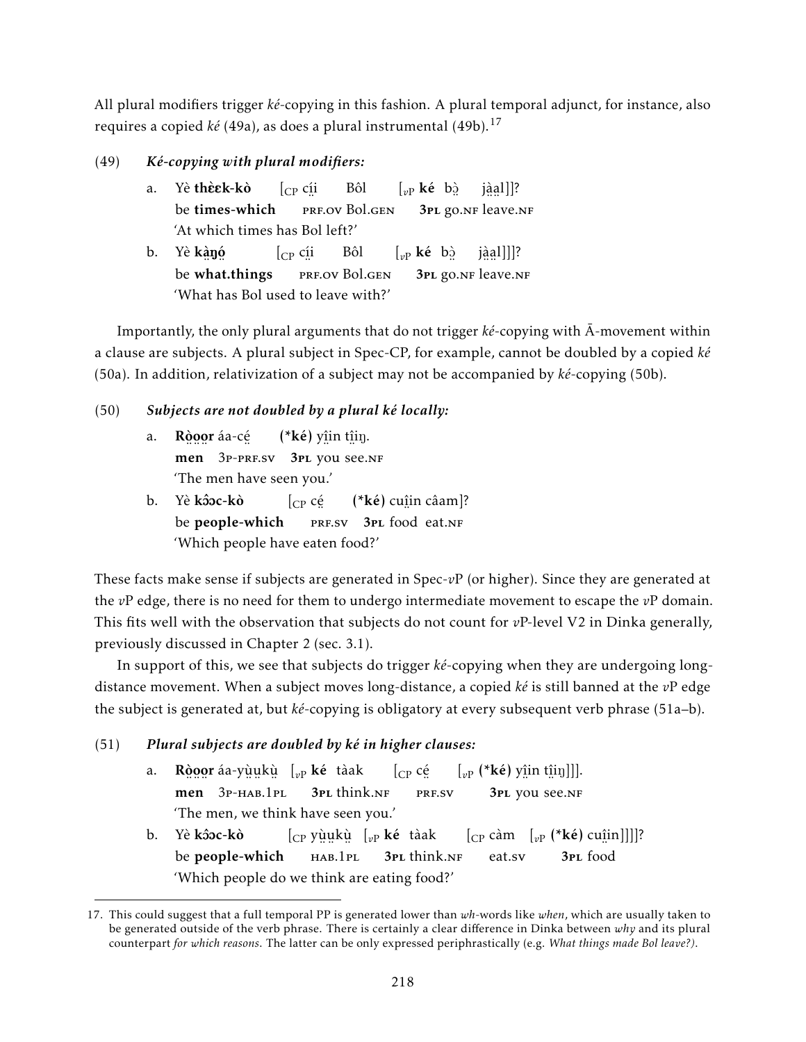All plural modifiers trigger *ké*-copying in this fashion. A plural temporal adjunct, for instance, also requires a copied *ké* (49a), as does a plural instrumental (49b).[17]

(49) ***Ké-copying with plural modifiers:***

a. Yè **thɛ̀ɛk-kò** [$_{\text{CP}}$ cı̤́i Bôl [$_{v\text{P}}$ **ké** bɔ̤̀ jà̤a̤l]]?
   be **times-which** PRF.OV Bol.GEN **3PL** go.NF leave.NF
   'At which times has Bol left?'

b. Yè **kà̤ŋó̤** [$_{\text{CP}}$ cı̤́i Bôl [$_{v\text{P}}$ **ké** bɔ̤̀ jà̤a̤l]]]?
   be **what.things** PRF.OV Bol.GEN **3PL** go.NF leave.NF
   'What has Bol used to leave with?'

Importantly, the only plural arguments that do not trigger *ké*-copying with Ā-movement within a clause are subjects. A plural subject in Spec-CP, for example, cannot be doubled by a copied *ké* (50a). In addition, relativization of a subject may not be accompanied by *ké*-copying (50b).

(50) ***Subjects are not doubled by a plural ké locally:***

a. **Rò̤o̤o̤r** áa-cé̤ **(*ké)** yı̤̂n tı̤̂i̤ŋ.
   **men** 3P-PRF.SV **3PL** you see.NF
   'The men have seen you.'

b. Yè **kɔ̂ɔc-kò** [$_{\text{CP}}$ cé̤ **(*ké)** cuı̤̂in câam]?
   be **people-which** PRF.SV **3PL** food eat.NF
   'Which people have eaten food?'

These facts make sense if subjects are generated in Spec-$v$P (or higher). Since they are generated at the $v$P edge, there is no need for them to undergo intermediate movement to escape the $v$P domain. This fits well with the observation that subjects do not count for $v$P-level V2 in Dinka generally, previously discussed in Chapter 2 (sec. 3.1).

In support of this, we see that subjects do trigger *ké*-copying when they are undergoing long-distance movement. When a subject moves long-distance, a copied *ké* is still banned at the $v$P edge the subject is generated at, but *ké*-copying is obligatory at every subsequent verb phrase (51a–b).

(51) ***Plural subjects are doubled by ké in higher clauses:***

a. **Rò̤o̤o̤r** áa-yṳ̀ṳkṳ̀ [$_{v\text{P}}$ **ké** tàak [$_{\text{CP}}$ cé̤ [$_{v\text{P}}$ **(*ké)** yı̤̂n tı̤̂i̤ŋ]]].
   **men** 3P-HAB.1PL **3PL** think.NF PRF.SV **3PL** you see.NF
   'The men, we think have seen you.'

b. Yè **kɔ̂ɔc-kò** [$_{\text{CP}}$ yṳ̀ṳkṳ̀ [$_{v\text{P}}$ **ké** tàak [$_{\text{CP}}$ càm [$_{v\text{P}}$ **(*ké)** cuı̤̂in]]]]?
   be **people-which** HAB.1PL **3PL** think.NF eat.SV **3PL** food
   'Which people do we think are eating food?'

---

17. This could suggest that a full temporal PP is generated lower than *wh*-words like *when*, which are usually taken to be generated outside of the verb phrase. There is certainly a clear difference in Dinka between *why* and its plural counterpart *for which reasons*. The latter can be only expressed periphrastically (e.g. *What things made Bol leave?)*.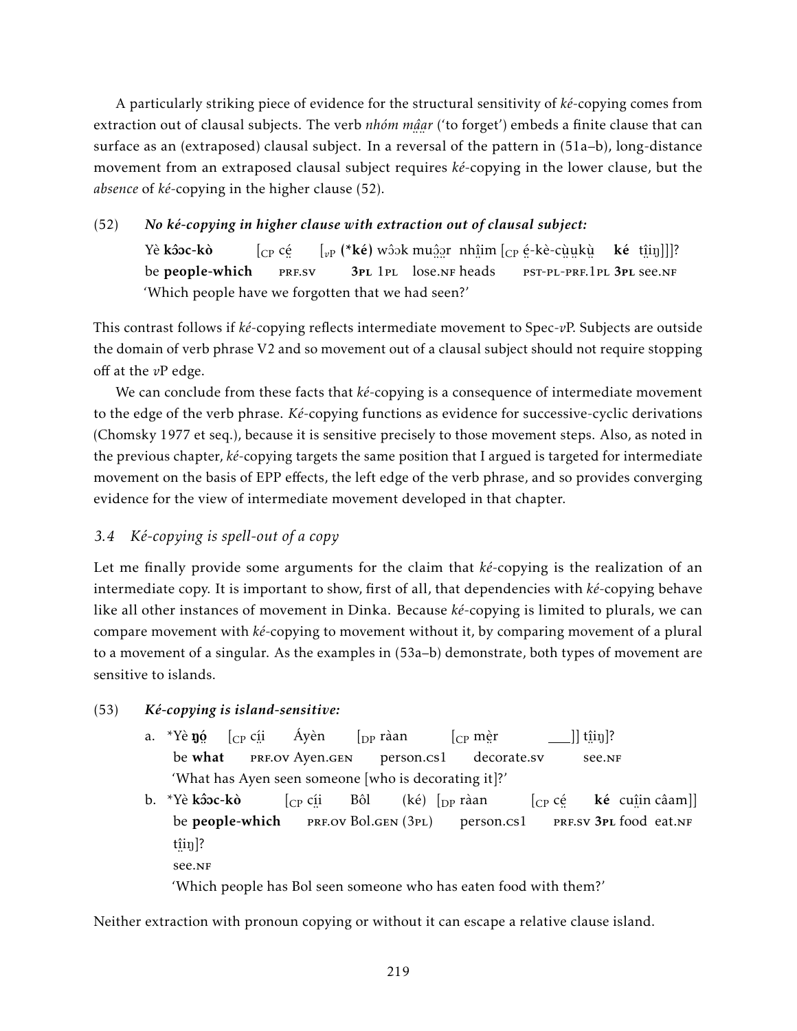A particularly striking piece of evidence for the structural sensitivity of *ké*-copying comes from extraction out of clausal subjects. The verb *nhóm mâ̤a̤r* ('to forget') embeds a finite clause that can surface as an (extraposed) clausal subject. In a reversal of the pattern in (51a–b), long-distance movement from an extraposed clausal subject requires *ké*-copying in the lower clause, but the *absence* of *ké*-copying in the higher clause (52).

(52) ***No ké-copying in higher clause with extraction out of clausal subject:***

Yè **kɔ̂ɔc-kò** [$_{CP}$ cé̤ [$_{vP}$ **(\*ké)** wɔ̂ɔk muɔ̤̂ɔ̤r nhî̤im [$_{CP}$ é̤-kè-cṳ̀ṳkṳ̀ **ké** tî̤i̤ŋ]]]?
be **people-which** PRF.SV **3PL** 1PL lose.NF heads PST-PL-PRF.1PL **3PL** see.NF
'Which people have we forgotten that we had seen?'

This contrast follows if *ké*-copying reflects intermediate movement to Spec-*v*P. Subjects are outside the domain of verb phrase V2 and so movement out of a clausal subject should not require stopping off at the *v*P edge.

We can conclude from these facts that *ké*-copying is a consequence of intermediate movement to the edge of the verb phrase. *Ké*-copying functions as evidence for successive-cyclic derivations (Chomsky 1977 et seq.), because it is sensitive precisely to those movement steps. Also, as noted in the previous chapter, *ké*-copying targets the same position that I argued is targeted for intermediate movement on the basis of EPP effects, the left edge of the verb phrase, and so provides converging evidence for the view of intermediate movement developed in that chapter.

### *3.4 Ké-copying is spell-out of a copy*

Let me finally provide some arguments for the claim that *ké*-copying is the realization of an intermediate copy. It is important to show, first of all, that dependencies with *ké*-copying behave like all other instances of movement in Dinka. Because *ké*-copying is limited to plurals, we can compare movement with *ké*-copying to movement without it, by comparing movement of a plural to a movement of a singular. As the examples in (53a–b) demonstrate, both types of movement are sensitive to islands.

(53) ***Ké-copying is island-sensitive:***

a. \*Yè **ŋó̤** [$_{CP}$ cí̤i̤ Áyèn [$_{DP}$ ràan [$_{CP}$ mè̤r \_\_\_]] tî̤i̤ŋ]?
be **what** PRF.OV Ayen.GEN person.CS1 decorate.SV see.NF
'What has Ayen seen someone [who is decorating it]?'

b. \*Yè **kɔ̂ɔc-kò** [$_{CP}$ cí̤i̤ Bôl (ké) [$_{DP}$ ràan [$_{CP}$ cé̤ **ké** cuḭ̂in câam]] tî̤i̤ŋ]?
be **people-which** PRF.OV Bol.GEN (3PL) person.CS1 PRF.SV **3PL** food eat.NF see.NF
'Which people has Bol seen someone who has eaten food with them?'

Neither extraction with pronoun copying or without it can escape a relative clause island.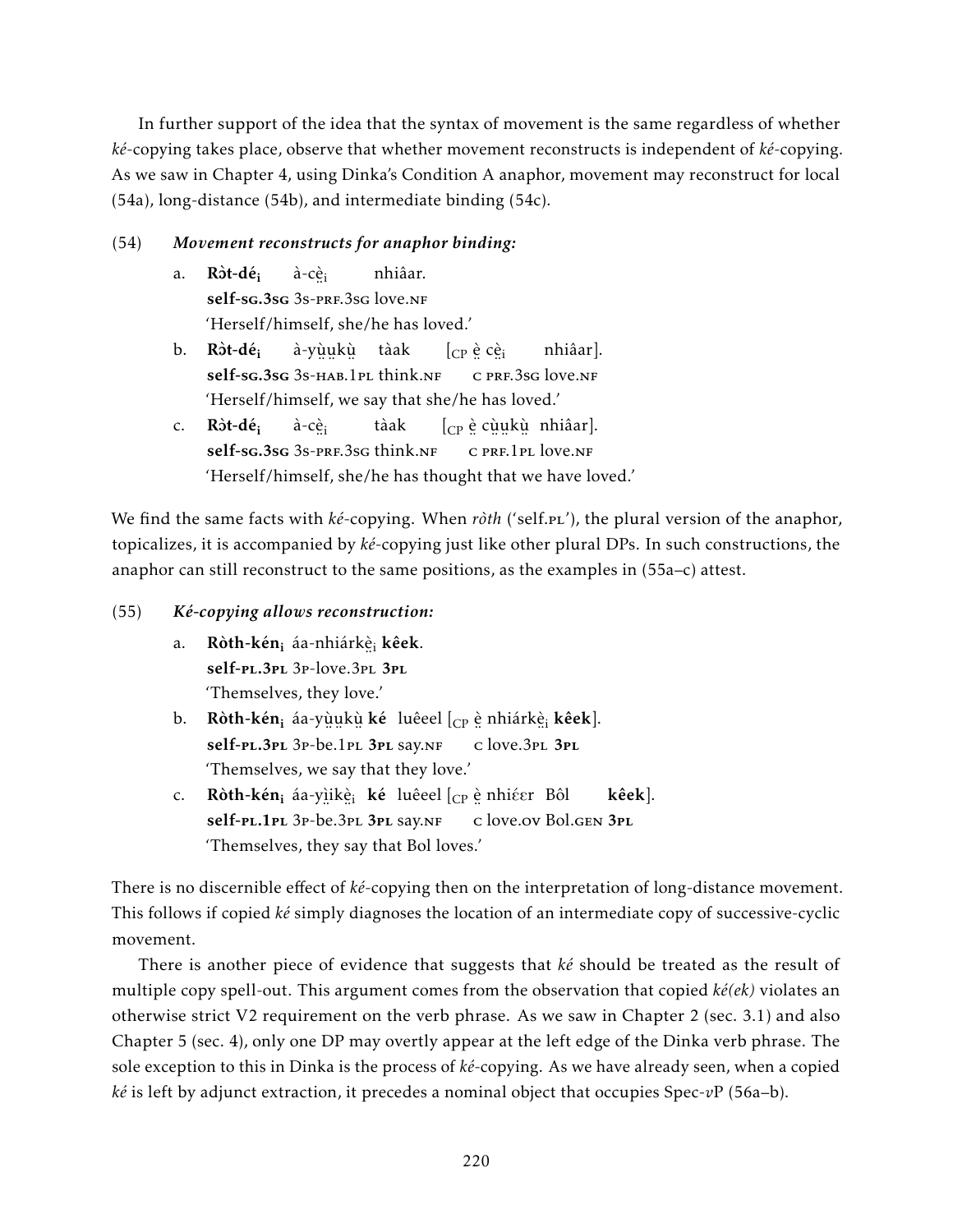In further support of the idea that the syntax of movement is the same regardless of whether *ké*-copying takes place, observe that whether movement reconstructs is independent of *ké*-copying. As we saw in Chapter 4, using Dinka's Condition A anaphor, movement may reconstruct for local (54a), long-distance (54b), and intermediate binding (54c).

(54) ***Movement reconstructs for anaphor binding:***

a. **Rɔ̀t-dé$_i$** à-cè̤$_i$ nhiâar.
**self-SG.3SG** 3S-PRF.3SG love.NF
'Herself/himself, she/he has loved.'

b. **Rɔ̀t-dé$_i$** à-yṳ̀ṳkṳ̀ tàak [$_{CP}$ è̤ cè̤$_i$ nhiâar].
**self-SG.3SG** 3S-HAB.1PL think.NF C PRF.3SG love.NF
'Herself/himself, we say that she/he has loved.'

c. **Rɔ̀t-dé$_i$** à-cè̤$_i$ tàak [$_{CP}$ è̤ cṳ̀ṳkṳ̀ nhiâar].
**self-SG.3SG** 3S-PRF.3SG think.NF C PRF.1PL love.NF
'Herself/himself, she/he has thought that we have loved.'

We find the same facts with *ké*-copying. When *ròth* ('self.PL'), the plural version of the anaphor, topicalizes, it is accompanied by *ké*-copying just like other plural DPs. In such constructions, the anaphor can still reconstruct to the same positions, as the examples in (55a–c) attest.

(55) ***Ké-copying allows reconstruction:***

a. **Ròth-kén$_i$** áa-nhiárkè̤$_i$ **kêek**.
**self-PL.3PL** 3P-love.3PL **3PL**
'Themselves, they love.'

b. **Ròth-kén$_i$** áa-yṳ̀ṳkṳ̀ **ké** luêeel [$_{CP}$ è̤ nhiárkè̤$_i$ **kêek**].
**self-PL.3PL** 3P-be.1PL **3PL** say.NF C love.3PL **3PL**
'Themselves, we say that they love.'

c. **Ròth-kén$_i$** áa-yi̤ikè̤$_i$ **ké** luêeel [$_{CP}$ è̤ nhiɛ́ɛr Bôl **kêek**].
**self-PL.1PL** 3P-be.3PL **3PL** say.NF C love.OV Bol.GEN **3PL**
'Themselves, they say that Bol loves.'

There is no discernible effect of *ké*-copying then on the interpretation of long-distance movement. This follows if copied *ké* simply diagnoses the location of an intermediate copy of successive-cyclic movement.

There is another piece of evidence that suggests that *ké* should be treated as the result of multiple copy spell-out. This argument comes from the observation that copied *ké(ek)* violates an otherwise strict V2 requirement on the verb phrase. As we saw in Chapter 2 (sec. 3.1) and also Chapter 5 (sec. 4), only one DP may overtly appear at the left edge of the Dinka verb phrase. The sole exception to this in Dinka is the process of *ké*-copying. As we have already seen, when a copied *ké* is left by adjunct extraction, it precedes a nominal object that occupies Spec-*v*P (56a–b).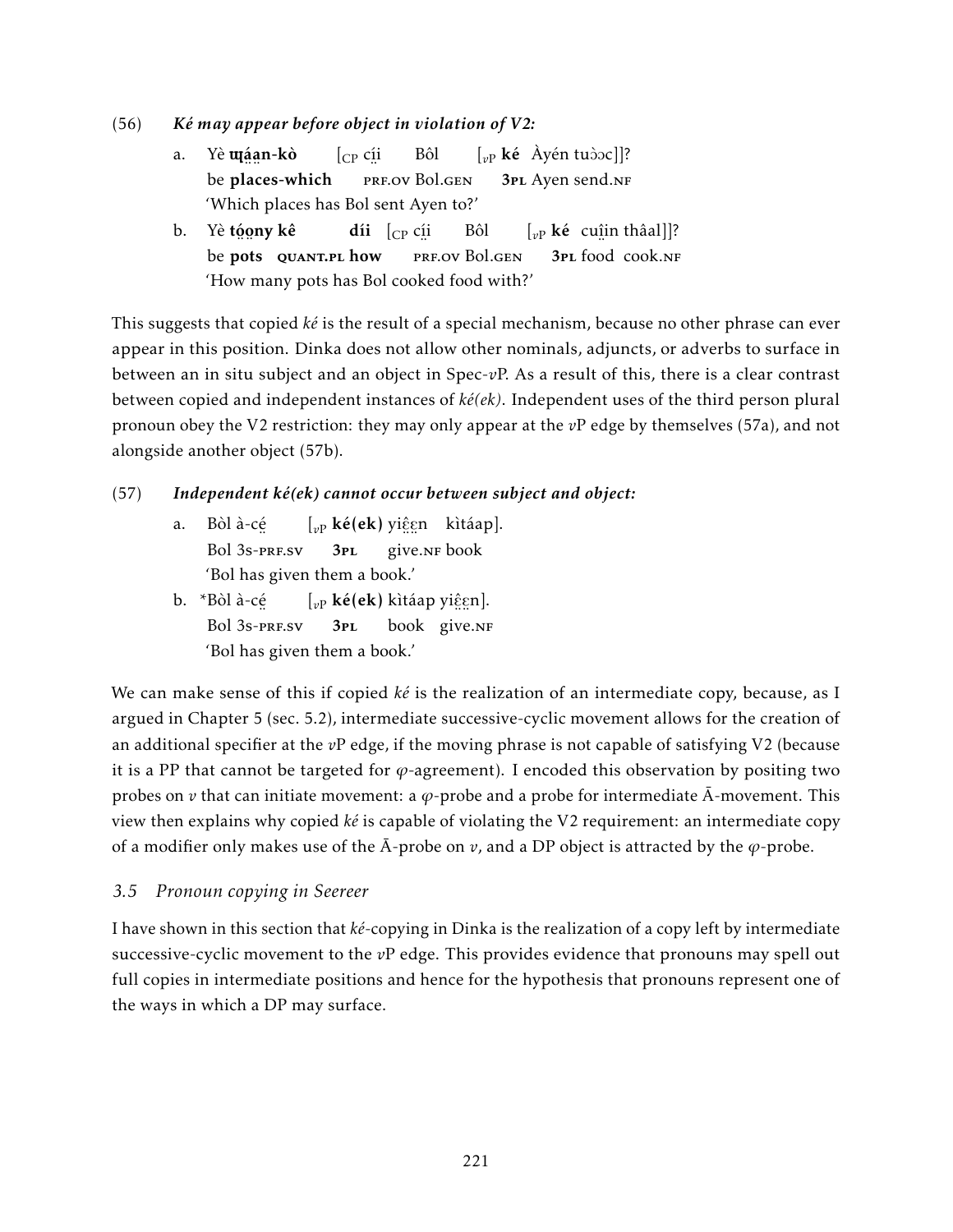(56) ***Ké may appear before object in violation of V2:***

a. Yè **ɰ̤á̤a̤n-kò** [$_{\text{CP}}$ cí̤i̤ Bôl [$_{v\text{P}}$ **ké** Àyén tuɔ̀ɔc]]?
 be **places-which** PRF.OV Bol.GEN **3PL** Ayen send.NF
 'Which places has Bol sent Ayen to?'

b. Yè **tó̤o̤ny kê** **díi** [$_{\text{CP}}$ cí̤i̤ Bôl [$_{v\text{P}}$ **ké** cuî̤n thâal]]?
 be **pots** **QUANT.PL how** PRF.OV Bol.GEN **3PL** food cook.NF
 'How many pots has Bol cooked food with?'

This suggests that copied *ké* is the result of a special mechanism, because no other phrase can ever appear in this position. Dinka does not allow other nominals, adjuncts, or adverbs to surface in between an in situ subject and an object in Spec-$v$P. As a result of this, there is a clear contrast between copied and independent instances of *ké(ek)*. Independent uses of the third person plural pronoun obey the V2 restriction: they may only appear at the $v$P edge by themselves (57a), and not alongside another object (57b).

(57) ***Independent ké(ek) cannot occur between subject and object:***

a. Bòl à-cé̤ [$_{v\text{P}}$ **ké(ek)** yiɛ̤̂ɛ̤n kìtáap].
 Bol 3s-PRF.SV **3PL** give.NF book
 'Bol has given them a book.'

b. *Bòl à-cé̤ [$_{v\text{P}}$ **ké(ek)** kìtáap yiɛ̤̂ɛ̤n].
 Bol 3s-PRF.SV **3PL** book give.NF
 'Bol has given them a book.'

We can make sense of this if copied *ké* is the realization of an intermediate copy, because, as I argued in Chapter 5 (sec. 5.2), intermediate successive-cyclic movement allows for the creation of an additional specifier at the $v$P edge, if the moving phrase is not capable of satisfying V2 (because it is a PP that cannot be targeted for $\varphi$-agreement). I encoded this observation by positing two probes on $v$ that can initiate movement: a $\varphi$-probe and a probe for intermediate $\bar{\text{A}}$-movement. This view then explains why copied *ké* is capable of violating the V2 requirement: an intermediate copy of a modifier only makes use of the $\bar{\text{A}}$-probe on $v$, and a DP object is attracted by the $\varphi$-probe.

### *3.5 Pronoun copying in Seereer*

I have shown in this section that *ké*-copying in Dinka is the realization of a copy left by intermediate successive-cyclic movement to the $v$P edge. This provides evidence that pronouns may spell out full copies in intermediate positions and hence for the hypothesis that pronouns represent one of the ways in which a DP may surface.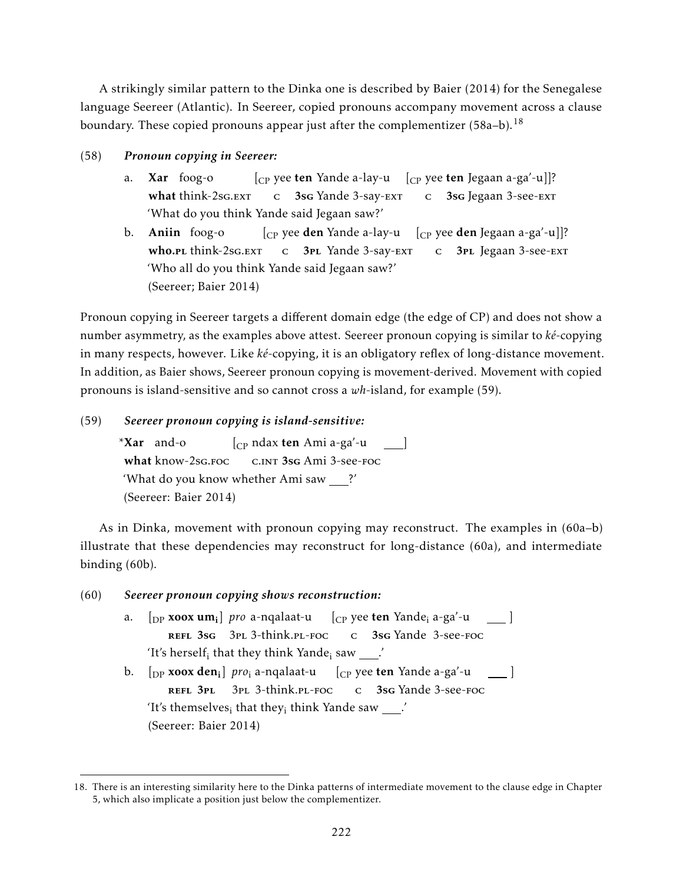A strikingly similar pattern to the Dinka one is described by Baier (2014) for the Senegalese language Seereer (Atlantic). In Seereer, copied pronouns accompany movement across a clause boundary. These copied pronouns appear just after the complementizer (58a–b).[18]

(58) ***Pronoun copying in Seereer:***

a. **Xar** foog-o [$_{CP}$ yee **ten** Yande a-lay-u [$_{CP}$ yee **ten** Jegaan a-ga'-u]]?
**what** think-2SG.EXT C **3SG** Yande 3-say-EXT C **3SG** Jegaan 3-see-EXT
'What do you think Yande said Jegaan saw?'

b. **Aniin** foog-o [$_{CP}$ yee **den** Yande a-lay-u [$_{CP}$ yee **den** Jegaan a-ga'-u]]?
**who.PL** think-2SG.EXT C **3PL** Yande 3-say-EXT C **3PL** Jegaan 3-see-EXT
'Who all do you think Yande said Jegaan saw?'
(Seereer; Baier 2014)

Pronoun copying in Seereer targets a different domain edge (the edge of CP) and does not show a number asymmetry, as the examples above attest. Seereer pronoun copying is similar to *ké*-copying in many respects, however. Like *ké*-copying, it is an obligatory reflex of long-distance movement. In addition, as Baier shows, Seereer pronoun copying is movement-derived. Movement with copied pronouns is island-sensitive and so cannot cross a *wh*-island, for example (59).

(59) ***Seereer pronoun copying is island-sensitive:***

*__Xar__ and-o [$_{CP}$ ndax **ten** Ami a-ga'-u ___]
**what** know-2SG.FOC C.INT **3SG** Ami 3-see-FOC
'What do you know whether Ami saw ___?'
(Seereer: Baier 2014)

As in Dinka, movement with pronoun copying may reconstruct. The examples in (60a–b) illustrate that these dependencies may reconstruct for long-distance (60a), and intermediate binding (60b).

(60) ***Seereer pronoun copying shows reconstruction:***

a. [$_{DP}$ **xoox um$_i$**] *pro* a-nqalaat-u [$_{CP}$ yee **ten** Yande$_i$ a-ga'-u ___ ]
**REFL 3SG** 3PL 3-think.PL-FOC C **3SG** Yande 3-see-FOC
'It's herself$_i$ that they think Yande$_i$ saw ___.'

b. [$_{DP}$ **xoox den$_i$**] *pro$_i$* a-nqalaat-u [$_{CP}$ yee **ten** Yande a-ga'-u ___ ]
**REFL 3PL** 3PL 3-think.PL-FOC C **3SG** Yande 3-see-FOC
'It's themselves$_i$ that they$_i$ think Yande saw ___.'
(Seereer: Baier 2014)

18. There is an interesting similarity here to the Dinka patterns of intermediate movement to the clause edge in Chapter 5, which also implicate a position just below the complementizer.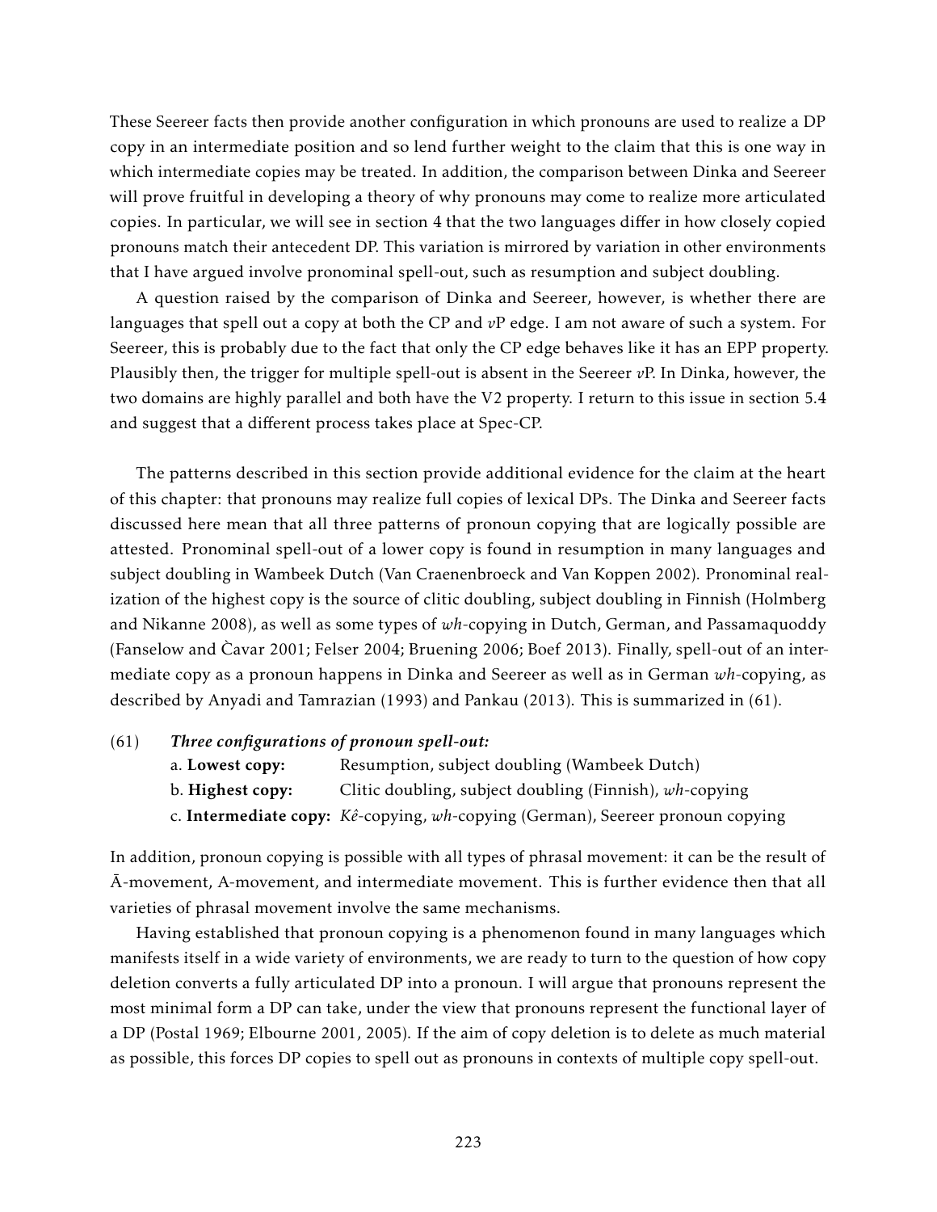These Seereer facts then provide another configuration in which pronouns are used to realize a DP copy in an intermediate position and so lend further weight to the claim that this is one way in which intermediate copies may be treated. In addition, the comparison between Dinka and Seereer will prove fruitful in developing a theory of why pronouns may come to realize more articulated copies. In particular, we will see in section 4 that the two languages differ in how closely copied pronouns match their antecedent DP. This variation is mirrored by variation in other environments that I have argued involve pronominal spell-out, such as resumption and subject doubling.

A question raised by the comparison of Dinka and Seereer, however, is whether there are languages that spell out a copy at both the CP and *v*P edge. I am not aware of such a system. For Seereer, this is probably due to the fact that only the CP edge behaves like it has an EPP property. Plausibly then, the trigger for multiple spell-out is absent in the Seereer *v*P. In Dinka, however, the two domains are highly parallel and both have the V2 property. I return to this issue in section 5.4 and suggest that a different process takes place at Spec-CP.

The patterns described in this section provide additional evidence for the claim at the heart of this chapter: that pronouns may realize full copies of lexical DPs. The Dinka and Seereer facts discussed here mean that all three patterns of pronoun copying that are logically possible are attested. Pronominal spell-out of a lower copy is found in resumption in many languages and subject doubling in Wambeek Dutch (Van Craenenbroeck and Van Koppen 2002). Pronominal realization of the highest copy is the source of clitic doubling, subject doubling in Finnish (Holmberg and Nikanne 2008), as well as some types of *wh*-copying in Dutch, German, and Passamaquoddy (Fanselow and Ćavar 2001; Felser 2004; Bruening 2006; Boef 2013). Finally, spell-out of an intermediate copy as a pronoun happens in Dinka and Seereer as well as in German *wh*-copying, as described by Anyadi and Tamrazian (1993) and Pankau (2013). This is summarized in (61).

(61) ***Three configurations of pronoun spell-out:***
a. **Lowest copy:** Resumption, subject doubling (Wambeek Dutch)
b. **Highest copy:** Clitic doubling, subject doubling (Finnish), *wh*-copying
c. **Intermediate copy:** *Kê*-copying, *wh*-copying (German), Seereer pronoun copying

In addition, pronoun copying is possible with all types of phrasal movement: it can be the result of Ā-movement, A-movement, and intermediate movement. This is further evidence then that all varieties of phrasal movement involve the same mechanisms.

Having established that pronoun copying is a phenomenon found in many languages which manifests itself in a wide variety of environments, we are ready to turn to the question of how copy deletion converts a fully articulated DP into a pronoun. I will argue that pronouns represent the most minimal form a DP can take, under the view that pronouns represent the functional layer of a DP (Postal 1969; Elbourne 2001, 2005). If the aim of copy deletion is to delete as much material as possible, this forces DP copies to spell out as pronouns in contexts of multiple copy spell-out.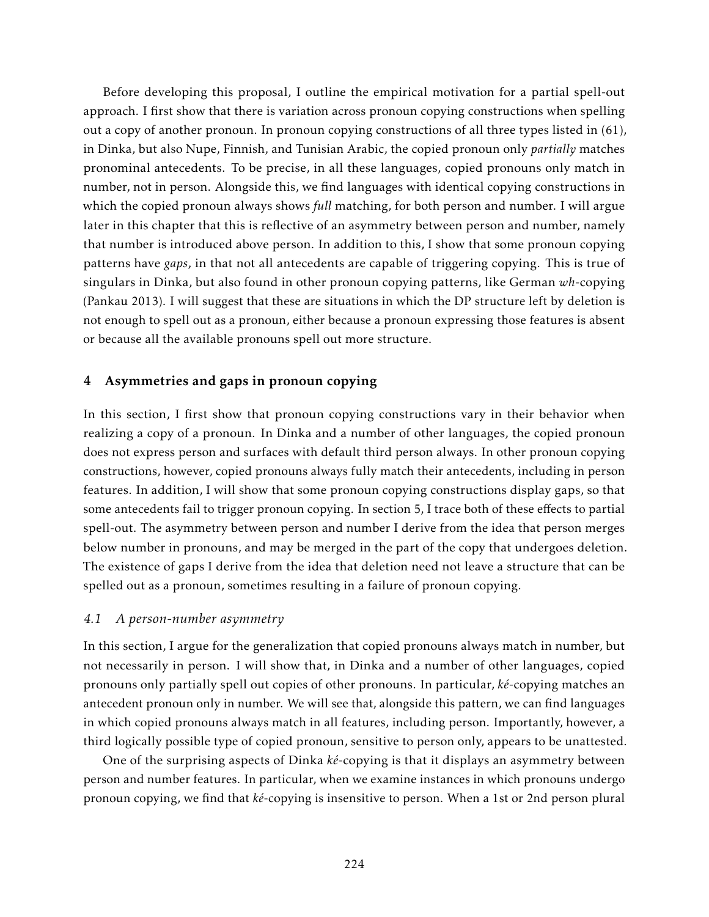Before developing this proposal, I outline the empirical motivation for a partial spell-out approach. I first show that there is variation across pronoun copying constructions when spelling out a copy of another pronoun. In pronoun copying constructions of all three types listed in (61), in Dinka, but also Nupe, Finnish, and Tunisian Arabic, the copied pronoun only *partially* matches pronominal antecedents. To be precise, in all these languages, copied pronouns only match in number, not in person. Alongside this, we find languages with identical copying constructions in which the copied pronoun always shows *full* matching, for both person and number. I will argue later in this chapter that this is reflective of an asymmetry between person and number, namely that number is introduced above person. In addition to this, I show that some pronoun copying patterns have *gaps*, in that not all antecedents are capable of triggering copying. This is true of singulars in Dinka, but also found in other pronoun copying patterns, like German *wh*-copying (Pankau 2013). I will suggest that these are situations in which the DP structure left by deletion is not enough to spell out as a pronoun, either because a pronoun expressing those features is absent or because all the available pronouns spell out more structure.

## 4 Asymmetries and gaps in pronoun copying

In this section, I first show that pronoun copying constructions vary in their behavior when realizing a copy of a pronoun. In Dinka and a number of other languages, the copied pronoun does not express person and surfaces with default third person always. In other pronoun copying constructions, however, copied pronouns always fully match their antecedents, including in person features. In addition, I will show that some pronoun copying constructions display gaps, so that some antecedents fail to trigger pronoun copying. In section 5, I trace both of these effects to partial spell-out. The asymmetry between person and number I derive from the idea that person merges below number in pronouns, and may be merged in the part of the copy that undergoes deletion. The existence of gaps I derive from the idea that deletion need not leave a structure that can be spelled out as a pronoun, sometimes resulting in a failure of pronoun copying.

### *4.1 A person-number asymmetry*

In this section, I argue for the generalization that copied pronouns always match in number, but not necessarily in person. I will show that, in Dinka and a number of other languages, copied pronouns only partially spell out copies of other pronouns. In particular, *ké*-copying matches an antecedent pronoun only in number. We will see that, alongside this pattern, we can find languages in which copied pronouns always match in all features, including person. Importantly, however, a third logically possible type of copied pronoun, sensitive to person only, appears to be unattested.

One of the surprising aspects of Dinka *ké*-copying is that it displays an asymmetry between person and number features. In particular, when we examine instances in which pronouns undergo pronoun copying, we find that *ké*-copying is insensitive to person. When a 1st or 2nd person plural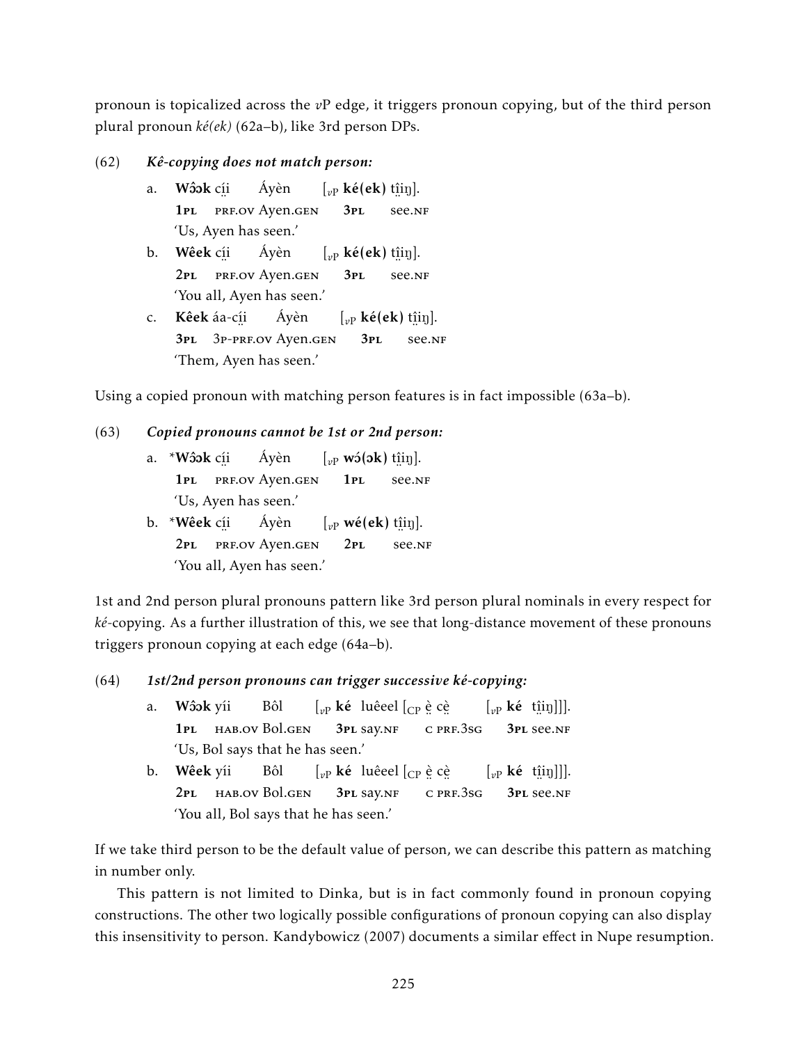pronoun is topicalized across the *v*P edge, it triggers pronoun copying, but of the third person plural pronoun *ké(ek)* (62a–b), like 3rd person DPs.

(62) ***Kê-copying does not match person:***

a. **Wɔ̂ɔk** cị̈i Áyèn [$_{vP}$ **ké(ek)** tị̂iŋ].
   **1PL** PRF.OV Ayen.GEN **3PL** see.NF
   'Us, Ayen has seen.'

b. **Wêek** cị̈i Áyèn [$_{vP}$ **ké(ek)** tị̂iŋ].
   **2PL** PRF.OV Ayen.GEN **3PL** see.NF
   'You all, Ayen has seen.'

c. **Kêek** áa-cị̈i Áyèn [$_{vP}$ **ké(ek)** tị̂iŋ].
   **3PL** 3P-PRF.OV Ayen.GEN **3PL** see.NF
   'Them, Ayen has seen.'

Using a copied pronoun with matching person features is in fact impossible (63a–b).

(63) ***Copied pronouns cannot be 1st or 2nd person:***

a. \***Wɔ̂ɔk** cị̈i Áyèn [$_{vP}$ **wɔ́(ɔk)** tị̂iŋ].
   **1PL** PRF.OV Ayen.GEN **1PL** see.NF
   'Us, Ayen has seen.'

b. \***Wêek** cị̈i Áyèn [$_{vP}$ **wé(ek)** tị̂iŋ].
   **2PL** PRF.OV Ayen.GEN **2PL** see.NF
   'You all, Ayen has seen.'

1st and 2nd person plural pronouns pattern like 3rd person plural nominals in every respect for *ké*-copying. As a further illustration of this, we see that long-distance movement of these pronouns triggers pronoun copying at each edge (64a–b).

(64) ***1st/2nd person pronouns can trigger successive ké-copying:***

a. **Wɔ̂ɔk** yíi Bôl [$_{vP}$ **ké** luêeel [$_{CP}$ ḛ̈ cḛ̀ [$_{vP}$ **ké** tị̂iŋ]]].
   **1PL** HAB.OV Bol.GEN **3PL** say.NF C PRF.3SG **3PL** see.NF
   'Us, Bol says that he has seen.'

b. **Wêek** yíi Bôl [$_{vP}$ **ké** luêeel [$_{CP}$ ḛ̈ cḛ̀ [$_{vP}$ **ké** tị̂iŋ]]].
   **2PL** HAB.OV Bol.GEN **3PL** say.NF C PRF.3SG **3PL** see.NF
   'You all, Bol says that he has seen.'

If we take third person to be the default value of person, we can describe this pattern as matching in number only.

This pattern is not limited to Dinka, but is in fact commonly found in pronoun copying constructions. The other two logically possible configurations of pronoun copying can also display this insensitivity to person. Kandybowicz (2007) documents a similar effect in Nupe resumption.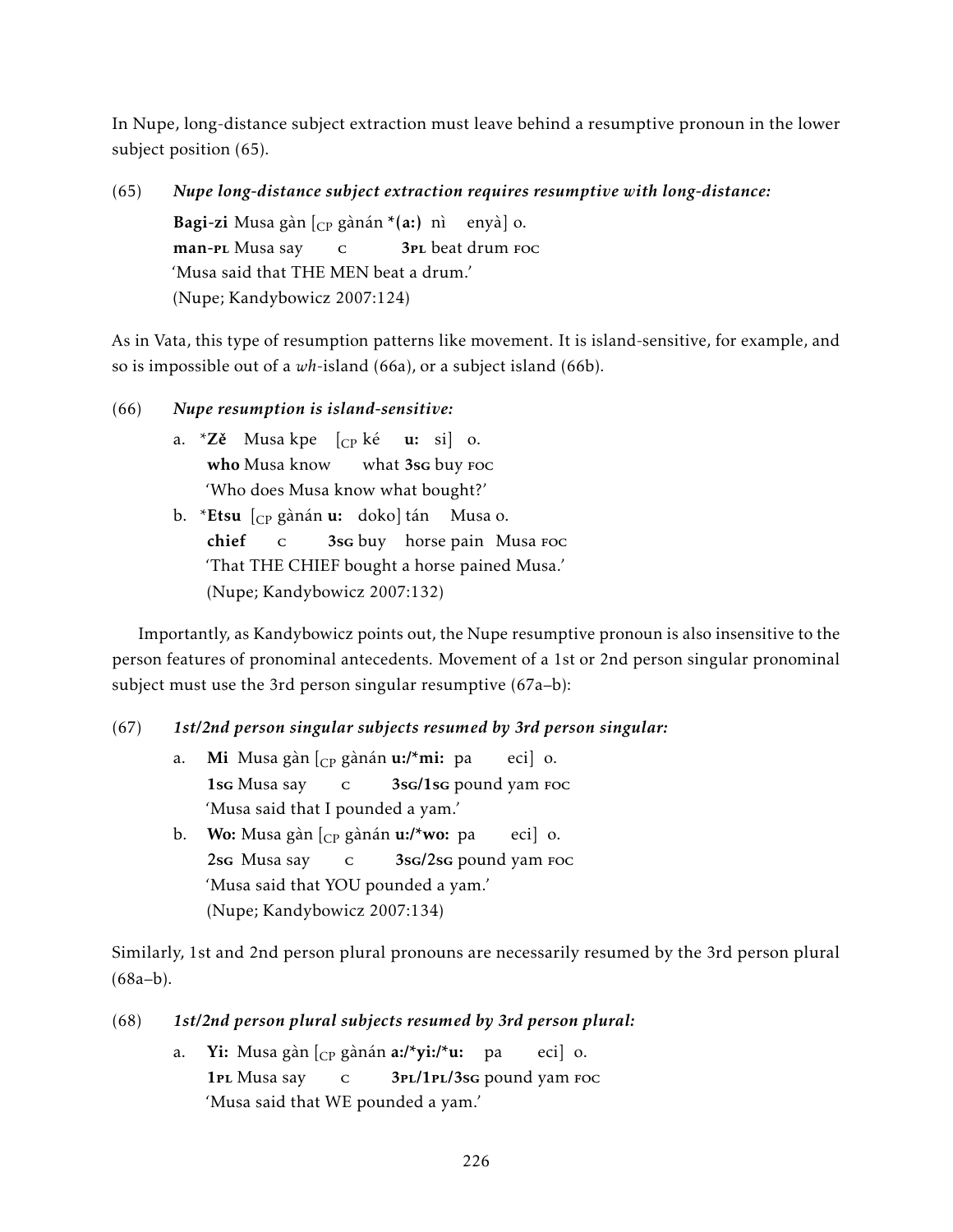In Nupe, long-distance subject extraction must leave behind a resumptive pronoun in the lower subject position (65).

(65) ***Nupe long-distance subject extraction requires resumptive with long-distance:***

**Bagi-zi** Musa gàn [$_{CP}$ gànán *(**a:**) nì enyà] o.
**man-PL** Musa say C **3PL** beat drum FOC
'Musa said that THE MEN beat a drum.'
(Nupe; Kandybowicz 2007:124)

As in Vata, this type of resumption patterns like movement. It is island-sensitive, for example, and so is impossible out of a *wh*-island (66a), or a subject island (66b).

(66) ***Nupe resumption is island-sensitive:***

a. ***Zě** Musa kpe [$_{CP}$ ké **u:** si] o.
**who** Musa know what **3SG** buy FOC
'Who does Musa know what bought?'

b. ***Etsu** [$_{CP}$ gànán **u:** doko] tán Musa o.
**chief** C **3SG** buy horse pain Musa FOC
'That THE CHIEF bought a horse pained Musa.'
(Nupe; Kandybowicz 2007:132)

Importantly, as Kandybowicz points out, the Nupe resumptive pronoun is also insensitive to the person features of pronominal antecedents. Movement of a 1st or 2nd person singular pronominal subject must use the 3rd person singular resumptive (67a–b):

(67) ***1st/2nd person singular subjects resumed by 3rd person singular:***

a. **Mi** Musa gàn [$_{CP}$ gànán **u:/*mi:** pa eci] o.
**1SG** Musa say C **3SG/1SG** pound yam FOC
'Musa said that I pounded a yam.'

b. **Wo:** Musa gàn [$_{CP}$ gànán **u:/*wo:** pa eci] o.
**2SG** Musa say C **3SG/2SG** pound yam FOC
'Musa said that YOU pounded a yam.'
(Nupe; Kandybowicz 2007:134)

Similarly, 1st and 2nd person plural pronouns are necessarily resumed by the 3rd person plural (68a–b).

(68) ***1st/2nd person plural subjects resumed by 3rd person plural:***

a. **Yi:** Musa gàn [$_{CP}$ gànán **a:/*yi:/*u:** pa eci] o.
**1PL** Musa say C **3PL/1PL/3SG** pound yam FOC
'Musa said that WE pounded a yam.'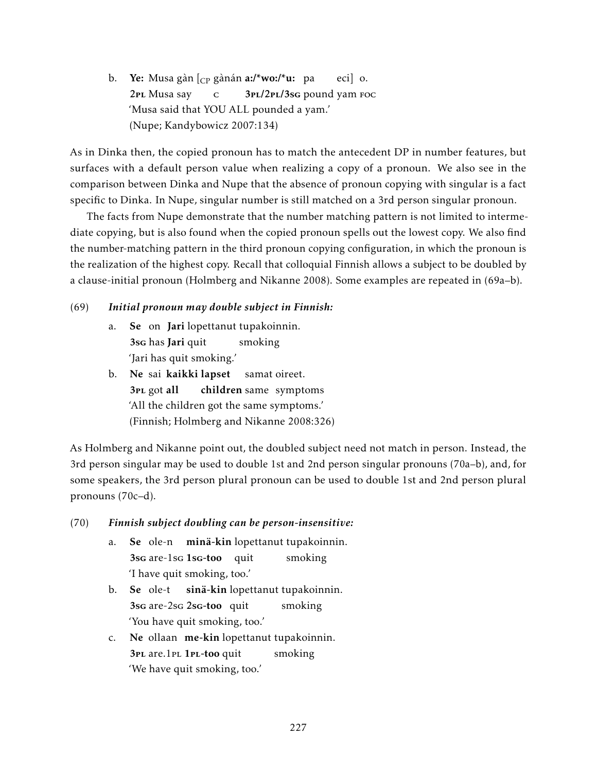b. **Ye:** Musa gàn [$_{CP}$ gànán **a:/*wo:/*u:** pa eci] o.
   **2PL** Musa say C **3PL/2PL/3SG** pound yam FOC
   'Musa said that YOU ALL pounded a yam.'
   (Nupe; Kandybowicz 2007:134)

As in Dinka then, the copied pronoun has to match the antecedent DP in number features, but surfaces with a default person value when realizing a copy of a pronoun. We also see in the comparison between Dinka and Nupe that the absence of pronoun copying with singular is a fact specific to Dinka. In Nupe, singular number is still matched on a 3rd person singular pronoun.

The facts from Nupe demonstrate that the number matching pattern is not limited to intermediate copying, but is also found when the copied pronoun spells out the lowest copy. We also find the number-matching pattern in the third pronoun copying configuration, in which the pronoun is the realization of the highest copy. Recall that colloquial Finnish allows a subject to be doubled by a clause-initial pronoun (Holmberg and Nikanne 2008). Some examples are repeated in (69a–b).

(69) ***Initial pronoun may double subject in Finnish:***

a. **Se** on **Jari** lopettanut tupakoinnin.
   **3SG** has **Jari** quit smoking
   'Jari has quit smoking.'

b. **Ne** sai **kaikki lapset** samat oireet.
   **3PL** got **all children** same symptoms
   'All the children got the same symptoms.'
   (Finnish; Holmberg and Nikanne 2008:326)

As Holmberg and Nikanne point out, the doubled subject need not match in person. Instead, the 3rd person singular may be used to double 1st and 2nd person singular pronouns (70a–b), and, for some speakers, the 3rd person plural pronoun can be used to double 1st and 2nd person plural pronouns (70c–d).

(70) ***Finnish subject doubling can be person-insensitive:***

a. **Se** ole-n **minä-kin** lopettanut tupakoinnin.
   **3SG** are-1SG **1SG-too** quit smoking
   'I have quit smoking, too.'

b. **Se** ole-t **sinä-kin** lopettanut tupakoinnin.
   **3SG** are-2SG **2SG-too** quit smoking
   'You have quit smoking, too.'

c. **Ne** ollaan **me-kin** lopettanut tupakoinnin.
   **3PL** are.1PL **1PL-too** quit smoking
   'We have quit smoking, too.'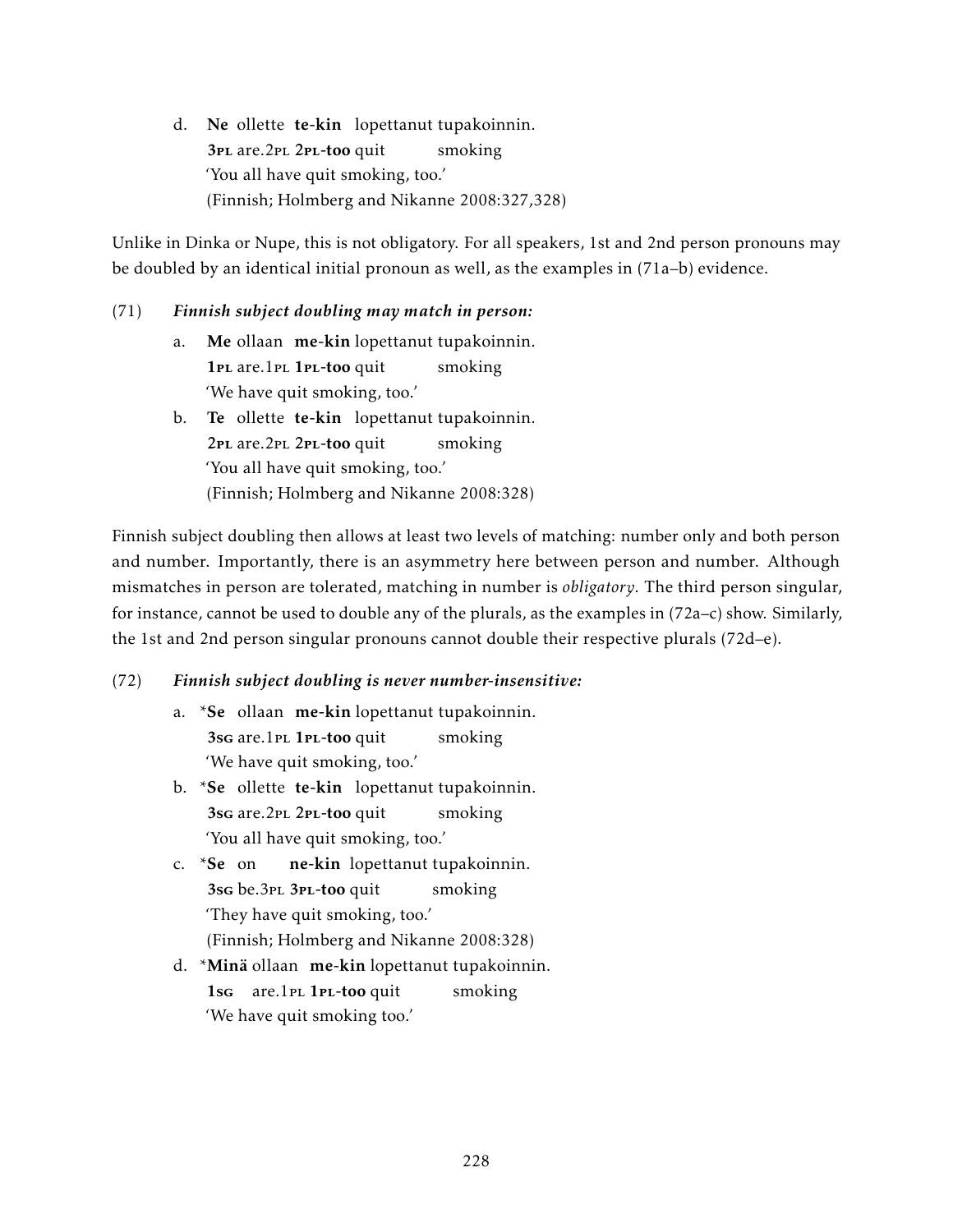d. **Ne** ollette **te-kin** lopettanut tupakoinnin.
   **3pl** are.2pl **2pl-too** quit smoking
   'You all have quit smoking, too.'
   (Finnish; Holmberg and Nikanne 2008:327,328)

Unlike in Dinka or Nupe, this is not obligatory. For all speakers, 1st and 2nd person pronouns may be doubled by an identical initial pronoun as well, as the examples in (71a–b) evidence.

(71) ***Finnish subject doubling may match in person:***

a. **Me** ollaan **me-kin** lopettanut tupakoinnin.
   **1pl** are.1pl **1pl-too** quit smoking
   'We have quit smoking, too.'

b. **Te** ollette **te-kin** lopettanut tupakoinnin.
   **2pl** are.2pl **2pl-too** quit smoking
   'You all have quit smoking, too.'
   (Finnish; Holmberg and Nikanne 2008:328)

Finnish subject doubling then allows at least two levels of matching: number only and both person and number. Importantly, there is an asymmetry here between person and number. Although mismatches in person are tolerated, matching in number is *obligatory*. The third person singular, for instance, cannot be used to double any of the plurals, as the examples in (72a–c) show. Similarly, the 1st and 2nd person singular pronouns cannot double their respective plurals (72d–e).

(72) ***Finnish subject doubling is never number-insensitive:***

a. *__Se__ ollaan **me-kin** lopettanut tupakoinnin.
   **3sg** are.1pl **1pl-too** quit smoking
   'We have quit smoking, too.'

b. *__Se__ ollette **te-kin** lopettanut tupakoinnin.
   **3sg** are.2pl **2pl-too** quit smoking
   'You all have quit smoking, too.'

c. *__Se__ on **ne-kin** lopettanut tupakoinnin.
   **3sg** be.3pl **3pl-too** quit smoking
   'They have quit smoking, too.'
   (Finnish; Holmberg and Nikanne 2008:328)

d. *__Minä__ ollaan **me-kin** lopettanut tupakoinnin.
   **1sg** are.1pl **1pl-too** quit smoking
   'We have quit smoking too.'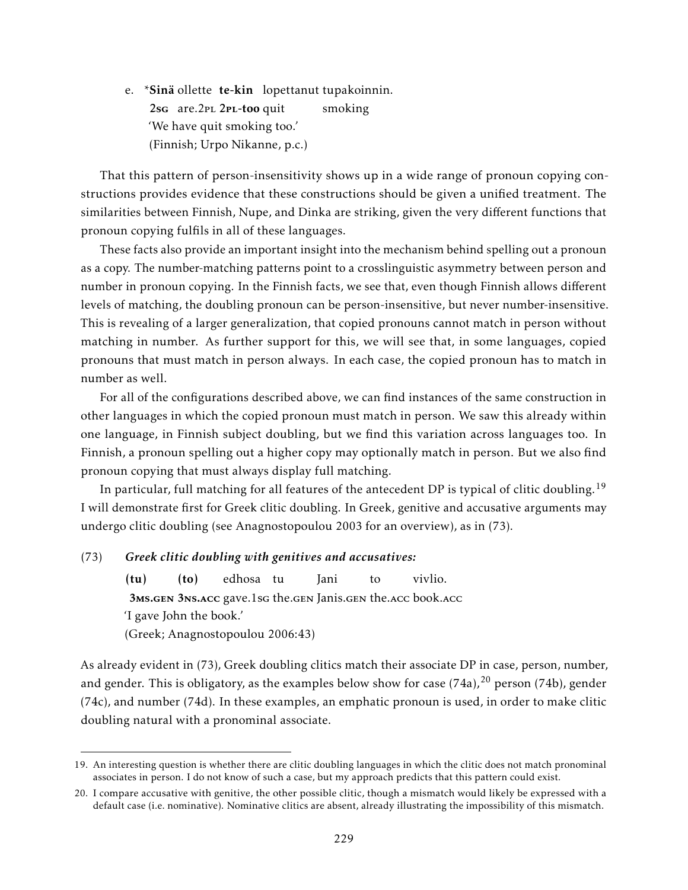e. *__Sinä__ ollette __te-kin__ lopettanut tupakoinnin.
   __2sg__ are.2pl __2pl-too__ quit smoking
   'We have quit smoking too.'
   (Finnish; Urpo Nikanne, p.c.)

That this pattern of person-insensitivity shows up in a wide range of pronoun copying constructions provides evidence that these constructions should be given a unified treatment. The similarities between Finnish, Nupe, and Dinka are striking, given the very different functions that pronoun copying fulfils in all of these languages.

These facts also provide an important insight into the mechanism behind spelling out a pronoun as a copy. The number-matching patterns point to a crosslinguistic asymmetry between person and number in pronoun copying. In the Finnish facts, we see that, even though Finnish allows different levels of matching, the doubling pronoun can be person-insensitive, but never number-insensitive. This is revealing of a larger generalization, that copied pronouns cannot match in person without matching in number. As further support for this, we will see that, in some languages, copied pronouns that must match in person always. In each case, the copied pronoun has to match in number as well.

For all of the configurations described above, we can find instances of the same construction in other languages in which the copied pronoun must match in person. We saw this already within one language, in Finnish subject doubling, but we find this variation across languages too. In Finnish, a pronoun spelling out a higher copy may optionally match in person. But we also find pronoun copying that must always display full matching.

In particular, full matching for all features of the antecedent DP is typical of clitic doubling.[19] I will demonstrate first for Greek clitic doubling. In Greek, genitive and accusative arguments may undergo clitic doubling (see Anagnostopoulou 2003 for an overview), as in (73).

(73) ***Greek clitic doubling with genitives and accusatives:***

   **(tu)** **(to)** edhosa tu Jani to vivlio.
   **3ms.gen 3ns.acc** gave.1sg the.gen Janis.gen the.acc book.acc
   'I gave John the book.'
   (Greek; Anagnostopoulou 2006:43)

As already evident in (73), Greek doubling clitics match their associate DP in case, person, number, and gender. This is obligatory, as the examples below show for case (74a),[20] person (74b), gender (74c), and number (74d). In these examples, an emphatic pronoun is used, in order to make clitic doubling natural with a pronominal associate.

---

19. An interesting question is whether there are clitic doubling languages in which the clitic does not match pronominal associates in person. I do not know of such a case, but my approach predicts that this pattern could exist.

20. I compare accusative with genitive, the other possible clitic, though a mismatch would likely be expressed with a default case (i.e. nominative). Nominative clitics are absent, already illustrating the impossibility of this mismatch.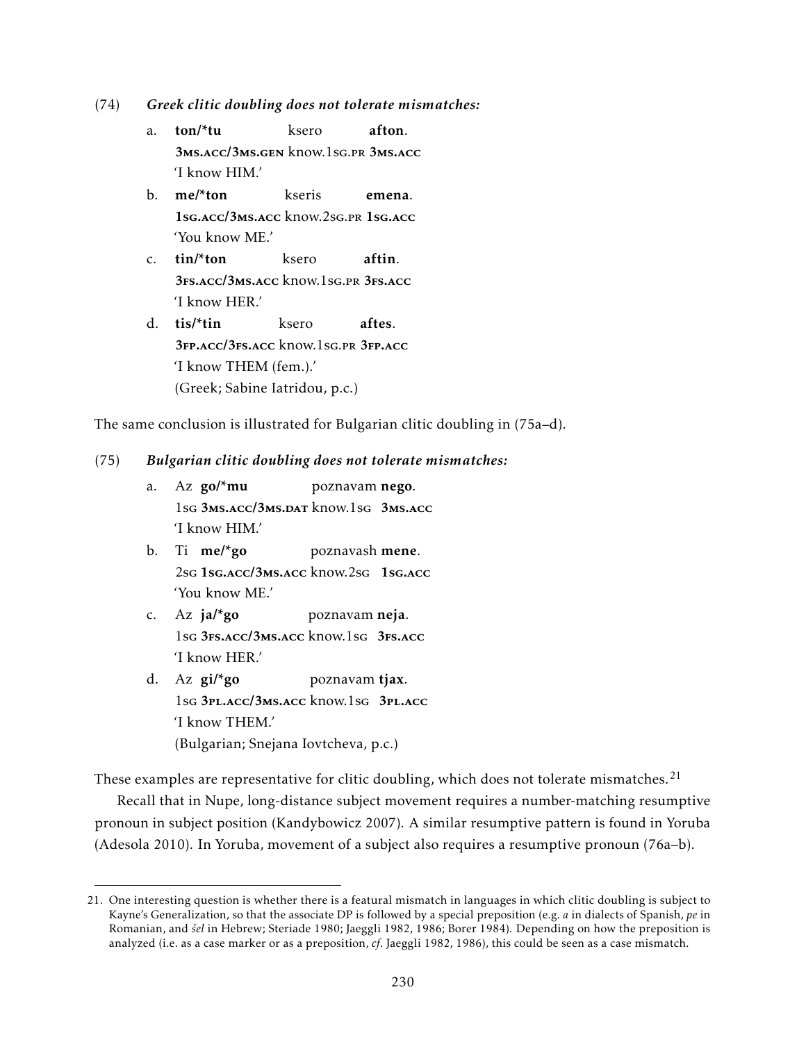(74) ***Greek clitic doubling does not tolerate mismatches:***

a. **ton/*tu** ksero **afton**.
   **3MS.ACC/3MS.GEN** know.1SG.PR **3MS.ACC**
   'I know HIM.'

b. **me/*ton** kseris **emena**.
   **1SG.ACC/3MS.ACC** know.2SG.PR **1SG.ACC**
   'You know ME.'

c. **tin/*ton** ksero **aftin**.
   **3FS.ACC/3MS.ACC** know.1SG.PR **3FS.ACC**
   'I know HER.'

d. **tis/*tin** ksero **aftes**.
   **3FP.ACC/3FS.ACC** know.1SG.PR **3FP.ACC**
   'I know THEM (fem.).'
   (Greek; Sabine Iatridou, p.c.)

The same conclusion is illustrated for Bulgarian clitic doubling in (75a–d).

(75) ***Bulgarian clitic doubling does not tolerate mismatches:***

a. Az **go/*mu** poznavam **nego**.
   1SG **3MS.ACC/3MS.DAT** know.1SG **3MS.ACC**
   'I know HIM.'

b. Ti **me/*go** poznavash **mene**.
   2SG **1SG.ACC/3MS.ACC** know.2SG **1SG.ACC**
   'You know ME.'

c. Az **ja/*go** poznavam **neja**.
   1SG **3FS.ACC/3MS.ACC** know.1SG **3FS.ACC**
   'I know HER.'

d. Az **gi/*go** poznavam **tjax**.
   1SG **3PL.ACC/3MS.ACC** know.1SG **3PL.ACC**
   'I know THEM.'
   (Bulgarian; Snejana Iovtcheva, p.c.)

These examples are representative for clitic doubling, which does not tolerate mismatches.[21]

Recall that in Nupe, long-distance subject movement requires a number-matching resumptive pronoun in subject position (Kandybowicz 2007). A similar resumptive pattern is found in Yoruba (Adesola 2010). In Yoruba, movement of a subject also requires a resumptive pronoun (76a–b).

---

21. One interesting question is whether there is a featural mismatch in languages in which clitic doubling is subject to Kayne's Generalization, so that the associate DP is followed by a special preposition (e.g. *a* in dialects of Spanish, *pe* in Romanian, and *šel* in Hebrew; Steriade 1980; Jaeggli 1982, 1986; Borer 1984). Depending on how the preposition is analyzed (i.e. as a case marker or as a preposition, *cf.* Jaeggli 1982, 1986), this could be seen as a case mismatch.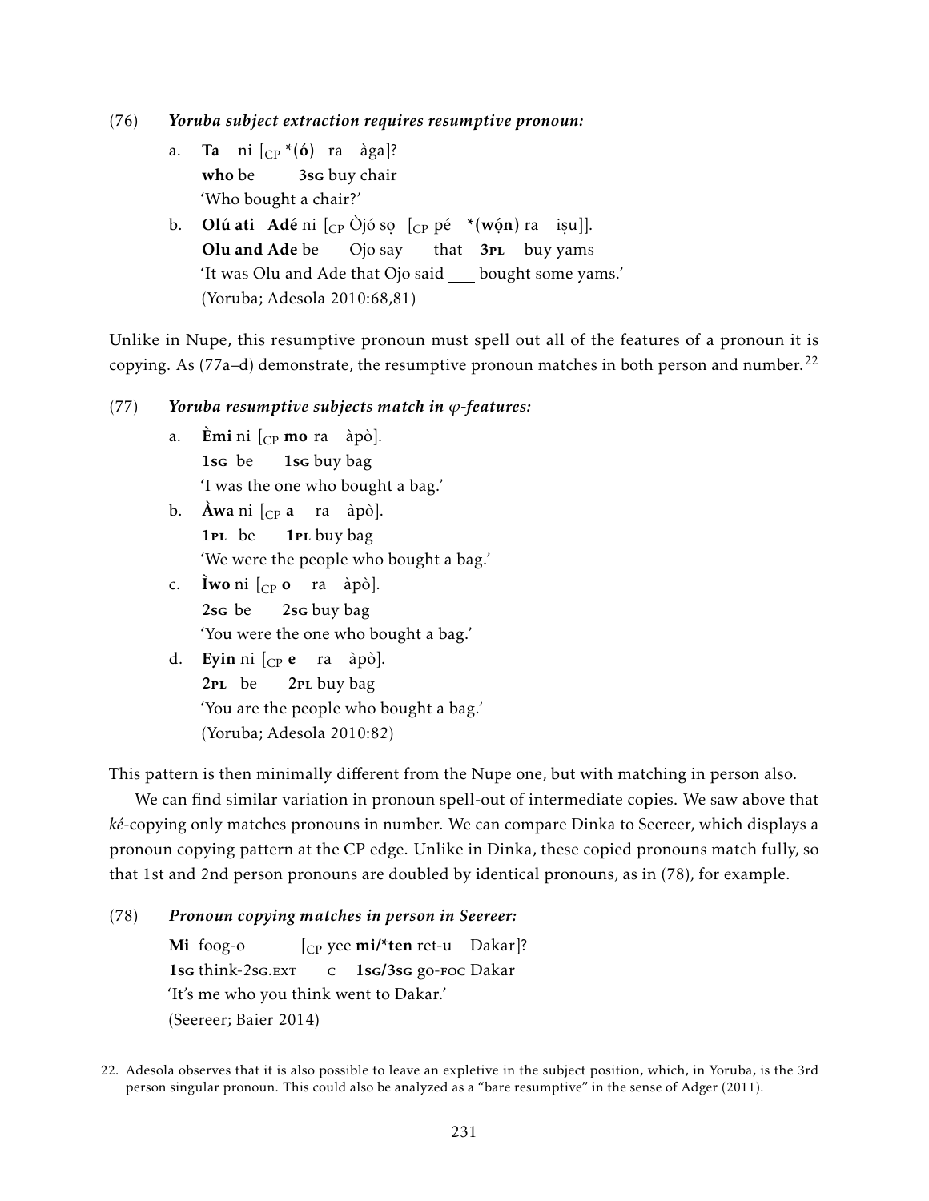(76) ***Yoruba subject extraction requires resumptive pronoun:***

a. **Ta** ni [$_{\text{CP}}$ \***(ó)** ra àga]?
   **who** be **3sg** buy chair
   'Who bought a chair?'

b. **Olú ati Adé** ni [$_{\text{CP}}$ Òjó sọ [$_{\text{CP}}$ pé \***(wọ́n)** ra iṣu]].
   **Olu and Ade** be Ojo say that **3pl** buy yams
   'It was Olu and Ade that Ojo said ___ bought some yams.'
   (Yoruba; Adesola 2010:68,81)

Unlike in Nupe, this resumptive pronoun must spell out all of the features of a pronoun it is copying. As (77a–d) demonstrate, the resumptive pronoun matches in both person and number.[22]

(77) ***Yoruba resumptive subjects match in φ-features:***

a. **Èmi** ni [$_{\text{CP}}$ **mo** ra àpò].
   **1sg** be **1sg** buy bag
   'I was the one who bought a bag.'

b. **Àwa** ni [$_{\text{CP}}$ **a** ra àpò].
   **1pl** be **1pl** buy bag
   'We were the people who bought a bag.'

c. **Ìwo** ni [$_{\text{CP}}$ **o** ra àpò].
   **2sg** be **2sg** buy bag
   'You were the one who bought a bag.'

d. **Eyin** ni [$_{\text{CP}}$ **e** ra àpò].
   **2pl** be **2pl** buy bag
   'You are the people who bought a bag.'
   (Yoruba; Adesola 2010:82)

This pattern is then minimally different from the Nupe one, but with matching in person also.

We can find similar variation in pronoun spell-out of intermediate copies. We saw above that *ké*-copying only matches pronouns in number. We can compare Dinka to Seereer, which displays a pronoun copying pattern at the CP edge. Unlike in Dinka, these copied pronouns match fully, so that 1st and 2nd person pronouns are doubled by identical pronouns, as in (78), for example.

(78) ***Pronoun copying matches in person in Seereer:***

**Mi** foog-o [$_{\text{CP}}$ yee **mi/\*ten** ret-u Dakar]?
**1sg** think-2sg.ext c **1sg/3sg** go-foc Dakar
'It's me who you think went to Dakar.'
(Seereer; Baier 2014)

22. Adesola observes that it is also possible to leave an expletive in the subject position, which, in Yoruba, is the 3rd person singular pronoun. This could also be analyzed as a "bare resumptive" in the sense of Adger (2011).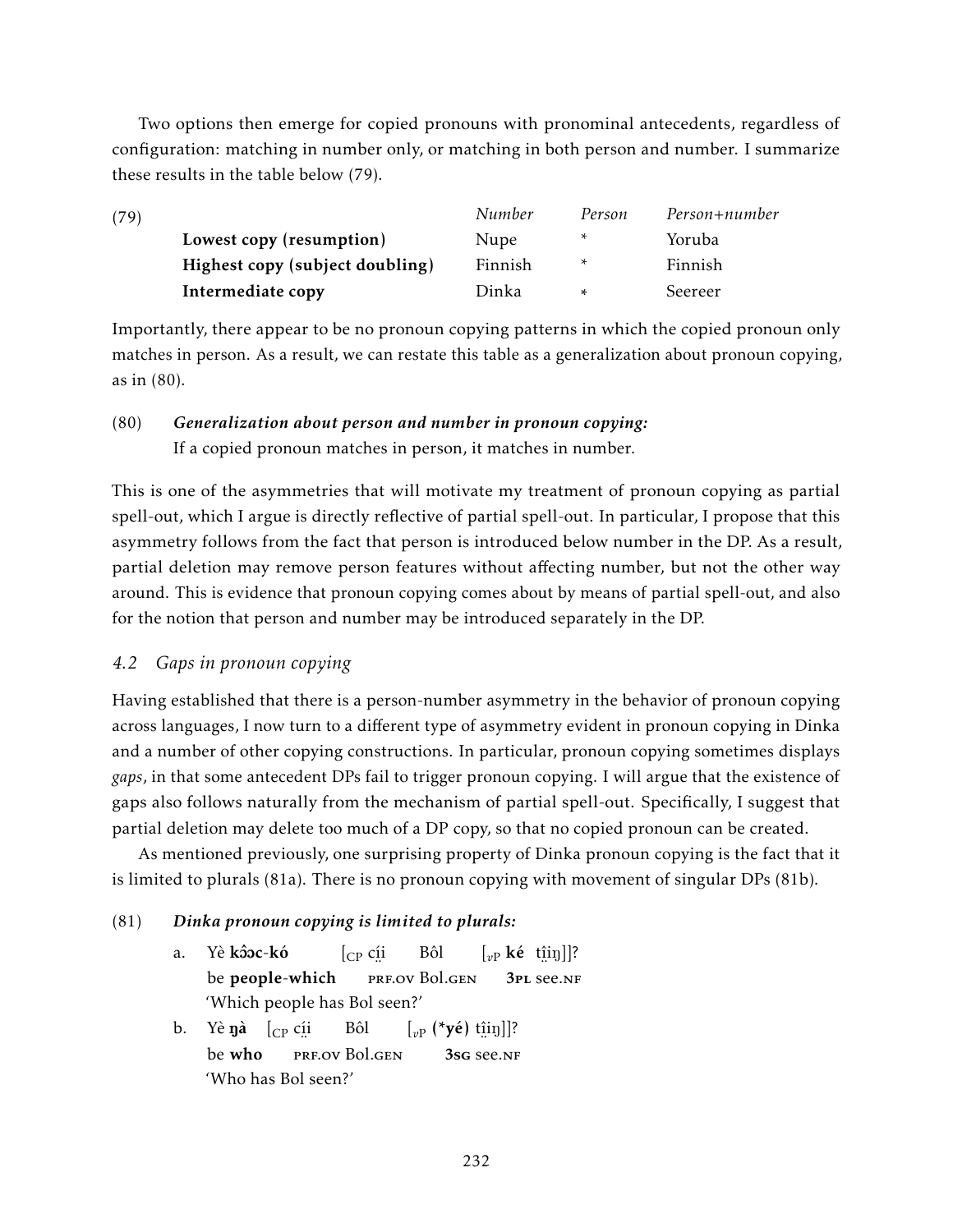Two options then emerge for copied pronouns with pronominal antecedents, regardless of configuration: matching in number only, or matching in both person and number. I summarize these results in the table below (79).

(79)

| | *Number* | *Person* | *Person+number* |
|---|---|---|---|
| **Lowest copy (resumption)** | Nupe | * | Yoruba |
| **Highest copy (subject doubling)** | Finnish | * | Finnish |
| **Intermediate copy** | Dinka | * | Seereer |

Importantly, there appear to be no pronoun copying patterns in which the copied pronoun only matches in person. As a result, we can restate this table as a generalization about pronoun copying, as in (80).

(80) ***Generalization about person and number in pronoun copying:***
If a copied pronoun matches in person, it matches in number.

This is one of the asymmetries that will motivate my treatment of pronoun copying as partial spell-out, which I argue is directly reflective of partial spell-out. In particular, I propose that this asymmetry follows from the fact that person is introduced below number in the DP. As a result, partial deletion may remove person features without affecting number, but not the other way around. This is evidence that pronoun copying comes about by means of partial spell-out, and also for the notion that person and number may be introduced separately in the DP.

## *4.2 Gaps in pronoun copying*

Having established that there is a person-number asymmetry in the behavior of pronoun copying across languages, I now turn to a different type of asymmetry evident in pronoun copying in Dinka and a number of other copying constructions. In particular, pronoun copying sometimes displays *gaps*, in that some antecedent DPs fail to trigger pronoun copying. I will argue that the existence of gaps also follows naturally from the mechanism of partial spell-out. Specifically, I suggest that partial deletion may delete too much of a DP copy, so that no copied pronoun can be created.

As mentioned previously, one surprising property of Dinka pronoun copying is the fact that it is limited to plurals (81a). There is no pronoun copying with movement of singular DPs (81b).

(81) ***Dinka pronoun copying is limited to plurals:***

a. Yè **kɔ̂ɔc-kó** [$_{\text{CP}}$ cí̤i̤ Bôl [$_{v\text{P}}$ **ké** t̪i̤i̤ŋ]]?
be **people-which** PRF.OV Bol.GEN **3PL** see.NF
'Which people has Bol seen?'

b. Yè **ŋà** [$_{\text{CP}}$ cí̤i̤ Bôl [$_{v\text{P}}$ **(*yé)** t̪i̤i̤ŋ]]?
be **who** PRF.OV Bol.GEN **3SG** see.NF
'Who has Bol seen?'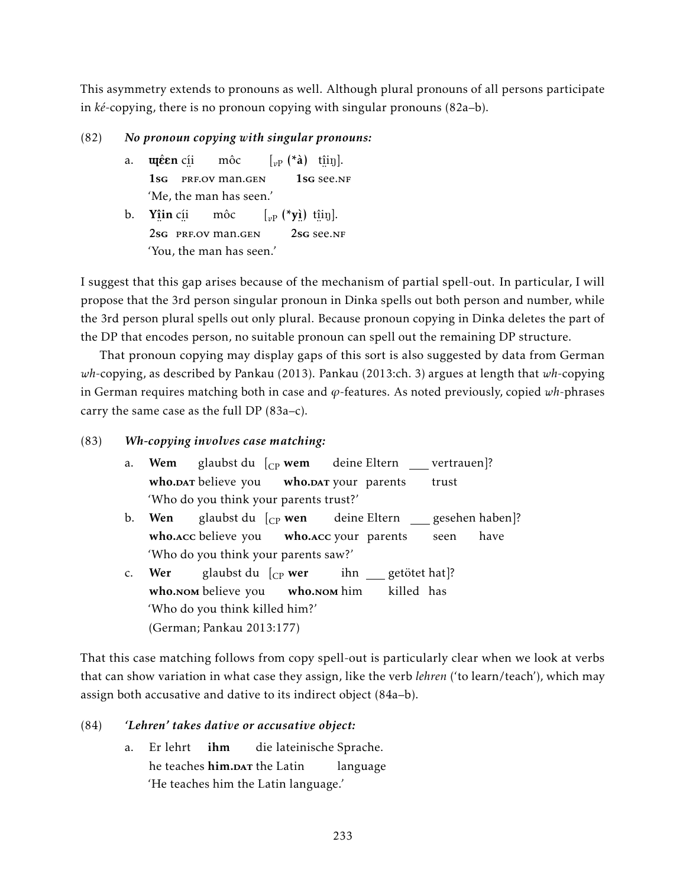This asymmetry extends to pronouns as well. Although plural pronouns of all persons participate in *ké*-copying, there is no pronoun copying with singular pronouns (82a–b).

(82) ***No pronoun copying with singular pronouns:***

a. **ɰɛ̂ɛn** cí̤i môc [$_{v\text{P}}$ (***à**) tî̤iŋ].
**1sg** prf.ov man.gen **1sg** see.nf
'Me, the man has seen.'

b. **Yî̤in** cí̤i môc [$_{v\text{P}}$ (***yì̤**) tî̤iŋ].
**2sg** prf.ov man.gen **2sg** see.nf
'You, the man has seen.'

I suggest that this gap arises because of the mechanism of partial spell-out. In particular, I will propose that the 3rd person singular pronoun in Dinka spells out both person and number, while the 3rd person plural spells out only plural. Because pronoun copying in Dinka deletes the part of the DP that encodes person, no suitable pronoun can spell out the remaining DP structure.

That pronoun copying may display gaps of this sort is also suggested by data from German *wh*-copying, as described by Pankau (2013). Pankau (2013:ch. 3) argues at length that *wh*-copying in German requires matching both in case and $\varphi$-features. As noted previously, copied *wh*-phrases carry the same case as the full DP (83a–c).

(83) ***Wh-copying involves case matching:***

a. **Wem** glaubst du [$_{\text{CP}}$ **wem** deine Eltern ___ vertrauen]?
**who.dat** believe you **who.dat** your parents trust
'Who do you think your parents trust?'

b. **Wen** glaubst du [$_{\text{CP}}$ **wen** deine Eltern ___ gesehen haben]?
**who.acc** believe you **who.acc** your parents seen have
'Who do you think your parents saw?'

c. **Wer** glaubst du [$_{\text{CP}}$ **wer** ihn ___ getötet hat]?
**who.nom** believe you **who.nom** him killed has
'Who do you think killed him?'
(German; Pankau 2013:177)

That this case matching follows from copy spell-out is particularly clear when we look at verbs that can show variation in what case they assign, like the verb *lehren* ('to learn/teach'), which may assign both accusative and dative to its indirect object (84a–b).

(84) ***'Lehren' takes dative or accusative object:***

a. Er lehrt **ihm** die lateinische Sprache.
he teaches **him.dat** the Latin language
'He teaches him the Latin language.'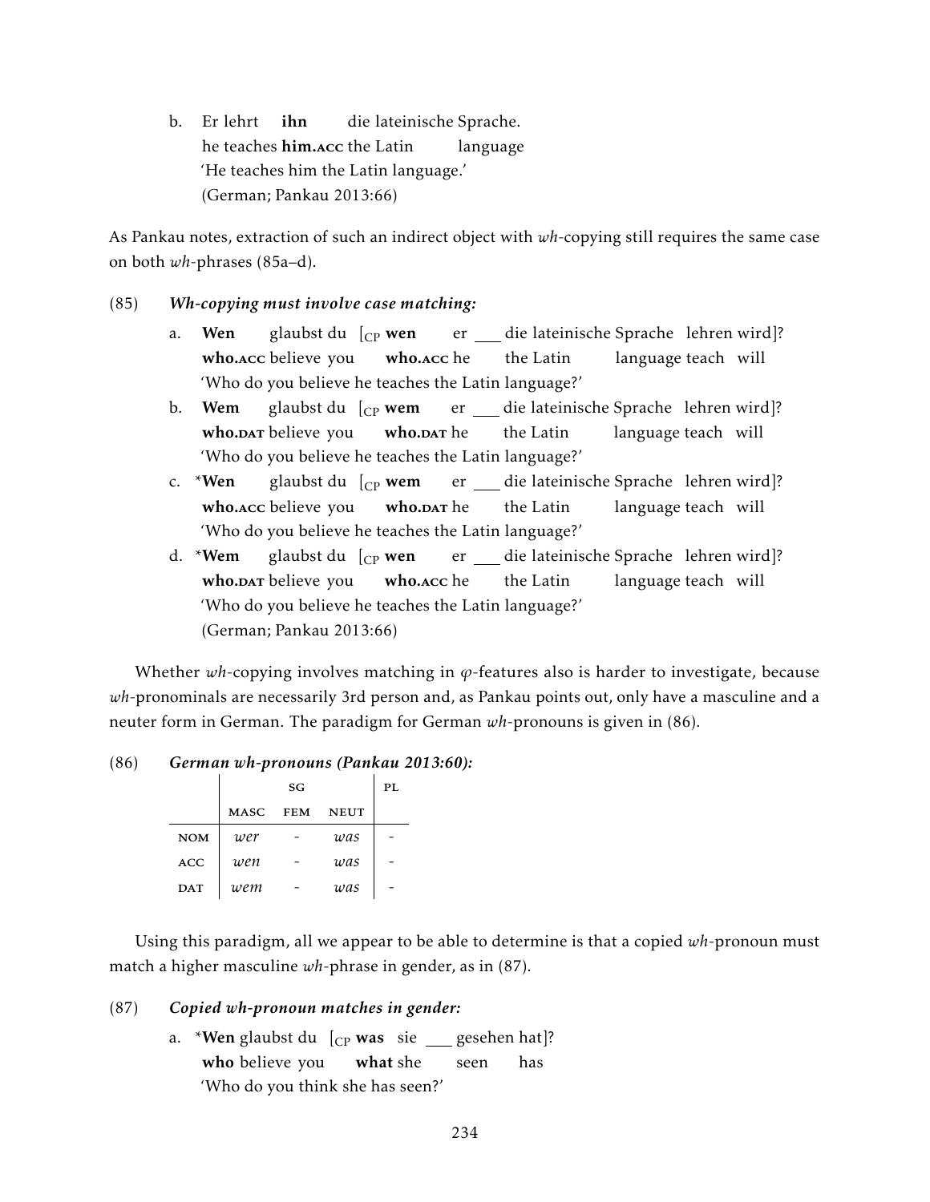b. Er lehrt **ihn** die lateinische Sprache.
   he teaches **him.ACC** the Latin language
   'He teaches him the Latin language.'
   (German; Pankau 2013:66)

As Pankau notes, extraction of such an indirect object with *wh*-copying still requires the same case on both *wh*-phrases (85a–d).

(85) ***Wh-copying must involve case matching:***

a. **Wen** glaubst du [$_{\text{CP}}$ **wen** er ___ die lateinische Sprache lehren wird]?
   **who.ACC** believe you **who.ACC** he the Latin language teach will
   'Who do you believe he teaches the Latin language?'

b. **Wem** glaubst du [$_{\text{CP}}$ **wem** er ___ die lateinische Sprache lehren wird]?
   **who.DAT** believe you **who.DAT** he the Latin language teach will
   'Who do you believe he teaches the Latin language?'

c. ***Wen** glaubst du [$_{\text{CP}}$ **wem** er ___ die lateinische Sprache lehren wird]?
   **who.ACC** believe you **who.DAT** he the Latin language teach will
   'Who do you believe he teaches the Latin language?'

d. ***Wem** glaubst du [$_{\text{CP}}$ **wen** er ___ die lateinische Sprache lehren wird]?
   **who.DAT** believe you **who.ACC** he the Latin language teach will
   'Who do you believe he teaches the Latin language?'
   (German; Pankau 2013:66)

Whether *wh*-copying involves matching in $\varphi$-features also is harder to investigate, because *wh*-pronominals are necessarily 3rd person and, as Pankau points out, only have a masculine and a neuter form in German. The paradigm for German *wh*-pronouns is given in (86).

(86) ***German wh-pronouns (Pankau 2013:60):***

| | SG | | | PL |
|---|---|---|---|---|
| | MASC | FEM | NEUT | |
| NOM | *wer* | - | *was* | - |
| ACC | *wen* | - | *was* | - |
| DAT | *wem* | - | *was* | - |

Using this paradigm, all we appear to be able to determine is that a copied *wh*-pronoun must match a higher masculine *wh*-phrase in gender, as in (87).

(87) ***Copied wh-pronoun matches in gender:***

a. ***Wen** glaubst du [$_{\text{CP}}$ **was** sie ___ gesehen hat]?
   **who** believe you **what** she seen has
   'Who do you think she has seen?'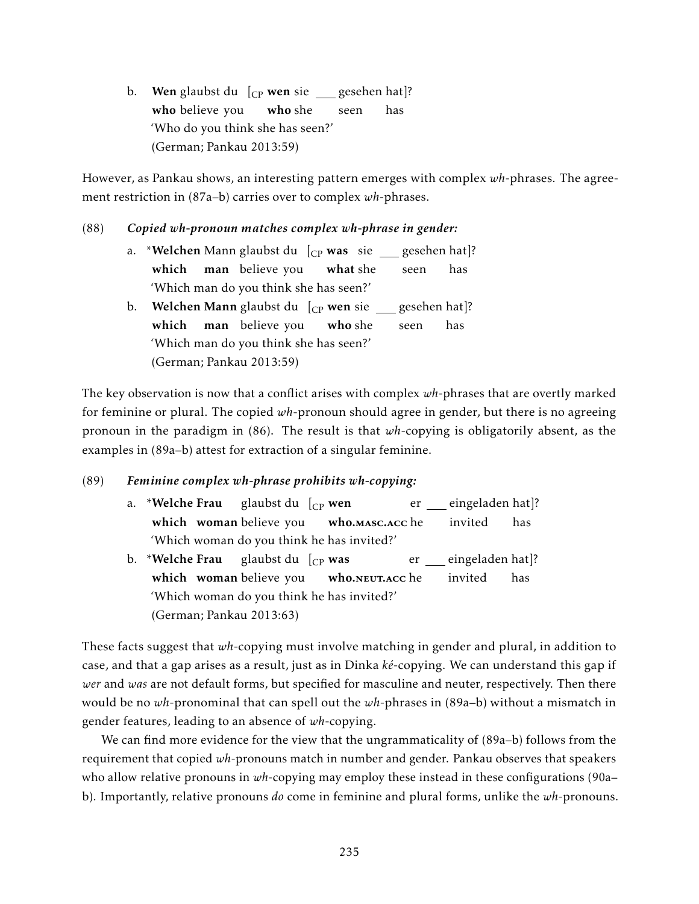b. **Wen** glaubst du [$_{CP}$ **wen** sie ___ gesehen hat]?
   **who** believe you **who** she seen has
   'Who do you think she has seen?'
   (German; Pankau 2013:59)

However, as Pankau shows, an interesting pattern emerges with complex *wh*-phrases. The agreement restriction in (87a–b) carries over to complex *wh*-phrases.

(88) ***Copied wh-pronoun matches complex wh-phrase in gender:***

a. \***Welchen** Mann glaubst du [$_{CP}$ **was** sie ___ gesehen hat]?
   **which man** believe you **what** she seen has
   'Which man do you think she has seen?'

b. **Welchen Mann** glaubst du [$_{CP}$ **wen** sie ___ gesehen hat]?
   **which man** believe you **who** she seen has
   'Which man do you think she has seen?'
   (German; Pankau 2013:59)

The key observation is now that a conflict arises with complex *wh*-phrases that are overtly marked for feminine or plural. The copied *wh*-pronoun should agree in gender, but there is no agreeing pronoun in the paradigm in (86). The result is that *wh*-copying is obligatorily absent, as the examples in (89a–b) attest for extraction of a singular feminine.

(89) ***Feminine complex wh-phrase prohibits wh-copying:***

a. \***Welche Frau** glaubst du [$_{CP}$ **wen** er ___ eingeladen hat]?
   **which woman** believe you **who.MASC.ACC** he invited has
   'Which woman do you think he has invited?'

b. \***Welche Frau** glaubst du [$_{CP}$ **was** er ___ eingeladen hat]?
   **which woman** believe you **who.NEUT.ACC** he invited has
   'Which woman do you think he has invited?'
   (German; Pankau 2013:63)

These facts suggest that *wh*-copying must involve matching in gender and plural, in addition to case, and that a gap arises as a result, just as in Dinka *ké*-copying. We can understand this gap if *wer* and *was* are not default forms, but specified for masculine and neuter, respectively. Then there would be no *wh*-pronominal that can spell out the *wh*-phrases in (89a–b) without a mismatch in gender features, leading to an absence of *wh*-copying.

We can find more evidence for the view that the ungrammaticality of (89a–b) follows from the requirement that copied *wh*-pronouns match in number and gender. Pankau observes that speakers who allow relative pronouns in *wh*-copying may employ these instead in these configurations (90a–b). Importantly, relative pronouns *do* come in feminine and plural forms, unlike the *wh*-pronouns.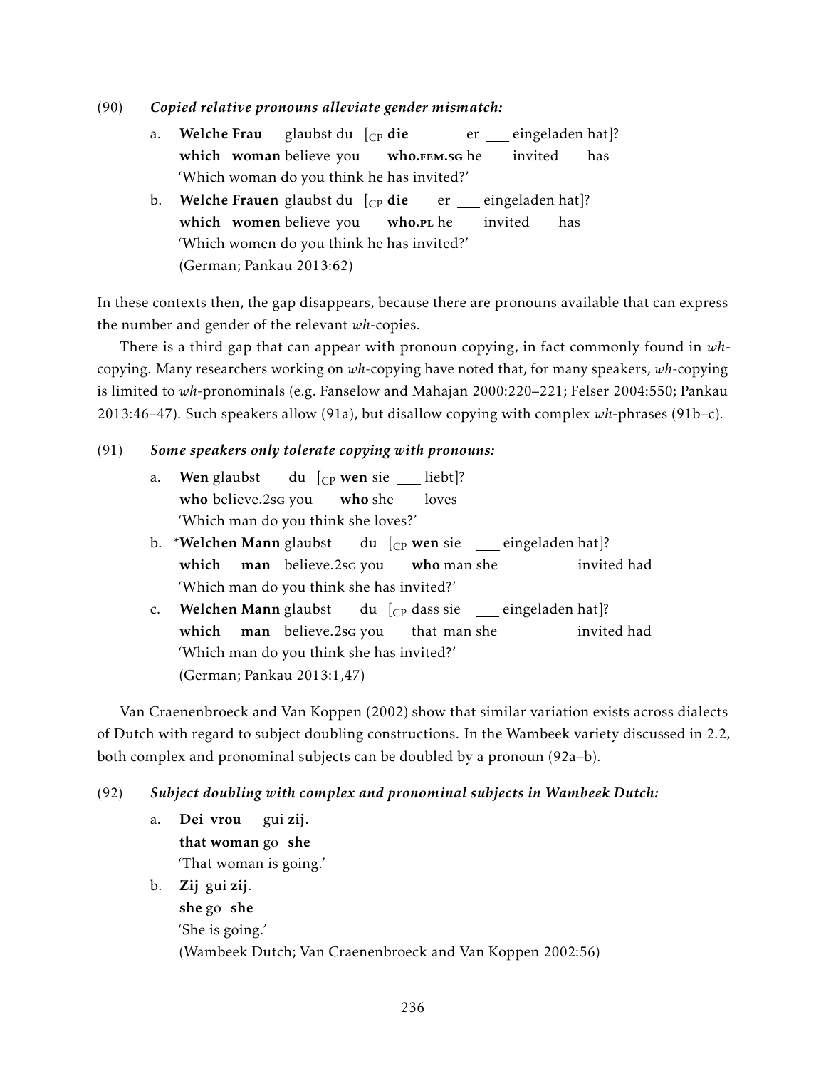(90) ***Copied relative pronouns alleviate gender mismatch:***

a. **Welche Frau** glaubst du [$_{CP}$ **die** er ___ eingeladen hat]?
   **which woman** believe you **who.FEM.SG** he invited has
   'Which woman do you think he has invited?'

b. **Welche Frauen** glaubst du [$_{CP}$ **die** er ___ eingeladen hat]?
   **which women** believe you **who.PL** he invited has
   'Which women do you think he has invited?'
   (German; Pankau 2013:62)

In these contexts then, the gap disappears, because there are pronouns available that can express the number and gender of the relevant *wh*-copies.

There is a third gap that can appear with pronoun copying, in fact commonly found in *wh*-copying. Many researchers working on *wh*-copying have noted that, for many speakers, *wh*-copying is limited to *wh*-pronominals (e.g. Fanselow and Mahajan 2000:220–221; Felser 2004:550; Pankau 2013:46–47). Such speakers allow (91a), but disallow copying with complex *wh*-phrases (91b–c).

(91) ***Some speakers only tolerate copying with pronouns:***

a. **Wen** glaubst du [$_{CP}$ **wen** sie ___ liebt]?
   **who** believe.2SG you **who** she loves
   'Which man do you think she loves?'

b. \***Welchen Mann** glaubst du [$_{CP}$ **wen** sie ___ eingeladen hat]?
   **which man** believe.2SG you **who** man she invited had
   'Which man do you think she has invited?'

c. **Welchen Mann** glaubst du [$_{CP}$ dass sie ___ eingeladen hat]?
   **which man** believe.2SG you that man she invited had
   'Which man do you think she has invited?'
   (German; Pankau 2013:1,47)

Van Craenenbroeck and Van Koppen (2002) show that similar variation exists across dialects of Dutch with regard to subject doubling constructions. In the Wambeek variety discussed in 2.2, both complex and pronominal subjects can be doubled by a pronoun (92a–b).

(92) ***Subject doubling with complex and pronominal subjects in Wambeek Dutch:***

a. **Dei vrou** gui **zij**.
   **that woman** go **she**
   'That woman is going.'

b. **Zij** gui **zij**.
   **she** go **she**
   'She is going.'
   (Wambeek Dutch; Van Craenenbroeck and Van Koppen 2002:56)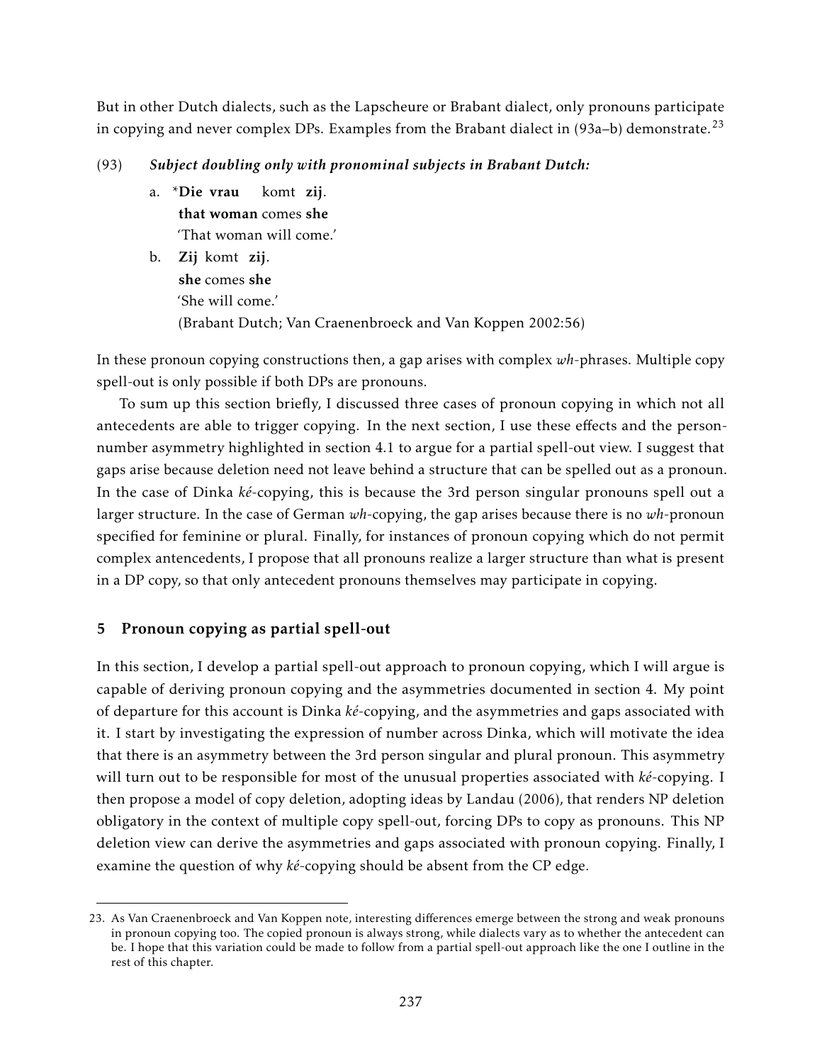But in other Dutch dialects, such as the Lapscheure or Brabant dialect, only pronouns participate in copying and never complex DPs. Examples from the Brabant dialect in (93a–b) demonstrate.[23]

(93) ***Subject doubling only with pronominal subjects in Brabant Dutch:***

a. *​**Die vrau** komt **zij**.
   **that woman** comes **she**
   'That woman will come.'

b. **Zij** komt **zij**.
   **she** comes **she**
   'She will come.'
   (Brabant Dutch; Van Craenenbroeck and Van Koppen 2002:56)

In these pronoun copying constructions then, a gap arises with complex *wh*-phrases. Multiple copy spell-out is only possible if both DPs are pronouns.

To sum up this section briefly, I discussed three cases of pronoun copying in which not all antecedents are able to trigger copying. In the next section, I use these effects and the person-number asymmetry highlighted in section 4.1 to argue for a partial spell-out view. I suggest that gaps arise because deletion need not leave behind a structure that can be spelled out as a pronoun. In the case of Dinka *ké*-copying, this is because the 3rd person singular pronouns spell out a larger structure. In the case of German *wh*-copying, the gap arises because there is no *wh*-pronoun specified for feminine or plural. Finally, for instances of pronoun copying which do not permit complex antencedents, I propose that all pronouns realize a larger structure than what is present in a DP copy, so that only antecedent pronouns themselves may participate in copying.

## 5 Pronoun copying as partial spell-out

In this section, I develop a partial spell-out approach to pronoun copying, which I will argue is capable of deriving pronoun copying and the asymmetries documented in section 4. My point of departure for this account is Dinka *ké*-copying, and the asymmetries and gaps associated with it. I start by investigating the expression of number across Dinka, which will motivate the idea that there is an asymmetry between the 3rd person singular and plural pronoun. This asymmetry will turn out to be responsible for most of the unusual properties associated with *ké*-copying. I then propose a model of copy deletion, adopting ideas by Landau (2006), that renders NP deletion obligatory in the context of multiple copy spell-out, forcing DPs to copy as pronouns. This NP deletion view can derive the asymmetries and gaps associated with pronoun copying. Finally, I examine the question of why *ké*-copying should be absent from the CP edge.

---

23. As Van Craenenbroeck and Van Koppen note, interesting differences emerge between the strong and weak pronouns in pronoun copying too. The copied pronoun is always strong, while dialects vary as to whether the antecedent can be. I hope that this variation could be made to follow from a partial spell-out approach like the one I outline in the rest of this chapter.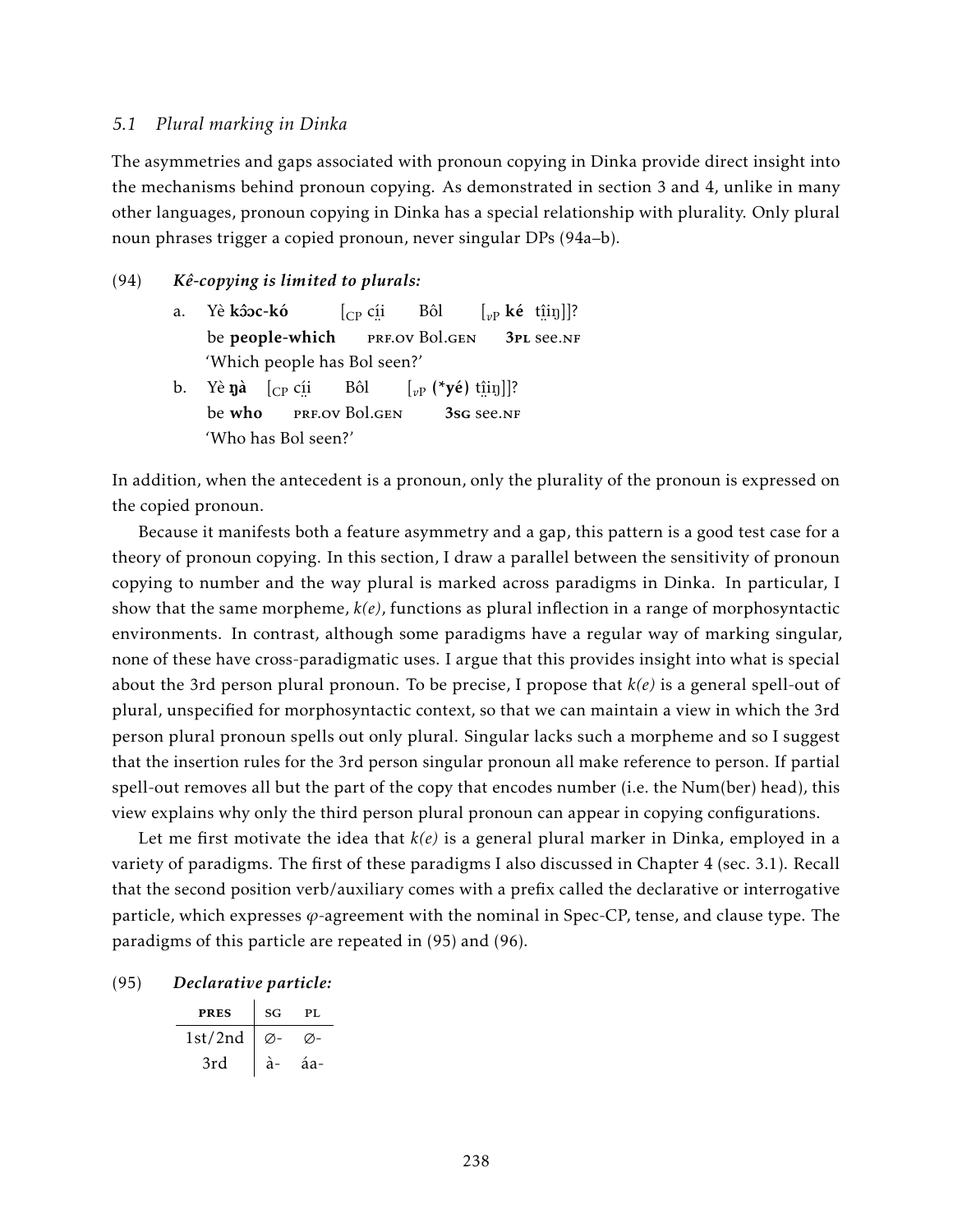### 5.1 *Plural marking in Dinka*

The asymmetries and gaps associated with pronoun copying in Dinka provide direct insight into the mechanisms behind pronoun copying. As demonstrated in section 3 and 4, unlike in many other languages, pronoun copying in Dinka has a special relationship with plurality. Only plural noun phrases trigger a copied pronoun, never singular DPs (94a–b).

(94) ***Kê-copying is limited to plurals:***

a. Yè **kɔ̂ɔc-kó** [$_{CP}$ cɪ̤́ɪ̤ Bôl [$_{vP}$ **ké** tı̤̂ı̤ŋ]]?
   be **people-which** PRF.OV Bol.GEN **3PL** see.NF
   'Which people has Bol seen?'

b. Yè **ŋà** [$_{CP}$ cɪ̤́ɪ̤ Bôl [$_{vP}$ **(*yé)** tı̤̂ı̤ŋ]]?
   be **who** PRF.OV Bol.GEN **3SG** see.NF
   'Who has Bol seen?'

In addition, when the antecedent is a pronoun, only the plurality of the pronoun is expressed on the copied pronoun.

Because it manifests both a feature asymmetry and a gap, this pattern is a good test case for a theory of pronoun copying. In this section, I draw a parallel between the sensitivity of pronoun copying to number and the way plural is marked across paradigms in Dinka. In particular, I show that the same morpheme, *k(e)*, functions as plural inflection in a range of morphosyntactic environments. In contrast, although some paradigms have a regular way of marking singular, none of these have cross-paradigmatic uses. I argue that this provides insight into what is special about the 3rd person plural pronoun. To be precise, I propose that *k(e)* is a general spell-out of plural, unspecified for morphosyntactic context, so that we can maintain a view in which the 3rd person plural pronoun spells out only plural. Singular lacks such a morpheme and so I suggest that the insertion rules for the 3rd person singular pronoun all make reference to person. If partial spell-out removes all but the part of the copy that encodes number (i.e. the Num(ber) head), this view explains why only the third person plural pronoun can appear in copying configurations.

Let me first motivate the idea that *k(e)* is a general plural marker in Dinka, employed in a variety of paradigms. The first of these paradigms I also discussed in Chapter 4 (sec. 3.1). Recall that the second position verb/auxiliary comes with a prefix called the declarative or interrogative particle, which expresses $\varphi$-agreement with the nominal in Spec-CP, tense, and clause type. The paradigms of this particle are repeated in (95) and (96).

(95) ***Declarative particle:***

| PRES | SG | PL |
|---|---|---|
| 1st/2nd | ∅- | ∅- |
| 3rd | à- | áa- |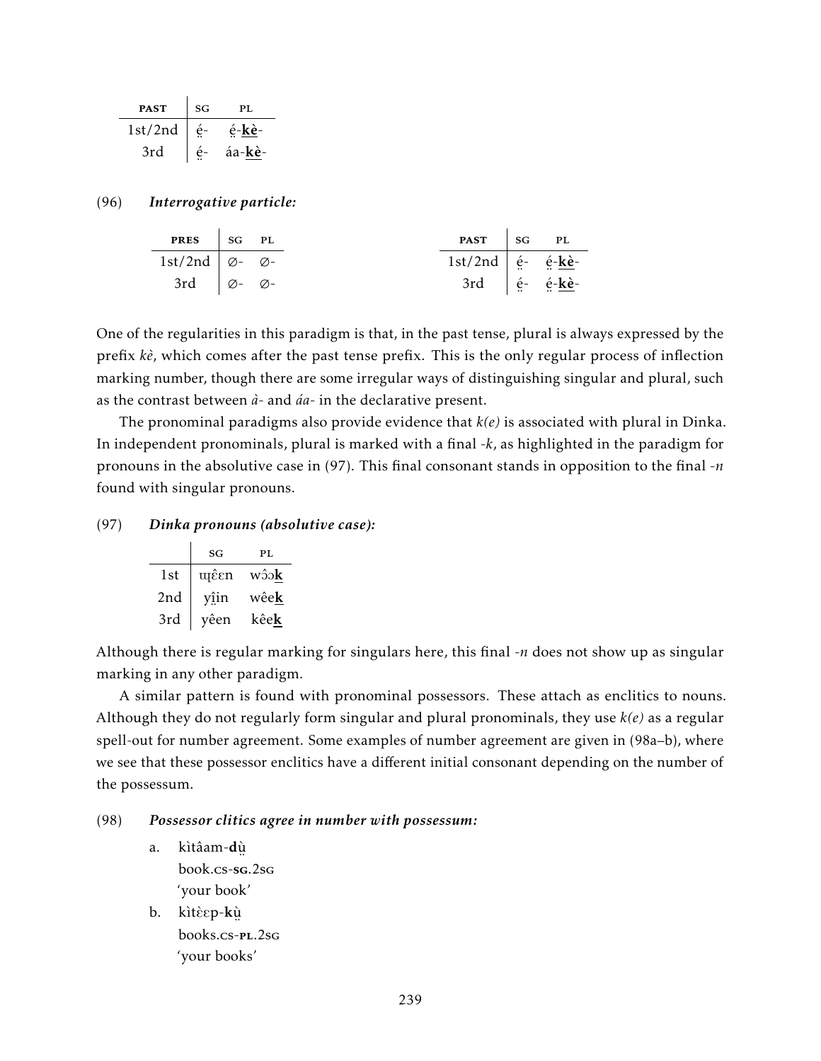| PAST | SG | PL |
|---|---|---|
| 1st/2nd | ẹ̈́- | ẹ̈́-**<u>kè</u>**- |
| 3rd | ẹ̈́- | áa-**<u>kè</u>**- |

(96) ***Interrogative particle:***

| PRES | SG | PL |
|---|---|---|
| 1st/2nd | ∅- | ∅- |
| 3rd | ∅- | ∅- |

| PAST | SG | PL |
|---|---|---|
| 1st/2nd | ẹ̈́- | ẹ̈́-**<u>kè</u>**- |
| 3rd | ẹ̈́- | ẹ̈́-**<u>kè</u>**- |

One of the regularities in this paradigm is that, in the past tense, plural is always expressed by the prefix *kè*, which comes after the past tense prefix. This is the only regular process of inflection marking number, though there are some irregular ways of distinguishing singular and plural, such as the contrast between *à-* and *áa-* in the declarative present.

The pronominal paradigms also provide evidence that *k(e)* is associated with plural in Dinka. In independent pronominals, plural is marked with a final *-k*, as highlighted in the paradigm for pronouns in the absolutive case in (97). This final consonant stands in opposition to the final *-n* found with singular pronouns.

(97) ***Dinka pronouns (absolutive case):***

| | SG | PL |
|---|---|---|
| 1st | ɰɛ̂ɛn | wɔ̂ɔ**<u>k</u>** |
| 2nd | yî̤in | wêe**<u>k</u>** |
| 3rd | yêen | kêe**<u>k</u>** |

Although there is regular marking for singulars here, this final *-n* does not show up as singular marking in any other paradigm.

A similar pattern is found with pronominal possessors. These attach as enclitics to nouns. Although they do not regularly form singular and plural pronominals, they use *k(e)* as a regular spell-out for number agreement. Some examples of number agreement are given in (98a–b), where we see that these possessor enclitics have a different initial consonant depending on the number of the possessum.

(98) ***Possessor clitics agree in number with possessum:***

a. kìtâam-**d**ṳ̀
   book.CS-**SG**.2SG
   'your book'

b. kìtɛ̀ɛp-**k**ṳ̀
   books.CS-**PL**.2SG
   'your books'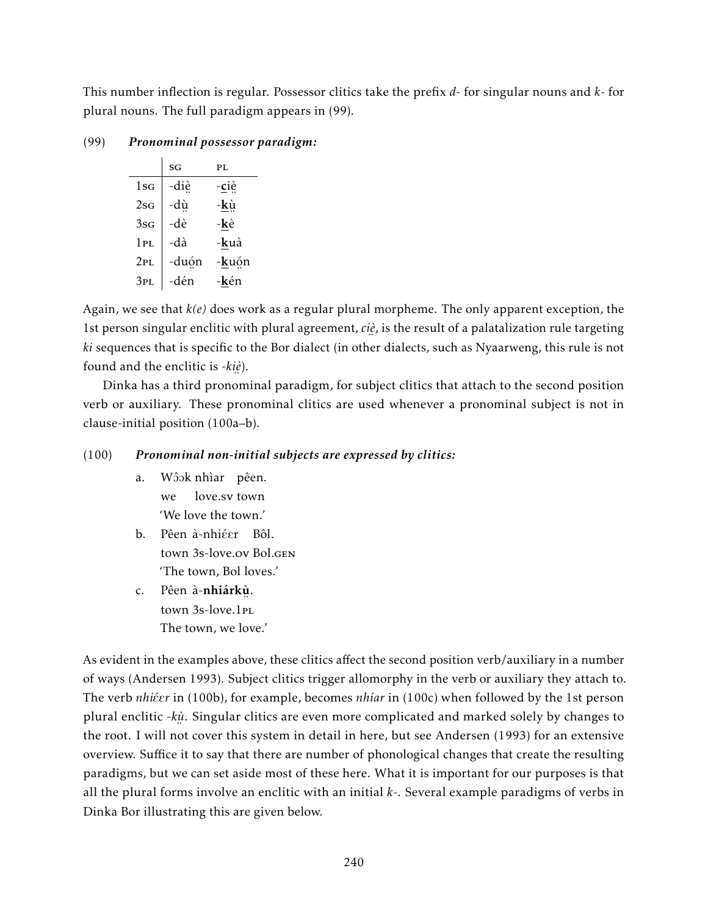This number inflection is regular. Possessor clitics take the prefix *d-* for singular nouns and *k-* for plural nouns. The full paradigm appears in (99).

(99) ***Pronominal possessor paradigm:***

| | SG | PL |
|---|---|---|
| 1SG | -diè̤ | -**c**iè̤ |
| 2SG | -dṳ̀ | -**k**ṳ̀ |
| 3SG | -dè | -**k**è |
| 1PL | -dà | -**k**uà |
| 2PL | -duó̤n | -**k**uó̤n |
| 3PL | -dén | -**k**én |

Again, we see that *k(e)* does work as a regular plural morpheme. The only apparent exception, the 1st person singular enclitic with plural agreement, *ciè̤*, is the result of a palatalization rule targeting *ki* sequences that is specific to the Bor dialect (in other dialects, such as Nyaarweng, this rule is not found and the enclitic is *-kiè̤*).

Dinka has a third pronominal paradigm, for subject clitics that attach to the second position verb or auxiliary. These pronominal clitics are used whenever a pronominal subject is not in clause-initial position (100a–b).

(100) ***Pronominal non-initial subjects are expressed by clitics:***

a. Wɔ̂ɔk nhìar pêen.
   we love.SV town
   'We love the town.'

b. Pêen à-nhiɛ́ɛr Bôl.
   town 3s-love.OV Bol.GEN
   'The town, Bol loves.'

c. Pêen à-**nhiárkṳ̀**.
   town 3s-love.1PL
   The town, we love.'

As evident in the examples above, these clitics affect the second position verb/auxiliary in a number of ways (Andersen 1993). Subject clitics trigger allomorphy in the verb or auxiliary they attach to. The verb *nhiɛ́ɛr* in (100b), for example, becomes *nhíar* in (100c) when followed by the 1st person plural enclitic *-kṳ̀*. Singular clitics are even more complicated and marked solely by changes to the root. I will not cover this system in detail in here, but see Andersen (1993) for an extensive overview. Suffice it to say that there are number of phonological changes that create the resulting paradigms, but we can set aside most of these here. What it is important for our purposes is that all the plural forms involve an enclitic with an initial *k-*. Several example paradigms of verbs in Dinka Bor illustrating this are given below.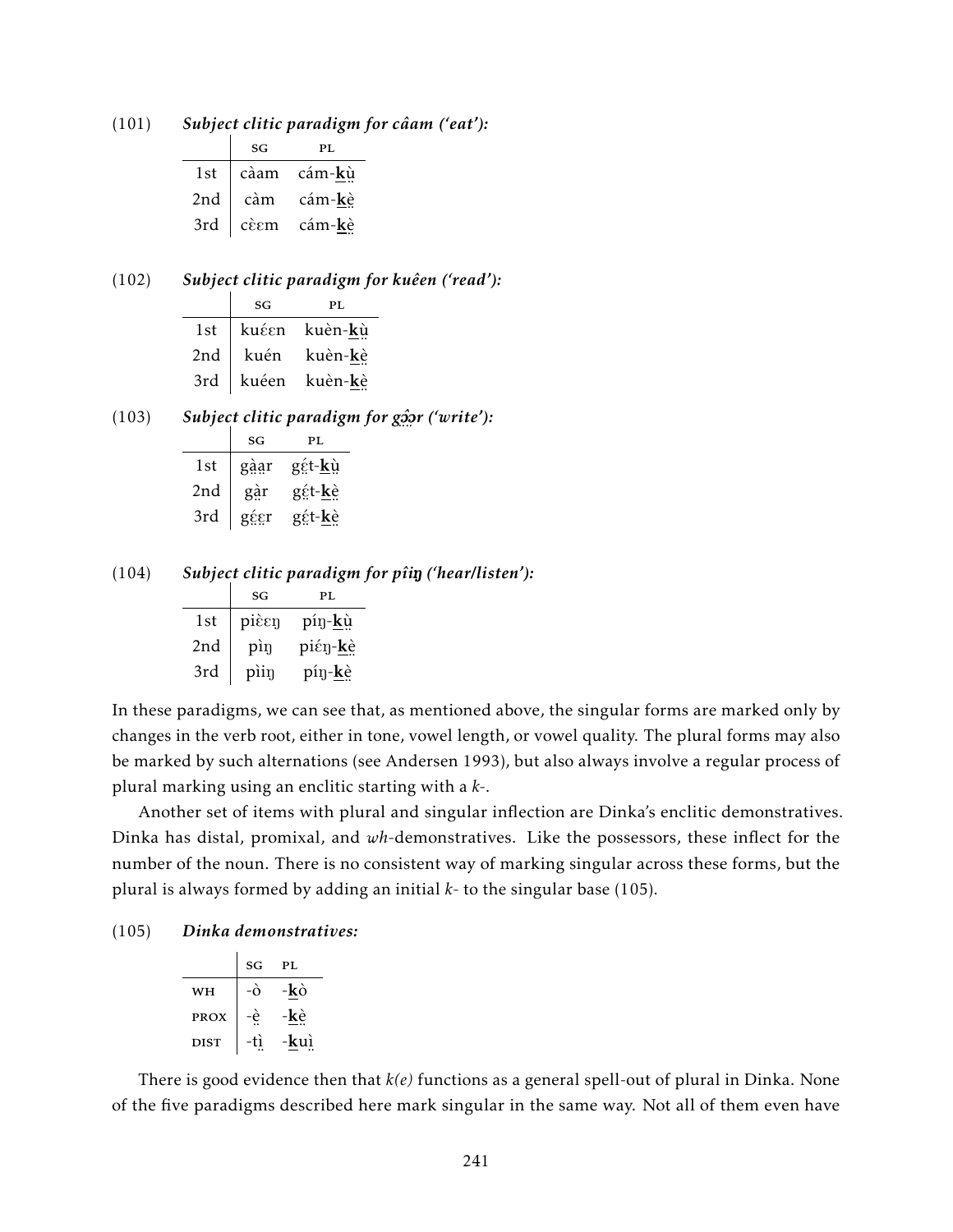(101) ***Subject clitic paradigm for câam ('eat'):***

| | SG | PL |
|---|---|---|
| 1st | càam | cám-**k̲ṳ̀** |
| 2nd | càm | cám-**k̲ḛ̀** |
| 3rd | cɛ̀ɛm | cám-**k̲ḛ̀** |

(102) ***Subject clitic paradigm for kuêen ('read'):***

| | SG | PL |
|---|---|---|
| 1st | kuɛ́ɛn | kuèn-**k̲ṳ̀** |
| 2nd | kuén | kuèn-**k̲ḛ̀** |
| 3rd | kuéen | kuèn-**k̲ḛ̀** |

(103) ***Subject clitic paradigm for g̲ɔ̤̂ɔ̤r ('write'):***

| | SG | PL |
|---|---|---|
| 1st | g̲ä̀a̤r | g̲ɛ̰́t-**k̲ṳ̀** |
| 2nd | g̲à̤r | g̲ɛ̰́t-**k̲ḛ̀** |
| 3rd | g̲ɛ̰́ɛ̰r | g̲ɛ̰́t-**k̲ḛ̀** |

(104) ***Subject clitic paradigm for pîiŋ ('hear/listen'):***

| | SG | PL |
|---|---|---|
| 1st | piɛ̀ɛŋ | píŋ-**k̲ṳ̀** |
| 2nd | pìŋ | piɛ́ŋ-**k̲ḛ̀** |
| 3rd | pìiŋ | píŋ-**k̲ḛ̀** |

In these paradigms, we can see that, as mentioned above, the singular forms are marked only by changes in the verb root, either in tone, vowel length, or vowel quality. The plural forms may also be marked by such alternations (see Andersen 1993), but also always involve a regular process of plural marking using an enclitic starting with a *k*-.

Another set of items with plural and singular inflection are Dinka's enclitic demonstratives. Dinka has distal, promixal, and *wh*-demonstratives. Like the possessors, these inflect for the number of the noun. There is no consistent way of marking singular across these forms, but the plural is always formed by adding an initial *k*- to the singular base (105).

(105) ***Dinka demonstratives:***

| | SG | PL |
|---|---|---|
| WH | -ò | -**k̲**ò |
| PROX | -ḛ̀ | -**k̲**ḛ̀ |
| DIST | -tḭ̀ | -**k̲**uḭ̀ |

There is good evidence then that *k(e)* functions as a general spell-out of plural in Dinka. None of the five paradigms described here mark singular in the same way. Not all of them even have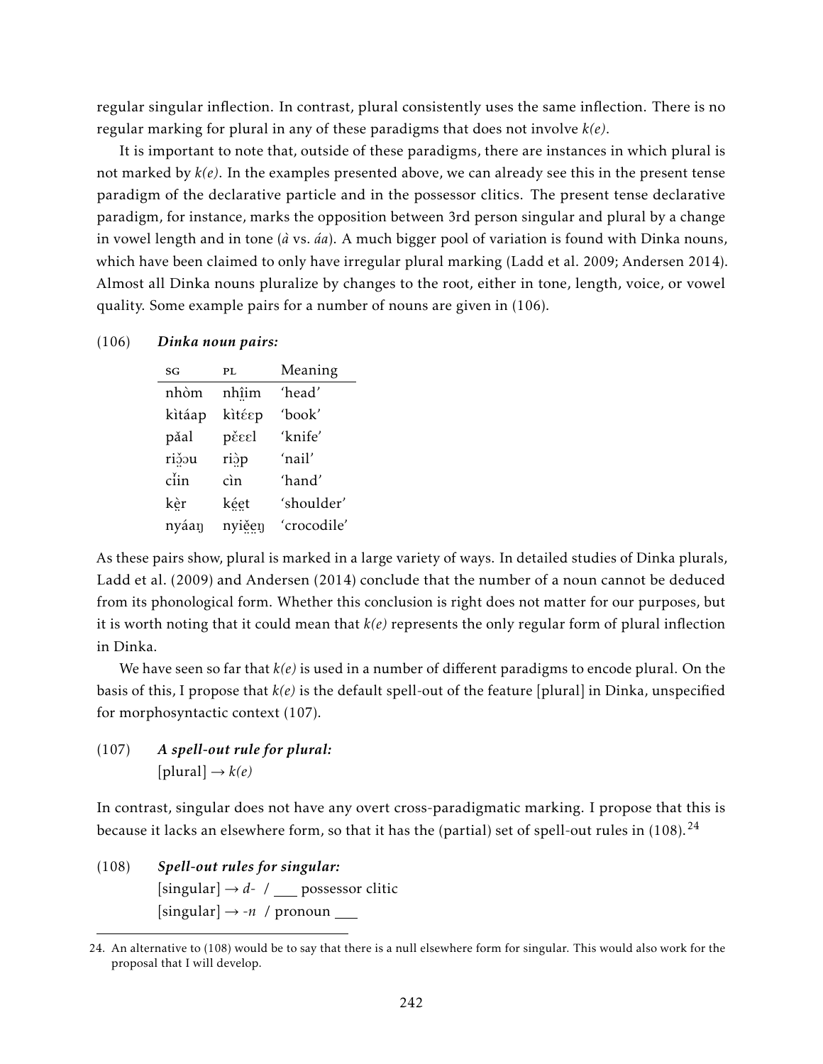regular singular inflection. In contrast, plural consistently uses the same inflection. There is no regular marking for plural in any of these paradigms that does not involve *k(e)*.

It is important to note that, outside of these paradigms, there are instances in which plural is not marked by *k(e)*. In the examples presented above, we can already see this in the present tense paradigm of the declarative particle and in the possessor clitics. The present tense declarative paradigm, for instance, marks the opposition between 3rd person singular and plural by a change in vowel length and in tone (*à* vs. *áa*). A much bigger pool of variation is found with Dinka nouns, which have been claimed to only have irregular plural marking (Ladd et al. 2009; Andersen 2014). Almost all Dinka nouns pluralize by changes to the root, either in tone, length, voice, or vowel quality. Some example pairs for a number of nouns are given in (106).

(106) ***Dinka noun pairs:***

| SG | PL | Meaning |
|---|---|---|
| nhòm | nhi̤i̤m | 'head' |
| kìtáap | kìtɛ́ɛp | 'book' |
| pǎal | pɛ̌ɛɛl | 'knife' |
| riɔ̤̌u | riɔ̤̀p | 'nail' |
| cǐin | cìn | 'hand' |
| kḛ̀r | kḛ́ḛt | 'shoulder' |
| nyáaŋ | nyiḛ̌ḛŋ | 'crocodile' |

As these pairs show, plural is marked in a large variety of ways. In detailed studies of Dinka plurals, Ladd et al. (2009) and Andersen (2014) conclude that the number of a noun cannot be deduced from its phonological form. Whether this conclusion is right does not matter for our purposes, but it is worth noting that it could mean that *k(e)* represents the only regular form of plural inflection in Dinka.

We have seen so far that *k(e)* is used in a number of different paradigms to encode plural. On the basis of this, I propose that *k(e)* is the default spell-out of the feature [plural] in Dinka, unspecified for morphosyntactic context (107).

(107) ***A spell-out rule for plural:***
[plural] → *k(e)*

In contrast, singular does not have any overt cross-paradigmatic marking. I propose that this is because it lacks an elsewhere form, so that it has the (partial) set of spell-out rules in (108).[24]

(108) ***Spell-out rules for singular:***
[singular] → *d-* / ___ possessor clitic
[singular] → *-n* / pronoun ___

24. An alternative to (108) would be to say that there is a null elsewhere form for singular. This would also work for the proposal that I will develop.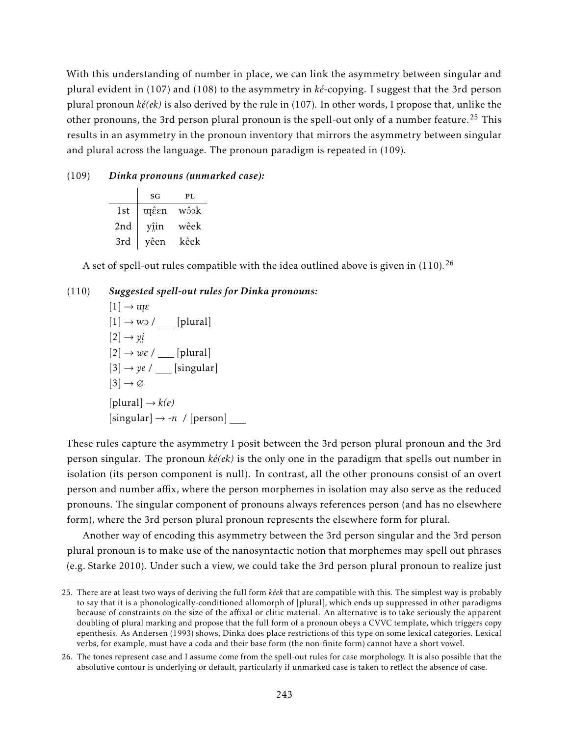With this understanding of number in place, we can link the asymmetry between singular and plural evident in (107) and (108) to the asymmetry in *ké*-copying. I suggest that the 3rd person plural pronoun *ké(ek)* is also derived by the rule in (107). In other words, I propose that, unlike the other pronouns, the 3rd person plural pronoun is the spell-out only of a number feature.[25] This results in an asymmetry in the pronoun inventory that mirrors the asymmetry between singular and plural across the language. The pronoun paradigm is repeated in (109).

(109) ***Dinka pronouns (unmarked case):***

| | SG | PL |
|---|---|---|
| 1st | ɯ̪ɛ̂ɛn | wɔ̂ɔk |
| 2nd | yî̤in | wêek |
| 3rd | yêen | kêek |

A set of spell-out rules compatible with the idea outlined above is given in (110).[26]

(110) ***Suggested spell-out rules for Dinka pronouns:***

[1] → *ɯ̪ɛ*
[1] → *wɔ* / ___ [plural]
[2] → *yi̤*
[2] → *we* / ___ [plural]
[3] → *ye* / ___ [singular]
[3] → ∅
[plural] → *k(e)*
[singular] → *-n* / [person] ___

These rules capture the asymmetry I posit between the 3rd person plural pronoun and the 3rd person singular. The pronoun *ké(ek)* is the only one in the paradigm that spells out number in isolation (its person component is null). In contrast, all the other pronouns consist of an overt person and number affix, where the person morphemes in isolation may also serve as the reduced pronouns. The singular component of pronouns always references person (and has no elsewhere form), where the 3rd person plural pronoun represents the elsewhere form for plural.

Another way of encoding this asymmetry between the 3rd person singular and the 3rd person plural pronoun is to make use of the nanosyntactic notion that morphemes may spell out phrases (e.g. Starke 2010). Under such a view, we could take the 3rd person plural pronoun to realize just

25. There are at least two ways of deriving the full form *kêek* that are compatible with this. The simplest way is probably to say that it is a phonologically-conditioned allomorph of [plural], which ends up suppressed in other paradigms because of constraints on the size of the affixal or clitic material. An alternative is to take seriously the apparent doubling of plural marking and propose that the full form of a pronoun obeys a CVVC template, which triggers copy epenthesis. As Andersen (1993) shows, Dinka does place restrictions of this type on some lexical categories. Lexical verbs, for example, must have a coda and their base form (the non-finite form) cannot have a short vowel.

26. The tones represent case and I assume come from the spell-out rules for case morphology. It is also possible that the absolutive contour is underlying or default, particularly if unmarked case is taken to reflect the absence of case.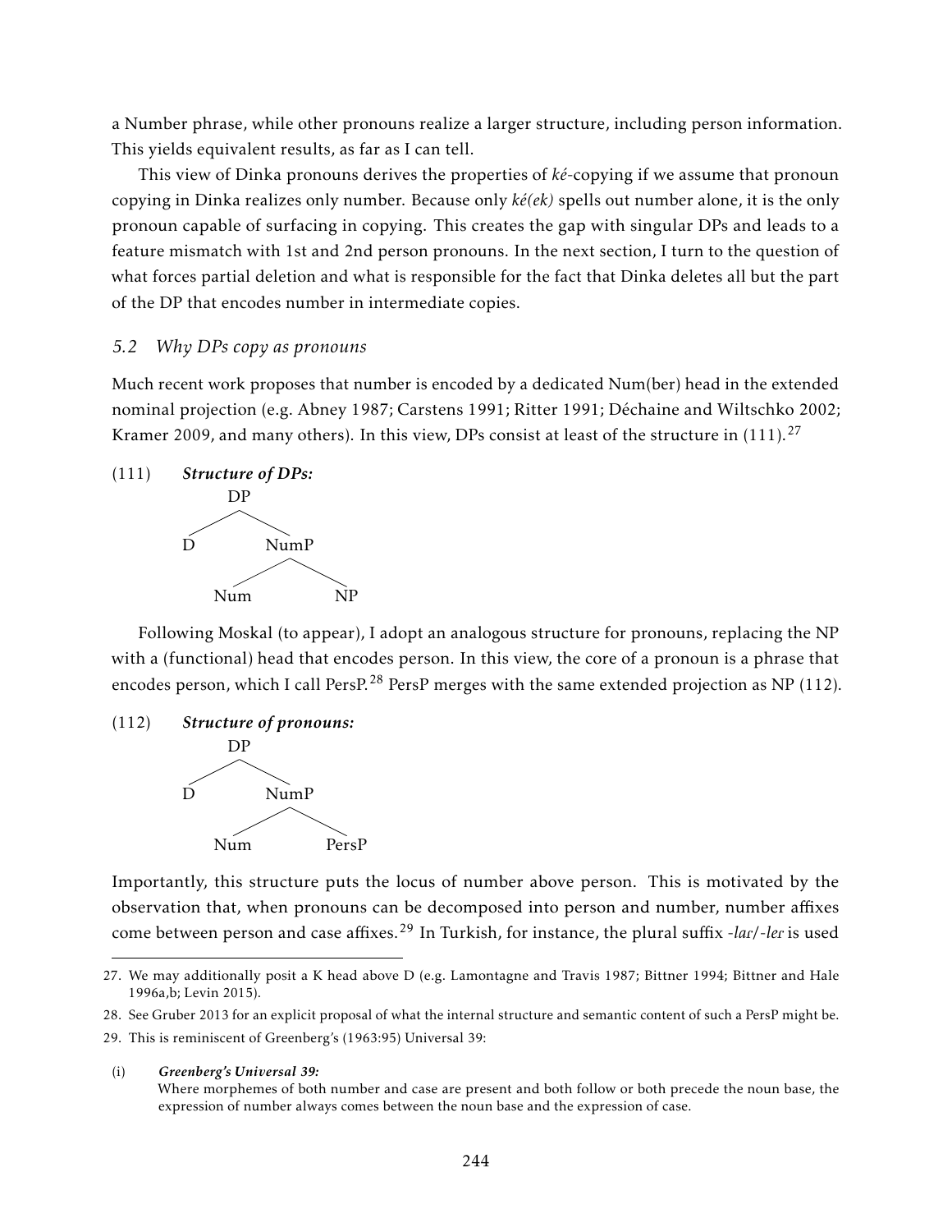a Number phrase, while other pronouns realize a larger structure, including person information. This yields equivalent results, as far as I can tell.

This view of Dinka pronouns derives the properties of *ké*-copying if we assume that pronoun copying in Dinka realizes only number. Because only *ké(ek)* spells out number alone, it is the only pronoun capable of surfacing in copying. This creates the gap with singular DPs and leads to a feature mismatch with 1st and 2nd person pronouns. In the next section, I turn to the question of what forces partial deletion and what is responsible for the fact that Dinka deletes all but the part of the DP that encodes number in intermediate copies.

### *5.2 Why DPs copy as pronouns*

Much recent work proposes that number is encoded by a dedicated Num(ber) head in the extended nominal projection (e.g. Abney 1987; Carstens 1991; Ritter 1991; Déchaine and Wiltschko 2002; Kramer 2009, and many others). In this view, DPs consist at least of the structure in (111).[27]

(111) ***Structure of DPs:***

```
      DP
     /  \
    D    NumP
        /    \
      Num     NP
```

Following Moskal (to appear), I adopt an analogous structure for pronouns, replacing the NP with a (functional) head that encodes person. In this view, the core of a pronoun is a phrase that encodes person, which I call PersP.[28] PersP merges with the same extended projection as NP (112).

(112) ***Structure of pronouns:***

```
      DP
     /  \
    D    NumP
        /    \
      Num     PersP
```

Importantly, this structure puts the locus of number above person. This is motivated by the observation that, when pronouns can be decomposed into person and number, number affixes come between person and case affixes.[29] In Turkish, for instance, the plural suffix *-lar/-ler* is used

---

27. We may additionally posit a K head above D (e.g. Lamontagne and Travis 1987; Bittner 1994; Bittner and Hale 1996a,b; Levin 2015).

28. See Gruber 2013 for an explicit proposal of what the internal structure and semantic content of such a PersP might be.

29. This is reminiscent of Greenberg's (1963:95) Universal 39:

(i) ***Greenberg's Universal 39:***
Where morphemes of both number and case are present and both follow or both precede the noun base, the expression of number always comes between the noun base and the expression of case.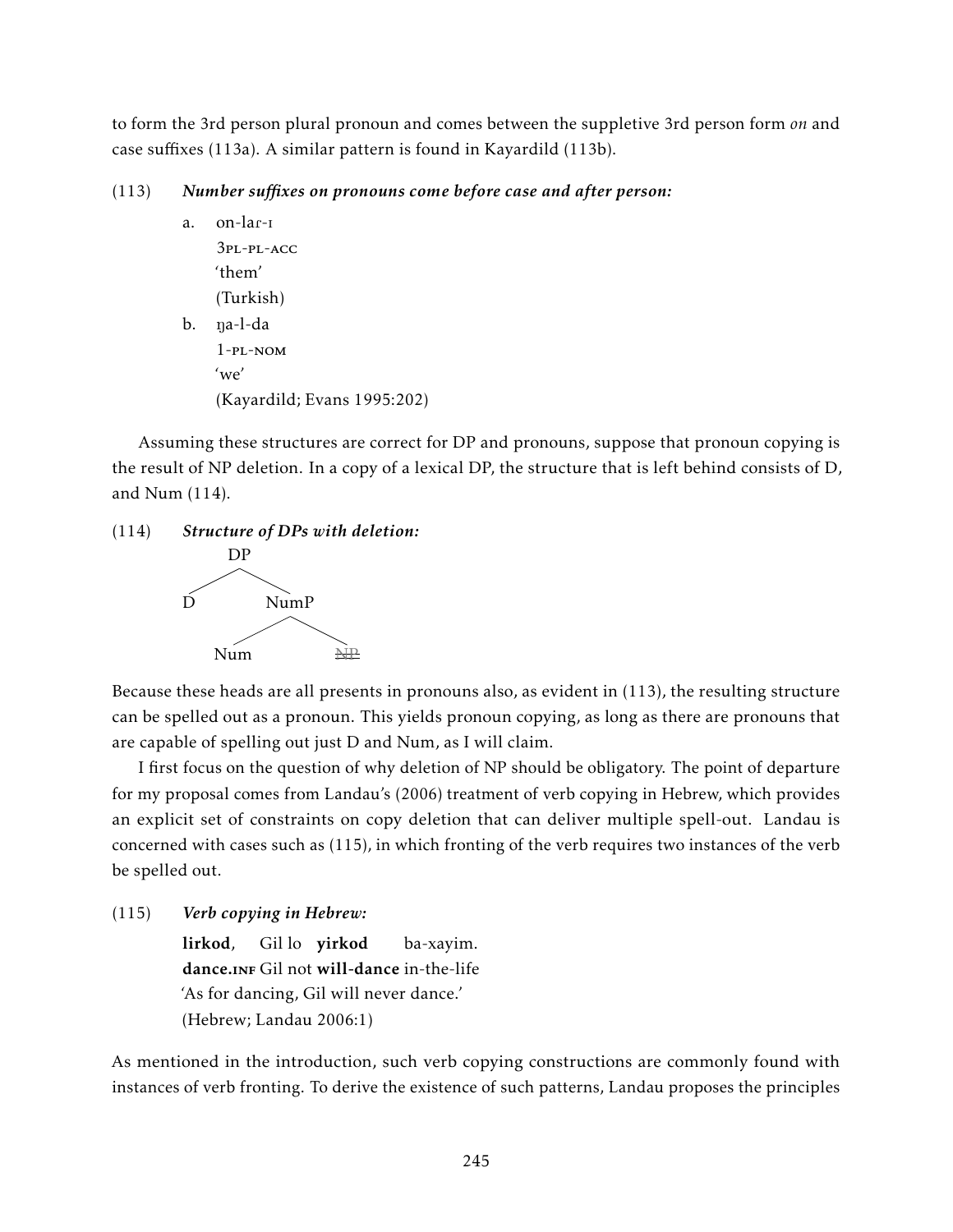to form the 3rd person plural pronoun and comes between the suppletive 3rd person form *on* and case suffixes (113a). A similar pattern is found in Kayardild (113b).

(113) ***Number suffixes on pronouns come before case and after person:***

a. on-laɾ-ɪ
   3PL-PL-ACC
   'them'
   (Turkish)

b. ŋa-l-da
   1-PL-NOM
   'we'
   (Kayardild; Evans 1995:202)

Assuming these structures are correct for DP and pronouns, suppose that pronoun copying is the result of NP deletion. In a copy of a lexical DP, the structure that is left behind consists of D, and Num (114).

(114) ***Structure of DPs with deletion:***

```
        DP
       /  \
      D    NumP
          /    \
        Num    NP (deleted)
```

Because these heads are all presents in pronouns also, as evident in (113), the resulting structure can be spelled out as a pronoun. This yields pronoun copying, as long as there are pronouns that are capable of spelling out just D and Num, as I will claim.

I first focus on the question of why deletion of NP should be obligatory. The point of departure for my proposal comes from Landau's (2006) treatment of verb copying in Hebrew, which provides an explicit set of constraints on copy deletion that can deliver multiple spell-out. Landau is concerned with cases such as (115), in which fronting of the verb requires two instances of the verb be spelled out.

(115) ***Verb copying in Hebrew:***

**lirkod**, Gil lo **yirkod** ba-xayim.
**dance.INF** Gil not **will-dance** in-the-life
'As for dancing, Gil will never dance.'
(Hebrew; Landau 2006:1)

As mentioned in the introduction, such verb copying constructions are commonly found with instances of verb fronting. To derive the existence of such patterns, Landau proposes the principles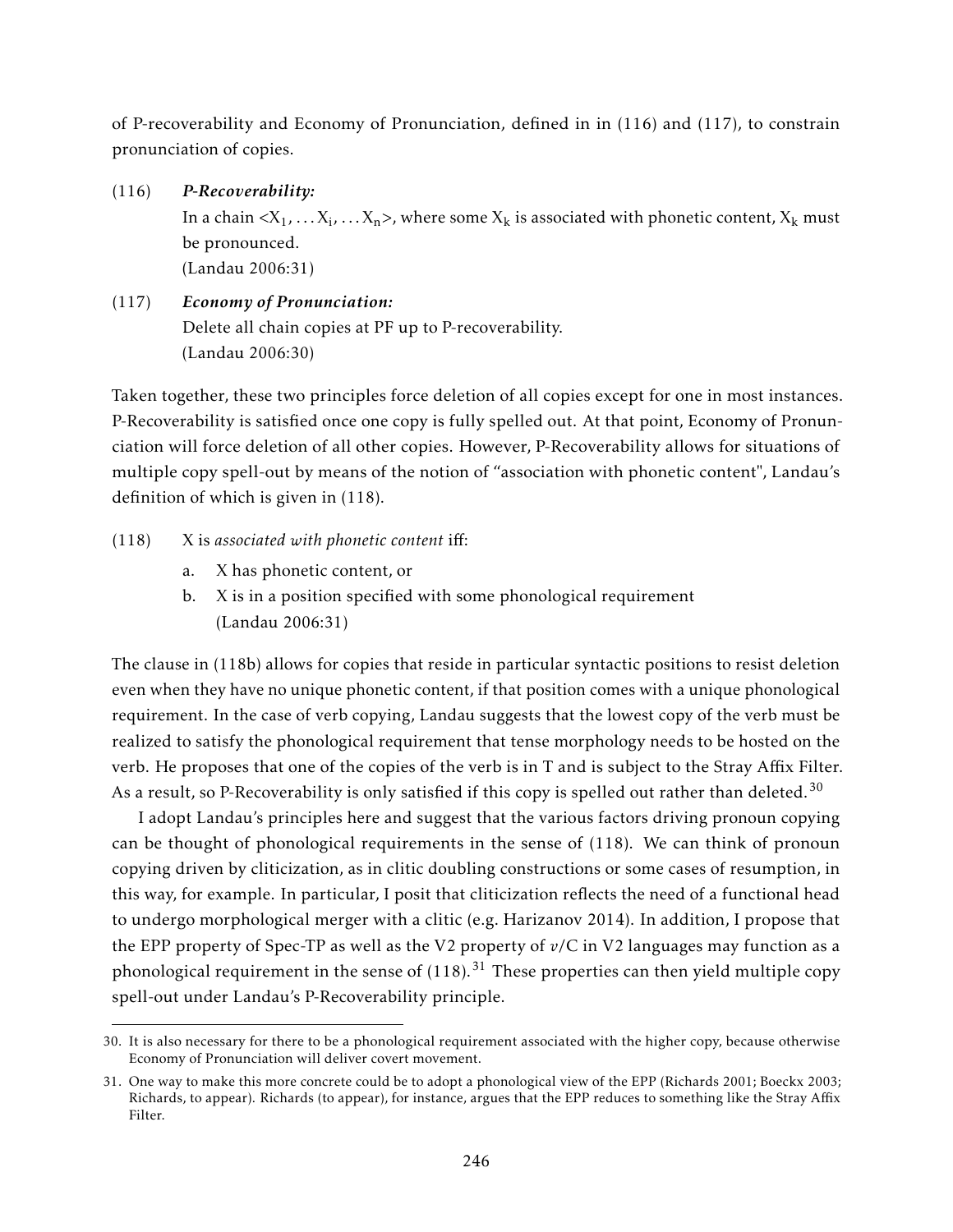of P-recoverability and Economy of Pronunciation, defined in in (116) and (117), to constrain pronunciation of copies.

(116) ***P-Recoverability:***
In a chain $<X_1, \ldots X_i, \ldots X_n>$, where some $X_k$ is associated with phonetic content, $X_k$ must be pronounced.
(Landau 2006:31)

(117) ***Economy of Pronunciation:***
Delete all chain copies at PF up to P-recoverability.
(Landau 2006:30)

Taken together, these two principles force deletion of all copies except for one in most instances. P-Recoverability is satisfied once one copy is fully spelled out. At that point, Economy of Pronunciation will force deletion of all other copies. However, P-Recoverability allows for situations of multiple copy spell-out by means of the notion of "association with phonetic content", Landau's definition of which is given in (118).

(118) X is *associated with phonetic content* iff:
a. X has phonetic content, or
b. X is in a position specified with some phonological requirement
(Landau 2006:31)

The clause in (118b) allows for copies that reside in particular syntactic positions to resist deletion even when they have no unique phonetic content, if that position comes with a unique phonological requirement. In the case of verb copying, Landau suggests that the lowest copy of the verb must be realized to satisfy the phonological requirement that tense morphology needs to be hosted on the verb. He proposes that one of the copies of the verb is in T and is subject to the Stray Affix Filter. As a result, so P-Recoverability is only satisfied if this copy is spelled out rather than deleted.[30]

I adopt Landau's principles here and suggest that the various factors driving pronoun copying can be thought of phonological requirements in the sense of (118). We can think of pronoun copying driven by cliticization, as in clitic doubling constructions or some cases of resumption, in this way, for example. In particular, I posit that cliticization reflects the need of a functional head to undergo morphological merger with a clitic (e.g. Harizanov 2014). In addition, I propose that the EPP property of Spec-TP as well as the V2 property of *v*/C in V2 languages may function as a phonological requirement in the sense of (118).[31] These properties can then yield multiple copy spell-out under Landau's P-Recoverability principle.

---

30. It is also necessary for there to be a phonological requirement associated with the higher copy, because otherwise Economy of Pronunciation will deliver covert movement.

31. One way to make this more concrete could be to adopt a phonological view of the EPP (Richards 2001; Boeckx 2003; Richards, to appear). Richards (to appear), for instance, argues that the EPP reduces to something like the Stray Affix Filter.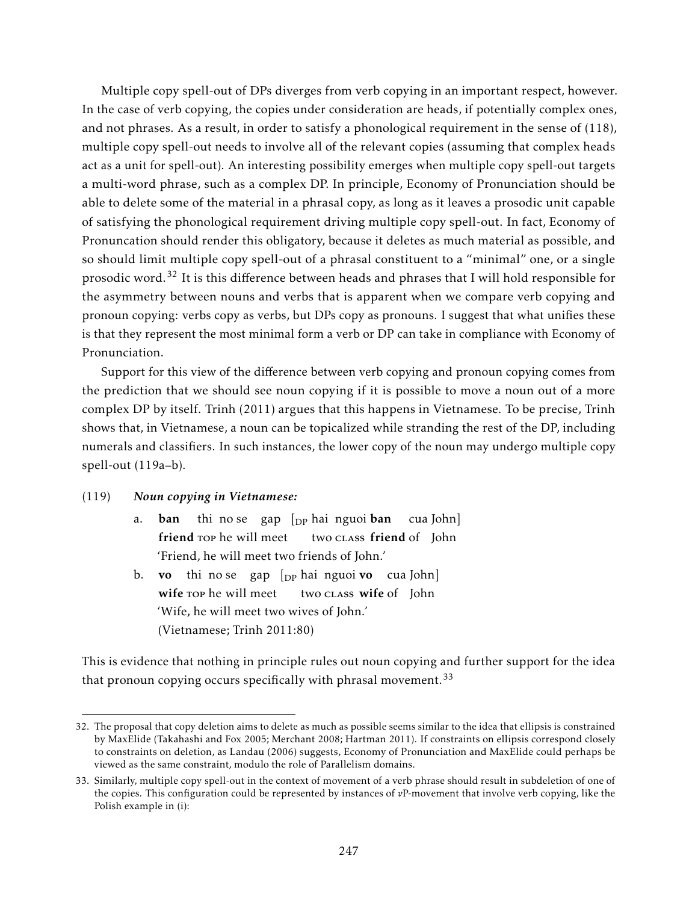Multiple copy spell-out of DPs diverges from verb copying in an important respect, however. In the case of verb copying, the copies under consideration are heads, if potentially complex ones, and not phrases. As a result, in order to satisfy a phonological requirement in the sense of (118), multiple copy spell-out needs to involve all of the relevant copies (assuming that complex heads act as a unit for spell-out). An interesting possibility emerges when multiple copy spell-out targets a multi-word phrase, such as a complex DP. In principle, Economy of Pronunciation should be able to delete some of the material in a phrasal copy, as long as it leaves a prosodic unit capable of satisfying the phonological requirement driving multiple copy spell-out. In fact, Economy of Pronuncation should render this obligatory, because it deletes as much material as possible, and so should limit multiple copy spell-out of a phrasal constituent to a "minimal" one, or a single prosodic word.[32] It is this difference between heads and phrases that I will hold responsible for the asymmetry between nouns and verbs that is apparent when we compare verb copying and pronoun copying: verbs copy as verbs, but DPs copy as pronouns. I suggest that what unifies these is that they represent the most minimal form a verb or DP can take in compliance with Economy of Pronunciation.

Support for this view of the difference between verb copying and pronoun copying comes from the prediction that we should see noun copying if it is possible to move a noun out of a more complex DP by itself. Trinh (2011) argues that this happens in Vietnamese. To be precise, Trinh shows that, in Vietnamese, a noun can be topicalized while stranding the rest of the DP, including numerals and classifiers. In such instances, the lower copy of the noun may undergo multiple copy spell-out (119a–b).

(119) ***Noun copying in Vietnamese:***

a. **ban** thi no se gap [$_{\text{DP}}$ hai nguoi **ban** cua John]
   **friend** TOP he will meet two CLASS **friend** of John
   'Friend, he will meet two friends of John.'

b. **vo** thi no se gap [$_{\text{DP}}$ hai nguoi **vo** cua John]
   **wife** TOP he will meet two CLASS **wife** of John
   'Wife, he will meet two wives of John.'
   (Vietnamese; Trinh 2011:80)

This is evidence that nothing in principle rules out noun copying and further support for the idea that pronoun copying occurs specifically with phrasal movement.[33]

---

32. The proposal that copy deletion aims to delete as much as possible seems similar to the idea that ellipsis is constrained by MaxElide (Takahashi and Fox 2005; Merchant 2008; Hartman 2011). If constraints on ellipsis correspond closely to constraints on deletion, as Landau (2006) suggests, Economy of Pronunciation and MaxElide could perhaps be viewed as the same constraint, modulo the role of Parallelism domains.

33. Similarly, multiple copy spell-out in the context of movement of a verb phrase should result in subdeletion of one of the copies. This configuration could be represented by instances of *v*P-movement that involve verb copying, like the Polish example in (i):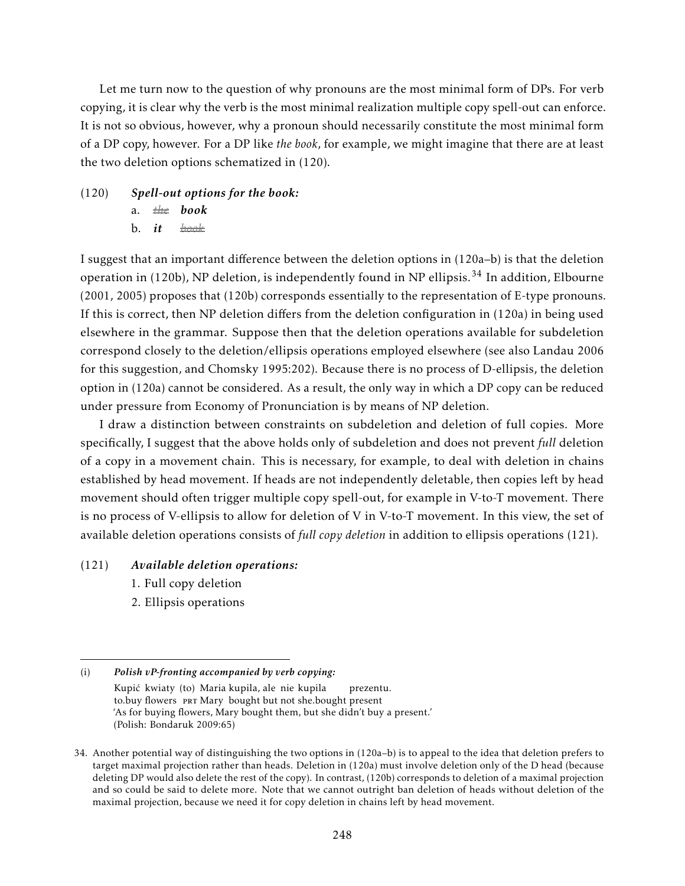Let me turn now to the question of why pronouns are the most minimal form of DPs. For verb copying, it is clear why the verb is the most minimal realization multiple copy spell-out can enforce. It is not so obvious, however, why a pronoun should necessarily constitute the most minimal form of a DP copy, however. For a DP like *the book*, for example, we might imagine that there are at least the two deletion options schematized in (120).

(120) ***Spell-out options for the book:***

a. ~~the~~ ***book***

b. ***it*** ~~book~~

I suggest that an important difference between the deletion options in (120a–b) is that the deletion operation in (120b), NP deletion, is independently found in NP ellipsis.[34] In addition, Elbourne (2001, 2005) proposes that (120b) corresponds essentially to the representation of E-type pronouns. If this is correct, then NP deletion differs from the deletion configuration in (120a) in being used elsewhere in the grammar. Suppose then that the deletion operations available for subdeletion correspond closely to the deletion/ellipsis operations employed elsewhere (see also Landau 2006 for this suggestion, and Chomsky 1995:202). Because there is no process of D-ellipsis, the deletion option in (120a) cannot be considered. As a result, the only way in which a DP copy can be reduced under pressure from Economy of Pronunciation is by means of NP deletion.

I draw a distinction between constraints on subdeletion and deletion of full copies. More specifically, I suggest that the above holds only of subdeletion and does not prevent *full* deletion of a copy in a movement chain. This is necessary, for example, to deal with deletion in chains established by head movement. If heads are not independently deletable, then copies left by head movement should often trigger multiple copy spell-out, for example in V-to-T movement. There is no process of V-ellipsis to allow for deletion of V in V-to-T movement. In this view, the set of available deletion operations consists of *full copy deletion* in addition to ellipsis operations (121).

(121) ***Available deletion operations:***

1. Full copy deletion
2. Ellipsis operations

---

(i) ***Polish vP-fronting accompanied by verb copying:***

Kupić kwiaty (to) Maria kupiła, ale nie kupiła prezentu.
to.buy flowers PRT Mary bought but not she.bought present
'As for buying flowers, Mary bought them, but she didn't buy a present.'
(Polish: Bondaruk 2009:65)

34. Another potential way of distinguishing the two options in (120a–b) is to appeal to the idea that deletion prefers to target maximal projection rather than heads. Deletion in (120a) must involve deletion only of the D head (because deleting DP would also delete the rest of the copy). In contrast, (120b) corresponds to deletion of a maximal projection and so could be said to delete more. Note that we cannot outright ban deletion of heads without deletion of the maximal projection, because we need it for copy deletion in chains left by head movement.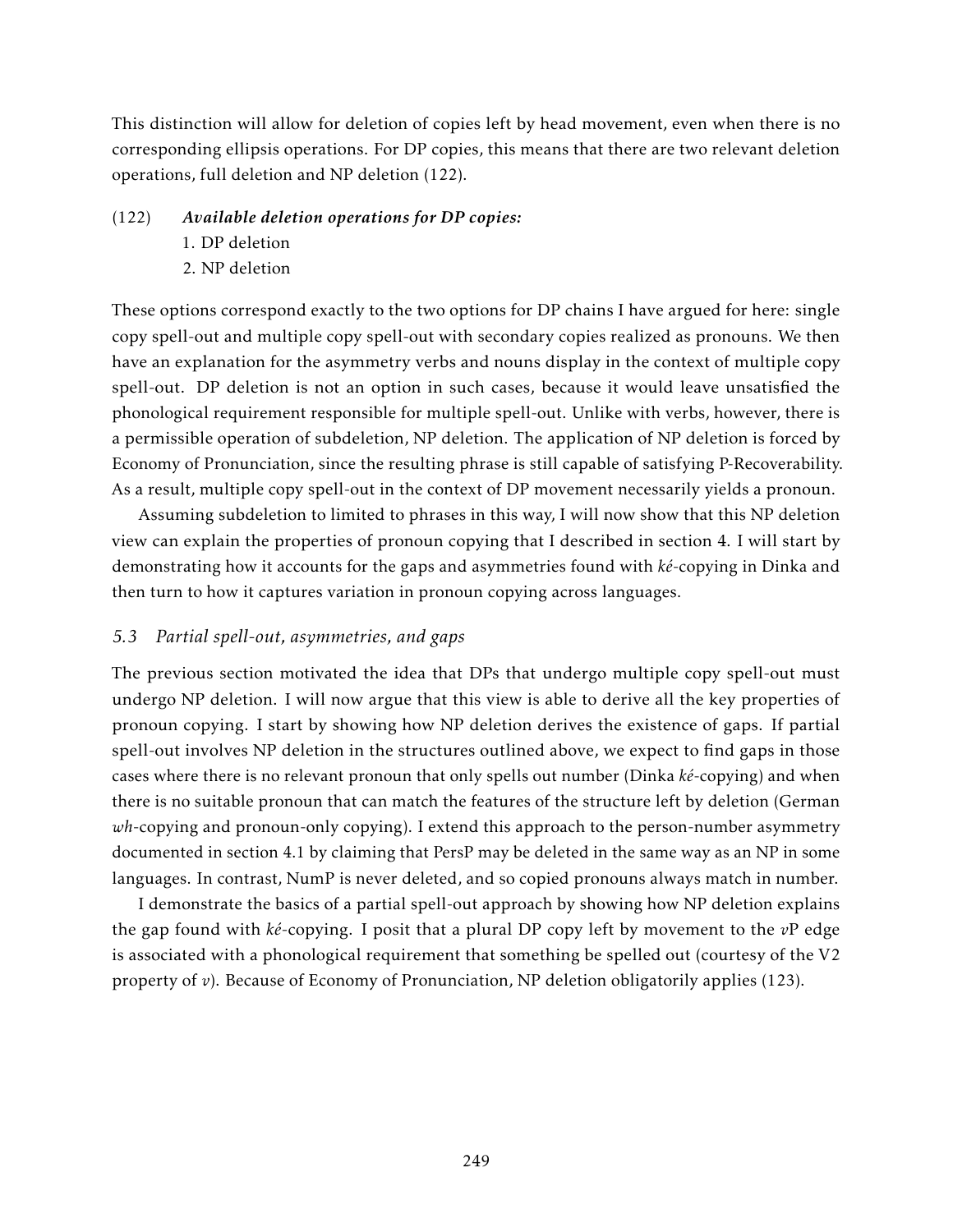This distinction will allow for deletion of copies left by head movement, even when there is no corresponding ellipsis operations. For DP copies, this means that there are two relevant deletion operations, full deletion and NP deletion (122).

(122) ***Available deletion operations for DP copies:***
1. DP deletion
2. NP deletion

These options correspond exactly to the two options for DP chains I have argued for here: single copy spell-out and multiple copy spell-out with secondary copies realized as pronouns. We then have an explanation for the asymmetry verbs and nouns display in the context of multiple copy spell-out. DP deletion is not an option in such cases, because it would leave unsatisfied the phonological requirement responsible for multiple spell-out. Unlike with verbs, however, there is a permissible operation of subdeletion, NP deletion. The application of NP deletion is forced by Economy of Pronunciation, since the resulting phrase is still capable of satisfying P-Recoverability. As a result, multiple copy spell-out in the context of DP movement necessarily yields a pronoun.

Assuming subdeletion to limited to phrases in this way, I will now show that this NP deletion view can explain the properties of pronoun copying that I described in section 4. I will start by demonstrating how it accounts for the gaps and asymmetries found with *ké*-copying in Dinka and then turn to how it captures variation in pronoun copying across languages.

### *5.3 Partial spell-out, asymmetries, and gaps*

The previous section motivated the idea that DPs that undergo multiple copy spell-out must undergo NP deletion. I will now argue that this view is able to derive all the key properties of pronoun copying. I start by showing how NP deletion derives the existence of gaps. If partial spell-out involves NP deletion in the structures outlined above, we expect to find gaps in those cases where there is no relevant pronoun that only spells out number (Dinka *ké*-copying) and when there is no suitable pronoun that can match the features of the structure left by deletion (German *wh*-copying and pronoun-only copying). I extend this approach to the person-number asymmetry documented in section 4.1 by claiming that PersP may be deleted in the same way as an NP in some languages. In contrast, NumP is never deleted, and so copied pronouns always match in number.

I demonstrate the basics of a partial spell-out approach by showing how NP deletion explains the gap found with *ké*-copying. I posit that a plural DP copy left by movement to the *v*P edge is associated with a phonological requirement that something be spelled out (courtesy of the V2 property of *v*). Because of Economy of Pronunciation, NP deletion obligatorily applies (123).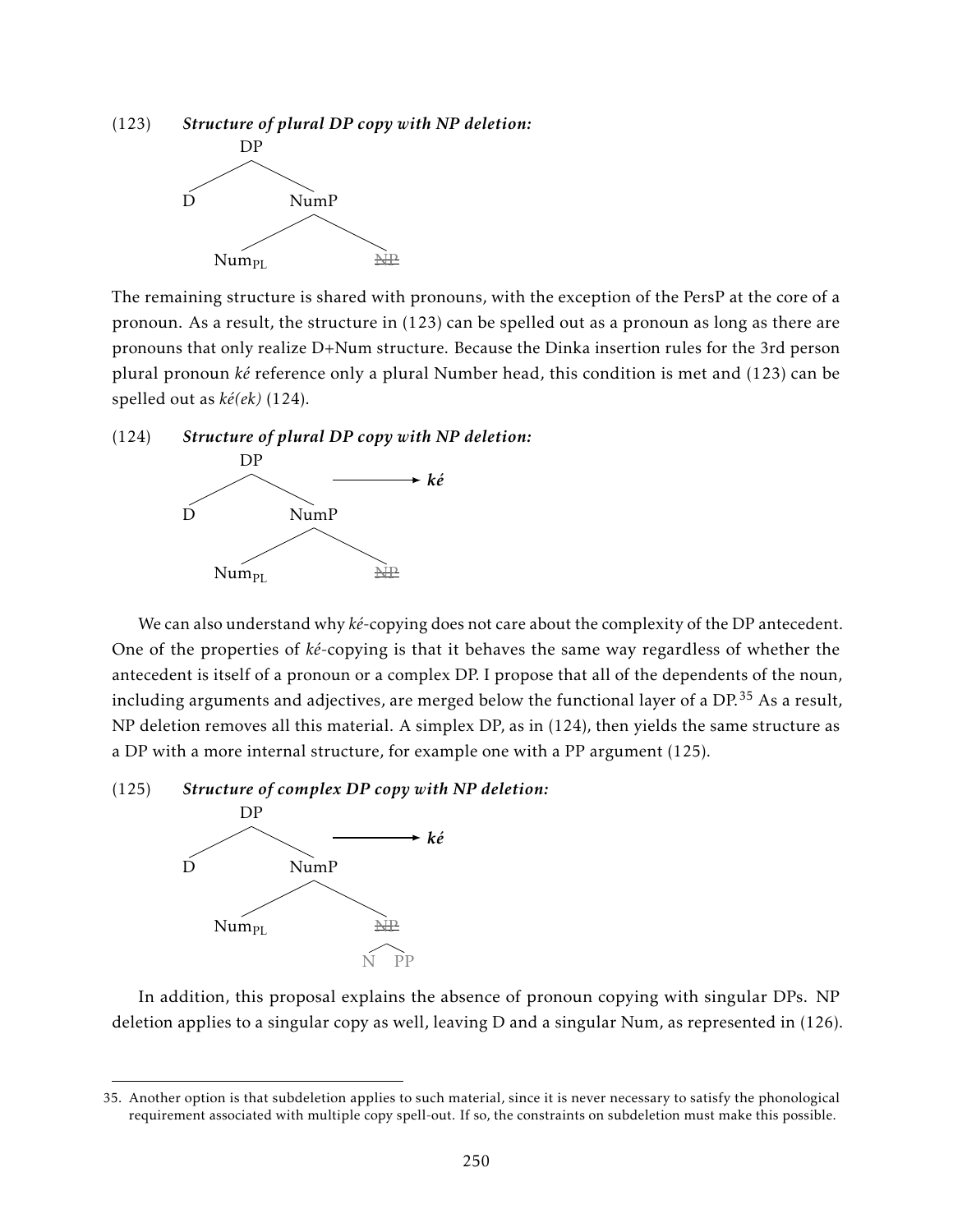(123) ***Structure of plural DP copy with NP deletion:***

```
        DP
       /  \
      D    NumP
          /    \
      Num_PL    ~~NP~~
```

The remaining structure is shared with pronouns, with the exception of the PersP at the core of a pronoun. As a result, the structure in (123) can be spelled out as a pronoun as long as there are pronouns that only realize D+Num structure. Because the Dinka insertion rules for the 3rd person plural pronoun *ké* reference only a plural Number head, this condition is met and (123) can be spelled out as *ké(ek)* (124).

(124) ***Structure of plural DP copy with NP deletion:***

```
        DP
       /  \          ———→ ké
      D    NumP
          /    \
      Num_PL    ~~NP~~
```

We can also understand why *ké*-copying does not care about the complexity of the DP antecedent. One of the properties of *ké*-copying is that it behaves the same way regardless of whether the antecedent is itself of a pronoun or a complex DP. I propose that all of the dependents of the noun, including arguments and adjectives, are merged below the functional layer of a DP.[35] As a result, NP deletion removes all this material. A simplex DP, as in (124), then yields the same structure as a DP with a more internal structure, for example one with a PP argument (125).

(125) ***Structure of complex DP copy with NP deletion:***

```
        DP
       /  \          ———→ ké
      D    NumP
          /    \
      Num_PL    ~~NP~~
                /  \
               N    PP
```

In addition, this proposal explains the absence of pronoun copying with singular DPs. NP deletion applies to a singular copy as well, leaving D and a singular Num, as represented in (126).

---

35. Another option is that subdeletion applies to such material, since it is never necessary to satisfy the phonological requirement associated with multiple copy spell-out. If so, the constraints on subdeletion must make this possible.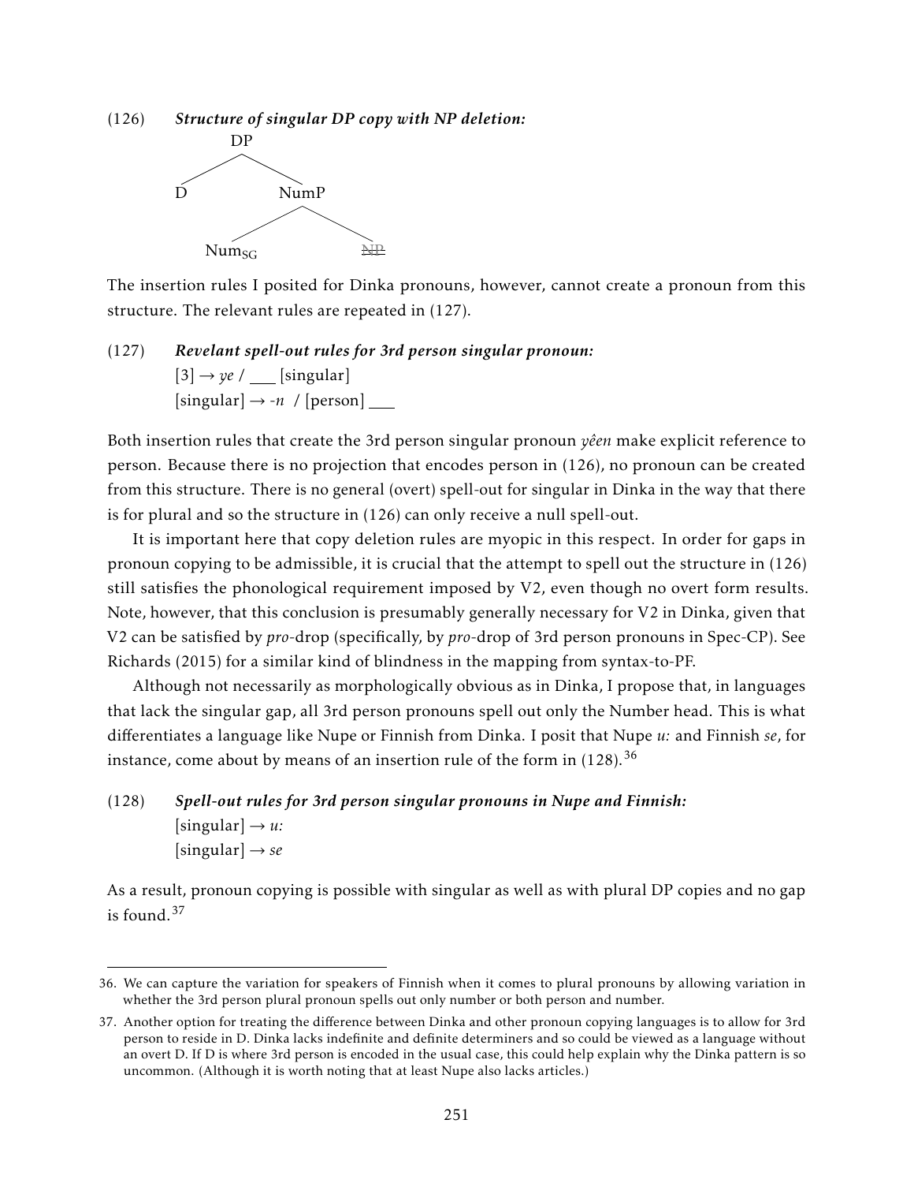(126) ***Structure of singular DP copy with NP deletion:***

```
        DP
       /  \
      D    NumP
          /    \
      Num_SG    ~~NP~~
```

The insertion rules I posited for Dinka pronouns, however, cannot create a pronoun from this structure. The relevant rules are repeated in (127).

(127) ***Revelant spell-out rules for 3rd person singular pronoun:***
[3] → *ye* / ___ [singular]
[singular] → *-n* / [person] ___

Both insertion rules that create the 3rd person singular pronoun *yêen* make explicit reference to person. Because there is no projection that encodes person in (126), no pronoun can be created from this structure. There is no general (overt) spell-out for singular in Dinka in the way that there is for plural and so the structure in (126) can only receive a null spell-out.

It is important here that copy deletion rules are myopic in this respect. In order for gaps in pronoun copying to be admissible, it is crucial that the attempt to spell out the structure in (126) still satisfies the phonological requirement imposed by V2, even though no overt form results. Note, however, that this conclusion is presumably generally necessary for V2 in Dinka, given that V2 can be satisfied by *pro*-drop (specifically, by *pro*-drop of 3rd person pronouns in Spec-CP). See Richards (2015) for a similar kind of blindness in the mapping from syntax-to-PF.

Although not necessarily as morphologically obvious as in Dinka, I propose that, in languages that lack the singular gap, all 3rd person pronouns spell out only the Number head. This is what differentiates a language like Nupe or Finnish from Dinka. I posit that Nupe *u:* and Finnish *se*, for instance, come about by means of an insertion rule of the form in (128).[36]

(128) ***Spell-out rules for 3rd person singular pronouns in Nupe and Finnish:***
[singular] → *u:*
[singular] → *se*

As a result, pronoun copying is possible with singular as well as with plural DP copies and no gap is found.[37]

---

36. We can capture the variation for speakers of Finnish when it comes to plural pronouns by allowing variation in whether the 3rd person plural pronoun spells out only number or both person and number.

37. Another option for treating the difference between Dinka and other pronoun copying languages is to allow for 3rd person to reside in D. Dinka lacks indefinite and definite determiners and so could be viewed as a language without an overt D. If D is where 3rd person is encoded in the usual case, this could help explain why the Dinka pattern is so uncommon. (Although it is worth noting that at least Nupe also lacks articles.)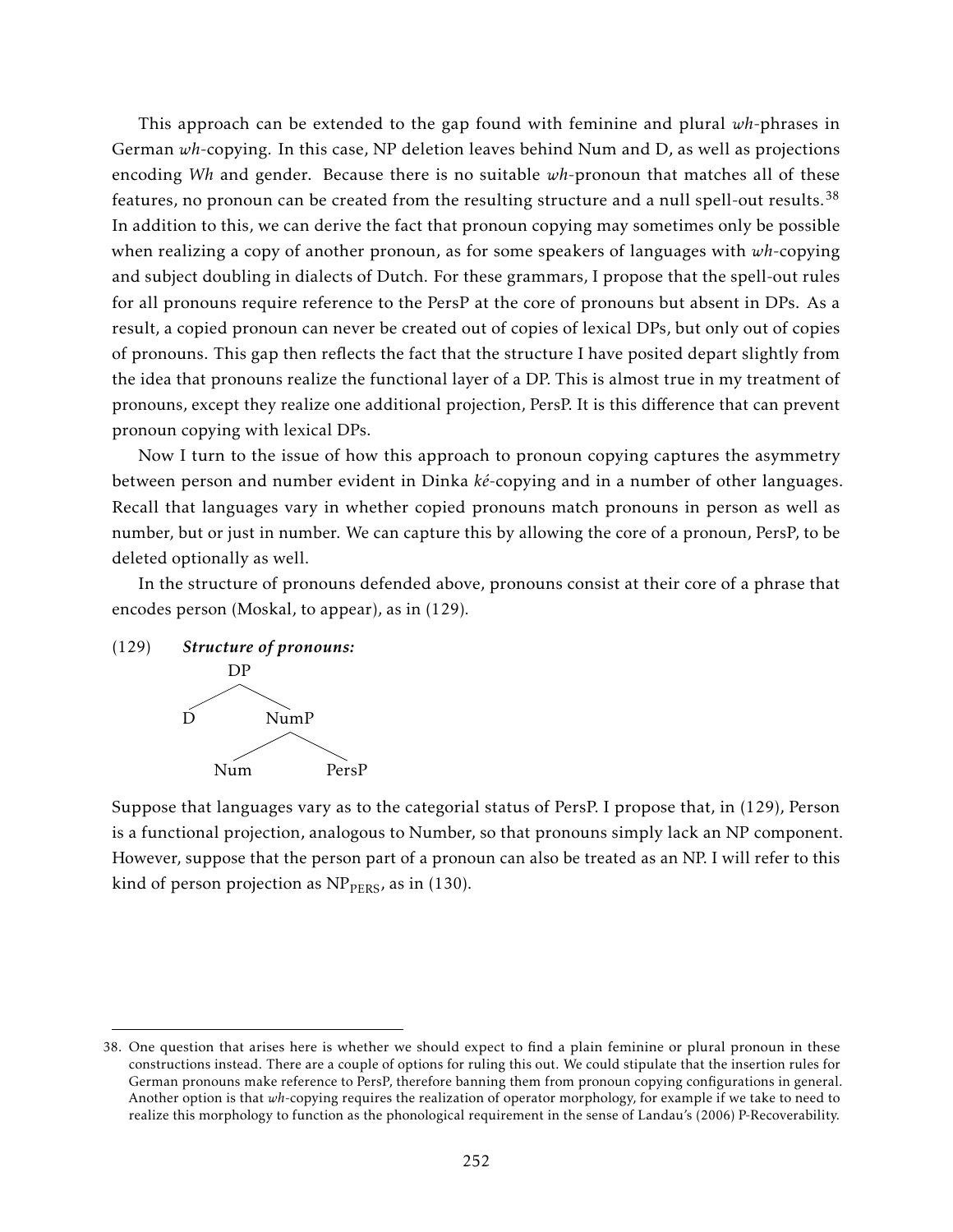This approach can be extended to the gap found with feminine and plural *wh*-phrases in German *wh*-copying. In this case, NP deletion leaves behind Num and D, as well as projections encoding *Wh* and gender. Because there is no suitable *wh*-pronoun that matches all of these features, no pronoun can be created from the resulting structure and a null spell-out results.[38] In addition to this, we can derive the fact that pronoun copying may sometimes only be possible when realizing a copy of another pronoun, as for some speakers of languages with *wh*-copying and subject doubling in dialects of Dutch. For these grammars, I propose that the spell-out rules for all pronouns require reference to the PersP at the core of pronouns but absent in DPs. As a result, a copied pronoun can never be created out of copies of lexical DPs, but only out of copies of pronouns. This gap then reflects the fact that the structure I have posited depart slightly from the idea that pronouns realize the functional layer of a DP. This is almost true in my treatment of pronouns, except they realize one additional projection, PersP. It is this difference that can prevent pronoun copying with lexical DPs.

Now I turn to the issue of how this approach to pronoun copying captures the asymmetry between person and number evident in Dinka *ké*-copying and in a number of other languages. Recall that languages vary in whether copied pronouns match pronouns in person as well as number, but or just in number. We can capture this by allowing the core of a pronoun, PersP, to be deleted optionally as well.

In the structure of pronouns defended above, pronouns consist at their core of a phrase that encodes person (Moskal, to appear), as in (129).

(129) ***Structure of pronouns:***

```
        DP
       /  \
      D    NumP
          /    \
        Num    PersP
```

Suppose that languages vary as to the categorial status of PersP. I propose that, in (129), Person is a functional projection, analogous to Number, so that pronouns simply lack an NP component. However, suppose that the person part of a pronoun can also be treated as an NP. I will refer to this kind of person projection as $\text{NP}_{\text{PERS}}$, as in (130).

---

38. One question that arises here is whether we should expect to find a plain feminine or plural pronoun in these constructions instead. There are a couple of options for ruling this out. We could stipulate that the insertion rules for German pronouns make reference to PersP, therefore banning them from pronoun copying configurations in general. Another option is that *wh*-copying requires the realization of operator morphology, for example if we take to need to realize this morphology to function as the phonological requirement in the sense of Landau's (2006) P-Recoverability.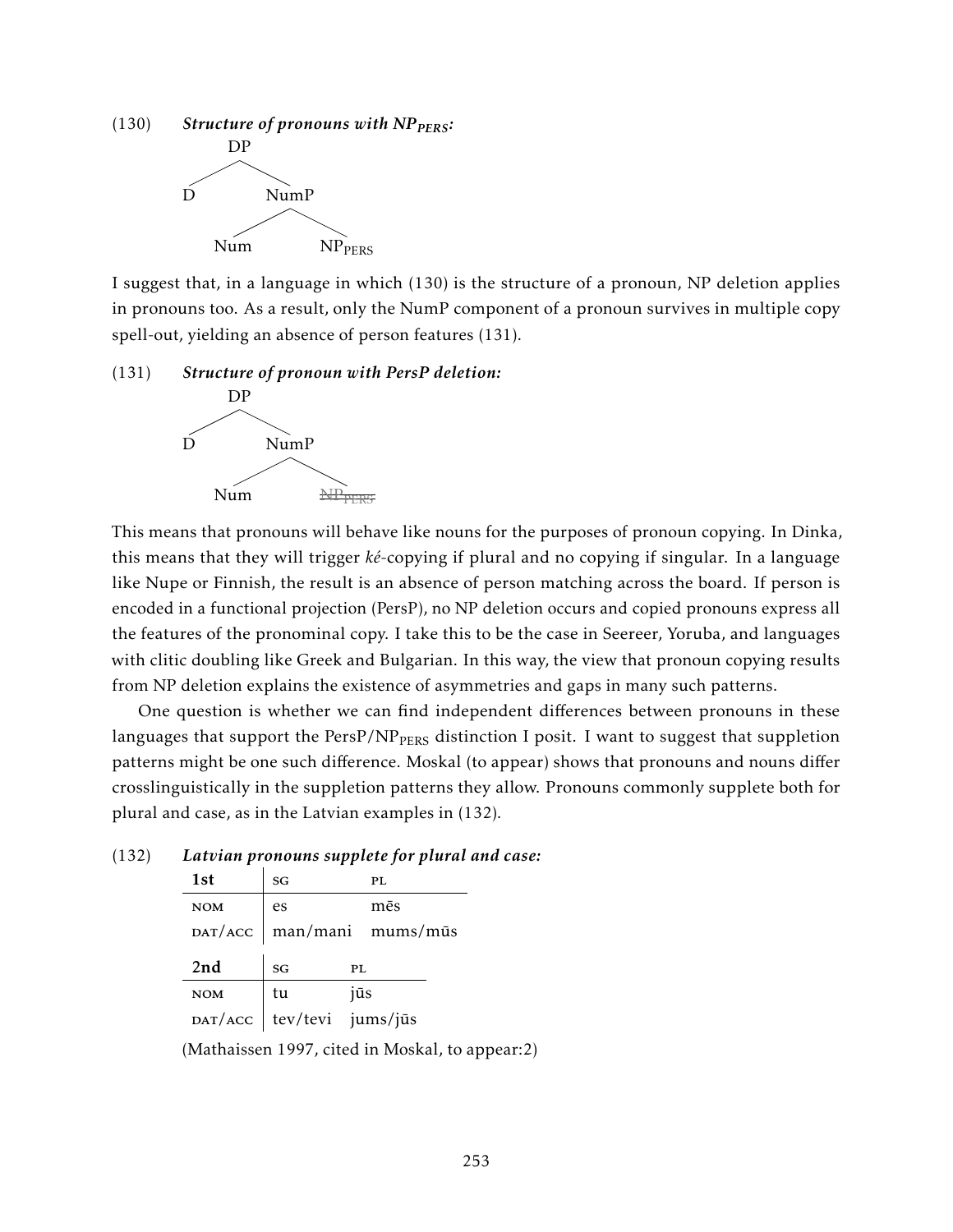(130) ***Structure of pronouns with NP$_{PERS}$:***

```
        DP
       /  \
      D    NumP
          /    \
        Num    NP_PERS
```

I suggest that, in a language in which (130) is the structure of a pronoun, NP deletion applies in pronouns too. As a result, only the NumP component of a pronoun survives in multiple copy spell-out, yielding an absence of person features (131).

(131) ***Structure of pronoun with PersP deletion:***

```
        DP
       /  \
      D    NumP
          /    \
        Num    NP_PERS (deleted)
```

This means that pronouns will behave like nouns for the purposes of pronoun copying. In Dinka, this means that they will trigger *ké*-copying if plural and no copying if singular. In a language like Nupe or Finnish, the result is an absence of person matching across the board. If person is encoded in a functional projection (PersP), no NP deletion occurs and copied pronouns express all the features of the pronominal copy. I take this to be the case in Seereer, Yoruba, and languages with clitic doubling like Greek and Bulgarian. In this way, the view that pronoun copying results from NP deletion explains the existence of asymmetries and gaps in many such patterns.

One question is whether we can find independent differences between pronouns in these languages that support the PersP/NP$_{PERS}$ distinction I posit. I want to suggest that suppletion patterns might be one such difference. Moskal (to appear) shows that pronouns and nouns differ crosslinguistically in the suppletion patterns they allow. Pronouns commonly supplete both for plural and case, as in the Latvian examples in (132).

(132) ***Latvian pronouns supplete for plural and case:***

| **1st** | SG | PL |
|---|---|---|
| NOM | es | mēs |
| DAT/ACC | man/mani | mums/mūs |

| **2nd** | SG | PL |
|---|---|---|
| NOM | tu | jūs |
| DAT/ACC | tev/tevi | jums/jūs |

(Mathaissen 1997, cited in Moskal, to appear:2)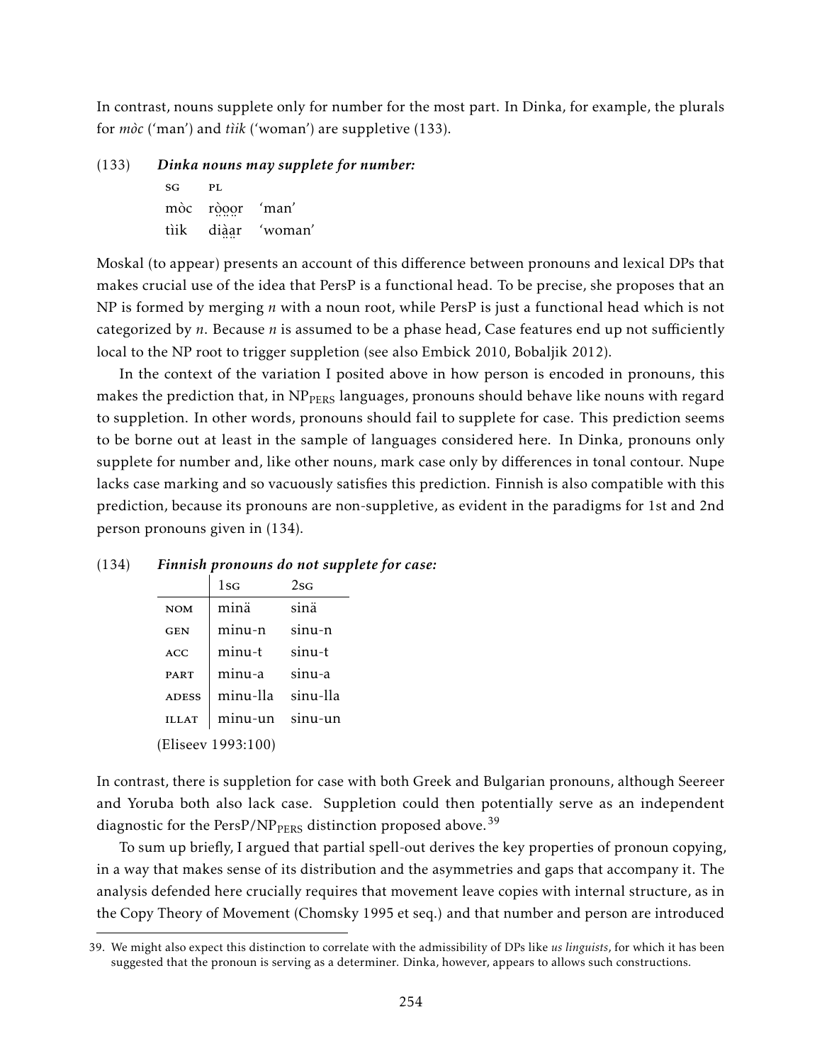In contrast, nouns supplete only for number for the most part. In Dinka, for example, the plurals for *mòc* ('man') and *tìik* ('woman') are suppletive (133).

(133) ***Dinka nouns may supplete for number:***

| SG | PL | |
|---|---|---|
| mòc | rò̤o̤o̤r | 'man' |
| tìik | dìà̤a̤r | 'woman' |

Moskal (to appear) presents an account of this difference between pronouns and lexical DPs that makes crucial use of the idea that PersP is a functional head. To be precise, she proposes that an NP is formed by merging *n* with a noun root, while PersP is just a functional head which is not categorized by *n*. Because *n* is assumed to be a phase head, Case features end up not sufficiently local to the NP root to trigger suppletion (see also Embick 2010, Bobaljik 2012).

In the context of the variation I posited above in how person is encoded in pronouns, this makes the prediction that, in $NP_{PERS}$ languages, pronouns should behave like nouns with regard to suppletion. In other words, pronouns should fail to supplete for case. This prediction seems to be borne out at least in the sample of languages considered here. In Dinka, pronouns only supplete for number and, like other nouns, mark case only by differences in tonal contour. Nupe lacks case marking and so vacuously satisfies this prediction. Finnish is also compatible with this prediction, because its pronouns are non-suppletive, as evident in the paradigms for 1st and 2nd person pronouns given in (134).

(134) ***Finnish pronouns do not supplete for case:***

| | 1SG | 2SG |
|---|---|---|
| NOM | minä | sinä |
| GEN | minu-n | sinu-n |
| ACC | minu-t | sinu-t |
| PART | minu-a | sinu-a |
| ADESS | minu-lla | sinu-lla |
| ILLAT | minu-un | sinu-un |

(Eliseev 1993:100)

In contrast, there is suppletion for case with both Greek and Bulgarian pronouns, although Seereer and Yoruba both also lack case. Suppletion could then potentially serve as an independent diagnostic for the PersP/$NP_{PERS}$ distinction proposed above.[39]

To sum up briefly, I argued that partial spell-out derives the key properties of pronoun copying, in a way that makes sense of its distribution and the asymmetries and gaps that accompany it. The analysis defended here crucially requires that movement leave copies with internal structure, as in the Copy Theory of Movement (Chomsky 1995 et seq.) and that number and person are introduced

39. We might also expect this distinction to correlate with the admissibility of DPs like *us linguists*, for which it has been suggested that the pronoun is serving as a determiner. Dinka, however, appears to allows such constructions.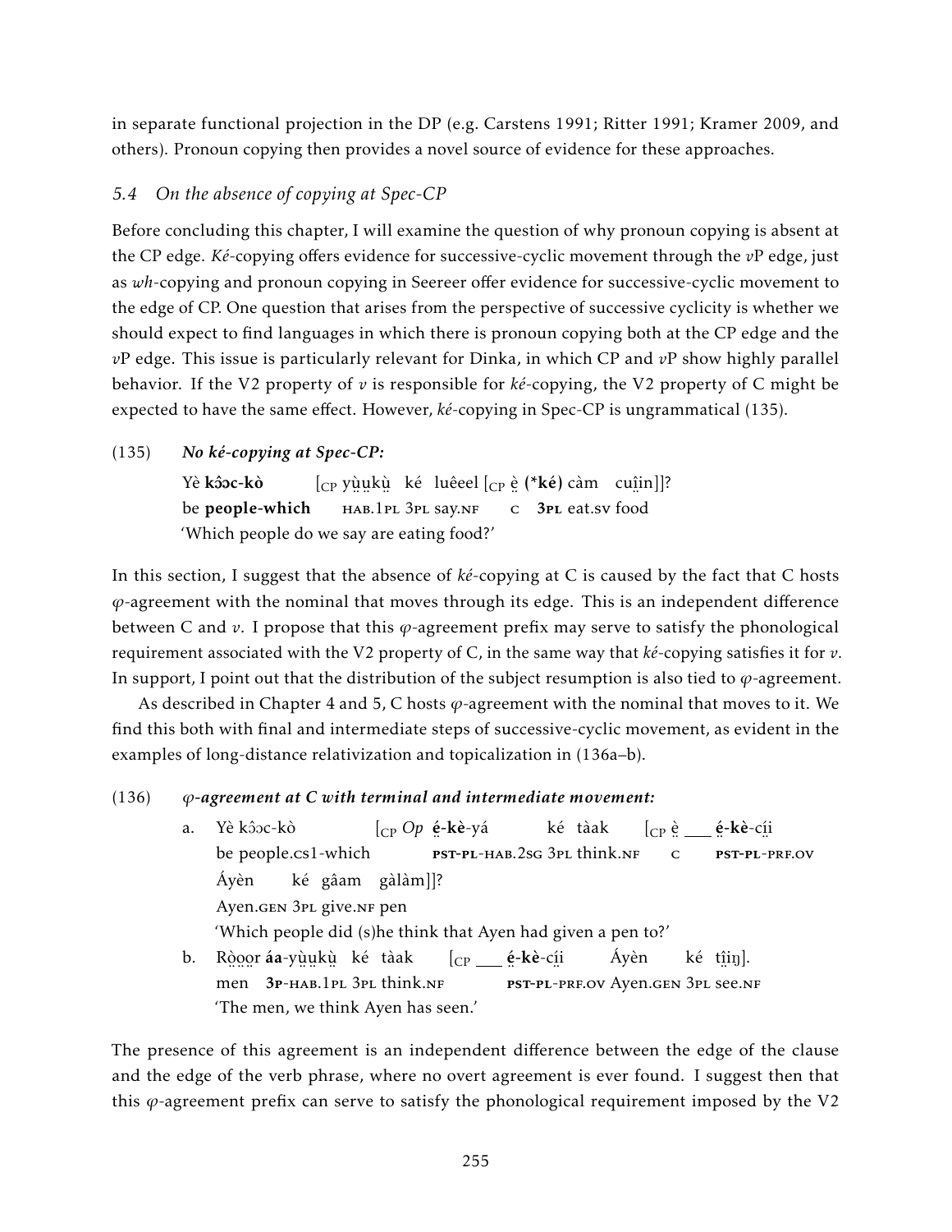in separate functional projection in the DP (e.g. Carstens 1991; Ritter 1991; Kramer 2009, and others). Pronoun copying then provides a novel source of evidence for these approaches.

### *5.4 On the absence of copying at Spec-CP*

Before concluding this chapter, I will examine the question of why pronoun copying is absent at the CP edge. *Ké*-copying offers evidence for successive-cyclic movement through the *v*P edge, just as *wh*-copying and pronoun copying in Seereer offer evidence for successive-cyclic movement to the edge of CP. One question that arises from the perspective of successive cyclicity is whether we should expect to find languages in which there is pronoun copying both at the CP edge and the *v*P edge. This issue is particularly relevant for Dinka, in which CP and *v*P show highly parallel behavior. If the V2 property of *v* is responsible for *ké*-copying, the V2 property of C might be expected to have the same effect. However, *ké*-copying in Spec-CP is ungrammatical (135).

(135) ***No ké-copying at Spec-CP:***

Yè **kɔ̂ɔc-kò** [$_{CP}$ yṳ̀ṳkṳ̀ ké luêeel [$_{CP}$ ẹ̀ **(\*ké)** càm cuị̂in]]?
be **people-which** HAB.1PL 3PL say.NF C **3PL** eat.SV food
'Which people do we say are eating food?'

In this section, I suggest that the absence of *ké*-copying at C is caused by the fact that C hosts $\varphi$-agreement with the nominal that moves through its edge. This is an independent difference between C and *v*. I propose that this $\varphi$-agreement prefix may serve to satisfy the phonological requirement associated with the V2 property of C, in the same way that *ké*-copying satisfies it for *v*. In support, I point out that the distribution of the subject resumption is also tied to $\varphi$-agreement.

As described in Chapter 4 and 5, C hosts $\varphi$-agreement with the nominal that moves to it. We find this both with final and intermediate steps of successive-cyclic movement, as evident in the examples of long-distance relativization and topicalization in (136a–b).

(136) ***$\varphi$-agreement at C with terminal and intermediate movement:***

a. Yè kɔ̂ɔc-kò [$_{CP}$ *Op* **ẹ́-kè**-yá ké tàak [$_{CP}$ ẹ̀ \_\_\_ **ẹ́-kè**-cị́i
be people.CS1-which PST-PL-HAB.2SG 3PL think.NF C PST-PL-PRF.OV
Áyèn ké gâam gàlàm]]?
Ayen.GEN 3PL give.NF pen
'Which people did (s)he think that Ayen had given a pen to?'

b. Rọ̀ọọr **áa**-yṳ̀ṳkṳ̀ ké tàak [$_{CP}$ \_\_\_ **ẹ́-kè**-cị́i Áyèn ké tị̂iŋ].
men **3P**-HAB.1PL 3PL think.NF PST-PL-PRF.OV Ayen.GEN 3PL see.NF
'The men, we think Ayen has seen.'

The presence of this agreement is an independent difference between the edge of the clause and the edge of the verb phrase, where no overt agreement is ever found. I suggest then that this $\varphi$-agreement prefix can serve to satisfy the phonological requirement imposed by the V2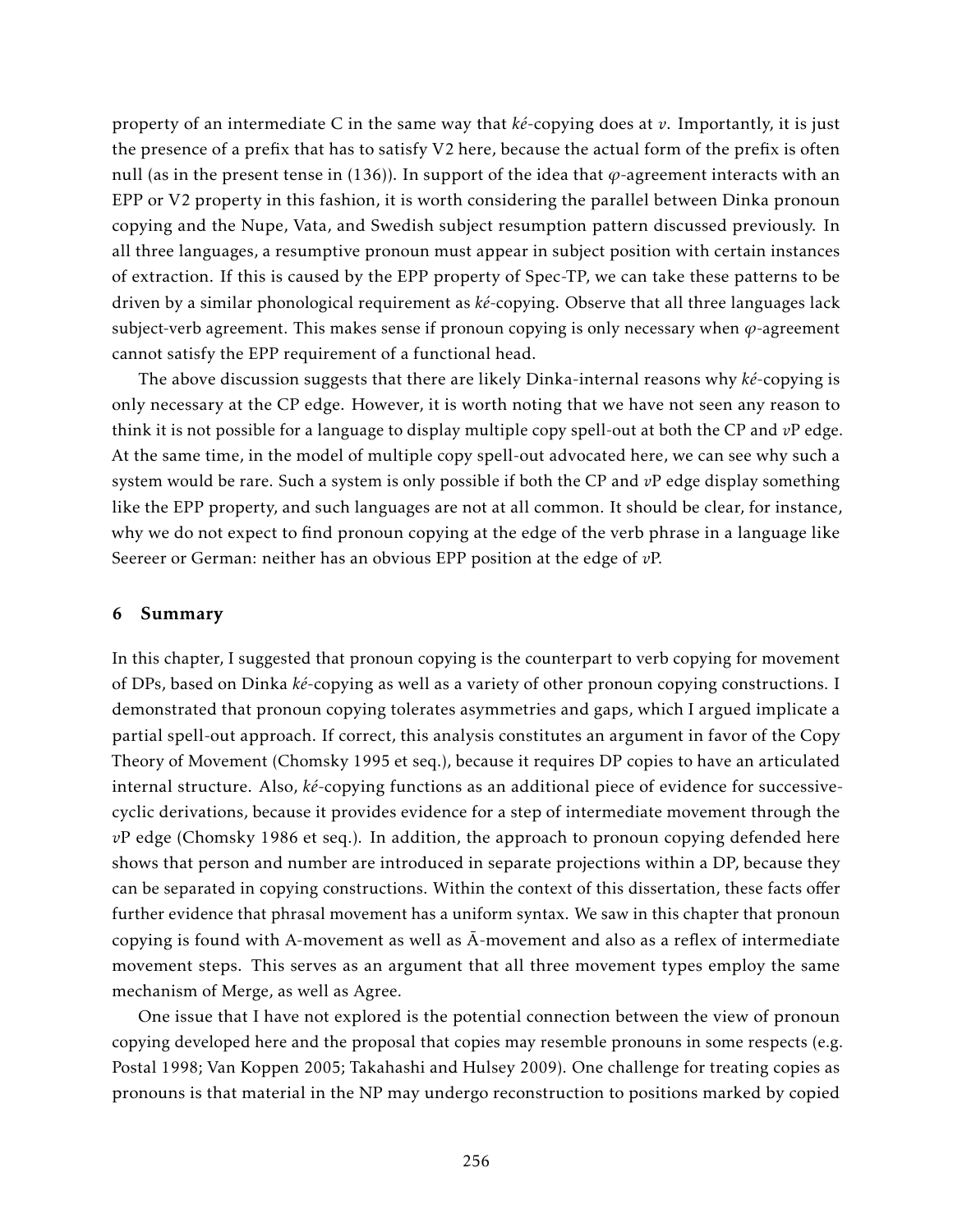property of an intermediate C in the same way that *ké*-copying does at *v*. Importantly, it is just the presence of a prefix that has to satisfy V2 here, because the actual form of the prefix is often null (as in the present tense in (136)). In support of the idea that $\varphi$-agreement interacts with an EPP or V2 property in this fashion, it is worth considering the parallel between Dinka pronoun copying and the Nupe, Vata, and Swedish subject resumption pattern discussed previously. In all three languages, a resumptive pronoun must appear in subject position with certain instances of extraction. If this is caused by the EPP property of Spec-TP, we can take these patterns to be driven by a similar phonological requirement as *ké*-copying. Observe that all three languages lack subject-verb agreement. This makes sense if pronoun copying is only necessary when $\varphi$-agreement cannot satisfy the EPP requirement of a functional head.

The above discussion suggests that there are likely Dinka-internal reasons why *ké*-copying is only necessary at the CP edge. However, it is worth noting that we have not seen any reason to think it is not possible for a language to display multiple copy spell-out at both the CP and *v*P edge. At the same time, in the model of multiple copy spell-out advocated here, we can see why such a system would be rare. Such a system is only possible if both the CP and *v*P edge display something like the EPP property, and such languages are not at all common. It should be clear, for instance, why we do not expect to find pronoun copying at the edge of the verb phrase in a language like Seereer or German: neither has an obvious EPP position at the edge of *v*P.

## 6 Summary

In this chapter, I suggested that pronoun copying is the counterpart to verb copying for movement of DPs, based on Dinka *ké*-copying as well as a variety of other pronoun copying constructions. I demonstrated that pronoun copying tolerates asymmetries and gaps, which I argued implicate a partial spell-out approach. If correct, this analysis constitutes an argument in favor of the Copy Theory of Movement (Chomsky 1995 et seq.), because it requires DP copies to have an articulated internal structure. Also, *ké*-copying functions as an additional piece of evidence for successive-cyclic derivations, because it provides evidence for a step of intermediate movement through the *v*P edge (Chomsky 1986 et seq.). In addition, the approach to pronoun copying defended here shows that person and number are introduced in separate projections within a DP, because they can be separated in copying constructions. Within the context of this dissertation, these facts offer further evidence that phrasal movement has a uniform syntax. We saw in this chapter that pronoun copying is found with A-movement as well as Ā-movement and also as a reflex of intermediate movement steps. This serves as an argument that all three movement types employ the same mechanism of Merge, as well as Agree.

One issue that I have not explored is the potential connection between the view of pronoun copying developed here and the proposal that copies may resemble pronouns in some respects (e.g. Postal 1998; Van Koppen 2005; Takahashi and Hulsey 2009). One challenge for treating copies as pronouns is that material in the NP may undergo reconstruction to positions marked by copied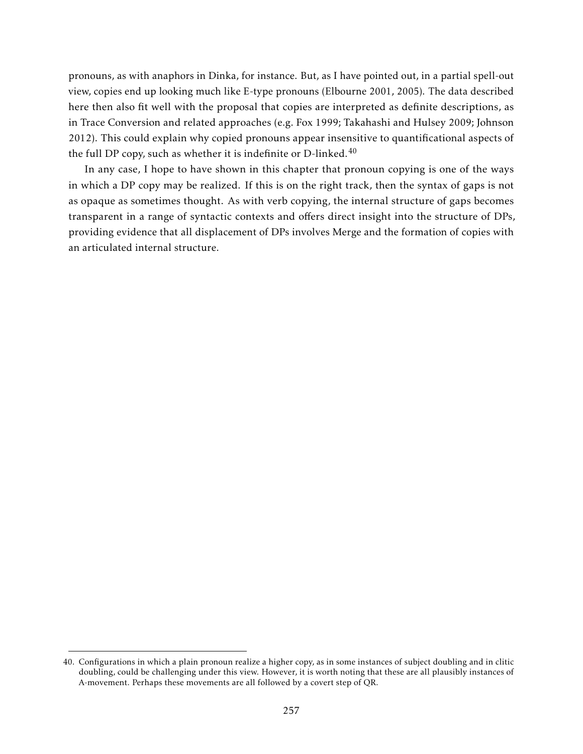pronouns, as with anaphors in Dinka, for instance. But, as I have pointed out, in a partial spell-out view, copies end up looking much like E-type pronouns (Elbourne 2001, 2005). The data described here then also fit well with the proposal that copies are interpreted as definite descriptions, as in Trace Conversion and related approaches (e.g. Fox 1999; Takahashi and Hulsey 2009; Johnson 2012). This could explain why copied pronouns appear insensitive to quantificational aspects of the full DP copy, such as whether it is indefinite or D-linked.[40]

In any case, I hope to have shown in this chapter that pronoun copying is one of the ways in which a DP copy may be realized. If this is on the right track, then the syntax of gaps is not as opaque as sometimes thought. As with verb copying, the internal structure of gaps becomes transparent in a range of syntactic contexts and offers direct insight into the structure of DPs, providing evidence that all displacement of DPs involves Merge and the formation of copies with an articulated internal structure.

---

40. Configurations in which a plain pronoun realize a higher copy, as in some instances of subject doubling and in clitic doubling, could be challenging under this view. However, it is worth noting that these are all plausibly instances of A-movement. Perhaps these movements are all followed by a covert step of QR.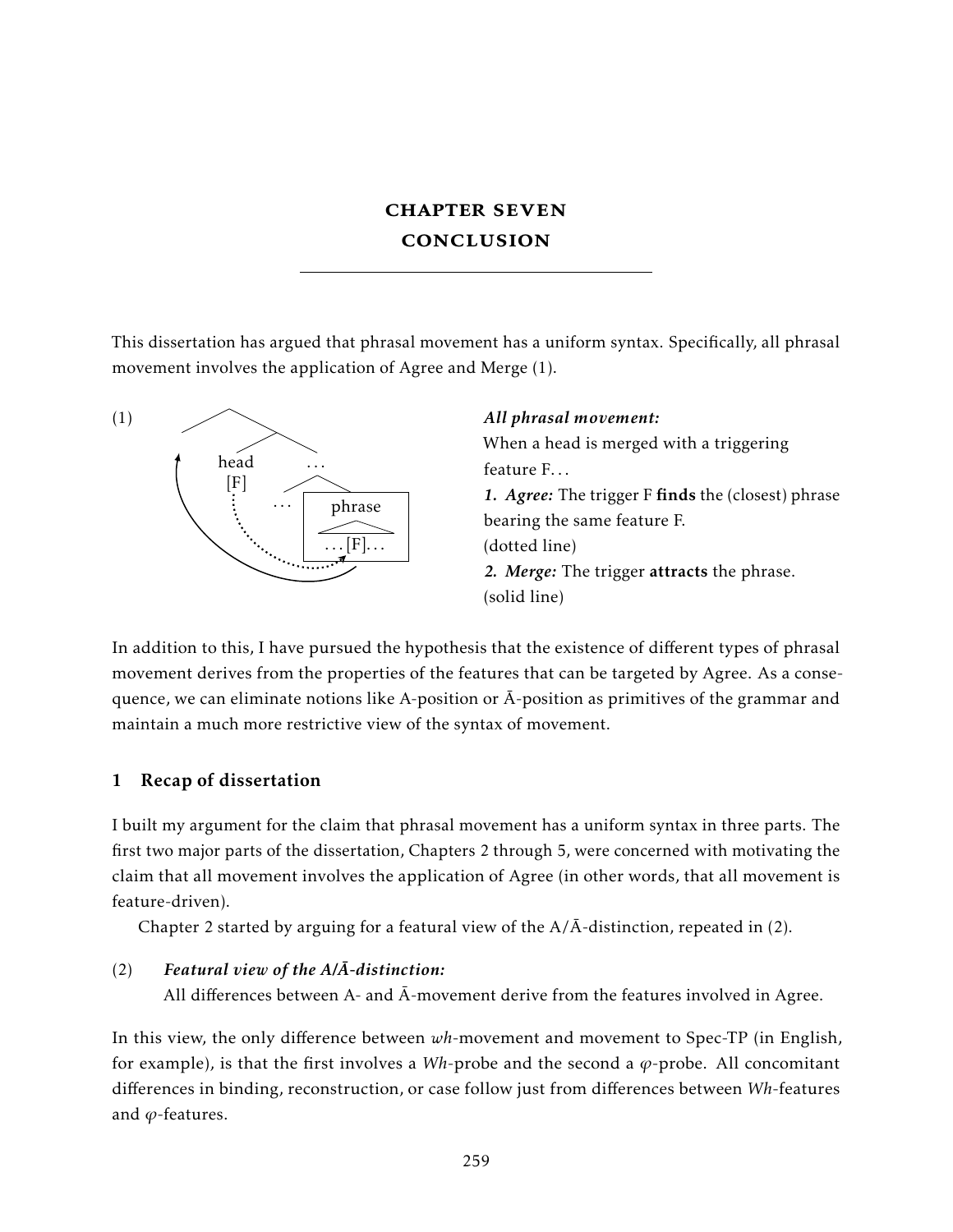# CHAPTER SEVEN
# CONCLUSION

This dissertation has argued that phrasal movement has a uniform syntax. Specifically, all phrasal movement involves the application of Agree and Merge (1).

(1)

***All phrasal movement:***
When a head is merged with a triggering feature F...
***1. Agree:*** The trigger F **finds** the (closest) phrase bearing the same feature F.
(dotted line)
***2. Merge:*** The trigger **attracts** the phrase.
(solid line)

In addition to this, I have pursued the hypothesis that the existence of different types of phrasal movement derives from the properties of the features that can be targeted by Agree. As a consequence, we can eliminate notions like A-position or Ā-position as primitives of the grammar and maintain a much more restrictive view of the syntax of movement.

## 1 Recap of dissertation

I built my argument for the claim that phrasal movement has a uniform syntax in three parts. The first two major parts of the dissertation, Chapters 2 through 5, were concerned with motivating the claim that all movement involves the application of Agree (in other words, that all movement is feature-driven).

Chapter 2 started by arguing for a featural view of the A/Ā-distinction, repeated in (2).

(2) ***Featural view of the A/Ā-distinction:***
All differences between A- and Ā-movement derive from the features involved in Agree.

In this view, the only difference between *wh*-movement and movement to Spec-TP (in English, for example), is that the first involves a *Wh*-probe and the second a $\varphi$-probe. All concomitant differences in binding, reconstruction, or case follow just from differences between *Wh*-features and $\varphi$-features.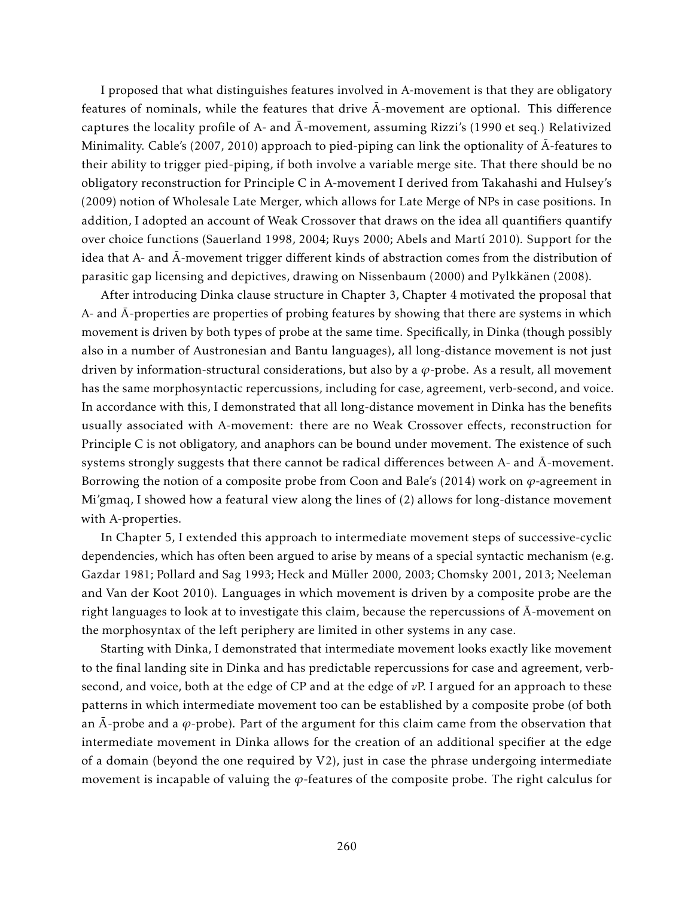I proposed that what distinguishes features involved in A-movement is that they are obligatory features of nominals, while the features that drive Ā-movement are optional. This difference captures the locality profile of A- and Ā-movement, assuming Rizzi's (1990 et seq.) Relativized Minimality. Cable's (2007, 2010) approach to pied-piping can link the optionality of Ā-features to their ability to trigger pied-piping, if both involve a variable merge site. That there should be no obligatory reconstruction for Principle C in A-movement I derived from Takahashi and Hulsey's (2009) notion of Wholesale Late Merger, which allows for Late Merge of NPs in case positions. In addition, I adopted an account of Weak Crossover that draws on the idea all quantifiers quantify over choice functions (Sauerland 1998, 2004; Ruys 2000; Abels and Martí 2010). Support for the idea that A- and Ā-movement trigger different kinds of abstraction comes from the distribution of parasitic gap licensing and depictives, drawing on Nissenbaum (2000) and Pylkkänen (2008).

After introducing Dinka clause structure in Chapter 3, Chapter 4 motivated the proposal that A- and Ā-properties are properties of probing features by showing that there are systems in which movement is driven by both types of probe at the same time. Specifically, in Dinka (though possibly also in a number of Austronesian and Bantu languages), all long-distance movement is not just driven by information-structural considerations, but also by a $\varphi$-probe. As a result, all movement has the same morphosyntactic repercussions, including for case, agreement, verb-second, and voice. In accordance with this, I demonstrated that all long-distance movement in Dinka has the benefits usually associated with A-movement: there are no Weak Crossover effects, reconstruction for Principle C is not obligatory, and anaphors can be bound under movement. The existence of such systems strongly suggests that there cannot be radical differences between A- and Ā-movement. Borrowing the notion of a composite probe from Coon and Bale's (2014) work on $\varphi$-agreement in Mi'gmaq, I showed how a featural view along the lines of (2) allows for long-distance movement with A-properties.

In Chapter 5, I extended this approach to intermediate movement steps of successive-cyclic dependencies, which has often been argued to arise by means of a special syntactic mechanism (e.g. Gazdar 1981; Pollard and Sag 1993; Heck and Müller 2000, 2003; Chomsky 2001, 2013; Neeleman and Van der Koot 2010). Languages in which movement is driven by a composite probe are the right languages to look at to investigate this claim, because the repercussions of Ā-movement on the morphosyntax of the left periphery are limited in other systems in any case.

Starting with Dinka, I demonstrated that intermediate movement looks exactly like movement to the final landing site in Dinka and has predictable repercussions for case and agreement, verb-second, and voice, both at the edge of CP and at the edge of *v*P. I argued for an approach to these patterns in which intermediate movement too can be established by a composite probe (of both an Ā-probe and a $\varphi$-probe). Part of the argument for this claim came from the observation that intermediate movement in Dinka allows for the creation of an additional specifier at the edge of a domain (beyond the one required by V2), just in case the phrase undergoing intermediate movement is incapable of valuing the $\varphi$-features of the composite probe. The right calculus for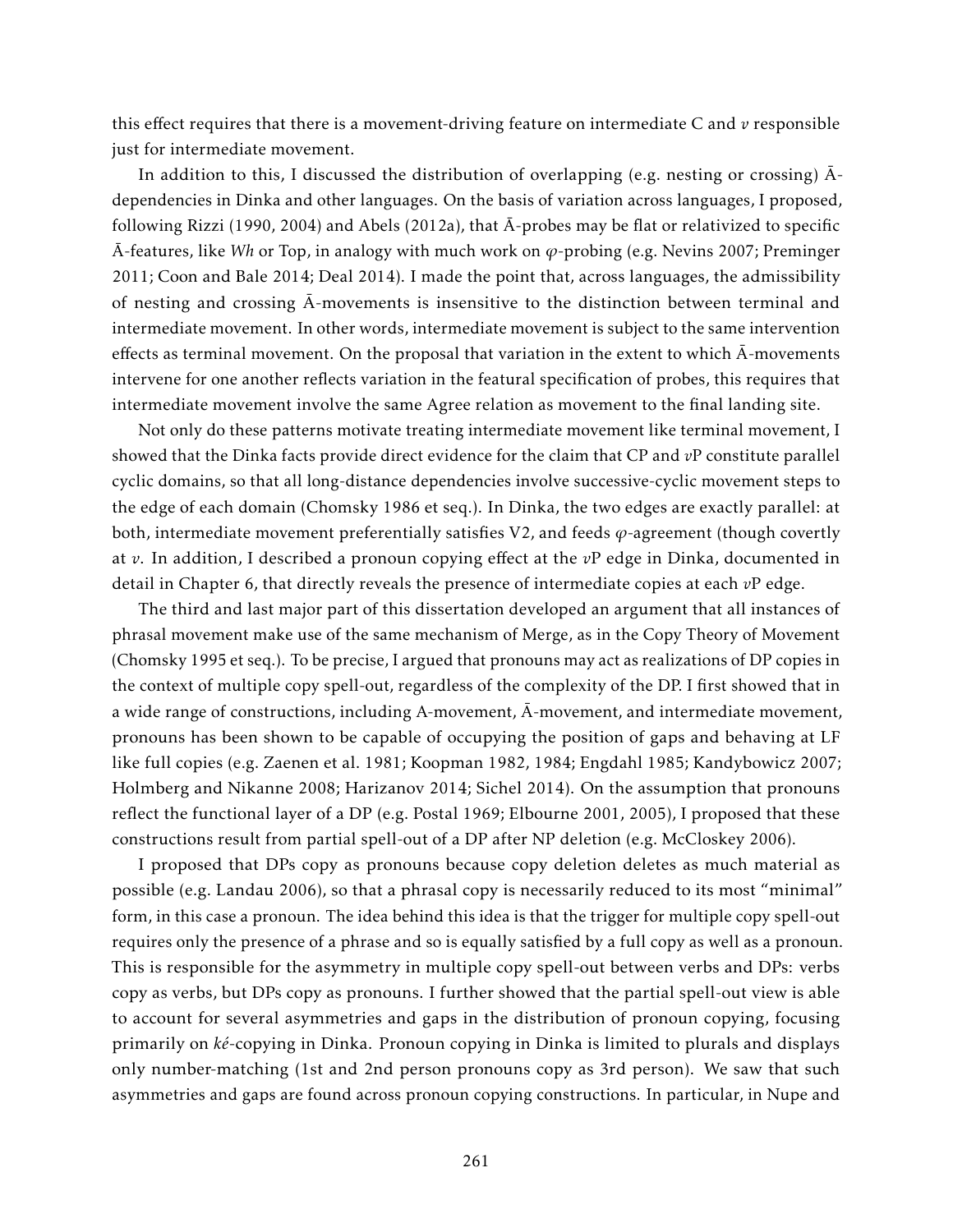this effect requires that there is a movement-driving feature on intermediate C and *v* responsible just for intermediate movement.

In addition to this, I discussed the distribution of overlapping (e.g. nesting or crossing) Ā-dependencies in Dinka and other languages. On the basis of variation across languages, I proposed, following Rizzi (1990, 2004) and Abels (2012a), that Ā-probes may be flat or relativized to specific Ā-features, like *Wh* or Top, in analogy with much work on $\varphi$-probing (e.g. Nevins 2007; Preminger 2011; Coon and Bale 2014; Deal 2014). I made the point that, across languages, the admissibility of nesting and crossing Ā-movements is insensitive to the distinction between terminal and intermediate movement. In other words, intermediate movement is subject to the same intervention effects as terminal movement. On the proposal that variation in the extent to which Ā-movements intervene for one another reflects variation in the featural specification of probes, this requires that intermediate movement involve the same Agree relation as movement to the final landing site.

Not only do these patterns motivate treating intermediate movement like terminal movement, I showed that the Dinka facts provide direct evidence for the claim that CP and *v*P constitute parallel cyclic domains, so that all long-distance dependencies involve successive-cyclic movement steps to the edge of each domain (Chomsky 1986 et seq.). In Dinka, the two edges are exactly parallel: at both, intermediate movement preferentially satisfies V2, and feeds $\varphi$-agreement (though covertly at *v*. In addition, I described a pronoun copying effect at the *v*P edge in Dinka, documented in detail in Chapter 6, that directly reveals the presence of intermediate copies at each *v*P edge.

The third and last major part of this dissertation developed an argument that all instances of phrasal movement make use of the same mechanism of Merge, as in the Copy Theory of Movement (Chomsky 1995 et seq.). To be precise, I argued that pronouns may act as realizations of DP copies in the context of multiple copy spell-out, regardless of the complexity of the DP. I first showed that in a wide range of constructions, including A-movement, Ā-movement, and intermediate movement, pronouns has been shown to be capable of occupying the position of gaps and behaving at LF like full copies (e.g. Zaenen et al. 1981; Koopman 1982, 1984; Engdahl 1985; Kandybowicz 2007; Holmberg and Nikanne 2008; Harizanov 2014; Sichel 2014). On the assumption that pronouns reflect the functional layer of a DP (e.g. Postal 1969; Elbourne 2001, 2005), I proposed that these constructions result from partial spell-out of a DP after NP deletion (e.g. McCloskey 2006).

I proposed that DPs copy as pronouns because copy deletion deletes as much material as possible (e.g. Landau 2006), so that a phrasal copy is necessarily reduced to its most "minimal" form, in this case a pronoun. The idea behind this idea is that the trigger for multiple copy spell-out requires only the presence of a phrase and so is equally satisfied by a full copy as well as a pronoun. This is responsible for the asymmetry in multiple copy spell-out between verbs and DPs: verbs copy as verbs, but DPs copy as pronouns. I further showed that the partial spell-out view is able to account for several asymmetries and gaps in the distribution of pronoun copying, focusing primarily on *ké*-copying in Dinka. Pronoun copying in Dinka is limited to plurals and displays only number-matching (1st and 2nd person pronouns copy as 3rd person). We saw that such asymmetries and gaps are found across pronoun copying constructions. In particular, in Nupe and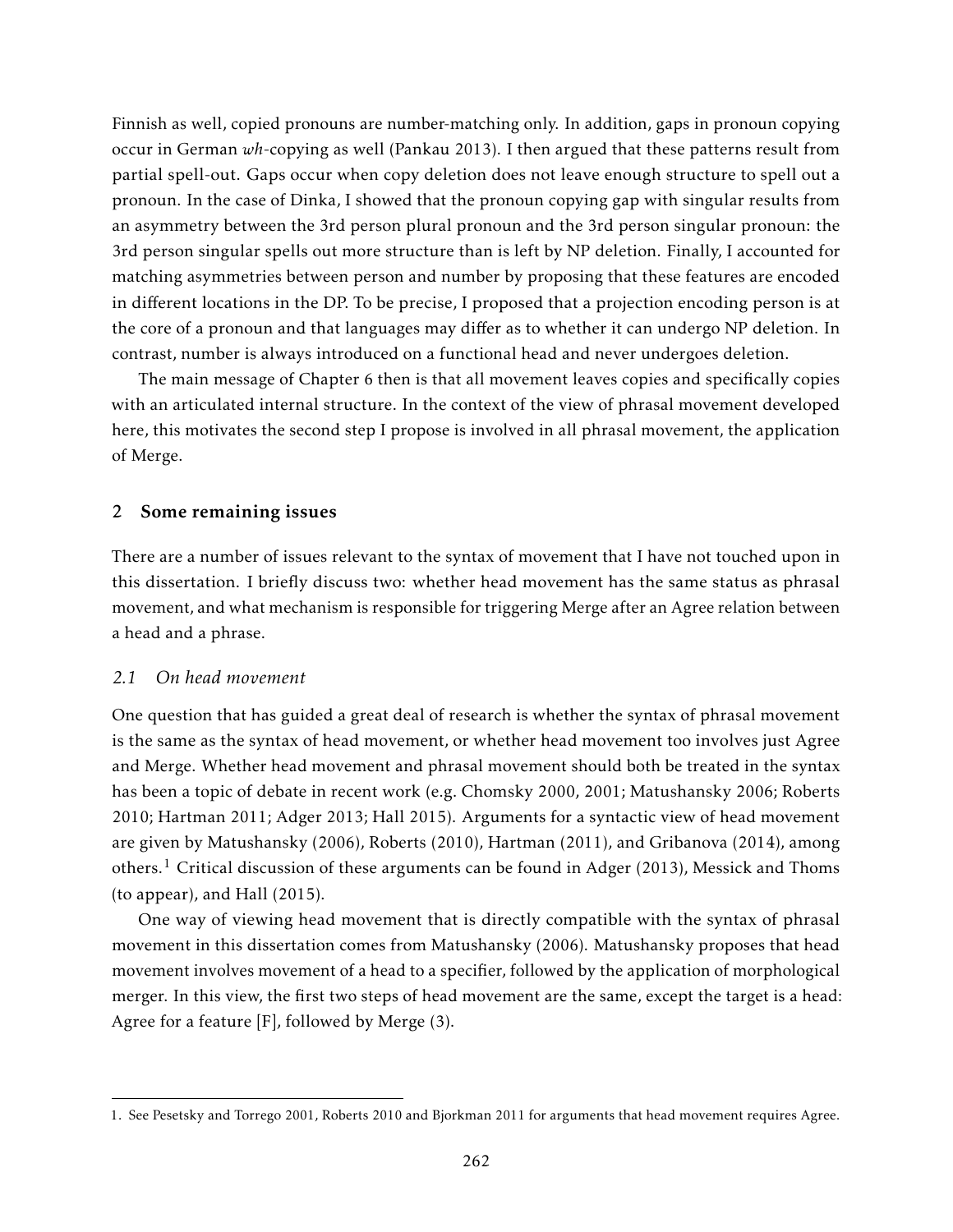Finnish as well, copied pronouns are number-matching only. In addition, gaps in pronoun copying occur in German *wh*-copying as well (Pankau 2013). I then argued that these patterns result from partial spell-out. Gaps occur when copy deletion does not leave enough structure to spell out a pronoun. In the case of Dinka, I showed that the pronoun copying gap with singular results from an asymmetry between the 3rd person plural pronoun and the 3rd person singular pronoun: the 3rd person singular spells out more structure than is left by NP deletion. Finally, I accounted for matching asymmetries between person and number by proposing that these features are encoded in different locations in the DP. To be precise, I proposed that a projection encoding person is at the core of a pronoun and that languages may differ as to whether it can undergo NP deletion. In contrast, number is always introduced on a functional head and never undergoes deletion.

The main message of Chapter 6 then is that all movement leaves copies and specifically copies with an articulated internal structure. In the context of the view of phrasal movement developed here, this motivates the second step I propose is involved in all phrasal movement, the application of Merge.

## 2 Some remaining issues

There are a number of issues relevant to the syntax of movement that I have not touched upon in this dissertation. I briefly discuss two: whether head movement has the same status as phrasal movement, and what mechanism is responsible for triggering Merge after an Agree relation between a head and a phrase.

### *2.1 On head movement*

One question that has guided a great deal of research is whether the syntax of phrasal movement is the same as the syntax of head movement, or whether head movement too involves just Agree and Merge. Whether head movement and phrasal movement should both be treated in the syntax has been a topic of debate in recent work (e.g. Chomsky 2000, 2001; Matushansky 2006; Roberts 2010; Hartman 2011; Adger 2013; Hall 2015). Arguments for a syntactic view of head movement are given by Matushansky (2006), Roberts (2010), Hartman (2011), and Gribanova (2014), among others.[1] Critical discussion of these arguments can be found in Adger (2013), Messick and Thoms (to appear), and Hall (2015).

One way of viewing head movement that is directly compatible with the syntax of phrasal movement in this dissertation comes from Matushansky (2006). Matushansky proposes that head movement involves movement of a head to a specifier, followed by the application of morphological merger. In this view, the first two steps of head movement are the same, except the target is a head: Agree for a feature [F], followed by Merge (3).

---

1. See Pesetsky and Torrego 2001, Roberts 2010 and Bjorkman 2011 for arguments that head movement requires Agree.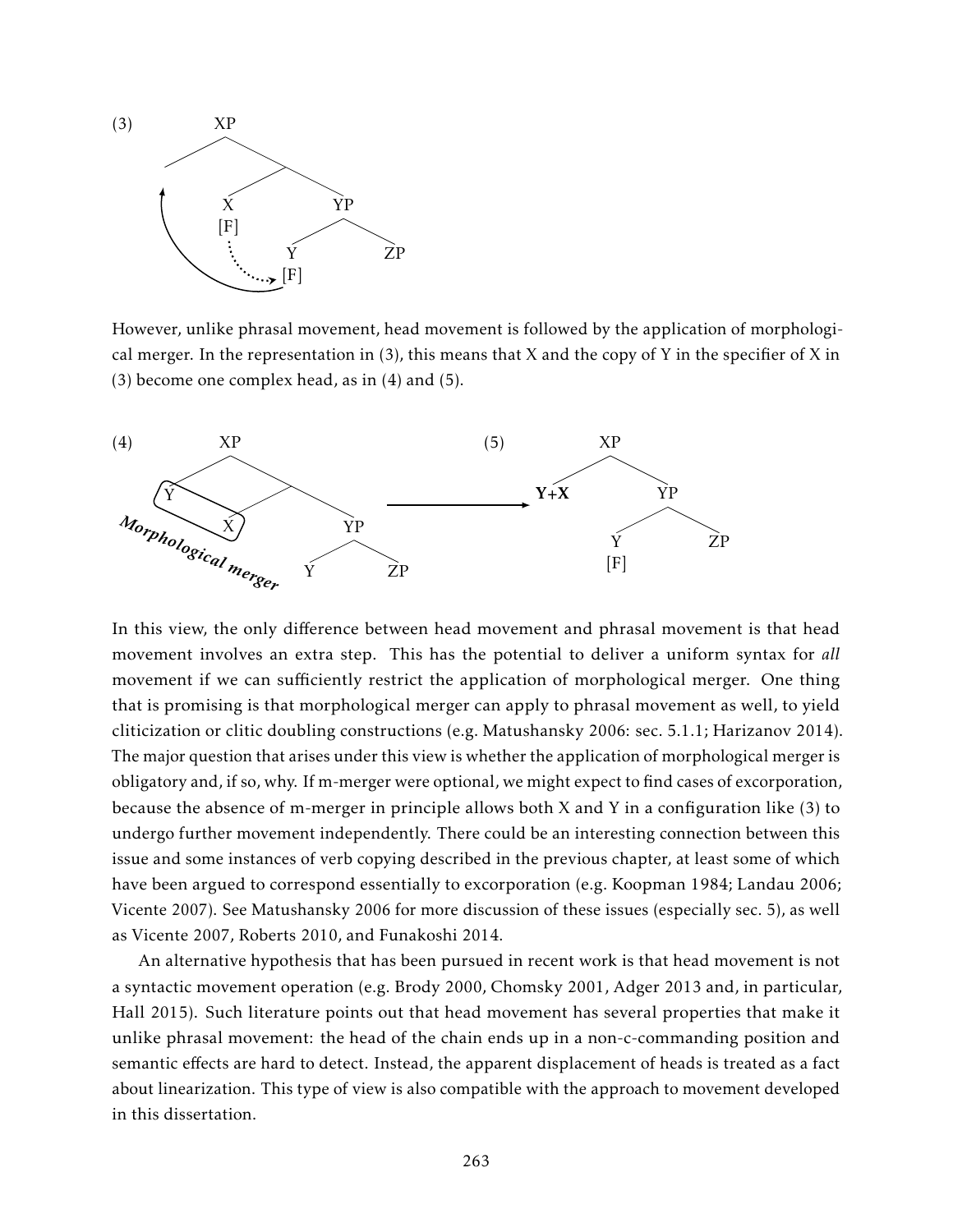(3)

```
            XP
          /    \
               /  \
              X    YP
             [F]  /  \
                 Y    ZP
                [F]
```

However, unlike phrasal movement, head movement is followed by the application of morphological merger. In the representation in (3), this means that X and the copy of Y in the specifier of X in (3) become one complex head, as in (4) and (5).

(4)

```
            XP
          /    \
         Y      \
              /   \
             X     YP
                  /  \
                 Y    ZP
```

*Morphological merger*

(5)

```
            XP
          /    \
        **Y+X**    YP
               /  \
              Y    ZP
             [F]
```

In this view, the only difference between head movement and phrasal movement is that head movement involves an extra step. This has the potential to deliver a uniform syntax for *all* movement if we can sufficiently restrict the application of morphological merger. One thing that is promising is that morphological merger can apply to phrasal movement as well, to yield cliticization or clitic doubling constructions (e.g. Matushansky 2006: sec. 5.1.1; Harizanov 2014). The major question that arises under this view is whether the application of morphological merger is obligatory and, if so, why. If m-merger were optional, we might expect to find cases of excorporation, because the absence of m-merger in principle allows both X and Y in a configuration like (3) to undergo further movement independently. There could be an interesting connection between this issue and some instances of verb copying described in the previous chapter, at least some of which have been argued to correspond essentially to excorporation (e.g. Koopman 1984; Landau 2006; Vicente 2007). See Matushansky 2006 for more discussion of these issues (especially sec. 5), as well as Vicente 2007, Roberts 2010, and Funakoshi 2014.

An alternative hypothesis that has been pursued in recent work is that head movement is not a syntactic movement operation (e.g. Brody 2000, Chomsky 2001, Adger 2013 and, in particular, Hall 2015). Such literature points out that head movement has several properties that make it unlike phrasal movement: the head of the chain ends up in a non-c-commanding position and semantic effects are hard to detect. Instead, the apparent displacement of heads is treated as a fact about linearization. This type of view is also compatible with the approach to movement developed in this dissertation.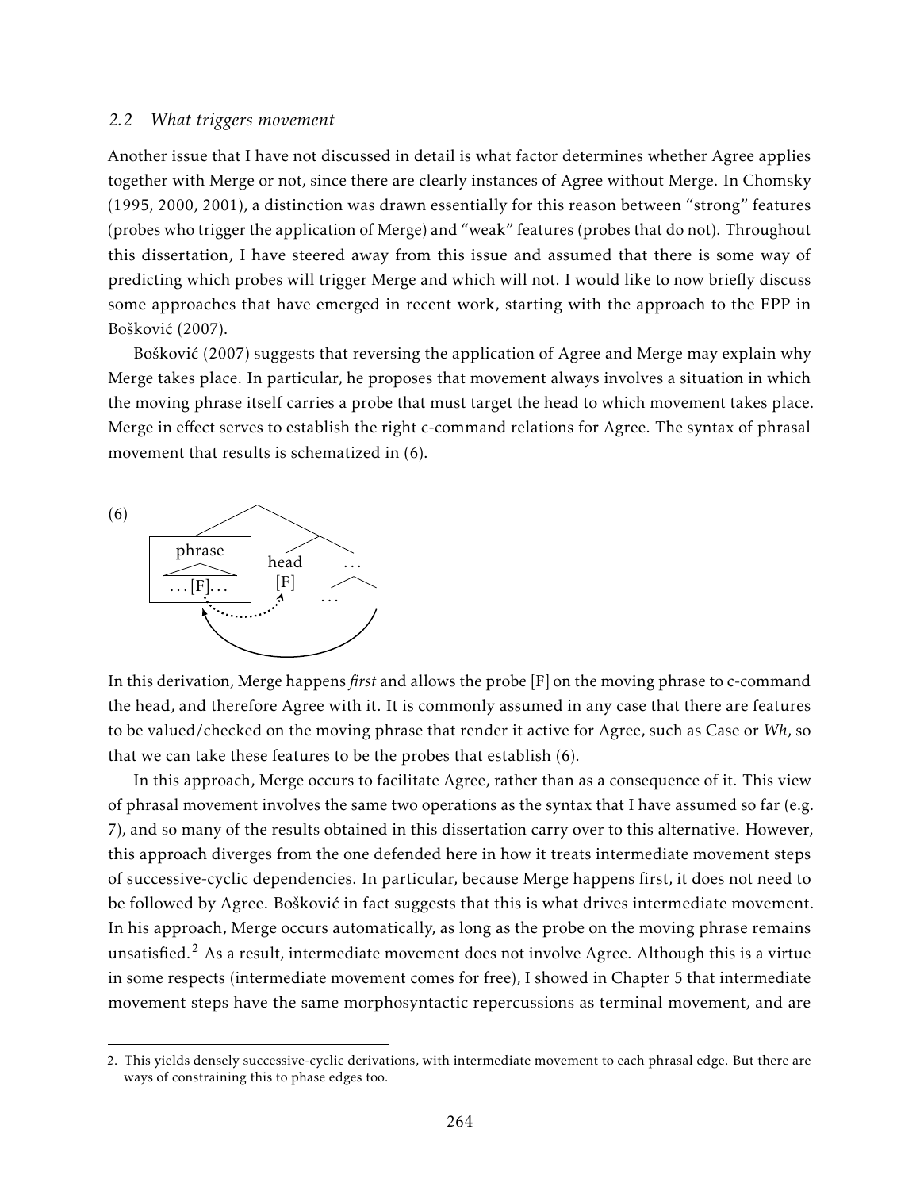### 2.2 *What triggers movement*

Another issue that I have not discussed in detail is what factor determines whether Agree applies together with Merge or not, since there are clearly instances of Agree without Merge. In Chomsky (1995, 2000, 2001), a distinction was drawn essentially for this reason between "strong" features (probes who trigger the application of Merge) and "weak" features (probes that do not). Throughout this dissertation, I have steered away from this issue and assumed that there is some way of predicting which probes will trigger Merge and which will not. I would like to now briefly discuss some approaches that have emerged in recent work, starting with the approach to the EPP in Bošković (2007).

Bošković (2007) suggests that reversing the application of Agree and Merge may explain why Merge takes place. In particular, he proposes that movement always involves a situation in which the moving phrase itself carries a probe that must target the head to which movement takes place. Merge in effect serves to establish the right c-command relations for Agree. The syntax of phrasal movement that results is schematized in (6).

(6) [phrase ...[F]...] [head [F] ... [...]]

In this derivation, Merge happens *first* and allows the probe [F] on the moving phrase to c-command the head, and therefore Agree with it. It is commonly assumed in any case that there are features to be valued/checked on the moving phrase that render it active for Agree, such as Case or *Wh*, so that we can take these features to be the probes that establish (6).

In this approach, Merge occurs to facilitate Agree, rather than as a consequence of it. This view of phrasal movement involves the same two operations as the syntax that I have assumed so far (e.g. 7), and so many of the results obtained in this dissertation carry over to this alternative. However, this approach diverges from the one defended here in how it treats intermediate movement steps of successive-cyclic dependencies. In particular, because Merge happens first, it does not need to be followed by Agree. Bošković in fact suggests that this is what drives intermediate movement. In his approach, Merge occurs automatically, as long as the probe on the moving phrase remains unsatisfied.[2] As a result, intermediate movement does not involve Agree. Although this is a virtue in some respects (intermediate movement comes for free), I showed in Chapter 5 that intermediate movement steps have the same morphosyntactic repercussions as terminal movement, and are

2. This yields densely successive-cyclic derivations, with intermediate movement to each phrasal edge. But there are ways of constraining this to phase edges too.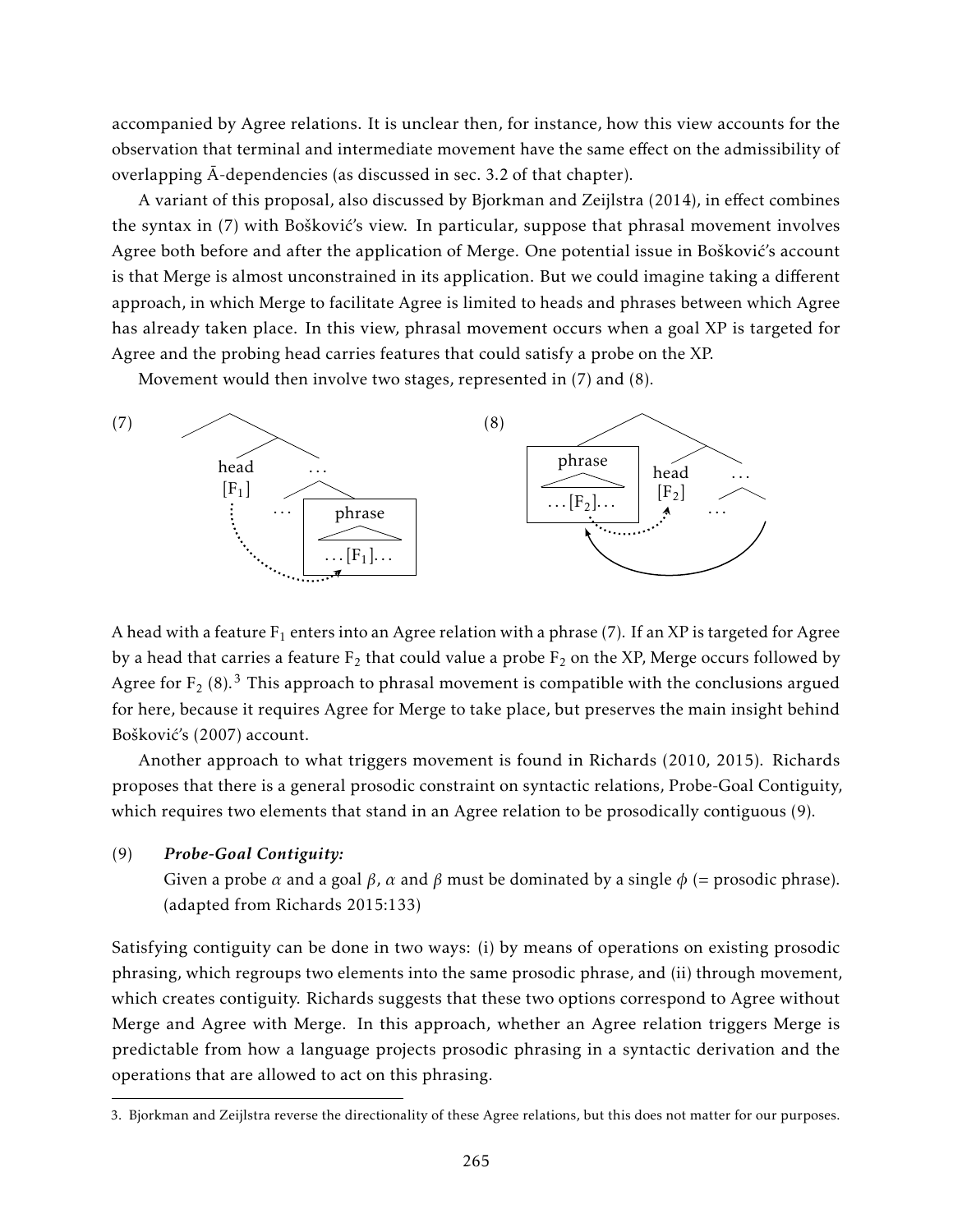accompanied by Agree relations. It is unclear then, for instance, how this view accounts for the observation that terminal and intermediate movement have the same effect on the admissibility of overlapping Ā-dependencies (as discussed in sec. 3.2 of that chapter).

A variant of this proposal, also discussed by Bjorkman and Zeijlstra (2014), in effect combines the syntax in (7) with Bošković's view. In particular, suppose that phrasal movement involves Agree both before and after the application of Merge. One potential issue in Bošković's account is that Merge is almost unconstrained in its application. But we could imagine taking a different approach, in which Merge to facilitate Agree is limited to heads and phrases between which Agree has already taken place. In this view, phrasal movement occurs when a goal XP is targeted for Agree and the probing head carries features that could satisfy a probe on the XP.

Movement would then involve two stages, represented in (7) and (8).

(7) [tree: head [$F_1$] ... phrase ...[$F_1$]... ; dotted arrow from head to phrase]

(8) [tree: phrase ...[$F_2$]... head [$F_2$] ... ; dotted arrow from phrase to head; solid arrow showing movement of phrase]

A head with a feature $F_1$ enters into an Agree relation with a phrase (7). If an XP is targeted for Agree by a head that carries a feature $F_2$ that could value a probe $F_2$ on the XP, Merge occurs followed by Agree for $F_2$ (8).[3] This approach to phrasal movement is compatible with the conclusions argued for here, because it requires Agree for Merge to take place, but preserves the main insight behind Bošković's (2007) account.

Another approach to what triggers movement is found in Richards (2010, 2015). Richards proposes that there is a general prosodic constraint on syntactic relations, Probe-Goal Contiguity, which requires two elements that stand in an Agree relation to be prosodically contiguous (9).

(9) ***Probe-Goal Contiguity:***
Given a probe $\alpha$ and a goal $\beta$, $\alpha$ and $\beta$ must be dominated by a single $\phi$ (= prosodic phrase). (adapted from Richards 2015:133)

Satisfying contiguity can be done in two ways: (i) by means of operations on existing prosodic phrasing, which regroups two elements into the same prosodic phrase, and (ii) through movement, which creates contiguity. Richards suggests that these two options correspond to Agree without Merge and Agree with Merge. In this approach, whether an Agree relation triggers Merge is predictable from how a language projects prosodic phrasing in a syntactic derivation and the operations that are allowed to act on this phrasing.

3. Bjorkman and Zeijlstra reverse the directionality of these Agree relations, but this does not matter for our purposes.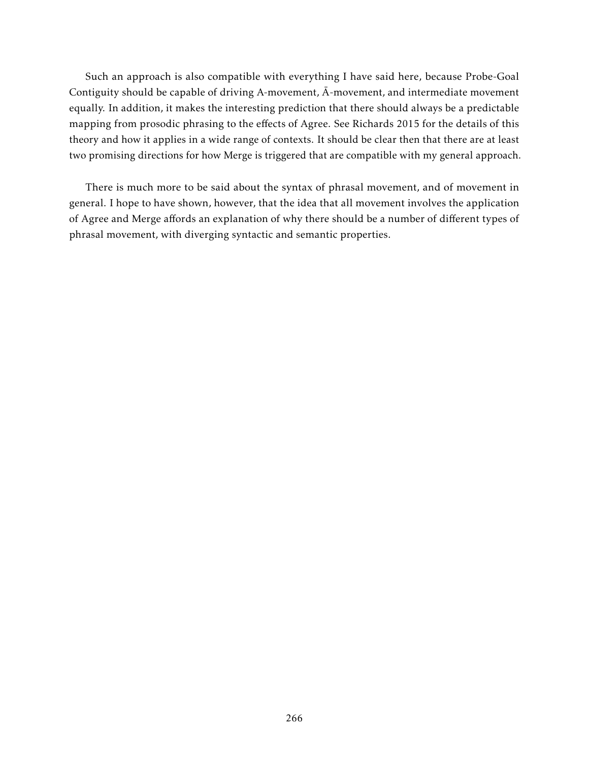Such an approach is also compatible with everything I have said here, because Probe-Goal Contiguity should be capable of driving A-movement, Ā-movement, and intermediate movement equally. In addition, it makes the interesting prediction that there should always be a predictable mapping from prosodic phrasing to the effects of Agree. See Richards 2015 for the details of this theory and how it applies in a wide range of contexts. It should be clear then that there are at least two promising directions for how Merge is triggered that are compatible with my general approach.

There is much more to be said about the syntax of phrasal movement, and of movement in general. I hope to have shown, however, that the idea that all movement involves the application of Agree and Merge affords an explanation of why there should be a number of different types of phrasal movement, with diverging syntactic and semantic properties.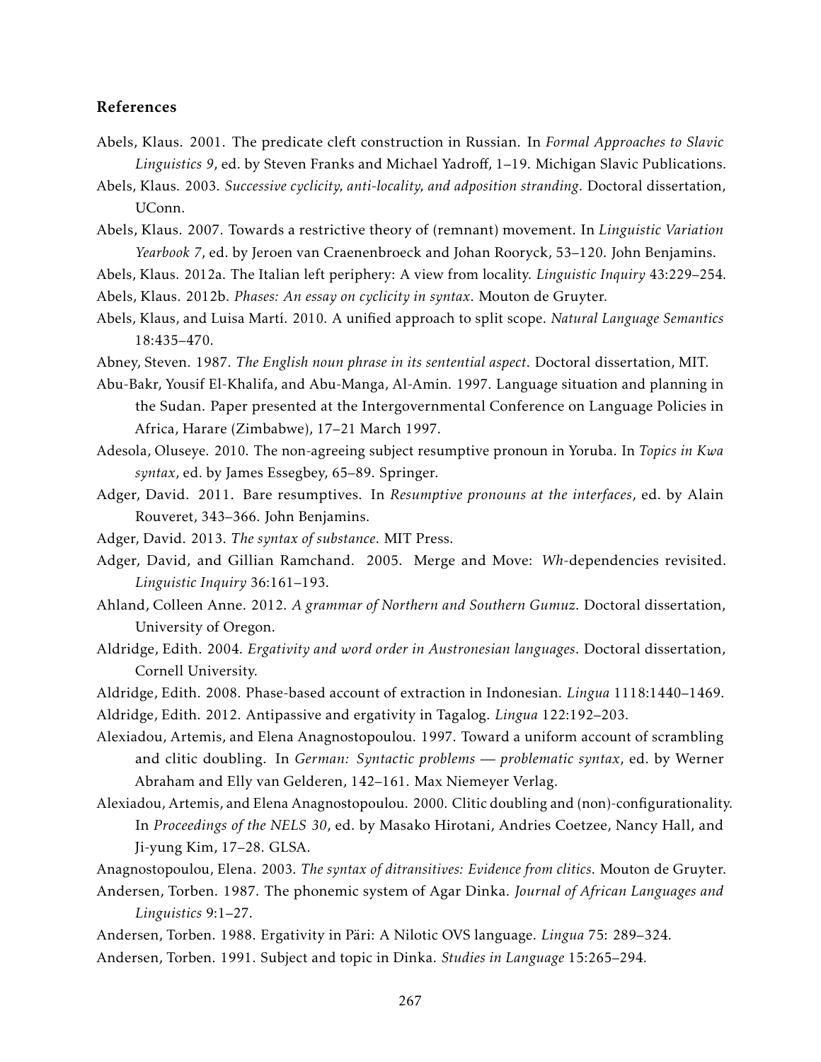### References

Abels, Klaus. 2001. The predicate cleft construction in Russian. In *Formal Approaches to Slavic Linguistics 9*, ed. by Steven Franks and Michael Yadroff, 1–19. Michigan Slavic Publications.

Abels, Klaus. 2003. *Successive cyclicity, anti-locality, and adposition stranding*. Doctoral dissertation, UConn.

Abels, Klaus. 2007. Towards a restrictive theory of (remnant) movement. In *Linguistic Variation Yearbook 7*, ed. by Jeroen van Craenenbroeck and Johan Rooryck, 53–120. John Benjamins.

Abels, Klaus. 2012a. The Italian left periphery: A view from locality. *Linguistic Inquiry* 43:229–254.

Abels, Klaus. 2012b. *Phases: An essay on cyclicity in syntax*. Mouton de Gruyter.

Abels, Klaus, and Luisa Martí. 2010. A unified approach to split scope. *Natural Language Semantics* 18:435–470.

Abney, Steven. 1987. *The English noun phrase in its sentential aspect*. Doctoral dissertation, MIT.

Abu-Bakr, Yousif El-Khalifa, and Abu-Manga, Al-Amin. 1997. Language situation and planning in the Sudan. Paper presented at the Intergovernmental Conference on Language Policies in Africa, Harare (Zimbabwe), 17–21 March 1997.

Adesola, Oluseye. 2010. The non-agreeing subject resumptive pronoun in Yoruba. In *Topics in Kwa syntax*, ed. by James Essegbey, 65–89. Springer.

Adger, David. 2011. Bare resumptives. In *Resumptive pronouns at the interfaces*, ed. by Alain Rouveret, 343–366. John Benjamins.

Adger, David. 2013. *The syntax of substance*. MIT Press.

Adger, David, and Gillian Ramchand. 2005. Merge and Move: *Wh*-dependencies revisited. *Linguistic Inquiry* 36:161–193.

Ahland, Colleen Anne. 2012. *A grammar of Northern and Southern Gumuz*. Doctoral dissertation, University of Oregon.

Aldridge, Edith. 2004. *Ergativity and word order in Austronesian languages*. Doctoral dissertation, Cornell University.

Aldridge, Edith. 2008. Phase-based account of extraction in Indonesian. *Lingua* 1118:1440–1469.

Aldridge, Edith. 2012. Antipassive and ergativity in Tagalog. *Lingua* 122:192–203.

Alexiadou, Artemis, and Elena Anagnostopoulou. 1997. Toward a uniform account of scrambling and clitic doubling. In *German: Syntactic problems — problematic syntax*, ed. by Werner Abraham and Elly van Gelderen, 142–161. Max Niemeyer Verlag.

Alexiadou, Artemis, and Elena Anagnostopoulou. 2000. Clitic doubling and (non)-configurationality. In *Proceedings of the NELS 30*, ed. by Masako Hirotani, Andries Coetzee, Nancy Hall, and Ji-yung Kim, 17–28. GLSA.

Anagnostopoulou, Elena. 2003. *The syntax of ditransitives: Evidence from clitics*. Mouton de Gruyter.

Andersen, Torben. 1987. The phonemic system of Agar Dinka. *Journal of African Languages and Linguistics* 9:1–27.

Andersen, Torben. 1988. Ergativity in Päri: A Nilotic OVS language. *Lingua* 75: 289–324.

Andersen, Torben. 1991. Subject and topic in Dinka. *Studies in Language* 15:265–294.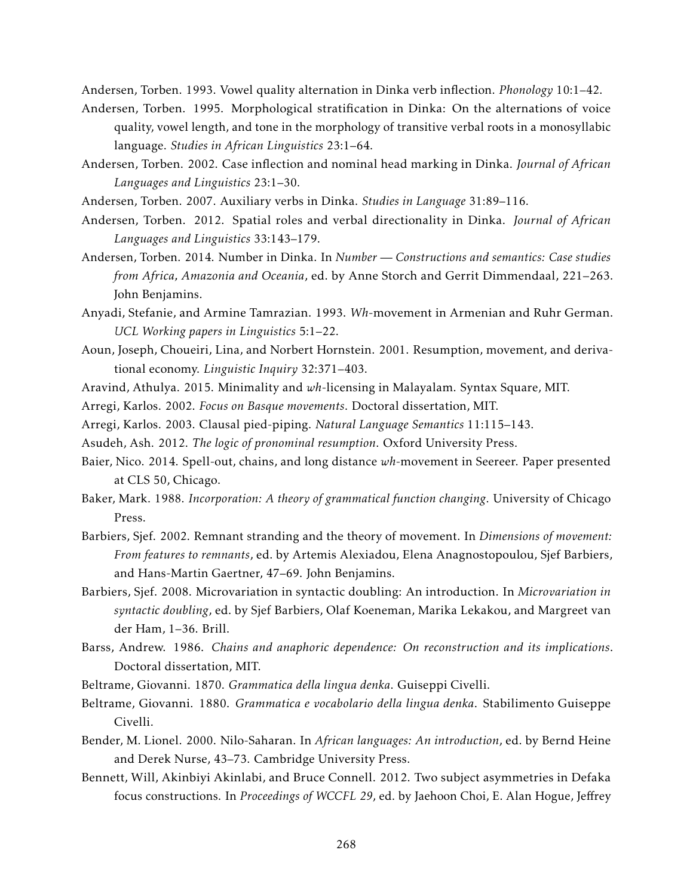Andersen, Torben. 1993. Vowel quality alternation in Dinka verb inflection. *Phonology* 10:1–42.

Andersen, Torben. 1995. Morphological stratification in Dinka: On the alternations of voice quality, vowel length, and tone in the morphology of transitive verbal roots in a monosyllabic language. *Studies in African Linguistics* 23:1–64.

Andersen, Torben. 2002. Case inflection and nominal head marking in Dinka. *Journal of African Languages and Linguistics* 23:1–30.

Andersen, Torben. 2007. Auxiliary verbs in Dinka. *Studies in Language* 31:89–116.

Andersen, Torben. 2012. Spatial roles and verbal directionality in Dinka. *Journal of African Languages and Linguistics* 33:143–179.

Andersen, Torben. 2014. Number in Dinka. In *Number — Constructions and semantics: Case studies from Africa, Amazonia and Oceania*, ed. by Anne Storch and Gerrit Dimmendaal, 221–263. John Benjamins.

Anyadi, Stefanie, and Armine Tamrazian. 1993. *Wh*-movement in Armenian and Ruhr German. *UCL Working papers in Linguistics* 5:1–22.

Aoun, Joseph, Choueiri, Lina, and Norbert Hornstein. 2001. Resumption, movement, and derivational economy. *Linguistic Inquiry* 32:371–403.

Aravind, Athulya. 2015. Minimality and *wh*-licensing in Malayalam. Syntax Square, MIT.

Arregi, Karlos. 2002. *Focus on Basque movements*. Doctoral dissertation, MIT.

Arregi, Karlos. 2003. Clausal pied-piping. *Natural Language Semantics* 11:115–143.

Asudeh, Ash. 2012. *The logic of pronominal resumption*. Oxford University Press.

Baier, Nico. 2014. Spell-out, chains, and long distance *wh*-movement in Seereer. Paper presented at CLS 50, Chicago.

Baker, Mark. 1988. *Incorporation: A theory of grammatical function changing*. University of Chicago Press.

Barbiers, Sjef. 2002. Remnant stranding and the theory of movement. In *Dimensions of movement: From features to remnants*, ed. by Artemis Alexiadou, Elena Anagnostopoulou, Sjef Barbiers, and Hans-Martin Gaertner, 47–69. John Benjamins.

Barbiers, Sjef. 2008. Microvariation in syntactic doubling: An introduction. In *Microvariation in syntactic doubling*, ed. by Sjef Barbiers, Olaf Koeneman, Marika Lekakou, and Margreet van der Ham, 1–36. Brill.

Barss, Andrew. 1986. *Chains and anaphoric dependence: On reconstruction and its implications*. Doctoral dissertation, MIT.

Beltrame, Giovanni. 1870. *Grammatica della lingua denka*. Guiseppi Civelli.

Beltrame, Giovanni. 1880. *Grammatica e vocabolario della lingua denka*. Stabilimento Guiseppe Civelli.

Bender, M. Lionel. 2000. Nilo-Saharan. In *African languages: An introduction*, ed. by Bernd Heine and Derek Nurse, 43–73. Cambridge University Press.

Bennett, Will, Akinbiyi Akinlabi, and Bruce Connell. 2012. Two subject asymmetries in Defaka focus constructions. In *Proceedings of WCCFL 29*, ed. by Jaehoon Choi, E. Alan Hogue, Jeffrey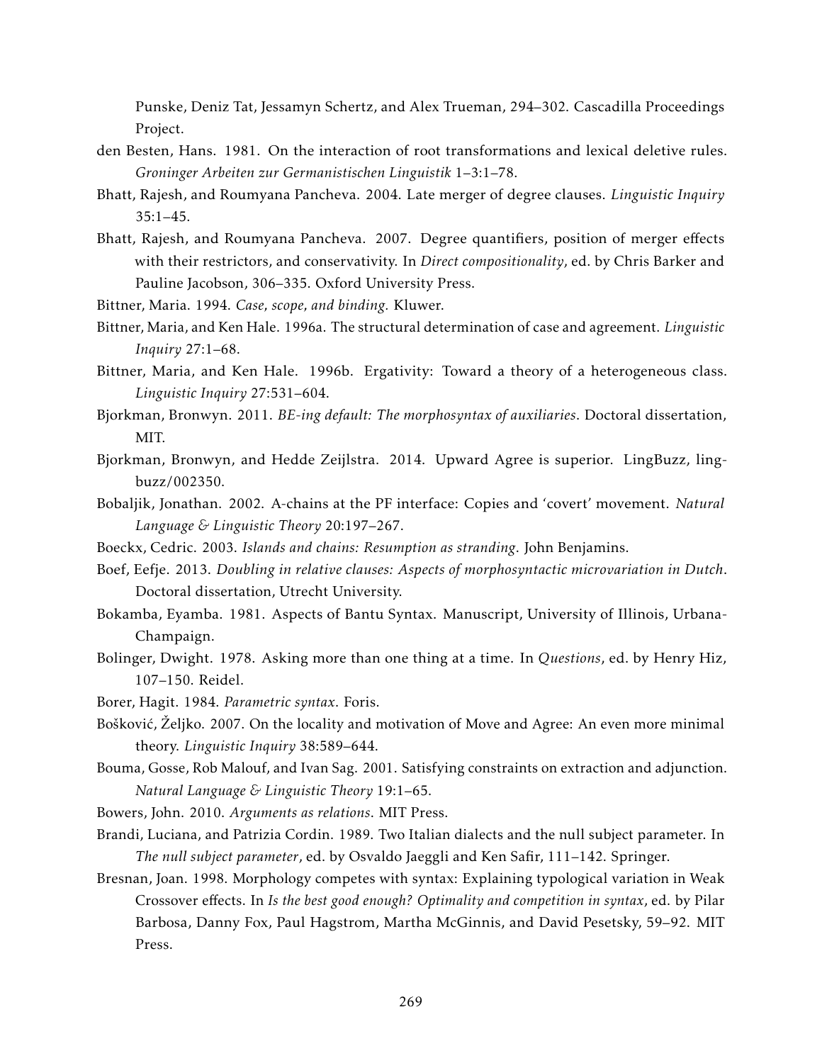Punske, Deniz Tat, Jessamyn Schertz, and Alex Trueman, 294–302. Cascadilla Proceedings Project.

den Besten, Hans. 1981. On the interaction of root transformations and lexical deletive rules. *Groninger Arbeiten zur Germanistischen Linguistik* 1–3:1–78.

Bhatt, Rajesh, and Roumyana Pancheva. 2004. Late merger of degree clauses. *Linguistic Inquiry* 35:1–45.

Bhatt, Rajesh, and Roumyana Pancheva. 2007. Degree quantifiers, position of merger effects with their restrictors, and conservativity. In *Direct compositionality*, ed. by Chris Barker and Pauline Jacobson, 306–335. Oxford University Press.

Bittner, Maria. 1994. *Case, scope, and binding.* Kluwer.

Bittner, Maria, and Ken Hale. 1996a. The structural determination of case and agreement. *Linguistic Inquiry* 27:1–68.

Bittner, Maria, and Ken Hale. 1996b. Ergativity: Toward a theory of a heterogeneous class. *Linguistic Inquiry* 27:531–604.

Bjorkman, Bronwyn. 2011. *BE-ing default: The morphosyntax of auxiliaries*. Doctoral dissertation, MIT.

Bjorkman, Bronwyn, and Hedde Zeijlstra. 2014. Upward Agree is superior. LingBuzz, lingbuzz/002350.

Bobaljik, Jonathan. 2002. A-chains at the PF interface: Copies and 'covert' movement. *Natural Language & Linguistic Theory* 20:197–267.

Boeckx, Cedric. 2003. *Islands and chains: Resumption as stranding*. John Benjamins.

Boef, Eefje. 2013. *Doubling in relative clauses: Aspects of morphosyntactic microvariation in Dutch*. Doctoral dissertation, Utrecht University.

Bokamba, Eyamba. 1981. Aspects of Bantu Syntax. Manuscript, University of Illinois, Urbana-Champaign.

Bolinger, Dwight. 1978. Asking more than one thing at a time. In *Questions*, ed. by Henry Hiz, 107–150. Reidel.

Borer, Hagit. 1984. *Parametric syntax*. Foris.

Bošković, Željko. 2007. On the locality and motivation of Move and Agree: An even more minimal theory. *Linguistic Inquiry* 38:589–644.

Bouma, Gosse, Rob Malouf, and Ivan Sag. 2001. Satisfying constraints on extraction and adjunction. *Natural Language & Linguistic Theory* 19:1–65.

Bowers, John. 2010. *Arguments as relations*. MIT Press.

Brandi, Luciana, and Patrizia Cordin. 1989. Two Italian dialects and the null subject parameter. In *The null subject parameter*, ed. by Osvaldo Jaeggli and Ken Safir, 111–142. Springer.

Bresnan, Joan. 1998. Morphology competes with syntax: Explaining typological variation in Weak Crossover effects. In *Is the best good enough? Optimality and competition in syntax*, ed. by Pilar Barbosa, Danny Fox, Paul Hagstrom, Martha McGinnis, and David Pesetsky, 59–92. MIT Press.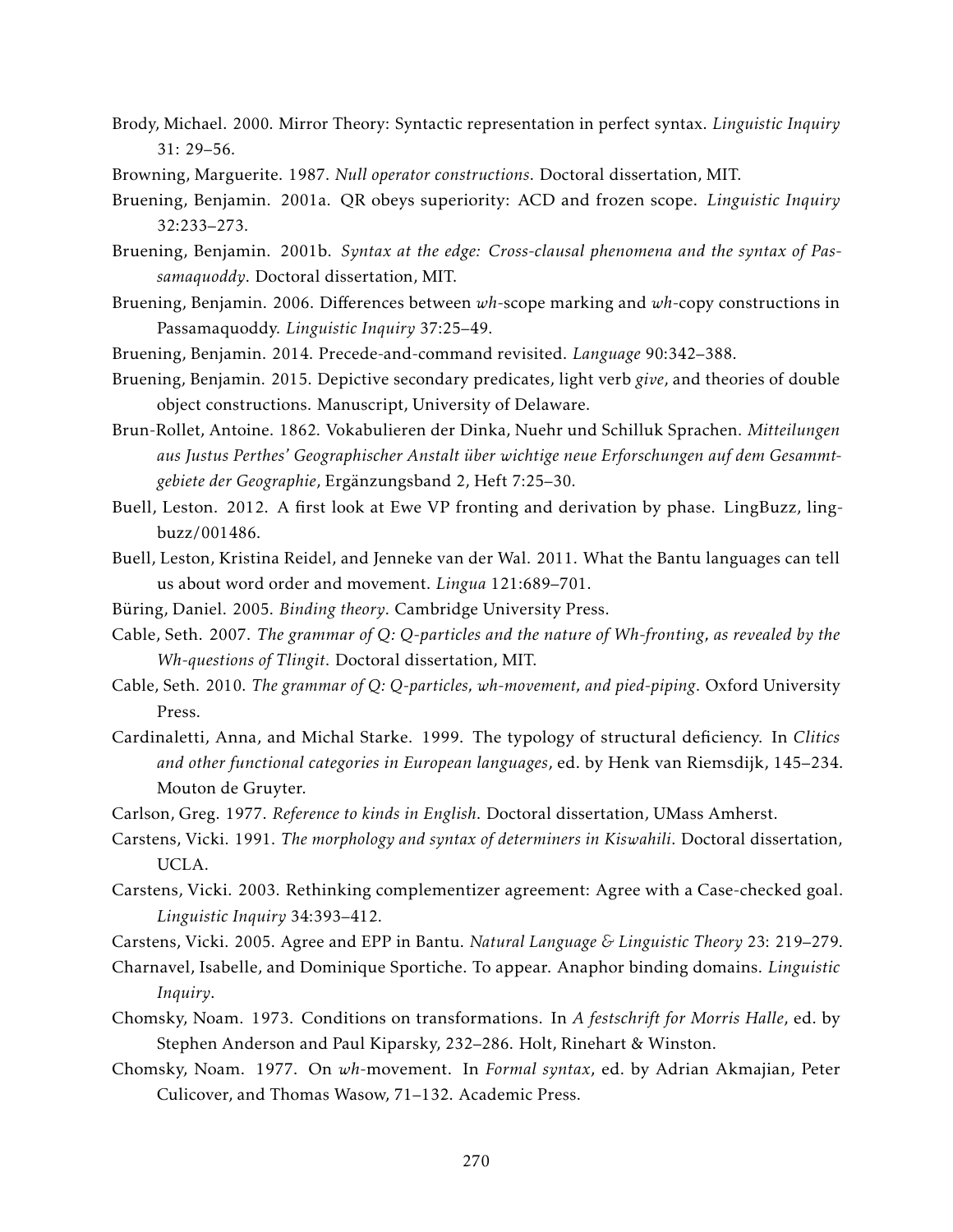Brody, Michael. 2000. Mirror Theory: Syntactic representation in perfect syntax. *Linguistic Inquiry* 31: 29–56.

Browning, Marguerite. 1987. *Null operator constructions*. Doctoral dissertation, MIT.

Bruening, Benjamin. 2001a. QR obeys superiority: ACD and frozen scope. *Linguistic Inquiry* 32:233–273.

Bruening, Benjamin. 2001b. *Syntax at the edge: Cross-clausal phenomena and the syntax of Passamaquoddy*. Doctoral dissertation, MIT.

Bruening, Benjamin. 2006. Differences between *wh*-scope marking and *wh*-copy constructions in Passamaquoddy. *Linguistic Inquiry* 37:25–49.

Bruening, Benjamin. 2014. Precede-and-command revisited. *Language* 90:342–388.

Bruening, Benjamin. 2015. Depictive secondary predicates, light verb *give*, and theories of double object constructions. Manuscript, University of Delaware.

Brun-Rollet, Antoine. 1862. Vokabulieren der Dinka, Nuehr und Schilluk Sprachen. *Mitteilungen aus Justus Perthes' Geographischer Anstalt über wichtige neue Erforschungen auf dem Gesammtgebiete der Geographie*, Ergänzungsband 2, Heft 7:25–30.

Buell, Leston. 2012. A first look at Ewe VP fronting and derivation by phase. LingBuzz, lingbuzz/001486.

Buell, Leston, Kristina Reidel, and Jenneke van der Wal. 2011. What the Bantu languages can tell us about word order and movement. *Lingua* 121:689–701.

Büring, Daniel. 2005. *Binding theory*. Cambridge University Press.

Cable, Seth. 2007. *The grammar of Q: Q-particles and the nature of Wh-fronting, as revealed by the Wh-questions of Tlingit*. Doctoral dissertation, MIT.

Cable, Seth. 2010. *The grammar of Q: Q-particles, wh-movement, and pied-piping*. Oxford University Press.

Cardinaletti, Anna, and Michal Starke. 1999. The typology of structural deficiency. In *Clitics and other functional categories in European languages*, ed. by Henk van Riemsdijk, 145–234. Mouton de Gruyter.

Carlson, Greg. 1977. *Reference to kinds in English*. Doctoral dissertation, UMass Amherst.

Carstens, Vicki. 1991. *The morphology and syntax of determiners in Kiswahili*. Doctoral dissertation, UCLA.

Carstens, Vicki. 2003. Rethinking complementizer agreement: Agree with a Case-checked goal. *Linguistic Inquiry* 34:393–412.

Carstens, Vicki. 2005. Agree and EPP in Bantu. *Natural Language & Linguistic Theory* 23: 219–279.

Charnavel, Isabelle, and Dominique Sportiche. To appear. Anaphor binding domains. *Linguistic Inquiry*.

Chomsky, Noam. 1973. Conditions on transformations. In *A festschrift for Morris Halle*, ed. by Stephen Anderson and Paul Kiparsky, 232–286. Holt, Rinehart & Winston.

Chomsky, Noam. 1977. On *wh*-movement. In *Formal syntax*, ed. by Adrian Akmajian, Peter Culicover, and Thomas Wasow, 71–132. Academic Press.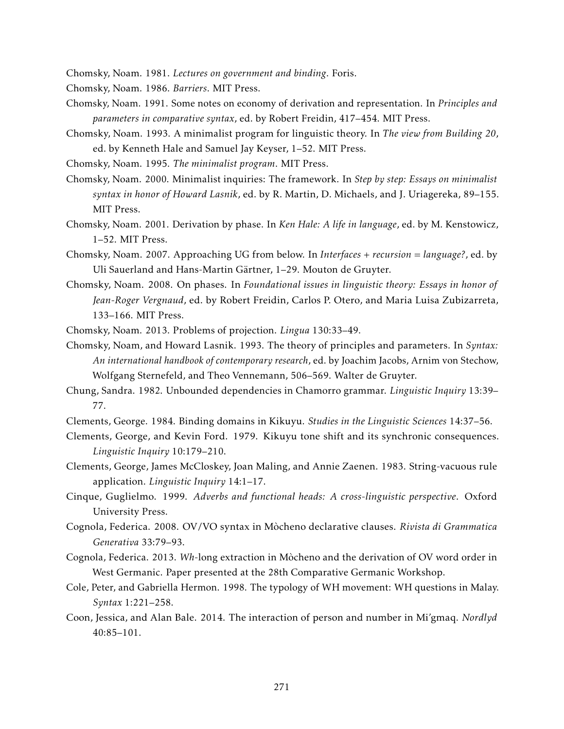Chomsky, Noam. 1981. *Lectures on government and binding*. Foris.

Chomsky, Noam. 1986. *Barriers*. MIT Press.

Chomsky, Noam. 1991. Some notes on economy of derivation and representation. In *Principles and parameters in comparative syntax*, ed. by Robert Freidin, 417–454. MIT Press.

Chomsky, Noam. 1993. A minimalist program for linguistic theory. In *The view from Building 20*, ed. by Kenneth Hale and Samuel Jay Keyser, 1–52. MIT Press.

Chomsky, Noam. 1995. *The minimalist program*. MIT Press.

Chomsky, Noam. 2000. Minimalist inquiries: The framework. In *Step by step: Essays on minimalist syntax in honor of Howard Lasnik*, ed. by R. Martin, D. Michaels, and J. Uriagereka, 89–155. MIT Press.

Chomsky, Noam. 2001. Derivation by phase. In *Ken Hale: A life in language*, ed. by M. Kenstowicz, 1–52. MIT Press.

Chomsky, Noam. 2007. Approaching UG from below. In *Interfaces + recursion = language?*, ed. by Uli Sauerland and Hans-Martin Gärtner, 1–29. Mouton de Gruyter.

Chomsky, Noam. 2008. On phases. In *Foundational issues in linguistic theory: Essays in honor of Jean-Roger Vergnaud*, ed. by Robert Freidin, Carlos P. Otero, and Maria Luisa Zubizarreta, 133–166. MIT Press.

Chomsky, Noam. 2013. Problems of projection. *Lingua* 130:33–49.

Chomsky, Noam, and Howard Lasnik. 1993. The theory of principles and parameters. In *Syntax: An international handbook of contemporary research*, ed. by Joachim Jacobs, Arnim von Stechow, Wolfgang Sternefeld, and Theo Vennemann, 506–569. Walter de Gruyter.

Chung, Sandra. 1982. Unbounded dependencies in Chamorro grammar. *Linguistic Inquiry* 13:39–77.

Clements, George. 1984. Binding domains in Kikuyu. *Studies in the Linguistic Sciences* 14:37–56.

Clements, George, and Kevin Ford. 1979. Kikuyu tone shift and its synchronic consequences. *Linguistic Inquiry* 10:179–210.

Clements, George, James McCloskey, Joan Maling, and Annie Zaenen. 1983. String-vacuous rule application. *Linguistic Inquiry* 14:1–17.

Cinque, Guglielmo. 1999. *Adverbs and functional heads: A cross-linguistic perspective*. Oxford University Press.

Cognola, Federica. 2008. OV/VO syntax in Mòcheno declarative clauses. *Rivista di Grammatica Generativa* 33:79–93.

Cognola, Federica. 2013. *Wh*-long extraction in Mòcheno and the derivation of OV word order in West Germanic. Paper presented at the 28th Comparative Germanic Workshop.

Cole, Peter, and Gabriella Hermon. 1998. The typology of WH movement: WH questions in Malay. *Syntax* 1:221–258.

Coon, Jessica, and Alan Bale. 2014. The interaction of person and number in Mi'gmaq. *Nordlyd* 40:85–101.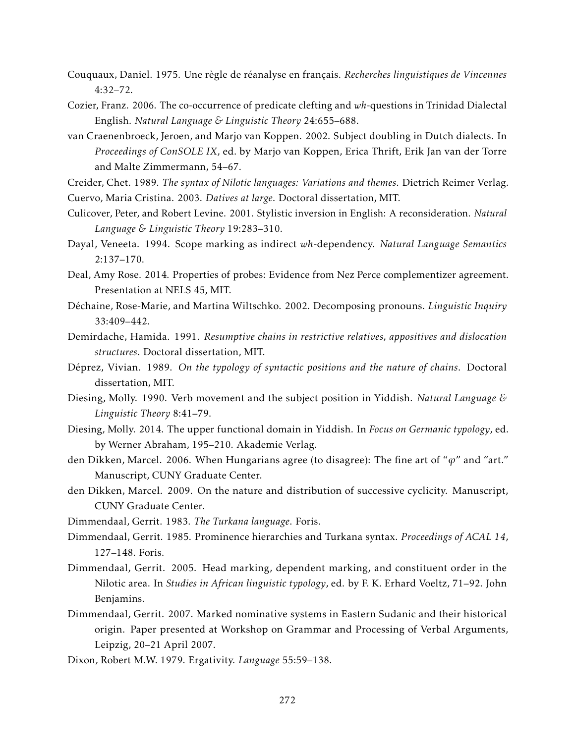Couquaux, Daniel. 1975. Une règle de réanalyse en français. *Recherches linguistiques de Vincennes* 4:32–72.

Cozier, Franz. 2006. The co-occurrence of predicate clefting and *wh*-questions in Trinidad Dialectal English. *Natural Language & Linguistic Theory* 24:655–688.

van Craenenbroeck, Jeroen, and Marjo van Koppen. 2002. Subject doubling in Dutch dialects. In *Proceedings of ConSOLE IX*, ed. by Marjo van Koppen, Erica Thrift, Erik Jan van der Torre and Malte Zimmermann, 54–67.

Creider, Chet. 1989. *The syntax of Nilotic languages: Variations and themes*. Dietrich Reimer Verlag.

Cuervo, Maria Cristina. 2003. *Datives at large*. Doctoral dissertation, MIT.

Culicover, Peter, and Robert Levine. 2001. Stylistic inversion in English: A reconsideration. *Natural Language & Linguistic Theory* 19:283–310.

Dayal, Veneeta. 1994. Scope marking as indirect *wh*-dependency. *Natural Language Semantics* 2:137–170.

Deal, Amy Rose. 2014. Properties of probes: Evidence from Nez Perce complementizer agreement. Presentation at NELS 45, MIT.

Déchaine, Rose-Marie, and Martina Wiltschko. 2002. Decomposing pronouns. *Linguistic Inquiry* 33:409–442.

Demirdache, Hamida. 1991. *Resumptive chains in restrictive relatives, appositives and dislocation structures*. Doctoral dissertation, MIT.

Déprez, Vivian. 1989. *On the typology of syntactic positions and the nature of chains*. Doctoral dissertation, MIT.

Diesing, Molly. 1990. Verb movement and the subject position in Yiddish. *Natural Language & Linguistic Theory* 8:41–79.

Diesing, Molly. 2014. The upper functional domain in Yiddish. In *Focus on Germanic typology*, ed. by Werner Abraham, 195–210. Akademie Verlag.

den Dikken, Marcel. 2006. When Hungarians agree (to disagree): The fine art of "φ" and "art." Manuscript, CUNY Graduate Center.

den Dikken, Marcel. 2009. On the nature and distribution of successive cyclicity. Manuscript, CUNY Graduate Center.

Dimmendaal, Gerrit. 1983. *The Turkana language*. Foris.

Dimmendaal, Gerrit. 1985. Prominence hierarchies and Turkana syntax. *Proceedings of ACAL 14*, 127–148. Foris.

Dimmendaal, Gerrit. 2005. Head marking, dependent marking, and constituent order in the Nilotic area. In *Studies in African linguistic typology*, ed. by F. K. Erhard Voeltz, 71–92. John Benjamins.

Dimmendaal, Gerrit. 2007. Marked nominative systems in Eastern Sudanic and their historical origin. Paper presented at Workshop on Grammar and Processing of Verbal Arguments, Leipzig, 20–21 April 2007.

Dixon, Robert M.W. 1979. Ergativity. *Language* 55:59–138.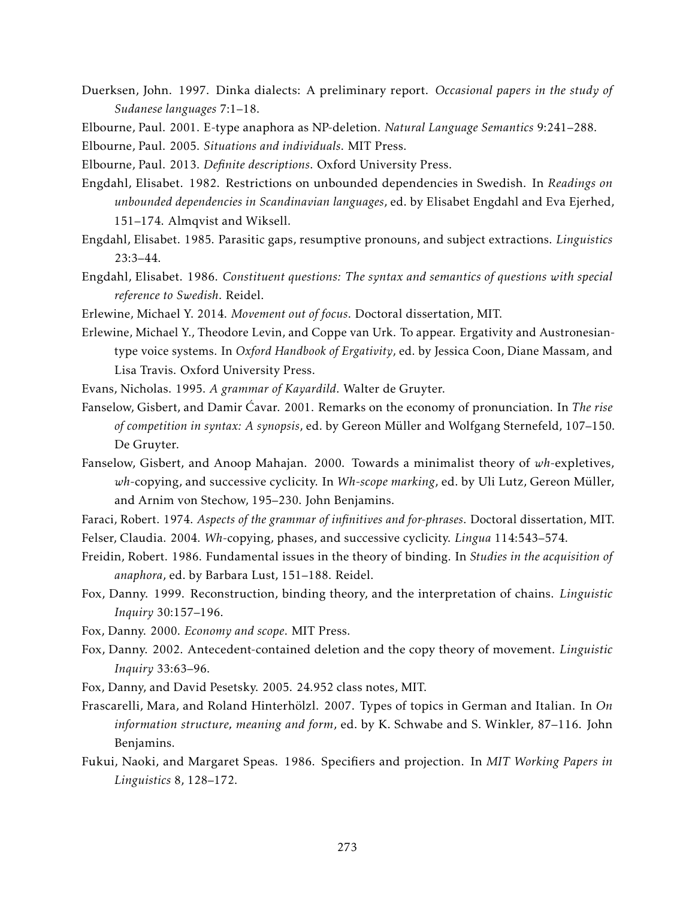Duerksen, John. 1997. Dinka dialects: A preliminary report. *Occasional papers in the study of Sudanese languages* 7:1–18.

Elbourne, Paul. 2001. E-type anaphora as NP-deletion. *Natural Language Semantics* 9:241–288.

Elbourne, Paul. 2005. *Situations and individuals*. MIT Press.

Elbourne, Paul. 2013. *Definite descriptions*. Oxford University Press.

Engdahl, Elisabet. 1982. Restrictions on unbounded dependencies in Swedish. In *Readings on unbounded dependencies in Scandinavian languages*, ed. by Elisabet Engdahl and Eva Ejerhed, 151–174. Almqvist and Wiksell.

Engdahl, Elisabet. 1985. Parasitic gaps, resumptive pronouns, and subject extractions. *Linguistics* 23:3–44.

Engdahl, Elisabet. 1986. *Constituent questions: The syntax and semantics of questions with special reference to Swedish*. Reidel.

Erlewine, Michael Y. 2014. *Movement out of focus*. Doctoral dissertation, MIT.

Erlewine, Michael Y., Theodore Levin, and Coppe van Urk. To appear. Ergativity and Austronesian-type voice systems. In *Oxford Handbook of Ergativity*, ed. by Jessica Coon, Diane Massam, and Lisa Travis. Oxford University Press.

Evans, Nicholas. 1995. *A grammar of Kayardild*. Walter de Gruyter.

Fanselow, Gisbert, and Damir Ćavar. 2001. Remarks on the economy of pronunciation. In *The rise of competition in syntax: A synopsis*, ed. by Gereon Müller and Wolfgang Sternefeld, 107–150. De Gruyter.

Fanselow, Gisbert, and Anoop Mahajan. 2000. Towards a minimalist theory of *wh*-expletives, *wh*-copying, and successive cyclicity. In *Wh-scope marking*, ed. by Uli Lutz, Gereon Müller, and Arnim von Stechow, 195–230. John Benjamins.

Faraci, Robert. 1974. *Aspects of the grammar of infinitives and for-phrases*. Doctoral dissertation, MIT.

Felser, Claudia. 2004. *Wh*-copying, phases, and successive cyclicity. *Lingua* 114:543–574.

Freidin, Robert. 1986. Fundamental issues in the theory of binding. In *Studies in the acquisition of anaphora*, ed. by Barbara Lust, 151–188. Reidel.

Fox, Danny. 1999. Reconstruction, binding theory, and the interpretation of chains. *Linguistic Inquiry* 30:157–196.

Fox, Danny. 2000. *Economy and scope*. MIT Press.

Fox, Danny. 2002. Antecedent-contained deletion and the copy theory of movement. *Linguistic Inquiry* 33:63–96.

Fox, Danny, and David Pesetsky. 2005. 24.952 class notes, MIT.

Frascarelli, Mara, and Roland Hinterhölzl. 2007. Types of topics in German and Italian. In *On information structure, meaning and form*, ed. by K. Schwabe and S. Winkler, 87–116. John Benjamins.

Fukui, Naoki, and Margaret Speas. 1986. Specifiers and projection. In *MIT Working Papers in Linguistics* 8, 128–172.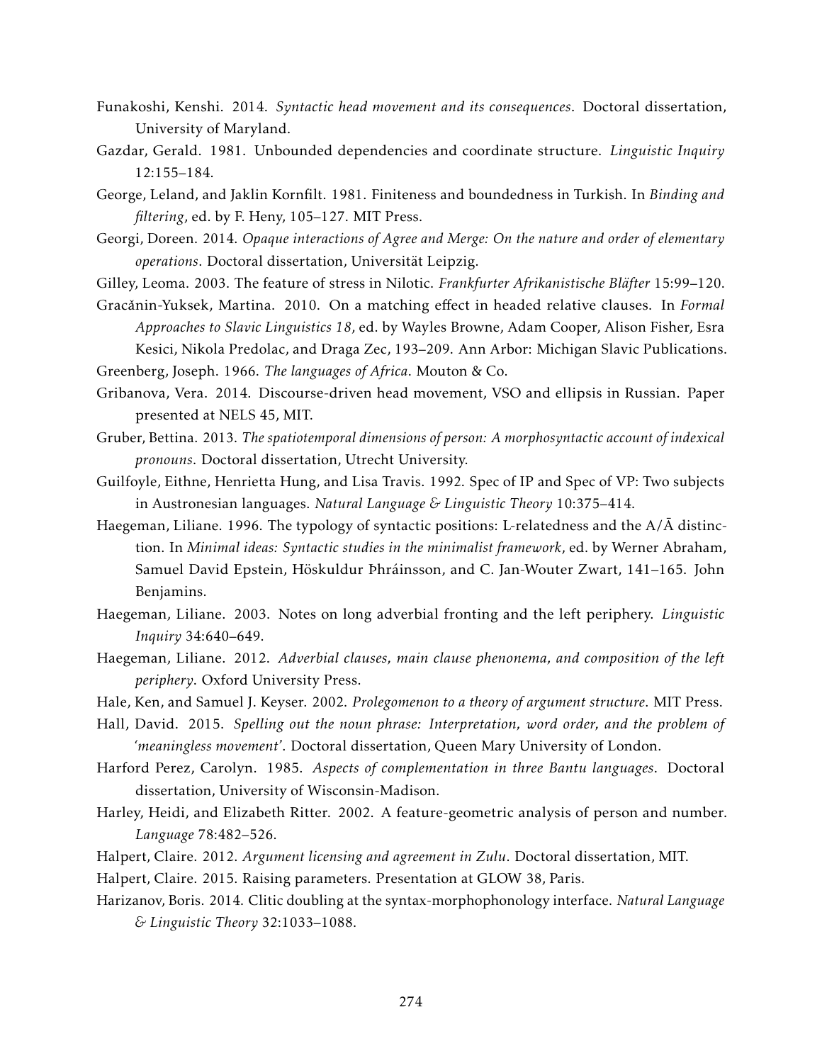Funakoshi, Kenshi. 2014. *Syntactic head movement and its consequences*. Doctoral dissertation, University of Maryland.

Gazdar, Gerald. 1981. Unbounded dependencies and coordinate structure. *Linguistic Inquiry* 12:155–184.

George, Leland, and Jaklin Kornfilt. 1981. Finiteness and boundedness in Turkish. In *Binding and filtering*, ed. by F. Heny, 105–127. MIT Press.

Georgi, Doreen. 2014. *Opaque interactions of Agree and Merge: On the nature and order of elementary operations*. Doctoral dissertation, Universität Leipzig.

Gilley, Leoma. 2003. The feature of stress in Nilotic. *Frankfurter Afrikanistische Bläfter* 15:99–120.

Gračanin-Yuksek, Martina. 2010. On a matching effect in headed relative clauses. In *Formal Approaches to Slavic Linguistics 18*, ed. by Wayles Browne, Adam Cooper, Alison Fisher, Esra Kesici, Nikola Predolac, and Draga Zec, 193–209. Ann Arbor: Michigan Slavic Publications.

Greenberg, Joseph. 1966. *The languages of Africa*. Mouton & Co.

Gribanova, Vera. 2014. Discourse-driven head movement, VSO and ellipsis in Russian. Paper presented at NELS 45, MIT.

Gruber, Bettina. 2013. *The spatiotemporal dimensions of person: A morphosyntactic account of indexical pronouns*. Doctoral dissertation, Utrecht University.

Guilfoyle, Eithne, Henrietta Hung, and Lisa Travis. 1992. Spec of IP and Spec of VP: Two subjects in Austronesian languages. *Natural Language & Linguistic Theory* 10:375–414.

Haegeman, Liliane. 1996. The typology of syntactic positions: L-relatedness and the A/Ā distinction. In *Minimal ideas: Syntactic studies in the minimalist framework*, ed. by Werner Abraham, Samuel David Epstein, Höskuldur Þhráinsson, and C. Jan-Wouter Zwart, 141–165. John Benjamins.

Haegeman, Liliane. 2003. Notes on long adverbial fronting and the left periphery. *Linguistic Inquiry* 34:640–649.

Haegeman, Liliane. 2012. *Adverbial clauses, main clause phenonema, and composition of the left periphery*. Oxford University Press.

Hale, Ken, and Samuel J. Keyser. 2002. *Prolegomenon to a theory of argument structure*. MIT Press.

Hall, David. 2015. *Spelling out the noun phrase: Interpretation, word order, and the problem of 'meaningless movement'*. Doctoral dissertation, Queen Mary University of London.

Harford Perez, Carolyn. 1985. *Aspects of complementation in three Bantu languages*. Doctoral dissertation, University of Wisconsin-Madison.

Harley, Heidi, and Elizabeth Ritter. 2002. A feature-geometric analysis of person and number. *Language* 78:482–526.

Halpert, Claire. 2012. *Argument licensing and agreement in Zulu*. Doctoral dissertation, MIT.

Halpert, Claire. 2015. Raising parameters. Presentation at GLOW 38, Paris.

Harizanov, Boris. 2014. Clitic doubling at the syntax-morphophonology interface. *Natural Language & Linguistic Theory* 32:1033–1088.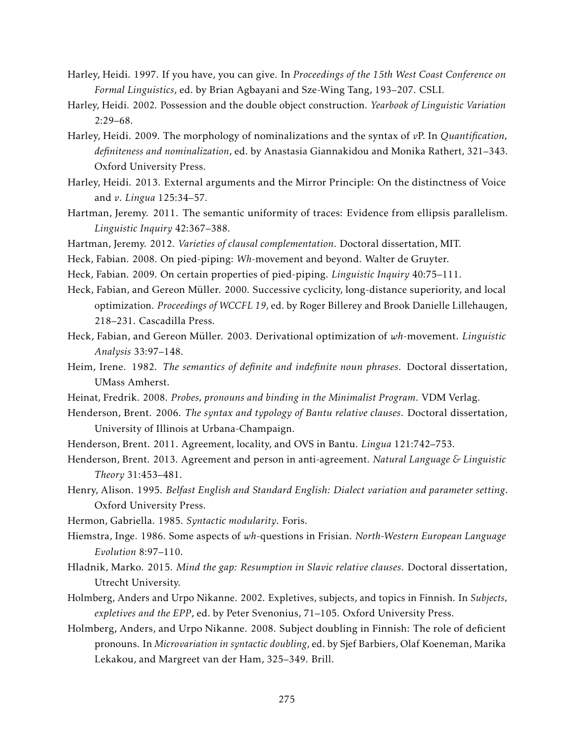Harley, Heidi. 1997. If you have, you can give. In *Proceedings of the 15th West Coast Conference on Formal Linguistics*, ed. by Brian Agbayani and Sze-Wing Tang, 193–207. CSLI.

Harley, Heidi. 2002. Possession and the double object construction. *Yearbook of Linguistic Variation* 2:29–68.

Harley, Heidi. 2009. The morphology of nominalizations and the syntax of *v*P. In *Quantification, definiteness and nominalization*, ed. by Anastasia Giannakidou and Monika Rathert, 321–343. Oxford University Press.

Harley, Heidi. 2013. External arguments and the Mirror Principle: On the distinctness of Voice and *v*. *Lingua* 125:34–57.

Hartman, Jeremy. 2011. The semantic uniformity of traces: Evidence from ellipsis parallelism. *Linguistic Inquiry* 42:367–388.

Hartman, Jeremy. 2012. *Varieties of clausal complementation*. Doctoral dissertation, MIT.

Heck, Fabian. 2008. On pied-piping: *Wh*-movement and beyond. Walter de Gruyter.

Heck, Fabian. 2009. On certain properties of pied-piping. *Linguistic Inquiry* 40:75–111.

Heck, Fabian, and Gereon Müller. 2000. Successive cyclicity, long-distance superiority, and local optimization. *Proceedings of WCCFL 19*, ed. by Roger Billerey and Brook Danielle Lillehaugen, 218–231. Cascadilla Press.

Heck, Fabian, and Gereon Müller. 2003. Derivational optimization of *wh*-movement. *Linguistic Analysis* 33:97–148.

Heim, Irene. 1982. *The semantics of definite and indefinite noun phrases*. Doctoral dissertation, UMass Amherst.

Heinat, Fredrik. 2008. *Probes, pronouns and binding in the Minimalist Program*. VDM Verlag.

Henderson, Brent. 2006. *The syntax and typology of Bantu relative clauses*. Doctoral dissertation, University of Illinois at Urbana-Champaign.

Henderson, Brent. 2011. Agreement, locality, and OVS in Bantu. *Lingua* 121:742–753.

Henderson, Brent. 2013. Agreement and person in anti-agreement. *Natural Language & Linguistic Theory* 31:453–481.

Henry, Alison. 1995. *Belfast English and Standard English: Dialect variation and parameter setting*. Oxford University Press.

Hermon, Gabriella. 1985. *Syntactic modularity*. Foris.

Hiemstra, Inge. 1986. Some aspects of *wh*-questions in Frisian. *North-Western European Language Evolution* 8:97–110.

Hladnik, Marko. 2015. *Mind the gap: Resumption in Slavic relative clauses*. Doctoral dissertation, Utrecht University.

Holmberg, Anders and Urpo Nikanne. 2002. Expletives, subjects, and topics in Finnish. In *Subjects, expletives and the EPP*, ed. by Peter Svenonius, 71–105. Oxford University Press.

Holmberg, Anders, and Urpo Nikanne. 2008. Subject doubling in Finnish: The role of deficient pronouns. In *Microvariation in syntactic doubling*, ed. by Sjef Barbiers, Olaf Koeneman, Marika Lekakou, and Margreet van der Ham, 325–349. Brill.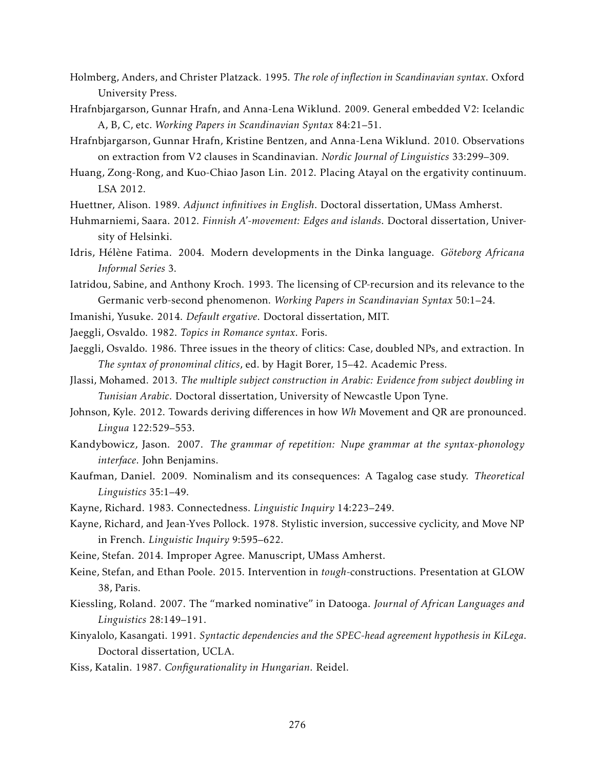Holmberg, Anders, and Christer Platzack. 1995. *The role of inflection in Scandinavian syntax*. Oxford University Press.

Hrafnbjargarson, Gunnar Hrafn, and Anna-Lena Wiklund. 2009. General embedded V2: Icelandic A, B, C, etc. *Working Papers in Scandinavian Syntax* 84:21–51.

Hrafnbjargarson, Gunnar Hrafn, Kristine Bentzen, and Anna-Lena Wiklund. 2010. Observations on extraction from V2 clauses in Scandinavian. *Nordic Journal of Linguistics* 33:299–309.

Huang, Zong-Rong, and Kuo-Chiao Jason Lin. 2012. Placing Atayal on the ergativity continuum. LSA 2012.

Huettner, Alison. 1989. *Adjunct infinitives in English*. Doctoral dissertation, UMass Amherst.

Huhmarniemi, Saara. 2012. *Finnish A'-movement: Edges and islands*. Doctoral dissertation, University of Helsinki.

Idris, Hélène Fatima. 2004. Modern developments in the Dinka language. *Göteborg Africana Informal Series* 3.

Iatridou, Sabine, and Anthony Kroch. 1993. The licensing of CP-recursion and its relevance to the Germanic verb-second phenomenon. *Working Papers in Scandinavian Syntax* 50:1–24.

Imanishi, Yusuke. 2014. *Default ergative*. Doctoral dissertation, MIT.

Jaeggli, Osvaldo. 1982. *Topics in Romance syntax*. Foris.

Jaeggli, Osvaldo. 1986. Three issues in the theory of clitics: Case, doubled NPs, and extraction. In *The syntax of pronominal clitics*, ed. by Hagit Borer, 15–42. Academic Press.

Jlassi, Mohamed. 2013. *The multiple subject construction in Arabic: Evidence from subject doubling in Tunisian Arabic*. Doctoral dissertation, University of Newcastle Upon Tyne.

Johnson, Kyle. 2012. Towards deriving differences in how *Wh* Movement and QR are pronounced. *Lingua* 122:529–553.

Kandybowicz, Jason. 2007. *The grammar of repetition: Nupe grammar at the syntax-phonology interface*. John Benjamins.

Kaufman, Daniel. 2009. Nominalism and its consequences: A Tagalog case study. *Theoretical Linguistics* 35:1–49.

Kayne, Richard. 1983. Connectedness. *Linguistic Inquiry* 14:223–249.

Kayne, Richard, and Jean-Yves Pollock. 1978. Stylistic inversion, successive cyclicity, and Move NP in French. *Linguistic Inquiry* 9:595–622.

Keine, Stefan. 2014. Improper Agree. Manuscript, UMass Amherst.

Keine, Stefan, and Ethan Poole. 2015. Intervention in *tough*-constructions. Presentation at GLOW 38, Paris.

Kiessling, Roland. 2007. The "marked nominative" in Datooga. *Journal of African Languages and Linguistics* 28:149–191.

Kinyalolo, Kasangati. 1991. *Syntactic dependencies and the SPEC-head agreement hypothesis in KiLega*. Doctoral dissertation, UCLA.

Kiss, Katalin. 1987. *Configurationality in Hungarian*. Reidel.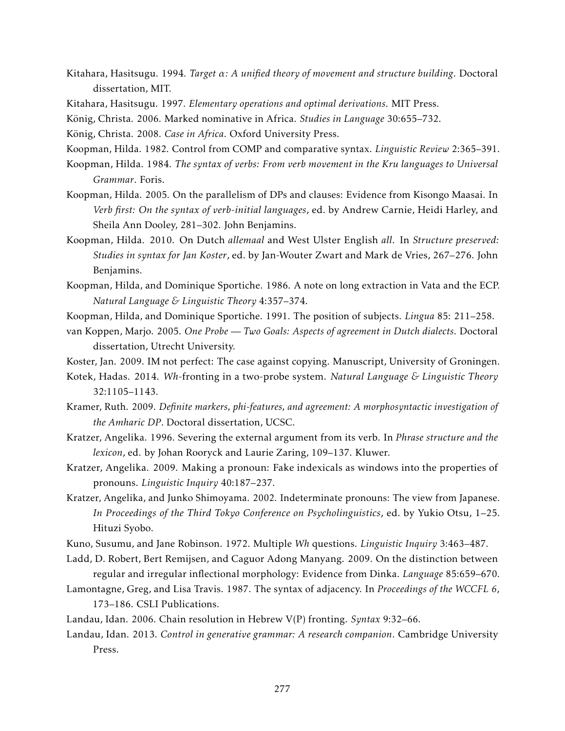Kitahara, Hasitsugu. 1994. *Target α: A unified theory of movement and structure building*. Doctoral dissertation, MIT.

Kitahara, Hasitsugu. 1997. *Elementary operations and optimal derivations*. MIT Press.

König, Christa. 2006. Marked nominative in Africa. *Studies in Language* 30:655–732.

König, Christa. 2008. *Case in Africa*. Oxford University Press.

Koopman, Hilda. 1982. Control from COMP and comparative syntax. *Linguistic Review* 2:365–391.

Koopman, Hilda. 1984. *The syntax of verbs: From verb movement in the Kru languages to Universal Grammar*. Foris.

Koopman, Hilda. 2005. On the parallelism of DPs and clauses: Evidence from Kisongo Maasai. In *Verb first: On the syntax of verb-initial languages*, ed. by Andrew Carnie, Heidi Harley, and Sheila Ann Dooley, 281–302. John Benjamins.

Koopman, Hilda. 2010. On Dutch *allemaal* and West Ulster English *all*. In *Structure preserved: Studies in syntax for Jan Koster*, ed. by Jan-Wouter Zwart and Mark de Vries, 267–276. John Benjamins.

Koopman, Hilda, and Dominique Sportiche. 1986. A note on long extraction in Vata and the ECP. *Natural Language & Linguistic Theory* 4:357–374.

Koopman, Hilda, and Dominique Sportiche. 1991. The position of subjects. *Lingua* 85: 211–258.

van Koppen, Marjo. 2005. *One Probe — Two Goals: Aspects of agreement in Dutch dialects*. Doctoral dissertation, Utrecht University.

Koster, Jan. 2009. IM not perfect: The case against copying. Manuscript, University of Groningen.

Kotek, Hadas. 2014. *Wh*-fronting in a two-probe system. *Natural Language & Linguistic Theory* 32:1105–1143.

Kramer, Ruth. 2009. *Definite markers, phi-features, and agreement: A morphosyntactic investigation of the Amharic DP*. Doctoral dissertation, UCSC.

Kratzer, Angelika. 1996. Severing the external argument from its verb. In *Phrase structure and the lexicon*, ed. by Johan Rooryck and Laurie Zaring, 109–137. Kluwer.

Kratzer, Angelika. 2009. Making a pronoun: Fake indexicals as windows into the properties of pronouns. *Linguistic Inquiry* 40:187–237.

Kratzer, Angelika, and Junko Shimoyama. 2002. Indeterminate pronouns: The view from Japanese. *In Proceedings of the Third Tokyo Conference on Psycholinguistics*, ed. by Yukio Otsu, 1–25. Hituzi Syobo.

Kuno, Susumu, and Jane Robinson. 1972. Multiple *Wh* questions. *Linguistic Inquiry* 3:463–487.

Ladd, D. Robert, Bert Remijsen, and Caguor Adong Manyang. 2009. On the distinction between regular and irregular inflectional morphology: Evidence from Dinka. *Language* 85:659–670.

Lamontagne, Greg, and Lisa Travis. 1987. The syntax of adjacency. In *Proceedings of the WCCFL 6*, 173–186. CSLI Publications.

Landau, Idan. 2006. Chain resolution in Hebrew V(P) fronting. *Syntax* 9:32–66.

Landau, Idan. 2013. *Control in generative grammar: A research companion*. Cambridge University Press.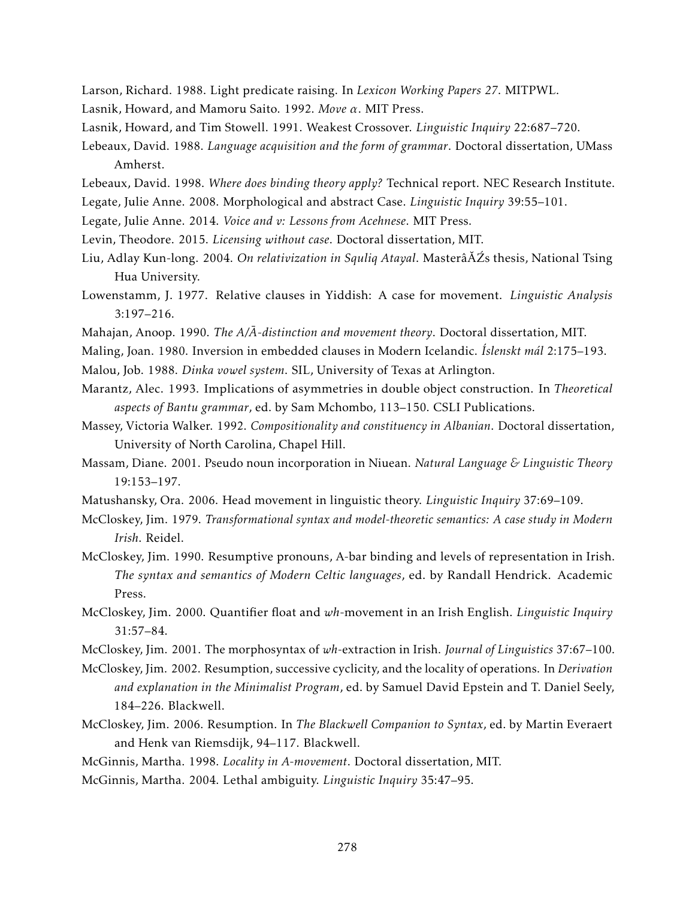Larson, Richard. 1988. Light predicate raising. In *Lexicon Working Papers 27*. MITPWL.

Lasnik, Howard, and Mamoru Saito. 1992. *Move α*. MIT Press.

Lasnik, Howard, and Tim Stowell. 1991. Weakest Crossover. *Linguistic Inquiry* 22:687–720.

Lebeaux, David. 1988. *Language acquisition and the form of grammar*. Doctoral dissertation, UMass Amherst.

Lebeaux, David. 1998. *Where does binding theory apply?* Technical report. NEC Research Institute.

Legate, Julie Anne. 2008. Morphological and abstract Case. *Linguistic Inquiry* 39:55–101.

Legate, Julie Anne. 2014. *Voice and v: Lessons from Acehnese*. MIT Press.

Levin, Theodore. 2015. *Licensing without case*. Doctoral dissertation, MIT.

Liu, Adlay Kun-long. 2004. *On relativization in Squliq Atayal*. MasterâĂŹs thesis, National Tsing Hua University.

Lowenstamm, J. 1977. Relative clauses in Yiddish: A case for movement. *Linguistic Analysis* 3:197–216.

Mahajan, Anoop. 1990. *The A/Ā-distinction and movement theory*. Doctoral dissertation, MIT.

Maling, Joan. 1980. Inversion in embedded clauses in Modern Icelandic. *Íslenskt mál* 2:175–193.

Malou, Job. 1988. *Dinka vowel system*. SIL, University of Texas at Arlington.

Marantz, Alec. 1993. Implications of asymmetries in double object construction. In *Theoretical aspects of Bantu grammar*, ed. by Sam Mchombo, 113–150. CSLI Publications.

Massey, Victoria Walker. 1992. *Compositionality and constituency in Albanian*. Doctoral dissertation, University of North Carolina, Chapel Hill.

Massam, Diane. 2001. Pseudo noun incorporation in Niuean. *Natural Language & Linguistic Theory* 19:153–197.

Matushansky, Ora. 2006. Head movement in linguistic theory. *Linguistic Inquiry* 37:69–109.

McCloskey, Jim. 1979. *Transformational syntax and model-theoretic semantics: A case study in Modern Irish*. Reidel.

McCloskey, Jim. 1990. Resumptive pronouns, A-bar binding and levels of representation in Irish. *The syntax and semantics of Modern Celtic languages*, ed. by Randall Hendrick. Academic Press.

McCloskey, Jim. 2000. Quantifier float and *wh*-movement in an Irish English. *Linguistic Inquiry* 31:57–84.

McCloskey, Jim. 2001. The morphosyntax of *wh*-extraction in Irish. *Journal of Linguistics* 37:67–100.

McCloskey, Jim. 2002. Resumption, successive cyclicity, and the locality of operations. In *Derivation and explanation in the Minimalist Program*, ed. by Samuel David Epstein and T. Daniel Seely, 184–226. Blackwell.

McCloskey, Jim. 2006. Resumption. In *The Blackwell Companion to Syntax*, ed. by Martin Everaert and Henk van Riemsdijk, 94–117. Blackwell.

McGinnis, Martha. 1998. *Locality in A-movement*. Doctoral dissertation, MIT.

McGinnis, Martha. 2004. Lethal ambiguity. *Linguistic Inquiry* 35:47–95.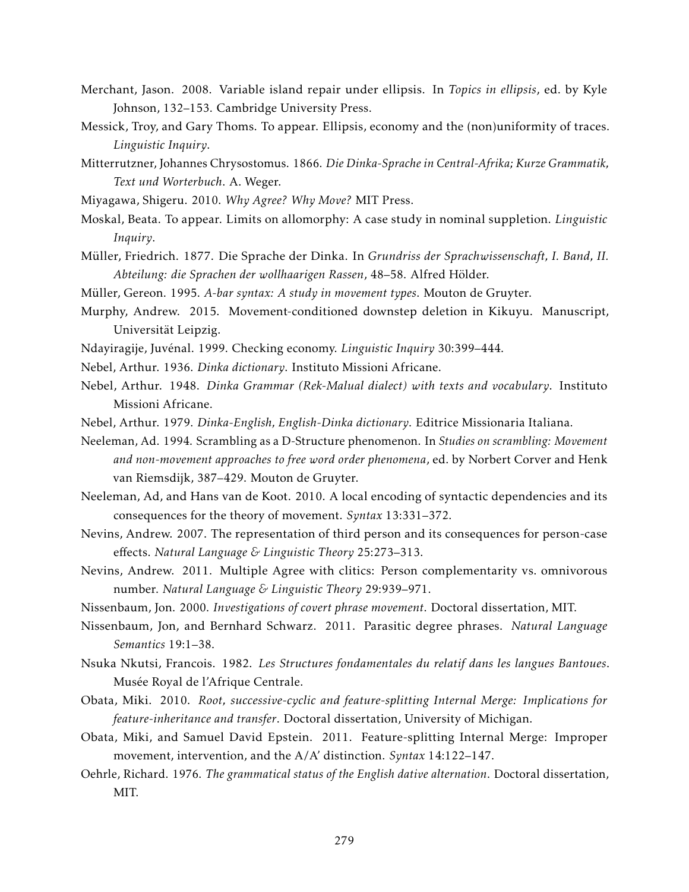Merchant, Jason. 2008. Variable island repair under ellipsis. In *Topics in ellipsis*, ed. by Kyle Johnson, 132–153. Cambridge University Press.

Messick, Troy, and Gary Thoms. To appear. Ellipsis, economy and the (non)uniformity of traces. *Linguistic Inquiry*.

Mitterrutzner, Johannes Chrysostomus. 1866. *Die Dinka-Sprache in Central-Afrika; Kurze Grammatik, Text und Worterbuch*. A. Weger.

Miyagawa, Shigeru. 2010. *Why Agree? Why Move?* MIT Press.

Moskal, Beata. To appear. Limits on allomorphy: A case study in nominal suppletion. *Linguistic Inquiry*.

Müller, Friedrich. 1877. Die Sprache der Dinka. In *Grundriss der Sprachwissenschaft, I. Band, II. Abteilung: die Sprachen der wollhaarigen Rassen*, 48–58. Alfred Hölder.

Müller, Gereon. 1995. *A-bar syntax: A study in movement types*. Mouton de Gruyter.

Murphy, Andrew. 2015. Movement-conditioned downstep deletion in Kikuyu. Manuscript, Universität Leipzig.

Ndayiragije, Juvénal. 1999. Checking economy. *Linguistic Inquiry* 30:399–444.

Nebel, Arthur. 1936. *Dinka dictionary*. Instituto Missioni Africane.

Nebel, Arthur. 1948. *Dinka Grammar (Rek-Malual dialect) with texts and vocabulary*. Instituto Missioni Africane.

Nebel, Arthur. 1979. *Dinka-English, English-Dinka dictionary*. Editrice Missionaria Italiana.

Neeleman, Ad. 1994. Scrambling as a D-Structure phenomenon. In *Studies on scrambling: Movement and non-movement approaches to free word order phenomena*, ed. by Norbert Corver and Henk van Riemsdijk, 387–429. Mouton de Gruyter.

Neeleman, Ad, and Hans van de Koot. 2010. A local encoding of syntactic dependencies and its consequences for the theory of movement. *Syntax* 13:331–372.

Nevins, Andrew. 2007. The representation of third person and its consequences for person-case effects. *Natural Language & Linguistic Theory* 25:273–313.

Nevins, Andrew. 2011. Multiple Agree with clitics: Person complementarity vs. omnivorous number. *Natural Language & Linguistic Theory* 29:939–971.

Nissenbaum, Jon. 2000. *Investigations of covert phrase movement*. Doctoral dissertation, MIT.

Nissenbaum, Jon, and Bernhard Schwarz. 2011. Parasitic degree phrases. *Natural Language Semantics* 19:1–38.

Nsuka Nkutsi, Francois. 1982. *Les Structures fondamentales du relatif dans les langues Bantoues*. Musée Royal de l'Afrique Centrale.

Obata, Miki. 2010. *Root, successive-cyclic and feature-splitting Internal Merge: Implications for feature-inheritance and transfer*. Doctoral dissertation, University of Michigan.

Obata, Miki, and Samuel David Epstein. 2011. Feature-splitting Internal Merge: Improper movement, intervention, and the A/A' distinction. *Syntax* 14:122–147.

Oehrle, Richard. 1976. *The grammatical status of the English dative alternation*. Doctoral dissertation, MIT.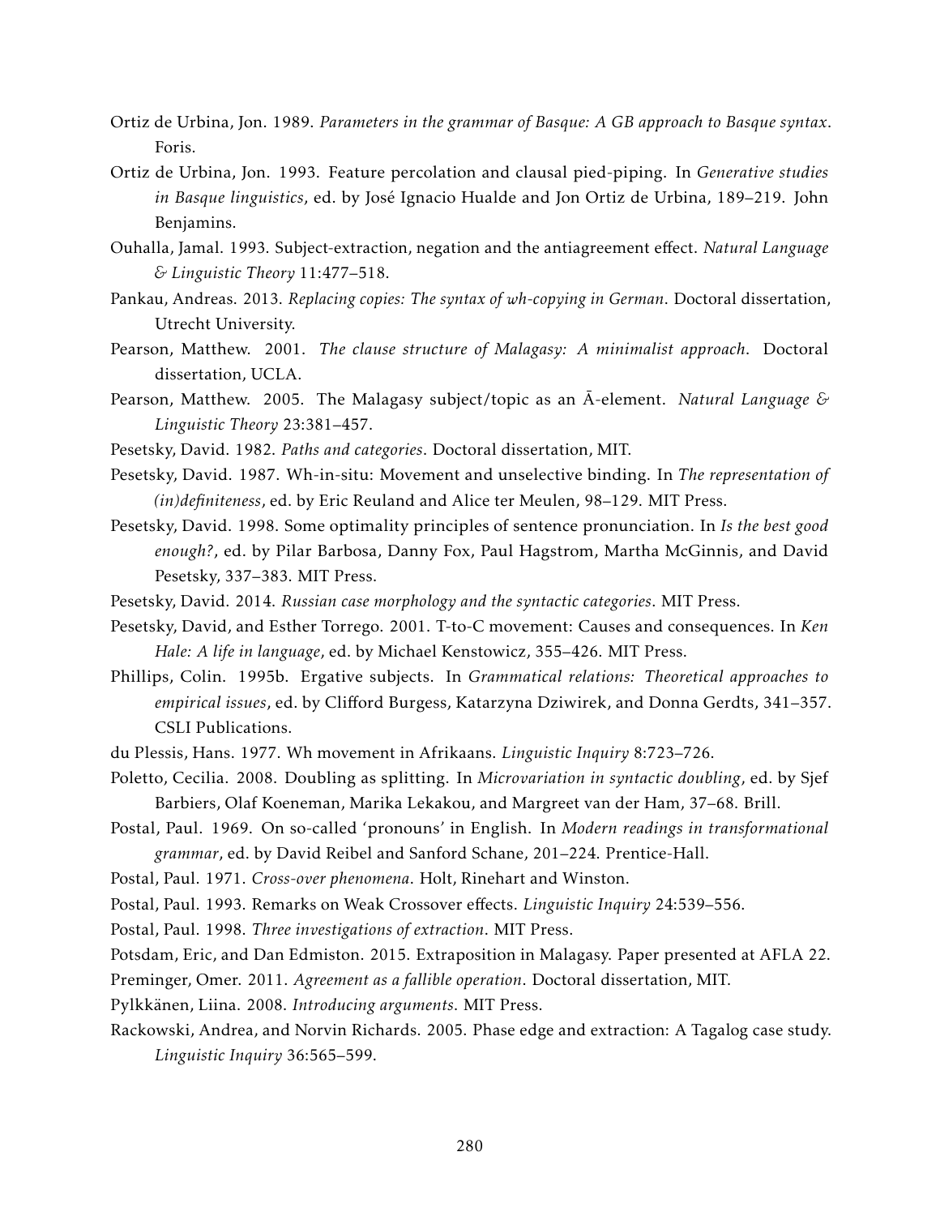Ortiz de Urbina, Jon. 1989. *Parameters in the grammar of Basque: A GB approach to Basque syntax*. Foris.

Ortiz de Urbina, Jon. 1993. Feature percolation and clausal pied-piping. In *Generative studies in Basque linguistics*, ed. by José Ignacio Hualde and Jon Ortiz de Urbina, 189–219. John Benjamins.

Ouhalla, Jamal. 1993. Subject-extraction, negation and the antiagreement effect. *Natural Language & Linguistic Theory* 11:477–518.

Pankau, Andreas. 2013. *Replacing copies: The syntax of wh-copying in German*. Doctoral dissertation, Utrecht University.

Pearson, Matthew. 2001. *The clause structure of Malagasy: A minimalist approach*. Doctoral dissertation, UCLA.

Pearson, Matthew. 2005. The Malagasy subject/topic as an Ā-element. *Natural Language & Linguistic Theory* 23:381–457.

Pesetsky, David. 1982. *Paths and categories*. Doctoral dissertation, MIT.

Pesetsky, David. 1987. Wh-in-situ: Movement and unselective binding. In *The representation of (in)definiteness*, ed. by Eric Reuland and Alice ter Meulen, 98–129. MIT Press.

Pesetsky, David. 1998. Some optimality principles of sentence pronunciation. In *Is the best good enough?*, ed. by Pilar Barbosa, Danny Fox, Paul Hagstrom, Martha McGinnis, and David Pesetsky, 337–383. MIT Press.

Pesetsky, David. 2014. *Russian case morphology and the syntactic categories*. MIT Press.

Pesetsky, David, and Esther Torrego. 2001. T-to-C movement: Causes and consequences. In *Ken Hale: A life in language*, ed. by Michael Kenstowicz, 355–426. MIT Press.

Phillips, Colin. 1995b. Ergative subjects. In *Grammatical relations: Theoretical approaches to empirical issues*, ed. by Clifford Burgess, Katarzyna Dziwirek, and Donna Gerdts, 341–357. CSLI Publications.

du Plessis, Hans. 1977. Wh movement in Afrikaans. *Linguistic Inquiry* 8:723–726.

Poletto, Cecilia. 2008. Doubling as splitting. In *Microvariation in syntactic doubling*, ed. by Sjef Barbiers, Olaf Koeneman, Marika Lekakou, and Margreet van der Ham, 37–68. Brill.

Postal, Paul. 1969. On so-called 'pronouns' in English. In *Modern readings in transformational grammar*, ed. by David Reibel and Sanford Schane, 201–224. Prentice-Hall.

Postal, Paul. 1971. *Cross-over phenomena*. Holt, Rinehart and Winston.

Postal, Paul. 1993. Remarks on Weak Crossover effects. *Linguistic Inquiry* 24:539–556.

Postal, Paul. 1998. *Three investigations of extraction*. MIT Press.

Potsdam, Eric, and Dan Edmiston. 2015. Extraposition in Malagasy. Paper presented at AFLA 22.

Preminger, Omer. 2011. *Agreement as a fallible operation*. Doctoral dissertation, MIT.

Pylkkänen, Liina. 2008. *Introducing arguments*. MIT Press.

Rackowski, Andrea, and Norvin Richards. 2005. Phase edge and extraction: A Tagalog case study. *Linguistic Inquiry* 36:565–599.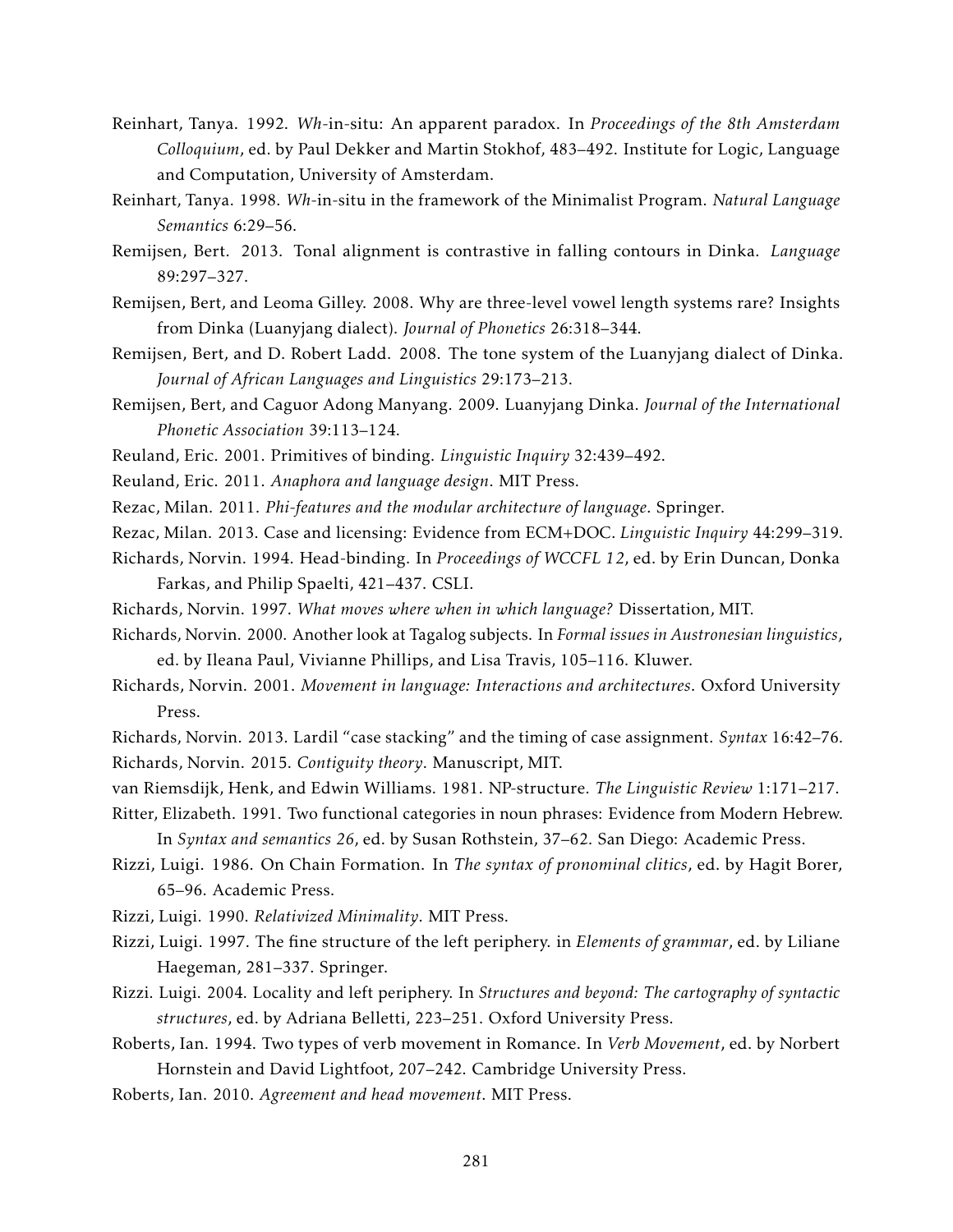Reinhart, Tanya. 1992. *Wh*-in-situ: An apparent paradox. In *Proceedings of the 8th Amsterdam Colloquium*, ed. by Paul Dekker and Martin Stokhof, 483–492. Institute for Logic, Language and Computation, University of Amsterdam.

Reinhart, Tanya. 1998. *Wh*-in-situ in the framework of the Minimalist Program. *Natural Language Semantics* 6:29–56.

Remijsen, Bert. 2013. Tonal alignment is contrastive in falling contours in Dinka. *Language* 89:297–327.

Remijsen, Bert, and Leoma Gilley. 2008. Why are three-level vowel length systems rare? Insights from Dinka (Luanyjang dialect). *Journal of Phonetics* 26:318–344.

Remijsen, Bert, and D. Robert Ladd. 2008. The tone system of the Luanyjang dialect of Dinka. *Journal of African Languages and Linguistics* 29:173–213.

Remijsen, Bert, and Caguor Adong Manyang. 2009. Luanyjang Dinka. *Journal of the International Phonetic Association* 39:113–124.

Reuland, Eric. 2001. Primitives of binding. *Linguistic Inquiry* 32:439–492.

Reuland, Eric. 2011. *Anaphora and language design*. MIT Press.

Rezac, Milan. 2011. *Phi-features and the modular architecture of language*. Springer.

Rezac, Milan. 2013. Case and licensing: Evidence from ECM+DOC. *Linguistic Inquiry* 44:299–319.

Richards, Norvin. 1994. Head-binding. In *Proceedings of WCCFL 12*, ed. by Erin Duncan, Donka Farkas, and Philip Spaelti, 421–437. CSLI.

Richards, Norvin. 1997. *What moves where when in which language?* Dissertation, MIT.

Richards, Norvin. 2000. Another look at Tagalog subjects. In *Formal issues in Austronesian linguistics*, ed. by Ileana Paul, Vivianne Phillips, and Lisa Travis, 105–116. Kluwer.

Richards, Norvin. 2001. *Movement in language: Interactions and architectures*. Oxford University Press.

Richards, Norvin. 2013. Lardil "case stacking" and the timing of case assignment. *Syntax* 16:42–76.

Richards, Norvin. 2015. *Contiguity theory*. Manuscript, MIT.

van Riemsdijk, Henk, and Edwin Williams. 1981. NP-structure. *The Linguistic Review* 1:171–217.

Ritter, Elizabeth. 1991. Two functional categories in noun phrases: Evidence from Modern Hebrew. In *Syntax and semantics 26*, ed. by Susan Rothstein, 37–62. San Diego: Academic Press.

Rizzi, Luigi. 1986. On Chain Formation. In *The syntax of pronominal clitics*, ed. by Hagit Borer, 65–96. Academic Press.

Rizzi, Luigi. 1990. *Relativized Minimality*. MIT Press.

Rizzi, Luigi. 1997. The fine structure of the left periphery. in *Elements of grammar*, ed. by Liliane Haegeman, 281–337. Springer.

Rizzi. Luigi. 2004. Locality and left periphery. In *Structures and beyond: The cartography of syntactic structures*, ed. by Adriana Belletti, 223–251. Oxford University Press.

Roberts, Ian. 1994. Two types of verb movement in Romance. In *Verb Movement*, ed. by Norbert Hornstein and David Lightfoot, 207–242. Cambridge University Press.

Roberts, Ian. 2010. *Agreement and head movement*. MIT Press.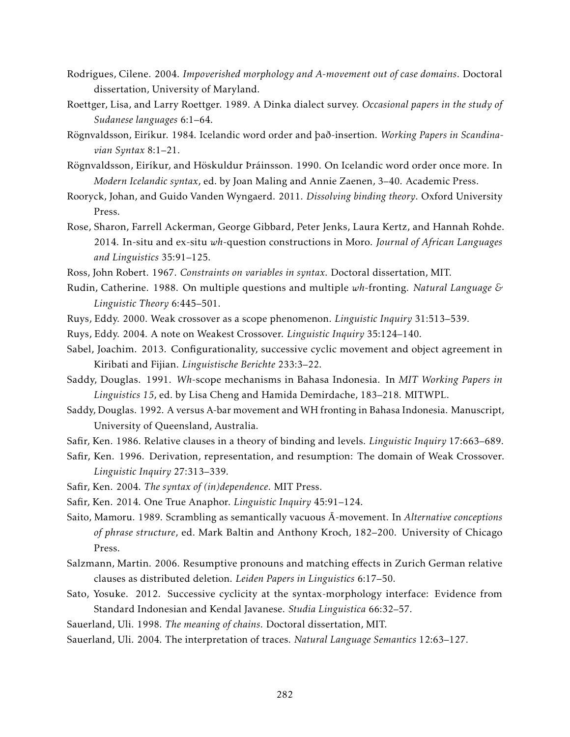Rodrigues, Cilene. 2004. *Impoverished morphology and A-movement out of case domains*. Doctoral dissertation, University of Maryland.

Roettger, Lisa, and Larry Roettger. 1989. A Dinka dialect survey. *Occasional papers in the study of Sudanese languages* 6:1–64.

Rögnvaldsson, Eiríkur. 1984. Icelandic word order and það-insertion. *Working Papers in Scandinavian Syntax* 8:1–21.

Rögnvaldsson, Eiríkur, and Höskuldur Þráinsson. 1990. On Icelandic word order once more. In *Modern Icelandic syntax*, ed. by Joan Maling and Annie Zaenen, 3–40. Academic Press.

Rooryck, Johan, and Guido Vanden Wyngaerd. 2011. *Dissolving binding theory*. Oxford University Press.

Rose, Sharon, Farrell Ackerman, George Gibbard, Peter Jenks, Laura Kertz, and Hannah Rohde. 2014. In-situ and ex-situ *wh*-question constructions in Moro. *Journal of African Languages and Linguistics* 35:91–125.

Ross, John Robert. 1967. *Constraints on variables in syntax*. Doctoral dissertation, MIT.

Rudin, Catherine. 1988. On multiple questions and multiple *wh*-fronting. *Natural Language & Linguistic Theory* 6:445–501.

Ruys, Eddy. 2000. Weak crossover as a scope phenomenon. *Linguistic Inquiry* 31:513–539.

Ruys, Eddy. 2004. A note on Weakest Crossover. *Linguistic Inquiry* 35:124–140.

Sabel, Joachim. 2013. Configurationality, successive cyclic movement and object agreement in Kiribati and Fijian. *Linguistische Berichte* 233:3–22.

Saddy, Douglas. 1991. *Wh*-scope mechanisms in Bahasa Indonesia. In *MIT Working Papers in Linguistics 15*, ed. by Lisa Cheng and Hamida Demirdache, 183–218. MITWPL.

Saddy, Douglas. 1992. A versus A-bar movement and WH fronting in Bahasa Indonesia. Manuscript, University of Queensland, Australia.

Safir, Ken. 1986. Relative clauses in a theory of binding and levels. *Linguistic Inquiry* 17:663–689.

Safir, Ken. 1996. Derivation, representation, and resumption: The domain of Weak Crossover. *Linguistic Inquiry* 27:313–339.

Safir, Ken. 2004. *The syntax of (in)dependence*. MIT Press.

Safir, Ken. 2014. One True Anaphor. *Linguistic Inquiry* 45:91–124.

Saito, Mamoru. 1989. Scrambling as semantically vacuous Ā-movement. In *Alternative conceptions of phrase structure*, ed. Mark Baltin and Anthony Kroch, 182–200. University of Chicago Press.

Salzmann, Martin. 2006. Resumptive pronouns and matching effects in Zurich German relative clauses as distributed deletion. *Leiden Papers in Linguistics* 6:17–50.

Sato, Yosuke. 2012. Successive cyclicity at the syntax-morphology interface: Evidence from Standard Indonesian and Kendal Javanese. *Studia Linguistica* 66:32–57.

Sauerland, Uli. 1998. *The meaning of chains*. Doctoral dissertation, MIT.

Sauerland, Uli. 2004. The interpretation of traces. *Natural Language Semantics* 12:63–127.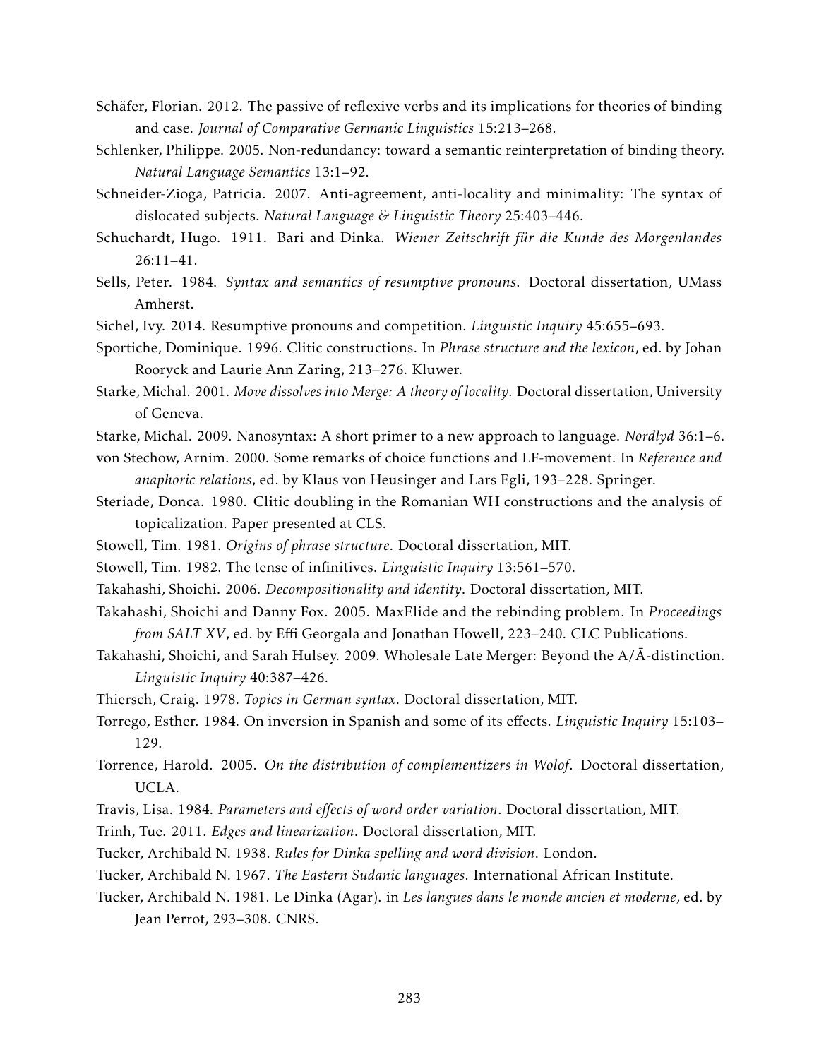Schäfer, Florian. 2012. The passive of reflexive verbs and its implications for theories of binding and case. *Journal of Comparative Germanic Linguistics* 15:213–268.

Schlenker, Philippe. 2005. Non-redundancy: toward a semantic reinterpretation of binding theory. *Natural Language Semantics* 13:1–92.

Schneider-Zioga, Patricia. 2007. Anti-agreement, anti-locality and minimality: The syntax of dislocated subjects. *Natural Language & Linguistic Theory* 25:403–446.

Schuchardt, Hugo. 1911. Bari and Dinka. *Wiener Zeitschrift für die Kunde des Morgenlandes* 26:11–41.

Sells, Peter. 1984. *Syntax and semantics of resumptive pronouns*. Doctoral dissertation, UMass Amherst.

Sichel, Ivy. 2014. Resumptive pronouns and competition. *Linguistic Inquiry* 45:655–693.

Sportiche, Dominique. 1996. Clitic constructions. In *Phrase structure and the lexicon*, ed. by Johan Rooryck and Laurie Ann Zaring, 213–276. Kluwer.

Starke, Michal. 2001. *Move dissolves into Merge: A theory of locality*. Doctoral dissertation, University of Geneva.

Starke, Michal. 2009. Nanosyntax: A short primer to a new approach to language. *Nordlyd* 36:1–6.

von Stechow, Arnim. 2000. Some remarks of choice functions and LF-movement. In *Reference and anaphoric relations*, ed. by Klaus von Heusinger and Lars Egli, 193–228. Springer.

Steriade, Donca. 1980. Clitic doubling in the Romanian WH constructions and the analysis of topicalization. Paper presented at CLS.

Stowell, Tim. 1981. *Origins of phrase structure*. Doctoral dissertation, MIT.

Stowell, Tim. 1982. The tense of infinitives. *Linguistic Inquiry* 13:561–570.

Takahashi, Shoichi. 2006. *Decompositionality and identity*. Doctoral dissertation, MIT.

Takahashi, Shoichi and Danny Fox. 2005. MaxElide and the rebinding problem. In *Proceedings from SALT XV*, ed. by Effi Georgala and Jonathan Howell, 223–240. CLC Publications.

Takahashi, Shoichi, and Sarah Hulsey. 2009. Wholesale Late Merger: Beyond the A/Ā-distinction. *Linguistic Inquiry* 40:387–426.

Thiersch, Craig. 1978. *Topics in German syntax*. Doctoral dissertation, MIT.

Torrego, Esther. 1984. On inversion in Spanish and some of its effects. *Linguistic Inquiry* 15:103–129.

Torrence, Harold. 2005. *On the distribution of complementizers in Wolof*. Doctoral dissertation, UCLA.

Travis, Lisa. 1984. *Parameters and effects of word order variation*. Doctoral dissertation, MIT.

Trinh, Tue. 2011. *Edges and linearization*. Doctoral dissertation, MIT.

Tucker, Archibald N. 1938. *Rules for Dinka spelling and word division*. London.

Tucker, Archibald N. 1967. *The Eastern Sudanic languages*. International African Institute.

Tucker, Archibald N. 1981. Le Dinka (Agar). in *Les langues dans le monde ancien et moderne*, ed. by Jean Perrot, 293–308. CNRS.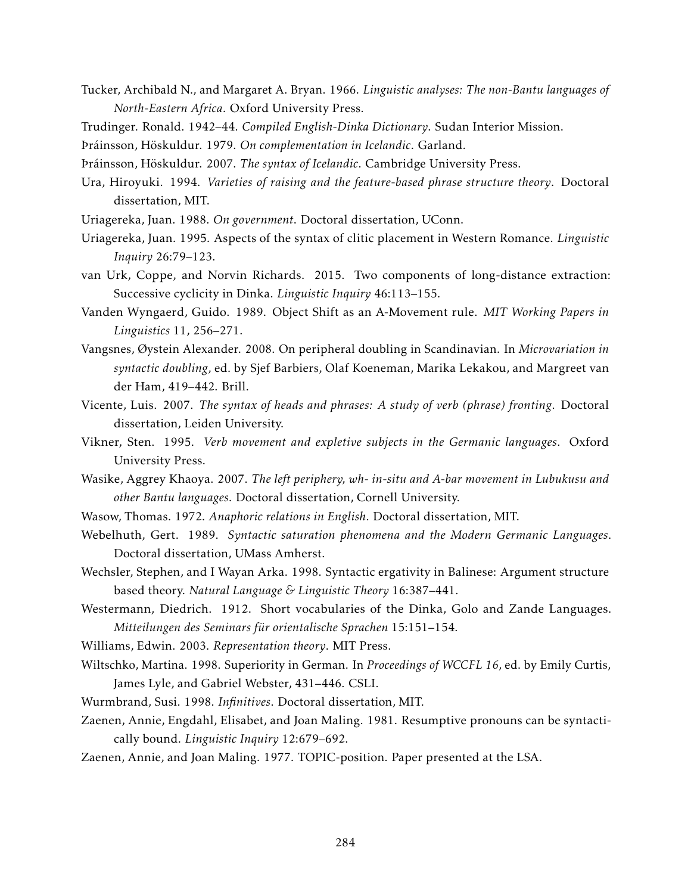Tucker, Archibald N., and Margaret A. Bryan. 1966. *Linguistic analyses: The non-Bantu languages of North-Eastern Africa*. Oxford University Press.

Trudinger. Ronald. 1942–44. *Compiled English-Dinka Dictionary*. Sudan Interior Mission.

Þráinsson, Höskuldur. 1979. *On complementation in Icelandic*. Garland.

Þráinsson, Höskuldur. 2007. *The syntax of Icelandic*. Cambridge University Press.

Ura, Hiroyuki. 1994. *Varieties of raising and the feature-based phrase structure theory*. Doctoral dissertation, MIT.

Uriagereka, Juan. 1988. *On government*. Doctoral dissertation, UConn.

Uriagereka, Juan. 1995. Aspects of the syntax of clitic placement in Western Romance. *Linguistic Inquiry* 26:79–123.

van Urk, Coppe, and Norvin Richards. 2015. Two components of long-distance extraction: Successive cyclicity in Dinka. *Linguistic Inquiry* 46:113–155.

Vanden Wyngaerd, Guido. 1989. Object Shift as an A-Movement rule. *MIT Working Papers in Linguistics* 11, 256–271.

Vangsnes, Øystein Alexander. 2008. On peripheral doubling in Scandinavian. In *Microvariation in syntactic doubling*, ed. by Sjef Barbiers, Olaf Koeneman, Marika Lekakou, and Margreet van der Ham, 419–442. Brill.

Vicente, Luis. 2007. *The syntax of heads and phrases: A study of verb (phrase) fronting*. Doctoral dissertation, Leiden University.

Vikner, Sten. 1995. *Verb movement and expletive subjects in the Germanic languages*. Oxford University Press.

Wasike, Aggrey Khaoya. 2007. *The left periphery, wh- in-situ and A-bar movement in Lubukusu and other Bantu languages*. Doctoral dissertation, Cornell University.

Wasow, Thomas. 1972. *Anaphoric relations in English*. Doctoral dissertation, MIT.

Webelhuth, Gert. 1989. *Syntactic saturation phenomena and the Modern Germanic Languages*. Doctoral dissertation, UMass Amherst.

Wechsler, Stephen, and I Wayan Arka. 1998. Syntactic ergativity in Balinese: Argument structure based theory. *Natural Language & Linguistic Theory* 16:387–441.

Westermann, Diedrich. 1912. Short vocabularies of the Dinka, Golo and Zande Languages. *Mitteilungen des Seminars für orientalische Sprachen* 15:151–154.

Williams, Edwin. 2003. *Representation theory*. MIT Press.

Wiltschko, Martina. 1998. Superiority in German. In *Proceedings of WCCFL 16*, ed. by Emily Curtis, James Lyle, and Gabriel Webster, 431–446. CSLI.

Wurmbrand, Susi. 1998. *Infinitives*. Doctoral dissertation, MIT.

Zaenen, Annie, Engdahl, Elisabet, and Joan Maling. 1981. Resumptive pronouns can be syntactically bound. *Linguistic Inquiry* 12:679–692.

Zaenen, Annie, and Joan Maling. 1977. TOPIC-position. Paper presented at the LSA.